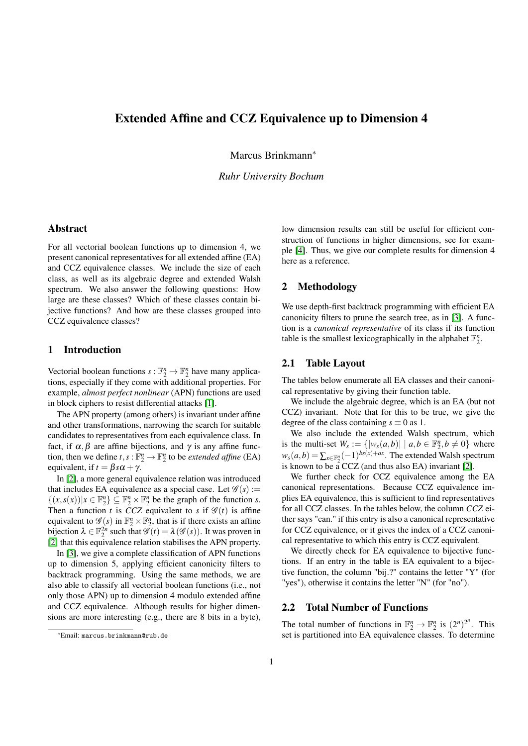# Extended Affine and CCZ Equivalence up to Dimension 4

Marcus Brinkmann*

*Ruhr University Bochum*

## Abstract

For all vectorial boolean functions up to dimension 4, we present canonical representatives for all extended affine (EA) and CCZ equivalence classes. We include the size of each class, as well as its algebraic degree and extended Walsh spectrum. We also answer the following questions: How large are these classes? Which of these classes contain bijective functions? And how are these classes grouped into CCZ equivalence classes?

## 1 Introduction

Vectorial boolean functions $s : \mathbb{F}_2^n \to \mathbb{F}_2^n$ have many applications, especially if they come with additional properties. For example, *almost perfect nonlinear* (APN) functions are used in block ciphers to resist differential attacks [1].

The APN property (among others) is invariant under affine and other transformations, narrowing the search for suitable candidates to representatives from each equivalence class. In fact, if $\alpha, \beta$ are affine bijections, and $\gamma$ is any affine function, then we define $t, s : \mathbb{F}_2^n \to \mathbb{F}_2^n$ to be *extended affine* (EA) equivalent, if $t = \beta s \alpha + \gamma$.

In [2], a more general equivalence relation was introduced that includes EA equivalence as a special case. Let $\mathscr{G}(s) := \{(x, s(x)) | x \in \mathbb{F}_2^n\} \subseteq \mathbb{F}_2^n \times \mathbb{F}_2^n$ be the graph of the function $s$. Then a function $t$ is *CCZ* equivalent to $s$ if $\mathscr{G}(t)$ is affine equivalent to $\mathscr{G}(s)$ in $\mathbb{F}_2^n \times \mathbb{F}_2^n$, that is if there exists an affine bijection $\lambda \in \mathbb{F}_2^{2n}$ such that $\mathscr{G}(t) = \lambda(\mathscr{G}(s))$. It was proven in [2] that this equivalence relation stabilises the APN property.

In [3], we give a complete classification of APN functions up to dimension 5, applying efficient canonicity filters to backtrack programming. Using the same methods, we are also able to classify all vectorial boolean functions (i.e., not only those APN) up to dimension 4 modulo extended affine and CCZ equivalence. Although results for higher dimensions are more interesting (e.g., there are 8 bits in a byte), low dimension results can still be useful for efficient construction of functions in higher dimensions, see for example [4]. Thus, we give our complete results for dimension 4 here as a reference.

## 2 Methodology

We use depth-first backtrack programming with efficient EA canonicity filters to prune the search tree, as in [3]. A function is a *canonical representative* of its class if its function table is the smallest lexicographically in the alphabet $\mathbb{F}_2^n$.

### 2.1 Table Layout

The tables below enumerate all EA classes and their canonical representative by giving their function table.

We include the algebraic degree, which is an EA (but not CCZ) invariant. Note that for this to be true, we give the degree of the class containing $s \equiv 0$ as 1.

We also include the extended Walsh spectrum, which is the multi-set $W_s := \{|w_s(a,b)| \mid a, b \in \mathbb{F}_2^n, b \neq 0\}$ where $w_s(a,b) = \sum_{x \in \mathbb{F}_2^n} (-1)^{bs(x)+ax}$. The extended Walsh spectrum is known to be a CCZ (and thus also EA) invariant [2].

We further check for CCZ equivalence among the EA canonical representations. Because CCZ equivalence implies EA equivalence, this is sufficient to find representatives for all CCZ classes. In the tables below, the column *CCZ* either says "can." if this entry is also a canonical representative for CCZ equivalence, or it gives the index of a CCZ canonical representative to which this entry is CCZ equivalent.

We directly check for EA equivalence to bijective functions. If an entry in the table is EA equivalent to a bijective function, the column "bij.?" contains the letter "Y" (for "yes"), otherwise it contains the letter "N" (for "no").

### 2.2 Total Number of Functions

The total number of functions in $\mathbb{F}_2^n \to \mathbb{F}_2^n$ is $(2^n)^{2^n}$. This set is partitioned into EA equivalence classes. To determine

---

*Email: marcus.brinkmann@rub.de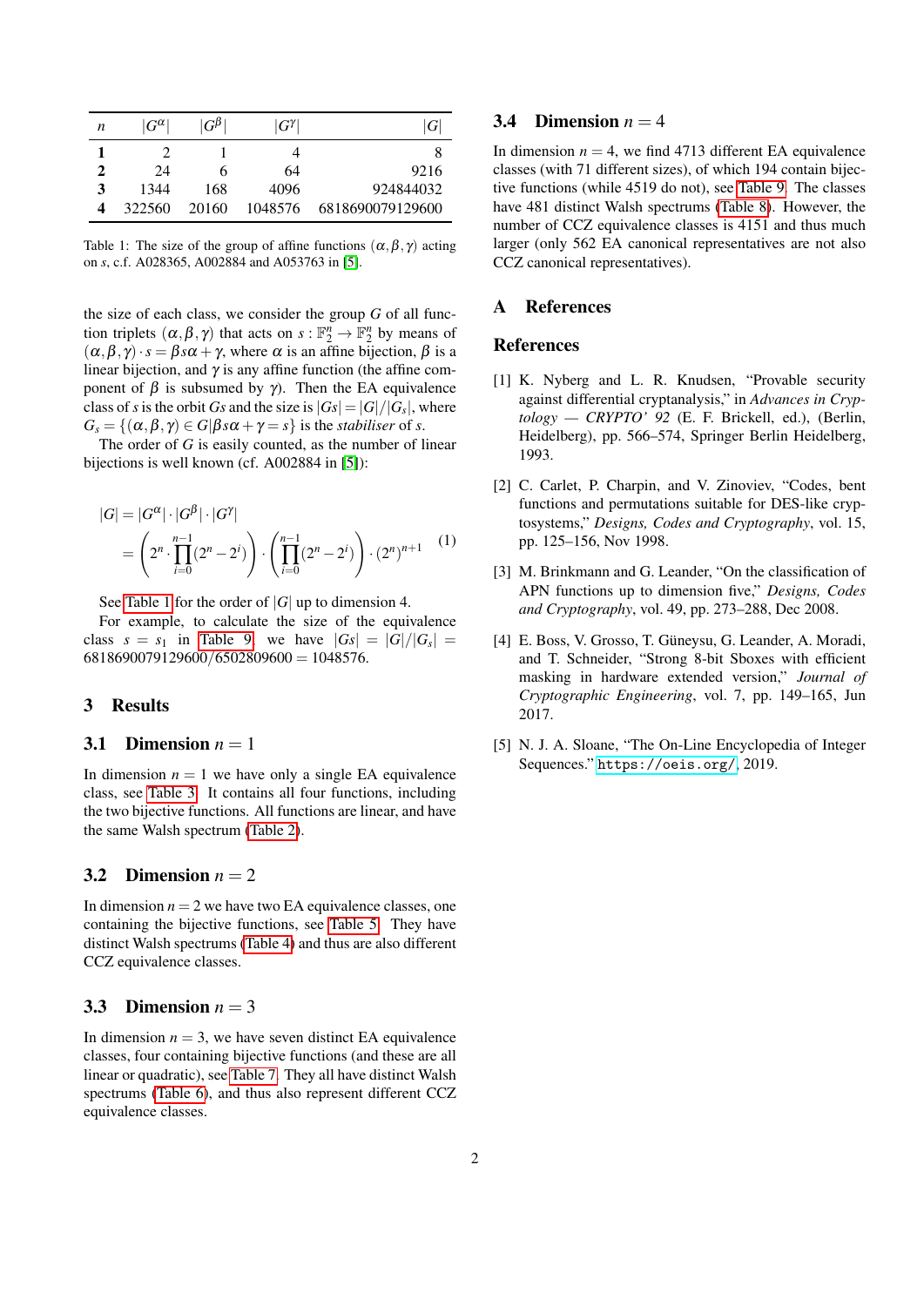| $n$ | $\lvert G^\alpha\rvert$ | $\lvert G^\beta\rvert$ | $\lvert G^\gamma\rvert$ | $\lvert G\rvert$ |
|---|---|---|---|---|
| **1** | 2 | 1 | 4 | 8 |
| **2** | 24 | 6 | 64 | 9216 |
| **3** | 1344 | 168 | 4096 | 924844032 |
| **4** | 322560 | 20160 | 1048576 | 6818690079129600 |

Table 1: The size of the group of affine functions $(\alpha, \beta, \gamma)$ acting on $s$, c.f. A028365, A002884 and A053763 in [5].

the size of each class, we consider the group $G$ of all function triplets $(\alpha, \beta, \gamma)$ that acts on $s : \mathbb{F}_2^n \to \mathbb{F}_2^n$ by means of $(\alpha, \beta, \gamma) \cdot s = \beta s \alpha + \gamma$, where $\alpha$ is an affine bijection, $\beta$ is a linear bijection, and $\gamma$ is any affine function (the affine component of $\beta$ is subsumed by $\gamma$). Then the EA equivalence class of $s$ is the orbit $Gs$ and the size is $|Gs| = |G|/|G_s|$, where $G_s = \{(\alpha, \beta, \gamma) \in G | \beta s \alpha + \gamma = s\}$ is the *stabiliser* of $s$.

The order of $G$ is easily counted, as the number of linear bijections is well known (cf. A002884 in [5]):

$$
\begin{aligned}
|G| &= |G^\alpha| \cdot |G^\beta| \cdot |G^\gamma| \\
&= \left(2^n \cdot \prod_{i=0}^{n-1} (2^n - 2^i)\right) \cdot \left(\prod_{i=0}^{n-1} (2^n - 2^i)\right) \cdot (2^n)^{n+1}
\end{aligned} \tag{1}
$$

See Table 1 for the order of $|G|$ up to dimension 4.

For example, to calculate the size of the equivalence class $s = s_1$ in Table 9, we have $|Gs| = |G|/|G_s| = 6818690079129600/6502809600 = 1048576$.

## 3 Results

### 3.1 Dimension $n = 1$

In dimension $n = 1$ we have only a single EA equivalence class, see Table 3. It contains all four functions, including the two bijective functions. All functions are linear, and have the same Walsh spectrum (Table 2).

### 3.2 Dimension $n = 2$

In dimension $n = 2$ we have two EA equivalence classes, one containing the bijective functions, see Table 5. They have distinct Walsh spectrums (Table 4) and thus are also different CCZ equivalence classes.

### 3.3 Dimension $n = 3$

In dimension $n = 3$, we have seven distinct EA equivalence classes, four containing bijective functions (and these are all linear or quadratic), see Table 7. They all have distinct Walsh spectrums (Table 6), and thus also represent different CCZ equivalence classes.

### 3.4 Dimension $n = 4$

In dimension $n = 4$, we find 4713 different EA equivalence classes (with 71 different sizes), of which 194 contain bijective functions (while 4519 do not), see Table 9. The classes have 481 distinct Walsh spectrums (Table 8). However, the number of CCZ equivalence classes is 4151 and thus much larger (only 562 EA canonical representatives are not also CCZ canonical representatives).

## A References

## References

[1] K. Nyberg and L. R. Knudsen, "Provable security against differential cryptanalysis," in *Advances in Cryptology — CRYPTO' 92* (E. F. Brickell, ed.), (Berlin, Heidelberg), pp. 566–574, Springer Berlin Heidelberg, 1993.

[2] C. Carlet, P. Charpin, and V. Zinoviev, "Codes, bent functions and permutations suitable for DES-like cryptosystems," *Designs, Codes and Cryptography*, vol. 15, pp. 125–156, Nov 1998.

[3] M. Brinkmann and G. Leander, "On the classification of APN functions up to dimension five," *Designs, Codes and Cryptography*, vol. 49, pp. 273–288, Dec 2008.

[4] E. Boss, V. Grosso, T. Güneysu, G. Leander, A. Moradi, and T. Schneider, "Strong 8-bit Sboxes with efficient masking in hardware extended version," *Journal of Cryptographic Engineering*, vol. 7, pp. 149–165, Jun 2017.

[5] N. J. A. Sloane, "The On-Line Encyclopedia of Integer Sequences." `https://oeis.org/`, 2019.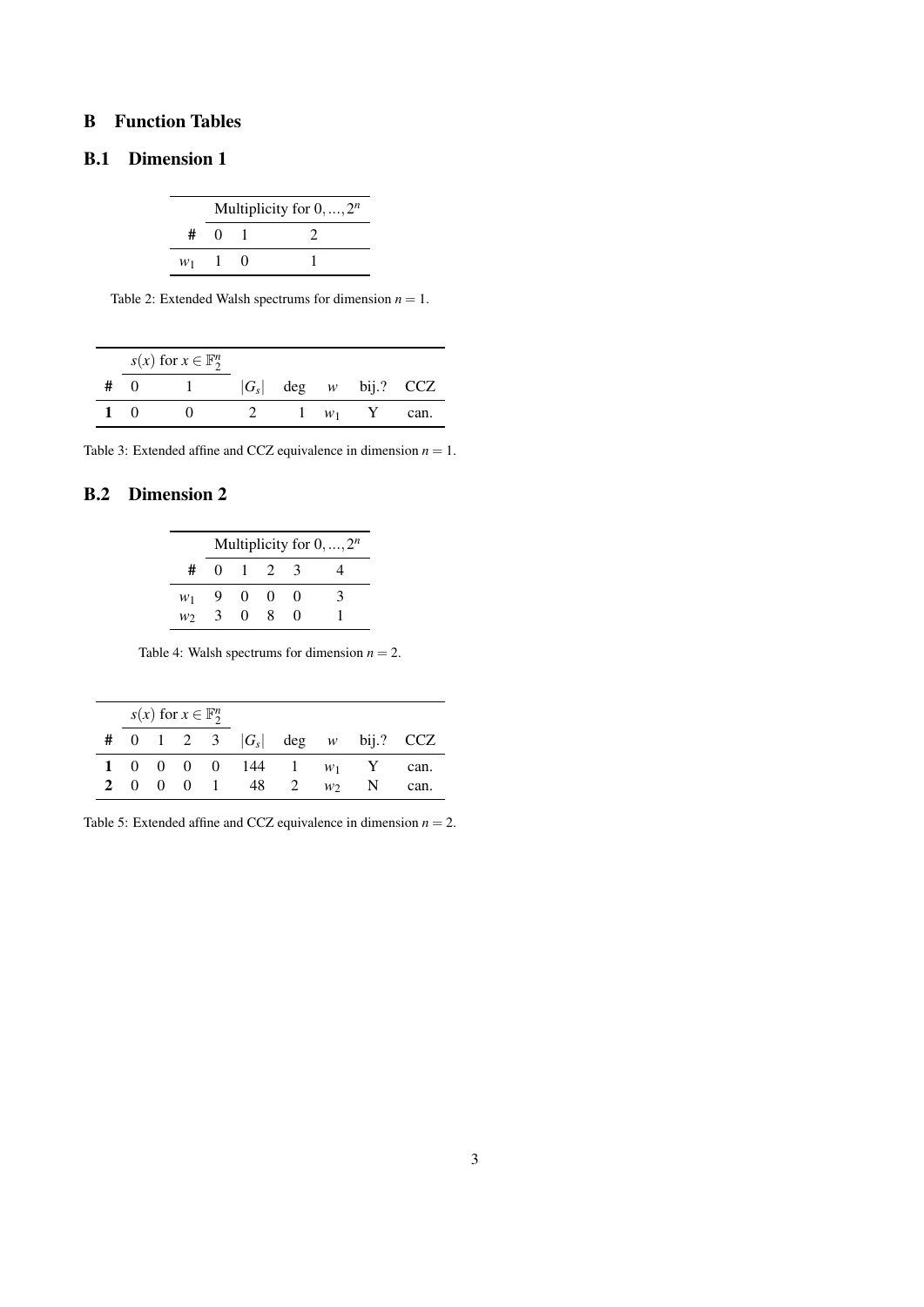## B Function Tables

### B.1 Dimension 1

| | Multiplicity for $0,\ldots,2^n$ | | |
|---|---|---|---|
| **#** | 0 | 1 | 2 |
| $w_1$ | 1 | 0 | 1 |

Table 2: Extended Walsh spectrums for dimension $n = 1$.

| | $s(x)$ for $x \in \mathbb{F}_2^n$ | | | | | | |
|---|---|---|---|---|---|---|---|
| **#** | 0 | 1 | $\lvert G_s \rvert$ | deg | $w$ | bij.? | CCZ |
| **1** | 0 | 0 | 2 | 1 | $w_1$ | Y | can. |

Table 3: Extended affine and CCZ equivalence in dimension $n = 1$.

### B.2 Dimension 2

| | Multiplicity for $0,\ldots,2^n$ | | | | |
|---|---|---|---|---|---|
| **#** | 0 | 1 | 2 | 3 | 4 |
| $w_1$ | 9 | 0 | 0 | 0 | 3 |
| $w_2$ | 3 | 0 | 8 | 0 | 1 |

Table 4: Walsh spectrums for dimension $n = 2$.

| | $s(x)$ for $x \in \mathbb{F}_2^n$ | | | | | | | | |
|---|---|---|---|---|---|---|---|---|---|
| **#** | 0 | 1 | 2 | 3 | $\lvert G_s \rvert$ | deg | $w$ | bij.? | CCZ |
| **1** | 0 | 0 | 0 | 0 | 144 | 1 | $w_1$ | Y | can. |
| **2** | 0 | 0 | 0 | 1 | 48 | 2 | $w_2$ | N | can. |

Table 5: Extended affine and CCZ equivalence in dimension $n = 2$.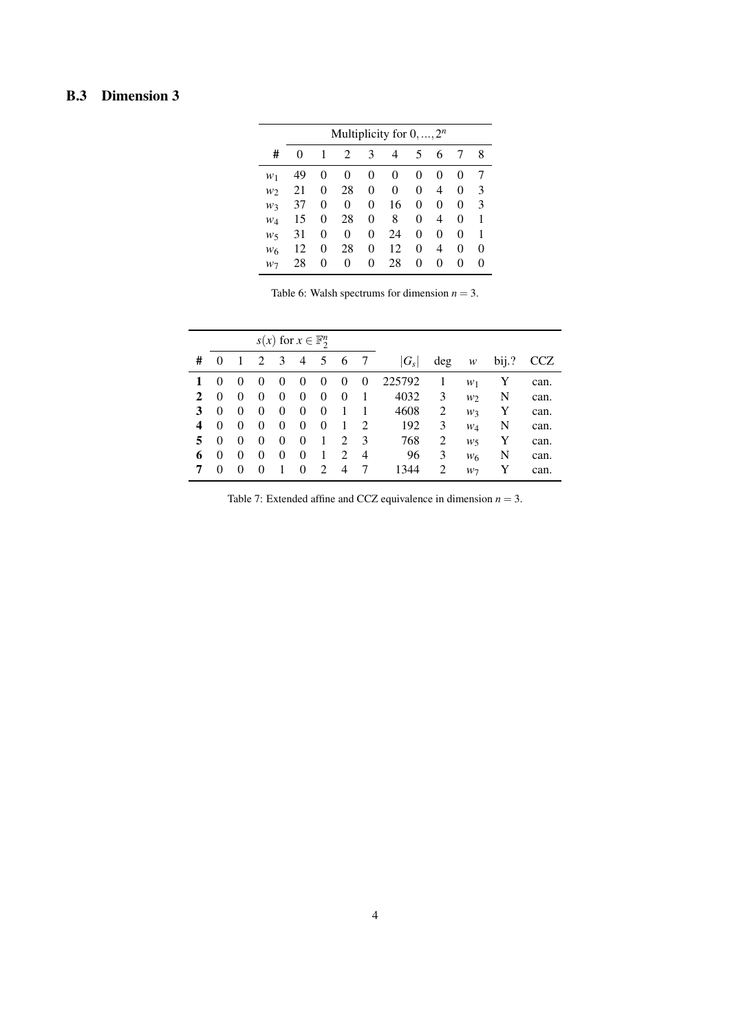### B.3 Dimension 3

| # | Multiplicity for $0, ..., 2^n$ | | | | | | | | |
|---|---|---|---|---|---|---|---|---|---|
| | 0 | 1 | 2 | 3 | 4 | 5 | 6 | 7 | 8 |
| $w_1$ | 49 | 0 | 0 | 0 | 0 | 0 | 0 | 0 | 7 |
| $w_2$ | 21 | 0 | 28 | 0 | 0 | 0 | 4 | 0 | 3 |
| $w_3$ | 37 | 0 | 0 | 0 | 16 | 0 | 0 | 0 | 3 |
| $w_4$ | 15 | 0 | 28 | 0 | 8 | 0 | 4 | 0 | 1 |
| $w_5$ | 31 | 0 | 0 | 0 | 24 | 0 | 0 | 0 | 1 |
| $w_6$ | 12 | 0 | 28 | 0 | 12 | 0 | 4 | 0 | 0 |
| $w_7$ | 28 | 0 | 0 | 0 | 28 | 0 | 0 | 0 | 0 |

Table 6: Walsh spectrums for dimension $n = 3$.

| # | $s(x)$ for $x \in \mathbb{F}_2^n$ | | | | | | | | $\lvert G_s \rvert$ | deg | $w$ | bij.? | CCZ |
|---|---|---|---|---|---|---|---|---|---|---|---|---|---|
| | 0 | 1 | 2 | 3 | 4 | 5 | 6 | 7 | | | | | |
| **1** | 0 | 0 | 0 | 0 | 0 | 0 | 0 | 0 | 225792 | 1 | $w_1$ | Y | can. |
| **2** | 0 | 0 | 0 | 0 | 0 | 0 | 0 | 1 | 4032 | 3 | $w_2$ | N | can. |
| **3** | 0 | 0 | 0 | 0 | 0 | 0 | 1 | 1 | 4608 | 2 | $w_3$ | Y | can. |
| **4** | 0 | 0 | 0 | 0 | 0 | 0 | 1 | 2 | 192 | 3 | $w_4$ | N | can. |
| **5** | 0 | 0 | 0 | 0 | 0 | 1 | 2 | 3 | 768 | 2 | $w_5$ | Y | can. |
| **6** | 0 | 0 | 0 | 0 | 0 | 1 | 2 | 4 | 96 | 3 | $w_6$ | N | can. |
| **7** | 0 | 0 | 0 | 1 | 0 | 2 | 4 | 7 | 1344 | 2 | $w_7$ | Y | can. |

Table 7: Extended affine and CCZ equivalence in dimension $n = 3$.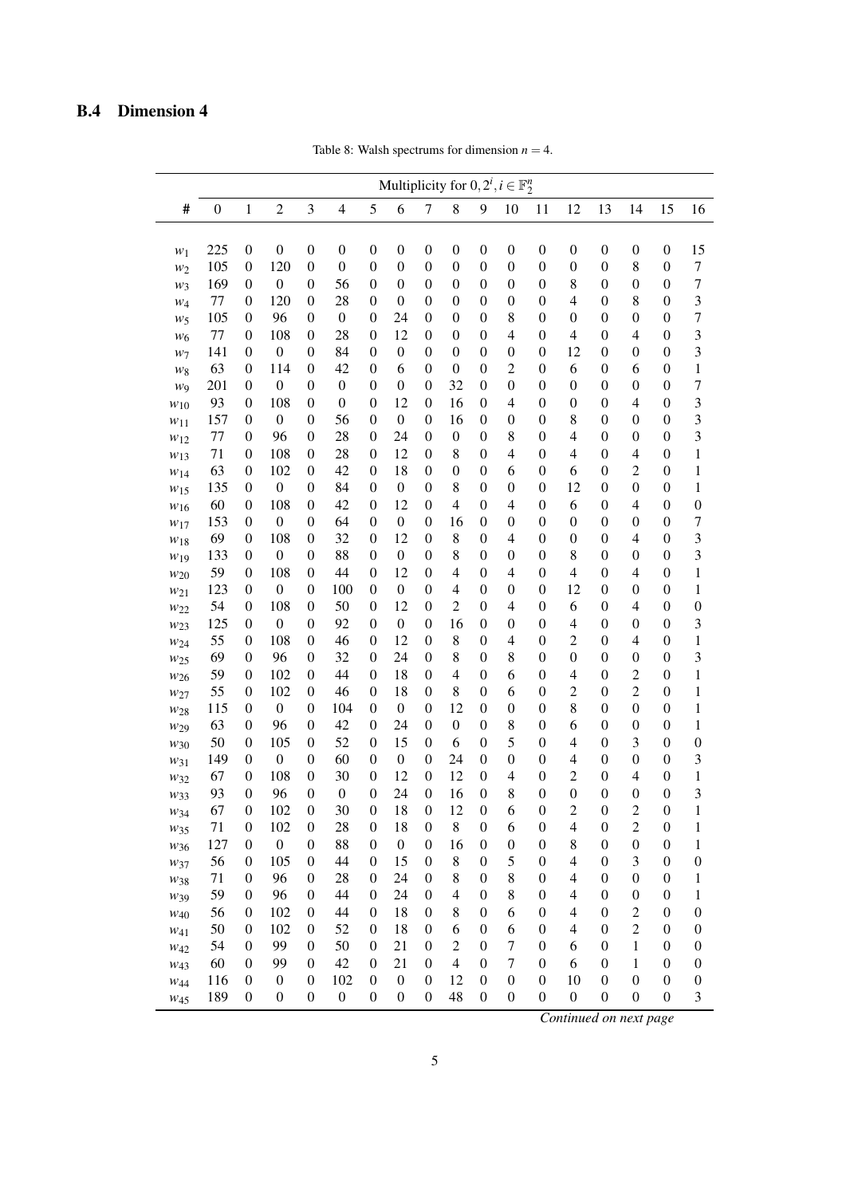### B.4 Dimension 4

Table 8: Walsh spectrums for dimension $n = 4$.

| # | Multiplicity for $0, 2^i, i \in \mathbb{F}_2^n$ | | | | | | | | | | | | | | | | |
|---|---|---|---|---|---|---|---|---|---|---|---|---|---|---|---|---|---|
| | 0 | 1 | 2 | 3 | 4 | 5 | 6 | 7 | 8 | 9 | 10 | 11 | 12 | 13 | 14 | 15 | 16 |
| $w_1$ | 225 | 0 | 0 | 0 | 0 | 0 | 0 | 0 | 0 | 0 | 0 | 0 | 0 | 0 | 0 | 0 | 15 |
| $w_2$ | 105 | 0 | 120 | 0 | 0 | 0 | 0 | 0 | 0 | 0 | 0 | 0 | 0 | 0 | 8 | 0 | 7 |
| $w_3$ | 169 | 0 | 0 | 0 | 56 | 0 | 0 | 0 | 0 | 0 | 0 | 0 | 8 | 0 | 0 | 0 | 7 |
| $w_4$ | 77 | 0 | 120 | 0 | 28 | 0 | 0 | 0 | 0 | 0 | 0 | 0 | 4 | 0 | 8 | 0 | 3 |
| $w_5$ | 105 | 0 | 96 | 0 | 0 | 0 | 24 | 0 | 0 | 0 | 8 | 0 | 0 | 0 | 0 | 0 | 7 |
| $w_6$ | 77 | 0 | 108 | 0 | 28 | 0 | 12 | 0 | 0 | 0 | 4 | 0 | 4 | 0 | 4 | 0 | 3 |
| $w_7$ | 141 | 0 | 0 | 0 | 84 | 0 | 0 | 0 | 0 | 0 | 0 | 0 | 12 | 0 | 0 | 0 | 3 |
| $w_8$ | 63 | 0 | 114 | 0 | 42 | 0 | 6 | 0 | 0 | 0 | 2 | 0 | 6 | 0 | 6 | 0 | 1 |
| $w_9$ | 201 | 0 | 0 | 0 | 0 | 0 | 0 | 0 | 32 | 0 | 0 | 0 | 0 | 0 | 0 | 0 | 7 |
| $w_{10}$ | 93 | 0 | 108 | 0 | 0 | 0 | 12 | 0 | 16 | 0 | 4 | 0 | 0 | 0 | 4 | 0 | 3 |
| $w_{11}$ | 157 | 0 | 0 | 0 | 56 | 0 | 0 | 0 | 16 | 0 | 0 | 0 | 8 | 0 | 0 | 0 | 3 |
| $w_{12}$ | 77 | 0 | 96 | 0 | 28 | 0 | 24 | 0 | 0 | 0 | 8 | 0 | 4 | 0 | 0 | 0 | 3 |
| $w_{13}$ | 71 | 0 | 108 | 0 | 28 | 0 | 12 | 0 | 8 | 0 | 4 | 0 | 4 | 0 | 4 | 0 | 1 |
| $w_{14}$ | 63 | 0 | 102 | 0 | 42 | 0 | 18 | 0 | 0 | 0 | 6 | 0 | 6 | 0 | 2 | 0 | 1 |
| $w_{15}$ | 135 | 0 | 0 | 0 | 84 | 0 | 0 | 0 | 8 | 0 | 0 | 0 | 12 | 0 | 0 | 0 | 1 |
| $w_{16}$ | 60 | 0 | 108 | 0 | 42 | 0 | 12 | 0 | 4 | 0 | 4 | 0 | 6 | 0 | 4 | 0 | 0 |
| $w_{17}$ | 153 | 0 | 0 | 0 | 64 | 0 | 0 | 0 | 16 | 0 | 0 | 0 | 0 | 0 | 0 | 0 | 7 |
| $w_{18}$ | 69 | 0 | 108 | 0 | 32 | 0 | 12 | 0 | 8 | 0 | 4 | 0 | 0 | 0 | 4 | 0 | 3 |
| $w_{19}$ | 133 | 0 | 0 | 0 | 88 | 0 | 0 | 0 | 8 | 0 | 0 | 0 | 8 | 0 | 0 | 0 | 3 |
| $w_{20}$ | 59 | 0 | 108 | 0 | 44 | 0 | 12 | 0 | 4 | 0 | 4 | 0 | 4 | 0 | 4 | 0 | 1 |
| $w_{21}$ | 123 | 0 | 0 | 0 | 100 | 0 | 0 | 0 | 4 | 0 | 0 | 0 | 12 | 0 | 0 | 0 | 1 |
| $w_{22}$ | 54 | 0 | 108 | 0 | 50 | 0 | 12 | 0 | 2 | 0 | 4 | 0 | 6 | 0 | 4 | 0 | 0 |
| $w_{23}$ | 125 | 0 | 0 | 0 | 92 | 0 | 0 | 0 | 16 | 0 | 0 | 0 | 4 | 0 | 0 | 0 | 3 |
| $w_{24}$ | 55 | 0 | 108 | 0 | 46 | 0 | 12 | 0 | 8 | 0 | 4 | 0 | 2 | 0 | 4 | 0 | 1 |
| $w_{25}$ | 69 | 0 | 96 | 0 | 32 | 0 | 24 | 0 | 8 | 0 | 8 | 0 | 0 | 0 | 0 | 0 | 3 |
| $w_{26}$ | 59 | 0 | 102 | 0 | 44 | 0 | 18 | 0 | 4 | 0 | 6 | 0 | 4 | 0 | 2 | 0 | 1 |
| $w_{27}$ | 55 | 0 | 102 | 0 | 46 | 0 | 18 | 0 | 8 | 0 | 6 | 0 | 2 | 0 | 2 | 0 | 1 |
| $w_{28}$ | 115 | 0 | 0 | 0 | 104 | 0 | 0 | 0 | 12 | 0 | 0 | 0 | 8 | 0 | 0 | 0 | 1 |
| $w_{29}$ | 63 | 0 | 96 | 0 | 42 | 0 | 24 | 0 | 0 | 0 | 8 | 0 | 6 | 0 | 0 | 0 | 1 |
| $w_{30}$ | 50 | 0 | 105 | 0 | 52 | 0 | 15 | 0 | 6 | 0 | 5 | 0 | 4 | 0 | 3 | 0 | 0 |
| $w_{31}$ | 149 | 0 | 0 | 0 | 60 | 0 | 0 | 0 | 24 | 0 | 0 | 0 | 4 | 0 | 0 | 0 | 3 |
| $w_{32}$ | 67 | 0 | 108 | 0 | 30 | 0 | 12 | 0 | 12 | 0 | 4 | 0 | 2 | 0 | 4 | 0 | 1 |
| $w_{33}$ | 93 | 0 | 96 | 0 | 0 | 0 | 24 | 0 | 16 | 0 | 8 | 0 | 0 | 0 | 0 | 0 | 3 |
| $w_{34}$ | 67 | 0 | 102 | 0 | 30 | 0 | 18 | 0 | 12 | 0 | 6 | 0 | 2 | 0 | 2 | 0 | 1 |
| $w_{35}$ | 71 | 0 | 102 | 0 | 28 | 0 | 18 | 0 | 8 | 0 | 6 | 0 | 4 | 0 | 2 | 0 | 1 |
| $w_{36}$ | 127 | 0 | 0 | 0 | 88 | 0 | 0 | 0 | 16 | 0 | 0 | 0 | 8 | 0 | 0 | 0 | 1 |
| $w_{37}$ | 56 | 0 | 105 | 0 | 44 | 0 | 15 | 0 | 8 | 0 | 5 | 0 | 4 | 0 | 3 | 0 | 0 |
| $w_{38}$ | 71 | 0 | 96 | 0 | 28 | 0 | 24 | 0 | 8 | 0 | 8 | 0 | 4 | 0 | 0 | 0 | 1 |
| $w_{39}$ | 59 | 0 | 96 | 0 | 44 | 0 | 24 | 0 | 4 | 0 | 8 | 0 | 4 | 0 | 0 | 0 | 1 |
| $w_{40}$ | 56 | 0 | 102 | 0 | 44 | 0 | 18 | 0 | 8 | 0 | 6 | 0 | 4 | 0 | 2 | 0 | 0 |
| $w_{41}$ | 50 | 0 | 102 | 0 | 52 | 0 | 18 | 0 | 6 | 0 | 6 | 0 | 4 | 0 | 2 | 0 | 0 |
| $w_{42}$ | 54 | 0 | 99 | 0 | 50 | 0 | 21 | 0 | 2 | 0 | 7 | 0 | 6 | 0 | 1 | 0 | 0 |
| $w_{43}$ | 60 | 0 | 99 | 0 | 42 | 0 | 21 | 0 | 4 | 0 | 7 | 0 | 6 | 0 | 1 | 0 | 0 |
| $w_{44}$ | 116 | 0 | 0 | 0 | 102 | 0 | 0 | 0 | 12 | 0 | 0 | 0 | 10 | 0 | 0 | 0 | 0 |
| $w_{45}$ | 189 | 0 | 0 | 0 | 0 | 0 | 0 | 0 | 48 | 0 | 0 | 0 | 0 | 0 | 0 | 0 | 3 |

*Continued on next page*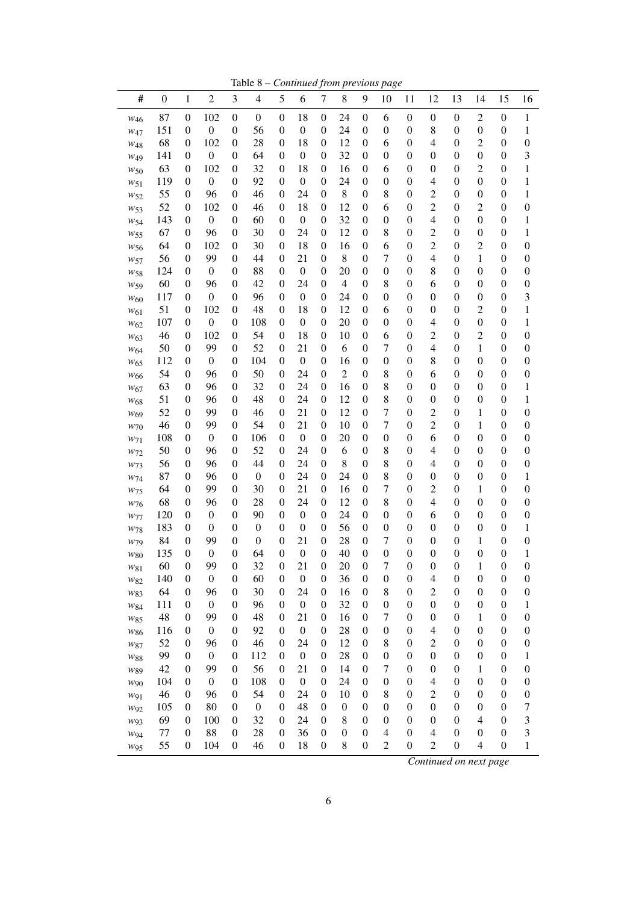Table 8 – *Continued from previous page*

| # | 0 | 1 | 2 | 3 | 4 | 5 | 6 | 7 | 8 | 9 | 10 | 11 | 12 | 13 | 14 | 15 | 16 |
|---|---|---|---|---|---|---|---|---|---|---|---|---|---|---|---|---|---|
| $w_{46}$ | 87 | 0 | 102 | 0 | 0 | 0 | 18 | 0 | 24 | 0 | 6 | 0 | 0 | 0 | 2 | 0 | 1 |
| $w_{47}$ | 151 | 0 | 0 | 0 | 56 | 0 | 0 | 0 | 24 | 0 | 0 | 0 | 8 | 0 | 0 | 0 | 1 |
| $w_{48}$ | 68 | 0 | 102 | 0 | 28 | 0 | 18 | 0 | 12 | 0 | 6 | 0 | 4 | 0 | 2 | 0 | 0 |
| $w_{49}$ | 141 | 0 | 0 | 0 | 64 | 0 | 0 | 0 | 32 | 0 | 0 | 0 | 0 | 0 | 0 | 0 | 3 |
| $w_{50}$ | 63 | 0 | 102 | 0 | 32 | 0 | 18 | 0 | 16 | 0 | 6 | 0 | 0 | 0 | 2 | 0 | 1 |
| $w_{51}$ | 119 | 0 | 0 | 0 | 92 | 0 | 0 | 0 | 24 | 0 | 0 | 0 | 4 | 0 | 0 | 0 | 1 |
| $w_{52}$ | 55 | 0 | 96 | 0 | 46 | 0 | 24 | 0 | 8 | 0 | 8 | 0 | 2 | 0 | 0 | 0 | 1 |
| $w_{53}$ | 52 | 0 | 102 | 0 | 46 | 0 | 18 | 0 | 12 | 0 | 6 | 0 | 2 | 0 | 2 | 0 | 0 |
| $w_{54}$ | 143 | 0 | 0 | 0 | 60 | 0 | 0 | 0 | 32 | 0 | 0 | 0 | 4 | 0 | 0 | 0 | 1 |
| $w_{55}$ | 67 | 0 | 96 | 0 | 30 | 0 | 24 | 0 | 12 | 0 | 8 | 0 | 2 | 0 | 0 | 0 | 1 |
| $w_{56}$ | 64 | 0 | 102 | 0 | 30 | 0 | 18 | 0 | 16 | 0 | 6 | 0 | 2 | 0 | 2 | 0 | 0 |
| $w_{57}$ | 56 | 0 | 99 | 0 | 44 | 0 | 21 | 0 | 8 | 0 | 7 | 0 | 4 | 0 | 1 | 0 | 0 |
| $w_{58}$ | 124 | 0 | 0 | 0 | 88 | 0 | 0 | 0 | 20 | 0 | 0 | 0 | 8 | 0 | 0 | 0 | 0 |
| $w_{59}$ | 60 | 0 | 96 | 0 | 42 | 0 | 24 | 0 | 4 | 0 | 8 | 0 | 6 | 0 | 0 | 0 | 0 |
| $w_{60}$ | 117 | 0 | 0 | 0 | 96 | 0 | 0 | 0 | 24 | 0 | 0 | 0 | 0 | 0 | 0 | 0 | 3 |
| $w_{61}$ | 51 | 0 | 102 | 0 | 48 | 0 | 18 | 0 | 12 | 0 | 6 | 0 | 0 | 0 | 2 | 0 | 1 |
| $w_{62}$ | 107 | 0 | 0 | 0 | 108 | 0 | 0 | 0 | 20 | 0 | 0 | 0 | 4 | 0 | 0 | 0 | 1 |
| $w_{63}$ | 46 | 0 | 102 | 0 | 54 | 0 | 18 | 0 | 10 | 0 | 6 | 0 | 2 | 0 | 2 | 0 | 0 |
| $w_{64}$ | 50 | 0 | 99 | 0 | 52 | 0 | 21 | 0 | 6 | 0 | 7 | 0 | 4 | 0 | 1 | 0 | 0 |
| $w_{65}$ | 112 | 0 | 0 | 0 | 104 | 0 | 0 | 0 | 16 | 0 | 0 | 0 | 8 | 0 | 0 | 0 | 0 |
| $w_{66}$ | 54 | 0 | 96 | 0 | 50 | 0 | 24 | 0 | 2 | 0 | 8 | 0 | 6 | 0 | 0 | 0 | 0 |
| $w_{67}$ | 63 | 0 | 96 | 0 | 32 | 0 | 24 | 0 | 16 | 0 | 8 | 0 | 0 | 0 | 0 | 0 | 1 |
| $w_{68}$ | 51 | 0 | 96 | 0 | 48 | 0 | 24 | 0 | 12 | 0 | 8 | 0 | 0 | 0 | 0 | 0 | 1 |
| $w_{69}$ | 52 | 0 | 99 | 0 | 46 | 0 | 21 | 0 | 12 | 0 | 7 | 0 | 2 | 0 | 1 | 0 | 0 |
| $w_{70}$ | 46 | 0 | 99 | 0 | 54 | 0 | 21 | 0 | 10 | 0 | 7 | 0 | 2 | 0 | 1 | 0 | 0 |
| $w_{71}$ | 108 | 0 | 0 | 0 | 106 | 0 | 0 | 0 | 20 | 0 | 0 | 0 | 6 | 0 | 0 | 0 | 0 |
| $w_{72}$ | 50 | 0 | 96 | 0 | 52 | 0 | 24 | 0 | 6 | 0 | 8 | 0 | 4 | 0 | 0 | 0 | 0 |
| $w_{73}$ | 56 | 0 | 96 | 0 | 44 | 0 | 24 | 0 | 8 | 0 | 8 | 0 | 4 | 0 | 0 | 0 | 0 |
| $w_{74}$ | 87 | 0 | 96 | 0 | 0 | 0 | 24 | 0 | 24 | 0 | 8 | 0 | 0 | 0 | 0 | 0 | 1 |
| $w_{75}$ | 64 | 0 | 99 | 0 | 30 | 0 | 21 | 0 | 16 | 0 | 7 | 0 | 2 | 0 | 1 | 0 | 0 |
| $w_{76}$ | 68 | 0 | 96 | 0 | 28 | 0 | 24 | 0 | 12 | 0 | 8 | 0 | 4 | 0 | 0 | 0 | 0 |
| $w_{77}$ | 120 | 0 | 0 | 0 | 90 | 0 | 0 | 0 | 24 | 0 | 0 | 0 | 6 | 0 | 0 | 0 | 0 |
| $w_{78}$ | 183 | 0 | 0 | 0 | 0 | 0 | 0 | 0 | 56 | 0 | 0 | 0 | 0 | 0 | 0 | 0 | 1 |
| $w_{79}$ | 84 | 0 | 99 | 0 | 0 | 0 | 21 | 0 | 28 | 0 | 7 | 0 | 0 | 0 | 1 | 0 | 0 |
| $w_{80}$ | 135 | 0 | 0 | 0 | 64 | 0 | 0 | 0 | 40 | 0 | 0 | 0 | 0 | 0 | 0 | 0 | 1 |
| $w_{81}$ | 60 | 0 | 99 | 0 | 32 | 0 | 21 | 0 | 20 | 0 | 7 | 0 | 0 | 0 | 1 | 0 | 0 |
| $w_{82}$ | 140 | 0 | 0 | 0 | 60 | 0 | 0 | 0 | 36 | 0 | 0 | 0 | 4 | 0 | 0 | 0 | 0 |
| $w_{83}$ | 64 | 0 | 96 | 0 | 30 | 0 | 24 | 0 | 16 | 0 | 8 | 0 | 2 | 0 | 0 | 0 | 0 |
| $w_{84}$ | 111 | 0 | 0 | 0 | 96 | 0 | 0 | 0 | 32 | 0 | 0 | 0 | 0 | 0 | 0 | 0 | 1 |
| $w_{85}$ | 48 | 0 | 99 | 0 | 48 | 0 | 21 | 0 | 16 | 0 | 7 | 0 | 0 | 0 | 1 | 0 | 0 |
| $w_{86}$ | 116 | 0 | 0 | 0 | 92 | 0 | 0 | 0 | 28 | 0 | 0 | 0 | 4 | 0 | 0 | 0 | 0 |
| $w_{87}$ | 52 | 0 | 96 | 0 | 46 | 0 | 24 | 0 | 12 | 0 | 8 | 0 | 2 | 0 | 0 | 0 | 0 |
| $w_{88}$ | 99 | 0 | 0 | 0 | 112 | 0 | 0 | 0 | 28 | 0 | 0 | 0 | 0 | 0 | 0 | 0 | 1 |
| $w_{89}$ | 42 | 0 | 99 | 0 | 56 | 0 | 21 | 0 | 14 | 0 | 7 | 0 | 0 | 0 | 1 | 0 | 0 |
| $w_{90}$ | 104 | 0 | 0 | 0 | 108 | 0 | 0 | 0 | 24 | 0 | 0 | 0 | 4 | 0 | 0 | 0 | 0 |
| $w_{91}$ | 46 | 0 | 96 | 0 | 54 | 0 | 24 | 0 | 10 | 0 | 8 | 0 | 2 | 0 | 0 | 0 | 0 |
| $w_{92}$ | 105 | 0 | 80 | 0 | 0 | 0 | 48 | 0 | 0 | 0 | 0 | 0 | 0 | 0 | 0 | 0 | 7 |
| $w_{93}$ | 69 | 0 | 100 | 0 | 32 | 0 | 24 | 0 | 8 | 0 | 0 | 0 | 0 | 0 | 4 | 0 | 3 |
| $w_{94}$ | 77 | 0 | 88 | 0 | 28 | 0 | 36 | 0 | 0 | 0 | 4 | 0 | 4 | 0 | 0 | 0 | 3 |
| $w_{95}$ | 55 | 0 | 104 | 0 | 46 | 0 | 18 | 0 | 8 | 0 | 2 | 0 | 2 | 0 | 4 | 0 | 1 |

*Continued on next page*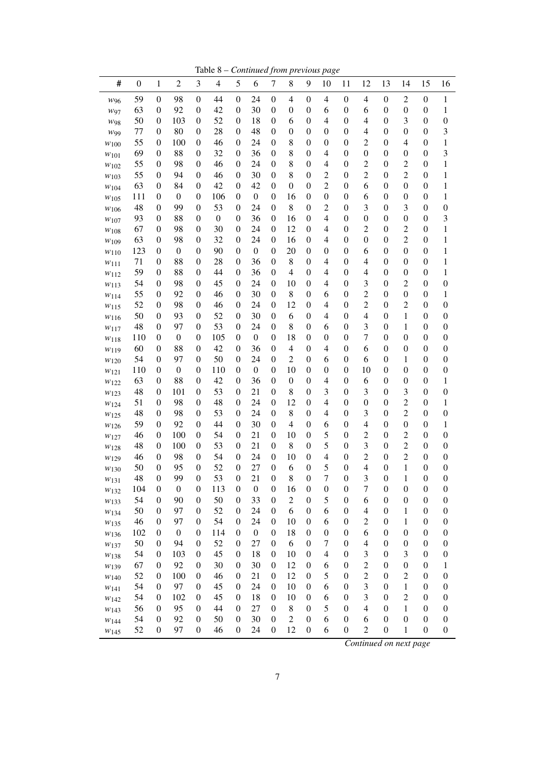Table 8 – *Continued from previous page*

| # | 0 | 1 | 2 | 3 | 4 | 5 | 6 | 7 | 8 | 9 | 10 | 11 | 12 | 13 | 14 | 15 | 16 |
|---|---|---|---|---|---|---|---|---|---|---|---|---|---|---|---|---|---|
| $w_{96}$ | 59 | 0 | 98 | 0 | 44 | 0 | 24 | 0 | 4 | 0 | 4 | 0 | 4 | 0 | 2 | 0 | 1 |
| $w_{97}$ | 63 | 0 | 92 | 0 | 42 | 0 | 30 | 0 | 0 | 0 | 6 | 0 | 6 | 0 | 0 | 0 | 1 |
| $w_{98}$ | 50 | 0 | 103 | 0 | 52 | 0 | 18 | 0 | 6 | 0 | 4 | 0 | 4 | 0 | 3 | 0 | 0 |
| $w_{99}$ | 77 | 0 | 80 | 0 | 28 | 0 | 48 | 0 | 0 | 0 | 0 | 0 | 4 | 0 | 0 | 0 | 3 |
| $w_{100}$ | 55 | 0 | 100 | 0 | 46 | 0 | 24 | 0 | 8 | 0 | 0 | 0 | 2 | 0 | 4 | 0 | 1 |
| $w_{101}$ | 69 | 0 | 88 | 0 | 32 | 0 | 36 | 0 | 8 | 0 | 4 | 0 | 0 | 0 | 0 | 0 | 3 |
| $w_{102}$ | 55 | 0 | 98 | 0 | 46 | 0 | 24 | 0 | 8 | 0 | 4 | 0 | 2 | 0 | 2 | 0 | 1 |
| $w_{103}$ | 55 | 0 | 94 | 0 | 46 | 0 | 30 | 0 | 8 | 0 | 2 | 0 | 2 | 0 | 2 | 0 | 1 |
| $w_{104}$ | 63 | 0 | 84 | 0 | 42 | 0 | 42 | 0 | 0 | 0 | 2 | 0 | 6 | 0 | 0 | 0 | 1 |
| $w_{105}$ | 111 | 0 | 0 | 0 | 106 | 0 | 0 | 0 | 16 | 0 | 0 | 0 | 6 | 0 | 0 | 0 | 1 |
| $w_{106}$ | 48 | 0 | 99 | 0 | 53 | 0 | 24 | 0 | 8 | 0 | 2 | 0 | 3 | 0 | 3 | 0 | 0 |
| $w_{107}$ | 93 | 0 | 88 | 0 | 0 | 0 | 36 | 0 | 16 | 0 | 4 | 0 | 0 | 0 | 0 | 0 | 3 |
| $w_{108}$ | 67 | 0 | 98 | 0 | 30 | 0 | 24 | 0 | 12 | 0 | 4 | 0 | 2 | 0 | 2 | 0 | 1 |
| $w_{109}$ | 63 | 0 | 98 | 0 | 32 | 0 | 24 | 0 | 16 | 0 | 4 | 0 | 0 | 0 | 2 | 0 | 1 |
| $w_{110}$ | 123 | 0 | 0 | 0 | 90 | 0 | 0 | 0 | 20 | 0 | 0 | 0 | 6 | 0 | 0 | 0 | 1 |
| $w_{111}$ | 71 | 0 | 88 | 0 | 28 | 0 | 36 | 0 | 8 | 0 | 4 | 0 | 4 | 0 | 0 | 0 | 1 |
| $w_{112}$ | 59 | 0 | 88 | 0 | 44 | 0 | 36 | 0 | 4 | 0 | 4 | 0 | 4 | 0 | 0 | 0 | 1 |
| $w_{113}$ | 54 | 0 | 98 | 0 | 45 | 0 | 24 | 0 | 10 | 0 | 4 | 0 | 3 | 0 | 2 | 0 | 0 |
| $w_{114}$ | 55 | 0 | 92 | 0 | 46 | 0 | 30 | 0 | 8 | 0 | 6 | 0 | 2 | 0 | 0 | 0 | 1 |
| $w_{115}$ | 52 | 0 | 98 | 0 | 46 | 0 | 24 | 0 | 12 | 0 | 4 | 0 | 2 | 0 | 2 | 0 | 0 |
| $w_{116}$ | 50 | 0 | 93 | 0 | 52 | 0 | 30 | 0 | 6 | 0 | 4 | 0 | 4 | 0 | 1 | 0 | 0 |
| $w_{117}$ | 48 | 0 | 97 | 0 | 53 | 0 | 24 | 0 | 8 | 0 | 6 | 0 | 3 | 0 | 1 | 0 | 0 |
| $w_{118}$ | 110 | 0 | 0 | 0 | 105 | 0 | 0 | 0 | 18 | 0 | 0 | 0 | 7 | 0 | 0 | 0 | 0 |
| $w_{119}$ | 60 | 0 | 88 | 0 | 42 | 0 | 36 | 0 | 4 | 0 | 4 | 0 | 6 | 0 | 0 | 0 | 0 |
| $w_{120}$ | 54 | 0 | 97 | 0 | 50 | 0 | 24 | 0 | 2 | 0 | 6 | 0 | 6 | 0 | 1 | 0 | 0 |
| $w_{121}$ | 110 | 0 | 0 | 0 | 110 | 0 | 0 | 0 | 10 | 0 | 0 | 0 | 10 | 0 | 0 | 0 | 0 |
| $w_{122}$ | 63 | 0 | 88 | 0 | 42 | 0 | 36 | 0 | 0 | 0 | 4 | 0 | 6 | 0 | 0 | 0 | 1 |
| $w_{123}$ | 48 | 0 | 101 | 0 | 53 | 0 | 21 | 0 | 8 | 0 | 3 | 0 | 3 | 0 | 3 | 0 | 0 |
| $w_{124}$ | 51 | 0 | 98 | 0 | 48 | 0 | 24 | 0 | 12 | 0 | 4 | 0 | 0 | 0 | 2 | 0 | 1 |
| $w_{125}$ | 48 | 0 | 98 | 0 | 53 | 0 | 24 | 0 | 8 | 0 | 4 | 0 | 3 | 0 | 2 | 0 | 0 |
| $w_{126}$ | 59 | 0 | 92 | 0 | 44 | 0 | 30 | 0 | 4 | 0 | 6 | 0 | 4 | 0 | 0 | 0 | 1 |
| $w_{127}$ | 46 | 0 | 100 | 0 | 54 | 0 | 21 | 0 | 10 | 0 | 5 | 0 | 2 | 0 | 2 | 0 | 0 |
| $w_{128}$ | 48 | 0 | 100 | 0 | 53 | 0 | 21 | 0 | 8 | 0 | 5 | 0 | 3 | 0 | 2 | 0 | 0 |
| $w_{129}$ | 46 | 0 | 98 | 0 | 54 | 0 | 24 | 0 | 10 | 0 | 4 | 0 | 2 | 0 | 2 | 0 | 0 |
| $w_{130}$ | 50 | 0 | 95 | 0 | 52 | 0 | 27 | 0 | 6 | 0 | 5 | 0 | 4 | 0 | 1 | 0 | 0 |
| $w_{131}$ | 48 | 0 | 99 | 0 | 53 | 0 | 21 | 0 | 8 | 0 | 7 | 0 | 3 | 0 | 1 | 0 | 0 |
| $w_{132}$ | 104 | 0 | 0 | 0 | 113 | 0 | 0 | 0 | 16 | 0 | 0 | 0 | 7 | 0 | 0 | 0 | 0 |
| $w_{133}$ | 54 | 0 | 90 | 0 | 50 | 0 | 33 | 0 | 2 | 0 | 5 | 0 | 6 | 0 | 0 | 0 | 0 |
| $w_{134}$ | 50 | 0 | 97 | 0 | 52 | 0 | 24 | 0 | 6 | 0 | 6 | 0 | 4 | 0 | 1 | 0 | 0 |
| $w_{135}$ | 46 | 0 | 97 | 0 | 54 | 0 | 24 | 0 | 10 | 0 | 6 | 0 | 2 | 0 | 1 | 0 | 0 |
| $w_{136}$ | 102 | 0 | 0 | 0 | 114 | 0 | 0 | 0 | 18 | 0 | 0 | 0 | 6 | 0 | 0 | 0 | 0 |
| $w_{137}$ | 50 | 0 | 94 | 0 | 52 | 0 | 27 | 0 | 6 | 0 | 7 | 0 | 4 | 0 | 0 | 0 | 0 |
| $w_{138}$ | 54 | 0 | 103 | 0 | 45 | 0 | 18 | 0 | 10 | 0 | 4 | 0 | 3 | 0 | 3 | 0 | 0 |
| $w_{139}$ | 67 | 0 | 92 | 0 | 30 | 0 | 30 | 0 | 12 | 0 | 6 | 0 | 2 | 0 | 0 | 0 | 1 |
| $w_{140}$ | 52 | 0 | 100 | 0 | 46 | 0 | 21 | 0 | 12 | 0 | 5 | 0 | 2 | 0 | 2 | 0 | 0 |
| $w_{141}$ | 54 | 0 | 97 | 0 | 45 | 0 | 24 | 0 | 10 | 0 | 6 | 0 | 3 | 0 | 1 | 0 | 0 |
| $w_{142}$ | 54 | 0 | 102 | 0 | 45 | 0 | 18 | 0 | 10 | 0 | 6 | 0 | 3 | 0 | 2 | 0 | 0 |
| $w_{143}$ | 56 | 0 | 95 | 0 | 44 | 0 | 27 | 0 | 8 | 0 | 5 | 0 | 4 | 0 | 1 | 0 | 0 |
| $w_{144}$ | 54 | 0 | 92 | 0 | 50 | 0 | 30 | 0 | 2 | 0 | 6 | 0 | 6 | 0 | 0 | 0 | 0 |
| $w_{145}$ | 52 | 0 | 97 | 0 | 46 | 0 | 24 | 0 | 12 | 0 | 6 | 0 | 2 | 0 | 1 | 0 | 0 |

*Continued on next page*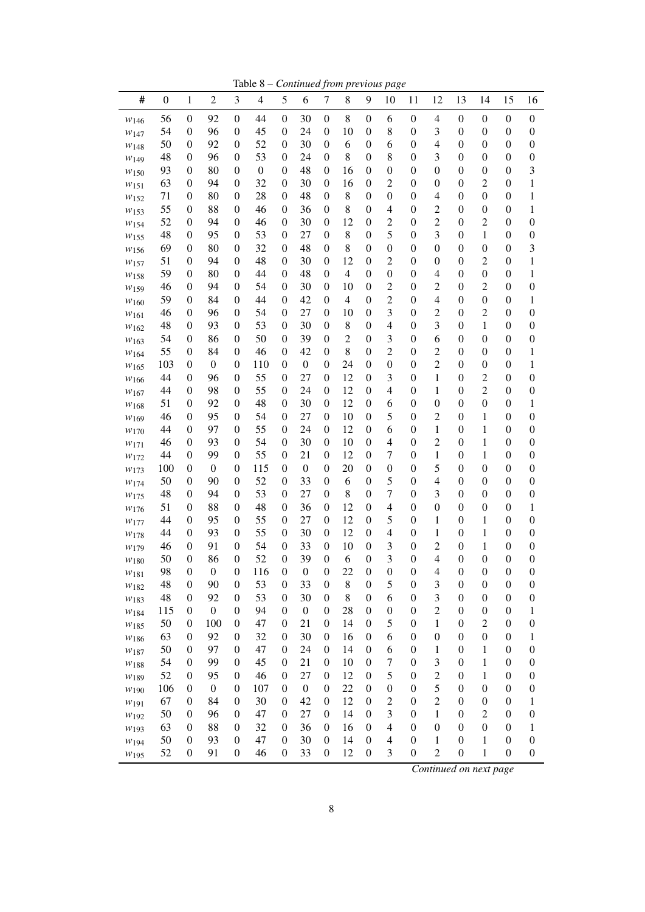Table 8 – *Continued from previous page*

| # | 0 | 1 | 2 | 3 | 4 | 5 | 6 | 7 | 8 | 9 | 10 | 11 | 12 | 13 | 14 | 15 | 16 |
|---|---|---|---|---|---|---|---|---|---|---|---|---|---|---|---|---|---|
| $w_{146}$ | 56 | 0 | 92 | 0 | 44 | 0 | 30 | 0 | 8 | 0 | 6 | 0 | 4 | 0 | 0 | 0 | 0 |
| $w_{147}$ | 54 | 0 | 96 | 0 | 45 | 0 | 24 | 0 | 10 | 0 | 8 | 0 | 3 | 0 | 0 | 0 | 0 |
| $w_{148}$ | 50 | 0 | 92 | 0 | 52 | 0 | 30 | 0 | 6 | 0 | 6 | 0 | 4 | 0 | 0 | 0 | 0 |
| $w_{149}$ | 48 | 0 | 96 | 0 | 53 | 0 | 24 | 0 | 8 | 0 | 8 | 0 | 3 | 0 | 0 | 0 | 0 |
| $w_{150}$ | 93 | 0 | 80 | 0 | 0 | 0 | 48 | 0 | 16 | 0 | 0 | 0 | 0 | 0 | 0 | 0 | 3 |
| $w_{151}$ | 63 | 0 | 94 | 0 | 32 | 0 | 30 | 0 | 16 | 0 | 2 | 0 | 0 | 0 | 2 | 0 | 1 |
| $w_{152}$ | 71 | 0 | 80 | 0 | 28 | 0 | 48 | 0 | 8 | 0 | 0 | 0 | 4 | 0 | 0 | 0 | 1 |
| $w_{153}$ | 55 | 0 | 88 | 0 | 46 | 0 | 36 | 0 | 8 | 0 | 4 | 0 | 2 | 0 | 0 | 0 | 1 |
| $w_{154}$ | 52 | 0 | 94 | 0 | 46 | 0 | 30 | 0 | 12 | 0 | 2 | 0 | 2 | 0 | 2 | 0 | 0 |
| $w_{155}$ | 48 | 0 | 95 | 0 | 53 | 0 | 27 | 0 | 8 | 0 | 5 | 0 | 3 | 0 | 1 | 0 | 0 |
| $w_{156}$ | 69 | 0 | 80 | 0 | 32 | 0 | 48 | 0 | 8 | 0 | 0 | 0 | 0 | 0 | 0 | 0 | 3 |
| $w_{157}$ | 51 | 0 | 94 | 0 | 48 | 0 | 30 | 0 | 12 | 0 | 2 | 0 | 0 | 0 | 2 | 0 | 1 |
| $w_{158}$ | 59 | 0 | 80 | 0 | 44 | 0 | 48 | 0 | 4 | 0 | 0 | 0 | 4 | 0 | 0 | 0 | 1 |
| $w_{159}$ | 46 | 0 | 94 | 0 | 54 | 0 | 30 | 0 | 10 | 0 | 2 | 0 | 2 | 0 | 2 | 0 | 0 |
| $w_{160}$ | 59 | 0 | 84 | 0 | 44 | 0 | 42 | 0 | 4 | 0 | 2 | 0 | 4 | 0 | 0 | 0 | 1 |
| $w_{161}$ | 46 | 0 | 96 | 0 | 54 | 0 | 27 | 0 | 10 | 0 | 3 | 0 | 2 | 0 | 2 | 0 | 0 |
| $w_{162}$ | 48 | 0 | 93 | 0 | 53 | 0 | 30 | 0 | 8 | 0 | 4 | 0 | 3 | 0 | 1 | 0 | 0 |
| $w_{163}$ | 54 | 0 | 86 | 0 | 50 | 0 | 39 | 0 | 2 | 0 | 3 | 0 | 6 | 0 | 0 | 0 | 0 |
| $w_{164}$ | 55 | 0 | 84 | 0 | 46 | 0 | 42 | 0 | 8 | 0 | 2 | 0 | 2 | 0 | 0 | 0 | 1 |
| $w_{165}$ | 103 | 0 | 0 | 0 | 110 | 0 | 0 | 0 | 24 | 0 | 0 | 0 | 2 | 0 | 0 | 0 | 1 |
| $w_{166}$ | 44 | 0 | 96 | 0 | 55 | 0 | 27 | 0 | 12 | 0 | 3 | 0 | 1 | 0 | 2 | 0 | 0 |
| $w_{167}$ | 44 | 0 | 98 | 0 | 55 | 0 | 24 | 0 | 12 | 0 | 4 | 0 | 1 | 0 | 2 | 0 | 0 |
| $w_{168}$ | 51 | 0 | 92 | 0 | 48 | 0 | 30 | 0 | 12 | 0 | 6 | 0 | 0 | 0 | 0 | 0 | 1 |
| $w_{169}$ | 46 | 0 | 95 | 0 | 54 | 0 | 27 | 0 | 10 | 0 | 5 | 0 | 2 | 0 | 1 | 0 | 0 |
| $w_{170}$ | 44 | 0 | 97 | 0 | 55 | 0 | 24 | 0 | 12 | 0 | 6 | 0 | 1 | 0 | 1 | 0 | 0 |
| $w_{171}$ | 46 | 0 | 93 | 0 | 54 | 0 | 30 | 0 | 10 | 0 | 4 | 0 | 2 | 0 | 1 | 0 | 0 |
| $w_{172}$ | 44 | 0 | 99 | 0 | 55 | 0 | 21 | 0 | 12 | 0 | 7 | 0 | 1 | 0 | 1 | 0 | 0 |
| $w_{173}$ | 100 | 0 | 0 | 0 | 115 | 0 | 0 | 0 | 20 | 0 | 0 | 0 | 5 | 0 | 0 | 0 | 0 |
| $w_{174}$ | 50 | 0 | 90 | 0 | 52 | 0 | 33 | 0 | 6 | 0 | 5 | 0 | 4 | 0 | 0 | 0 | 0 |
| $w_{175}$ | 48 | 0 | 94 | 0 | 53 | 0 | 27 | 0 | 8 | 0 | 7 | 0 | 3 | 0 | 0 | 0 | 0 |
| $w_{176}$ | 51 | 0 | 88 | 0 | 48 | 0 | 36 | 0 | 12 | 0 | 4 | 0 | 0 | 0 | 0 | 0 | 1 |
| $w_{177}$ | 44 | 0 | 95 | 0 | 55 | 0 | 27 | 0 | 12 | 0 | 5 | 0 | 1 | 0 | 1 | 0 | 0 |
| $w_{178}$ | 44 | 0 | 93 | 0 | 55 | 0 | 30 | 0 | 12 | 0 | 4 | 0 | 1 | 0 | 1 | 0 | 0 |
| $w_{179}$ | 46 | 0 | 91 | 0 | 54 | 0 | 33 | 0 | 10 | 0 | 3 | 0 | 2 | 0 | 1 | 0 | 0 |
| $w_{180}$ | 50 | 0 | 86 | 0 | 52 | 0 | 39 | 0 | 6 | 0 | 3 | 0 | 4 | 0 | 0 | 0 | 0 |
| $w_{181}$ | 98 | 0 | 0 | 0 | 116 | 0 | 0 | 0 | 22 | 0 | 0 | 0 | 4 | 0 | 0 | 0 | 0 |
| $w_{182}$ | 48 | 0 | 90 | 0 | 53 | 0 | 33 | 0 | 8 | 0 | 5 | 0 | 3 | 0 | 0 | 0 | 0 |
| $w_{183}$ | 48 | 0 | 92 | 0 | 53 | 0 | 30 | 0 | 8 | 0 | 6 | 0 | 3 | 0 | 0 | 0 | 0 |
| $w_{184}$ | 115 | 0 | 0 | 0 | 94 | 0 | 0 | 0 | 28 | 0 | 0 | 0 | 2 | 0 | 0 | 0 | 1 |
| $w_{185}$ | 50 | 0 | 100 | 0 | 47 | 0 | 21 | 0 | 14 | 0 | 5 | 0 | 1 | 0 | 2 | 0 | 0 |
| $w_{186}$ | 63 | 0 | 92 | 0 | 32 | 0 | 30 | 0 | 16 | 0 | 6 | 0 | 0 | 0 | 0 | 0 | 1 |
| $w_{187}$ | 50 | 0 | 97 | 0 | 47 | 0 | 24 | 0 | 14 | 0 | 6 | 0 | 1 | 0 | 1 | 0 | 0 |
| $w_{188}$ | 54 | 0 | 99 | 0 | 45 | 0 | 21 | 0 | 10 | 0 | 7 | 0 | 3 | 0 | 1 | 0 | 0 |
| $w_{189}$ | 52 | 0 | 95 | 0 | 46 | 0 | 27 | 0 | 12 | 0 | 5 | 0 | 2 | 0 | 1 | 0 | 0 |
| $w_{190}$ | 106 | 0 | 0 | 0 | 107 | 0 | 0 | 0 | 22 | 0 | 0 | 0 | 5 | 0 | 0 | 0 | 0 |
| $w_{191}$ | 67 | 0 | 84 | 0 | 30 | 0 | 42 | 0 | 12 | 0 | 2 | 0 | 2 | 0 | 0 | 0 | 1 |
| $w_{192}$ | 50 | 0 | 96 | 0 | 47 | 0 | 27 | 0 | 14 | 0 | 3 | 0 | 1 | 0 | 2 | 0 | 0 |
| $w_{193}$ | 63 | 0 | 88 | 0 | 32 | 0 | 36 | 0 | 16 | 0 | 4 | 0 | 0 | 0 | 0 | 0 | 1 |
| $w_{194}$ | 50 | 0 | 93 | 0 | 47 | 0 | 30 | 0 | 14 | 0 | 4 | 0 | 1 | 0 | 1 | 0 | 0 |
| $w_{195}$ | 52 | 0 | 91 | 0 | 46 | 0 | 33 | 0 | 12 | 0 | 3 | 0 | 2 | 0 | 1 | 0 | 0 |

*Continued on next page*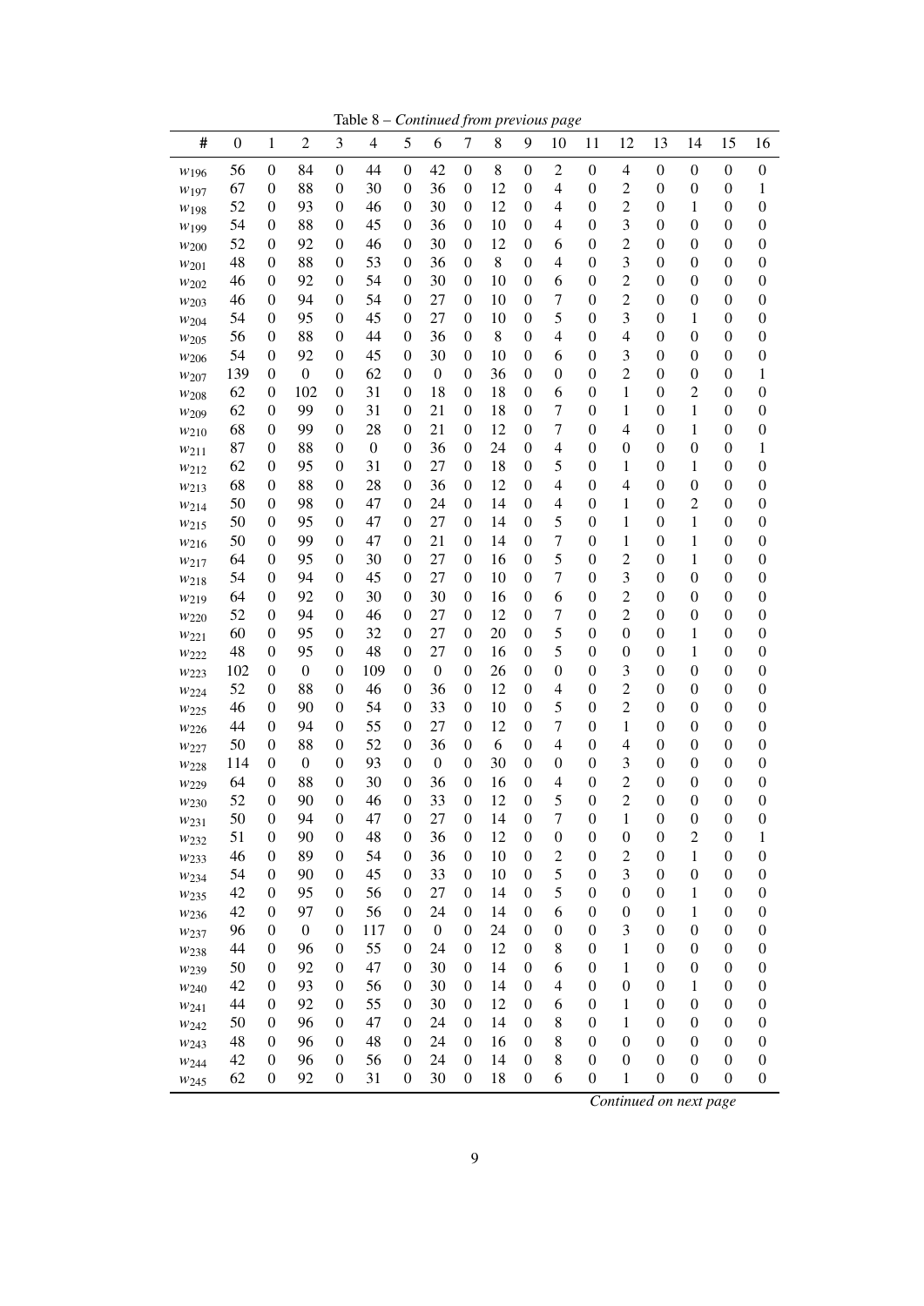Table 8 – *Continued from previous page*

| # | 0 | 1 | 2 | 3 | 4 | 5 | 6 | 7 | 8 | 9 | 10 | 11 | 12 | 13 | 14 | 15 | 16 |
|---|---|---|---|---|---|---|---|---|---|---|---|---|---|---|---|---|---|
| $w_{196}$ | 56 | 0 | 84 | 0 | 44 | 0 | 42 | 0 | 8 | 0 | 2 | 0 | 4 | 0 | 0 | 0 | 0 |
| $w_{197}$ | 67 | 0 | 88 | 0 | 30 | 0 | 36 | 0 | 12 | 0 | 4 | 0 | 2 | 0 | 0 | 0 | 1 |
| $w_{198}$ | 52 | 0 | 93 | 0 | 46 | 0 | 30 | 0 | 12 | 0 | 4 | 0 | 2 | 0 | 1 | 0 | 0 |
| $w_{199}$ | 54 | 0 | 88 | 0 | 45 | 0 | 36 | 0 | 10 | 0 | 4 | 0 | 3 | 0 | 0 | 0 | 0 |
| $w_{200}$ | 52 | 0 | 92 | 0 | 46 | 0 | 30 | 0 | 12 | 0 | 6 | 0 | 2 | 0 | 0 | 0 | 0 |
| $w_{201}$ | 48 | 0 | 88 | 0 | 53 | 0 | 36 | 0 | 8 | 0 | 4 | 0 | 3 | 0 | 0 | 0 | 0 |
| $w_{202}$ | 46 | 0 | 92 | 0 | 54 | 0 | 30 | 0 | 10 | 0 | 6 | 0 | 2 | 0 | 0 | 0 | 0 |
| $w_{203}$ | 46 | 0 | 94 | 0 | 54 | 0 | 27 | 0 | 10 | 0 | 7 | 0 | 2 | 0 | 0 | 0 | 0 |
| $w_{204}$ | 54 | 0 | 95 | 0 | 45 | 0 | 27 | 0 | 10 | 0 | 5 | 0 | 3 | 0 | 1 | 0 | 0 |
| $w_{205}$ | 56 | 0 | 88 | 0 | 44 | 0 | 36 | 0 | 8 | 0 | 4 | 0 | 4 | 0 | 0 | 0 | 0 |
| $w_{206}$ | 54 | 0 | 92 | 0 | 45 | 0 | 30 | 0 | 10 | 0 | 6 | 0 | 3 | 0 | 0 | 0 | 0 |
| $w_{207}$ | 139 | 0 | 0 | 0 | 62 | 0 | 0 | 0 | 36 | 0 | 0 | 0 | 2 | 0 | 0 | 0 | 1 |
| $w_{208}$ | 62 | 0 | 102 | 0 | 31 | 0 | 18 | 0 | 18 | 0 | 6 | 0 | 1 | 0 | 2 | 0 | 0 |
| $w_{209}$ | 62 | 0 | 99 | 0 | 31 | 0 | 21 | 0 | 18 | 0 | 7 | 0 | 1 | 0 | 1 | 0 | 0 |
| $w_{210}$ | 68 | 0 | 99 | 0 | 28 | 0 | 21 | 0 | 12 | 0 | 7 | 0 | 4 | 0 | 1 | 0 | 0 |
| $w_{211}$ | 87 | 0 | 88 | 0 | 0 | 0 | 36 | 0 | 24 | 0 | 4 | 0 | 0 | 0 | 0 | 0 | 1 |
| $w_{212}$ | 62 | 0 | 95 | 0 | 31 | 0 | 27 | 0 | 18 | 0 | 5 | 0 | 1 | 0 | 1 | 0 | 0 |
| $w_{213}$ | 68 | 0 | 88 | 0 | 28 | 0 | 36 | 0 | 12 | 0 | 4 | 0 | 4 | 0 | 0 | 0 | 0 |
| $w_{214}$ | 50 | 0 | 98 | 0 | 47 | 0 | 24 | 0 | 14 | 0 | 4 | 0 | 1 | 0 | 2 | 0 | 0 |
| $w_{215}$ | 50 | 0 | 95 | 0 | 47 | 0 | 27 | 0 | 14 | 0 | 5 | 0 | 1 | 0 | 1 | 0 | 0 |
| $w_{216}$ | 50 | 0 | 99 | 0 | 47 | 0 | 21 | 0 | 14 | 0 | 7 | 0 | 1 | 0 | 1 | 0 | 0 |
| $w_{217}$ | 64 | 0 | 95 | 0 | 30 | 0 | 27 | 0 | 16 | 0 | 5 | 0 | 2 | 0 | 1 | 0 | 0 |
| $w_{218}$ | 54 | 0 | 94 | 0 | 45 | 0 | 27 | 0 | 10 | 0 | 7 | 0 | 3 | 0 | 0 | 0 | 0 |
| $w_{219}$ | 64 | 0 | 92 | 0 | 30 | 0 | 30 | 0 | 16 | 0 | 6 | 0 | 2 | 0 | 0 | 0 | 0 |
| $w_{220}$ | 52 | 0 | 94 | 0 | 46 | 0 | 27 | 0 | 12 | 0 | 7 | 0 | 2 | 0 | 0 | 0 | 0 |
| $w_{221}$ | 60 | 0 | 95 | 0 | 32 | 0 | 27 | 0 | 20 | 0 | 5 | 0 | 0 | 0 | 1 | 0 | 0 |
| $w_{222}$ | 48 | 0 | 95 | 0 | 48 | 0 | 27 | 0 | 16 | 0 | 5 | 0 | 0 | 0 | 1 | 0 | 0 |
| $w_{223}$ | 102 | 0 | 0 | 0 | 109 | 0 | 0 | 0 | 26 | 0 | 0 | 0 | 3 | 0 | 0 | 0 | 0 |
| $w_{224}$ | 52 | 0 | 88 | 0 | 46 | 0 | 36 | 0 | 12 | 0 | 4 | 0 | 2 | 0 | 0 | 0 | 0 |
| $w_{225}$ | 46 | 0 | 90 | 0 | 54 | 0 | 33 | 0 | 10 | 0 | 5 | 0 | 2 | 0 | 0 | 0 | 0 |
| $w_{226}$ | 44 | 0 | 94 | 0 | 55 | 0 | 27 | 0 | 12 | 0 | 7 | 0 | 1 | 0 | 0 | 0 | 0 |
| $w_{227}$ | 50 | 0 | 88 | 0 | 52 | 0 | 36 | 0 | 6 | 0 | 4 | 0 | 4 | 0 | 0 | 0 | 0 |
| $w_{228}$ | 114 | 0 | 0 | 0 | 93 | 0 | 0 | 0 | 30 | 0 | 0 | 0 | 3 | 0 | 0 | 0 | 0 |
| $w_{229}$ | 64 | 0 | 88 | 0 | 30 | 0 | 36 | 0 | 16 | 0 | 4 | 0 | 2 | 0 | 0 | 0 | 0 |
| $w_{230}$ | 52 | 0 | 90 | 0 | 46 | 0 | 33 | 0 | 12 | 0 | 5 | 0 | 2 | 0 | 0 | 0 | 0 |
| $w_{231}$ | 50 | 0 | 94 | 0 | 47 | 0 | 27 | 0 | 14 | 0 | 7 | 0 | 1 | 0 | 0 | 0 | 0 |
| $w_{232}$ | 51 | 0 | 90 | 0 | 48 | 0 | 36 | 0 | 12 | 0 | 0 | 0 | 0 | 0 | 2 | 0 | 1 |
| $w_{233}$ | 46 | 0 | 89 | 0 | 54 | 0 | 36 | 0 | 10 | 0 | 2 | 0 | 2 | 0 | 1 | 0 | 0 |
| $w_{234}$ | 54 | 0 | 90 | 0 | 45 | 0 | 33 | 0 | 10 | 0 | 5 | 0 | 3 | 0 | 0 | 0 | 0 |
| $w_{235}$ | 42 | 0 | 95 | 0 | 56 | 0 | 27 | 0 | 14 | 0 | 5 | 0 | 0 | 0 | 1 | 0 | 0 |
| $w_{236}$ | 42 | 0 | 97 | 0 | 56 | 0 | 24 | 0 | 14 | 0 | 6 | 0 | 0 | 0 | 1 | 0 | 0 |
| $w_{237}$ | 96 | 0 | 0 | 0 | 117 | 0 | 0 | 0 | 24 | 0 | 0 | 0 | 3 | 0 | 0 | 0 | 0 |
| $w_{238}$ | 44 | 0 | 96 | 0 | 55 | 0 | 24 | 0 | 12 | 0 | 8 | 0 | 1 | 0 | 0 | 0 | 0 |
| $w_{239}$ | 50 | 0 | 92 | 0 | 47 | 0 | 30 | 0 | 14 | 0 | 6 | 0 | 1 | 0 | 0 | 0 | 0 |
| $w_{240}$ | 42 | 0 | 93 | 0 | 56 | 0 | 30 | 0 | 14 | 0 | 4 | 0 | 0 | 0 | 1 | 0 | 0 |
| $w_{241}$ | 44 | 0 | 92 | 0 | 55 | 0 | 30 | 0 | 12 | 0 | 6 | 0 | 1 | 0 | 0 | 0 | 0 |
| $w_{242}$ | 50 | 0 | 96 | 0 | 47 | 0 | 24 | 0 | 14 | 0 | 8 | 0 | 1 | 0 | 0 | 0 | 0 |
| $w_{243}$ | 48 | 0 | 96 | 0 | 48 | 0 | 24 | 0 | 16 | 0 | 8 | 0 | 0 | 0 | 0 | 0 | 0 |
| $w_{244}$ | 42 | 0 | 96 | 0 | 56 | 0 | 24 | 0 | 14 | 0 | 8 | 0 | 0 | 0 | 0 | 0 | 0 |
| $w_{245}$ | 62 | 0 | 92 | 0 | 31 | 0 | 30 | 0 | 18 | 0 | 6 | 0 | 1 | 0 | 0 | 0 | 0 |

*Continued on next page*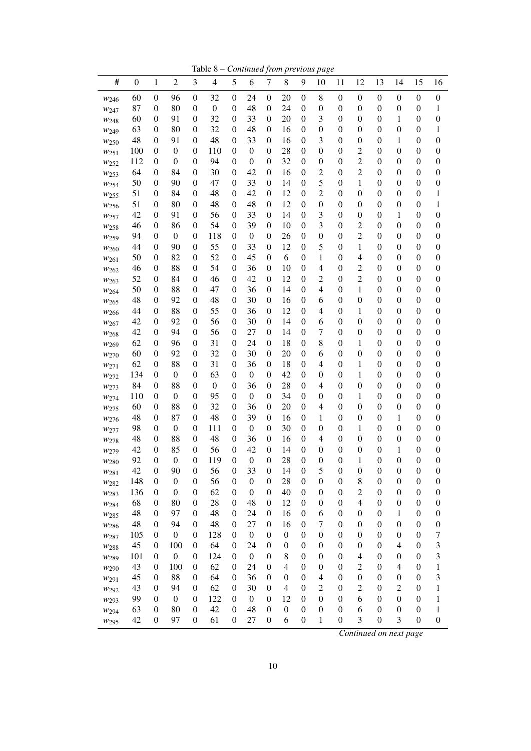Table 8 – *Continued from previous page*

| # | 0 | 1 | 2 | 3 | 4 | 5 | 6 | 7 | 8 | 9 | 10 | 11 | 12 | 13 | 14 | 15 | 16 |
|---|---|---|---|---|---|---|---|---|---|---|---|---|---|---|---|---|---|
| $w_{246}$ | 60 | 0 | 96 | 0 | 32 | 0 | 24 | 0 | 20 | 0 | 8 | 0 | 0 | 0 | 0 | 0 | 0 |
| $w_{247}$ | 87 | 0 | 80 | 0 | 0 | 0 | 48 | 0 | 24 | 0 | 0 | 0 | 0 | 0 | 0 | 0 | 1 |
| $w_{248}$ | 60 | 0 | 91 | 0 | 32 | 0 | 33 | 0 | 20 | 0 | 3 | 0 | 0 | 0 | 1 | 0 | 0 |
| $w_{249}$ | 63 | 0 | 80 | 0 | 32 | 0 | 48 | 0 | 16 | 0 | 0 | 0 | 0 | 0 | 0 | 0 | 1 |
| $w_{250}$ | 48 | 0 | 91 | 0 | 48 | 0 | 33 | 0 | 16 | 0 | 3 | 0 | 0 | 0 | 1 | 0 | 0 |
| $w_{251}$ | 100 | 0 | 0 | 0 | 110 | 0 | 0 | 0 | 28 | 0 | 0 | 0 | 2 | 0 | 0 | 0 | 0 |
| $w_{252}$ | 112 | 0 | 0 | 0 | 94 | 0 | 0 | 0 | 32 | 0 | 0 | 0 | 2 | 0 | 0 | 0 | 0 |
| $w_{253}$ | 64 | 0 | 84 | 0 | 30 | 0 | 42 | 0 | 16 | 0 | 2 | 0 | 2 | 0 | 0 | 0 | 0 |
| $w_{254}$ | 50 | 0 | 90 | 0 | 47 | 0 | 33 | 0 | 14 | 0 | 5 | 0 | 1 | 0 | 0 | 0 | 0 |
| $w_{255}$ | 51 | 0 | 84 | 0 | 48 | 0 | 42 | 0 | 12 | 0 | 2 | 0 | 0 | 0 | 0 | 0 | 1 |
| $w_{256}$ | 51 | 0 | 80 | 0 | 48 | 0 | 48 | 0 | 12 | 0 | 0 | 0 | 0 | 0 | 0 | 0 | 1 |
| $w_{257}$ | 42 | 0 | 91 | 0 | 56 | 0 | 33 | 0 | 14 | 0 | 3 | 0 | 0 | 0 | 1 | 0 | 0 |
| $w_{258}$ | 46 | 0 | 86 | 0 | 54 | 0 | 39 | 0 | 10 | 0 | 3 | 0 | 2 | 0 | 0 | 0 | 0 |
| $w_{259}$ | 94 | 0 | 0 | 0 | 118 | 0 | 0 | 0 | 26 | 0 | 0 | 0 | 2 | 0 | 0 | 0 | 0 |
| $w_{260}$ | 44 | 0 | 90 | 0 | 55 | 0 | 33 | 0 | 12 | 0 | 5 | 0 | 1 | 0 | 0 | 0 | 0 |
| $w_{261}$ | 50 | 0 | 82 | 0 | 52 | 0 | 45 | 0 | 6 | 0 | 1 | 0 | 4 | 0 | 0 | 0 | 0 |
| $w_{262}$ | 46 | 0 | 88 | 0 | 54 | 0 | 36 | 0 | 10 | 0 | 4 | 0 | 2 | 0 | 0 | 0 | 0 |
| $w_{263}$ | 52 | 0 | 84 | 0 | 46 | 0 | 42 | 0 | 12 | 0 | 2 | 0 | 2 | 0 | 0 | 0 | 0 |
| $w_{264}$ | 50 | 0 | 88 | 0 | 47 | 0 | 36 | 0 | 14 | 0 | 4 | 0 | 1 | 0 | 0 | 0 | 0 |
| $w_{265}$ | 48 | 0 | 92 | 0 | 48 | 0 | 30 | 0 | 16 | 0 | 6 | 0 | 0 | 0 | 0 | 0 | 0 |
| $w_{266}$ | 44 | 0 | 88 | 0 | 55 | 0 | 36 | 0 | 12 | 0 | 4 | 0 | 1 | 0 | 0 | 0 | 0 |
| $w_{267}$ | 42 | 0 | 92 | 0 | 56 | 0 | 30 | 0 | 14 | 0 | 6 | 0 | 0 | 0 | 0 | 0 | 0 |
| $w_{268}$ | 42 | 0 | 94 | 0 | 56 | 0 | 27 | 0 | 14 | 0 | 7 | 0 | 0 | 0 | 0 | 0 | 0 |
| $w_{269}$ | 62 | 0 | 96 | 0 | 31 | 0 | 24 | 0 | 18 | 0 | 8 | 0 | 1 | 0 | 0 | 0 | 0 |
| $w_{270}$ | 60 | 0 | 92 | 0 | 32 | 0 | 30 | 0 | 20 | 0 | 6 | 0 | 0 | 0 | 0 | 0 | 0 |
| $w_{271}$ | 62 | 0 | 88 | 0 | 31 | 0 | 36 | 0 | 18 | 0 | 4 | 0 | 1 | 0 | 0 | 0 | 0 |
| $w_{272}$ | 134 | 0 | 0 | 0 | 63 | 0 | 0 | 0 | 42 | 0 | 0 | 0 | 1 | 0 | 0 | 0 | 0 |
| $w_{273}$ | 84 | 0 | 88 | 0 | 0 | 0 | 36 | 0 | 28 | 0 | 4 | 0 | 0 | 0 | 0 | 0 | 0 |
| $w_{274}$ | 110 | 0 | 0 | 0 | 95 | 0 | 0 | 0 | 34 | 0 | 0 | 0 | 1 | 0 | 0 | 0 | 0 |
| $w_{275}$ | 60 | 0 | 88 | 0 | 32 | 0 | 36 | 0 | 20 | 0 | 4 | 0 | 0 | 0 | 0 | 0 | 0 |
| $w_{276}$ | 48 | 0 | 87 | 0 | 48 | 0 | 39 | 0 | 16 | 0 | 1 | 0 | 0 | 0 | 1 | 0 | 0 |
| $w_{277}$ | 98 | 0 | 0 | 0 | 111 | 0 | 0 | 0 | 30 | 0 | 0 | 0 | 1 | 0 | 0 | 0 | 0 |
| $w_{278}$ | 48 | 0 | 88 | 0 | 48 | 0 | 36 | 0 | 16 | 0 | 4 | 0 | 0 | 0 | 0 | 0 | 0 |
| $w_{279}$ | 42 | 0 | 85 | 0 | 56 | 0 | 42 | 0 | 14 | 0 | 0 | 0 | 0 | 0 | 1 | 0 | 0 |
| $w_{280}$ | 92 | 0 | 0 | 0 | 119 | 0 | 0 | 0 | 28 | 0 | 0 | 0 | 1 | 0 | 0 | 0 | 0 |
| $w_{281}$ | 42 | 0 | 90 | 0 | 56 | 0 | 33 | 0 | 14 | 0 | 5 | 0 | 0 | 0 | 0 | 0 | 0 |
| $w_{282}$ | 148 | 0 | 0 | 0 | 56 | 0 | 0 | 0 | 28 | 0 | 0 | 0 | 8 | 0 | 0 | 0 | 0 |
| $w_{283}$ | 136 | 0 | 0 | 0 | 62 | 0 | 0 | 0 | 40 | 0 | 0 | 0 | 2 | 0 | 0 | 0 | 0 |
| $w_{284}$ | 68 | 0 | 80 | 0 | 28 | 0 | 48 | 0 | 12 | 0 | 0 | 0 | 4 | 0 | 0 | 0 | 0 |
| $w_{285}$ | 48 | 0 | 97 | 0 | 48 | 0 | 24 | 0 | 16 | 0 | 6 | 0 | 0 | 0 | 1 | 0 | 0 |
| $w_{286}$ | 48 | 0 | 94 | 0 | 48 | 0 | 27 | 0 | 16 | 0 | 7 | 0 | 0 | 0 | 0 | 0 | 0 |
| $w_{287}$ | 105 | 0 | 0 | 0 | 128 | 0 | 0 | 0 | 0 | 0 | 0 | 0 | 0 | 0 | 0 | 0 | 7 |
| $w_{288}$ | 45 | 0 | 100 | 0 | 64 | 0 | 24 | 0 | 0 | 0 | 0 | 0 | 0 | 0 | 4 | 0 | 3 |
| $w_{289}$ | 101 | 0 | 0 | 0 | 124 | 0 | 0 | 0 | 8 | 0 | 0 | 0 | 4 | 0 | 0 | 0 | 3 |
| $w_{290}$ | 43 | 0 | 100 | 0 | 62 | 0 | 24 | 0 | 4 | 0 | 0 | 0 | 2 | 0 | 4 | 0 | 1 |
| $w_{291}$ | 45 | 0 | 88 | 0 | 64 | 0 | 36 | 0 | 0 | 0 | 4 | 0 | 0 | 0 | 0 | 0 | 3 |
| $w_{292}$ | 43 | 0 | 94 | 0 | 62 | 0 | 30 | 0 | 4 | 0 | 2 | 0 | 2 | 0 | 2 | 0 | 1 |
| $w_{293}$ | 99 | 0 | 0 | 0 | 122 | 0 | 0 | 0 | 12 | 0 | 0 | 0 | 6 | 0 | 0 | 0 | 1 |
| $w_{294}$ | 63 | 0 | 80 | 0 | 42 | 0 | 48 | 0 | 0 | 0 | 0 | 0 | 6 | 0 | 0 | 0 | 1 |
| $w_{295}$ | 42 | 0 | 97 | 0 | 61 | 0 | 27 | 0 | 6 | 0 | 1 | 0 | 3 | 0 | 3 | 0 | 0 |

*Continued on next page*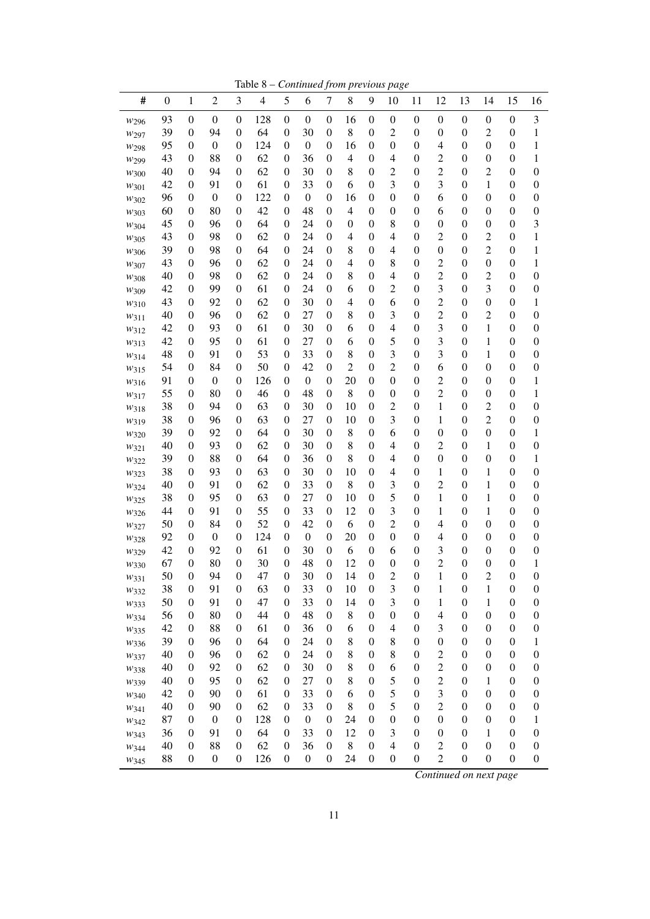Table 8 – *Continued from previous page*

| # | 0 | 1 | 2 | 3 | 4 | 5 | 6 | 7 | 8 | 9 | 10 | 11 | 12 | 13 | 14 | 15 | 16 |
|---|---|---|---|---|---|---|---|---|---|---|---|---|---|---|---|---|---|
| $w_{296}$ | 93 | 0 | 0 | 0 | 128 | 0 | 0 | 0 | 16 | 0 | 0 | 0 | 0 | 0 | 0 | 0 | 3 |
| $w_{297}$ | 39 | 0 | 94 | 0 | 64 | 0 | 30 | 0 | 8 | 0 | 2 | 0 | 0 | 0 | 2 | 0 | 1 |
| $w_{298}$ | 95 | 0 | 0 | 0 | 124 | 0 | 0 | 0 | 16 | 0 | 0 | 0 | 4 | 0 | 0 | 0 | 1 |
| $w_{299}$ | 43 | 0 | 88 | 0 | 62 | 0 | 36 | 0 | 4 | 0 | 4 | 0 | 2 | 0 | 0 | 0 | 1 |
| $w_{300}$ | 40 | 0 | 94 | 0 | 62 | 0 | 30 | 0 | 8 | 0 | 2 | 0 | 2 | 0 | 2 | 0 | 0 |
| $w_{301}$ | 42 | 0 | 91 | 0 | 61 | 0 | 33 | 0 | 6 | 0 | 3 | 0 | 3 | 0 | 1 | 0 | 0 |
| $w_{302}$ | 96 | 0 | 0 | 0 | 122 | 0 | 0 | 0 | 16 | 0 | 0 | 0 | 6 | 0 | 0 | 0 | 0 |
| $w_{303}$ | 60 | 0 | 80 | 0 | 42 | 0 | 48 | 0 | 4 | 0 | 0 | 0 | 6 | 0 | 0 | 0 | 0 |
| $w_{304}$ | 45 | 0 | 96 | 0 | 64 | 0 | 24 | 0 | 0 | 0 | 8 | 0 | 0 | 0 | 0 | 0 | 3 |
| $w_{305}$ | 43 | 0 | 98 | 0 | 62 | 0 | 24 | 0 | 4 | 0 | 4 | 0 | 2 | 0 | 2 | 0 | 1 |
| $w_{306}$ | 39 | 0 | 98 | 0 | 64 | 0 | 24 | 0 | 8 | 0 | 4 | 0 | 0 | 0 | 2 | 0 | 1 |
| $w_{307}$ | 43 | 0 | 96 | 0 | 62 | 0 | 24 | 0 | 4 | 0 | 8 | 0 | 2 | 0 | 0 | 0 | 1 |
| $w_{308}$ | 40 | 0 | 98 | 0 | 62 | 0 | 24 | 0 | 8 | 0 | 4 | 0 | 2 | 0 | 2 | 0 | 0 |
| $w_{309}$ | 42 | 0 | 99 | 0 | 61 | 0 | 24 | 0 | 6 | 0 | 2 | 0 | 3 | 0 | 3 | 0 | 0 |
| $w_{310}$ | 43 | 0 | 92 | 0 | 62 | 0 | 30 | 0 | 4 | 0 | 6 | 0 | 2 | 0 | 0 | 0 | 1 |
| $w_{311}$ | 40 | 0 | 96 | 0 | 62 | 0 | 27 | 0 | 8 | 0 | 3 | 0 | 2 | 0 | 2 | 0 | 0 |
| $w_{312}$ | 42 | 0 | 93 | 0 | 61 | 0 | 30 | 0 | 6 | 0 | 4 | 0 | 3 | 0 | 1 | 0 | 0 |
| $w_{313}$ | 42 | 0 | 95 | 0 | 61 | 0 | 27 | 0 | 6 | 0 | 5 | 0 | 3 | 0 | 1 | 0 | 0 |
| $w_{314}$ | 48 | 0 | 91 | 0 | 53 | 0 | 33 | 0 | 8 | 0 | 3 | 0 | 3 | 0 | 1 | 0 | 0 |
| $w_{315}$ | 54 | 0 | 84 | 0 | 50 | 0 | 42 | 0 | 2 | 0 | 2 | 0 | 6 | 0 | 0 | 0 | 0 |
| $w_{316}$ | 91 | 0 | 0 | 0 | 126 | 0 | 0 | 0 | 20 | 0 | 0 | 0 | 2 | 0 | 0 | 0 | 1 |
| $w_{317}$ | 55 | 0 | 80 | 0 | 46 | 0 | 48 | 0 | 8 | 0 | 0 | 0 | 2 | 0 | 0 | 0 | 1 |
| $w_{318}$ | 38 | 0 | 94 | 0 | 63 | 0 | 30 | 0 | 10 | 0 | 2 | 0 | 1 | 0 | 2 | 0 | 0 |
| $w_{319}$ | 38 | 0 | 96 | 0 | 63 | 0 | 27 | 0 | 10 | 0 | 3 | 0 | 1 | 0 | 2 | 0 | 0 |
| $w_{320}$ | 39 | 0 | 92 | 0 | 64 | 0 | 30 | 0 | 8 | 0 | 6 | 0 | 0 | 0 | 0 | 0 | 1 |
| $w_{321}$ | 40 | 0 | 93 | 0 | 62 | 0 | 30 | 0 | 8 | 0 | 4 | 0 | 2 | 0 | 1 | 0 | 0 |
| $w_{322}$ | 39 | 0 | 88 | 0 | 64 | 0 | 36 | 0 | 8 | 0 | 4 | 0 | 0 | 0 | 0 | 0 | 1 |
| $w_{323}$ | 38 | 0 | 93 | 0 | 63 | 0 | 30 | 0 | 10 | 0 | 4 | 0 | 1 | 0 | 1 | 0 | 0 |
| $w_{324}$ | 40 | 0 | 91 | 0 | 62 | 0 | 33 | 0 | 8 | 0 | 3 | 0 | 2 | 0 | 1 | 0 | 0 |
| $w_{325}$ | 38 | 0 | 95 | 0 | 63 | 0 | 27 | 0 | 10 | 0 | 5 | 0 | 1 | 0 | 1 | 0 | 0 |
| $w_{326}$ | 44 | 0 | 91 | 0 | 55 | 0 | 33 | 0 | 12 | 0 | 3 | 0 | 1 | 0 | 1 | 0 | 0 |
| $w_{327}$ | 50 | 0 | 84 | 0 | 52 | 0 | 42 | 0 | 6 | 0 | 2 | 0 | 4 | 0 | 0 | 0 | 0 |
| $w_{328}$ | 92 | 0 | 0 | 0 | 124 | 0 | 0 | 0 | 20 | 0 | 0 | 0 | 4 | 0 | 0 | 0 | 0 |
| $w_{329}$ | 42 | 0 | 92 | 0 | 61 | 0 | 30 | 0 | 6 | 0 | 6 | 0 | 3 | 0 | 0 | 0 | 0 |
| $w_{330}$ | 67 | 0 | 80 | 0 | 30 | 0 | 48 | 0 | 12 | 0 | 0 | 0 | 2 | 0 | 0 | 0 | 1 |
| $w_{331}$ | 50 | 0 | 94 | 0 | 47 | 0 | 30 | 0 | 14 | 0 | 2 | 0 | 1 | 0 | 2 | 0 | 0 |
| $w_{332}$ | 38 | 0 | 91 | 0 | 63 | 0 | 33 | 0 | 10 | 0 | 3 | 0 | 1 | 0 | 1 | 0 | 0 |
| $w_{333}$ | 50 | 0 | 91 | 0 | 47 | 0 | 33 | 0 | 14 | 0 | 3 | 0 | 1 | 0 | 1 | 0 | 0 |
| $w_{334}$ | 56 | 0 | 80 | 0 | 44 | 0 | 48 | 0 | 8 | 0 | 0 | 0 | 4 | 0 | 0 | 0 | 0 |
| $w_{335}$ | 42 | 0 | 88 | 0 | 61 | 0 | 36 | 0 | 6 | 0 | 4 | 0 | 3 | 0 | 0 | 0 | 0 |
| $w_{336}$ | 39 | 0 | 96 | 0 | 64 | 0 | 24 | 0 | 8 | 0 | 8 | 0 | 0 | 0 | 0 | 0 | 1 |
| $w_{337}$ | 40 | 0 | 96 | 0 | 62 | 0 | 24 | 0 | 8 | 0 | 8 | 0 | 2 | 0 | 0 | 0 | 0 |
| $w_{338}$ | 40 | 0 | 92 | 0 | 62 | 0 | 30 | 0 | 8 | 0 | 6 | 0 | 2 | 0 | 0 | 0 | 0 |
| $w_{339}$ | 40 | 0 | 95 | 0 | 62 | 0 | 27 | 0 | 8 | 0 | 5 | 0 | 2 | 0 | 1 | 0 | 0 |
| $w_{340}$ | 42 | 0 | 90 | 0 | 61 | 0 | 33 | 0 | 6 | 0 | 5 | 0 | 3 | 0 | 0 | 0 | 0 |
| $w_{341}$ | 40 | 0 | 90 | 0 | 62 | 0 | 33 | 0 | 8 | 0 | 5 | 0 | 2 | 0 | 0 | 0 | 0 |
| $w_{342}$ | 87 | 0 | 0 | 0 | 128 | 0 | 0 | 0 | 24 | 0 | 0 | 0 | 0 | 0 | 0 | 0 | 1 |
| $w_{343}$ | 36 | 0 | 91 | 0 | 64 | 0 | 33 | 0 | 12 | 0 | 3 | 0 | 0 | 0 | 1 | 0 | 0 |
| $w_{344}$ | 40 | 0 | 88 | 0 | 62 | 0 | 36 | 0 | 8 | 0 | 4 | 0 | 2 | 0 | 0 | 0 | 0 |
| $w_{345}$ | 88 | 0 | 0 | 0 | 126 | 0 | 0 | 0 | 24 | 0 | 0 | 0 | 2 | 0 | 0 | 0 | 0 |

*Continued on next page*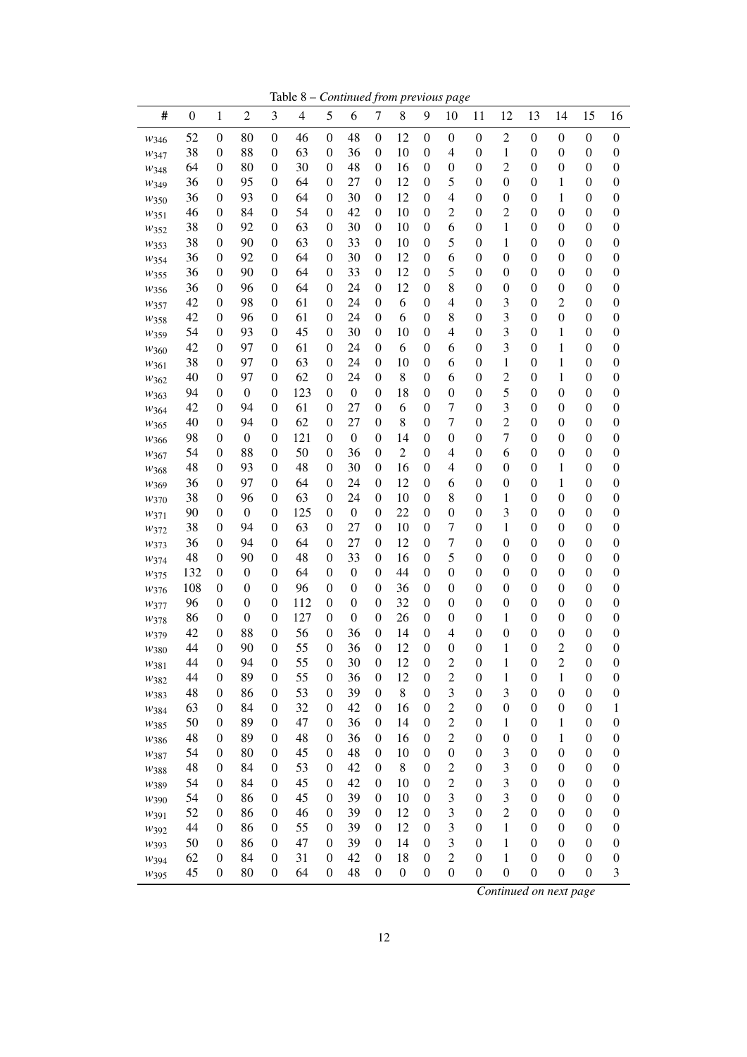Table 8 – *Continued from previous page*

| # | 0 | 1 | 2 | 3 | 4 | 5 | 6 | 7 | 8 | 9 | 10 | 11 | 12 | 13 | 14 | 15 | 16 |
|---|---|---|---|---|---|---|---|---|---|---|---|---|---|---|---|---|---|
| $w_{346}$ | 52 | 0 | 80 | 0 | 46 | 0 | 48 | 0 | 12 | 0 | 0 | 0 | 2 | 0 | 0 | 0 | 0 |
| $w_{347}$ | 38 | 0 | 88 | 0 | 63 | 0 | 36 | 0 | 10 | 0 | 4 | 0 | 1 | 0 | 0 | 0 | 0 |
| $w_{348}$ | 64 | 0 | 80 | 0 | 30 | 0 | 48 | 0 | 16 | 0 | 0 | 0 | 2 | 0 | 0 | 0 | 0 |
| $w_{349}$ | 36 | 0 | 95 | 0 | 64 | 0 | 27 | 0 | 12 | 0 | 5 | 0 | 0 | 0 | 1 | 0 | 0 |
| $w_{350}$ | 36 | 0 | 93 | 0 | 64 | 0 | 30 | 0 | 12 | 0 | 4 | 0 | 0 | 0 | 1 | 0 | 0 |
| $w_{351}$ | 46 | 0 | 84 | 0 | 54 | 0 | 42 | 0 | 10 | 0 | 2 | 0 | 2 | 0 | 0 | 0 | 0 |
| $w_{352}$ | 38 | 0 | 92 | 0 | 63 | 0 | 30 | 0 | 10 | 0 | 6 | 0 | 1 | 0 | 0 | 0 | 0 |
| $w_{353}$ | 38 | 0 | 90 | 0 | 63 | 0 | 33 | 0 | 10 | 0 | 5 | 0 | 1 | 0 | 0 | 0 | 0 |
| $w_{354}$ | 36 | 0 | 92 | 0 | 64 | 0 | 30 | 0 | 12 | 0 | 6 | 0 | 0 | 0 | 0 | 0 | 0 |
| $w_{355}$ | 36 | 0 | 90 | 0 | 64 | 0 | 33 | 0 | 12 | 0 | 5 | 0 | 0 | 0 | 0 | 0 | 0 |
| $w_{356}$ | 36 | 0 | 96 | 0 | 64 | 0 | 24 | 0 | 12 | 0 | 8 | 0 | 0 | 0 | 0 | 0 | 0 |
| $w_{357}$ | 42 | 0 | 98 | 0 | 61 | 0 | 24 | 0 | 6 | 0 | 4 | 0 | 3 | 0 | 2 | 0 | 0 |
| $w_{358}$ | 42 | 0 | 96 | 0 | 61 | 0 | 24 | 0 | 6 | 0 | 8 | 0 | 3 | 0 | 0 | 0 | 0 |
| $w_{359}$ | 54 | 0 | 93 | 0 | 45 | 0 | 30 | 0 | 10 | 0 | 4 | 0 | 3 | 0 | 1 | 0 | 0 |
| $w_{360}$ | 42 | 0 | 97 | 0 | 61 | 0 | 24 | 0 | 6 | 0 | 6 | 0 | 3 | 0 | 1 | 0 | 0 |
| $w_{361}$ | 38 | 0 | 97 | 0 | 63 | 0 | 24 | 0 | 10 | 0 | 6 | 0 | 1 | 0 | 1 | 0 | 0 |
| $w_{362}$ | 40 | 0 | 97 | 0 | 62 | 0 | 24 | 0 | 8 | 0 | 6 | 0 | 2 | 0 | 1 | 0 | 0 |
| $w_{363}$ | 94 | 0 | 0 | 0 | 123 | 0 | 0 | 0 | 18 | 0 | 0 | 0 | 5 | 0 | 0 | 0 | 0 |
| $w_{364}$ | 42 | 0 | 94 | 0 | 61 | 0 | 27 | 0 | 6 | 0 | 7 | 0 | 3 | 0 | 0 | 0 | 0 |
| $w_{365}$ | 40 | 0 | 94 | 0 | 62 | 0 | 27 | 0 | 8 | 0 | 7 | 0 | 2 | 0 | 0 | 0 | 0 |
| $w_{366}$ | 98 | 0 | 0 | 0 | 121 | 0 | 0 | 0 | 14 | 0 | 0 | 0 | 7 | 0 | 0 | 0 | 0 |
| $w_{367}$ | 54 | 0 | 88 | 0 | 50 | 0 | 36 | 0 | 2 | 0 | 4 | 0 | 6 | 0 | 0 | 0 | 0 |
| $w_{368}$ | 48 | 0 | 93 | 0 | 48 | 0 | 30 | 0 | 16 | 0 | 4 | 0 | 0 | 0 | 1 | 0 | 0 |
| $w_{369}$ | 36 | 0 | 97 | 0 | 64 | 0 | 24 | 0 | 12 | 0 | 6 | 0 | 0 | 0 | 1 | 0 | 0 |
| $w_{370}$ | 38 | 0 | 96 | 0 | 63 | 0 | 24 | 0 | 10 | 0 | 8 | 0 | 1 | 0 | 0 | 0 | 0 |
| $w_{371}$ | 90 | 0 | 0 | 0 | 125 | 0 | 0 | 0 | 22 | 0 | 0 | 0 | 3 | 0 | 0 | 0 | 0 |
| $w_{372}$ | 38 | 0 | 94 | 0 | 63 | 0 | 27 | 0 | 10 | 0 | 7 | 0 | 1 | 0 | 0 | 0 | 0 |
| $w_{373}$ | 36 | 0 | 94 | 0 | 64 | 0 | 27 | 0 | 12 | 0 | 7 | 0 | 0 | 0 | 0 | 0 | 0 |
| $w_{374}$ | 48 | 0 | 90 | 0 | 48 | 0 | 33 | 0 | 16 | 0 | 5 | 0 | 0 | 0 | 0 | 0 | 0 |
| $w_{375}$ | 132 | 0 | 0 | 0 | 64 | 0 | 0 | 0 | 44 | 0 | 0 | 0 | 0 | 0 | 0 | 0 | 0 |
| $w_{376}$ | 108 | 0 | 0 | 0 | 96 | 0 | 0 | 0 | 36 | 0 | 0 | 0 | 0 | 0 | 0 | 0 | 0 |
| $w_{377}$ | 96 | 0 | 0 | 0 | 112 | 0 | 0 | 0 | 32 | 0 | 0 | 0 | 0 | 0 | 0 | 0 | 0 |
| $w_{378}$ | 86 | 0 | 0 | 0 | 127 | 0 | 0 | 0 | 26 | 0 | 0 | 0 | 1 | 0 | 0 | 0 | 0 |
| $w_{379}$ | 42 | 0 | 88 | 0 | 56 | 0 | 36 | 0 | 14 | 0 | 4 | 0 | 0 | 0 | 0 | 0 | 0 |
| $w_{380}$ | 44 | 0 | 90 | 0 | 55 | 0 | 36 | 0 | 12 | 0 | 0 | 0 | 1 | 0 | 2 | 0 | 0 |
| $w_{381}$ | 44 | 0 | 94 | 0 | 55 | 0 | 30 | 0 | 12 | 0 | 2 | 0 | 1 | 0 | 2 | 0 | 0 |
| $w_{382}$ | 44 | 0 | 89 | 0 | 55 | 0 | 36 | 0 | 12 | 0 | 2 | 0 | 1 | 0 | 1 | 0 | 0 |
| $w_{383}$ | 48 | 0 | 86 | 0 | 53 | 0 | 39 | 0 | 8 | 0 | 3 | 0 | 3 | 0 | 0 | 0 | 0 |
| $w_{384}$ | 63 | 0 | 84 | 0 | 32 | 0 | 42 | 0 | 16 | 0 | 2 | 0 | 0 | 0 | 0 | 0 | 1 |
| $w_{385}$ | 50 | 0 | 89 | 0 | 47 | 0 | 36 | 0 | 14 | 0 | 2 | 0 | 1 | 0 | 1 | 0 | 0 |
| $w_{386}$ | 48 | 0 | 89 | 0 | 48 | 0 | 36 | 0 | 16 | 0 | 2 | 0 | 0 | 0 | 1 | 0 | 0 |
| $w_{387}$ | 54 | 0 | 80 | 0 | 45 | 0 | 48 | 0 | 10 | 0 | 0 | 0 | 3 | 0 | 0 | 0 | 0 |
| $w_{388}$ | 48 | 0 | 84 | 0 | 53 | 0 | 42 | 0 | 8 | 0 | 2 | 0 | 3 | 0 | 0 | 0 | 0 |
| $w_{389}$ | 54 | 0 | 84 | 0 | 45 | 0 | 42 | 0 | 10 | 0 | 2 | 0 | 3 | 0 | 0 | 0 | 0 |
| $w_{390}$ | 54 | 0 | 86 | 0 | 45 | 0 | 39 | 0 | 10 | 0 | 3 | 0 | 3 | 0 | 0 | 0 | 0 |
| $w_{391}$ | 52 | 0 | 86 | 0 | 46 | 0 | 39 | 0 | 12 | 0 | 3 | 0 | 2 | 0 | 0 | 0 | 0 |
| $w_{392}$ | 44 | 0 | 86 | 0 | 55 | 0 | 39 | 0 | 12 | 0 | 3 | 0 | 1 | 0 | 0 | 0 | 0 |
| $w_{393}$ | 50 | 0 | 86 | 0 | 47 | 0 | 39 | 0 | 14 | 0 | 3 | 0 | 1 | 0 | 0 | 0 | 0 |
| $w_{394}$ | 62 | 0 | 84 | 0 | 31 | 0 | 42 | 0 | 18 | 0 | 2 | 0 | 1 | 0 | 0 | 0 | 0 |
| $w_{395}$ | 45 | 0 | 80 | 0 | 64 | 0 | 48 | 0 | 0 | 0 | 0 | 0 | 0 | 0 | 0 | 0 | 3 |

*Continued on next page*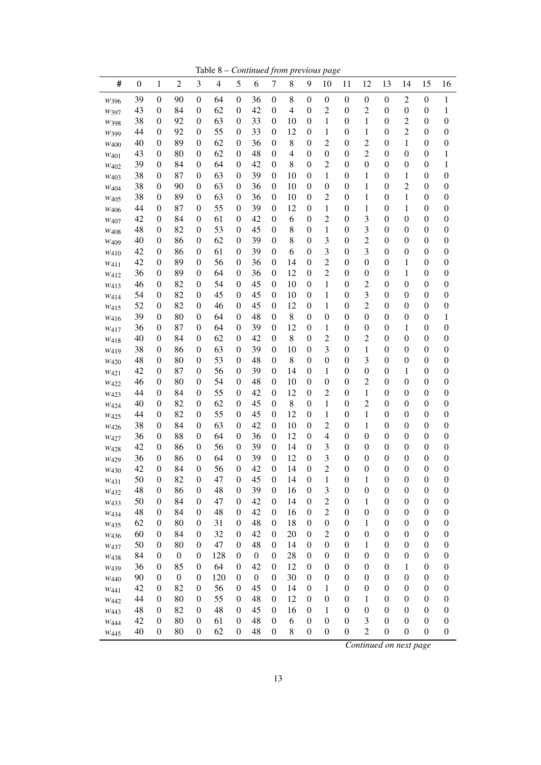Table 8 – *Continued from previous page*

| # | 0 | 1 | 2 | 3 | 4 | 5 | 6 | 7 | 8 | 9 | 10 | 11 | 12 | 13 | 14 | 15 | 16 |
|---|---|---|---|---|---|---|---|---|---|---|---|---|---|---|---|---|---|
| $w_{396}$ | 39 | 0 | 90 | 0 | 64 | 0 | 36 | 0 | 8 | 0 | 0 | 0 | 0 | 0 | 2 | 0 | 1 |
| $w_{397}$ | 43 | 0 | 84 | 0 | 62 | 0 | 42 | 0 | 4 | 0 | 2 | 0 | 2 | 0 | 0 | 0 | 1 |
| $w_{398}$ | 38 | 0 | 92 | 0 | 63 | 0 | 33 | 0 | 10 | 0 | 1 | 0 | 1 | 0 | 2 | 0 | 0 |
| $w_{399}$ | 44 | 0 | 92 | 0 | 55 | 0 | 33 | 0 | 12 | 0 | 1 | 0 | 1 | 0 | 2 | 0 | 0 |
| $w_{400}$ | 40 | 0 | 89 | 0 | 62 | 0 | 36 | 0 | 8 | 0 | 2 | 0 | 2 | 0 | 1 | 0 | 0 |
| $w_{401}$ | 43 | 0 | 80 | 0 | 62 | 0 | 48 | 0 | 4 | 0 | 0 | 0 | 2 | 0 | 0 | 0 | 1 |
| $w_{402}$ | 39 | 0 | 84 | 0 | 64 | 0 | 42 | 0 | 8 | 0 | 2 | 0 | 0 | 0 | 0 | 0 | 1 |
| $w_{403}$ | 38 | 0 | 87 | 0 | 63 | 0 | 39 | 0 | 10 | 0 | 1 | 0 | 1 | 0 | 1 | 0 | 0 |
| $w_{404}$ | 38 | 0 | 90 | 0 | 63 | 0 | 36 | 0 | 10 | 0 | 0 | 0 | 1 | 0 | 2 | 0 | 0 |
| $w_{405}$ | 38 | 0 | 89 | 0 | 63 | 0 | 36 | 0 | 10 | 0 | 2 | 0 | 1 | 0 | 1 | 0 | 0 |
| $w_{406}$ | 44 | 0 | 87 | 0 | 55 | 0 | 39 | 0 | 12 | 0 | 1 | 0 | 1 | 0 | 1 | 0 | 0 |
| $w_{407}$ | 42 | 0 | 84 | 0 | 61 | 0 | 42 | 0 | 6 | 0 | 2 | 0 | 3 | 0 | 0 | 0 | 0 |
| $w_{408}$ | 48 | 0 | 82 | 0 | 53 | 0 | 45 | 0 | 8 | 0 | 1 | 0 | 3 | 0 | 0 | 0 | 0 |
| $w_{409}$ | 40 | 0 | 86 | 0 | 62 | 0 | 39 | 0 | 8 | 0 | 3 | 0 | 2 | 0 | 0 | 0 | 0 |
| $w_{410}$ | 42 | 0 | 86 | 0 | 61 | 0 | 39 | 0 | 6 | 0 | 3 | 0 | 3 | 0 | 0 | 0 | 0 |
| $w_{411}$ | 42 | 0 | 89 | 0 | 56 | 0 | 36 | 0 | 14 | 0 | 2 | 0 | 0 | 0 | 1 | 0 | 0 |
| $w_{412}$ | 36 | 0 | 89 | 0 | 64 | 0 | 36 | 0 | 12 | 0 | 2 | 0 | 0 | 0 | 1 | 0 | 0 |
| $w_{413}$ | 46 | 0 | 82 | 0 | 54 | 0 | 45 | 0 | 10 | 0 | 1 | 0 | 2 | 0 | 0 | 0 | 0 |
| $w_{414}$ | 54 | 0 | 82 | 0 | 45 | 0 | 45 | 0 | 10 | 0 | 1 | 0 | 3 | 0 | 0 | 0 | 0 |
| $w_{415}$ | 52 | 0 | 82 | 0 | 46 | 0 | 45 | 0 | 12 | 0 | 1 | 0 | 2 | 0 | 0 | 0 | 0 |
| $w_{416}$ | 39 | 0 | 80 | 0 | 64 | 0 | 48 | 0 | 8 | 0 | 0 | 0 | 0 | 0 | 0 | 0 | 1 |
| $w_{417}$ | 36 | 0 | 87 | 0 | 64 | 0 | 39 | 0 | 12 | 0 | 1 | 0 | 0 | 0 | 1 | 0 | 0 |
| $w_{418}$ | 40 | 0 | 84 | 0 | 62 | 0 | 42 | 0 | 8 | 0 | 2 | 0 | 2 | 0 | 0 | 0 | 0 |
| $w_{419}$ | 38 | 0 | 86 | 0 | 63 | 0 | 39 | 0 | 10 | 0 | 3 | 0 | 1 | 0 | 0 | 0 | 0 |
| $w_{420}$ | 48 | 0 | 80 | 0 | 53 | 0 | 48 | 0 | 8 | 0 | 0 | 0 | 3 | 0 | 0 | 0 | 0 |
| $w_{421}$ | 42 | 0 | 87 | 0 | 56 | 0 | 39 | 0 | 14 | 0 | 1 | 0 | 0 | 0 | 1 | 0 | 0 |
| $w_{422}$ | 46 | 0 | 80 | 0 | 54 | 0 | 48 | 0 | 10 | 0 | 0 | 0 | 2 | 0 | 0 | 0 | 0 |
| $w_{423}$ | 44 | 0 | 84 | 0 | 55 | 0 | 42 | 0 | 12 | 0 | 2 | 0 | 1 | 0 | 0 | 0 | 0 |
| $w_{424}$ | 40 | 0 | 82 | 0 | 62 | 0 | 45 | 0 | 8 | 0 | 1 | 0 | 2 | 0 | 0 | 0 | 0 |
| $w_{425}$ | 44 | 0 | 82 | 0 | 55 | 0 | 45 | 0 | 12 | 0 | 1 | 0 | 1 | 0 | 0 | 0 | 0 |
| $w_{426}$ | 38 | 0 | 84 | 0 | 63 | 0 | 42 | 0 | 10 | 0 | 2 | 0 | 1 | 0 | 0 | 0 | 0 |
| $w_{427}$ | 36 | 0 | 88 | 0 | 64 | 0 | 36 | 0 | 12 | 0 | 4 | 0 | 0 | 0 | 0 | 0 | 0 |
| $w_{428}$ | 42 | 0 | 86 | 0 | 56 | 0 | 39 | 0 | 14 | 0 | 3 | 0 | 0 | 0 | 0 | 0 | 0 |
| $w_{429}$ | 36 | 0 | 86 | 0 | 64 | 0 | 39 | 0 | 12 | 0 | 3 | 0 | 0 | 0 | 0 | 0 | 0 |
| $w_{430}$ | 42 | 0 | 84 | 0 | 56 | 0 | 42 | 0 | 14 | 0 | 2 | 0 | 0 | 0 | 0 | 0 | 0 |
| $w_{431}$ | 50 | 0 | 82 | 0 | 47 | 0 | 45 | 0 | 14 | 0 | 1 | 0 | 1 | 0 | 0 | 0 | 0 |
| $w_{432}$ | 48 | 0 | 86 | 0 | 48 | 0 | 39 | 0 | 16 | 0 | 3 | 0 | 0 | 0 | 0 | 0 | 0 |
| $w_{433}$ | 50 | 0 | 84 | 0 | 47 | 0 | 42 | 0 | 14 | 0 | 2 | 0 | 1 | 0 | 0 | 0 | 0 |
| $w_{434}$ | 48 | 0 | 84 | 0 | 48 | 0 | 42 | 0 | 16 | 0 | 2 | 0 | 0 | 0 | 0 | 0 | 0 |
| $w_{435}$ | 62 | 0 | 80 | 0 | 31 | 0 | 48 | 0 | 18 | 0 | 0 | 0 | 1 | 0 | 0 | 0 | 0 |
| $w_{436}$ | 60 | 0 | 84 | 0 | 32 | 0 | 42 | 0 | 20 | 0 | 2 | 0 | 0 | 0 | 0 | 0 | 0 |
| $w_{437}$ | 50 | 0 | 80 | 0 | 47 | 0 | 48 | 0 | 14 | 0 | 0 | 0 | 1 | 0 | 0 | 0 | 0 |
| $w_{438}$ | 84 | 0 | 0 | 0 | 128 | 0 | 0 | 0 | 28 | 0 | 0 | 0 | 0 | 0 | 0 | 0 | 0 |
| $w_{439}$ | 36 | 0 | 85 | 0 | 64 | 0 | 42 | 0 | 12 | 0 | 0 | 0 | 0 | 0 | 1 | 0 | 0 |
| $w_{440}$ | 90 | 0 | 0 | 0 | 120 | 0 | 0 | 0 | 30 | 0 | 0 | 0 | 0 | 0 | 0 | 0 | 0 |
| $w_{441}$ | 42 | 0 | 82 | 0 | 56 | 0 | 45 | 0 | 14 | 0 | 1 | 0 | 0 | 0 | 0 | 0 | 0 |
| $w_{442}$ | 44 | 0 | 80 | 0 | 55 | 0 | 48 | 0 | 12 | 0 | 0 | 0 | 1 | 0 | 0 | 0 | 0 |
| $w_{443}$ | 48 | 0 | 82 | 0 | 48 | 0 | 45 | 0 | 16 | 0 | 1 | 0 | 0 | 0 | 0 | 0 | 0 |
| $w_{444}$ | 42 | 0 | 80 | 0 | 61 | 0 | 48 | 0 | 6 | 0 | 0 | 0 | 3 | 0 | 0 | 0 | 0 |
| $w_{445}$ | 40 | 0 | 80 | 0 | 62 | 0 | 48 | 0 | 8 | 0 | 0 | 0 | 2 | 0 | 0 | 0 | 0 |

*Continued on next page*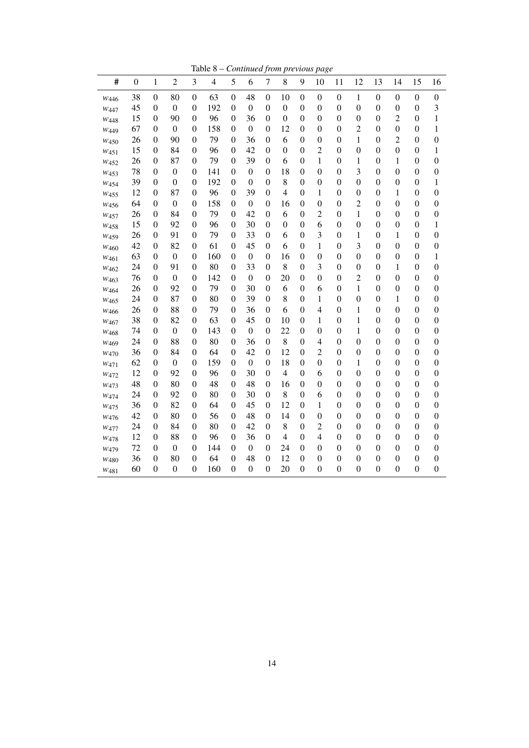Table 8 – *Continued from previous page*

| # | 0 | 1 | 2 | 3 | 4 | 5 | 6 | 7 | 8 | 9 | 10 | 11 | 12 | 13 | 14 | 15 | 16 |
|---|---|---|---|---|---|---|---|---|---|---|---|---|---|---|---|---|---|
| $w_{446}$ | 38 | 0 | 80 | 0 | 63 | 0 | 48 | 0 | 10 | 0 | 0 | 0 | 1 | 0 | 0 | 0 | 0 |
| $w_{447}$ | 45 | 0 | 0 | 0 | 192 | 0 | 0 | 0 | 0 | 0 | 0 | 0 | 0 | 0 | 0 | 0 | 3 |
| $w_{448}$ | 15 | 0 | 90 | 0 | 96 | 0 | 36 | 0 | 0 | 0 | 0 | 0 | 0 | 0 | 2 | 0 | 1 |
| $w_{449}$ | 67 | 0 | 0 | 0 | 158 | 0 | 0 | 0 | 12 | 0 | 0 | 0 | 2 | 0 | 0 | 0 | 1 |
| $w_{450}$ | 26 | 0 | 90 | 0 | 79 | 0 | 36 | 0 | 6 | 0 | 0 | 0 | 1 | 0 | 2 | 0 | 0 |
| $w_{451}$ | 15 | 0 | 84 | 0 | 96 | 0 | 42 | 0 | 0 | 0 | 2 | 0 | 0 | 0 | 0 | 0 | 1 |
| $w_{452}$ | 26 | 0 | 87 | 0 | 79 | 0 | 39 | 0 | 6 | 0 | 1 | 0 | 1 | 0 | 1 | 0 | 0 |
| $w_{453}$ | 78 | 0 | 0 | 0 | 141 | 0 | 0 | 0 | 18 | 0 | 0 | 0 | 3 | 0 | 0 | 0 | 0 |
| $w_{454}$ | 39 | 0 | 0 | 0 | 192 | 0 | 0 | 0 | 8 | 0 | 0 | 0 | 0 | 0 | 0 | 0 | 1 |
| $w_{455}$ | 12 | 0 | 87 | 0 | 96 | 0 | 39 | 0 | 4 | 0 | 1 | 0 | 0 | 0 | 1 | 0 | 0 |
| $w_{456}$ | 64 | 0 | 0 | 0 | 158 | 0 | 0 | 0 | 16 | 0 | 0 | 0 | 2 | 0 | 0 | 0 | 0 |
| $w_{457}$ | 26 | 0 | 84 | 0 | 79 | 0 | 42 | 0 | 6 | 0 | 2 | 0 | 1 | 0 | 0 | 0 | 0 |
| $w_{458}$ | 15 | 0 | 92 | 0 | 96 | 0 | 30 | 0 | 0 | 0 | 6 | 0 | 0 | 0 | 0 | 0 | 1 |
| $w_{459}$ | 26 | 0 | 91 | 0 | 79 | 0 | 33 | 0 | 6 | 0 | 3 | 0 | 1 | 0 | 1 | 0 | 0 |
| $w_{460}$ | 42 | 0 | 82 | 0 | 61 | 0 | 45 | 0 | 6 | 0 | 1 | 0 | 3 | 0 | 0 | 0 | 0 |
| $w_{461}$ | 63 | 0 | 0 | 0 | 160 | 0 | 0 | 0 | 16 | 0 | 0 | 0 | 0 | 0 | 0 | 0 | 1 |
| $w_{462}$ | 24 | 0 | 91 | 0 | 80 | 0 | 33 | 0 | 8 | 0 | 3 | 0 | 0 | 0 | 1 | 0 | 0 |
| $w_{463}$ | 76 | 0 | 0 | 0 | 142 | 0 | 0 | 0 | 20 | 0 | 0 | 0 | 2 | 0 | 0 | 0 | 0 |
| $w_{464}$ | 26 | 0 | 92 | 0 | 79 | 0 | 30 | 0 | 6 | 0 | 6 | 0 | 1 | 0 | 0 | 0 | 0 |
| $w_{465}$ | 24 | 0 | 87 | 0 | 80 | 0 | 39 | 0 | 8 | 0 | 1 | 0 | 0 | 0 | 1 | 0 | 0 |
| $w_{466}$ | 26 | 0 | 88 | 0 | 79 | 0 | 36 | 0 | 6 | 0 | 4 | 0 | 1 | 0 | 0 | 0 | 0 |
| $w_{467}$ | 38 | 0 | 82 | 0 | 63 | 0 | 45 | 0 | 10 | 0 | 1 | 0 | 1 | 0 | 0 | 0 | 0 |
| $w_{468}$ | 74 | 0 | 0 | 0 | 143 | 0 | 0 | 0 | 22 | 0 | 0 | 0 | 1 | 0 | 0 | 0 | 0 |
| $w_{469}$ | 24 | 0 | 88 | 0 | 80 | 0 | 36 | 0 | 8 | 0 | 4 | 0 | 0 | 0 | 0 | 0 | 0 |
| $w_{470}$ | 36 | 0 | 84 | 0 | 64 | 0 | 42 | 0 | 12 | 0 | 2 | 0 | 0 | 0 | 0 | 0 | 0 |
| $w_{471}$ | 62 | 0 | 0 | 0 | 159 | 0 | 0 | 0 | 18 | 0 | 0 | 0 | 1 | 0 | 0 | 0 | 0 |
| $w_{472}$ | 12 | 0 | 92 | 0 | 96 | 0 | 30 | 0 | 4 | 0 | 6 | 0 | 0 | 0 | 0 | 0 | 0 |
| $w_{473}$ | 48 | 0 | 80 | 0 | 48 | 0 | 48 | 0 | 16 | 0 | 0 | 0 | 0 | 0 | 0 | 0 | 0 |
| $w_{474}$ | 24 | 0 | 92 | 0 | 80 | 0 | 30 | 0 | 8 | 0 | 6 | 0 | 0 | 0 | 0 | 0 | 0 |
| $w_{475}$ | 36 | 0 | 82 | 0 | 64 | 0 | 45 | 0 | 12 | 0 | 1 | 0 | 0 | 0 | 0 | 0 | 0 |
| $w_{476}$ | 42 | 0 | 80 | 0 | 56 | 0 | 48 | 0 | 14 | 0 | 0 | 0 | 0 | 0 | 0 | 0 | 0 |
| $w_{477}$ | 24 | 0 | 84 | 0 | 80 | 0 | 42 | 0 | 8 | 0 | 2 | 0 | 0 | 0 | 0 | 0 | 0 |
| $w_{478}$ | 12 | 0 | 88 | 0 | 96 | 0 | 36 | 0 | 4 | 0 | 4 | 0 | 0 | 0 | 0 | 0 | 0 |
| $w_{479}$ | 72 | 0 | 0 | 0 | 144 | 0 | 0 | 0 | 24 | 0 | 0 | 0 | 0 | 0 | 0 | 0 | 0 |
| $w_{480}$ | 36 | 0 | 80 | 0 | 64 | 0 | 48 | 0 | 12 | 0 | 0 | 0 | 0 | 0 | 0 | 0 | 0 |
| $w_{481}$ | 60 | 0 | 0 | 0 | 160 | 0 | 0 | 0 | 20 | 0 | 0 | 0 | 0 | 0 | 0 | 0 | 0 |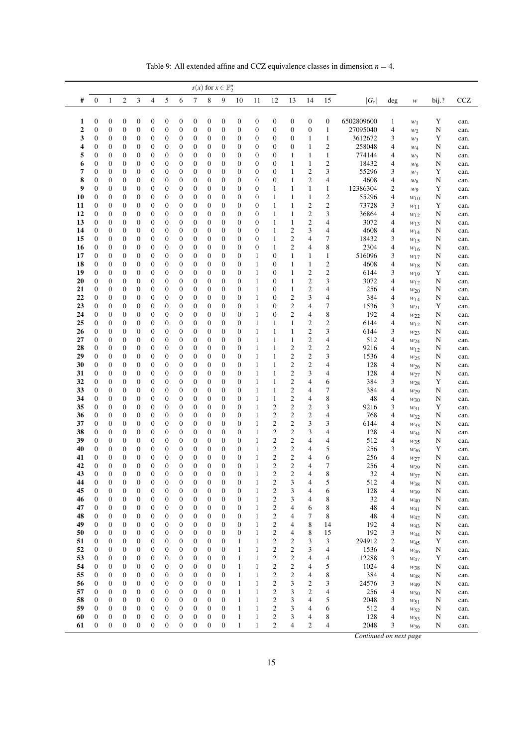Table 9: All extended affine and CCZ equivalence classes in dimension $n = 4$.

| # | $s(x)$ for $x \in \mathbb{F}_2^n$ | | | | | | | | | | | | | | | | $\|G_s\|$ | deg | $w$ | bij.? | CCZ |
|---|---|---|---|---|---|---|---|---|---|---|---|---|---|---|---|---|---|---|---|---|---|
| | 0 | 1 | 2 | 3 | 4 | 5 | 6 | 7 | 8 | 9 | 10 | 11 | 12 | 13 | 14 | 15 | | | | | |
| 1 | 0 | 0 | 0 | 0 | 0 | 0 | 0 | 0 | 0 | 0 | 0 | 0 | 0 | 0 | 0 | 0 | 6502809600 | 1 | $w_1$ | Y | can. |
| 2 | 0 | 0 | 0 | 0 | 0 | 0 | 0 | 0 | 0 | 0 | 0 | 0 | 0 | 0 | 0 | 1 | 27095040 | 4 | $w_2$ | N | can. |
| 3 | 0 | 0 | 0 | 0 | 0 | 0 | 0 | 0 | 0 | 0 | 0 | 0 | 0 | 0 | 1 | 1 | 3612672 | 3 | $w_3$ | Y | can. |
| 4 | 0 | 0 | 0 | 0 | 0 | 0 | 0 | 0 | 0 | 0 | 0 | 0 | 0 | 0 | 1 | 2 | 258048 | 4 | $w_4$ | N | can. |
| 5 | 0 | 0 | 0 | 0 | 0 | 0 | 0 | 0 | 0 | 0 | 0 | 0 | 0 | 1 | 1 | 1 | 774144 | 4 | $w_5$ | N | can. |
| 6 | 0 | 0 | 0 | 0 | 0 | 0 | 0 | 0 | 0 | 0 | 0 | 0 | 0 | 1 | 1 | 2 | 18432 | 4 | $w_6$ | N | can. |
| 7 | 0 | 0 | 0 | 0 | 0 | 0 | 0 | 0 | 0 | 0 | 0 | 0 | 0 | 1 | 2 | 3 | 55296 | 3 | $w_7$ | Y | can. |
| 8 | 0 | 0 | 0 | 0 | 0 | 0 | 0 | 0 | 0 | 0 | 0 | 0 | 0 | 1 | 2 | 4 | 4608 | 4 | $w_8$ | N | can. |
| 9 | 0 | 0 | 0 | 0 | 0 | 0 | 0 | 0 | 0 | 0 | 0 | 0 | 1 | 1 | 1 | 1 | 12386304 | 2 | $w_9$ | Y | can. |
| 10 | 0 | 0 | 0 | 0 | 0 | 0 | 0 | 0 | 0 | 0 | 0 | 0 | 1 | 1 | 1 | 2 | 55296 | 4 | $w_{10}$ | N | can. |
| 11 | 0 | 0 | 0 | 0 | 0 | 0 | 0 | 0 | 0 | 0 | 0 | 0 | 1 | 1 | 2 | 2 | 73728 | 3 | $w_{11}$ | Y | can. |
| 12 | 0 | 0 | 0 | 0 | 0 | 0 | 0 | 0 | 0 | 0 | 0 | 0 | 1 | 1 | 2 | 3 | 36864 | 4 | $w_{12}$ | N | can. |
| 13 | 0 | 0 | 0 | 0 | 0 | 0 | 0 | 0 | 0 | 0 | 0 | 0 | 1 | 1 | 2 | 4 | 3072 | 4 | $w_{13}$ | N | can. |
| 14 | 0 | 0 | 0 | 0 | 0 | 0 | 0 | 0 | 0 | 0 | 0 | 0 | 1 | 2 | 3 | 4 | 4608 | 4 | $w_{14}$ | N | can. |
| 15 | 0 | 0 | 0 | 0 | 0 | 0 | 0 | 0 | 0 | 0 | 0 | 0 | 1 | 2 | 4 | 7 | 18432 | 3 | $w_{15}$ | N | can. |
| 16 | 0 | 0 | 0 | 0 | 0 | 0 | 0 | 0 | 0 | 0 | 0 | 0 | 1 | 2 | 4 | 8 | 2304 | 4 | $w_{16}$ | N | can. |
| 17 | 0 | 0 | 0 | 0 | 0 | 0 | 0 | 0 | 0 | 0 | 0 | 1 | 0 | 1 | 1 | 1 | 516096 | 3 | $w_{17}$ | N | can. |
| 18 | 0 | 0 | 0 | 0 | 0 | 0 | 0 | 0 | 0 | 0 | 0 | 1 | 0 | 1 | 1 | 2 | 4608 | 4 | $w_{18}$ | N | can. |
| 19 | 0 | 0 | 0 | 0 | 0 | 0 | 0 | 0 | 0 | 0 | 0 | 1 | 0 | 1 | 2 | 2 | 6144 | 3 | $w_{19}$ | Y | can. |
| 20 | 0 | 0 | 0 | 0 | 0 | 0 | 0 | 0 | 0 | 0 | 0 | 1 | 0 | 1 | 2 | 3 | 3072 | 4 | $w_{12}$ | N | can. |
| 21 | 0 | 0 | 0 | 0 | 0 | 0 | 0 | 0 | 0 | 0 | 0 | 1 | 0 | 1 | 2 | 4 | 256 | 4 | $w_{20}$ | N | can. |
| 22 | 0 | 0 | 0 | 0 | 0 | 0 | 0 | 0 | 0 | 0 | 0 | 1 | 0 | 2 | 3 | 4 | 384 | 4 | $w_{14}$ | N | can. |
| 23 | 0 | 0 | 0 | 0 | 0 | 0 | 0 | 0 | 0 | 0 | 0 | 1 | 0 | 2 | 4 | 7 | 1536 | 3 | $w_{21}$ | Y | can. |
| 24 | 0 | 0 | 0 | 0 | 0 | 0 | 0 | 0 | 0 | 0 | 0 | 1 | 0 | 2 | 4 | 8 | 192 | 4 | $w_{22}$ | N | can. |
| 25 | 0 | 0 | 0 | 0 | 0 | 0 | 0 | 0 | 0 | 0 | 0 | 1 | 1 | 1 | 2 | 2 | 6144 | 4 | $w_{12}$ | N | can. |
| 26 | 0 | 0 | 0 | 0 | 0 | 0 | 0 | 0 | 0 | 0 | 0 | 1 | 1 | 1 | 2 | 3 | 6144 | 3 | $w_{23}$ | N | can. |
| 27 | 0 | 0 | 0 | 0 | 0 | 0 | 0 | 0 | 0 | 0 | 0 | 1 | 1 | 1 | 2 | 4 | 512 | 4 | $w_{24}$ | N | can. |
| 28 | 0 | 0 | 0 | 0 | 0 | 0 | 0 | 0 | 0 | 0 | 0 | 1 | 1 | 2 | 2 | 2 | 9216 | 4 | $w_{12}$ | N | can. |
| 29 | 0 | 0 | 0 | 0 | 0 | 0 | 0 | 0 | 0 | 0 | 0 | 1 | 1 | 2 | 2 | 3 | 1536 | 4 | $w_{25}$ | N | can. |
| 30 | 0 | 0 | 0 | 0 | 0 | 0 | 0 | 0 | 0 | 0 | 0 | 1 | 1 | 2 | 2 | 4 | 128 | 4 | $w_{26}$ | N | can. |
| 31 | 0 | 0 | 0 | 0 | 0 | 0 | 0 | 0 | 0 | 0 | 0 | 1 | 1 | 2 | 3 | 4 | 128 | 4 | $w_{27}$ | N | can. |
| 32 | 0 | 0 | 0 | 0 | 0 | 0 | 0 | 0 | 0 | 0 | 0 | 1 | 1 | 2 | 4 | 6 | 384 | 3 | $w_{28}$ | Y | can. |
| 33 | 0 | 0 | 0 | 0 | 0 | 0 | 0 | 0 | 0 | 0 | 0 | 1 | 1 | 2 | 4 | 7 | 384 | 4 | $w_{29}$ | N | can. |
| 34 | 0 | 0 | 0 | 0 | 0 | 0 | 0 | 0 | 0 | 0 | 0 | 1 | 1 | 2 | 4 | 8 | 48 | 4 | $w_{30}$ | N | can. |
| 35 | 0 | 0 | 0 | 0 | 0 | 0 | 0 | 0 | 0 | 0 | 0 | 1 | 2 | 2 | 2 | 3 | 9216 | 3 | $w_{31}$ | Y | can. |
| 36 | 0 | 0 | 0 | 0 | 0 | 0 | 0 | 0 | 0 | 0 | 0 | 1 | 2 | 2 | 2 | 4 | 768 | 4 | $w_{32}$ | N | can. |
| 37 | 0 | 0 | 0 | 0 | 0 | 0 | 0 | 0 | 0 | 0 | 0 | 1 | 2 | 2 | 3 | 3 | 6144 | 4 | $w_{33}$ | N | can. |
| 38 | 0 | 0 | 0 | 0 | 0 | 0 | 0 | 0 | 0 | 0 | 0 | 1 | 2 | 2 | 3 | 4 | 128 | 4 | $w_{34}$ | N | can. |
| 39 | 0 | 0 | 0 | 0 | 0 | 0 | 0 | 0 | 0 | 0 | 0 | 1 | 2 | 2 | 4 | 4 | 512 | 4 | $w_{35}$ | N | can. |
| 40 | 0 | 0 | 0 | 0 | 0 | 0 | 0 | 0 | 0 | 0 | 0 | 1 | 2 | 2 | 4 | 5 | 256 | 3 | $w_{36}$ | Y | can. |
| 41 | 0 | 0 | 0 | 0 | 0 | 0 | 0 | 0 | 0 | 0 | 0 | 1 | 2 | 2 | 4 | 6 | 256 | 4 | $w_{27}$ | N | can. |
| 42 | 0 | 0 | 0 | 0 | 0 | 0 | 0 | 0 | 0 | 0 | 0 | 1 | 2 | 2 | 4 | 7 | 256 | 4 | $w_{29}$ | N | can. |
| 43 | 0 | 0 | 0 | 0 | 0 | 0 | 0 | 0 | 0 | 0 | 0 | 1 | 2 | 2 | 4 | 8 | 32 | 4 | $w_{37}$ | N | can. |
| 44 | 0 | 0 | 0 | 0 | 0 | 0 | 0 | 0 | 0 | 0 | 0 | 1 | 2 | 3 | 4 | 5 | 512 | 4 | $w_{38}$ | N | can. |
| 45 | 0 | 0 | 0 | 0 | 0 | 0 | 0 | 0 | 0 | 0 | 0 | 1 | 2 | 3 | 4 | 6 | 128 | 4 | $w_{39}$ | N | can. |
| 46 | 0 | 0 | 0 | 0 | 0 | 0 | 0 | 0 | 0 | 0 | 0 | 1 | 2 | 3 | 4 | 8 | 32 | 4 | $w_{40}$ | N | can. |
| 47 | 0 | 0 | 0 | 0 | 0 | 0 | 0 | 0 | 0 | 0 | 0 | 1 | 2 | 4 | 6 | 8 | 48 | 4 | $w_{41}$ | N | can. |
| 48 | 0 | 0 | 0 | 0 | 0 | 0 | 0 | 0 | 0 | 0 | 0 | 1 | 2 | 4 | 7 | 8 | 48 | 4 | $w_{42}$ | N | can. |
| 49 | 0 | 0 | 0 | 0 | 0 | 0 | 0 | 0 | 0 | 0 | 0 | 1 | 2 | 4 | 8 | 14 | 192 | 4 | $w_{43}$ | N | can. |
| 50 | 0 | 0 | 0 | 0 | 0 | 0 | 0 | 0 | 0 | 0 | 0 | 1 | 2 | 4 | 8 | 15 | 192 | 3 | $w_{44}$ | N | can. |
| 51 | 0 | 0 | 0 | 0 | 0 | 0 | 0 | 0 | 0 | 0 | 1 | 1 | 2 | 2 | 3 | 3 | 294912 | 2 | $w_{45}$ | Y | can. |
| 52 | 0 | 0 | 0 | 0 | 0 | 0 | 0 | 0 | 0 | 0 | 1 | 1 | 2 | 2 | 3 | 4 | 1536 | 4 | $w_{46}$ | N | can. |
| 53 | 0 | 0 | 0 | 0 | 0 | 0 | 0 | 0 | 0 | 0 | 1 | 1 | 2 | 2 | 4 | 4 | 12288 | 3 | $w_{47}$ | Y | can. |
| 54 | 0 | 0 | 0 | 0 | 0 | 0 | 0 | 0 | 0 | 0 | 1 | 1 | 2 | 2 | 4 | 5 | 1024 | 4 | $w_{38}$ | N | can. |
| 55 | 0 | 0 | 0 | 0 | 0 | 0 | 0 | 0 | 0 | 0 | 1 | 1 | 2 | 2 | 4 | 8 | 384 | 4 | $w_{48}$ | N | can. |
| 56 | 0 | 0 | 0 | 0 | 0 | 0 | 0 | 0 | 0 | 0 | 1 | 1 | 2 | 3 | 2 | 3 | 24576 | 3 | $w_{49}$ | N | can. |
| 57 | 0 | 0 | 0 | 0 | 0 | 0 | 0 | 0 | 0 | 0 | 1 | 1 | 2 | 3 | 2 | 4 | 256 | 4 | $w_{50}$ | N | can. |
| 58 | 0 | 0 | 0 | 0 | 0 | 0 | 0 | 0 | 0 | 0 | 1 | 1 | 2 | 3 | 4 | 5 | 2048 | 3 | $w_{51}$ | N | can. |
| 59 | 0 | 0 | 0 | 0 | 0 | 0 | 0 | 0 | 0 | 0 | 1 | 1 | 2 | 3 | 4 | 6 | 512 | 4 | $w_{52}$ | N | can. |
| 60 | 0 | 0 | 0 | 0 | 0 | 0 | 0 | 0 | 0 | 0 | 1 | 1 | 2 | 3 | 4 | 8 | 128 | 4 | $w_{53}$ | N | can. |
| 61 | 0 | 0 | 0 | 0 | 0 | 0 | 0 | 0 | 0 | 0 | 1 | 1 | 2 | 4 | 2 | 4 | 2048 | 3 | $w_{36}$ | N | can. |

*Continued on next page*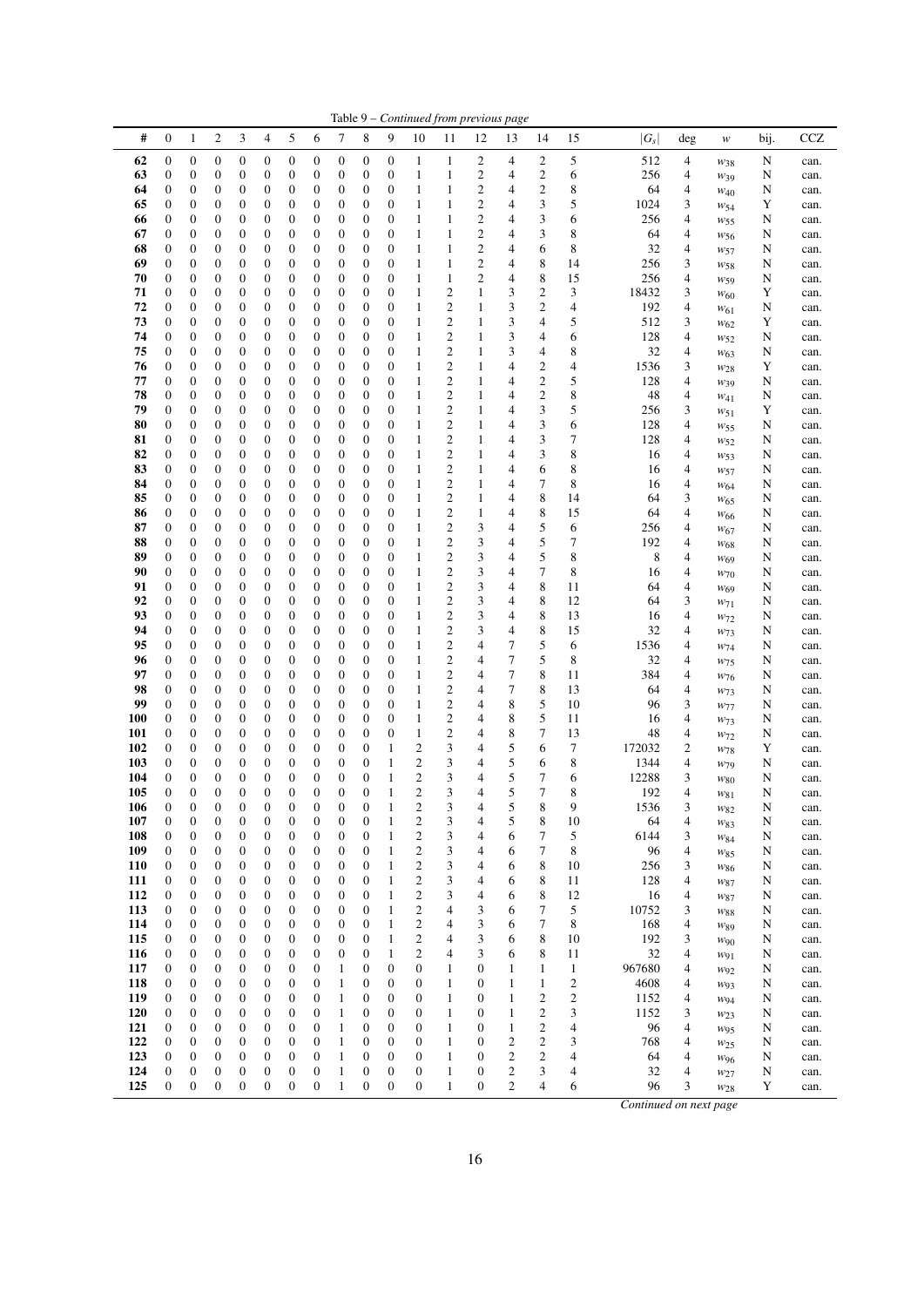Table 9 – *Continued from previous page*

| # | 0 | 1 | 2 | 3 | 4 | 5 | 6 | 7 | 8 | 9 | 10 | 11 | 12 | 13 | 14 | 15 | $\lvert G_s \rvert$ | deg | $w$ | bij. | CCZ |
|---|---|---|---|---|---|---|---|---|---|---|---|---|---|---|---|---|---|---|---|---|---|
| **62** | 0 | 0 | 0 | 0 | 0 | 0 | 0 | 0 | 0 | 0 | 1 | 1 | 2 | 4 | 2 | 5 | 512 | 4 | $w_{38}$ | N | can. |
| **63** | 0 | 0 | 0 | 0 | 0 | 0 | 0 | 0 | 0 | 0 | 1 | 1 | 2 | 4 | 2 | 6 | 256 | 4 | $w_{39}$ | N | can. |
| **64** | 0 | 0 | 0 | 0 | 0 | 0 | 0 | 0 | 0 | 0 | 1 | 1 | 2 | 4 | 2 | 8 | 64 | 4 | $w_{40}$ | N | can. |
| **65** | 0 | 0 | 0 | 0 | 0 | 0 | 0 | 0 | 0 | 0 | 1 | 1 | 2 | 4 | 3 | 5 | 1024 | 3 | $w_{54}$ | Y | can. |
| **66** | 0 | 0 | 0 | 0 | 0 | 0 | 0 | 0 | 0 | 0 | 1 | 1 | 2 | 4 | 3 | 6 | 256 | 4 | $w_{55}$ | N | can. |
| **67** | 0 | 0 | 0 | 0 | 0 | 0 | 0 | 0 | 0 | 0 | 1 | 1 | 2 | 4 | 3 | 8 | 64 | 4 | $w_{56}$ | N | can. |
| **68** | 0 | 0 | 0 | 0 | 0 | 0 | 0 | 0 | 0 | 0 | 1 | 1 | 2 | 4 | 6 | 8 | 32 | 4 | $w_{57}$ | N | can. |
| **69** | 0 | 0 | 0 | 0 | 0 | 0 | 0 | 0 | 0 | 0 | 1 | 1 | 2 | 4 | 8 | 14 | 256 | 3 | $w_{58}$ | N | can. |
| **70** | 0 | 0 | 0 | 0 | 0 | 0 | 0 | 0 | 0 | 0 | 1 | 1 | 2 | 4 | 8 | 15 | 256 | 4 | $w_{59}$ | N | can. |
| **71** | 0 | 0 | 0 | 0 | 0 | 0 | 0 | 0 | 0 | 0 | 1 | 2 | 1 | 3 | 2 | 3 | 18432 | 3 | $w_{60}$ | Y | can. |
| **72** | 0 | 0 | 0 | 0 | 0 | 0 | 0 | 0 | 0 | 0 | 1 | 2 | 1 | 3 | 2 | 4 | 192 | 4 | $w_{61}$ | N | can. |
| **73** | 0 | 0 | 0 | 0 | 0 | 0 | 0 | 0 | 0 | 0 | 1 | 2 | 1 | 3 | 4 | 5 | 512 | 3 | $w_{62}$ | Y | can. |
| **74** | 0 | 0 | 0 | 0 | 0 | 0 | 0 | 0 | 0 | 0 | 1 | 2 | 1 | 3 | 4 | 6 | 128 | 4 | $w_{52}$ | N | can. |
| **75** | 0 | 0 | 0 | 0 | 0 | 0 | 0 | 0 | 0 | 0 | 1 | 2 | 1 | 3 | 4 | 8 | 32 | 4 | $w_{63}$ | N | can. |
| **76** | 0 | 0 | 0 | 0 | 0 | 0 | 0 | 0 | 0 | 0 | 1 | 2 | 1 | 4 | 2 | 4 | 1536 | 3 | $w_{28}$ | Y | can. |
| **77** | 0 | 0 | 0 | 0 | 0 | 0 | 0 | 0 | 0 | 0 | 1 | 2 | 1 | 4 | 2 | 5 | 128 | 4 | $w_{39}$ | N | can. |
| **78** | 0 | 0 | 0 | 0 | 0 | 0 | 0 | 0 | 0 | 0 | 1 | 2 | 1 | 4 | 2 | 8 | 48 | 4 | $w_{41}$ | N | can. |
| **79** | 0 | 0 | 0 | 0 | 0 | 0 | 0 | 0 | 0 | 0 | 1 | 2 | 1 | 4 | 3 | 5 | 256 | 3 | $w_{51}$ | Y | can. |
| **80** | 0 | 0 | 0 | 0 | 0 | 0 | 0 | 0 | 0 | 0 | 1 | 2 | 1 | 4 | 3 | 6 | 128 | 4 | $w_{55}$ | N | can. |
| **81** | 0 | 0 | 0 | 0 | 0 | 0 | 0 | 0 | 0 | 0 | 1 | 2 | 1 | 4 | 3 | 7 | 128 | 4 | $w_{52}$ | N | can. |
| **82** | 0 | 0 | 0 | 0 | 0 | 0 | 0 | 0 | 0 | 0 | 1 | 2 | 1 | 4 | 3 | 8 | 16 | 4 | $w_{53}$ | N | can. |
| **83** | 0 | 0 | 0 | 0 | 0 | 0 | 0 | 0 | 0 | 0 | 1 | 2 | 1 | 4 | 6 | 8 | 16 | 4 | $w_{57}$ | N | can. |
| **84** | 0 | 0 | 0 | 0 | 0 | 0 | 0 | 0 | 0 | 0 | 1 | 2 | 1 | 4 | 7 | 8 | 16 | 4 | $w_{64}$ | N | can. |
| **85** | 0 | 0 | 0 | 0 | 0 | 0 | 0 | 0 | 0 | 0 | 1 | 2 | 1 | 4 | 8 | 14 | 64 | 3 | $w_{65}$ | N | can. |
| **86** | 0 | 0 | 0 | 0 | 0 | 0 | 0 | 0 | 0 | 0 | 1 | 2 | 1 | 4 | 8 | 15 | 64 | 4 | $w_{66}$ | N | can. |
| **87** | 0 | 0 | 0 | 0 | 0 | 0 | 0 | 0 | 0 | 0 | 1 | 2 | 3 | 4 | 5 | 6 | 256 | 4 | $w_{67}$ | N | can. |
| **88** | 0 | 0 | 0 | 0 | 0 | 0 | 0 | 0 | 0 | 0 | 1 | 2 | 3 | 4 | 5 | 7 | 192 | 4 | $w_{68}$ | N | can. |
| **89** | 0 | 0 | 0 | 0 | 0 | 0 | 0 | 0 | 0 | 0 | 1 | 2 | 3 | 4 | 5 | 8 | 8 | 4 | $w_{69}$ | N | can. |
| **90** | 0 | 0 | 0 | 0 | 0 | 0 | 0 | 0 | 0 | 0 | 1 | 2 | 3 | 4 | 7 | 8 | 16 | 4 | $w_{70}$ | N | can. |
| **91** | 0 | 0 | 0 | 0 | 0 | 0 | 0 | 0 | 0 | 0 | 1 | 2 | 3 | 4 | 8 | 11 | 64 | 4 | $w_{69}$ | N | can. |
| **92** | 0 | 0 | 0 | 0 | 0 | 0 | 0 | 0 | 0 | 0 | 1 | 2 | 3 | 4 | 8 | 12 | 64 | 3 | $w_{71}$ | N | can. |
| **93** | 0 | 0 | 0 | 0 | 0 | 0 | 0 | 0 | 0 | 0 | 1 | 2 | 3 | 4 | 8 | 13 | 16 | 4 | $w_{72}$ | N | can. |
| **94** | 0 | 0 | 0 | 0 | 0 | 0 | 0 | 0 | 0 | 0 | 1 | 2 | 3 | 4 | 8 | 15 | 32 | 4 | $w_{73}$ | N | can. |
| **95** | 0 | 0 | 0 | 0 | 0 | 0 | 0 | 0 | 0 | 0 | 1 | 2 | 4 | 7 | 5 | 6 | 1536 | 4 | $w_{74}$ | N | can. |
| **96** | 0 | 0 | 0 | 0 | 0 | 0 | 0 | 0 | 0 | 0 | 1 | 2 | 4 | 7 | 5 | 8 | 32 | 4 | $w_{75}$ | N | can. |
| **97** | 0 | 0 | 0 | 0 | 0 | 0 | 0 | 0 | 0 | 0 | 1 | 2 | 4 | 7 | 8 | 11 | 384 | 4 | $w_{76}$ | N | can. |
| **98** | 0 | 0 | 0 | 0 | 0 | 0 | 0 | 0 | 0 | 0 | 1 | 2 | 4 | 7 | 8 | 13 | 64 | 4 | $w_{73}$ | N | can. |
| **99** | 0 | 0 | 0 | 0 | 0 | 0 | 0 | 0 | 0 | 0 | 1 | 2 | 4 | 8 | 5 | 10 | 96 | 3 | $w_{77}$ | N | can. |
| **100** | 0 | 0 | 0 | 0 | 0 | 0 | 0 | 0 | 0 | 0 | 1 | 2 | 4 | 8 | 5 | 11 | 16 | 4 | $w_{73}$ | N | can. |
| **101** | 0 | 0 | 0 | 0 | 0 | 0 | 0 | 0 | 0 | 0 | 1 | 2 | 4 | 8 | 7 | 13 | 48 | 4 | $w_{72}$ | N | can. |
| **102** | 0 | 0 | 0 | 0 | 0 | 0 | 0 | 0 | 0 | 1 | 2 | 3 | 4 | 5 | 6 | 7 | 172032 | 2 | $w_{78}$ | Y | can. |
| **103** | 0 | 0 | 0 | 0 | 0 | 0 | 0 | 0 | 0 | 1 | 2 | 3 | 4 | 5 | 6 | 8 | 1344 | 4 | $w_{79}$ | N | can. |
| **104** | 0 | 0 | 0 | 0 | 0 | 0 | 0 | 0 | 0 | 1 | 2 | 3 | 4 | 5 | 7 | 6 | 12288 | 3 | $w_{80}$ | N | can. |
| **105** | 0 | 0 | 0 | 0 | 0 | 0 | 0 | 0 | 0 | 1 | 2 | 3 | 4 | 5 | 7 | 8 | 192 | 4 | $w_{81}$ | N | can. |
| **106** | 0 | 0 | 0 | 0 | 0 | 0 | 0 | 0 | 0 | 1 | 2 | 3 | 4 | 5 | 8 | 9 | 1536 | 3 | $w_{82}$ | N | can. |
| **107** | 0 | 0 | 0 | 0 | 0 | 0 | 0 | 0 | 0 | 1 | 2 | 3 | 4 | 5 | 8 | 10 | 64 | 4 | $w_{83}$ | N | can. |
| **108** | 0 | 0 | 0 | 0 | 0 | 0 | 0 | 0 | 0 | 1 | 2 | 3 | 4 | 6 | 7 | 5 | 6144 | 3 | $w_{84}$ | N | can. |
| **109** | 0 | 0 | 0 | 0 | 0 | 0 | 0 | 0 | 0 | 1 | 2 | 3 | 4 | 6 | 7 | 8 | 96 | 4 | $w_{85}$ | N | can. |
| **110** | 0 | 0 | 0 | 0 | 0 | 0 | 0 | 0 | 0 | 1 | 2 | 3 | 4 | 6 | 8 | 10 | 256 | 3 | $w_{86}$ | N | can. |
| **111** | 0 | 0 | 0 | 0 | 0 | 0 | 0 | 0 | 0 | 1 | 2 | 3 | 4 | 6 | 8 | 11 | 128 | 4 | $w_{87}$ | N | can. |
| **112** | 0 | 0 | 0 | 0 | 0 | 0 | 0 | 0 | 0 | 1 | 2 | 3 | 4 | 6 | 8 | 12 | 16 | 4 | $w_{87}$ | N | can. |
| **113** | 0 | 0 | 0 | 0 | 0 | 0 | 0 | 0 | 0 | 1 | 2 | 4 | 3 | 6 | 7 | 5 | 10752 | 3 | $w_{88}$ | N | can. |
| **114** | 0 | 0 | 0 | 0 | 0 | 0 | 0 | 0 | 0 | 1 | 2 | 4 | 3 | 6 | 7 | 8 | 168 | 4 | $w_{89}$ | N | can. |
| **115** | 0 | 0 | 0 | 0 | 0 | 0 | 0 | 0 | 0 | 1 | 2 | 4 | 3 | 6 | 8 | 10 | 192 | 3 | $w_{90}$ | N | can. |
| **116** | 0 | 0 | 0 | 0 | 0 | 0 | 0 | 0 | 0 | 1 | 2 | 4 | 3 | 6 | 8 | 11 | 32 | 4 | $w_{91}$ | N | can. |
| **117** | 0 | 0 | 0 | 0 | 0 | 0 | 0 | 1 | 0 | 0 | 0 | 1 | 0 | 1 | 1 | 1 | 967680 | 4 | $w_{92}$ | N | can. |
| **118** | 0 | 0 | 0 | 0 | 0 | 0 | 0 | 1 | 0 | 0 | 0 | 1 | 0 | 1 | 1 | 2 | 4608 | 4 | $w_{93}$ | N | can. |
| **119** | 0 | 0 | 0 | 0 | 0 | 0 | 0 | 1 | 0 | 0 | 0 | 1 | 0 | 1 | 2 | 2 | 1152 | 4 | $w_{94}$ | N | can. |
| **120** | 0 | 0 | 0 | 0 | 0 | 0 | 0 | 1 | 0 | 0 | 0 | 1 | 0 | 1 | 2 | 3 | 1152 | 3 | $w_{23}$ | N | can. |
| **121** | 0 | 0 | 0 | 0 | 0 | 0 | 0 | 1 | 0 | 0 | 0 | 1 | 0 | 1 | 2 | 4 | 96 | 4 | $w_{95}$ | N | can. |
| **122** | 0 | 0 | 0 | 0 | 0 | 0 | 0 | 1 | 0 | 0 | 0 | 1 | 0 | 2 | 2 | 3 | 768 | 4 | $w_{25}$ | N | can. |
| **123** | 0 | 0 | 0 | 0 | 0 | 0 | 0 | 1 | 0 | 0 | 0 | 1 | 0 | 2 | 2 | 4 | 64 | 4 | $w_{96}$ | N | can. |
| **124** | 0 | 0 | 0 | 0 | 0 | 0 | 0 | 1 | 0 | 0 | 0 | 1 | 0 | 2 | 3 | 4 | 32 | 4 | $w_{27}$ | N | can. |
| **125** | 0 | 0 | 0 | 0 | 0 | 0 | 0 | 1 | 0 | 0 | 0 | 1 | 0 | 2 | 4 | 6 | 96 | 3 | $w_{28}$ | Y | can. |

*Continued on next page*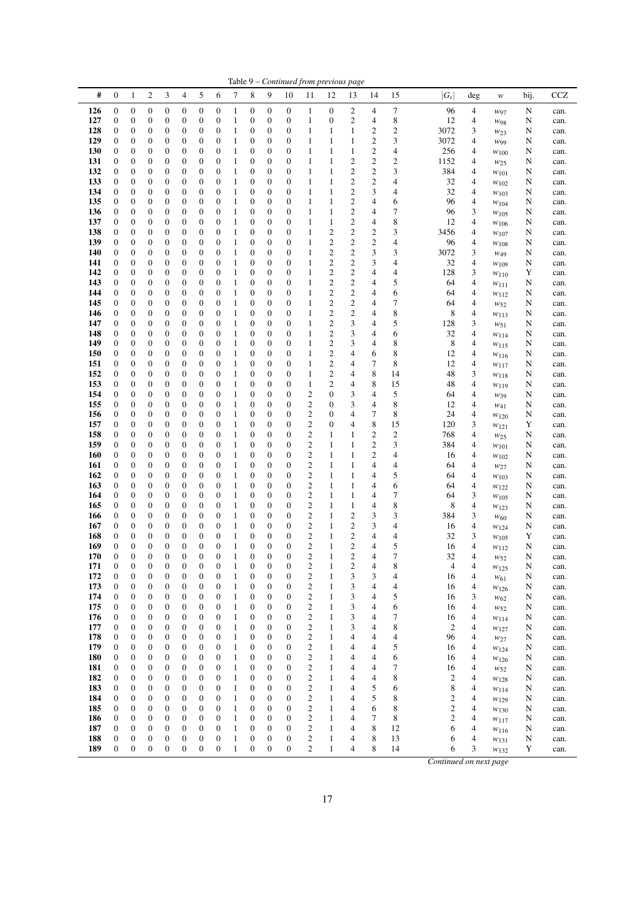Table 9 – *Continued from previous page*

| # | 0 | 1 | 2 | 3 | 4 | 5 | 6 | 7 | 8 | 9 | 10 | 11 | 12 | 13 | 14 | 15 | $\|G_s\|$ | deg | $w$ | bij. | CCZ |
|---|---|---|---|---|---|---|---|---|---|---|---|---|---|---|---|---|---|---|---|---|---|
| **126** | 0 | 0 | 0 | 0 | 0 | 0 | 0 | 1 | 0 | 0 | 0 | 1 | 0 | 2 | 4 | 7 | 96 | 4 | $w_{97}$ | N | can. |
| **127** | 0 | 0 | 0 | 0 | 0 | 0 | 0 | 1 | 0 | 0 | 0 | 1 | 0 | 2 | 4 | 8 | 12 | 4 | $w_{98}$ | N | can. |
| **128** | 0 | 0 | 0 | 0 | 0 | 0 | 0 | 1 | 0 | 0 | 0 | 1 | 1 | 1 | 2 | 2 | 3072 | 3 | $w_{23}$ | N | can. |
| **129** | 0 | 0 | 0 | 0 | 0 | 0 | 0 | 1 | 0 | 0 | 0 | 1 | 1 | 1 | 2 | 3 | 3072 | 4 | $w_{99}$ | N | can. |
| **130** | 0 | 0 | 0 | 0 | 0 | 0 | 0 | 1 | 0 | 0 | 0 | 1 | 1 | 1 | 2 | 4 | 256 | 4 | $w_{100}$ | N | can. |
| **131** | 0 | 0 | 0 | 0 | 0 | 0 | 0 | 1 | 0 | 0 | 0 | 1 | 1 | 2 | 2 | 2 | 1152 | 4 | $w_{25}$ | N | can. |
| **132** | 0 | 0 | 0 | 0 | 0 | 0 | 0 | 1 | 0 | 0 | 0 | 1 | 1 | 2 | 2 | 3 | 384 | 4 | $w_{101}$ | N | can. |
| **133** | 0 | 0 | 0 | 0 | 0 | 0 | 0 | 1 | 0 | 0 | 0 | 1 | 1 | 2 | 2 | 4 | 32 | 4 | $w_{102}$ | N | can. |
| **134** | 0 | 0 | 0 | 0 | 0 | 0 | 0 | 1 | 0 | 0 | 0 | 1 | 1 | 2 | 3 | 4 | 32 | 4 | $w_{103}$ | N | can. |
| **135** | 0 | 0 | 0 | 0 | 0 | 0 | 0 | 1 | 0 | 0 | 0 | 1 | 1 | 2 | 4 | 6 | 96 | 4 | $w_{104}$ | N | can. |
| **136** | 0 | 0 | 0 | 0 | 0 | 0 | 0 | 1 | 0 | 0 | 0 | 1 | 1 | 2 | 4 | 7 | 96 | 3 | $w_{105}$ | N | can. |
| **137** | 0 | 0 | 0 | 0 | 0 | 0 | 0 | 1 | 0 | 0 | 0 | 1 | 1 | 2 | 4 | 8 | 12 | 4 | $w_{106}$ | N | can. |
| **138** | 0 | 0 | 0 | 0 | 0 | 0 | 0 | 1 | 0 | 0 | 0 | 1 | 2 | 2 | 2 | 3 | 3456 | 4 | $w_{107}$ | N | can. |
| **139** | 0 | 0 | 0 | 0 | 0 | 0 | 0 | 1 | 0 | 0 | 0 | 1 | 2 | 2 | 2 | 4 | 96 | 4 | $w_{108}$ | N | can. |
| **140** | 0 | 0 | 0 | 0 | 0 | 0 | 0 | 1 | 0 | 0 | 0 | 1 | 2 | 2 | 3 | 3 | 3072 | 3 | $w_{49}$ | N | can. |
| **141** | 0 | 0 | 0 | 0 | 0 | 0 | 0 | 1 | 0 | 0 | 0 | 1 | 2 | 2 | 3 | 4 | 32 | 4 | $w_{109}$ | N | can. |
| **142** | 0 | 0 | 0 | 0 | 0 | 0 | 0 | 1 | 0 | 0 | 0 | 1 | 2 | 2 | 4 | 4 | 128 | 3 | $w_{110}$ | Y | can. |
| **143** | 0 | 0 | 0 | 0 | 0 | 0 | 0 | 1 | 0 | 0 | 0 | 1 | 2 | 2 | 4 | 5 | 64 | 4 | $w_{111}$ | N | can. |
| **144** | 0 | 0 | 0 | 0 | 0 | 0 | 0 | 1 | 0 | 0 | 0 | 1 | 2 | 2 | 4 | 6 | 64 | 4 | $w_{112}$ | N | can. |
| **145** | 0 | 0 | 0 | 0 | 0 | 0 | 0 | 1 | 0 | 0 | 0 | 1 | 2 | 2 | 4 | 7 | 64 | 4 | $w_{52}$ | N | can. |
| **146** | 0 | 0 | 0 | 0 | 0 | 0 | 0 | 1 | 0 | 0 | 0 | 1 | 2 | 2 | 4 | 8 | 8 | 4 | $w_{113}$ | N | can. |
| **147** | 0 | 0 | 0 | 0 | 0 | 0 | 0 | 1 | 0 | 0 | 0 | 1 | 2 | 3 | 4 | 5 | 128 | 3 | $w_{51}$ | N | can. |
| **148** | 0 | 0 | 0 | 0 | 0 | 0 | 0 | 1 | 0 | 0 | 0 | 1 | 2 | 3 | 4 | 6 | 32 | 4 | $w_{114}$ | N | can. |
| **149** | 0 | 0 | 0 | 0 | 0 | 0 | 0 | 1 | 0 | 0 | 0 | 1 | 2 | 3 | 4 | 8 | 8 | 4 | $w_{115}$ | N | can. |
| **150** | 0 | 0 | 0 | 0 | 0 | 0 | 0 | 1 | 0 | 0 | 0 | 1 | 2 | 4 | 6 | 8 | 12 | 4 | $w_{116}$ | N | can. |
| **151** | 0 | 0 | 0 | 0 | 0 | 0 | 0 | 1 | 0 | 0 | 0 | 1 | 2 | 4 | 7 | 8 | 12 | 4 | $w_{117}$ | N | can. |
| **152** | 0 | 0 | 0 | 0 | 0 | 0 | 0 | 1 | 0 | 0 | 0 | 1 | 2 | 4 | 8 | 14 | 48 | 3 | $w_{118}$ | N | can. |
| **153** | 0 | 0 | 0 | 0 | 0 | 0 | 0 | 1 | 0 | 0 | 0 | 1 | 2 | 4 | 8 | 15 | 48 | 4 | $w_{119}$ | N | can. |
| **154** | 0 | 0 | 0 | 0 | 0 | 0 | 0 | 1 | 0 | 0 | 0 | 2 | 0 | 3 | 4 | 5 | 64 | 4 | $w_{39}$ | N | can. |
| **155** | 0 | 0 | 0 | 0 | 0 | 0 | 0 | 1 | 0 | 0 | 0 | 2 | 0 | 3 | 4 | 8 | 12 | 4 | $w_{41}$ | N | can. |
| **156** | 0 | 0 | 0 | 0 | 0 | 0 | 0 | 1 | 0 | 0 | 0 | 2 | 0 | 4 | 7 | 8 | 24 | 4 | $w_{120}$ | N | can. |
| **157** | 0 | 0 | 0 | 0 | 0 | 0 | 0 | 1 | 0 | 0 | 0 | 2 | 0 | 4 | 8 | 15 | 120 | 3 | $w_{121}$ | Y | can. |
| **158** | 0 | 0 | 0 | 0 | 0 | 0 | 0 | 1 | 0 | 0 | 0 | 2 | 1 | 1 | 2 | 2 | 768 | 4 | $w_{25}$ | N | can. |
| **159** | 0 | 0 | 0 | 0 | 0 | 0 | 0 | 1 | 0 | 0 | 0 | 2 | 1 | 1 | 2 | 3 | 384 | 4 | $w_{101}$ | N | can. |
| **160** | 0 | 0 | 0 | 0 | 0 | 0 | 0 | 1 | 0 | 0 | 0 | 2 | 1 | 1 | 2 | 4 | 16 | 4 | $w_{102}$ | N | can. |
| **161** | 0 | 0 | 0 | 0 | 0 | 0 | 0 | 1 | 0 | 0 | 0 | 2 | 1 | 1 | 4 | 4 | 64 | 4 | $w_{27}$ | N | can. |
| **162** | 0 | 0 | 0 | 0 | 0 | 0 | 0 | 1 | 0 | 0 | 0 | 2 | 1 | 1 | 4 | 5 | 64 | 4 | $w_{103}$ | N | can. |
| **163** | 0 | 0 | 0 | 0 | 0 | 0 | 0 | 1 | 0 | 0 | 0 | 2 | 1 | 1 | 4 | 6 | 64 | 4 | $w_{122}$ | N | can. |
| **164** | 0 | 0 | 0 | 0 | 0 | 0 | 0 | 1 | 0 | 0 | 0 | 2 | 1 | 1 | 4 | 7 | 64 | 3 | $w_{105}$ | N | can. |
| **165** | 0 | 0 | 0 | 0 | 0 | 0 | 0 | 1 | 0 | 0 | 0 | 2 | 1 | 1 | 4 | 8 | 8 | 4 | $w_{123}$ | N | can. |
| **166** | 0 | 0 | 0 | 0 | 0 | 0 | 0 | 1 | 0 | 0 | 0 | 2 | 1 | 2 | 3 | 3 | 384 | 3 | $w_{60}$ | N | can. |
| **167** | 0 | 0 | 0 | 0 | 0 | 0 | 0 | 1 | 0 | 0 | 0 | 2 | 1 | 2 | 3 | 4 | 16 | 4 | $w_{124}$ | N | can. |
| **168** | 0 | 0 | 0 | 0 | 0 | 0 | 0 | 1 | 0 | 0 | 0 | 2 | 1 | 2 | 4 | 4 | 32 | 3 | $w_{105}$ | Y | can. |
| **169** | 0 | 0 | 0 | 0 | 0 | 0 | 0 | 1 | 0 | 0 | 0 | 2 | 1 | 2 | 4 | 5 | 16 | 4 | $w_{112}$ | N | can. |
| **170** | 0 | 0 | 0 | 0 | 0 | 0 | 0 | 1 | 0 | 0 | 0 | 2 | 1 | 2 | 4 | 7 | 32 | 4 | $w_{52}$ | N | can. |
| **171** | 0 | 0 | 0 | 0 | 0 | 0 | 0 | 1 | 0 | 0 | 0 | 2 | 1 | 2 | 4 | 8 | 4 | 4 | $w_{125}$ | N | can. |
| **172** | 0 | 0 | 0 | 0 | 0 | 0 | 0 | 1 | 0 | 0 | 0 | 2 | 1 | 3 | 3 | 4 | 16 | 4 | $w_{61}$ | N | can. |
| **173** | 0 | 0 | 0 | 0 | 0 | 0 | 0 | 1 | 0 | 0 | 0 | 2 | 1 | 3 | 4 | 4 | 16 | 4 | $w_{126}$ | N | can. |
| **174** | 0 | 0 | 0 | 0 | 0 | 0 | 0 | 1 | 0 | 0 | 0 | 2 | 1 | 3 | 4 | 5 | 16 | 3 | $w_{62}$ | N | can. |
| **175** | 0 | 0 | 0 | 0 | 0 | 0 | 0 | 1 | 0 | 0 | 0 | 2 | 1 | 3 | 4 | 6 | 16 | 4 | $w_{52}$ | N | can. |
| **176** | 0 | 0 | 0 | 0 | 0 | 0 | 0 | 1 | 0 | 0 | 0 | 2 | 1 | 3 | 4 | 7 | 16 | 4 | $w_{114}$ | N | can. |
| **177** | 0 | 0 | 0 | 0 | 0 | 0 | 0 | 1 | 0 | 0 | 0 | 2 | 1 | 3 | 4 | 8 | 2 | 4 | $w_{127}$ | N | can. |
| **178** | 0 | 0 | 0 | 0 | 0 | 0 | 0 | 1 | 0 | 0 | 0 | 2 | 1 | 4 | 4 | 4 | 96 | 4 | $w_{27}$ | N | can. |
| **179** | 0 | 0 | 0 | 0 | 0 | 0 | 0 | 1 | 0 | 0 | 0 | 2 | 1 | 4 | 4 | 5 | 16 | 4 | $w_{124}$ | N | can. |
| **180** | 0 | 0 | 0 | 0 | 0 | 0 | 0 | 1 | 0 | 0 | 0 | 2 | 1 | 4 | 4 | 6 | 16 | 4 | $w_{126}$ | N | can. |
| **181** | 0 | 0 | 0 | 0 | 0 | 0 | 0 | 1 | 0 | 0 | 0 | 2 | 1 | 4 | 4 | 7 | 16 | 4 | $w_{52}$ | N | can. |
| **182** | 0 | 0 | 0 | 0 | 0 | 0 | 0 | 1 | 0 | 0 | 0 | 2 | 1 | 4 | 4 | 8 | 2 | 4 | $w_{128}$ | N | can. |
| **183** | 0 | 0 | 0 | 0 | 0 | 0 | 0 | 1 | 0 | 0 | 0 | 2 | 1 | 4 | 5 | 6 | 8 | 4 | $w_{114}$ | N | can. |
| **184** | 0 | 0 | 0 | 0 | 0 | 0 | 0 | 1 | 0 | 0 | 0 | 2 | 1 | 4 | 5 | 8 | 2 | 4 | $w_{129}$ | N | can. |
| **185** | 0 | 0 | 0 | 0 | 0 | 0 | 0 | 1 | 0 | 0 | 0 | 2 | 1 | 4 | 6 | 8 | 2 | 4 | $w_{130}$ | N | can. |
| **186** | 0 | 0 | 0 | 0 | 0 | 0 | 0 | 1 | 0 | 0 | 0 | 2 | 1 | 4 | 7 | 8 | 2 | 4 | $w_{117}$ | N | can. |
| **187** | 0 | 0 | 0 | 0 | 0 | 0 | 0 | 1 | 0 | 0 | 0 | 2 | 1 | 4 | 8 | 12 | 6 | 4 | $w_{116}$ | N | can. |
| **188** | 0 | 0 | 0 | 0 | 0 | 0 | 0 | 1 | 0 | 0 | 0 | 2 | 1 | 4 | 8 | 13 | 6 | 4 | $w_{131}$ | N | can. |
| **189** | 0 | 0 | 0 | 0 | 0 | 0 | 0 | 1 | 0 | 0 | 0 | 2 | 1 | 4 | 8 | 14 | 6 | 3 | $w_{132}$ | Y | can. |

*Continued on next page*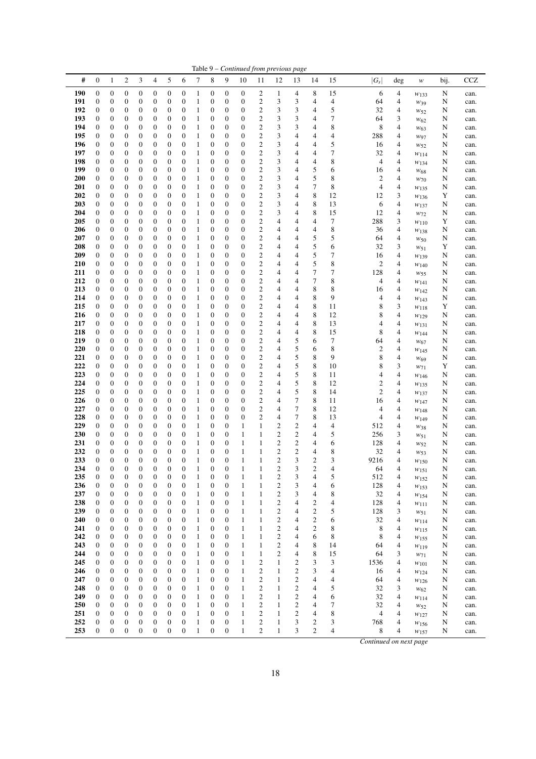Table 9 – *Continued from previous page*

| # | 0 | 1 | 2 | 3 | 4 | 5 | 6 | 7 | 8 | 9 | 10 | 11 | 12 | 13 | 14 | 15 | $\vert G_s\vert$ | deg | $w$ | bij. | CCZ |
|---|---|---|---|---|---|---|---|---|---|---|---|---|---|---|---|---|---|---|---|---|---|
| **190** | 0 | 0 | 0 | 0 | 0 | 0 | 0 | 1 | 0 | 0 | 0 | 2 | 1 | 4 | 8 | 15 | 6 | 4 | $w_{133}$ | N | can. |
| **191** | 0 | 0 | 0 | 0 | 0 | 0 | 0 | 1 | 0 | 0 | 0 | 2 | 3 | 3 | 4 | 4 | 64 | 4 | $w_{39}$ | N | can. |
| **192** | 0 | 0 | 0 | 0 | 0 | 0 | 0 | 1 | 0 | 0 | 0 | 2 | 3 | 3 | 4 | 5 | 32 | 4 | $w_{52}$ | N | can. |
| **193** | 0 | 0 | 0 | 0 | 0 | 0 | 0 | 1 | 0 | 0 | 0 | 2 | 3 | 3 | 4 | 7 | 64 | 3 | $w_{62}$ | N | can. |
| **194** | 0 | 0 | 0 | 0 | 0 | 0 | 0 | 1 | 0 | 0 | 0 | 2 | 3 | 3 | 4 | 8 | 8 | 4 | $w_{63}$ | N | can. |
| **195** | 0 | 0 | 0 | 0 | 0 | 0 | 0 | 1 | 0 | 0 | 0 | 2 | 3 | 4 | 4 | 4 | 288 | 4 | $w_{97}$ | N | can. |
| **196** | 0 | 0 | 0 | 0 | 0 | 0 | 0 | 1 | 0 | 0 | 0 | 2 | 3 | 4 | 4 | 5 | 16 | 4 | $w_{52}$ | N | can. |
| **197** | 0 | 0 | 0 | 0 | 0 | 0 | 0 | 1 | 0 | 0 | 0 | 2 | 3 | 4 | 4 | 7 | 32 | 4 | $w_{114}$ | N | can. |
| **198** | 0 | 0 | 0 | 0 | 0 | 0 | 0 | 1 | 0 | 0 | 0 | 2 | 3 | 4 | 4 | 8 | 4 | 4 | $w_{134}$ | N | can. |
| **199** | 0 | 0 | 0 | 0 | 0 | 0 | 0 | 1 | 0 | 0 | 0 | 2 | 3 | 4 | 5 | 6 | 16 | 4 | $w_{68}$ | N | can. |
| **200** | 0 | 0 | 0 | 0 | 0 | 0 | 0 | 1 | 0 | 0 | 0 | 2 | 3 | 4 | 5 | 8 | 2 | 4 | $w_{70}$ | N | can. |
| **201** | 0 | 0 | 0 | 0 | 0 | 0 | 0 | 1 | 0 | 0 | 0 | 2 | 3 | 4 | 7 | 8 | 4 | 4 | $w_{135}$ | N | can. |
| **202** | 0 | 0 | 0 | 0 | 0 | 0 | 0 | 1 | 0 | 0 | 0 | 2 | 3 | 4 | 8 | 12 | 12 | 3 | $w_{136}$ | Y | can. |
| **203** | 0 | 0 | 0 | 0 | 0 | 0 | 0 | 1 | 0 | 0 | 0 | 2 | 3 | 4 | 8 | 13 | 6 | 4 | $w_{137}$ | N | can. |
| **204** | 0 | 0 | 0 | 0 | 0 | 0 | 0 | 1 | 0 | 0 | 0 | 2 | 3 | 4 | 8 | 15 | 12 | 4 | $w_{72}$ | N | can. |
| **205** | 0 | 0 | 0 | 0 | 0 | 0 | 0 | 1 | 0 | 0 | 0 | 2 | 4 | 4 | 4 | 7 | 288 | 3 | $w_{110}$ | Y | can. |
| **206** | 0 | 0 | 0 | 0 | 0 | 0 | 0 | 1 | 0 | 0 | 0 | 2 | 4 | 4 | 4 | 8 | 36 | 4 | $w_{138}$ | N | can. |
| **207** | 0 | 0 | 0 | 0 | 0 | 0 | 0 | 1 | 0 | 0 | 0 | 2 | 4 | 4 | 5 | 5 | 64 | 4 | $w_{50}$ | N | can. |
| **208** | 0 | 0 | 0 | 0 | 0 | 0 | 0 | 1 | 0 | 0 | 0 | 2 | 4 | 4 | 5 | 6 | 32 | 3 | $w_{51}$ | Y | can. |
| **209** | 0 | 0 | 0 | 0 | 0 | 0 | 0 | 1 | 0 | 0 | 0 | 2 | 4 | 4 | 5 | 7 | 16 | 4 | $w_{139}$ | N | can. |
| **210** | 0 | 0 | 0 | 0 | 0 | 0 | 0 | 1 | 0 | 0 | 0 | 2 | 4 | 4 | 5 | 8 | 2 | 4 | $w_{140}$ | N | can. |
| **211** | 0 | 0 | 0 | 0 | 0 | 0 | 0 | 1 | 0 | 0 | 0 | 2 | 4 | 4 | 7 | 7 | 128 | 4 | $w_{55}$ | N | can. |
| **212** | 0 | 0 | 0 | 0 | 0 | 0 | 0 | 1 | 0 | 0 | 0 | 2 | 4 | 4 | 7 | 8 | 4 | 4 | $w_{141}$ | N | can. |
| **213** | 0 | 0 | 0 | 0 | 0 | 0 | 0 | 1 | 0 | 0 | 0 | 2 | 4 | 4 | 8 | 8 | 16 | 4 | $w_{142}$ | N | can. |
| **214** | 0 | 0 | 0 | 0 | 0 | 0 | 0 | 1 | 0 | 0 | 0 | 2 | 4 | 4 | 8 | 9 | 4 | 4 | $w_{143}$ | N | can. |
| **215** | 0 | 0 | 0 | 0 | 0 | 0 | 0 | 1 | 0 | 0 | 0 | 2 | 4 | 4 | 8 | 11 | 8 | 3 | $w_{118}$ | Y | can. |
| **216** | 0 | 0 | 0 | 0 | 0 | 0 | 0 | 1 | 0 | 0 | 0 | 2 | 4 | 4 | 8 | 12 | 8 | 4 | $w_{129}$ | N | can. |
| **217** | 0 | 0 | 0 | 0 | 0 | 0 | 0 | 1 | 0 | 0 | 0 | 2 | 4 | 4 | 8 | 13 | 4 | 4 | $w_{131}$ | N | can. |
| **218** | 0 | 0 | 0 | 0 | 0 | 0 | 0 | 1 | 0 | 0 | 0 | 2 | 4 | 4 | 8 | 15 | 8 | 4 | $w_{144}$ | N | can. |
| **219** | 0 | 0 | 0 | 0 | 0 | 0 | 0 | 1 | 0 | 0 | 0 | 2 | 4 | 5 | 6 | 7 | 64 | 4 | $w_{67}$ | N | can. |
| **220** | 0 | 0 | 0 | 0 | 0 | 0 | 0 | 1 | 0 | 0 | 0 | 2 | 4 | 5 | 6 | 8 | 2 | 4 | $w_{145}$ | N | can. |
| **221** | 0 | 0 | 0 | 0 | 0 | 0 | 0 | 1 | 0 | 0 | 0 | 2 | 4 | 5 | 8 | 9 | 8 | 4 | $w_{69}$ | N | can. |
| **222** | 0 | 0 | 0 | 0 | 0 | 0 | 0 | 1 | 0 | 0 | 0 | 2 | 4 | 5 | 8 | 10 | 8 | 3 | $w_{71}$ | Y | can. |
| **223** | 0 | 0 | 0 | 0 | 0 | 0 | 0 | 1 | 0 | 0 | 0 | 2 | 4 | 5 | 8 | 11 | 4 | 4 | $w_{146}$ | N | can. |
| **224** | 0 | 0 | 0 | 0 | 0 | 0 | 0 | 1 | 0 | 0 | 0 | 2 | 4 | 5 | 8 | 12 | 2 | 4 | $w_{135}$ | N | can. |
| **225** | 0 | 0 | 0 | 0 | 0 | 0 | 0 | 1 | 0 | 0 | 0 | 2 | 4 | 5 | 8 | 14 | 2 | 4 | $w_{137}$ | N | can. |
| **226** | 0 | 0 | 0 | 0 | 0 | 0 | 0 | 1 | 0 | 0 | 0 | 2 | 4 | 7 | 8 | 11 | 16 | 4 | $w_{147}$ | N | can. |
| **227** | 0 | 0 | 0 | 0 | 0 | 0 | 0 | 1 | 0 | 0 | 0 | 2 | 4 | 7 | 8 | 12 | 4 | 4 | $w_{148}$ | N | can. |
| **228** | 0 | 0 | 0 | 0 | 0 | 0 | 0 | 1 | 0 | 0 | 0 | 2 | 4 | 7 | 8 | 13 | 4 | 4 | $w_{149}$ | N | can. |
| **229** | 0 | 0 | 0 | 0 | 0 | 0 | 0 | 1 | 0 | 0 | 1 | 1 | 2 | 2 | 4 | 4 | 512 | 4 | $w_{38}$ | N | can. |
| **230** | 0 | 0 | 0 | 0 | 0 | 0 | 0 | 1 | 0 | 0 | 1 | 1 | 2 | 2 | 4 | 5 | 256 | 3 | $w_{51}$ | N | can. |
| **231** | 0 | 0 | 0 | 0 | 0 | 0 | 0 | 1 | 0 | 0 | 1 | 1 | 2 | 2 | 4 | 6 | 128 | 4 | $w_{52}$ | N | can. |
| **232** | 0 | 0 | 0 | 0 | 0 | 0 | 0 | 1 | 0 | 0 | 1 | 1 | 2 | 2 | 4 | 8 | 32 | 4 | $w_{53}$ | N | can. |
| **233** | 0 | 0 | 0 | 0 | 0 | 0 | 0 | 1 | 0 | 0 | 1 | 1 | 2 | 3 | 2 | 3 | 9216 | 4 | $w_{150}$ | N | can. |
| **234** | 0 | 0 | 0 | 0 | 0 | 0 | 0 | 1 | 0 | 0 | 1 | 1 | 2 | 3 | 2 | 4 | 64 | 4 | $w_{151}$ | N | can. |
| **235** | 0 | 0 | 0 | 0 | 0 | 0 | 0 | 1 | 0 | 0 | 1 | 1 | 2 | 3 | 4 | 5 | 512 | 4 | $w_{152}$ | N | can. |
| **236** | 0 | 0 | 0 | 0 | 0 | 0 | 0 | 1 | 0 | 0 | 1 | 1 | 2 | 3 | 4 | 6 | 128 | 4 | $w_{153}$ | N | can. |
| **237** | 0 | 0 | 0 | 0 | 0 | 0 | 0 | 1 | 0 | 0 | 1 | 1 | 2 | 3 | 4 | 8 | 32 | 4 | $w_{154}$ | N | can. |
| **238** | 0 | 0 | 0 | 0 | 0 | 0 | 0 | 1 | 0 | 0 | 1 | 1 | 2 | 4 | 2 | 4 | 128 | 4 | $w_{111}$ | N | can. |
| **239** | 0 | 0 | 0 | 0 | 0 | 0 | 0 | 1 | 0 | 0 | 1 | 1 | 2 | 4 | 2 | 5 | 128 | 3 | $w_{51}$ | N | can. |
| **240** | 0 | 0 | 0 | 0 | 0 | 0 | 0 | 1 | 0 | 0 | 1 | 1 | 2 | 4 | 2 | 6 | 32 | 4 | $w_{114}$ | N | can. |
| **241** | 0 | 0 | 0 | 0 | 0 | 0 | 0 | 1 | 0 | 0 | 1 | 1 | 2 | 4 | 2 | 8 | 8 | 4 | $w_{115}$ | N | can. |
| **242** | 0 | 0 | 0 | 0 | 0 | 0 | 0 | 1 | 0 | 0 | 1 | 1 | 2 | 4 | 6 | 8 | 8 | 4 | $w_{155}$ | N | can. |
| **243** | 0 | 0 | 0 | 0 | 0 | 0 | 0 | 1 | 0 | 0 | 1 | 1 | 2 | 4 | 8 | 14 | 64 | 4 | $w_{119}$ | N | can. |
| **244** | 0 | 0 | 0 | 0 | 0 | 0 | 0 | 1 | 0 | 0 | 1 | 1 | 2 | 4 | 8 | 15 | 64 | 3 | $w_{71}$ | N | can. |
| **245** | 0 | 0 | 0 | 0 | 0 | 0 | 0 | 1 | 0 | 0 | 1 | 2 | 1 | 2 | 3 | 3 | 1536 | 4 | $w_{101}$ | N | can. |
| **246** | 0 | 0 | 0 | 0 | 0 | 0 | 0 | 1 | 0 | 0 | 1 | 2 | 1 | 2 | 3 | 4 | 16 | 4 | $w_{124}$ | N | can. |
| **247** | 0 | 0 | 0 | 0 | 0 | 0 | 0 | 1 | 0 | 0 | 1 | 2 | 1 | 2 | 4 | 4 | 64 | 4 | $w_{126}$ | N | can. |
| **248** | 0 | 0 | 0 | 0 | 0 | 0 | 0 | 1 | 0 | 0 | 1 | 2 | 1 | 2 | 4 | 5 | 32 | 3 | $w_{62}$ | N | can. |
| **249** | 0 | 0 | 0 | 0 | 0 | 0 | 0 | 1 | 0 | 0 | 1 | 2 | 1 | 2 | 4 | 6 | 32 | 4 | $w_{114}$ | N | can. |
| **250** | 0 | 0 | 0 | 0 | 0 | 0 | 0 | 1 | 0 | 0 | 1 | 2 | 1 | 2 | 4 | 7 | 32 | 4 | $w_{52}$ | N | can. |
| **251** | 0 | 0 | 0 | 0 | 0 | 0 | 0 | 1 | 0 | 0 | 1 | 2 | 1 | 2 | 4 | 8 | 4 | 4 | $w_{127}$ | N | can. |
| **252** | 0 | 0 | 0 | 0 | 0 | 0 | 0 | 1 | 0 | 0 | 1 | 2 | 1 | 3 | 2 | 3 | 768 | 4 | $w_{156}$ | N | can. |
| **253** | 0 | 0 | 0 | 0 | 0 | 0 | 0 | 1 | 0 | 0 | 1 | 2 | 1 | 3 | 2 | 4 | 8 | 4 | $w_{157}$ | N | can. |

*Continued on next page*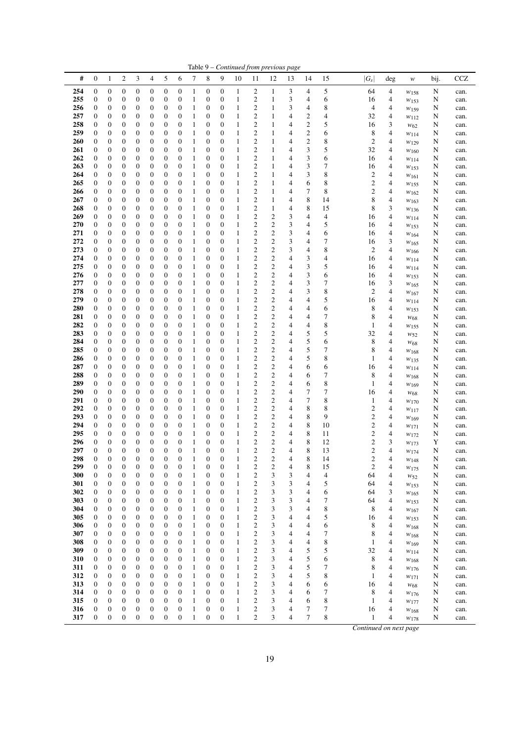Table 9 – *Continued from previous page*

| # | 0 | 1 | 2 | 3 | 4 | 5 | 6 | 7 | 8 | 9 | 10 | 11 | 12 | 13 | 14 | 15 | $\|G_s\|$ | deg | $w$ | bij. | CCZ |
|---|---|---|---|---|---|---|---|---|---|---|---|---|---|---|---|---|---|---|---|---|---|
| **254** | 0 | 0 | 0 | 0 | 0 | 0 | 0 | 1 | 0 | 0 | 1 | 2 | 1 | 3 | 4 | 5 | 64 | 4 | $w_{158}$ | N | can. |
| **255** | 0 | 0 | 0 | 0 | 0 | 0 | 0 | 1 | 0 | 0 | 1 | 2 | 1 | 3 | 4 | 6 | 16 | 4 | $w_{153}$ | N | can. |
| **256** | 0 | 0 | 0 | 0 | 0 | 0 | 0 | 1 | 0 | 0 | 1 | 2 | 1 | 3 | 4 | 8 | 4 | 4 | $w_{159}$ | N | can. |
| **257** | 0 | 0 | 0 | 0 | 0 | 0 | 0 | 1 | 0 | 0 | 1 | 2 | 1 | 4 | 2 | 4 | 32 | 4 | $w_{112}$ | N | can. |
| **258** | 0 | 0 | 0 | 0 | 0 | 0 | 0 | 1 | 0 | 0 | 1 | 2 | 1 | 4 | 2 | 5 | 16 | 3 | $w_{62}$ | N | can. |
| **259** | 0 | 0 | 0 | 0 | 0 | 0 | 0 | 1 | 0 | 0 | 1 | 2 | 1 | 4 | 2 | 6 | 8 | 4 | $w_{114}$ | N | can. |
| **260** | 0 | 0 | 0 | 0 | 0 | 0 | 0 | 1 | 0 | 0 | 1 | 2 | 1 | 4 | 2 | 8 | 2 | 4 | $w_{129}$ | N | can. |
| **261** | 0 | 0 | 0 | 0 | 0 | 0 | 0 | 1 | 0 | 0 | 1 | 2 | 1 | 4 | 3 | 5 | 32 | 4 | $w_{160}$ | N | can. |
| **262** | 0 | 0 | 0 | 0 | 0 | 0 | 0 | 1 | 0 | 0 | 1 | 2 | 1 | 4 | 3 | 6 | 16 | 4 | $w_{114}$ | N | can. |
| **263** | 0 | 0 | 0 | 0 | 0 | 0 | 0 | 1 | 0 | 0 | 1 | 2 | 1 | 4 | 3 | 7 | 16 | 4 | $w_{153}$ | N | can. |
| **264** | 0 | 0 | 0 | 0 | 0 | 0 | 0 | 1 | 0 | 0 | 1 | 2 | 1 | 4 | 3 | 8 | 2 | 4 | $w_{161}$ | N | can. |
| **265** | 0 | 0 | 0 | 0 | 0 | 0 | 0 | 1 | 0 | 0 | 1 | 2 | 1 | 4 | 6 | 8 | 2 | 4 | $w_{155}$ | N | can. |
| **266** | 0 | 0 | 0 | 0 | 0 | 0 | 0 | 1 | 0 | 0 | 1 | 2 | 1 | 4 | 7 | 8 | 2 | 4 | $w_{162}$ | N | can. |
| **267** | 0 | 0 | 0 | 0 | 0 | 0 | 0 | 1 | 0 | 0 | 1 | 2 | 1 | 4 | 8 | 14 | 8 | 4 | $w_{163}$ | N | can. |
| **268** | 0 | 0 | 0 | 0 | 0 | 0 | 0 | 1 | 0 | 0 | 1 | 2 | 1 | 4 | 8 | 15 | 8 | 3 | $w_{136}$ | N | can. |
| **269** | 0 | 0 | 0 | 0 | 0 | 0 | 0 | 1 | 0 | 0 | 1 | 2 | 2 | 3 | 4 | 4 | 16 | 4 | $w_{114}$ | N | can. |
| **270** | 0 | 0 | 0 | 0 | 0 | 0 | 0 | 1 | 0 | 0 | 1 | 2 | 2 | 3 | 4 | 5 | 16 | 4 | $w_{153}$ | N | can. |
| **271** | 0 | 0 | 0 | 0 | 0 | 0 | 0 | 1 | 0 | 0 | 1 | 2 | 2 | 3 | 4 | 6 | 16 | 4 | $w_{164}$ | N | can. |
| **272** | 0 | 0 | 0 | 0 | 0 | 0 | 0 | 1 | 0 | 0 | 1 | 2 | 2 | 3 | 4 | 7 | 16 | 3 | $w_{165}$ | N | can. |
| **273** | 0 | 0 | 0 | 0 | 0 | 0 | 0 | 1 | 0 | 0 | 1 | 2 | 2 | 3 | 4 | 8 | 2 | 4 | $w_{166}$ | N | can. |
| **274** | 0 | 0 | 0 | 0 | 0 | 0 | 0 | 1 | 0 | 0 | 1 | 2 | 2 | 4 | 3 | 4 | 16 | 4 | $w_{114}$ | N | can. |
| **275** | 0 | 0 | 0 | 0 | 0 | 0 | 0 | 1 | 0 | 0 | 1 | 2 | 2 | 4 | 3 | 5 | 16 | 4 | $w_{114}$ | N | can. |
| **276** | 0 | 0 | 0 | 0 | 0 | 0 | 0 | 1 | 0 | 0 | 1 | 2 | 2 | 4 | 3 | 6 | 16 | 4 | $w_{153}$ | N | can. |
| **277** | 0 | 0 | 0 | 0 | 0 | 0 | 0 | 1 | 0 | 0 | 1 | 2 | 2 | 4 | 3 | 7 | 16 | 3 | $w_{165}$ | N | can. |
| **278** | 0 | 0 | 0 | 0 | 0 | 0 | 0 | 1 | 0 | 0 | 1 | 2 | 2 | 4 | 3 | 8 | 2 | 4 | $w_{167}$ | N | can. |
| **279** | 0 | 0 | 0 | 0 | 0 | 0 | 0 | 1 | 0 | 0 | 1 | 2 | 2 | 4 | 4 | 5 | 16 | 4 | $w_{114}$ | N | can. |
| **280** | 0 | 0 | 0 | 0 | 0 | 0 | 0 | 1 | 0 | 0 | 1 | 2 | 2 | 4 | 4 | 6 | 8 | 4 | $w_{153}$ | N | can. |
| **281** | 0 | 0 | 0 | 0 | 0 | 0 | 0 | 1 | 0 | 0 | 1 | 2 | 2 | 4 | 4 | 7 | 8 | 4 | $w_{68}$ | N | can. |
| **282** | 0 | 0 | 0 | 0 | 0 | 0 | 0 | 1 | 0 | 0 | 1 | 2 | 2 | 4 | 4 | 8 | 1 | 4 | $w_{155}$ | N | can. |
| **283** | 0 | 0 | 0 | 0 | 0 | 0 | 0 | 1 | 0 | 0 | 1 | 2 | 2 | 4 | 5 | 5 | 32 | 4 | $w_{52}$ | N | can. |
| **284** | 0 | 0 | 0 | 0 | 0 | 0 | 0 | 1 | 0 | 0 | 1 | 2 | 2 | 4 | 5 | 6 | 8 | 4 | $w_{68}$ | N | can. |
| **285** | 0 | 0 | 0 | 0 | 0 | 0 | 0 | 1 | 0 | 0 | 1 | 2 | 2 | 4 | 5 | 7 | 8 | 4 | $w_{168}$ | N | can. |
| **286** | 0 | 0 | 0 | 0 | 0 | 0 | 0 | 1 | 0 | 0 | 1 | 2 | 2 | 4 | 5 | 8 | 1 | 4 | $w_{135}$ | N | can. |
| **287** | 0 | 0 | 0 | 0 | 0 | 0 | 0 | 1 | 0 | 0 | 1 | 2 | 2 | 4 | 6 | 6 | 16 | 4 | $w_{114}$ | N | can. |
| **288** | 0 | 0 | 0 | 0 | 0 | 0 | 0 | 1 | 0 | 0 | 1 | 2 | 2 | 4 | 6 | 7 | 8 | 4 | $w_{168}$ | N | can. |
| **289** | 0 | 0 | 0 | 0 | 0 | 0 | 0 | 1 | 0 | 0 | 1 | 2 | 2 | 4 | 6 | 8 | 1 | 4 | $w_{169}$ | N | can. |
| **290** | 0 | 0 | 0 | 0 | 0 | 0 | 0 | 1 | 0 | 0 | 1 | 2 | 2 | 4 | 7 | 7 | 16 | 4 | $w_{68}$ | N | can. |
| **291** | 0 | 0 | 0 | 0 | 0 | 0 | 0 | 1 | 0 | 0 | 1 | 2 | 2 | 4 | 7 | 8 | 1 | 4 | $w_{170}$ | N | can. |
| **292** | 0 | 0 | 0 | 0 | 0 | 0 | 0 | 1 | 0 | 0 | 1 | 2 | 2 | 4 | 8 | 8 | 2 | 4 | $w_{117}$ | N | can. |
| **293** | 0 | 0 | 0 | 0 | 0 | 0 | 0 | 1 | 0 | 0 | 1 | 2 | 2 | 4 | 8 | 9 | 2 | 4 | $w_{169}$ | N | can. |
| **294** | 0 | 0 | 0 | 0 | 0 | 0 | 0 | 1 | 0 | 0 | 1 | 2 | 2 | 4 | 8 | 10 | 2 | 4 | $w_{171}$ | N | can. |
| **295** | 0 | 0 | 0 | 0 | 0 | 0 | 0 | 1 | 0 | 0 | 1 | 2 | 2 | 4 | 8 | 11 | 2 | 4 | $w_{172}$ | N | can. |
| **296** | 0 | 0 | 0 | 0 | 0 | 0 | 0 | 1 | 0 | 0 | 1 | 2 | 2 | 4 | 8 | 12 | 2 | 3 | $w_{173}$ | Y | can. |
| **297** | 0 | 0 | 0 | 0 | 0 | 0 | 0 | 1 | 0 | 0 | 1 | 2 | 2 | 4 | 8 | 13 | 2 | 4 | $w_{174}$ | N | can. |
| **298** | 0 | 0 | 0 | 0 | 0 | 0 | 0 | 1 | 0 | 0 | 1 | 2 | 2 | 4 | 8 | 14 | 2 | 4 | $w_{148}$ | N | can. |
| **299** | 0 | 0 | 0 | 0 | 0 | 0 | 0 | 1 | 0 | 0 | 1 | 2 | 2 | 4 | 8 | 15 | 2 | 4 | $w_{175}$ | N | can. |
| **300** | 0 | 0 | 0 | 0 | 0 | 0 | 0 | 1 | 0 | 0 | 1 | 2 | 3 | 3 | 4 | 4 | 64 | 4 | $w_{52}$ | N | can. |
| **301** | 0 | 0 | 0 | 0 | 0 | 0 | 0 | 1 | 0 | 0 | 1 | 2 | 3 | 3 | 4 | 5 | 64 | 4 | $w_{153}$ | N | can. |
| **302** | 0 | 0 | 0 | 0 | 0 | 0 | 0 | 1 | 0 | 0 | 1 | 2 | 3 | 3 | 4 | 6 | 64 | 3 | $w_{165}$ | N | can. |
| **303** | 0 | 0 | 0 | 0 | 0 | 0 | 0 | 1 | 0 | 0 | 1 | 2 | 3 | 3 | 4 | 7 | 64 | 4 | $w_{153}$ | N | can. |
| **304** | 0 | 0 | 0 | 0 | 0 | 0 | 0 | 1 | 0 | 0 | 1 | 2 | 3 | 3 | 4 | 8 | 8 | 4 | $w_{167}$ | N | can. |
| **305** | 0 | 0 | 0 | 0 | 0 | 0 | 0 | 1 | 0 | 0 | 1 | 2 | 3 | 4 | 4 | 5 | 16 | 4 | $w_{153}$ | N | can. |
| **306** | 0 | 0 | 0 | 0 | 0 | 0 | 0 | 1 | 0 | 0 | 1 | 2 | 3 | 4 | 4 | 6 | 8 | 4 | $w_{168}$ | N | can. |
| **307** | 0 | 0 | 0 | 0 | 0 | 0 | 0 | 1 | 0 | 0 | 1 | 2 | 3 | 4 | 4 | 7 | 8 | 4 | $w_{168}$ | N | can. |
| **308** | 0 | 0 | 0 | 0 | 0 | 0 | 0 | 1 | 0 | 0 | 1 | 2 | 3 | 4 | 4 | 8 | 1 | 4 | $w_{169}$ | N | can. |
| **309** | 0 | 0 | 0 | 0 | 0 | 0 | 0 | 1 | 0 | 0 | 1 | 2 | 3 | 4 | 5 | 5 | 32 | 4 | $w_{114}$ | N | can. |
| **310** | 0 | 0 | 0 | 0 | 0 | 0 | 0 | 1 | 0 | 0 | 1 | 2 | 3 | 4 | 5 | 6 | 8 | 4 | $w_{168}$ | N | can. |
| **311** | 0 | 0 | 0 | 0 | 0 | 0 | 0 | 1 | 0 | 0 | 1 | 2 | 3 | 4 | 5 | 7 | 8 | 4 | $w_{176}$ | N | can. |
| **312** | 0 | 0 | 0 | 0 | 0 | 0 | 0 | 1 | 0 | 0 | 1 | 2 | 3 | 4 | 5 | 8 | 1 | 4 | $w_{171}$ | N | can. |
| **313** | 0 | 0 | 0 | 0 | 0 | 0 | 0 | 1 | 0 | 0 | 1 | 2 | 3 | 4 | 6 | 6 | 16 | 4 | $w_{68}$ | N | can. |
| **314** | 0 | 0 | 0 | 0 | 0 | 0 | 0 | 1 | 0 | 0 | 1 | 2 | 3 | 4 | 6 | 7 | 8 | 4 | $w_{176}$ | N | can. |
| **315** | 0 | 0 | 0 | 0 | 0 | 0 | 0 | 1 | 0 | 0 | 1 | 2 | 3 | 4 | 6 | 8 | 1 | 4 | $w_{177}$ | N | can. |
| **316** | 0 | 0 | 0 | 0 | 0 | 0 | 0 | 1 | 0 | 0 | 1 | 2 | 3 | 4 | 7 | 7 | 16 | 4 | $w_{168}$ | N | can. |
| **317** | 0 | 0 | 0 | 0 | 0 | 0 | 0 | 1 | 0 | 0 | 1 | 2 | 3 | 4 | 7 | 8 | 1 | 4 | $w_{178}$ | N | can. |

*Continued on next page*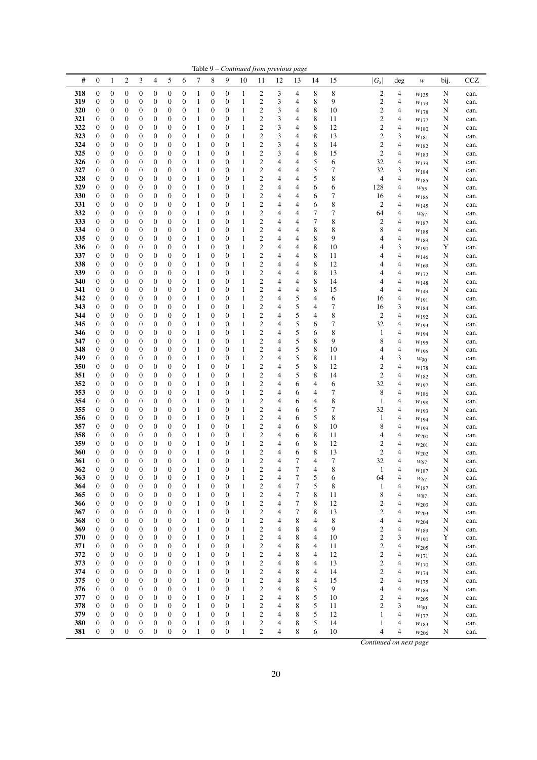Table 9 – *Continued from previous page*

| # | 0 | 1 | 2 | 3 | 4 | 5 | 6 | 7 | 8 | 9 | 10 | 11 | 12 | 13 | 14 | 15 | $\|G_s\|$ | deg | $w$ | bij. | CCZ |
|---|---|---|---|---|---|---|---|---|---|---|---|---|---|---|---|---|---|---|---|---|---|
| 318 | 0 | 0 | 0 | 0 | 0 | 0 | 0 | 1 | 0 | 0 | 1 | 2 | 3 | 4 | 8 | 8 | 2 | 4 | $w_{135}$ | N | can. |
| 319 | 0 | 0 | 0 | 0 | 0 | 0 | 0 | 1 | 0 | 0 | 1 | 2 | 3 | 4 | 8 | 9 | 2 | 4 | $w_{179}$ | N | can. |
| 320 | 0 | 0 | 0 | 0 | 0 | 0 | 0 | 1 | 0 | 0 | 1 | 2 | 3 | 4 | 8 | 10 | 2 | 4 | $w_{178}$ | N | can. |
| 321 | 0 | 0 | 0 | 0 | 0 | 0 | 0 | 1 | 0 | 0 | 1 | 2 | 3 | 4 | 8 | 11 | 2 | 4 | $w_{177}$ | N | can. |
| 322 | 0 | 0 | 0 | 0 | 0 | 0 | 0 | 1 | 0 | 0 | 1 | 2 | 3 | 4 | 8 | 12 | 2 | 4 | $w_{180}$ | N | can. |
| 323 | 0 | 0 | 0 | 0 | 0 | 0 | 0 | 1 | 0 | 0 | 1 | 2 | 3 | 4 | 8 | 13 | 2 | 3 | $w_{181}$ | N | can. |
| 324 | 0 | 0 | 0 | 0 | 0 | 0 | 0 | 1 | 0 | 0 | 1 | 2 | 3 | 4 | 8 | 14 | 2 | 4 | $w_{182}$ | N | can. |
| 325 | 0 | 0 | 0 | 0 | 0 | 0 | 0 | 1 | 0 | 0 | 1 | 2 | 3 | 4 | 8 | 15 | 2 | 4 | $w_{183}$ | N | can. |
| 326 | 0 | 0 | 0 | 0 | 0 | 0 | 0 | 1 | 0 | 0 | 1 | 2 | 4 | 4 | 5 | 6 | 32 | 4 | $w_{139}$ | N | can. |
| 327 | 0 | 0 | 0 | 0 | 0 | 0 | 0 | 1 | 0 | 0 | 1 | 2 | 4 | 4 | 5 | 7 | 32 | 3 | $w_{184}$ | N | can. |
| 328 | 0 | 0 | 0 | 0 | 0 | 0 | 0 | 1 | 0 | 0 | 1 | 2 | 4 | 4 | 5 | 8 | 4 | 4 | $w_{185}$ | N | can. |
| 329 | 0 | 0 | 0 | 0 | 0 | 0 | 0 | 1 | 0 | 0 | 1 | 2 | 4 | 4 | 6 | 6 | 128 | 4 | $w_{55}$ | N | can. |
| 330 | 0 | 0 | 0 | 0 | 0 | 0 | 0 | 1 | 0 | 0 | 1 | 2 | 4 | 4 | 6 | 7 | 16 | 4 | $w_{186}$ | N | can. |
| 331 | 0 | 0 | 0 | 0 | 0 | 0 | 0 | 1 | 0 | 0 | 1 | 2 | 4 | 4 | 6 | 8 | 2 | 4 | $w_{145}$ | N | can. |
| 332 | 0 | 0 | 0 | 0 | 0 | 0 | 0 | 1 | 0 | 0 | 1 | 2 | 4 | 4 | 7 | 7 | 64 | 4 | $w_{67}$ | N | can. |
| 333 | 0 | 0 | 0 | 0 | 0 | 0 | 0 | 1 | 0 | 0 | 1 | 2 | 4 | 4 | 7 | 8 | 2 | 4 | $w_{187}$ | N | can. |
| 334 | 0 | 0 | 0 | 0 | 0 | 0 | 0 | 1 | 0 | 0 | 1 | 2 | 4 | 4 | 8 | 8 | 8 | 4 | $w_{188}$ | N | can. |
| 335 | 0 | 0 | 0 | 0 | 0 | 0 | 0 | 1 | 0 | 0 | 1 | 2 | 4 | 4 | 8 | 9 | 4 | 4 | $w_{189}$ | N | can. |
| 336 | 0 | 0 | 0 | 0 | 0 | 0 | 0 | 1 | 0 | 0 | 1 | 2 | 4 | 4 | 8 | 10 | 4 | 3 | $w_{190}$ | Y | can. |
| 337 | 0 | 0 | 0 | 0 | 0 | 0 | 0 | 1 | 0 | 0 | 1 | 2 | 4 | 4 | 8 | 11 | 4 | 4 | $w_{146}$ | N | can. |
| 338 | 0 | 0 | 0 | 0 | 0 | 0 | 0 | 1 | 0 | 0 | 1 | 2 | 4 | 4 | 8 | 12 | 4 | 4 | $w_{169}$ | N | can. |
| 339 | 0 | 0 | 0 | 0 | 0 | 0 | 0 | 1 | 0 | 0 | 1 | 2 | 4 | 4 | 8 | 13 | 4 | 4 | $w_{172}$ | N | can. |
| 340 | 0 | 0 | 0 | 0 | 0 | 0 | 0 | 1 | 0 | 0 | 1 | 2 | 4 | 4 | 8 | 14 | 4 | 4 | $w_{148}$ | N | can. |
| 341 | 0 | 0 | 0 | 0 | 0 | 0 | 0 | 1 | 0 | 0 | 1 | 2 | 4 | 4 | 8 | 15 | 4 | 4 | $w_{149}$ | N | can. |
| 342 | 0 | 0 | 0 | 0 | 0 | 0 | 0 | 1 | 0 | 0 | 1 | 2 | 4 | 5 | 4 | 6 | 16 | 4 | $w_{191}$ | N | can. |
| 343 | 0 | 0 | 0 | 0 | 0 | 0 | 0 | 1 | 0 | 0 | 1 | 2 | 4 | 5 | 4 | 7 | 16 | 3 | $w_{184}$ | N | can. |
| 344 | 0 | 0 | 0 | 0 | 0 | 0 | 0 | 1 | 0 | 0 | 1 | 2 | 4 | 5 | 4 | 8 | 2 | 4 | $w_{192}$ | N | can. |
| 345 | 0 | 0 | 0 | 0 | 0 | 0 | 0 | 1 | 0 | 0 | 1 | 2 | 4 | 5 | 6 | 7 | 32 | 4 | $w_{193}$ | N | can. |
| 346 | 0 | 0 | 0 | 0 | 0 | 0 | 0 | 1 | 0 | 0 | 1 | 2 | 4 | 5 | 6 | 8 | 1 | 4 | $w_{194}$ | N | can. |
| 347 | 0 | 0 | 0 | 0 | 0 | 0 | 0 | 1 | 0 | 0 | 1 | 2 | 4 | 5 | 8 | 9 | 8 | 4 | $w_{195}$ | N | can. |
| 348 | 0 | 0 | 0 | 0 | 0 | 0 | 0 | 1 | 0 | 0 | 1 | 2 | 4 | 5 | 8 | 10 | 4 | 4 | $w_{196}$ | N | can. |
| 349 | 0 | 0 | 0 | 0 | 0 | 0 | 0 | 1 | 0 | 0 | 1 | 2 | 4 | 5 | 8 | 11 | 4 | 3 | $w_{90}$ | N | can. |
| 350 | 0 | 0 | 0 | 0 | 0 | 0 | 0 | 1 | 0 | 0 | 1 | 2 | 4 | 5 | 8 | 12 | 2 | 4 | $w_{178}$ | N | can. |
| 351 | 0 | 0 | 0 | 0 | 0 | 0 | 0 | 1 | 0 | 0 | 1 | 2 | 4 | 5 | 8 | 14 | 2 | 4 | $w_{182}$ | N | can. |
| 352 | 0 | 0 | 0 | 0 | 0 | 0 | 0 | 1 | 0 | 0 | 1 | 2 | 4 | 6 | 4 | 6 | 32 | 4 | $w_{197}$ | N | can. |
| 353 | 0 | 0 | 0 | 0 | 0 | 0 | 0 | 1 | 0 | 0 | 1 | 2 | 4 | 6 | 4 | 7 | 8 | 4 | $w_{186}$ | N | can. |
| 354 | 0 | 0 | 0 | 0 | 0 | 0 | 0 | 1 | 0 | 0 | 1 | 2 | 4 | 6 | 4 | 8 | 1 | 4 | $w_{198}$ | N | can. |
| 355 | 0 | 0 | 0 | 0 | 0 | 0 | 0 | 1 | 0 | 0 | 1 | 2 | 4 | 6 | 5 | 7 | 32 | 4 | $w_{193}$ | N | can. |
| 356 | 0 | 0 | 0 | 0 | 0 | 0 | 0 | 1 | 0 | 0 | 1 | 2 | 4 | 6 | 5 | 8 | 1 | 4 | $w_{194}$ | N | can. |
| 357 | 0 | 0 | 0 | 0 | 0 | 0 | 0 | 1 | 0 | 0 | 1 | 2 | 4 | 6 | 8 | 10 | 8 | 4 | $w_{199}$ | N | can. |
| 358 | 0 | 0 | 0 | 0 | 0 | 0 | 0 | 1 | 0 | 0 | 1 | 2 | 4 | 6 | 8 | 11 | 4 | 4 | $w_{200}$ | N | can. |
| 359 | 0 | 0 | 0 | 0 | 0 | 0 | 0 | 1 | 0 | 0 | 1 | 2 | 4 | 6 | 8 | 12 | 2 | 4 | $w_{201}$ | N | can. |
| 360 | 0 | 0 | 0 | 0 | 0 | 0 | 0 | 1 | 0 | 0 | 1 | 2 | 4 | 6 | 8 | 13 | 2 | 4 | $w_{202}$ | N | can. |
| 361 | 0 | 0 | 0 | 0 | 0 | 0 | 0 | 1 | 0 | 0 | 1 | 2 | 4 | 7 | 4 | 7 | 32 | 4 | $w_{67}$ | N | can. |
| 362 | 0 | 0 | 0 | 0 | 0 | 0 | 0 | 1 | 0 | 0 | 1 | 2 | 4 | 7 | 4 | 8 | 1 | 4 | $w_{187}$ | N | can. |
| 363 | 0 | 0 | 0 | 0 | 0 | 0 | 0 | 1 | 0 | 0 | 1 | 2 | 4 | 7 | 5 | 6 | 64 | 4 | $w_{67}$ | N | can. |
| 364 | 0 | 0 | 0 | 0 | 0 | 0 | 0 | 1 | 0 | 0 | 1 | 2 | 4 | 7 | 5 | 8 | 1 | 4 | $w_{187}$ | N | can. |
| 365 | 0 | 0 | 0 | 0 | 0 | 0 | 0 | 1 | 0 | 0 | 1 | 2 | 4 | 7 | 8 | 11 | 8 | 4 | $w_{87}$ | N | can. |
| 366 | 0 | 0 | 0 | 0 | 0 | 0 | 0 | 1 | 0 | 0 | 1 | 2 | 4 | 7 | 8 | 12 | 2 | 4 | $w_{203}$ | N | can. |
| 367 | 0 | 0 | 0 | 0 | 0 | 0 | 0 | 1 | 0 | 0 | 1 | 2 | 4 | 7 | 8 | 13 | 2 | 4 | $w_{203}$ | N | can. |
| 368 | 0 | 0 | 0 | 0 | 0 | 0 | 0 | 1 | 0 | 0 | 1 | 2 | 4 | 8 | 4 | 8 | 4 | 4 | $w_{204}$ | N | can. |
| 369 | 0 | 0 | 0 | 0 | 0 | 0 | 0 | 1 | 0 | 0 | 1 | 2 | 4 | 8 | 4 | 9 | 2 | 4 | $w_{189}$ | N | can. |
| 370 | 0 | 0 | 0 | 0 | 0 | 0 | 0 | 1 | 0 | 0 | 1 | 2 | 4 | 8 | 4 | 10 | 2 | 3 | $w_{190}$ | Y | can. |
| 371 | 0 | 0 | 0 | 0 | 0 | 0 | 0 | 1 | 0 | 0 | 1 | 2 | 4 | 8 | 4 | 11 | 2 | 4 | $w_{205}$ | N | can. |
| 372 | 0 | 0 | 0 | 0 | 0 | 0 | 0 | 1 | 0 | 0 | 1 | 2 | 4 | 8 | 4 | 12 | 2 | 4 | $w_{171}$ | N | can. |
| 373 | 0 | 0 | 0 | 0 | 0 | 0 | 0 | 1 | 0 | 0 | 1 | 2 | 4 | 8 | 4 | 13 | 2 | 4 | $w_{170}$ | N | can. |
| 374 | 0 | 0 | 0 | 0 | 0 | 0 | 0 | 1 | 0 | 0 | 1 | 2 | 4 | 8 | 4 | 14 | 2 | 4 | $w_{174}$ | N | can. |
| 375 | 0 | 0 | 0 | 0 | 0 | 0 | 0 | 1 | 0 | 0 | 1 | 2 | 4 | 8 | 4 | 15 | 2 | 4 | $w_{175}$ | N | can. |
| 376 | 0 | 0 | 0 | 0 | 0 | 0 | 0 | 1 | 0 | 0 | 1 | 2 | 4 | 8 | 5 | 9 | 4 | 4 | $w_{189}$ | N | can. |
| 377 | 0 | 0 | 0 | 0 | 0 | 0 | 0 | 1 | 0 | 0 | 1 | 2 | 4 | 8 | 5 | 10 | 2 | 4 | $w_{205}$ | N | can. |
| 378 | 0 | 0 | 0 | 0 | 0 | 0 | 0 | 1 | 0 | 0 | 1 | 2 | 4 | 8 | 5 | 11 | 2 | 3 | $w_{90}$ | N | can. |
| 379 | 0 | 0 | 0 | 0 | 0 | 0 | 0 | 1 | 0 | 0 | 1 | 2 | 4 | 8 | 5 | 12 | 1 | 4 | $w_{177}$ | N | can. |
| 380 | 0 | 0 | 0 | 0 | 0 | 0 | 0 | 1 | 0 | 0 | 1 | 2 | 4 | 8 | 5 | 14 | 1 | 4 | $w_{183}$ | N | can. |
| 381 | 0 | 0 | 0 | 0 | 0 | 0 | 0 | 1 | 0 | 0 | 1 | 2 | 4 | 8 | 6 | 10 | 4 | 4 | $w_{206}$ | N | can. |

*Continued on next page*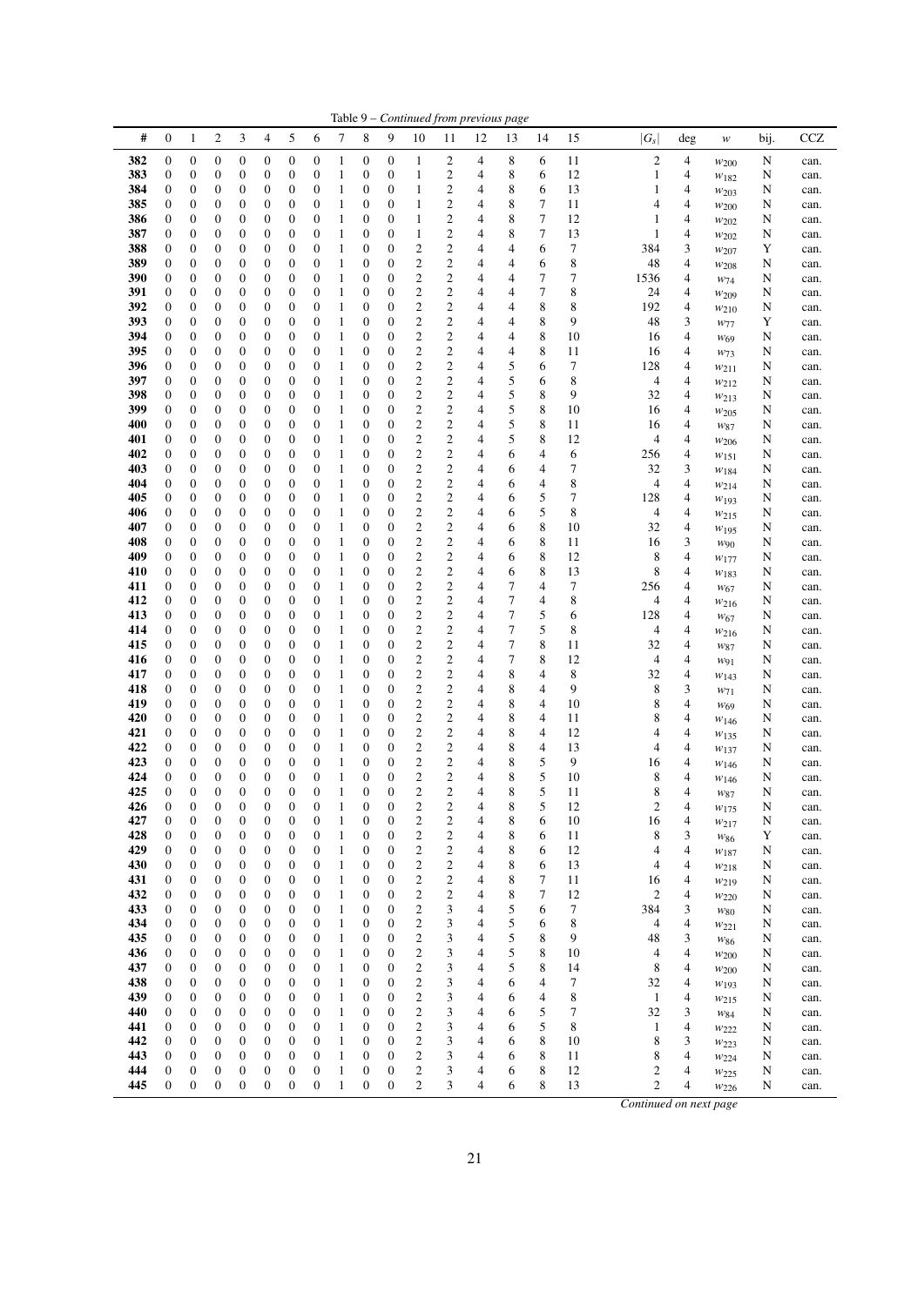Table 9 – *Continued from previous page*

| # | 0 | 1 | 2 | 3 | 4 | 5 | 6 | 7 | 8 | 9 | 10 | 11 | 12 | 13 | 14 | 15 | $\|G_s\|$ | deg | $w$ | bij. | CCZ |
|---|---|---|---|---|---|---|---|---|---|---|---|---|---|---|---|---|---|---|---|---|---|
| 382 | 0 | 0 | 0 | 0 | 0 | 0 | 0 | 1 | 0 | 0 | 1 | 2 | 4 | 8 | 6 | 11 | 2 | 4 | $w_{200}$ | N | can. |
| 383 | 0 | 0 | 0 | 0 | 0 | 0 | 0 | 1 | 0 | 0 | 1 | 2 | 4 | 8 | 6 | 12 | 1 | 4 | $w_{182}$ | N | can. |
| 384 | 0 | 0 | 0 | 0 | 0 | 0 | 0 | 1 | 0 | 0 | 1 | 2 | 4 | 8 | 6 | 13 | 1 | 4 | $w_{203}$ | N | can. |
| 385 | 0 | 0 | 0 | 0 | 0 | 0 | 0 | 1 | 0 | 0 | 1 | 2 | 4 | 8 | 7 | 11 | 4 | 4 | $w_{200}$ | N | can. |
| 386 | 0 | 0 | 0 | 0 | 0 | 0 | 0 | 1 | 0 | 0 | 1 | 2 | 4 | 8 | 7 | 12 | 1 | 4 | $w_{202}$ | N | can. |
| 387 | 0 | 0 | 0 | 0 | 0 | 0 | 0 | 1 | 0 | 0 | 1 | 2 | 4 | 8 | 7 | 13 | 1 | 4 | $w_{202}$ | N | can. |
| 388 | 0 | 0 | 0 | 0 | 0 | 0 | 0 | 1 | 0 | 0 | 2 | 2 | 4 | 4 | 6 | 7 | 384 | 3 | $w_{207}$ | Y | can. |
| 389 | 0 | 0 | 0 | 0 | 0 | 0 | 0 | 1 | 0 | 0 | 2 | 2 | 4 | 4 | 6 | 8 | 48 | 4 | $w_{208}$ | N | can. |
| 390 | 0 | 0 | 0 | 0 | 0 | 0 | 0 | 1 | 0 | 0 | 2 | 2 | 4 | 4 | 7 | 7 | 1536 | 4 | $w_{74}$ | N | can. |
| 391 | 0 | 0 | 0 | 0 | 0 | 0 | 0 | 1 | 0 | 0 | 2 | 2 | 4 | 4 | 7 | 8 | 24 | 4 | $w_{209}$ | N | can. |
| 392 | 0 | 0 | 0 | 0 | 0 | 0 | 0 | 1 | 0 | 0 | 2 | 2 | 4 | 4 | 8 | 8 | 192 | 4 | $w_{210}$ | N | can. |
| 393 | 0 | 0 | 0 | 0 | 0 | 0 | 0 | 1 | 0 | 0 | 2 | 2 | 4 | 4 | 8 | 9 | 48 | 3 | $w_{77}$ | Y | can. |
| 394 | 0 | 0 | 0 | 0 | 0 | 0 | 0 | 1 | 0 | 0 | 2 | 2 | 4 | 4 | 8 | 10 | 16 | 4 | $w_{69}$ | N | can. |
| 395 | 0 | 0 | 0 | 0 | 0 | 0 | 0 | 1 | 0 | 0 | 2 | 2 | 4 | 4 | 8 | 11 | 16 | 4 | $w_{73}$ | N | can. |
| 396 | 0 | 0 | 0 | 0 | 0 | 0 | 0 | 1 | 0 | 0 | 2 | 2 | 4 | 5 | 6 | 7 | 128 | 4 | $w_{211}$ | N | can. |
| 397 | 0 | 0 | 0 | 0 | 0 | 0 | 0 | 1 | 0 | 0 | 2 | 2 | 4 | 5 | 6 | 8 | 4 | 4 | $w_{212}$ | N | can. |
| 398 | 0 | 0 | 0 | 0 | 0 | 0 | 0 | 1 | 0 | 0 | 2 | 2 | 4 | 5 | 8 | 9 | 32 | 4 | $w_{213}$ | N | can. |
| 399 | 0 | 0 | 0 | 0 | 0 | 0 | 0 | 1 | 0 | 0 | 2 | 2 | 4 | 5 | 8 | 10 | 16 | 4 | $w_{205}$ | N | can. |
| 400 | 0 | 0 | 0 | 0 | 0 | 0 | 0 | 1 | 0 | 0 | 2 | 2 | 4 | 5 | 8 | 11 | 16 | 4 | $w_{87}$ | N | can. |
| 401 | 0 | 0 | 0 | 0 | 0 | 0 | 0 | 1 | 0 | 0 | 2 | 2 | 4 | 5 | 8 | 12 | 4 | 4 | $w_{206}$ | N | can. |
| 402 | 0 | 0 | 0 | 0 | 0 | 0 | 0 | 1 | 0 | 0 | 2 | 2 | 4 | 6 | 4 | 6 | 256 | 4 | $w_{151}$ | N | can. |
| 403 | 0 | 0 | 0 | 0 | 0 | 0 | 0 | 1 | 0 | 0 | 2 | 2 | 4 | 6 | 4 | 7 | 32 | 3 | $w_{184}$ | N | can. |
| 404 | 0 | 0 | 0 | 0 | 0 | 0 | 0 | 1 | 0 | 0 | 2 | 2 | 4 | 6 | 4 | 8 | 4 | 4 | $w_{214}$ | N | can. |
| 405 | 0 | 0 | 0 | 0 | 0 | 0 | 0 | 1 | 0 | 0 | 2 | 2 | 4 | 6 | 5 | 7 | 128 | 4 | $w_{193}$ | N | can. |
| 406 | 0 | 0 | 0 | 0 | 0 | 0 | 0 | 1 | 0 | 0 | 2 | 2 | 4 | 6 | 5 | 8 | 4 | 4 | $w_{215}$ | N | can. |
| 407 | 0 | 0 | 0 | 0 | 0 | 0 | 0 | 1 | 0 | 0 | 2 | 2 | 4 | 6 | 8 | 10 | 32 | 4 | $w_{195}$ | N | can. |
| 408 | 0 | 0 | 0 | 0 | 0 | 0 | 0 | 1 | 0 | 0 | 2 | 2 | 4 | 6 | 8 | 11 | 16 | 3 | $w_{90}$ | N | can. |
| 409 | 0 | 0 | 0 | 0 | 0 | 0 | 0 | 1 | 0 | 0 | 2 | 2 | 4 | 6 | 8 | 12 | 8 | 4 | $w_{177}$ | N | can. |
| 410 | 0 | 0 | 0 | 0 | 0 | 0 | 0 | 1 | 0 | 0 | 2 | 2 | 4 | 6 | 8 | 13 | 8 | 4 | $w_{183}$ | N | can. |
| 411 | 0 | 0 | 0 | 0 | 0 | 0 | 0 | 1 | 0 | 0 | 2 | 2 | 4 | 7 | 4 | 7 | 256 | 4 | $w_{67}$ | N | can. |
| 412 | 0 | 0 | 0 | 0 | 0 | 0 | 0 | 1 | 0 | 0 | 2 | 2 | 4 | 7 | 4 | 8 | 4 | 4 | $w_{216}$ | N | can. |
| 413 | 0 | 0 | 0 | 0 | 0 | 0 | 0 | 1 | 0 | 0 | 2 | 2 | 4 | 7 | 5 | 6 | 128 | 4 | $w_{67}$ | N | can. |
| 414 | 0 | 0 | 0 | 0 | 0 | 0 | 0 | 1 | 0 | 0 | 2 | 2 | 4 | 7 | 5 | 8 | 4 | 4 | $w_{216}$ | N | can. |
| 415 | 0 | 0 | 0 | 0 | 0 | 0 | 0 | 1 | 0 | 0 | 2 | 2 | 4 | 7 | 8 | 11 | 32 | 4 | $w_{87}$ | N | can. |
| 416 | 0 | 0 | 0 | 0 | 0 | 0 | 0 | 1 | 0 | 0 | 2 | 2 | 4 | 7 | 8 | 12 | 4 | 4 | $w_{91}$ | N | can. |
| 417 | 0 | 0 | 0 | 0 | 0 | 0 | 0 | 1 | 0 | 0 | 2 | 2 | 4 | 8 | 4 | 8 | 32 | 4 | $w_{143}$ | N | can. |
| 418 | 0 | 0 | 0 | 0 | 0 | 0 | 0 | 1 | 0 | 0 | 2 | 2 | 4 | 8 | 4 | 9 | 8 | 3 | $w_{71}$ | N | can. |
| 419 | 0 | 0 | 0 | 0 | 0 | 0 | 0 | 1 | 0 | 0 | 2 | 2 | 4 | 8 | 4 | 10 | 8 | 4 | $w_{69}$ | N | can. |
| 420 | 0 | 0 | 0 | 0 | 0 | 0 | 0 | 1 | 0 | 0 | 2 | 2 | 4 | 8 | 4 | 11 | 8 | 4 | $w_{146}$ | N | can. |
| 421 | 0 | 0 | 0 | 0 | 0 | 0 | 0 | 1 | 0 | 0 | 2 | 2 | 4 | 8 | 4 | 12 | 4 | 4 | $w_{135}$ | N | can. |
| 422 | 0 | 0 | 0 | 0 | 0 | 0 | 0 | 1 | 0 | 0 | 2 | 2 | 4 | 8 | 4 | 13 | 4 | 4 | $w_{137}$ | N | can. |
| 423 | 0 | 0 | 0 | 0 | 0 | 0 | 0 | 1 | 0 | 0 | 2 | 2 | 4 | 8 | 5 | 9 | 16 | 4 | $w_{146}$ | N | can. |
| 424 | 0 | 0 | 0 | 0 | 0 | 0 | 0 | 1 | 0 | 0 | 2 | 2 | 4 | 8 | 5 | 10 | 8 | 4 | $w_{146}$ | N | can. |
| 425 | 0 | 0 | 0 | 0 | 0 | 0 | 0 | 1 | 0 | 0 | 2 | 2 | 4 | 8 | 5 | 11 | 8 | 4 | $w_{87}$ | N | can. |
| 426 | 0 | 0 | 0 | 0 | 0 | 0 | 0 | 1 | 0 | 0 | 2 | 2 | 4 | 8 | 5 | 12 | 2 | 4 | $w_{175}$ | N | can. |
| 427 | 0 | 0 | 0 | 0 | 0 | 0 | 0 | 1 | 0 | 0 | 2 | 2 | 4 | 8 | 6 | 10 | 16 | 4 | $w_{217}$ | N | can. |
| 428 | 0 | 0 | 0 | 0 | 0 | 0 | 0 | 1 | 0 | 0 | 2 | 2 | 4 | 8 | 6 | 11 | 8 | 3 | $w_{86}$ | Y | can. |
| 429 | 0 | 0 | 0 | 0 | 0 | 0 | 0 | 1 | 0 | 0 | 2 | 2 | 4 | 8 | 6 | 12 | 4 | 4 | $w_{187}$ | N | can. |
| 430 | 0 | 0 | 0 | 0 | 0 | 0 | 0 | 1 | 0 | 0 | 2 | 2 | 4 | 8 | 6 | 13 | 4 | 4 | $w_{218}$ | N | can. |
| 431 | 0 | 0 | 0 | 0 | 0 | 0 | 0 | 1 | 0 | 0 | 2 | 2 | 4 | 8 | 7 | 11 | 16 | 4 | $w_{219}$ | N | can. |
| 432 | 0 | 0 | 0 | 0 | 0 | 0 | 0 | 1 | 0 | 0 | 2 | 2 | 4 | 8 | 7 | 12 | 2 | 4 | $w_{220}$ | N | can. |
| 433 | 0 | 0 | 0 | 0 | 0 | 0 | 0 | 1 | 0 | 0 | 2 | 3 | 4 | 5 | 6 | 7 | 384 | 3 | $w_{80}$ | N | can. |
| 434 | 0 | 0 | 0 | 0 | 0 | 0 | 0 | 1 | 0 | 0 | 2 | 3 | 4 | 5 | 6 | 8 | 4 | 4 | $w_{221}$ | N | can. |
| 435 | 0 | 0 | 0 | 0 | 0 | 0 | 0 | 1 | 0 | 0 | 2 | 3 | 4 | 5 | 8 | 9 | 48 | 3 | $w_{86}$ | N | can. |
| 436 | 0 | 0 | 0 | 0 | 0 | 0 | 0 | 1 | 0 | 0 | 2 | 3 | 4 | 5 | 8 | 10 | 4 | 4 | $w_{200}$ | N | can. |
| 437 | 0 | 0 | 0 | 0 | 0 | 0 | 0 | 1 | 0 | 0 | 2 | 3 | 4 | 5 | 8 | 14 | 8 | 4 | $w_{200}$ | N | can. |
| 438 | 0 | 0 | 0 | 0 | 0 | 0 | 0 | 1 | 0 | 0 | 2 | 3 | 4 | 6 | 4 | 7 | 32 | 4 | $w_{193}$ | N | can. |
| 439 | 0 | 0 | 0 | 0 | 0 | 0 | 0 | 1 | 0 | 0 | 2 | 3 | 4 | 6 | 4 | 8 | 1 | 4 | $w_{215}$ | N | can. |
| 440 | 0 | 0 | 0 | 0 | 0 | 0 | 0 | 1 | 0 | 0 | 2 | 3 | 4 | 6 | 5 | 7 | 32 | 3 | $w_{84}$ | N | can. |
| 441 | 0 | 0 | 0 | 0 | 0 | 0 | 0 | 1 | 0 | 0 | 2 | 3 | 4 | 6 | 5 | 8 | 1 | 4 | $w_{222}$ | N | can. |
| 442 | 0 | 0 | 0 | 0 | 0 | 0 | 0 | 1 | 0 | 0 | 2 | 3 | 4 | 6 | 8 | 10 | 8 | 3 | $w_{223}$ | N | can. |
| 443 | 0 | 0 | 0 | 0 | 0 | 0 | 0 | 1 | 0 | 0 | 2 | 3 | 4 | 6 | 8 | 11 | 8 | 4 | $w_{224}$ | N | can. |
| 444 | 0 | 0 | 0 | 0 | 0 | 0 | 0 | 1 | 0 | 0 | 2 | 3 | 4 | 6 | 8 | 12 | 2 | 4 | $w_{225}$ | N | can. |
| 445 | 0 | 0 | 0 | 0 | 0 | 0 | 0 | 1 | 0 | 0 | 2 | 3 | 4 | 6 | 8 | 13 | 2 | 4 | $w_{226}$ | N | can. |

*Continued on next page*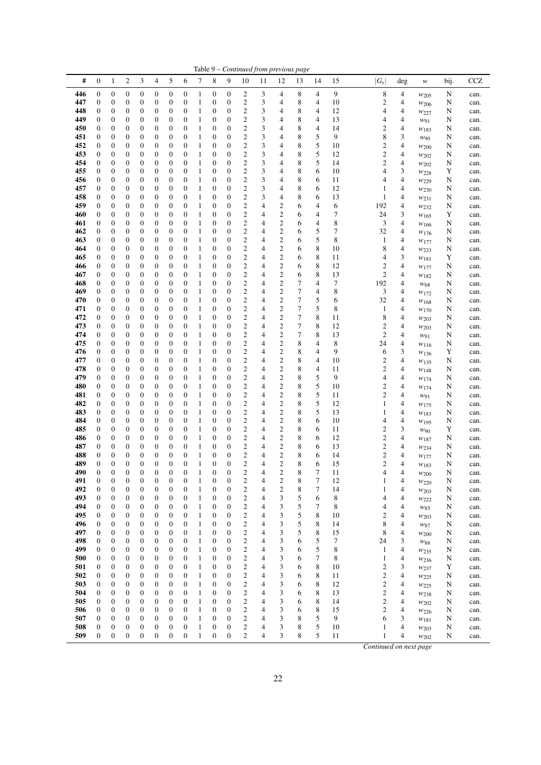Table 9 – *Continued from previous page*

| # | 0 | 1 | 2 | 3 | 4 | 5 | 6 | 7 | 8 | 9 | 10 | 11 | 12 | 13 | 14 | 15 | $\lvert G_s \rvert$ | deg | $w$ | bij. | CCZ |
|---|---|---|---|---|---|---|---|---|---|---|---|---|---|---|---|---|---|---|---|---|---|
| 446 | 0 | 0 | 0 | 0 | 0 | 0 | 0 | 1 | 0 | 0 | 2 | 3 | 4 | 8 | 4 | 9 | 8 | 4 | $w_{205}$ | N | can. |
| 447 | 0 | 0 | 0 | 0 | 0 | 0 | 0 | 1 | 0 | 0 | 2 | 3 | 4 | 8 | 4 | 10 | 2 | 4 | $w_{206}$ | N | can. |
| 448 | 0 | 0 | 0 | 0 | 0 | 0 | 0 | 1 | 0 | 0 | 2 | 3 | 4 | 8 | 4 | 12 | 4 | 4 | $w_{227}$ | N | can. |
| 449 | 0 | 0 | 0 | 0 | 0 | 0 | 0 | 1 | 0 | 0 | 2 | 3 | 4 | 8 | 4 | 13 | 4 | 4 | $w_{91}$ | N | can. |
| 450 | 0 | 0 | 0 | 0 | 0 | 0 | 0 | 1 | 0 | 0 | 2 | 3 | 4 | 8 | 4 | 14 | 2 | 4 | $w_{183}$ | N | can. |
| 451 | 0 | 0 | 0 | 0 | 0 | 0 | 0 | 1 | 0 | 0 | 2 | 3 | 4 | 8 | 5 | 9 | 8 | 3 | $w_{90}$ | N | can. |
| 452 | 0 | 0 | 0 | 0 | 0 | 0 | 0 | 1 | 0 | 0 | 2 | 3 | 4 | 8 | 5 | 10 | 2 | 4 | $w_{200}$ | N | can. |
| 453 | 0 | 0 | 0 | 0 | 0 | 0 | 0 | 1 | 0 | 0 | 2 | 3 | 4 | 8 | 5 | 12 | 2 | 4 | $w_{202}$ | N | can. |
| 454 | 0 | 0 | 0 | 0 | 0 | 0 | 0 | 1 | 0 | 0 | 2 | 3 | 4 | 8 | 5 | 14 | 2 | 4 | $w_{202}$ | N | can. |
| 455 | 0 | 0 | 0 | 0 | 0 | 0 | 0 | 1 | 0 | 0 | 2 | 3 | 4 | 8 | 6 | 10 | 4 | 3 | $w_{228}$ | Y | can. |
| 456 | 0 | 0 | 0 | 0 | 0 | 0 | 0 | 1 | 0 | 0 | 2 | 3 | 4 | 8 | 6 | 11 | 4 | 4 | $w_{229}$ | N | can. |
| 457 | 0 | 0 | 0 | 0 | 0 | 0 | 0 | 1 | 0 | 0 | 2 | 3 | 4 | 8 | 6 | 12 | 1 | 4 | $w_{230}$ | N | can. |
| 458 | 0 | 0 | 0 | 0 | 0 | 0 | 0 | 1 | 0 | 0 | 2 | 3 | 4 | 8 | 6 | 13 | 1 | 4 | $w_{231}$ | N | can. |
| 459 | 0 | 0 | 0 | 0 | 0 | 0 | 0 | 1 | 0 | 0 | 2 | 4 | 2 | 6 | 4 | 6 | 192 | 4 | $w_{232}$ | N | can. |
| 460 | 0 | 0 | 0 | 0 | 0 | 0 | 0 | 1 | 0 | 0 | 2 | 4 | 2 | 6 | 4 | 7 | 24 | 3 | $w_{165}$ | Y | can. |
| 461 | 0 | 0 | 0 | 0 | 0 | 0 | 0 | 1 | 0 | 0 | 2 | 4 | 2 | 6 | 4 | 8 | 3 | 4 | $w_{166}$ | N | can. |
| 462 | 0 | 0 | 0 | 0 | 0 | 0 | 0 | 1 | 0 | 0 | 2 | 4 | 2 | 6 | 5 | 7 | 32 | 4 | $w_{176}$ | N | can. |
| 463 | 0 | 0 | 0 | 0 | 0 | 0 | 0 | 1 | 0 | 0 | 2 | 4 | 2 | 6 | 5 | 8 | 1 | 4 | $w_{177}$ | N | can. |
| 464 | 0 | 0 | 0 | 0 | 0 | 0 | 0 | 1 | 0 | 0 | 2 | 4 | 2 | 6 | 8 | 10 | 8 | 4 | $w_{233}$ | N | can. |
| 465 | 0 | 0 | 0 | 0 | 0 | 0 | 0 | 1 | 0 | 0 | 2 | 4 | 2 | 6 | 8 | 11 | 4 | 3 | $w_{181}$ | Y | can. |
| 466 | 0 | 0 | 0 | 0 | 0 | 0 | 0 | 1 | 0 | 0 | 2 | 4 | 2 | 6 | 8 | 12 | 2 | 4 | $w_{177}$ | N | can. |
| 467 | 0 | 0 | 0 | 0 | 0 | 0 | 0 | 1 | 0 | 0 | 2 | 4 | 2 | 6 | 8 | 13 | 2 | 4 | $w_{182}$ | N | can. |
| 468 | 0 | 0 | 0 | 0 | 0 | 0 | 0 | 1 | 0 | 0 | 2 | 4 | 2 | 7 | 4 | 7 | 192 | 4 | $w_{68}$ | N | can. |
| 469 | 0 | 0 | 0 | 0 | 0 | 0 | 0 | 1 | 0 | 0 | 2 | 4 | 2 | 7 | 4 | 8 | 3 | 4 | $w_{172}$ | N | can. |
| 470 | 0 | 0 | 0 | 0 | 0 | 0 | 0 | 1 | 0 | 0 | 2 | 4 | 2 | 7 | 5 | 6 | 32 | 4 | $w_{168}$ | N | can. |
| 471 | 0 | 0 | 0 | 0 | 0 | 0 | 0 | 1 | 0 | 0 | 2 | 4 | 2 | 7 | 5 | 8 | 1 | 4 | $w_{170}$ | N | can. |
| 472 | 0 | 0 | 0 | 0 | 0 | 0 | 0 | 1 | 0 | 0 | 2 | 4 | 2 | 7 | 8 | 11 | 8 | 4 | $w_{203}$ | N | can. |
| 473 | 0 | 0 | 0 | 0 | 0 | 0 | 0 | 1 | 0 | 0 | 2 | 4 | 2 | 7 | 8 | 12 | 2 | 4 | $w_{203}$ | N | can. |
| 474 | 0 | 0 | 0 | 0 | 0 | 0 | 0 | 1 | 0 | 0 | 2 | 4 | 2 | 7 | 8 | 13 | 2 | 4 | $w_{91}$ | N | can. |
| 475 | 0 | 0 | 0 | 0 | 0 | 0 | 0 | 1 | 0 | 0 | 2 | 4 | 2 | 8 | 4 | 8 | 24 | 4 | $w_{116}$ | N | can. |
| 476 | 0 | 0 | 0 | 0 | 0 | 0 | 0 | 1 | 0 | 0 | 2 | 4 | 2 | 8 | 4 | 9 | 6 | 3 | $w_{136}$ | Y | can. |
| 477 | 0 | 0 | 0 | 0 | 0 | 0 | 0 | 1 | 0 | 0 | 2 | 4 | 2 | 8 | 4 | 10 | 2 | 4 | $w_{135}$ | N | can. |
| 478 | 0 | 0 | 0 | 0 | 0 | 0 | 0 | 1 | 0 | 0 | 2 | 4 | 2 | 8 | 4 | 11 | 2 | 4 | $w_{148}$ | N | can. |
| 479 | 0 | 0 | 0 | 0 | 0 | 0 | 0 | 1 | 0 | 0 | 2 | 4 | 2 | 8 | 5 | 9 | 4 | 4 | $w_{174}$ | N | can. |
| 480 | 0 | 0 | 0 | 0 | 0 | 0 | 0 | 1 | 0 | 0 | 2 | 4 | 2 | 8 | 5 | 10 | 2 | 4 | $w_{174}$ | N | can. |
| 481 | 0 | 0 | 0 | 0 | 0 | 0 | 0 | 1 | 0 | 0 | 2 | 4 | 2 | 8 | 5 | 11 | 2 | 4 | $w_{91}$ | N | can. |
| 482 | 0 | 0 | 0 | 0 | 0 | 0 | 0 | 1 | 0 | 0 | 2 | 4 | 2 | 8 | 5 | 12 | 1 | 4 | $w_{175}$ | N | can. |
| 483 | 0 | 0 | 0 | 0 | 0 | 0 | 0 | 1 | 0 | 0 | 2 | 4 | 2 | 8 | 5 | 13 | 1 | 4 | $w_{183}$ | N | can. |
| 484 | 0 | 0 | 0 | 0 | 0 | 0 | 0 | 1 | 0 | 0 | 2 | 4 | 2 | 8 | 6 | 10 | 4 | 4 | $w_{195}$ | N | can. |
| 485 | 0 | 0 | 0 | 0 | 0 | 0 | 0 | 1 | 0 | 0 | 2 | 4 | 2 | 8 | 6 | 11 | 2 | 3 | $w_{90}$ | Y | can. |
| 486 | 0 | 0 | 0 | 0 | 0 | 0 | 0 | 1 | 0 | 0 | 2 | 4 | 2 | 8 | 6 | 12 | 2 | 4 | $w_{187}$ | N | can. |
| 487 | 0 | 0 | 0 | 0 | 0 | 0 | 0 | 1 | 0 | 0 | 2 | 4 | 2 | 8 | 6 | 13 | 2 | 4 | $w_{234}$ | N | can. |
| 488 | 0 | 0 | 0 | 0 | 0 | 0 | 0 | 1 | 0 | 0 | 2 | 4 | 2 | 8 | 6 | 14 | 2 | 4 | $w_{177}$ | N | can. |
| 489 | 0 | 0 | 0 | 0 | 0 | 0 | 0 | 1 | 0 | 0 | 2 | 4 | 2 | 8 | 6 | 15 | 2 | 4 | $w_{183}$ | N | can. |
| 490 | 0 | 0 | 0 | 0 | 0 | 0 | 0 | 1 | 0 | 0 | 2 | 4 | 2 | 8 | 7 | 11 | 4 | 4 | $w_{200}$ | N | can. |
| 491 | 0 | 0 | 0 | 0 | 0 | 0 | 0 | 1 | 0 | 0 | 2 | 4 | 2 | 8 | 7 | 12 | 1 | 4 | $w_{220}$ | N | can. |
| 492 | 0 | 0 | 0 | 0 | 0 | 0 | 0 | 1 | 0 | 0 | 2 | 4 | 2 | 8 | 7 | 14 | 1 | 4 | $w_{203}$ | N | can. |
| 493 | 0 | 0 | 0 | 0 | 0 | 0 | 0 | 1 | 0 | 0 | 2 | 4 | 3 | 5 | 6 | 8 | 4 | 4 | $w_{222}$ | N | can. |
| 494 | 0 | 0 | 0 | 0 | 0 | 0 | 0 | 1 | 0 | 0 | 2 | 4 | 3 | 5 | 7 | 8 | 4 | 4 | $w_{85}$ | N | can. |
| 495 | 0 | 0 | 0 | 0 | 0 | 0 | 0 | 1 | 0 | 0 | 2 | 4 | 3 | 5 | 8 | 10 | 2 | 4 | $w_{203}$ | N | can. |
| 496 | 0 | 0 | 0 | 0 | 0 | 0 | 0 | 1 | 0 | 0 | 2 | 4 | 3 | 5 | 8 | 14 | 8 | 4 | $w_{87}$ | N | can. |
| 497 | 0 | 0 | 0 | 0 | 0 | 0 | 0 | 1 | 0 | 0 | 2 | 4 | 3 | 5 | 8 | 15 | 8 | 4 | $w_{200}$ | N | can. |
| 498 | 0 | 0 | 0 | 0 | 0 | 0 | 0 | 1 | 0 | 0 | 2 | 4 | 3 | 6 | 5 | 7 | 24 | 3 | $w_{88}$ | N | can. |
| 499 | 0 | 0 | 0 | 0 | 0 | 0 | 0 | 1 | 0 | 0 | 2 | 4 | 3 | 6 | 5 | 8 | 1 | 4 | $w_{235}$ | N | can. |
| 500 | 0 | 0 | 0 | 0 | 0 | 0 | 0 | 1 | 0 | 0 | 2 | 4 | 3 | 6 | 7 | 8 | 1 | 4 | $w_{236}$ | N | can. |
| 501 | 0 | 0 | 0 | 0 | 0 | 0 | 0 | 1 | 0 | 0 | 2 | 4 | 3 | 6 | 8 | 10 | 2 | 3 | $w_{237}$ | Y | can. |
| 502 | 0 | 0 | 0 | 0 | 0 | 0 | 0 | 1 | 0 | 0 | 2 | 4 | 3 | 6 | 8 | 11 | 2 | 4 | $w_{225}$ | N | can. |
| 503 | 0 | 0 | 0 | 0 | 0 | 0 | 0 | 1 | 0 | 0 | 2 | 4 | 3 | 6 | 8 | 12 | 2 | 4 | $w_{225}$ | N | can. |
| 504 | 0 | 0 | 0 | 0 | 0 | 0 | 0 | 1 | 0 | 0 | 2 | 4 | 3 | 6 | 8 | 13 | 2 | 4 | $w_{238}$ | N | can. |
| 505 | 0 | 0 | 0 | 0 | 0 | 0 | 0 | 1 | 0 | 0 | 2 | 4 | 3 | 6 | 8 | 14 | 2 | 4 | $w_{202}$ | N | can. |
| 506 | 0 | 0 | 0 | 0 | 0 | 0 | 0 | 1 | 0 | 0 | 2 | 4 | 3 | 6 | 8 | 15 | 2 | 4 | $w_{226}$ | N | can. |
| 507 | 0 | 0 | 0 | 0 | 0 | 0 | 0 | 1 | 0 | 0 | 2 | 4 | 3 | 8 | 5 | 9 | 6 | 3 | $w_{181}$ | N | can. |
| 508 | 0 | 0 | 0 | 0 | 0 | 0 | 0 | 1 | 0 | 0 | 2 | 4 | 3 | 8 | 5 | 10 | 1 | 4 | $w_{203}$ | N | can. |
| 509 | 0 | 0 | 0 | 0 | 0 | 0 | 0 | 1 | 0 | 0 | 2 | 4 | 3 | 8 | 5 | 11 | 1 | 4 | $w_{202}$ | N | can. |

*Continued on next page*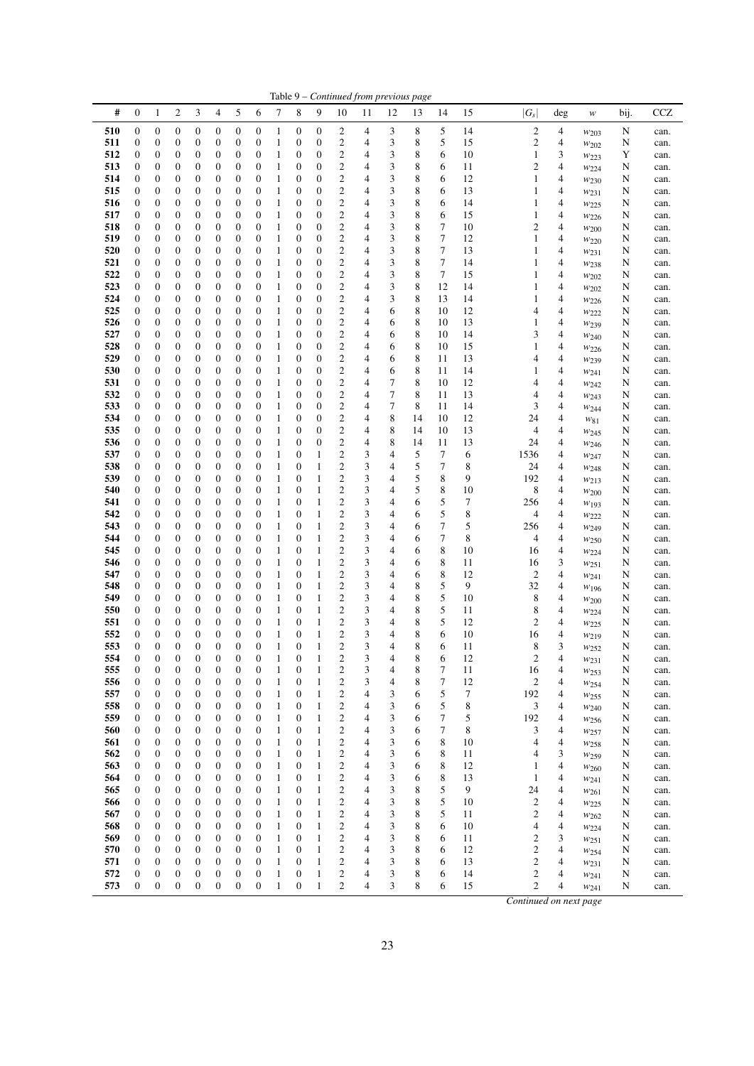Table 9 – *Continued from previous page*

| # | 0 | 1 | 2 | 3 | 4 | 5 | 6 | 7 | 8 | 9 | 10 | 11 | 12 | 13 | 14 | 15 | $\lvert G_s \rvert$ | deg | $w$ | bij. | CCZ |
|---|---|---|---|---|---|---|---|---|---|---|---|---|---|---|---|---|---|---|---|---|---|
| 510 | 0 | 0 | 0 | 0 | 0 | 0 | 0 | 1 | 0 | 0 | 2 | 4 | 3 | 8 | 5 | 14 | 2 | 4 | $w_{203}$ | N | can. |
| 511 | 0 | 0 | 0 | 0 | 0 | 0 | 0 | 1 | 0 | 0 | 2 | 4 | 3 | 8 | 5 | 15 | 2 | 4 | $w_{202}$ | N | can. |
| 512 | 0 | 0 | 0 | 0 | 0 | 0 | 0 | 1 | 0 | 0 | 2 | 4 | 3 | 8 | 6 | 10 | 1 | 3 | $w_{223}$ | Y | can. |
| 513 | 0 | 0 | 0 | 0 | 0 | 0 | 0 | 1 | 0 | 0 | 2 | 4 | 3 | 8 | 6 | 11 | 2 | 4 | $w_{224}$ | N | can. |
| 514 | 0 | 0 | 0 | 0 | 0 | 0 | 0 | 1 | 0 | 0 | 2 | 4 | 3 | 8 | 6 | 12 | 1 | 4 | $w_{230}$ | N | can. |
| 515 | 0 | 0 | 0 | 0 | 0 | 0 | 0 | 1 | 0 | 0 | 2 | 4 | 3 | 8 | 6 | 13 | 1 | 4 | $w_{231}$ | N | can. |
| 516 | 0 | 0 | 0 | 0 | 0 | 0 | 0 | 1 | 0 | 0 | 2 | 4 | 3 | 8 | 6 | 14 | 1 | 4 | $w_{225}$ | N | can. |
| 517 | 0 | 0 | 0 | 0 | 0 | 0 | 0 | 1 | 0 | 0 | 2 | 4 | 3 | 8 | 6 | 15 | 1 | 4 | $w_{226}$ | N | can. |
| 518 | 0 | 0 | 0 | 0 | 0 | 0 | 0 | 1 | 0 | 0 | 2 | 4 | 3 | 8 | 7 | 10 | 2 | 4 | $w_{200}$ | N | can. |
| 519 | 0 | 0 | 0 | 0 | 0 | 0 | 0 | 1 | 0 | 0 | 2 | 4 | 3 | 8 | 7 | 12 | 1 | 4 | $w_{220}$ | N | can. |
| 520 | 0 | 0 | 0 | 0 | 0 | 0 | 0 | 1 | 0 | 0 | 2 | 4 | 3 | 8 | 7 | 13 | 1 | 4 | $w_{231}$ | N | can. |
| 521 | 0 | 0 | 0 | 0 | 0 | 0 | 0 | 1 | 0 | 0 | 2 | 4 | 3 | 8 | 7 | 14 | 1 | 4 | $w_{238}$ | N | can. |
| 522 | 0 | 0 | 0 | 0 | 0 | 0 | 0 | 1 | 0 | 0 | 2 | 4 | 3 | 8 | 7 | 15 | 1 | 4 | $w_{202}$ | N | can. |
| 523 | 0 | 0 | 0 | 0 | 0 | 0 | 0 | 1 | 0 | 0 | 2 | 4 | 3 | 8 | 12 | 14 | 1 | 4 | $w_{202}$ | N | can. |
| 524 | 0 | 0 | 0 | 0 | 0 | 0 | 0 | 1 | 0 | 0 | 2 | 4 | 3 | 8 | 13 | 14 | 1 | 4 | $w_{226}$ | N | can. |
| 525 | 0 | 0 | 0 | 0 | 0 | 0 | 0 | 1 | 0 | 0 | 2 | 4 | 6 | 8 | 10 | 12 | 4 | 4 | $w_{222}$ | N | can. |
| 526 | 0 | 0 | 0 | 0 | 0 | 0 | 0 | 1 | 0 | 0 | 2 | 4 | 6 | 8 | 10 | 13 | 1 | 4 | $w_{239}$ | N | can. |
| 527 | 0 | 0 | 0 | 0 | 0 | 0 | 0 | 1 | 0 | 0 | 2 | 4 | 6 | 8 | 10 | 14 | 3 | 4 | $w_{240}$ | N | can. |
| 528 | 0 | 0 | 0 | 0 | 0 | 0 | 0 | 1 | 0 | 0 | 2 | 4 | 6 | 8 | 10 | 15 | 1 | 4 | $w_{226}$ | N | can. |
| 529 | 0 | 0 | 0 | 0 | 0 | 0 | 0 | 1 | 0 | 0 | 2 | 4 | 6 | 8 | 11 | 13 | 4 | 4 | $w_{239}$ | N | can. |
| 530 | 0 | 0 | 0 | 0 | 0 | 0 | 0 | 1 | 0 | 0 | 2 | 4 | 6 | 8 | 11 | 14 | 1 | 4 | $w_{241}$ | N | can. |
| 531 | 0 | 0 | 0 | 0 | 0 | 0 | 0 | 1 | 0 | 0 | 2 | 4 | 7 | 8 | 10 | 12 | 4 | 4 | $w_{242}$ | N | can. |
| 532 | 0 | 0 | 0 | 0 | 0 | 0 | 0 | 1 | 0 | 0 | 2 | 4 | 7 | 8 | 11 | 13 | 4 | 4 | $w_{243}$ | N | can. |
| 533 | 0 | 0 | 0 | 0 | 0 | 0 | 0 | 1 | 0 | 0 | 2 | 4 | 7 | 8 | 11 | 14 | 3 | 4 | $w_{244}$ | N | can. |
| 534 | 0 | 0 | 0 | 0 | 0 | 0 | 0 | 1 | 0 | 0 | 2 | 4 | 8 | 14 | 10 | 12 | 24 | 4 | $w_{81}$ | N | can. |
| 535 | 0 | 0 | 0 | 0 | 0 | 0 | 0 | 1 | 0 | 0 | 2 | 4 | 8 | 14 | 10 | 13 | 4 | 4 | $w_{245}$ | N | can. |
| 536 | 0 | 0 | 0 | 0 | 0 | 0 | 0 | 1 | 0 | 0 | 2 | 4 | 8 | 14 | 11 | 13 | 24 | 4 | $w_{246}$ | N | can. |
| 537 | 0 | 0 | 0 | 0 | 0 | 0 | 0 | 1 | 0 | 1 | 2 | 3 | 4 | 5 | 7 | 6 | 1536 | 4 | $w_{247}$ | N | can. |
| 538 | 0 | 0 | 0 | 0 | 0 | 0 | 0 | 1 | 0 | 1 | 2 | 3 | 4 | 5 | 7 | 8 | 24 | 4 | $w_{248}$ | N | can. |
| 539 | 0 | 0 | 0 | 0 | 0 | 0 | 0 | 1 | 0 | 1 | 2 | 3 | 4 | 5 | 8 | 9 | 192 | 4 | $w_{213}$ | N | can. |
| 540 | 0 | 0 | 0 | 0 | 0 | 0 | 0 | 1 | 0 | 1 | 2 | 3 | 4 | 5 | 8 | 10 | 8 | 4 | $w_{200}$ | N | can. |
| 541 | 0 | 0 | 0 | 0 | 0 | 0 | 0 | 1 | 0 | 1 | 2 | 3 | 4 | 6 | 5 | 7 | 256 | 4 | $w_{193}$ | N | can. |
| 542 | 0 | 0 | 0 | 0 | 0 | 0 | 0 | 1 | 0 | 1 | 2 | 3 | 4 | 6 | 5 | 8 | 4 | 4 | $w_{222}$ | N | can. |
| 543 | 0 | 0 | 0 | 0 | 0 | 0 | 0 | 1 | 0 | 1 | 2 | 3 | 4 | 6 | 7 | 5 | 256 | 4 | $w_{249}$ | N | can. |
| 544 | 0 | 0 | 0 | 0 | 0 | 0 | 0 | 1 | 0 | 1 | 2 | 3 | 4 | 6 | 7 | 8 | 4 | 4 | $w_{250}$ | N | can. |
| 545 | 0 | 0 | 0 | 0 | 0 | 0 | 0 | 1 | 0 | 1 | 2 | 3 | 4 | 6 | 8 | 10 | 16 | 4 | $w_{224}$ | N | can. |
| 546 | 0 | 0 | 0 | 0 | 0 | 0 | 0 | 1 | 0 | 1 | 2 | 3 | 4 | 6 | 8 | 11 | 16 | 3 | $w_{251}$ | N | can. |
| 547 | 0 | 0 | 0 | 0 | 0 | 0 | 0 | 1 | 0 | 1 | 2 | 3 | 4 | 6 | 8 | 12 | 2 | 4 | $w_{241}$ | N | can. |
| 548 | 0 | 0 | 0 | 0 | 0 | 0 | 0 | 1 | 0 | 1 | 2 | 3 | 4 | 8 | 5 | 9 | 32 | 4 | $w_{196}$ | N | can. |
| 549 | 0 | 0 | 0 | 0 | 0 | 0 | 0 | 1 | 0 | 1 | 2 | 3 | 4 | 8 | 5 | 10 | 8 | 4 | $w_{200}$ | N | can. |
| 550 | 0 | 0 | 0 | 0 | 0 | 0 | 0 | 1 | 0 | 1 | 2 | 3 | 4 | 8 | 5 | 11 | 8 | 4 | $w_{224}$ | N | can. |
| 551 | 0 | 0 | 0 | 0 | 0 | 0 | 0 | 1 | 0 | 1 | 2 | 3 | 4 | 8 | 5 | 12 | 2 | 4 | $w_{225}$ | N | can. |
| 552 | 0 | 0 | 0 | 0 | 0 | 0 | 0 | 1 | 0 | 1 | 2 | 3 | 4 | 8 | 6 | 10 | 16 | 4 | $w_{219}$ | N | can. |
| 553 | 0 | 0 | 0 | 0 | 0 | 0 | 0 | 1 | 0 | 1 | 2 | 3 | 4 | 8 | 6 | 11 | 8 | 3 | $w_{252}$ | N | can. |
| 554 | 0 | 0 | 0 | 0 | 0 | 0 | 0 | 1 | 0 | 1 | 2 | 3 | 4 | 8 | 6 | 12 | 2 | 4 | $w_{231}$ | N | can. |
| 555 | 0 | 0 | 0 | 0 | 0 | 0 | 0 | 1 | 0 | 1 | 2 | 3 | 4 | 8 | 7 | 11 | 16 | 4 | $w_{253}$ | N | can. |
| 556 | 0 | 0 | 0 | 0 | 0 | 0 | 0 | 1 | 0 | 1 | 2 | 3 | 4 | 8 | 7 | 12 | 2 | 4 | $w_{254}$ | N | can. |
| 557 | 0 | 0 | 0 | 0 | 0 | 0 | 0 | 1 | 0 | 1 | 2 | 4 | 3 | 6 | 5 | 7 | 192 | 4 | $w_{255}$ | N | can. |
| 558 | 0 | 0 | 0 | 0 | 0 | 0 | 0 | 1 | 0 | 1 | 2 | 4 | 3 | 6 | 5 | 8 | 3 | 4 | $w_{240}$ | N | can. |
| 559 | 0 | 0 | 0 | 0 | 0 | 0 | 0 | 1 | 0 | 1 | 2 | 4 | 3 | 6 | 7 | 5 | 192 | 4 | $w_{256}$ | N | can. |
| 560 | 0 | 0 | 0 | 0 | 0 | 0 | 0 | 1 | 0 | 1 | 2 | 4 | 3 | 6 | 7 | 8 | 3 | 4 | $w_{257}$ | N | can. |
| 561 | 0 | 0 | 0 | 0 | 0 | 0 | 0 | 1 | 0 | 1 | 2 | 4 | 3 | 6 | 8 | 10 | 4 | 4 | $w_{258}$ | N | can. |
| 562 | 0 | 0 | 0 | 0 | 0 | 0 | 0 | 1 | 0 | 1 | 2 | 4 | 3 | 6 | 8 | 11 | 4 | 3 | $w_{259}$ | N | can. |
| 563 | 0 | 0 | 0 | 0 | 0 | 0 | 0 | 1 | 0 | 1 | 2 | 4 | 3 | 6 | 8 | 12 | 1 | 4 | $w_{260}$ | N | can. |
| 564 | 0 | 0 | 0 | 0 | 0 | 0 | 0 | 1 | 0 | 1 | 2 | 4 | 3 | 6 | 8 | 13 | 1 | 4 | $w_{241}$ | N | can. |
| 565 | 0 | 0 | 0 | 0 | 0 | 0 | 0 | 1 | 0 | 1 | 2 | 4 | 3 | 8 | 5 | 9 | 24 | 4 | $w_{261}$ | N | can. |
| 566 | 0 | 0 | 0 | 0 | 0 | 0 | 0 | 1 | 0 | 1 | 2 | 4 | 3 | 8 | 5 | 10 | 2 | 4 | $w_{225}$ | N | can. |
| 567 | 0 | 0 | 0 | 0 | 0 | 0 | 0 | 1 | 0 | 1 | 2 | 4 | 3 | 8 | 5 | 11 | 2 | 4 | $w_{262}$ | N | can. |
| 568 | 0 | 0 | 0 | 0 | 0 | 0 | 0 | 1 | 0 | 1 | 2 | 4 | 3 | 8 | 6 | 10 | 4 | 4 | $w_{224}$ | N | can. |
| 569 | 0 | 0 | 0 | 0 | 0 | 0 | 0 | 1 | 0 | 1 | 2 | 4 | 3 | 8 | 6 | 11 | 2 | 3 | $w_{251}$ | N | can. |
| 570 | 0 | 0 | 0 | 0 | 0 | 0 | 0 | 1 | 0 | 1 | 2 | 4 | 3 | 8 | 6 | 12 | 2 | 4 | $w_{254}$ | N | can. |
| 571 | 0 | 0 | 0 | 0 | 0 | 0 | 0 | 1 | 0 | 1 | 2 | 4 | 3 | 8 | 6 | 13 | 2 | 4 | $w_{231}$ | N | can. |
| 572 | 0 | 0 | 0 | 0 | 0 | 0 | 0 | 1 | 0 | 1 | 2 | 4 | 3 | 8 | 6 | 14 | 2 | 4 | $w_{241}$ | N | can. |
| 573 | 0 | 0 | 0 | 0 | 0 | 0 | 0 | 1 | 0 | 1 | 2 | 4 | 3 | 8 | 6 | 15 | 2 | 4 | $w_{241}$ | N | can. |

*Continued on next page*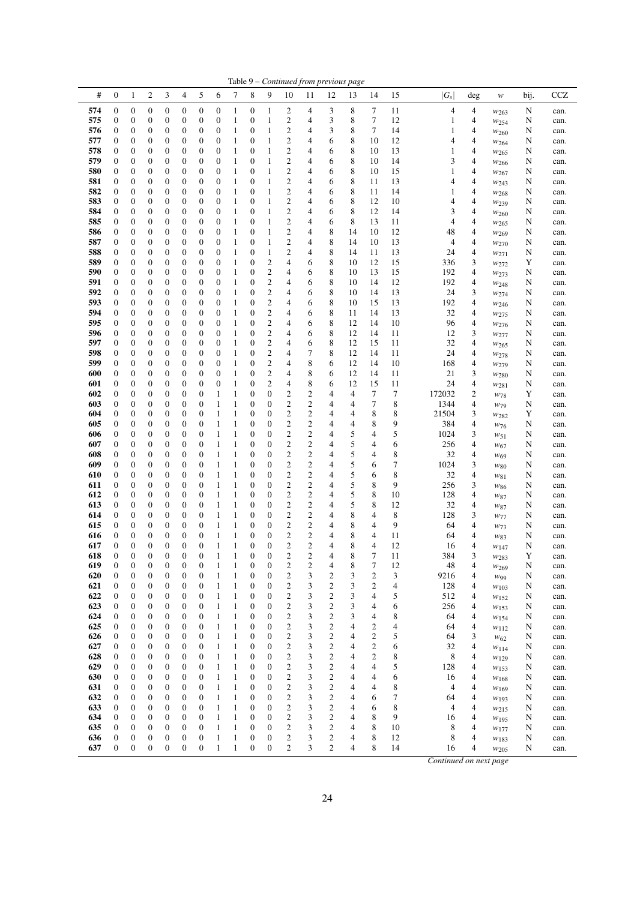Table 9 – *Continued from previous page*

| # | 0 | 1 | 2 | 3 | 4 | 5 | 6 | 7 | 8 | 9 | 10 | 11 | 12 | 13 | 14 | 15 | $\lvert G_s\rvert$ | deg | $w$ | bij. | CCZ |
|---|---|---|---|---|---|---|---|---|---|---|---|---|---|---|---|---|---|---|---|---|---|
| 574 | 0 | 0 | 0 | 0 | 0 | 0 | 0 | 1 | 0 | 1 | 2 | 4 | 3 | 8 | 7 | 11 | 4 | 4 | $w_{263}$ | N | can. |
| 575 | 0 | 0 | 0 | 0 | 0 | 0 | 0 | 1 | 0 | 1 | 2 | 4 | 3 | 8 | 7 | 12 | 1 | 4 | $w_{254}$ | N | can. |
| 576 | 0 | 0 | 0 | 0 | 0 | 0 | 0 | 1 | 0 | 1 | 2 | 4 | 3 | 8 | 7 | 14 | 1 | 4 | $w_{260}$ | N | can. |
| 577 | 0 | 0 | 0 | 0 | 0 | 0 | 0 | 1 | 0 | 1 | 2 | 4 | 6 | 8 | 10 | 12 | 4 | 4 | $w_{264}$ | N | can. |
| 578 | 0 | 0 | 0 | 0 | 0 | 0 | 0 | 1 | 0 | 1 | 2 | 4 | 6 | 8 | 10 | 13 | 1 | 4 | $w_{265}$ | N | can. |
| 579 | 0 | 0 | 0 | 0 | 0 | 0 | 0 | 1 | 0 | 1 | 2 | 4 | 6 | 8 | 10 | 14 | 3 | 4 | $w_{266}$ | N | can. |
| 580 | 0 | 0 | 0 | 0 | 0 | 0 | 0 | 1 | 0 | 1 | 2 | 4 | 6 | 8 | 10 | 15 | 1 | 4 | $w_{267}$ | N | can. |
| 581 | 0 | 0 | 0 | 0 | 0 | 0 | 0 | 1 | 0 | 1 | 2 | 4 | 6 | 8 | 11 | 13 | 4 | 4 | $w_{243}$ | N | can. |
| 582 | 0 | 0 | 0 | 0 | 0 | 0 | 0 | 1 | 0 | 1 | 2 | 4 | 6 | 8 | 11 | 14 | 1 | 4 | $w_{268}$ | N | can. |
| 583 | 0 | 0 | 0 | 0 | 0 | 0 | 0 | 1 | 0 | 1 | 2 | 4 | 6 | 8 | 12 | 10 | 4 | 4 | $w_{239}$ | N | can. |
| 584 | 0 | 0 | 0 | 0 | 0 | 0 | 0 | 1 | 0 | 1 | 2 | 4 | 6 | 8 | 12 | 14 | 3 | 4 | $w_{260}$ | N | can. |
| 585 | 0 | 0 | 0 | 0 | 0 | 0 | 0 | 1 | 0 | 1 | 2 | 4 | 6 | 8 | 13 | 11 | 4 | 4 | $w_{265}$ | N | can. |
| 586 | 0 | 0 | 0 | 0 | 0 | 0 | 0 | 1 | 0 | 1 | 2 | 4 | 8 | 14 | 10 | 12 | 48 | 4 | $w_{269}$ | N | can. |
| 587 | 0 | 0 | 0 | 0 | 0 | 0 | 0 | 1 | 0 | 1 | 2 | 4 | 8 | 14 | 10 | 13 | 4 | 4 | $w_{270}$ | N | can. |
| 588 | 0 | 0 | 0 | 0 | 0 | 0 | 0 | 1 | 0 | 1 | 2 | 4 | 8 | 14 | 11 | 13 | 24 | 4 | $w_{271}$ | N | can. |
| 589 | 0 | 0 | 0 | 0 | 0 | 0 | 0 | 1 | 0 | 2 | 4 | 6 | 8 | 10 | 12 | 15 | 336 | 3 | $w_{272}$ | Y | can. |
| 590 | 0 | 0 | 0 | 0 | 0 | 0 | 0 | 1 | 0 | 2 | 4 | 6 | 8 | 10 | 13 | 15 | 192 | 4 | $w_{273}$ | N | can. |
| 591 | 0 | 0 | 0 | 0 | 0 | 0 | 0 | 1 | 0 | 2 | 4 | 6 | 8 | 10 | 14 | 12 | 192 | 4 | $w_{248}$ | N | can. |
| 592 | 0 | 0 | 0 | 0 | 0 | 0 | 0 | 1 | 0 | 2 | 4 | 6 | 8 | 10 | 14 | 13 | 24 | 3 | $w_{274}$ | N | can. |
| 593 | 0 | 0 | 0 | 0 | 0 | 0 | 0 | 1 | 0 | 2 | 4 | 6 | 8 | 10 | 15 | 13 | 192 | 4 | $w_{246}$ | N | can. |
| 594 | 0 | 0 | 0 | 0 | 0 | 0 | 0 | 1 | 0 | 2 | 4 | 6 | 8 | 11 | 14 | 13 | 32 | 4 | $w_{275}$ | N | can. |
| 595 | 0 | 0 | 0 | 0 | 0 | 0 | 0 | 1 | 0 | 2 | 4 | 6 | 8 | 12 | 14 | 10 | 96 | 4 | $w_{276}$ | N | can. |
| 596 | 0 | 0 | 0 | 0 | 0 | 0 | 0 | 1 | 0 | 2 | 4 | 6 | 8 | 12 | 14 | 11 | 12 | 3 | $w_{277}$ | N | can. |
| 597 | 0 | 0 | 0 | 0 | 0 | 0 | 0 | 1 | 0 | 2 | 4 | 6 | 8 | 12 | 15 | 11 | 32 | 4 | $w_{265}$ | N | can. |
| 598 | 0 | 0 | 0 | 0 | 0 | 0 | 0 | 1 | 0 | 2 | 4 | 7 | 8 | 12 | 14 | 11 | 24 | 4 | $w_{278}$ | N | can. |
| 599 | 0 | 0 | 0 | 0 | 0 | 0 | 0 | 1 | 0 | 2 | 4 | 8 | 6 | 12 | 14 | 10 | 168 | 4 | $w_{279}$ | N | can. |
| 600 | 0 | 0 | 0 | 0 | 0 | 0 | 0 | 1 | 0 | 2 | 4 | 8 | 6 | 12 | 14 | 11 | 21 | 3 | $w_{280}$ | N | can. |
| 601 | 0 | 0 | 0 | 0 | 0 | 0 | 0 | 1 | 0 | 2 | 4 | 8 | 6 | 12 | 15 | 11 | 24 | 4 | $w_{281}$ | N | can. |
| 602 | 0 | 0 | 0 | 0 | 0 | 0 | 1 | 1 | 0 | 0 | 2 | 2 | 4 | 4 | 7 | 7 | 172032 | 2 | $w_{78}$ | Y | can. |
| 603 | 0 | 0 | 0 | 0 | 0 | 0 | 1 | 1 | 0 | 0 | 2 | 2 | 4 | 4 | 7 | 8 | 1344 | 4 | $w_{79}$ | N | can. |
| 604 | 0 | 0 | 0 | 0 | 0 | 0 | 1 | 1 | 0 | 0 | 2 | 2 | 4 | 4 | 8 | 8 | 21504 | 3 | $w_{282}$ | Y | can. |
| 605 | 0 | 0 | 0 | 0 | 0 | 0 | 1 | 1 | 0 | 0 | 2 | 2 | 4 | 4 | 8 | 9 | 384 | 4 | $w_{76}$ | N | can. |
| 606 | 0 | 0 | 0 | 0 | 0 | 0 | 1 | 1 | 0 | 0 | 2 | 2 | 4 | 5 | 4 | 5 | 1024 | 3 | $w_{51}$ | N | can. |
| 607 | 0 | 0 | 0 | 0 | 0 | 0 | 1 | 1 | 0 | 0 | 2 | 2 | 4 | 5 | 4 | 6 | 256 | 4 | $w_{67}$ | N | can. |
| 608 | 0 | 0 | 0 | 0 | 0 | 0 | 1 | 1 | 0 | 0 | 2 | 2 | 4 | 5 | 4 | 8 | 32 | 4 | $w_{69}$ | N | can. |
| 609 | 0 | 0 | 0 | 0 | 0 | 0 | 1 | 1 | 0 | 0 | 2 | 2 | 4 | 5 | 6 | 7 | 1024 | 3 | $w_{80}$ | N | can. |
| 610 | 0 | 0 | 0 | 0 | 0 | 0 | 1 | 1 | 0 | 0 | 2 | 2 | 4 | 5 | 6 | 8 | 32 | 4 | $w_{81}$ | N | can. |
| 611 | 0 | 0 | 0 | 0 | 0 | 0 | 1 | 1 | 0 | 0 | 2 | 2 | 4 | 5 | 8 | 9 | 256 | 3 | $w_{86}$ | N | can. |
| 612 | 0 | 0 | 0 | 0 | 0 | 0 | 1 | 1 | 0 | 0 | 2 | 2 | 4 | 5 | 8 | 10 | 128 | 4 | $w_{87}$ | N | can. |
| 613 | 0 | 0 | 0 | 0 | 0 | 0 | 1 | 1 | 0 | 0 | 2 | 2 | 4 | 5 | 8 | 12 | 32 | 4 | $w_{87}$ | N | can. |
| 614 | 0 | 0 | 0 | 0 | 0 | 0 | 1 | 1 | 0 | 0 | 2 | 2 | 4 | 8 | 4 | 8 | 128 | 3 | $w_{77}$ | N | can. |
| 615 | 0 | 0 | 0 | 0 | 0 | 0 | 1 | 1 | 0 | 0 | 2 | 2 | 4 | 8 | 4 | 9 | 64 | 4 | $w_{73}$ | N | can. |
| 616 | 0 | 0 | 0 | 0 | 0 | 0 | 1 | 1 | 0 | 0 | 2 | 2 | 4 | 8 | 4 | 11 | 64 | 4 | $w_{83}$ | N | can. |
| 617 | 0 | 0 | 0 | 0 | 0 | 0 | 1 | 1 | 0 | 0 | 2 | 2 | 4 | 8 | 4 | 12 | 16 | 4 | $w_{147}$ | N | can. |
| 618 | 0 | 0 | 0 | 0 | 0 | 0 | 1 | 1 | 0 | 0 | 2 | 2 | 4 | 8 | 7 | 11 | 384 | 3 | $w_{283}$ | Y | can. |
| 619 | 0 | 0 | 0 | 0 | 0 | 0 | 1 | 1 | 0 | 0 | 2 | 2 | 4 | 8 | 7 | 12 | 48 | 4 | $w_{269}$ | N | can. |
| 620 | 0 | 0 | 0 | 0 | 0 | 0 | 1 | 1 | 0 | 0 | 2 | 3 | 2 | 3 | 2 | 3 | 9216 | 4 | $w_{99}$ | N | can. |
| 621 | 0 | 0 | 0 | 0 | 0 | 0 | 1 | 1 | 0 | 0 | 2 | 3 | 2 | 3 | 2 | 4 | 128 | 4 | $w_{103}$ | N | can. |
| 622 | 0 | 0 | 0 | 0 | 0 | 0 | 1 | 1 | 0 | 0 | 2 | 3 | 2 | 3 | 4 | 5 | 512 | 4 | $w_{152}$ | N | can. |
| 623 | 0 | 0 | 0 | 0 | 0 | 0 | 1 | 1 | 0 | 0 | 2 | 3 | 2 | 3 | 4 | 6 | 256 | 4 | $w_{153}$ | N | can. |
| 624 | 0 | 0 | 0 | 0 | 0 | 0 | 1 | 1 | 0 | 0 | 2 | 3 | 2 | 3 | 4 | 8 | 64 | 4 | $w_{154}$ | N | can. |
| 625 | 0 | 0 | 0 | 0 | 0 | 0 | 1 | 1 | 0 | 0 | 2 | 3 | 2 | 4 | 2 | 4 | 64 | 4 | $w_{112}$ | N | can. |
| 626 | 0 | 0 | 0 | 0 | 0 | 0 | 1 | 1 | 0 | 0 | 2 | 3 | 2 | 4 | 2 | 5 | 64 | 3 | $w_{62}$ | N | can. |
| 627 | 0 | 0 | 0 | 0 | 0 | 0 | 1 | 1 | 0 | 0 | 2 | 3 | 2 | 4 | 2 | 6 | 32 | 4 | $w_{114}$ | N | can. |
| 628 | 0 | 0 | 0 | 0 | 0 | 0 | 1 | 1 | 0 | 0 | 2 | 3 | 2 | 4 | 2 | 8 | 8 | 4 | $w_{129}$ | N | can. |
| 629 | 0 | 0 | 0 | 0 | 0 | 0 | 1 | 1 | 0 | 0 | 2 | 3 | 2 | 4 | 4 | 5 | 128 | 4 | $w_{153}$ | N | can. |
| 630 | 0 | 0 | 0 | 0 | 0 | 0 | 1 | 1 | 0 | 0 | 2 | 3 | 2 | 4 | 4 | 6 | 16 | 4 | $w_{168}$ | N | can. |
| 631 | 0 | 0 | 0 | 0 | 0 | 0 | 1 | 1 | 0 | 0 | 2 | 3 | 2 | 4 | 4 | 8 | 4 | 4 | $w_{169}$ | N | can. |
| 632 | 0 | 0 | 0 | 0 | 0 | 0 | 1 | 1 | 0 | 0 | 2 | 3 | 2 | 4 | 6 | 7 | 64 | 4 | $w_{193}$ | N | can. |
| 633 | 0 | 0 | 0 | 0 | 0 | 0 | 1 | 1 | 0 | 0 | 2 | 3 | 2 | 4 | 6 | 8 | 4 | 4 | $w_{215}$ | N | can. |
| 634 | 0 | 0 | 0 | 0 | 0 | 0 | 1 | 1 | 0 | 0 | 2 | 3 | 2 | 4 | 8 | 9 | 16 | 4 | $w_{195}$ | N | can. |
| 635 | 0 | 0 | 0 | 0 | 0 | 0 | 1 | 1 | 0 | 0 | 2 | 3 | 2 | 4 | 8 | 10 | 8 | 4 | $w_{177}$ | N | can. |
| 636 | 0 | 0 | 0 | 0 | 0 | 0 | 1 | 1 | 0 | 0 | 2 | 3 | 2 | 4 | 8 | 12 | 8 | 4 | $w_{183}$ | N | can. |
| 637 | 0 | 0 | 0 | 0 | 0 | 0 | 1 | 1 | 0 | 0 | 2 | 3 | 2 | 4 | 8 | 14 | 16 | 4 | $w_{205}$ | N | can. |

*Continued on next page*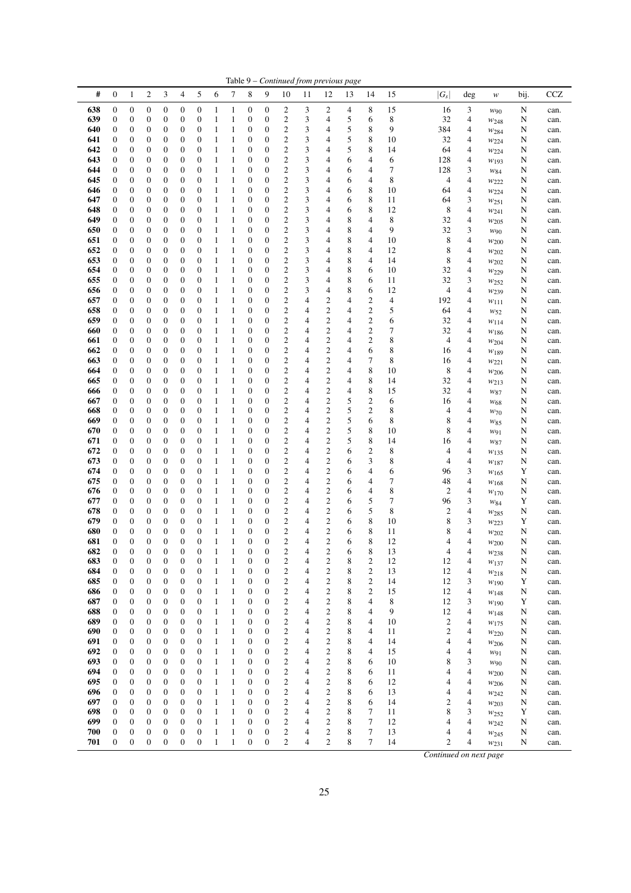Table 9 – *Continued from previous page*

| # | 0 | 1 | 2 | 3 | 4 | 5 | 6 | 7 | 8 | 9 | 10 | 11 | 12 | 13 | 14 | 15 | $\lvert G_s \rvert$ | deg | $w$ | bij. | CCZ |
|---|---|---|---|---|---|---|---|---|---|---|---|---|---|---|---|---|---|---|---|---|---|
| 638 | 0 | 0 | 0 | 0 | 0 | 0 | 1 | 1 | 0 | 0 | 2 | 3 | 2 | 4 | 8 | 15 | 16 | 3 | $w_{90}$ | N | can. |
| 639 | 0 | 0 | 0 | 0 | 0 | 0 | 1 | 1 | 0 | 0 | 2 | 3 | 4 | 5 | 6 | 8 | 32 | 4 | $w_{248}$ | N | can. |
| 640 | 0 | 0 | 0 | 0 | 0 | 0 | 1 | 1 | 0 | 0 | 2 | 3 | 4 | 5 | 8 | 9 | 384 | 4 | $w_{284}$ | N | can. |
| 641 | 0 | 0 | 0 | 0 | 0 | 0 | 1 | 1 | 0 | 0 | 2 | 3 | 4 | 5 | 8 | 10 | 32 | 4 | $w_{224}$ | N | can. |
| 642 | 0 | 0 | 0 | 0 | 0 | 0 | 1 | 1 | 0 | 0 | 2 | 3 | 4 | 5 | 8 | 14 | 64 | 4 | $w_{224}$ | N | can. |
| 643 | 0 | 0 | 0 | 0 | 0 | 0 | 1 | 1 | 0 | 0 | 2 | 3 | 4 | 6 | 4 | 6 | 128 | 4 | $w_{193}$ | N | can. |
| 644 | 0 | 0 | 0 | 0 | 0 | 0 | 1 | 1 | 0 | 0 | 2 | 3 | 4 | 6 | 4 | 7 | 128 | 3 | $w_{84}$ | N | can. |
| 645 | 0 | 0 | 0 | 0 | 0 | 0 | 1 | 1 | 0 | 0 | 2 | 3 | 4 | 6 | 4 | 8 | 4 | 4 | $w_{222}$ | N | can. |
| 646 | 0 | 0 | 0 | 0 | 0 | 0 | 1 | 1 | 0 | 0 | 2 | 3 | 4 | 6 | 8 | 10 | 64 | 4 | $w_{224}$ | N | can. |
| 647 | 0 | 0 | 0 | 0 | 0 | 0 | 1 | 1 | 0 | 0 | 2 | 3 | 4 | 6 | 8 | 11 | 64 | 3 | $w_{251}$ | N | can. |
| 648 | 0 | 0 | 0 | 0 | 0 | 0 | 1 | 1 | 0 | 0 | 2 | 3 | 4 | 6 | 8 | 12 | 8 | 4 | $w_{241}$ | N | can. |
| 649 | 0 | 0 | 0 | 0 | 0 | 0 | 1 | 1 | 0 | 0 | 2 | 3 | 4 | 8 | 4 | 8 | 32 | 4 | $w_{205}$ | N | can. |
| 650 | 0 | 0 | 0 | 0 | 0 | 0 | 1 | 1 | 0 | 0 | 2 | 3 | 4 | 8 | 4 | 9 | 32 | 3 | $w_{90}$ | N | can. |
| 651 | 0 | 0 | 0 | 0 | 0 | 0 | 1 | 1 | 0 | 0 | 2 | 3 | 4 | 8 | 4 | 10 | 8 | 4 | $w_{200}$ | N | can. |
| 652 | 0 | 0 | 0 | 0 | 0 | 0 | 1 | 1 | 0 | 0 | 2 | 3 | 4 | 8 | 4 | 12 | 8 | 4 | $w_{202}$ | N | can. |
| 653 | 0 | 0 | 0 | 0 | 0 | 0 | 1 | 1 | 0 | 0 | 2 | 3 | 4 | 8 | 4 | 14 | 8 | 4 | $w_{202}$ | N | can. |
| 654 | 0 | 0 | 0 | 0 | 0 | 0 | 1 | 1 | 0 | 0 | 2 | 3 | 4 | 8 | 6 | 10 | 32 | 4 | $w_{229}$ | N | can. |
| 655 | 0 | 0 | 0 | 0 | 0 | 0 | 1 | 1 | 0 | 0 | 2 | 3 | 4 | 8 | 6 | 11 | 32 | 3 | $w_{252}$ | N | can. |
| 656 | 0 | 0 | 0 | 0 | 0 | 0 | 1 | 1 | 0 | 0 | 2 | 3 | 4 | 8 | 6 | 12 | 4 | 4 | $w_{239}$ | N | can. |
| 657 | 0 | 0 | 0 | 0 | 0 | 0 | 1 | 1 | 0 | 0 | 2 | 4 | 2 | 4 | 2 | 4 | 192 | 4 | $w_{111}$ | N | can. |
| 658 | 0 | 0 | 0 | 0 | 0 | 0 | 1 | 1 | 0 | 0 | 2 | 4 | 2 | 4 | 2 | 5 | 64 | 4 | $w_{52}$ | N | can. |
| 659 | 0 | 0 | 0 | 0 | 0 | 0 | 1 | 1 | 0 | 0 | 2 | 4 | 2 | 4 | 2 | 6 | 32 | 4 | $w_{114}$ | N | can. |
| 660 | 0 | 0 | 0 | 0 | 0 | 0 | 1 | 1 | 0 | 0 | 2 | 4 | 2 | 4 | 2 | 7 | 32 | 4 | $w_{186}$ | N | can. |
| 661 | 0 | 0 | 0 | 0 | 0 | 0 | 1 | 1 | 0 | 0 | 2 | 4 | 2 | 4 | 2 | 8 | 4 | 4 | $w_{204}$ | N | can. |
| 662 | 0 | 0 | 0 | 0 | 0 | 0 | 1 | 1 | 0 | 0 | 2 | 4 | 2 | 4 | 6 | 8 | 16 | 4 | $w_{189}$ | N | can. |
| 663 | 0 | 0 | 0 | 0 | 0 | 0 | 1 | 1 | 0 | 0 | 2 | 4 | 2 | 4 | 7 | 8 | 16 | 4 | $w_{221}$ | N | can. |
| 664 | 0 | 0 | 0 | 0 | 0 | 0 | 1 | 1 | 0 | 0 | 2 | 4 | 2 | 4 | 8 | 10 | 8 | 4 | $w_{206}$ | N | can. |
| 665 | 0 | 0 | 0 | 0 | 0 | 0 | 1 | 1 | 0 | 0 | 2 | 4 | 2 | 4 | 8 | 14 | 32 | 4 | $w_{213}$ | N | can. |
| 666 | 0 | 0 | 0 | 0 | 0 | 0 | 1 | 1 | 0 | 0 | 2 | 4 | 2 | 4 | 8 | 15 | 32 | 4 | $w_{87}$ | N | can. |
| 667 | 0 | 0 | 0 | 0 | 0 | 0 | 1 | 1 | 0 | 0 | 2 | 4 | 2 | 5 | 2 | 6 | 16 | 4 | $w_{68}$ | N | can. |
| 668 | 0 | 0 | 0 | 0 | 0 | 0 | 1 | 1 | 0 | 0 | 2 | 4 | 2 | 5 | 2 | 8 | 4 | 4 | $w_{70}$ | N | can. |
| 669 | 0 | 0 | 0 | 0 | 0 | 0 | 1 | 1 | 0 | 0 | 2 | 4 | 2 | 5 | 6 | 8 | 8 | 4 | $w_{85}$ | N | can. |
| 670 | 0 | 0 | 0 | 0 | 0 | 0 | 1 | 1 | 0 | 0 | 2 | 4 | 2 | 5 | 8 | 10 | 8 | 4 | $w_{91}$ | N | can. |
| 671 | 0 | 0 | 0 | 0 | 0 | 0 | 1 | 1 | 0 | 0 | 2 | 4 | 2 | 5 | 8 | 14 | 16 | 4 | $w_{87}$ | N | can. |
| 672 | 0 | 0 | 0 | 0 | 0 | 0 | 1 | 1 | 0 | 0 | 2 | 4 | 2 | 6 | 2 | 8 | 4 | 4 | $w_{135}$ | N | can. |
| 673 | 0 | 0 | 0 | 0 | 0 | 0 | 1 | 1 | 0 | 0 | 2 | 4 | 2 | 6 | 3 | 8 | 4 | 4 | $w_{187}$ | N | can. |
| 674 | 0 | 0 | 0 | 0 | 0 | 0 | 1 | 1 | 0 | 0 | 2 | 4 | 2 | 6 | 4 | 6 | 96 | 3 | $w_{165}$ | Y | can. |
| 675 | 0 | 0 | 0 | 0 | 0 | 0 | 1 | 1 | 0 | 0 | 2 | 4 | 2 | 6 | 4 | 7 | 48 | 4 | $w_{168}$ | N | can. |
| 676 | 0 | 0 | 0 | 0 | 0 | 0 | 1 | 1 | 0 | 0 | 2 | 4 | 2 | 6 | 4 | 8 | 2 | 4 | $w_{170}$ | N | can. |
| 677 | 0 | 0 | 0 | 0 | 0 | 0 | 1 | 1 | 0 | 0 | 2 | 4 | 2 | 6 | 5 | 7 | 96 | 3 | $w_{84}$ | Y | can. |
| 678 | 0 | 0 | 0 | 0 | 0 | 0 | 1 | 1 | 0 | 0 | 2 | 4 | 2 | 6 | 5 | 8 | 2 | 4 | $w_{285}$ | N | can. |
| 679 | 0 | 0 | 0 | 0 | 0 | 0 | 1 | 1 | 0 | 0 | 2 | 4 | 2 | 6 | 8 | 10 | 8 | 3 | $w_{223}$ | Y | can. |
| 680 | 0 | 0 | 0 | 0 | 0 | 0 | 1 | 1 | 0 | 0 | 2 | 4 | 2 | 6 | 8 | 11 | 8 | 4 | $w_{202}$ | N | can. |
| 681 | 0 | 0 | 0 | 0 | 0 | 0 | 1 | 1 | 0 | 0 | 2 | 4 | 2 | 6 | 8 | 12 | 4 | 4 | $w_{200}$ | N | can. |
| 682 | 0 | 0 | 0 | 0 | 0 | 0 | 1 | 1 | 0 | 0 | 2 | 4 | 2 | 6 | 8 | 13 | 4 | 4 | $w_{238}$ | N | can. |
| 683 | 0 | 0 | 0 | 0 | 0 | 0 | 1 | 1 | 0 | 0 | 2 | 4 | 2 | 8 | 2 | 12 | 12 | 4 | $w_{137}$ | N | can. |
| 684 | 0 | 0 | 0 | 0 | 0 | 0 | 1 | 1 | 0 | 0 | 2 | 4 | 2 | 8 | 2 | 13 | 12 | 4 | $w_{218}$ | N | can. |
| 685 | 0 | 0 | 0 | 0 | 0 | 0 | 1 | 1 | 0 | 0 | 2 | 4 | 2 | 8 | 2 | 14 | 12 | 3 | $w_{190}$ | Y | can. |
| 686 | 0 | 0 | 0 | 0 | 0 | 0 | 1 | 1 | 0 | 0 | 2 | 4 | 2 | 8 | 2 | 15 | 12 | 4 | $w_{148}$ | N | can. |
| 687 | 0 | 0 | 0 | 0 | 0 | 0 | 1 | 1 | 0 | 0 | 2 | 4 | 2 | 8 | 4 | 8 | 12 | 3 | $w_{190}$ | Y | can. |
| 688 | 0 | 0 | 0 | 0 | 0 | 0 | 1 | 1 | 0 | 0 | 2 | 4 | 2 | 8 | 4 | 9 | 12 | 4 | $w_{148}$ | N | can. |
| 689 | 0 | 0 | 0 | 0 | 0 | 0 | 1 | 1 | 0 | 0 | 2 | 4 | 2 | 8 | 4 | 10 | 2 | 4 | $w_{175}$ | N | can. |
| 690 | 0 | 0 | 0 | 0 | 0 | 0 | 1 | 1 | 0 | 0 | 2 | 4 | 2 | 8 | 4 | 11 | 2 | 4 | $w_{220}$ | N | can. |
| 691 | 0 | 0 | 0 | 0 | 0 | 0 | 1 | 1 | 0 | 0 | 2 | 4 | 2 | 8 | 4 | 14 | 4 | 4 | $w_{206}$ | N | can. |
| 692 | 0 | 0 | 0 | 0 | 0 | 0 | 1 | 1 | 0 | 0 | 2 | 4 | 2 | 8 | 4 | 15 | 4 | 4 | $w_{91}$ | N | can. |
| 693 | 0 | 0 | 0 | 0 | 0 | 0 | 1 | 1 | 0 | 0 | 2 | 4 | 2 | 8 | 6 | 10 | 8 | 3 | $w_{90}$ | N | can. |
| 694 | 0 | 0 | 0 | 0 | 0 | 0 | 1 | 1 | 0 | 0 | 2 | 4 | 2 | 8 | 6 | 11 | 4 | 4 | $w_{200}$ | N | can. |
| 695 | 0 | 0 | 0 | 0 | 0 | 0 | 1 | 1 | 0 | 0 | 2 | 4 | 2 | 8 | 6 | 12 | 4 | 4 | $w_{206}$ | N | can. |
| 696 | 0 | 0 | 0 | 0 | 0 | 0 | 1 | 1 | 0 | 0 | 2 | 4 | 2 | 8 | 6 | 13 | 4 | 4 | $w_{242}$ | N | can. |
| 697 | 0 | 0 | 0 | 0 | 0 | 0 | 1 | 1 | 0 | 0 | 2 | 4 | 2 | 8 | 6 | 14 | 2 | 4 | $w_{203}$ | N | can. |
| 698 | 0 | 0 | 0 | 0 | 0 | 0 | 1 | 1 | 0 | 0 | 2 | 4 | 2 | 8 | 7 | 11 | 8 | 3 | $w_{252}$ | Y | can. |
| 699 | 0 | 0 | 0 | 0 | 0 | 0 | 1 | 1 | 0 | 0 | 2 | 4 | 2 | 8 | 7 | 12 | 4 | 4 | $w_{242}$ | N | can. |
| 700 | 0 | 0 | 0 | 0 | 0 | 0 | 1 | 1 | 0 | 0 | 2 | 4 | 2 | 8 | 7 | 13 | 4 | 4 | $w_{245}$ | N | can. |
| 701 | 0 | 0 | 0 | 0 | 0 | 0 | 1 | 1 | 0 | 0 | 2 | 4 | 2 | 8 | 7 | 14 | 2 | 4 | $w_{231}$ | N | can. |

*Continued on next page*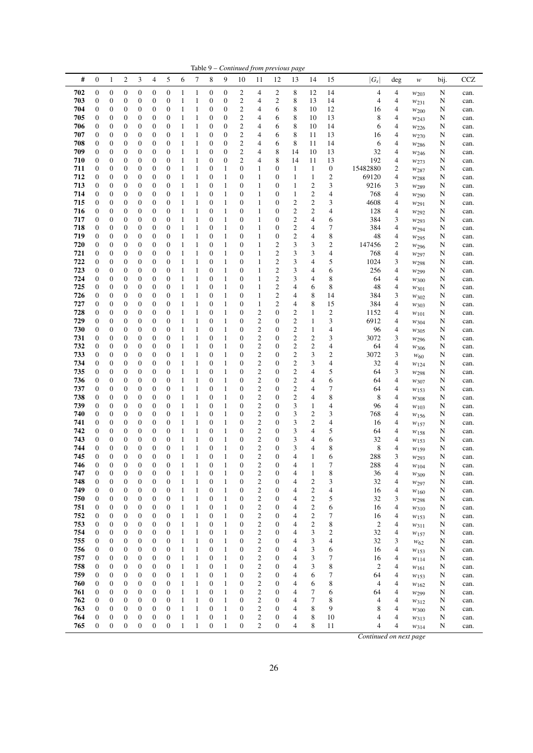Table 9 – *Continued from previous page*

| # | 0 | 1 | 2 | 3 | 4 | 5 | 6 | 7 | 8 | 9 | 10 | 11 | 12 | 13 | 14 | 15 | $\|G_s\|$ | deg | $w$ | bij. | CCZ |
|---|---|---|---|---|---|---|---|---|---|---|---|---|---|---|---|---|---|---|---|---|---|
| **702** | 0 | 0 | 0 | 0 | 0 | 0 | 1 | 1 | 0 | 0 | 2 | 4 | 2 | 8 | 12 | 14 | 4 | 4 | $w_{203}$ | N | can. |
| **703** | 0 | 0 | 0 | 0 | 0 | 0 | 1 | 1 | 0 | 0 | 2 | 4 | 2 | 8 | 13 | 14 | 4 | 4 | $w_{231}$ | N | can. |
| **704** | 0 | 0 | 0 | 0 | 0 | 0 | 1 | 1 | 0 | 0 | 2 | 4 | 6 | 8 | 10 | 12 | 16 | 4 | $w_{200}$ | N | can. |
| **705** | 0 | 0 | 0 | 0 | 0 | 0 | 1 | 1 | 0 | 0 | 2 | 4 | 6 | 8 | 10 | 13 | 8 | 4 | $w_{243}$ | N | can. |
| **706** | 0 | 0 | 0 | 0 | 0 | 0 | 1 | 1 | 0 | 0 | 2 | 4 | 6 | 8 | 10 | 14 | 6 | 4 | $w_{226}$ | N | can. |
| **707** | 0 | 0 | 0 | 0 | 0 | 0 | 1 | 1 | 0 | 0 | 2 | 4 | 6 | 8 | 11 | 13 | 16 | 4 | $w_{270}$ | N | can. |
| **708** | 0 | 0 | 0 | 0 | 0 | 0 | 1 | 1 | 0 | 0 | 2 | 4 | 6 | 8 | 11 | 14 | 6 | 4 | $w_{286}$ | N | can. |
| **709** | 0 | 0 | 0 | 0 | 0 | 0 | 1 | 1 | 0 | 0 | 2 | 4 | 8 | 14 | 10 | 13 | 32 | 4 | $w_{246}$ | N | can. |
| **710** | 0 | 0 | 0 | 0 | 0 | 0 | 1 | 1 | 0 | 0 | 2 | 4 | 8 | 14 | 11 | 13 | 192 | 4 | $w_{273}$ | N | can. |
| **711** | 0 | 0 | 0 | 0 | 0 | 0 | 1 | 1 | 0 | 1 | 0 | 1 | 0 | 1 | 1 | 0 | 15482880 | 2 | $w_{287}$ | N | can. |
| **712** | 0 | 0 | 0 | 0 | 0 | 0 | 1 | 1 | 0 | 1 | 0 | 1 | 0 | 1 | 1 | 2 | 69120 | 4 | $w_{288}$ | N | can. |
| **713** | 0 | 0 | 0 | 0 | 0 | 0 | 1 | 1 | 0 | 1 | 0 | 1 | 0 | 1 | 2 | 3 | 9216 | 3 | $w_{289}$ | N | can. |
| **714** | 0 | 0 | 0 | 0 | 0 | 0 | 1 | 1 | 0 | 1 | 0 | 1 | 0 | 1 | 2 | 4 | 768 | 4 | $w_{290}$ | N | can. |
| **715** | 0 | 0 | 0 | 0 | 0 | 0 | 1 | 1 | 0 | 1 | 0 | 1 | 0 | 2 | 2 | 3 | 4608 | 4 | $w_{291}$ | N | can. |
| **716** | 0 | 0 | 0 | 0 | 0 | 0 | 1 | 1 | 0 | 1 | 0 | 1 | 0 | 2 | 2 | 4 | 128 | 4 | $w_{292}$ | N | can. |
| **717** | 0 | 0 | 0 | 0 | 0 | 0 | 1 | 1 | 0 | 1 | 0 | 1 | 0 | 2 | 4 | 6 | 384 | 3 | $w_{293}$ | N | can. |
| **718** | 0 | 0 | 0 | 0 | 0 | 0 | 1 | 1 | 0 | 1 | 0 | 1 | 0 | 2 | 4 | 7 | 384 | 4 | $w_{294}$ | N | can. |
| **719** | 0 | 0 | 0 | 0 | 0 | 0 | 1 | 1 | 0 | 1 | 0 | 1 | 0 | 2 | 4 | 8 | 48 | 4 | $w_{295}$ | N | can. |
| **720** | 0 | 0 | 0 | 0 | 0 | 0 | 1 | 1 | 0 | 1 | 0 | 1 | 2 | 3 | 3 | 2 | 147456 | 2 | $w_{296}$ | N | can. |
| **721** | 0 | 0 | 0 | 0 | 0 | 0 | 1 | 1 | 0 | 1 | 0 | 1 | 2 | 3 | 3 | 4 | 768 | 4 | $w_{297}$ | N | can. |
| **722** | 0 | 0 | 0 | 0 | 0 | 0 | 1 | 1 | 0 | 1 | 0 | 1 | 2 | 3 | 4 | 5 | 1024 | 3 | $w_{298}$ | N | can. |
| **723** | 0 | 0 | 0 | 0 | 0 | 0 | 1 | 1 | 0 | 1 | 0 | 1 | 2 | 3 | 4 | 6 | 256 | 4 | $w_{299}$ | N | can. |
| **724** | 0 | 0 | 0 | 0 | 0 | 0 | 1 | 1 | 0 | 1 | 0 | 1 | 2 | 3 | 4 | 8 | 64 | 4 | $w_{300}$ | N | can. |
| **725** | 0 | 0 | 0 | 0 | 0 | 0 | 1 | 1 | 0 | 1 | 0 | 1 | 2 | 4 | 6 | 8 | 48 | 4 | $w_{301}$ | N | can. |
| **726** | 0 | 0 | 0 | 0 | 0 | 0 | 1 | 1 | 0 | 1 | 0 | 1 | 2 | 4 | 8 | 14 | 384 | 3 | $w_{302}$ | N | can. |
| **727** | 0 | 0 | 0 | 0 | 0 | 0 | 1 | 1 | 0 | 1 | 0 | 1 | 2 | 4 | 8 | 15 | 384 | 4 | $w_{303}$ | N | can. |
| **728** | 0 | 0 | 0 | 0 | 0 | 0 | 1 | 1 | 0 | 1 | 0 | 2 | 0 | 2 | 1 | 2 | 1152 | 4 | $w_{101}$ | N | can. |
| **729** | 0 | 0 | 0 | 0 | 0 | 0 | 1 | 1 | 0 | 1 | 0 | 2 | 0 | 2 | 1 | 3 | 6912 | 4 | $w_{304}$ | N | can. |
| **730** | 0 | 0 | 0 | 0 | 0 | 0 | 1 | 1 | 0 | 1 | 0 | 2 | 0 | 2 | 1 | 4 | 96 | 4 | $w_{305}$ | N | can. |
| **731** | 0 | 0 | 0 | 0 | 0 | 0 | 1 | 1 | 0 | 1 | 0 | 2 | 0 | 2 | 2 | 3 | 3072 | 3 | $w_{296}$ | N | can. |
| **732** | 0 | 0 | 0 | 0 | 0 | 0 | 1 | 1 | 0 | 1 | 0 | 2 | 0 | 2 | 2 | 4 | 64 | 4 | $w_{306}$ | N | can. |
| **733** | 0 | 0 | 0 | 0 | 0 | 0 | 1 | 1 | 0 | 1 | 0 | 2 | 0 | 2 | 3 | 2 | 3072 | 3 | $w_{60}$ | N | can. |
| **734** | 0 | 0 | 0 | 0 | 0 | 0 | 1 | 1 | 0 | 1 | 0 | 2 | 0 | 2 | 3 | 4 | 32 | 4 | $w_{124}$ | N | can. |
| **735** | 0 | 0 | 0 | 0 | 0 | 0 | 1 | 1 | 0 | 1 | 0 | 2 | 0 | 2 | 4 | 5 | 64 | 3 | $w_{298}$ | N | can. |
| **736** | 0 | 0 | 0 | 0 | 0 | 0 | 1 | 1 | 0 | 1 | 0 | 2 | 0 | 2 | 4 | 6 | 64 | 4 | $w_{307}$ | N | can. |
| **737** | 0 | 0 | 0 | 0 | 0 | 0 | 1 | 1 | 0 | 1 | 0 | 2 | 0 | 2 | 4 | 7 | 64 | 4 | $w_{153}$ | N | can. |
| **738** | 0 | 0 | 0 | 0 | 0 | 0 | 1 | 1 | 0 | 1 | 0 | 2 | 0 | 2 | 4 | 8 | 8 | 4 | $w_{308}$ | N | can. |
| **739** | 0 | 0 | 0 | 0 | 0 | 0 | 1 | 1 | 0 | 1 | 0 | 2 | 0 | 3 | 1 | 4 | 96 | 4 | $w_{103}$ | N | can. |
| **740** | 0 | 0 | 0 | 0 | 0 | 0 | 1 | 1 | 0 | 1 | 0 | 2 | 0 | 3 | 2 | 3 | 768 | 4 | $w_{156}$ | N | can. |
| **741** | 0 | 0 | 0 | 0 | 0 | 0 | 1 | 1 | 0 | 1 | 0 | 2 | 0 | 3 | 2 | 4 | 16 | 4 | $w_{157}$ | N | can. |
| **742** | 0 | 0 | 0 | 0 | 0 | 0 | 1 | 1 | 0 | 1 | 0 | 2 | 0 | 3 | 4 | 5 | 64 | 4 | $w_{158}$ | N | can. |
| **743** | 0 | 0 | 0 | 0 | 0 | 0 | 1 | 1 | 0 | 1 | 0 | 2 | 0 | 3 | 4 | 6 | 32 | 4 | $w_{153}$ | N | can. |
| **744** | 0 | 0 | 0 | 0 | 0 | 0 | 1 | 1 | 0 | 1 | 0 | 2 | 0 | 3 | 4 | 8 | 8 | 4 | $w_{159}$ | N | can. |
| **745** | 0 | 0 | 0 | 0 | 0 | 0 | 1 | 1 | 0 | 1 | 0 | 2 | 0 | 4 | 1 | 6 | 288 | 3 | $w_{293}$ | N | can. |
| **746** | 0 | 0 | 0 | 0 | 0 | 0 | 1 | 1 | 0 | 1 | 0 | 2 | 0 | 4 | 1 | 7 | 288 | 4 | $w_{104}$ | N | can. |
| **747** | 0 | 0 | 0 | 0 | 0 | 0 | 1 | 1 | 0 | 1 | 0 | 2 | 0 | 4 | 1 | 8 | 36 | 4 | $w_{309}$ | N | can. |
| **748** | 0 | 0 | 0 | 0 | 0 | 0 | 1 | 1 | 0 | 1 | 0 | 2 | 0 | 4 | 2 | 3 | 32 | 4 | $w_{297}$ | N | can. |
| **749** | 0 | 0 | 0 | 0 | 0 | 0 | 1 | 1 | 0 | 1 | 0 | 2 | 0 | 4 | 2 | 4 | 16 | 4 | $w_{160}$ | N | can. |
| **750** | 0 | 0 | 0 | 0 | 0 | 0 | 1 | 1 | 0 | 1 | 0 | 2 | 0 | 4 | 2 | 5 | 32 | 3 | $w_{298}$ | N | can. |
| **751** | 0 | 0 | 0 | 0 | 0 | 0 | 1 | 1 | 0 | 1 | 0 | 2 | 0 | 4 | 2 | 6 | 16 | 4 | $w_{310}$ | N | can. |
| **752** | 0 | 0 | 0 | 0 | 0 | 0 | 1 | 1 | 0 | 1 | 0 | 2 | 0 | 4 | 2 | 7 | 16 | 4 | $w_{153}$ | N | can. |
| **753** | 0 | 0 | 0 | 0 | 0 | 0 | 1 | 1 | 0 | 1 | 0 | 2 | 0 | 4 | 2 | 8 | 2 | 4 | $w_{311}$ | N | can. |
| **754** | 0 | 0 | 0 | 0 | 0 | 0 | 1 | 1 | 0 | 1 | 0 | 2 | 0 | 4 | 3 | 2 | 32 | 4 | $w_{157}$ | N | can. |
| **755** | 0 | 0 | 0 | 0 | 0 | 0 | 1 | 1 | 0 | 1 | 0 | 2 | 0 | 4 | 3 | 4 | 32 | 3 | $w_{62}$ | N | can. |
| **756** | 0 | 0 | 0 | 0 | 0 | 0 | 1 | 1 | 0 | 1 | 0 | 2 | 0 | 4 | 3 | 6 | 16 | 4 | $w_{153}$ | N | can. |
| **757** | 0 | 0 | 0 | 0 | 0 | 0 | 1 | 1 | 0 | 1 | 0 | 2 | 0 | 4 | 3 | 7 | 16 | 4 | $w_{114}$ | N | can. |
| **758** | 0 | 0 | 0 | 0 | 0 | 0 | 1 | 1 | 0 | 1 | 0 | 2 | 0 | 4 | 3 | 8 | 2 | 4 | $w_{161}$ | N | can. |
| **759** | 0 | 0 | 0 | 0 | 0 | 0 | 1 | 1 | 0 | 1 | 0 | 2 | 0 | 4 | 6 | 7 | 64 | 4 | $w_{153}$ | N | can. |
| **760** | 0 | 0 | 0 | 0 | 0 | 0 | 1 | 1 | 0 | 1 | 0 | 2 | 0 | 4 | 6 | 8 | 4 | 4 | $w_{162}$ | N | can. |
| **761** | 0 | 0 | 0 | 0 | 0 | 0 | 1 | 1 | 0 | 1 | 0 | 2 | 0 | 4 | 7 | 6 | 64 | 4 | $w_{299}$ | N | can. |
| **762** | 0 | 0 | 0 | 0 | 0 | 0 | 1 | 1 | 0 | 1 | 0 | 2 | 0 | 4 | 7 | 8 | 4 | 4 | $w_{312}$ | N | can. |
| **763** | 0 | 0 | 0 | 0 | 0 | 0 | 1 | 1 | 0 | 1 | 0 | 2 | 0 | 4 | 8 | 9 | 8 | 4 | $w_{300}$ | N | can. |
| **764** | 0 | 0 | 0 | 0 | 0 | 0 | 1 | 1 | 0 | 1 | 0 | 2 | 0 | 4 | 8 | 10 | 4 | 4 | $w_{313}$ | N | can. |
| **765** | 0 | 0 | 0 | 0 | 0 | 0 | 1 | 1 | 0 | 1 | 0 | 2 | 0 | 4 | 8 | 11 | 4 | 4 | $w_{314}$ | N | can. |

*Continued on next page*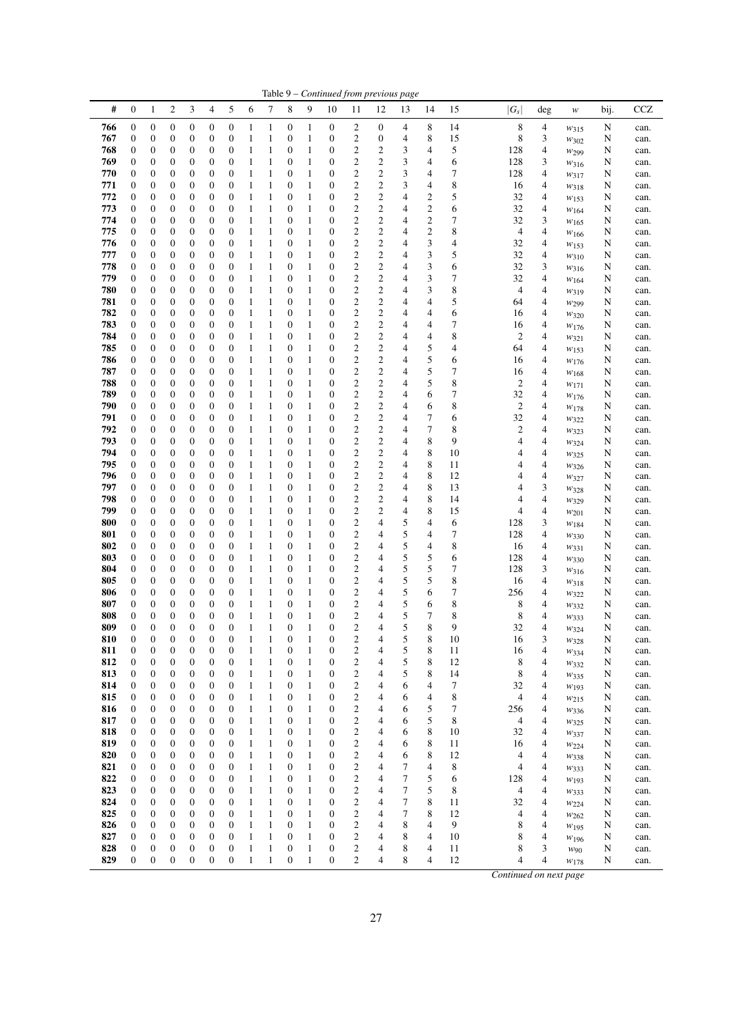Table 9 – *Continued from previous page*

| # | 0 | 1 | 2 | 3 | 4 | 5 | 6 | 7 | 8 | 9 | 10 | 11 | 12 | 13 | 14 | 15 | $\lvert G_s \rvert$ | deg | $w$ | bij. | CCZ |
|---|---|---|---|---|---|---|---|---|---|---|---|---|---|---|---|---|---|---|---|---|---|
| 766 | 0 | 0 | 0 | 0 | 0 | 0 | 1 | 1 | 0 | 1 | 0 | 2 | 0 | 4 | 8 | 14 | 8 | 4 | $w_{315}$ | N | can. |
| 767 | 0 | 0 | 0 | 0 | 0 | 0 | 1 | 1 | 0 | 1 | 0 | 2 | 0 | 4 | 8 | 15 | 8 | 3 | $w_{302}$ | N | can. |
| 768 | 0 | 0 | 0 | 0 | 0 | 0 | 1 | 1 | 0 | 1 | 0 | 2 | 2 | 3 | 4 | 5 | 128 | 4 | $w_{299}$ | N | can. |
| 769 | 0 | 0 | 0 | 0 | 0 | 0 | 1 | 1 | 0 | 1 | 0 | 2 | 2 | 3 | 4 | 6 | 128 | 3 | $w_{316}$ | N | can. |
| 770 | 0 | 0 | 0 | 0 | 0 | 0 | 1 | 1 | 0 | 1 | 0 | 2 | 2 | 3 | 4 | 7 | 128 | 4 | $w_{317}$ | N | can. |
| 771 | 0 | 0 | 0 | 0 | 0 | 0 | 1 | 1 | 0 | 1 | 0 | 2 | 2 | 3 | 4 | 8 | 16 | 4 | $w_{318}$ | N | can. |
| 772 | 0 | 0 | 0 | 0 | 0 | 0 | 1 | 1 | 0 | 1 | 0 | 2 | 2 | 4 | 2 | 5 | 32 | 4 | $w_{153}$ | N | can. |
| 773 | 0 | 0 | 0 | 0 | 0 | 0 | 1 | 1 | 0 | 1 | 0 | 2 | 2 | 4 | 2 | 6 | 32 | 4 | $w_{164}$ | N | can. |
| 774 | 0 | 0 | 0 | 0 | 0 | 0 | 1 | 1 | 0 | 1 | 0 | 2 | 2 | 4 | 2 | 7 | 32 | 3 | $w_{165}$ | N | can. |
| 775 | 0 | 0 | 0 | 0 | 0 | 0 | 1 | 1 | 0 | 1 | 0 | 2 | 2 | 4 | 2 | 8 | 4 | 4 | $w_{166}$ | N | can. |
| 776 | 0 | 0 | 0 | 0 | 0 | 0 | 1 | 1 | 0 | 1 | 0 | 2 | 2 | 4 | 3 | 4 | 32 | 4 | $w_{153}$ | N | can. |
| 777 | 0 | 0 | 0 | 0 | 0 | 0 | 1 | 1 | 0 | 1 | 0 | 2 | 2 | 4 | 3 | 5 | 32 | 4 | $w_{310}$ | N | can. |
| 778 | 0 | 0 | 0 | 0 | 0 | 0 | 1 | 1 | 0 | 1 | 0 | 2 | 2 | 4 | 3 | 6 | 32 | 3 | $w_{316}$ | N | can. |
| 779 | 0 | 0 | 0 | 0 | 0 | 0 | 1 | 1 | 0 | 1 | 0 | 2 | 2 | 4 | 3 | 7 | 32 | 4 | $w_{164}$ | N | can. |
| 780 | 0 | 0 | 0 | 0 | 0 | 0 | 1 | 1 | 0 | 1 | 0 | 2 | 2 | 4 | 3 | 8 | 4 | 4 | $w_{319}$ | N | can. |
| 781 | 0 | 0 | 0 | 0 | 0 | 0 | 1 | 1 | 0 | 1 | 0 | 2 | 2 | 4 | 4 | 5 | 64 | 4 | $w_{299}$ | N | can. |
| 782 | 0 | 0 | 0 | 0 | 0 | 0 | 1 | 1 | 0 | 1 | 0 | 2 | 2 | 4 | 4 | 6 | 16 | 4 | $w_{320}$ | N | can. |
| 783 | 0 | 0 | 0 | 0 | 0 | 0 | 1 | 1 | 0 | 1 | 0 | 2 | 2 | 4 | 4 | 7 | 16 | 4 | $w_{176}$ | N | can. |
| 784 | 0 | 0 | 0 | 0 | 0 | 0 | 1 | 1 | 0 | 1 | 0 | 2 | 2 | 4 | 4 | 8 | 2 | 4 | $w_{321}$ | N | can. |
| 785 | 0 | 0 | 0 | 0 | 0 | 0 | 1 | 1 | 0 | 1 | 0 | 2 | 2 | 4 | 5 | 4 | 64 | 4 | $w_{153}$ | N | can. |
| 786 | 0 | 0 | 0 | 0 | 0 | 0 | 1 | 1 | 0 | 1 | 0 | 2 | 2 | 4 | 5 | 6 | 16 | 4 | $w_{176}$ | N | can. |
| 787 | 0 | 0 | 0 | 0 | 0 | 0 | 1 | 1 | 0 | 1 | 0 | 2 | 2 | 4 | 5 | 7 | 16 | 4 | $w_{168}$ | N | can. |
| 788 | 0 | 0 | 0 | 0 | 0 | 0 | 1 | 1 | 0 | 1 | 0 | 2 | 2 | 4 | 5 | 8 | 2 | 4 | $w_{171}$ | N | can. |
| 789 | 0 | 0 | 0 | 0 | 0 | 0 | 1 | 1 | 0 | 1 | 0 | 2 | 2 | 4 | 6 | 7 | 32 | 4 | $w_{176}$ | N | can. |
| 790 | 0 | 0 | 0 | 0 | 0 | 0 | 1 | 1 | 0 | 1 | 0 | 2 | 2 | 4 | 6 | 8 | 2 | 4 | $w_{178}$ | N | can. |
| 791 | 0 | 0 | 0 | 0 | 0 | 0 | 1 | 1 | 0 | 1 | 0 | 2 | 2 | 4 | 7 | 6 | 32 | 4 | $w_{322}$ | N | can. |
| 792 | 0 | 0 | 0 | 0 | 0 | 0 | 1 | 1 | 0 | 1 | 0 | 2 | 2 | 4 | 7 | 8 | 2 | 4 | $w_{323}$ | N | can. |
| 793 | 0 | 0 | 0 | 0 | 0 | 0 | 1 | 1 | 0 | 1 | 0 | 2 | 2 | 4 | 8 | 9 | 4 | 4 | $w_{324}$ | N | can. |
| 794 | 0 | 0 | 0 | 0 | 0 | 0 | 1 | 1 | 0 | 1 | 0 | 2 | 2 | 4 | 8 | 10 | 4 | 4 | $w_{325}$ | N | can. |
| 795 | 0 | 0 | 0 | 0 | 0 | 0 | 1 | 1 | 0 | 1 | 0 | 2 | 2 | 4 | 8 | 11 | 4 | 4 | $w_{326}$ | N | can. |
| 796 | 0 | 0 | 0 | 0 | 0 | 0 | 1 | 1 | 0 | 1 | 0 | 2 | 2 | 4 | 8 | 12 | 4 | 4 | $w_{327}$ | N | can. |
| 797 | 0 | 0 | 0 | 0 | 0 | 0 | 1 | 1 | 0 | 1 | 0 | 2 | 2 | 4 | 8 | 13 | 4 | 3 | $w_{328}$ | N | can. |
| 798 | 0 | 0 | 0 | 0 | 0 | 0 | 1 | 1 | 0 | 1 | 0 | 2 | 2 | 4 | 8 | 14 | 4 | 4 | $w_{329}$ | N | can. |
| 799 | 0 | 0 | 0 | 0 | 0 | 0 | 1 | 1 | 0 | 1 | 0 | 2 | 2 | 4 | 8 | 15 | 4 | 4 | $w_{201}$ | N | can. |
| 800 | 0 | 0 | 0 | 0 | 0 | 0 | 1 | 1 | 0 | 1 | 0 | 2 | 4 | 5 | 4 | 6 | 128 | 3 | $w_{184}$ | N | can. |
| 801 | 0 | 0 | 0 | 0 | 0 | 0 | 1 | 1 | 0 | 1 | 0 | 2 | 4 | 5 | 4 | 7 | 128 | 4 | $w_{330}$ | N | can. |
| 802 | 0 | 0 | 0 | 0 | 0 | 0 | 1 | 1 | 0 | 1 | 0 | 2 | 4 | 5 | 4 | 8 | 16 | 4 | $w_{331}$ | N | can. |
| 803 | 0 | 0 | 0 | 0 | 0 | 0 | 1 | 1 | 0 | 1 | 0 | 2 | 4 | 5 | 5 | 6 | 128 | 4 | $w_{330}$ | N | can. |
| 804 | 0 | 0 | 0 | 0 | 0 | 0 | 1 | 1 | 0 | 1 | 0 | 2 | 4 | 5 | 5 | 7 | 128 | 3 | $w_{316}$ | N | can. |
| 805 | 0 | 0 | 0 | 0 | 0 | 0 | 1 | 1 | 0 | 1 | 0 | 2 | 4 | 5 | 5 | 8 | 16 | 4 | $w_{318}$ | N | can. |
| 806 | 0 | 0 | 0 | 0 | 0 | 0 | 1 | 1 | 0 | 1 | 0 | 2 | 4 | 5 | 6 | 7 | 256 | 4 | $w_{322}$ | N | can. |
| 807 | 0 | 0 | 0 | 0 | 0 | 0 | 1 | 1 | 0 | 1 | 0 | 2 | 4 | 5 | 6 | 8 | 8 | 4 | $w_{332}$ | N | can. |
| 808 | 0 | 0 | 0 | 0 | 0 | 0 | 1 | 1 | 0 | 1 | 0 | 2 | 4 | 5 | 7 | 8 | 8 | 4 | $w_{333}$ | N | can. |
| 809 | 0 | 0 | 0 | 0 | 0 | 0 | 1 | 1 | 0 | 1 | 0 | 2 | 4 | 5 | 8 | 9 | 32 | 4 | $w_{324}$ | N | can. |
| 810 | 0 | 0 | 0 | 0 | 0 | 0 | 1 | 1 | 0 | 1 | 0 | 2 | 4 | 5 | 8 | 10 | 16 | 3 | $w_{328}$ | N | can. |
| 811 | 0 | 0 | 0 | 0 | 0 | 0 | 1 | 1 | 0 | 1 | 0 | 2 | 4 | 5 | 8 | 11 | 16 | 4 | $w_{334}$ | N | can. |
| 812 | 0 | 0 | 0 | 0 | 0 | 0 | 1 | 1 | 0 | 1 | 0 | 2 | 4 | 5 | 8 | 12 | 8 | 4 | $w_{332}$ | N | can. |
| 813 | 0 | 0 | 0 | 0 | 0 | 0 | 1 | 1 | 0 | 1 | 0 | 2 | 4 | 5 | 8 | 14 | 8 | 4 | $w_{335}$ | N | can. |
| 814 | 0 | 0 | 0 | 0 | 0 | 0 | 1 | 1 | 0 | 1 | 0 | 2 | 4 | 6 | 4 | 7 | 32 | 4 | $w_{193}$ | N | can. |
| 815 | 0 | 0 | 0 | 0 | 0 | 0 | 1 | 1 | 0 | 1 | 0 | 2 | 4 | 6 | 4 | 8 | 4 | 4 | $w_{215}$ | N | can. |
| 816 | 0 | 0 | 0 | 0 | 0 | 0 | 1 | 1 | 0 | 1 | 0 | 2 | 4 | 6 | 5 | 7 | 256 | 4 | $w_{336}$ | N | can. |
| 817 | 0 | 0 | 0 | 0 | 0 | 0 | 1 | 1 | 0 | 1 | 0 | 2 | 4 | 6 | 5 | 8 | 4 | 4 | $w_{325}$ | N | can. |
| 818 | 0 | 0 | 0 | 0 | 0 | 0 | 1 | 1 | 0 | 1 | 0 | 2 | 4 | 6 | 8 | 10 | 32 | 4 | $w_{337}$ | N | can. |
| 819 | 0 | 0 | 0 | 0 | 0 | 0 | 1 | 1 | 0 | 1 | 0 | 2 | 4 | 6 | 8 | 11 | 16 | 4 | $w_{224}$ | N | can. |
| 820 | 0 | 0 | 0 | 0 | 0 | 0 | 1 | 1 | 0 | 1 | 0 | 2 | 4 | 6 | 8 | 12 | 4 | 4 | $w_{338}$ | N | can. |
| 821 | 0 | 0 | 0 | 0 | 0 | 0 | 1 | 1 | 0 | 1 | 0 | 2 | 4 | 7 | 4 | 8 | 4 | 4 | $w_{333}$ | N | can. |
| 822 | 0 | 0 | 0 | 0 | 0 | 0 | 1 | 1 | 0 | 1 | 0 | 2 | 4 | 7 | 5 | 6 | 128 | 4 | $w_{193}$ | N | can. |
| 823 | 0 | 0 | 0 | 0 | 0 | 0 | 1 | 1 | 0 | 1 | 0 | 2 | 4 | 7 | 5 | 8 | 4 | 4 | $w_{333}$ | N | can. |
| 824 | 0 | 0 | 0 | 0 | 0 | 0 | 1 | 1 | 0 | 1 | 0 | 2 | 4 | 7 | 8 | 11 | 32 | 4 | $w_{224}$ | N | can. |
| 825 | 0 | 0 | 0 | 0 | 0 | 0 | 1 | 1 | 0 | 1 | 0 | 2 | 4 | 7 | 8 | 12 | 4 | 4 | $w_{262}$ | N | can. |
| 826 | 0 | 0 | 0 | 0 | 0 | 0 | 1 | 1 | 0 | 1 | 0 | 2 | 4 | 8 | 4 | 9 | 8 | 4 | $w_{195}$ | N | can. |
| 827 | 0 | 0 | 0 | 0 | 0 | 0 | 1 | 1 | 0 | 1 | 0 | 2 | 4 | 8 | 4 | 10 | 8 | 4 | $w_{196}$ | N | can. |
| 828 | 0 | 0 | 0 | 0 | 0 | 0 | 1 | 1 | 0 | 1 | 0 | 2 | 4 | 8 | 4 | 11 | 8 | 3 | $w_{90}$ | N | can. |
| 829 | 0 | 0 | 0 | 0 | 0 | 0 | 1 | 1 | 0 | 1 | 0 | 2 | 4 | 8 | 4 | 12 | 4 | 4 | $w_{178}$ | N | can. |

*Continued on next page*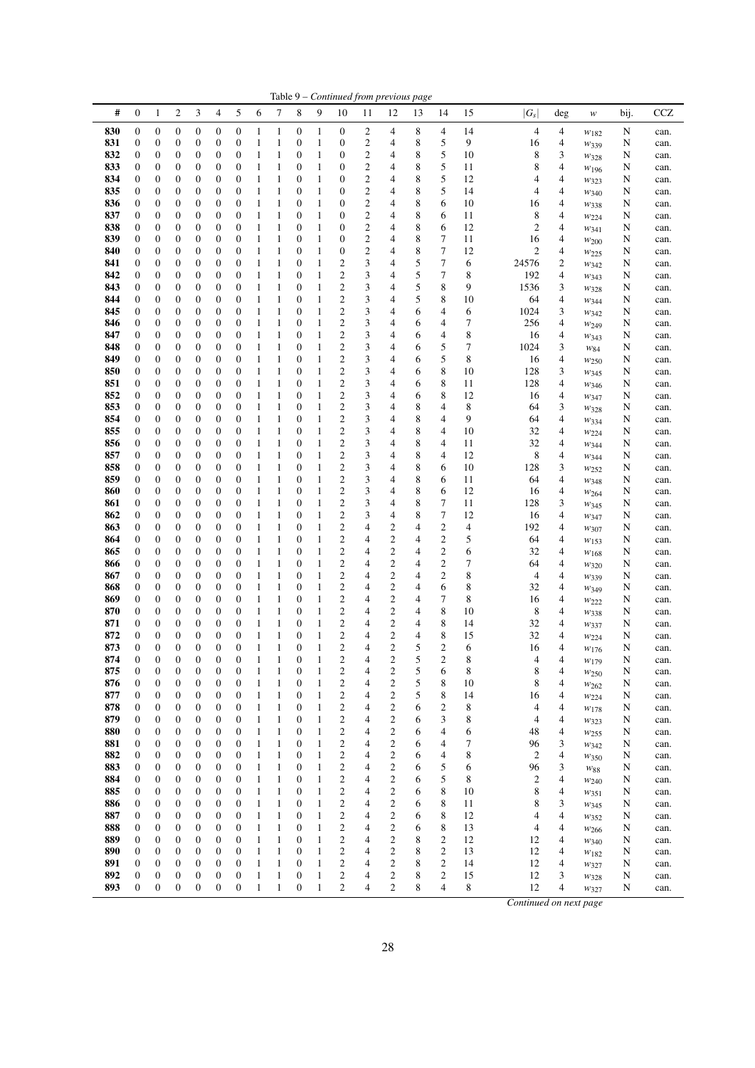Table 9 – *Continued from previous page*

| # | 0 | 1 | 2 | 3 | 4 | 5 | 6 | 7 | 8 | 9 | 10 | 11 | 12 | 13 | 14 | 15 | $\lvert G_s \rvert$ | deg | $w$ | bij. | CCZ |
|---|---|---|---|---|---|---|---|---|---|---|---|---|---|---|---|---|---|---|---|---|---|
| 830 | 0 | 0 | 0 | 0 | 0 | 0 | 1 | 1 | 0 | 1 | 0 | 2 | 4 | 8 | 4 | 14 | 4 | 4 | $w_{182}$ | N | can. |
| 831 | 0 | 0 | 0 | 0 | 0 | 0 | 1 | 1 | 0 | 1 | 0 | 2 | 4 | 8 | 5 | 9 | 16 | 4 | $w_{339}$ | N | can. |
| 832 | 0 | 0 | 0 | 0 | 0 | 0 | 1 | 1 | 0 | 1 | 0 | 2 | 4 | 8 | 5 | 10 | 8 | 3 | $w_{328}$ | N | can. |
| 833 | 0 | 0 | 0 | 0 | 0 | 0 | 1 | 1 | 0 | 1 | 0 | 2 | 4 | 8 | 5 | 11 | 8 | 4 | $w_{196}$ | N | can. |
| 834 | 0 | 0 | 0 | 0 | 0 | 0 | 1 | 1 | 0 | 1 | 0 | 2 | 4 | 8 | 5 | 12 | 4 | 4 | $w_{323}$ | N | can. |
| 835 | 0 | 0 | 0 | 0 | 0 | 0 | 1 | 1 | 0 | 1 | 0 | 2 | 4 | 8 | 5 | 14 | 4 | 4 | $w_{340}$ | N | can. |
| 836 | 0 | 0 | 0 | 0 | 0 | 0 | 1 | 1 | 0 | 1 | 0 | 2 | 4 | 8 | 6 | 10 | 16 | 4 | $w_{338}$ | N | can. |
| 837 | 0 | 0 | 0 | 0 | 0 | 0 | 1 | 1 | 0 | 1 | 0 | 2 | 4 | 8 | 6 | 11 | 8 | 4 | $w_{224}$ | N | can. |
| 838 | 0 | 0 | 0 | 0 | 0 | 0 | 1 | 1 | 0 | 1 | 0 | 2 | 4 | 8 | 6 | 12 | 2 | 4 | $w_{341}$ | N | can. |
| 839 | 0 | 0 | 0 | 0 | 0 | 0 | 1 | 1 | 0 | 1 | 0 | 2 | 4 | 8 | 7 | 11 | 16 | 4 | $w_{200}$ | N | can. |
| 840 | 0 | 0 | 0 | 0 | 0 | 0 | 1 | 1 | 0 | 1 | 0 | 2 | 4 | 8 | 7 | 12 | 2 | 4 | $w_{225}$ | N | can. |
| 841 | 0 | 0 | 0 | 0 | 0 | 0 | 1 | 1 | 0 | 1 | 2 | 3 | 4 | 5 | 7 | 6 | 24576 | 2 | $w_{342}$ | N | can. |
| 842 | 0 | 0 | 0 | 0 | 0 | 0 | 1 | 1 | 0 | 1 | 2 | 3 | 4 | 5 | 7 | 8 | 192 | 4 | $w_{343}$ | N | can. |
| 843 | 0 | 0 | 0 | 0 | 0 | 0 | 1 | 1 | 0 | 1 | 2 | 3 | 4 | 5 | 8 | 9 | 1536 | 3 | $w_{328}$ | N | can. |
| 844 | 0 | 0 | 0 | 0 | 0 | 0 | 1 | 1 | 0 | 1 | 2 | 3 | 4 | 5 | 8 | 10 | 64 | 4 | $w_{344}$ | N | can. |
| 845 | 0 | 0 | 0 | 0 | 0 | 0 | 1 | 1 | 0 | 1 | 2 | 3 | 4 | 6 | 4 | 6 | 1024 | 3 | $w_{342}$ | N | can. |
| 846 | 0 | 0 | 0 | 0 | 0 | 0 | 1 | 1 | 0 | 1 | 2 | 3 | 4 | 6 | 4 | 7 | 256 | 4 | $w_{249}$ | N | can. |
| 847 | 0 | 0 | 0 | 0 | 0 | 0 | 1 | 1 | 0 | 1 | 2 | 3 | 4 | 6 | 4 | 8 | 16 | 4 | $w_{343}$ | N | can. |
| 848 | 0 | 0 | 0 | 0 | 0 | 0 | 1 | 1 | 0 | 1 | 2 | 3 | 4 | 6 | 5 | 7 | 1024 | 3 | $w_{84}$ | N | can. |
| 849 | 0 | 0 | 0 | 0 | 0 | 0 | 1 | 1 | 0 | 1 | 2 | 3 | 4 | 6 | 5 | 8 | 16 | 4 | $w_{250}$ | N | can. |
| 850 | 0 | 0 | 0 | 0 | 0 | 0 | 1 | 1 | 0 | 1 | 2 | 3 | 4 | 6 | 8 | 10 | 128 | 3 | $w_{345}$ | N | can. |
| 851 | 0 | 0 | 0 | 0 | 0 | 0 | 1 | 1 | 0 | 1 | 2 | 3 | 4 | 6 | 8 | 11 | 128 | 4 | $w_{346}$ | N | can. |
| 852 | 0 | 0 | 0 | 0 | 0 | 0 | 1 | 1 | 0 | 1 | 2 | 3 | 4 | 6 | 8 | 12 | 16 | 4 | $w_{347}$ | N | can. |
| 853 | 0 | 0 | 0 | 0 | 0 | 0 | 1 | 1 | 0 | 1 | 2 | 3 | 4 | 8 | 4 | 8 | 64 | 3 | $w_{328}$ | N | can. |
| 854 | 0 | 0 | 0 | 0 | 0 | 0 | 1 | 1 | 0 | 1 | 2 | 3 | 4 | 8 | 4 | 9 | 64 | 4 | $w_{334}$ | N | can. |
| 855 | 0 | 0 | 0 | 0 | 0 | 0 | 1 | 1 | 0 | 1 | 2 | 3 | 4 | 8 | 4 | 10 | 32 | 4 | $w_{224}$ | N | can. |
| 856 | 0 | 0 | 0 | 0 | 0 | 0 | 1 | 1 | 0 | 1 | 2 | 3 | 4 | 8 | 4 | 11 | 32 | 4 | $w_{344}$ | N | can. |
| 857 | 0 | 0 | 0 | 0 | 0 | 0 | 1 | 1 | 0 | 1 | 2 | 3 | 4 | 8 | 4 | 12 | 8 | 4 | $w_{344}$ | N | can. |
| 858 | 0 | 0 | 0 | 0 | 0 | 0 | 1 | 1 | 0 | 1 | 2 | 3 | 4 | 8 | 6 | 10 | 128 | 3 | $w_{252}$ | N | can. |
| 859 | 0 | 0 | 0 | 0 | 0 | 0 | 1 | 1 | 0 | 1 | 2 | 3 | 4 | 8 | 6 | 11 | 64 | 4 | $w_{348}$ | N | can. |
| 860 | 0 | 0 | 0 | 0 | 0 | 0 | 1 | 1 | 0 | 1 | 2 | 3 | 4 | 8 | 6 | 12 | 16 | 4 | $w_{264}$ | N | can. |
| 861 | 0 | 0 | 0 | 0 | 0 | 0 | 1 | 1 | 0 | 1 | 2 | 3 | 4 | 8 | 7 | 11 | 128 | 3 | $w_{345}$ | N | can. |
| 862 | 0 | 0 | 0 | 0 | 0 | 0 | 1 | 1 | 0 | 1 | 2 | 3 | 4 | 8 | 7 | 12 | 16 | 4 | $w_{347}$ | N | can. |
| 863 | 0 | 0 | 0 | 0 | 0 | 0 | 1 | 1 | 0 | 1 | 2 | 4 | 2 | 4 | 2 | 4 | 192 | 4 | $w_{307}$ | N | can. |
| 864 | 0 | 0 | 0 | 0 | 0 | 0 | 1 | 1 | 0 | 1 | 2 | 4 | 2 | 4 | 2 | 5 | 64 | 4 | $w_{153}$ | N | can. |
| 865 | 0 | 0 | 0 | 0 | 0 | 0 | 1 | 1 | 0 | 1 | 2 | 4 | 2 | 4 | 2 | 6 | 32 | 4 | $w_{168}$ | N | can. |
| 866 | 0 | 0 | 0 | 0 | 0 | 0 | 1 | 1 | 0 | 1 | 2 | 4 | 2 | 4 | 2 | 7 | 64 | 4 | $w_{320}$ | N | can. |
| 867 | 0 | 0 | 0 | 0 | 0 | 0 | 1 | 1 | 0 | 1 | 2 | 4 | 2 | 4 | 2 | 8 | 4 | 4 | $w_{339}$ | N | can. |
| 868 | 0 | 0 | 0 | 0 | 0 | 0 | 1 | 1 | 0 | 1 | 2 | 4 | 2 | 4 | 6 | 8 | 32 | 4 | $w_{349}$ | N | can. |
| 869 | 0 | 0 | 0 | 0 | 0 | 0 | 1 | 1 | 0 | 1 | 2 | 4 | 2 | 4 | 7 | 8 | 16 | 4 | $w_{222}$ | N | can. |
| 870 | 0 | 0 | 0 | 0 | 0 | 0 | 1 | 1 | 0 | 1 | 2 | 4 | 2 | 4 | 8 | 10 | 8 | 4 | $w_{338}$ | N | can. |
| 871 | 0 | 0 | 0 | 0 | 0 | 0 | 1 | 1 | 0 | 1 | 2 | 4 | 2 | 4 | 8 | 14 | 32 | 4 | $w_{337}$ | N | can. |
| 872 | 0 | 0 | 0 | 0 | 0 | 0 | 1 | 1 | 0 | 1 | 2 | 4 | 2 | 4 | 8 | 15 | 32 | 4 | $w_{224}$ | N | can. |
| 873 | 0 | 0 | 0 | 0 | 0 | 0 | 1 | 1 | 0 | 1 | 2 | 4 | 2 | 5 | 2 | 6 | 16 | 4 | $w_{176}$ | N | can. |
| 874 | 0 | 0 | 0 | 0 | 0 | 0 | 1 | 1 | 0 | 1 | 2 | 4 | 2 | 5 | 2 | 8 | 4 | 4 | $w_{179}$ | N | can. |
| 875 | 0 | 0 | 0 | 0 | 0 | 0 | 1 | 1 | 0 | 1 | 2 | 4 | 2 | 5 | 6 | 8 | 8 | 4 | $w_{250}$ | N | can. |
| 876 | 0 | 0 | 0 | 0 | 0 | 0 | 1 | 1 | 0 | 1 | 2 | 4 | 2 | 5 | 8 | 10 | 8 | 4 | $w_{262}$ | N | can. |
| 877 | 0 | 0 | 0 | 0 | 0 | 0 | 1 | 1 | 0 | 1 | 2 | 4 | 2 | 5 | 8 | 14 | 16 | 4 | $w_{224}$ | N | can. |
| 878 | 0 | 0 | 0 | 0 | 0 | 0 | 1 | 1 | 0 | 1 | 2 | 4 | 2 | 6 | 2 | 8 | 4 | 4 | $w_{178}$ | N | can. |
| 879 | 0 | 0 | 0 | 0 | 0 | 0 | 1 | 1 | 0 | 1 | 2 | 4 | 2 | 6 | 3 | 8 | 4 | 4 | $w_{323}$ | N | can. |
| 880 | 0 | 0 | 0 | 0 | 0 | 0 | 1 | 1 | 0 | 1 | 2 | 4 | 2 | 6 | 4 | 6 | 48 | 4 | $w_{255}$ | N | can. |
| 881 | 0 | 0 | 0 | 0 | 0 | 0 | 1 | 1 | 0 | 1 | 2 | 4 | 2 | 6 | 4 | 7 | 96 | 3 | $w_{342}$ | N | can. |
| 882 | 0 | 0 | 0 | 0 | 0 | 0 | 1 | 1 | 0 | 1 | 2 | 4 | 2 | 6 | 4 | 8 | 2 | 4 | $w_{350}$ | N | can. |
| 883 | 0 | 0 | 0 | 0 | 0 | 0 | 1 | 1 | 0 | 1 | 2 | 4 | 2 | 6 | 5 | 6 | 96 | 3 | $w_{88}$ | N | can. |
| 884 | 0 | 0 | 0 | 0 | 0 | 0 | 1 | 1 | 0 | 1 | 2 | 4 | 2 | 6 | 5 | 8 | 2 | 4 | $w_{240}$ | N | can. |
| 885 | 0 | 0 | 0 | 0 | 0 | 0 | 1 | 1 | 0 | 1 | 2 | 4 | 2 | 6 | 8 | 10 | 8 | 4 | $w_{351}$ | N | can. |
| 886 | 0 | 0 | 0 | 0 | 0 | 0 | 1 | 1 | 0 | 1 | 2 | 4 | 2 | 6 | 8 | 11 | 8 | 3 | $w_{345}$ | N | can. |
| 887 | 0 | 0 | 0 | 0 | 0 | 0 | 1 | 1 | 0 | 1 | 2 | 4 | 2 | 6 | 8 | 12 | 4 | 4 | $w_{352}$ | N | can. |
| 888 | 0 | 0 | 0 | 0 | 0 | 0 | 1 | 1 | 0 | 1 | 2 | 4 | 2 | 6 | 8 | 13 | 4 | 4 | $w_{266}$ | N | can. |
| 889 | 0 | 0 | 0 | 0 | 0 | 0 | 1 | 1 | 0 | 1 | 2 | 4 | 2 | 8 | 2 | 12 | 12 | 4 | $w_{340}$ | N | can. |
| 890 | 0 | 0 | 0 | 0 | 0 | 0 | 1 | 1 | 0 | 1 | 2 | 4 | 2 | 8 | 2 | 13 | 12 | 4 | $w_{182}$ | N | can. |
| 891 | 0 | 0 | 0 | 0 | 0 | 0 | 1 | 1 | 0 | 1 | 2 | 4 | 2 | 8 | 2 | 14 | 12 | 4 | $w_{327}$ | N | can. |
| 892 | 0 | 0 | 0 | 0 | 0 | 0 | 1 | 1 | 0 | 1 | 2 | 4 | 2 | 8 | 2 | 15 | 12 | 3 | $w_{328}$ | N | can. |
| 893 | 0 | 0 | 0 | 0 | 0 | 0 | 1 | 1 | 0 | 1 | 2 | 4 | 2 | 8 | 4 | 8 | 12 | 4 | $w_{327}$ | N | can. |

*Continued on next page*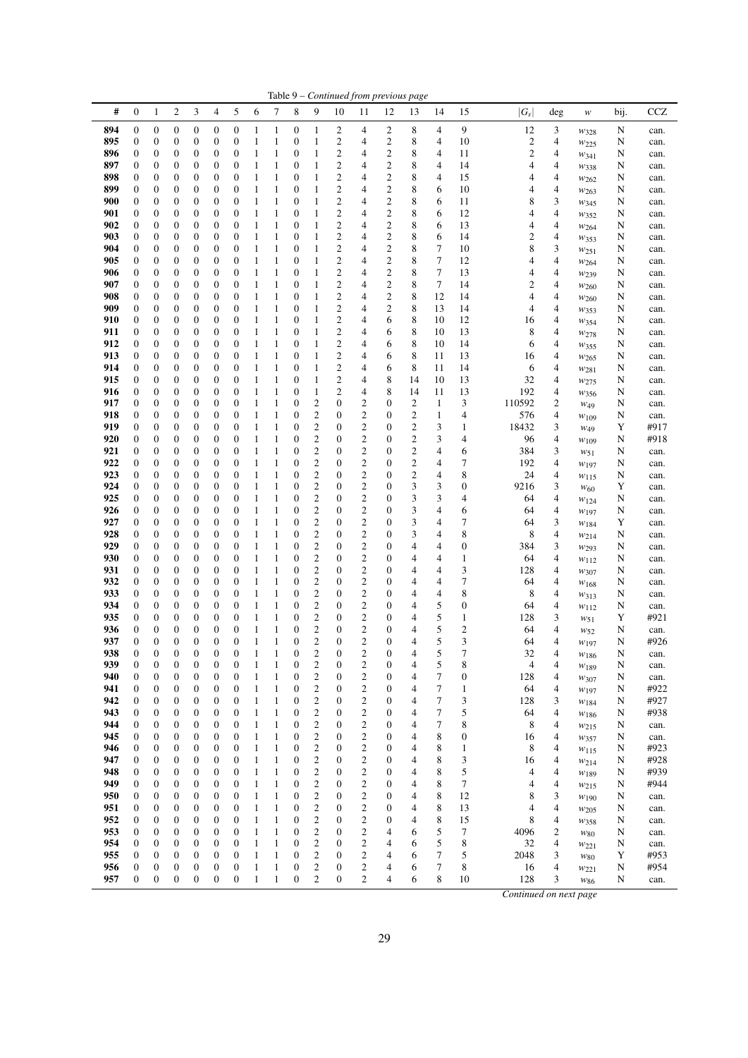Table 9 – *Continued from previous page*

| # | 0 | 1 | 2 | 3 | 4 | 5 | 6 | 7 | 8 | 9 | 10 | 11 | 12 | 13 | 14 | 15 | $\|G_s\|$ | deg | $w$ | bij. | CCZ |
|---|---|---|---|---|---|---|---|---|---|---|---|---|---|---|---|---|---|---|---|---|---|
| 894 | 0 | 0 | 0 | 0 | 0 | 0 | 1 | 1 | 0 | 1 | 2 | 4 | 2 | 8 | 4 | 9 | 12 | 3 | $w_{328}$ | N | can. |
| 895 | 0 | 0 | 0 | 0 | 0 | 0 | 1 | 1 | 0 | 1 | 2 | 4 | 2 | 8 | 4 | 10 | 2 | 4 | $w_{225}$ | N | can. |
| 896 | 0 | 0 | 0 | 0 | 0 | 0 | 1 | 1 | 0 | 1 | 2 | 4 | 2 | 8 | 4 | 11 | 2 | 4 | $w_{341}$ | N | can. |
| 897 | 0 | 0 | 0 | 0 | 0 | 0 | 1 | 1 | 0 | 1 | 2 | 4 | 2 | 8 | 4 | 14 | 4 | 4 | $w_{338}$ | N | can. |
| 898 | 0 | 0 | 0 | 0 | 0 | 0 | 1 | 1 | 0 | 1 | 2 | 4 | 2 | 8 | 4 | 15 | 4 | 4 | $w_{262}$ | N | can. |
| 899 | 0 | 0 | 0 | 0 | 0 | 0 | 1 | 1 | 0 | 1 | 2 | 4 | 2 | 8 | 6 | 10 | 4 | 4 | $w_{263}$ | N | can. |
| 900 | 0 | 0 | 0 | 0 | 0 | 0 | 1 | 1 | 0 | 1 | 2 | 4 | 2 | 8 | 6 | 11 | 8 | 3 | $w_{345}$ | N | can. |
| 901 | 0 | 0 | 0 | 0 | 0 | 0 | 1 | 1 | 0 | 1 | 2 | 4 | 2 | 8 | 6 | 12 | 4 | 4 | $w_{352}$ | N | can. |
| 902 | 0 | 0 | 0 | 0 | 0 | 0 | 1 | 1 | 0 | 1 | 2 | 4 | 2 | 8 | 6 | 13 | 4 | 4 | $w_{264}$ | N | can. |
| 903 | 0 | 0 | 0 | 0 | 0 | 0 | 1 | 1 | 0 | 1 | 2 | 4 | 2 | 8 | 6 | 14 | 2 | 4 | $w_{353}$ | N | can. |
| 904 | 0 | 0 | 0 | 0 | 0 | 0 | 1 | 1 | 0 | 1 | 2 | 4 | 2 | 8 | 7 | 10 | 8 | 3 | $w_{251}$ | N | can. |
| 905 | 0 | 0 | 0 | 0 | 0 | 0 | 1 | 1 | 0 | 1 | 2 | 4 | 2 | 8 | 7 | 12 | 4 | 4 | $w_{264}$ | N | can. |
| 906 | 0 | 0 | 0 | 0 | 0 | 0 | 1 | 1 | 0 | 1 | 2 | 4 | 2 | 8 | 7 | 13 | 4 | 4 | $w_{239}$ | N | can. |
| 907 | 0 | 0 | 0 | 0 | 0 | 0 | 1 | 1 | 0 | 1 | 2 | 4 | 2 | 8 | 7 | 14 | 2 | 4 | $w_{260}$ | N | can. |
| 908 | 0 | 0 | 0 | 0 | 0 | 0 | 1 | 1 | 0 | 1 | 2 | 4 | 2 | 8 | 12 | 14 | 4 | 4 | $w_{260}$ | N | can. |
| 909 | 0 | 0 | 0 | 0 | 0 | 0 | 1 | 1 | 0 | 1 | 2 | 4 | 2 | 8 | 13 | 14 | 4 | 4 | $w_{353}$ | N | can. |
| 910 | 0 | 0 | 0 | 0 | 0 | 0 | 1 | 1 | 0 | 1 | 2 | 4 | 6 | 8 | 10 | 12 | 16 | 4 | $w_{354}$ | N | can. |
| 911 | 0 | 0 | 0 | 0 | 0 | 0 | 1 | 1 | 0 | 1 | 2 | 4 | 6 | 8 | 10 | 13 | 8 | 4 | $w_{278}$ | N | can. |
| 912 | 0 | 0 | 0 | 0 | 0 | 0 | 1 | 1 | 0 | 1 | 2 | 4 | 6 | 8 | 10 | 14 | 6 | 4 | $w_{355}$ | N | can. |
| 913 | 0 | 0 | 0 | 0 | 0 | 0 | 1 | 1 | 0 | 1 | 2 | 4 | 6 | 8 | 11 | 13 | 16 | 4 | $w_{265}$ | N | can. |
| 914 | 0 | 0 | 0 | 0 | 0 | 0 | 1 | 1 | 0 | 1 | 2 | 4 | 6 | 8 | 11 | 14 | 6 | 4 | $w_{281}$ | N | can. |
| 915 | 0 | 0 | 0 | 0 | 0 | 0 | 1 | 1 | 0 | 1 | 2 | 4 | 8 | 14 | 10 | 13 | 32 | 4 | $w_{275}$ | N | can. |
| 916 | 0 | 0 | 0 | 0 | 0 | 0 | 1 | 1 | 0 | 1 | 2 | 4 | 8 | 14 | 11 | 13 | 192 | 4 | $w_{356}$ | N | can. |
| 917 | 0 | 0 | 0 | 0 | 0 | 0 | 1 | 1 | 0 | 2 | 0 | 2 | 0 | 2 | 1 | 3 | 110592 | 2 | $w_{49}$ | N | can. |
| 918 | 0 | 0 | 0 | 0 | 0 | 0 | 1 | 1 | 0 | 2 | 0 | 2 | 0 | 2 | 1 | 4 | 576 | 4 | $w_{109}$ | N | can. |
| 919 | 0 | 0 | 0 | 0 | 0 | 0 | 1 | 1 | 0 | 2 | 0 | 2 | 0 | 2 | 3 | 1 | 18432 | 3 | $w_{49}$ | Y | #917 |
| 920 | 0 | 0 | 0 | 0 | 0 | 0 | 1 | 1 | 0 | 2 | 0 | 2 | 0 | 2 | 3 | 4 | 96 | 4 | $w_{109}$ | N | #918 |
| 921 | 0 | 0 | 0 | 0 | 0 | 0 | 1 | 1 | 0 | 2 | 0 | 2 | 0 | 2 | 4 | 6 | 384 | 3 | $w_{51}$ | N | can. |
| 922 | 0 | 0 | 0 | 0 | 0 | 0 | 1 | 1 | 0 | 2 | 0 | 2 | 0 | 2 | 4 | 7 | 192 | 4 | $w_{197}$ | N | can. |
| 923 | 0 | 0 | 0 | 0 | 0 | 0 | 1 | 1 | 0 | 2 | 0 | 2 | 0 | 2 | 4 | 8 | 24 | 4 | $w_{115}$ | N | can. |
| 924 | 0 | 0 | 0 | 0 | 0 | 0 | 1 | 1 | 0 | 2 | 0 | 2 | 0 | 3 | 3 | 0 | 9216 | 3 | $w_{60}$ | Y | can. |
| 925 | 0 | 0 | 0 | 0 | 0 | 0 | 1 | 1 | 0 | 2 | 0 | 2 | 0 | 3 | 3 | 4 | 64 | 4 | $w_{124}$ | N | can. |
| 926 | 0 | 0 | 0 | 0 | 0 | 0 | 1 | 1 | 0 | 2 | 0 | 2 | 0 | 3 | 4 | 6 | 64 | 4 | $w_{197}$ | N | can. |
| 927 | 0 | 0 | 0 | 0 | 0 | 0 | 1 | 1 | 0 | 2 | 0 | 2 | 0 | 3 | 4 | 7 | 64 | 3 | $w_{184}$ | Y | can. |
| 928 | 0 | 0 | 0 | 0 | 0 | 0 | 1 | 1 | 0 | 2 | 0 | 2 | 0 | 3 | 4 | 8 | 8 | 4 | $w_{214}$ | N | can. |
| 929 | 0 | 0 | 0 | 0 | 0 | 0 | 1 | 1 | 0 | 2 | 0 | 2 | 0 | 4 | 4 | 0 | 384 | 3 | $w_{293}$ | N | can. |
| 930 | 0 | 0 | 0 | 0 | 0 | 0 | 1 | 1 | 0 | 2 | 0 | 2 | 0 | 4 | 4 | 1 | 64 | 4 | $w_{112}$ | N | can. |
| 931 | 0 | 0 | 0 | 0 | 0 | 0 | 1 | 1 | 0 | 2 | 0 | 2 | 0 | 4 | 4 | 3 | 128 | 4 | $w_{307}$ | N | can. |
| 932 | 0 | 0 | 0 | 0 | 0 | 0 | 1 | 1 | 0 | 2 | 0 | 2 | 0 | 4 | 4 | 7 | 64 | 4 | $w_{168}$ | N | can. |
| 933 | 0 | 0 | 0 | 0 | 0 | 0 | 1 | 1 | 0 | 2 | 0 | 2 | 0 | 4 | 4 | 8 | 8 | 4 | $w_{313}$ | N | can. |
| 934 | 0 | 0 | 0 | 0 | 0 | 0 | 1 | 1 | 0 | 2 | 0 | 2 | 0 | 4 | 5 | 0 | 64 | 4 | $w_{112}$ | N | can. |
| 935 | 0 | 0 | 0 | 0 | 0 | 0 | 1 | 1 | 0 | 2 | 0 | 2 | 0 | 4 | 5 | 1 | 128 | 3 | $w_{51}$ | Y | #921 |
| 936 | 0 | 0 | 0 | 0 | 0 | 0 | 1 | 1 | 0 | 2 | 0 | 2 | 0 | 4 | 5 | 2 | 64 | 4 | $w_{52}$ | N | can. |
| 937 | 0 | 0 | 0 | 0 | 0 | 0 | 1 | 1 | 0 | 2 | 0 | 2 | 0 | 4 | 5 | 3 | 64 | 4 | $w_{197}$ | N | #926 |
| 938 | 0 | 0 | 0 | 0 | 0 | 0 | 1 | 1 | 0 | 2 | 0 | 2 | 0 | 4 | 5 | 7 | 32 | 4 | $w_{186}$ | N | can. |
| 939 | 0 | 0 | 0 | 0 | 0 | 0 | 1 | 1 | 0 | 2 | 0 | 2 | 0 | 4 | 5 | 8 | 4 | 4 | $w_{189}$ | N | can. |
| 940 | 0 | 0 | 0 | 0 | 0 | 0 | 1 | 1 | 0 | 2 | 0 | 2 | 0 | 4 | 7 | 0 | 128 | 4 | $w_{307}$ | N | can. |
| 941 | 0 | 0 | 0 | 0 | 0 | 0 | 1 | 1 | 0 | 2 | 0 | 2 | 0 | 4 | 7 | 1 | 64 | 4 | $w_{197}$ | N | #922 |
| 942 | 0 | 0 | 0 | 0 | 0 | 0 | 1 | 1 | 0 | 2 | 0 | 2 | 0 | 4 | 7 | 3 | 128 | 3 | $w_{184}$ | N | #927 |
| 943 | 0 | 0 | 0 | 0 | 0 | 0 | 1 | 1 | 0 | 2 | 0 | 2 | 0 | 4 | 7 | 5 | 64 | 4 | $w_{186}$ | N | #938 |
| 944 | 0 | 0 | 0 | 0 | 0 | 0 | 1 | 1 | 0 | 2 | 0 | 2 | 0 | 4 | 7 | 8 | 8 | 4 | $w_{215}$ | N | can. |
| 945 | 0 | 0 | 0 | 0 | 0 | 0 | 1 | 1 | 0 | 2 | 0 | 2 | 0 | 4 | 8 | 0 | 16 | 4 | $w_{357}$ | N | can. |
| 946 | 0 | 0 | 0 | 0 | 0 | 0 | 1 | 1 | 0 | 2 | 0 | 2 | 0 | 4 | 8 | 1 | 8 | 4 | $w_{115}$ | N | #923 |
| 947 | 0 | 0 | 0 | 0 | 0 | 0 | 1 | 1 | 0 | 2 | 0 | 2 | 0 | 4 | 8 | 3 | 16 | 4 | $w_{214}$ | N | #928 |
| 948 | 0 | 0 | 0 | 0 | 0 | 0 | 1 | 1 | 0 | 2 | 0 | 2 | 0 | 4 | 8 | 5 | 4 | 4 | $w_{189}$ | N | #939 |
| 949 | 0 | 0 | 0 | 0 | 0 | 0 | 1 | 1 | 0 | 2 | 0 | 2 | 0 | 4 | 8 | 7 | 4 | 4 | $w_{215}$ | N | #944 |
| 950 | 0 | 0 | 0 | 0 | 0 | 0 | 1 | 1 | 0 | 2 | 0 | 2 | 0 | 4 | 8 | 12 | 8 | 3 | $w_{190}$ | N | can. |
| 951 | 0 | 0 | 0 | 0 | 0 | 0 | 1 | 1 | 0 | 2 | 0 | 2 | 0 | 4 | 8 | 13 | 4 | 4 | $w_{205}$ | N | can. |
| 952 | 0 | 0 | 0 | 0 | 0 | 0 | 1 | 1 | 0 | 2 | 0 | 2 | 0 | 4 | 8 | 15 | 8 | 4 | $w_{358}$ | N | can. |
| 953 | 0 | 0 | 0 | 0 | 0 | 0 | 1 | 1 | 0 | 2 | 0 | 2 | 4 | 6 | 5 | 7 | 4096 | 2 | $w_{80}$ | N | can. |
| 954 | 0 | 0 | 0 | 0 | 0 | 0 | 1 | 1 | 0 | 2 | 0 | 2 | 4 | 6 | 5 | 8 | 32 | 4 | $w_{221}$ | N | can. |
| 955 | 0 | 0 | 0 | 0 | 0 | 0 | 1 | 1 | 0 | 2 | 0 | 2 | 4 | 6 | 7 | 5 | 2048 | 3 | $w_{80}$ | Y | #953 |
| 956 | 0 | 0 | 0 | 0 | 0 | 0 | 1 | 1 | 0 | 2 | 0 | 2 | 4 | 6 | 7 | 8 | 16 | 4 | $w_{221}$ | N | #954 |
| 957 | 0 | 0 | 0 | 0 | 0 | 0 | 1 | 1 | 0 | 2 | 0 | 2 | 4 | 6 | 8 | 10 | 128 | 3 | $w_{86}$ | N | can. |

*Continued on next page*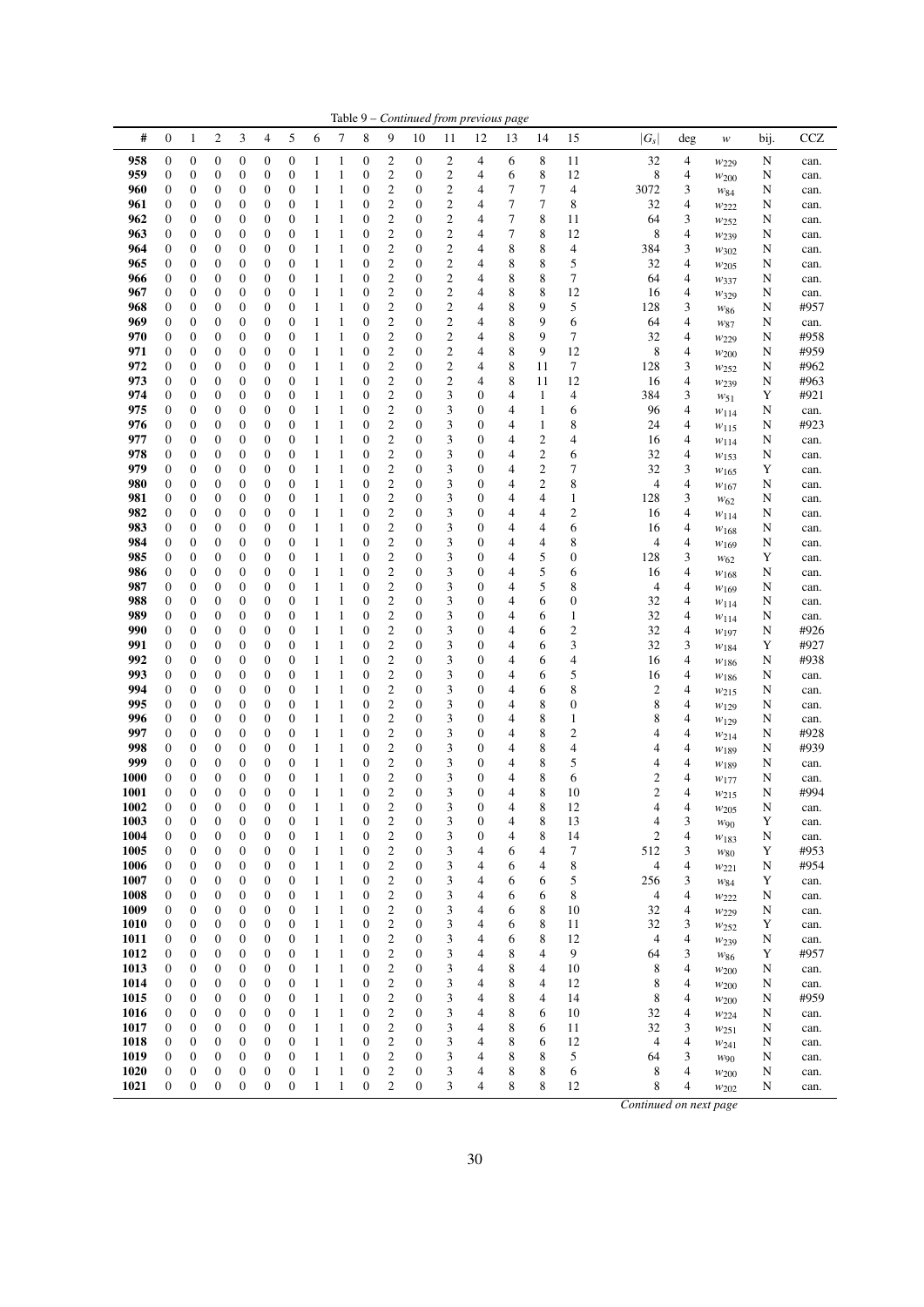Table 9 – *Continued from previous page*

| # | 0 | 1 | 2 | 3 | 4 | 5 | 6 | 7 | 8 | 9 | 10 | 11 | 12 | 13 | 14 | 15 | $\lvert G_s \rvert$ | deg | $w$ | bij. | CCZ |
|---|---|---|---|---|---|---|---|---|---|---|---|---|---|---|---|---|---|---|---|---|---|
| 958 | 0 | 0 | 0 | 0 | 0 | 0 | 1 | 1 | 0 | 2 | 0 | 2 | 4 | 6 | 8 | 11 | 32 | 4 | $w_{229}$ | N | can. |
| 959 | 0 | 0 | 0 | 0 | 0 | 0 | 1 | 1 | 0 | 2 | 0 | 2 | 4 | 6 | 8 | 12 | 8 | 4 | $w_{200}$ | N | can. |
| 960 | 0 | 0 | 0 | 0 | 0 | 0 | 1 | 1 | 0 | 2 | 0 | 2 | 4 | 7 | 7 | 4 | 3072 | 3 | $w_{84}$ | N | can. |
| 961 | 0 | 0 | 0 | 0 | 0 | 0 | 1 | 1 | 0 | 2 | 0 | 2 | 4 | 7 | 7 | 8 | 32 | 4 | $w_{222}$ | N | can. |
| 962 | 0 | 0 | 0 | 0 | 0 | 0 | 1 | 1 | 0 | 2 | 0 | 2 | 4 | 7 | 8 | 11 | 64 | 3 | $w_{252}$ | N | can. |
| 963 | 0 | 0 | 0 | 0 | 0 | 0 | 1 | 1 | 0 | 2 | 0 | 2 | 4 | 7 | 8 | 12 | 8 | 4 | $w_{239}$ | N | can. |
| 964 | 0 | 0 | 0 | 0 | 0 | 0 | 1 | 1 | 0 | 2 | 0 | 2 | 4 | 8 | 8 | 4 | 384 | 3 | $w_{302}$ | N | can. |
| 965 | 0 | 0 | 0 | 0 | 0 | 0 | 1 | 1 | 0 | 2 | 0 | 2 | 4 | 8 | 8 | 5 | 32 | 4 | $w_{205}$ | N | can. |
| 966 | 0 | 0 | 0 | 0 | 0 | 0 | 1 | 1 | 0 | 2 | 0 | 2 | 4 | 8 | 8 | 7 | 64 | 4 | $w_{337}$ | N | can. |
| 967 | 0 | 0 | 0 | 0 | 0 | 0 | 1 | 1 | 0 | 2 | 0 | 2 | 4 | 8 | 8 | 12 | 16 | 4 | $w_{329}$ | N | can. |
| 968 | 0 | 0 | 0 | 0 | 0 | 0 | 1 | 1 | 0 | 2 | 0 | 2 | 4 | 8 | 9 | 5 | 128 | 3 | $w_{86}$ | N | #957 |
| 969 | 0 | 0 | 0 | 0 | 0 | 0 | 1 | 1 | 0 | 2 | 0 | 2 | 4 | 8 | 9 | 6 | 64 | 4 | $w_{87}$ | N | can. |
| 970 | 0 | 0 | 0 | 0 | 0 | 0 | 1 | 1 | 0 | 2 | 0 | 2 | 4 | 8 | 9 | 7 | 32 | 4 | $w_{229}$ | N | #958 |
| 971 | 0 | 0 | 0 | 0 | 0 | 0 | 1 | 1 | 0 | 2 | 0 | 2 | 4 | 8 | 9 | 12 | 8 | 4 | $w_{200}$ | N | #959 |
| 972 | 0 | 0 | 0 | 0 | 0 | 0 | 1 | 1 | 0 | 2 | 0 | 2 | 4 | 8 | 11 | 7 | 128 | 3 | $w_{252}$ | N | #962 |
| 973 | 0 | 0 | 0 | 0 | 0 | 0 | 1 | 1 | 0 | 2 | 0 | 2 | 4 | 8 | 11 | 12 | 16 | 4 | $w_{239}$ | N | #963 |
| 974 | 0 | 0 | 0 | 0 | 0 | 0 | 1 | 1 | 0 | 2 | 0 | 3 | 0 | 4 | 1 | 4 | 384 | 3 | $w_{51}$ | Y | #921 |
| 975 | 0 | 0 | 0 | 0 | 0 | 0 | 1 | 1 | 0 | 2 | 0 | 3 | 0 | 4 | 1 | 6 | 96 | 4 | $w_{114}$ | N | can. |
| 976 | 0 | 0 | 0 | 0 | 0 | 0 | 1 | 1 | 0 | 2 | 0 | 3 | 0 | 4 | 1 | 8 | 24 | 4 | $w_{115}$ | N | #923 |
| 977 | 0 | 0 | 0 | 0 | 0 | 0 | 1 | 1 | 0 | 2 | 0 | 3 | 0 | 4 | 2 | 4 | 16 | 4 | $w_{114}$ | N | can. |
| 978 | 0 | 0 | 0 | 0 | 0 | 0 | 1 | 1 | 0 | 2 | 0 | 3 | 0 | 4 | 2 | 6 | 32 | 4 | $w_{153}$ | N | can. |
| 979 | 0 | 0 | 0 | 0 | 0 | 0 | 1 | 1 | 0 | 2 | 0 | 3 | 0 | 4 | 2 | 7 | 32 | 3 | $w_{165}$ | Y | can. |
| 980 | 0 | 0 | 0 | 0 | 0 | 0 | 1 | 1 | 0 | 2 | 0 | 3 | 0 | 4 | 2 | 8 | 4 | 4 | $w_{167}$ | N | can. |
| 981 | 0 | 0 | 0 | 0 | 0 | 0 | 1 | 1 | 0 | 2 | 0 | 3 | 0 | 4 | 4 | 1 | 128 | 3 | $w_{62}$ | N | can. |
| 982 | 0 | 0 | 0 | 0 | 0 | 0 | 1 | 1 | 0 | 2 | 0 | 3 | 0 | 4 | 4 | 2 | 16 | 4 | $w_{114}$ | N | can. |
| 983 | 0 | 0 | 0 | 0 | 0 | 0 | 1 | 1 | 0 | 2 | 0 | 3 | 0 | 4 | 4 | 6 | 16 | 4 | $w_{168}$ | N | can. |
| 984 | 0 | 0 | 0 | 0 | 0 | 0 | 1 | 1 | 0 | 2 | 0 | 3 | 0 | 4 | 4 | 8 | 4 | 4 | $w_{169}$ | N | can. |
| 985 | 0 | 0 | 0 | 0 | 0 | 0 | 1 | 1 | 0 | 2 | 0 | 3 | 0 | 4 | 5 | 0 | 128 | 3 | $w_{62}$ | Y | can. |
| 986 | 0 | 0 | 0 | 0 | 0 | 0 | 1 | 1 | 0 | 2 | 0 | 3 | 0 | 4 | 5 | 6 | 16 | 4 | $w_{168}$ | N | can. |
| 987 | 0 | 0 | 0 | 0 | 0 | 0 | 1 | 1 | 0 | 2 | 0 | 3 | 0 | 4 | 5 | 8 | 4 | 4 | $w_{169}$ | N | can. |
| 988 | 0 | 0 | 0 | 0 | 0 | 0 | 1 | 1 | 0 | 2 | 0 | 3 | 0 | 4 | 6 | 0 | 32 | 4 | $w_{114}$ | N | can. |
| 989 | 0 | 0 | 0 | 0 | 0 | 0 | 1 | 1 | 0 | 2 | 0 | 3 | 0 | 4 | 6 | 1 | 32 | 4 | $w_{114}$ | N | can. |
| 990 | 0 | 0 | 0 | 0 | 0 | 0 | 1 | 1 | 0 | 2 | 0 | 3 | 0 | 4 | 6 | 2 | 32 | 4 | $w_{197}$ | N | #926 |
| 991 | 0 | 0 | 0 | 0 | 0 | 0 | 1 | 1 | 0 | 2 | 0 | 3 | 0 | 4 | 6 | 3 | 32 | 3 | $w_{184}$ | Y | #927 |
| 992 | 0 | 0 | 0 | 0 | 0 | 0 | 1 | 1 | 0 | 2 | 0 | 3 | 0 | 4 | 6 | 4 | 16 | 4 | $w_{186}$ | N | #938 |
| 993 | 0 | 0 | 0 | 0 | 0 | 0 | 1 | 1 | 0 | 2 | 0 | 3 | 0 | 4 | 6 | 5 | 16 | 4 | $w_{186}$ | N | can. |
| 994 | 0 | 0 | 0 | 0 | 0 | 0 | 1 | 1 | 0 | 2 | 0 | 3 | 0 | 4 | 6 | 8 | 2 | 4 | $w_{215}$ | N | can. |
| 995 | 0 | 0 | 0 | 0 | 0 | 0 | 1 | 1 | 0 | 2 | 0 | 3 | 0 | 4 | 8 | 0 | 8 | 4 | $w_{129}$ | N | can. |
| 996 | 0 | 0 | 0 | 0 | 0 | 0 | 1 | 1 | 0 | 2 | 0 | 3 | 0 | 4 | 8 | 1 | 8 | 4 | $w_{129}$ | N | can. |
| 997 | 0 | 0 | 0 | 0 | 0 | 0 | 1 | 1 | 0 | 2 | 0 | 3 | 0 | 4 | 8 | 2 | 4 | 4 | $w_{214}$ | N | #928 |
| 998 | 0 | 0 | 0 | 0 | 0 | 0 | 1 | 1 | 0 | 2 | 0 | 3 | 0 | 4 | 8 | 4 | 4 | 4 | $w_{189}$ | N | #939 |
| 999 | 0 | 0 | 0 | 0 | 0 | 0 | 1 | 1 | 0 | 2 | 0 | 3 | 0 | 4 | 8 | 5 | 4 | 4 | $w_{189}$ | N | can. |
| 1000 | 0 | 0 | 0 | 0 | 0 | 0 | 1 | 1 | 0 | 2 | 0 | 3 | 0 | 4 | 8 | 6 | 2 | 4 | $w_{177}$ | N | can. |
| 1001 | 0 | 0 | 0 | 0 | 0 | 0 | 1 | 1 | 0 | 2 | 0 | 3 | 0 | 4 | 8 | 10 | 2 | 4 | $w_{215}$ | N | #994 |
| 1002 | 0 | 0 | 0 | 0 | 0 | 0 | 1 | 1 | 0 | 2 | 0 | 3 | 0 | 4 | 8 | 12 | 4 | 4 | $w_{205}$ | N | can. |
| 1003 | 0 | 0 | 0 | 0 | 0 | 0 | 1 | 1 | 0 | 2 | 0 | 3 | 0 | 4 | 8 | 13 | 4 | 3 | $w_{90}$ | Y | can. |
| 1004 | 0 | 0 | 0 | 0 | 0 | 0 | 1 | 1 | 0 | 2 | 0 | 3 | 0 | 4 | 8 | 14 | 2 | 4 | $w_{183}$ | N | can. |
| 1005 | 0 | 0 | 0 | 0 | 0 | 0 | 1 | 1 | 0 | 2 | 0 | 3 | 4 | 6 | 4 | 7 | 512 | 3 | $w_{80}$ | Y | #953 |
| 1006 | 0 | 0 | 0 | 0 | 0 | 0 | 1 | 1 | 0 | 2 | 0 | 3 | 4 | 6 | 4 | 8 | 4 | 4 | $w_{221}$ | N | #954 |
| 1007 | 0 | 0 | 0 | 0 | 0 | 0 | 1 | 1 | 0 | 2 | 0 | 3 | 4 | 6 | 6 | 5 | 256 | 3 | $w_{84}$ | Y | can. |
| 1008 | 0 | 0 | 0 | 0 | 0 | 0 | 1 | 1 | 0 | 2 | 0 | 3 | 4 | 6 | 6 | 8 | 4 | 4 | $w_{222}$ | N | can. |
| 1009 | 0 | 0 | 0 | 0 | 0 | 0 | 1 | 1 | 0 | 2 | 0 | 3 | 4 | 6 | 8 | 10 | 32 | 4 | $w_{229}$ | N | can. |
| 1010 | 0 | 0 | 0 | 0 | 0 | 0 | 1 | 1 | 0 | 2 | 0 | 3 | 4 | 6 | 8 | 11 | 32 | 3 | $w_{252}$ | Y | can. |
| 1011 | 0 | 0 | 0 | 0 | 0 | 0 | 1 | 1 | 0 | 2 | 0 | 3 | 4 | 6 | 8 | 12 | 4 | 4 | $w_{239}$ | N | can. |
| 1012 | 0 | 0 | 0 | 0 | 0 | 0 | 1 | 1 | 0 | 2 | 0 | 3 | 4 | 8 | 4 | 9 | 64 | 3 | $w_{86}$ | Y | #957 |
| 1013 | 0 | 0 | 0 | 0 | 0 | 0 | 1 | 1 | 0 | 2 | 0 | 3 | 4 | 8 | 4 | 10 | 8 | 4 | $w_{200}$ | N | can. |
| 1014 | 0 | 0 | 0 | 0 | 0 | 0 | 1 | 1 | 0 | 2 | 0 | 3 | 4 | 8 | 4 | 12 | 8 | 4 | $w_{200}$ | N | can. |
| 1015 | 0 | 0 | 0 | 0 | 0 | 0 | 1 | 1 | 0 | 2 | 0 | 3 | 4 | 8 | 4 | 14 | 8 | 4 | $w_{200}$ | N | #959 |
| 1016 | 0 | 0 | 0 | 0 | 0 | 0 | 1 | 1 | 0 | 2 | 0 | 3 | 4 | 8 | 6 | 10 | 32 | 4 | $w_{224}$ | N | can. |
| 1017 | 0 | 0 | 0 | 0 | 0 | 0 | 1 | 1 | 0 | 2 | 0 | 3 | 4 | 8 | 6 | 11 | 32 | 3 | $w_{251}$ | N | can. |
| 1018 | 0 | 0 | 0 | 0 | 0 | 0 | 1 | 1 | 0 | 2 | 0 | 3 | 4 | 8 | 6 | 12 | 4 | 4 | $w_{241}$ | N | can. |
| 1019 | 0 | 0 | 0 | 0 | 0 | 0 | 1 | 1 | 0 | 2 | 0 | 3 | 4 | 8 | 8 | 5 | 64 | 3 | $w_{90}$ | N | can. |
| 1020 | 0 | 0 | 0 | 0 | 0 | 0 | 1 | 1 | 0 | 2 | 0 | 3 | 4 | 8 | 8 | 6 | 8 | 4 | $w_{200}$ | N | can. |
| 1021 | 0 | 0 | 0 | 0 | 0 | 0 | 1 | 1 | 0 | 2 | 0 | 3 | 4 | 8 | 8 | 12 | 8 | 4 | $w_{202}$ | N | can. |

*Continued on next page*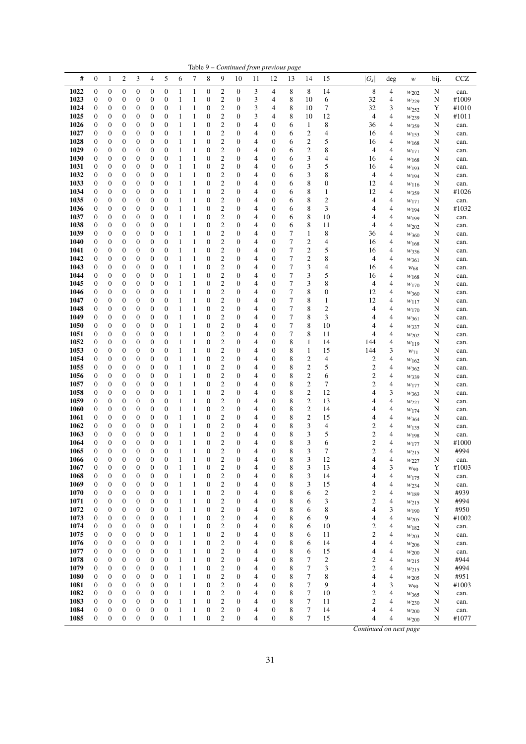Table 9 – *Continued from previous page*

| # | 0 | 1 | 2 | 3 | 4 | 5 | 6 | 7 | 8 | 9 | 10 | 11 | 12 | 13 | 14 | 15 | $\|G_s\|$ | deg | $w$ | bij. | CCZ |
|---|---|---|---|---|---|---|---|---|---|---|---|---|---|---|---|---|---|---|---|---|---|
| **1022** | 0 | 0 | 0 | 0 | 0 | 0 | 1 | 1 | 0 | 2 | 0 | 3 | 4 | 8 | 8 | 14 | 8 | 4 | $w_{202}$ | N | can. |
| **1023** | 0 | 0 | 0 | 0 | 0 | 0 | 1 | 1 | 0 | 2 | 0 | 3 | 4 | 8 | 10 | 6 | 32 | 4 | $w_{229}$ | N | #1009 |
| **1024** | 0 | 0 | 0 | 0 | 0 | 0 | 1 | 1 | 0 | 2 | 0 | 3 | 4 | 8 | 10 | 7 | 32 | 3 | $w_{252}$ | Y | #1010 |
| **1025** | 0 | 0 | 0 | 0 | 0 | 0 | 1 | 1 | 0 | 2 | 0 | 3 | 4 | 8 | 10 | 12 | 4 | 4 | $w_{239}$ | N | #1011 |
| **1026** | 0 | 0 | 0 | 0 | 0 | 0 | 1 | 1 | 0 | 2 | 0 | 4 | 0 | 6 | 1 | 8 | 36 | 4 | $w_{359}$ | N | can. |
| **1027** | 0 | 0 | 0 | 0 | 0 | 0 | 1 | 1 | 0 | 2 | 0 | 4 | 0 | 6 | 2 | 4 | 16 | 4 | $w_{153}$ | N | can. |
| **1028** | 0 | 0 | 0 | 0 | 0 | 0 | 1 | 1 | 0 | 2 | 0 | 4 | 0 | 6 | 2 | 5 | 16 | 4 | $w_{168}$ | N | can. |
| **1029** | 0 | 0 | 0 | 0 | 0 | 0 | 1 | 1 | 0 | 2 | 0 | 4 | 0 | 6 | 2 | 8 | 4 | 4 | $w_{171}$ | N | can. |
| **1030** | 0 | 0 | 0 | 0 | 0 | 0 | 1 | 1 | 0 | 2 | 0 | 4 | 0 | 6 | 3 | 4 | 16 | 4 | $w_{168}$ | N | can. |
| **1031** | 0 | 0 | 0 | 0 | 0 | 0 | 1 | 1 | 0 | 2 | 0 | 4 | 0 | 6 | 3 | 5 | 16 | 4 | $w_{193}$ | N | can. |
| **1032** | 0 | 0 | 0 | 0 | 0 | 0 | 1 | 1 | 0 | 2 | 0 | 4 | 0 | 6 | 3 | 8 | 4 | 4 | $w_{194}$ | N | can. |
| **1033** | 0 | 0 | 0 | 0 | 0 | 0 | 1 | 1 | 0 | 2 | 0 | 4 | 0 | 6 | 8 | 0 | 12 | 4 | $w_{116}$ | N | can. |
| **1034** | 0 | 0 | 0 | 0 | 0 | 0 | 1 | 1 | 0 | 2 | 0 | 4 | 0 | 6 | 8 | 1 | 12 | 4 | $w_{359}$ | N | #1026 |
| **1035** | 0 | 0 | 0 | 0 | 0 | 0 | 1 | 1 | 0 | 2 | 0 | 4 | 0 | 6 | 8 | 2 | 4 | 4 | $w_{171}$ | N | can. |
| **1036** | 0 | 0 | 0 | 0 | 0 | 0 | 1 | 1 | 0 | 2 | 0 | 4 | 0 | 6 | 8 | 3 | 4 | 4 | $w_{194}$ | N | #1032 |
| **1037** | 0 | 0 | 0 | 0 | 0 | 0 | 1 | 1 | 0 | 2 | 0 | 4 | 0 | 6 | 8 | 10 | 4 | 4 | $w_{199}$ | N | can. |
| **1038** | 0 | 0 | 0 | 0 | 0 | 0 | 1 | 1 | 0 | 2 | 0 | 4 | 0 | 6 | 8 | 11 | 4 | 4 | $w_{202}$ | N | can. |
| **1039** | 0 | 0 | 0 | 0 | 0 | 0 | 1 | 1 | 0 | 2 | 0 | 4 | 0 | 7 | 1 | 8 | 36 | 4 | $w_{360}$ | N | can. |
| **1040** | 0 | 0 | 0 | 0 | 0 | 0 | 1 | 1 | 0 | 2 | 0 | 4 | 0 | 7 | 2 | 4 | 16 | 4 | $w_{168}$ | N | can. |
| **1041** | 0 | 0 | 0 | 0 | 0 | 0 | 1 | 1 | 0 | 2 | 0 | 4 | 0 | 7 | 2 | 5 | 16 | 4 | $w_{336}$ | N | can. |
| **1042** | 0 | 0 | 0 | 0 | 0 | 0 | 1 | 1 | 0 | 2 | 0 | 4 | 0 | 7 | 2 | 8 | 4 | 4 | $w_{361}$ | N | can. |
| **1043** | 0 | 0 | 0 | 0 | 0 | 0 | 1 | 1 | 0 | 2 | 0 | 4 | 0 | 7 | 3 | 4 | 16 | 4 | $w_{68}$ | N | can. |
| **1044** | 0 | 0 | 0 | 0 | 0 | 0 | 1 | 1 | 0 | 2 | 0 | 4 | 0 | 7 | 3 | 5 | 16 | 4 | $w_{168}$ | N | can. |
| **1045** | 0 | 0 | 0 | 0 | 0 | 0 | 1 | 1 | 0 | 2 | 0 | 4 | 0 | 7 | 3 | 8 | 4 | 4 | $w_{170}$ | N | can. |
| **1046** | 0 | 0 | 0 | 0 | 0 | 0 | 1 | 1 | 0 | 2 | 0 | 4 | 0 | 7 | 8 | 0 | 12 | 4 | $w_{360}$ | N | can. |
| **1047** | 0 | 0 | 0 | 0 | 0 | 0 | 1 | 1 | 0 | 2 | 0 | 4 | 0 | 7 | 8 | 1 | 12 | 4 | $w_{117}$ | N | can. |
| **1048** | 0 | 0 | 0 | 0 | 0 | 0 | 1 | 1 | 0 | 2 | 0 | 4 | 0 | 7 | 8 | 2 | 4 | 4 | $w_{170}$ | N | can. |
| **1049** | 0 | 0 | 0 | 0 | 0 | 0 | 1 | 1 | 0 | 2 | 0 | 4 | 0 | 7 | 8 | 3 | 4 | 4 | $w_{361}$ | N | can. |
| **1050** | 0 | 0 | 0 | 0 | 0 | 0 | 1 | 1 | 0 | 2 | 0 | 4 | 0 | 7 | 8 | 10 | 4 | 4 | $w_{337}$ | N | can. |
| **1051** | 0 | 0 | 0 | 0 | 0 | 0 | 1 | 1 | 0 | 2 | 0 | 4 | 0 | 7 | 8 | 11 | 4 | 4 | $w_{202}$ | N | can. |
| **1052** | 0 | 0 | 0 | 0 | 0 | 0 | 1 | 1 | 0 | 2 | 0 | 4 | 0 | 8 | 1 | 14 | 144 | 4 | $w_{119}$ | N | can. |
| **1053** | 0 | 0 | 0 | 0 | 0 | 0 | 1 | 1 | 0 | 2 | 0 | 4 | 0 | 8 | 1 | 15 | 144 | 3 | $w_{71}$ | N | can. |
| **1054** | 0 | 0 | 0 | 0 | 0 | 0 | 1 | 1 | 0 | 2 | 0 | 4 | 0 | 8 | 2 | 4 | 2 | 4 | $w_{162}$ | N | can. |
| **1055** | 0 | 0 | 0 | 0 | 0 | 0 | 1 | 1 | 0 | 2 | 0 | 4 | 0 | 8 | 2 | 5 | 2 | 4 | $w_{362}$ | N | can. |
| **1056** | 0 | 0 | 0 | 0 | 0 | 0 | 1 | 1 | 0 | 2 | 0 | 4 | 0 | 8 | 2 | 6 | 2 | 4 | $w_{339}$ | N | can. |
| **1057** | 0 | 0 | 0 | 0 | 0 | 0 | 1 | 1 | 0 | 2 | 0 | 4 | 0 | 8 | 2 | 7 | 2 | 4 | $w_{177}$ | N | can. |
| **1058** | 0 | 0 | 0 | 0 | 0 | 0 | 1 | 1 | 0 | 2 | 0 | 4 | 0 | 8 | 2 | 12 | 4 | 3 | $w_{363}$ | N | can. |
| **1059** | 0 | 0 | 0 | 0 | 0 | 0 | 1 | 1 | 0 | 2 | 0 | 4 | 0 | 8 | 2 | 13 | 4 | 4 | $w_{227}$ | N | can. |
| **1060** | 0 | 0 | 0 | 0 | 0 | 0 | 1 | 1 | 0 | 2 | 0 | 4 | 0 | 8 | 2 | 14 | 4 | 4 | $w_{174}$ | N | can. |
| **1061** | 0 | 0 | 0 | 0 | 0 | 0 | 1 | 1 | 0 | 2 | 0 | 4 | 0 | 8 | 2 | 15 | 4 | 4 | $w_{364}$ | N | can. |
| **1062** | 0 | 0 | 0 | 0 | 0 | 0 | 1 | 1 | 0 | 2 | 0 | 4 | 0 | 8 | 3 | 4 | 2 | 4 | $w_{135}$ | N | can. |
| **1063** | 0 | 0 | 0 | 0 | 0 | 0 | 1 | 1 | 0 | 2 | 0 | 4 | 0 | 8 | 3 | 5 | 2 | 4 | $w_{198}$ | N | can. |
| **1064** | 0 | 0 | 0 | 0 | 0 | 0 | 1 | 1 | 0 | 2 | 0 | 4 | 0 | 8 | 3 | 6 | 2 | 4 | $w_{177}$ | N | #1000 |
| **1065** | 0 | 0 | 0 | 0 | 0 | 0 | 1 | 1 | 0 | 2 | 0 | 4 | 0 | 8 | 3 | 7 | 2 | 4 | $w_{215}$ | N | #994 |
| **1066** | 0 | 0 | 0 | 0 | 0 | 0 | 1 | 1 | 0 | 2 | 0 | 4 | 0 | 8 | 3 | 12 | 4 | 4 | $w_{227}$ | N | can. |
| **1067** | 0 | 0 | 0 | 0 | 0 | 0 | 1 | 1 | 0 | 2 | 0 | 4 | 0 | 8 | 3 | 13 | 4 | 3 | $w_{90}$ | Y | #1003 |
| **1068** | 0 | 0 | 0 | 0 | 0 | 0 | 1 | 1 | 0 | 2 | 0 | 4 | 0 | 8 | 3 | 14 | 4 | 4 | $w_{175}$ | N | can. |
| **1069** | 0 | 0 | 0 | 0 | 0 | 0 | 1 | 1 | 0 | 2 | 0 | 4 | 0 | 8 | 3 | 15 | 4 | 4 | $w_{234}$ | N | can. |
| **1070** | 0 | 0 | 0 | 0 | 0 | 0 | 1 | 1 | 0 | 2 | 0 | 4 | 0 | 8 | 6 | 2 | 2 | 4 | $w_{189}$ | N | #939 |
| **1071** | 0 | 0 | 0 | 0 | 0 | 0 | 1 | 1 | 0 | 2 | 0 | 4 | 0 | 8 | 6 | 3 | 2 | 4 | $w_{215}$ | N | #994 |
| **1072** | 0 | 0 | 0 | 0 | 0 | 0 | 1 | 1 | 0 | 2 | 0 | 4 | 0 | 8 | 6 | 8 | 4 | 3 | $w_{190}$ | Y | #950 |
| **1073** | 0 | 0 | 0 | 0 | 0 | 0 | 1 | 1 | 0 | 2 | 0 | 4 | 0 | 8 | 6 | 9 | 4 | 4 | $w_{205}$ | N | #1002 |
| **1074** | 0 | 0 | 0 | 0 | 0 | 0 | 1 | 1 | 0 | 2 | 0 | 4 | 0 | 8 | 6 | 10 | 2 | 4 | $w_{182}$ | N | can. |
| **1075** | 0 | 0 | 0 | 0 | 0 | 0 | 1 | 1 | 0 | 2 | 0 | 4 | 0 | 8 | 6 | 11 | 2 | 4 | $w_{203}$ | N | can. |
| **1076** | 0 | 0 | 0 | 0 | 0 | 0 | 1 | 1 | 0 | 2 | 0 | 4 | 0 | 8 | 6 | 14 | 4 | 4 | $w_{206}$ | N | can. |
| **1077** | 0 | 0 | 0 | 0 | 0 | 0 | 1 | 1 | 0 | 2 | 0 | 4 | 0 | 8 | 6 | 15 | 4 | 4 | $w_{200}$ | N | can. |
| **1078** | 0 | 0 | 0 | 0 | 0 | 0 | 1 | 1 | 0 | 2 | 0 | 4 | 0 | 8 | 7 | 2 | 2 | 4 | $w_{215}$ | N | #944 |
| **1079** | 0 | 0 | 0 | 0 | 0 | 0 | 1 | 1 | 0 | 2 | 0 | 4 | 0 | 8 | 7 | 3 | 2 | 4 | $w_{215}$ | N | #994 |
| **1080** | 0 | 0 | 0 | 0 | 0 | 0 | 1 | 1 | 0 | 2 | 0 | 4 | 0 | 8 | 7 | 8 | 4 | 4 | $w_{205}$ | N | #951 |
| **1081** | 0 | 0 | 0 | 0 | 0 | 0 | 1 | 1 | 0 | 2 | 0 | 4 | 0 | 8 | 7 | 9 | 4 | 3 | $w_{90}$ | N | #1003 |
| **1082** | 0 | 0 | 0 | 0 | 0 | 0 | 1 | 1 | 0 | 2 | 0 | 4 | 0 | 8 | 7 | 10 | 2 | 4 | $w_{365}$ | N | can. |
| **1083** | 0 | 0 | 0 | 0 | 0 | 0 | 1 | 1 | 0 | 2 | 0 | 4 | 0 | 8 | 7 | 11 | 2 | 4 | $w_{230}$ | N | can. |
| **1084** | 0 | 0 | 0 | 0 | 0 | 0 | 1 | 1 | 0 | 2 | 0 | 4 | 0 | 8 | 7 | 14 | 4 | 4 | $w_{200}$ | N | can. |
| **1085** | 0 | 0 | 0 | 0 | 0 | 0 | 1 | 1 | 0 | 2 | 0 | 4 | 0 | 8 | 7 | 15 | 4 | 4 | $w_{200}$ | N | #1077 |

*Continued on next page*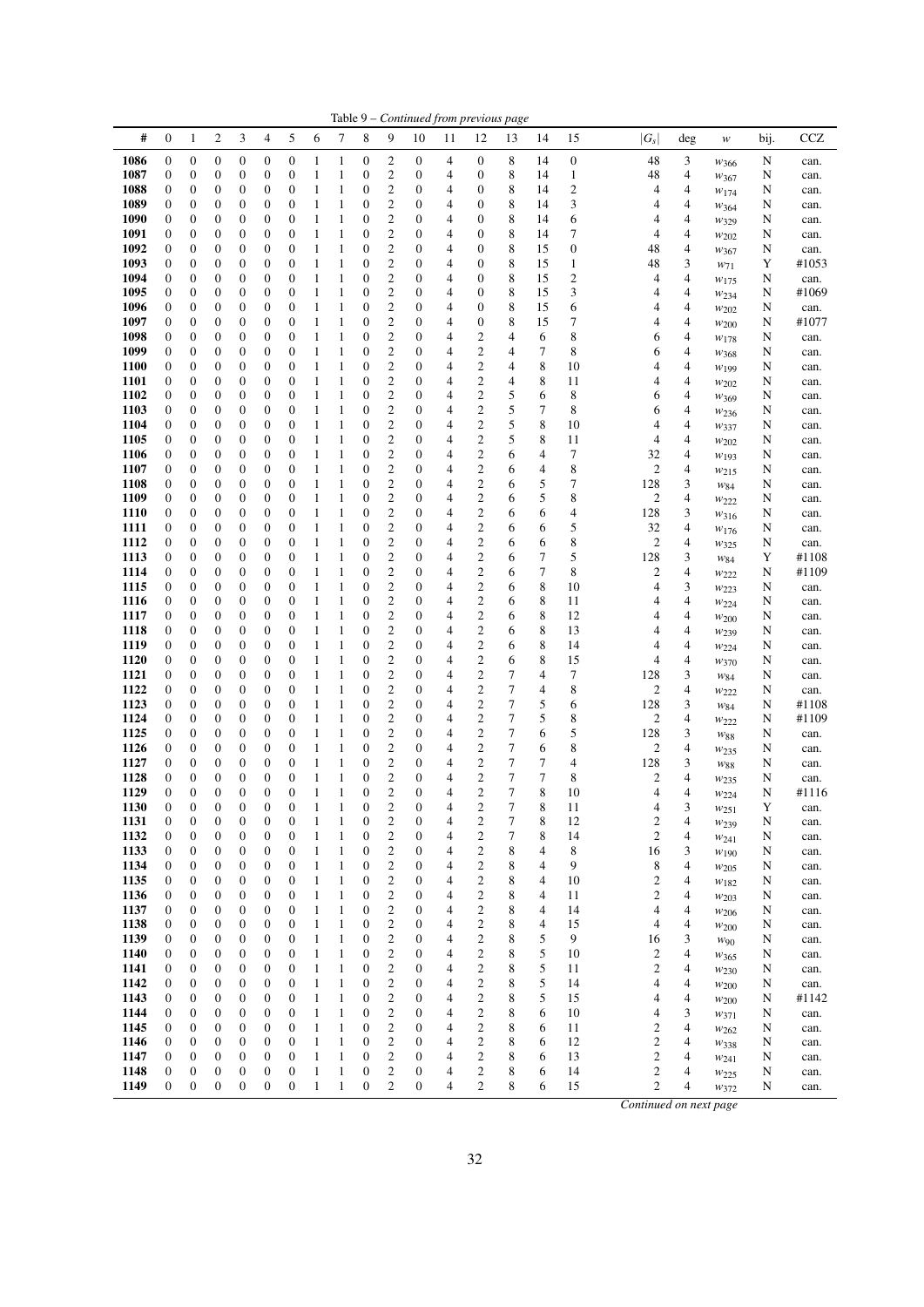Table 9 – *Continued from previous page*

| # | 0 | 1 | 2 | 3 | 4 | 5 | 6 | 7 | 8 | 9 | 10 | 11 | 12 | 13 | 14 | 15 | $\|G_s\|$ | deg | $w$ | bij. | CCZ |
|---|---|---|---|---|---|---|---|---|---|---|---|---|---|---|---|---|---|---|---|---|---|
| **1086** | 0 | 0 | 0 | 0 | 0 | 0 | 1 | 1 | 0 | 2 | 0 | 4 | 0 | 8 | 14 | 0 | 48 | 3 | $w_{366}$ | N | can. |
| **1087** | 0 | 0 | 0 | 0 | 0 | 0 | 1 | 1 | 0 | 2 | 0 | 4 | 0 | 8 | 14 | 1 | 48 | 4 | $w_{367}$ | N | can. |
| **1088** | 0 | 0 | 0 | 0 | 0 | 0 | 1 | 1 | 0 | 2 | 0 | 4 | 0 | 8 | 14 | 2 | 4 | 4 | $w_{174}$ | N | can. |
| **1089** | 0 | 0 | 0 | 0 | 0 | 0 | 1 | 1 | 0 | 2 | 0 | 4 | 0 | 8 | 14 | 3 | 4 | 4 | $w_{364}$ | N | can. |
| **1090** | 0 | 0 | 0 | 0 | 0 | 0 | 1 | 1 | 0 | 2 | 0 | 4 | 0 | 8 | 14 | 6 | 4 | 4 | $w_{329}$ | N | can. |
| **1091** | 0 | 0 | 0 | 0 | 0 | 0 | 1 | 1 | 0 | 2 | 0 | 4 | 0 | 8 | 14 | 7 | 4 | 4 | $w_{202}$ | N | can. |
| **1092** | 0 | 0 | 0 | 0 | 0 | 0 | 1 | 1 | 0 | 2 | 0 | 4 | 0 | 8 | 15 | 0 | 48 | 4 | $w_{367}$ | N | can. |
| **1093** | 0 | 0 | 0 | 0 | 0 | 0 | 1 | 1 | 0 | 2 | 0 | 4 | 0 | 8 | 15 | 1 | 48 | 3 | $w_{71}$ | Y | #1053 |
| **1094** | 0 | 0 | 0 | 0 | 0 | 0 | 1 | 1 | 0 | 2 | 0 | 4 | 0 | 8 | 15 | 2 | 4 | 4 | $w_{175}$ | N | can. |
| **1095** | 0 | 0 | 0 | 0 | 0 | 0 | 1 | 1 | 0 | 2 | 0 | 4 | 0 | 8 | 15 | 3 | 4 | 4 | $w_{234}$ | N | #1069 |
| **1096** | 0 | 0 | 0 | 0 | 0 | 0 | 1 | 1 | 0 | 2 | 0 | 4 | 0 | 8 | 15 | 6 | 4 | 4 | $w_{202}$ | N | can. |
| **1097** | 0 | 0 | 0 | 0 | 0 | 0 | 1 | 1 | 0 | 2 | 0 | 4 | 0 | 8 | 15 | 7 | 4 | 4 | $w_{200}$ | N | #1077 |
| **1098** | 0 | 0 | 0 | 0 | 0 | 0 | 1 | 1 | 0 | 2 | 0 | 4 | 2 | 4 | 6 | 8 | 6 | 4 | $w_{178}$ | N | can. |
| **1099** | 0 | 0 | 0 | 0 | 0 | 0 | 1 | 1 | 0 | 2 | 0 | 4 | 2 | 4 | 7 | 8 | 6 | 4 | $w_{368}$ | N | can. |
| **1100** | 0 | 0 | 0 | 0 | 0 | 0 | 1 | 1 | 0 | 2 | 0 | 4 | 2 | 4 | 8 | 10 | 4 | 4 | $w_{199}$ | N | can. |
| **1101** | 0 | 0 | 0 | 0 | 0 | 0 | 1 | 1 | 0 | 2 | 0 | 4 | 2 | 4 | 8 | 11 | 4 | 4 | $w_{202}$ | N | can. |
| **1102** | 0 | 0 | 0 | 0 | 0 | 0 | 1 | 1 | 0 | 2 | 0 | 4 | 2 | 5 | 6 | 8 | 6 | 4 | $w_{369}$ | N | can. |
| **1103** | 0 | 0 | 0 | 0 | 0 | 0 | 1 | 1 | 0 | 2 | 0 | 4 | 2 | 5 | 7 | 8 | 6 | 4 | $w_{236}$ | N | can. |
| **1104** | 0 | 0 | 0 | 0 | 0 | 0 | 1 | 1 | 0 | 2 | 0 | 4 | 2 | 5 | 8 | 10 | 4 | 4 | $w_{337}$ | N | can. |
| **1105** | 0 | 0 | 0 | 0 | 0 | 0 | 1 | 1 | 0 | 2 | 0 | 4 | 2 | 5 | 8 | 11 | 4 | 4 | $w_{202}$ | N | can. |
| **1106** | 0 | 0 | 0 | 0 | 0 | 0 | 1 | 1 | 0 | 2 | 0 | 4 | 2 | 6 | 4 | 7 | 32 | 4 | $w_{193}$ | N | can. |
| **1107** | 0 | 0 | 0 | 0 | 0 | 0 | 1 | 1 | 0 | 2 | 0 | 4 | 2 | 6 | 4 | 8 | 2 | 4 | $w_{215}$ | N | can. |
| **1108** | 0 | 0 | 0 | 0 | 0 | 0 | 1 | 1 | 0 | 2 | 0 | 4 | 2 | 6 | 5 | 7 | 128 | 3 | $w_{84}$ | N | can. |
| **1109** | 0 | 0 | 0 | 0 | 0 | 0 | 1 | 1 | 0 | 2 | 0 | 4 | 2 | 6 | 5 | 8 | 2 | 4 | $w_{222}$ | N | can. |
| **1110** | 0 | 0 | 0 | 0 | 0 | 0 | 1 | 1 | 0 | 2 | 0 | 4 | 2 | 6 | 6 | 4 | 128 | 3 | $w_{316}$ | N | can. |
| **1111** | 0 | 0 | 0 | 0 | 0 | 0 | 1 | 1 | 0 | 2 | 0 | 4 | 2 | 6 | 6 | 5 | 32 | 4 | $w_{176}$ | N | can. |
| **1112** | 0 | 0 | 0 | 0 | 0 | 0 | 1 | 1 | 0 | 2 | 0 | 4 | 2 | 6 | 6 | 8 | 2 | 4 | $w_{325}$ | N | can. |
| **1113** | 0 | 0 | 0 | 0 | 0 | 0 | 1 | 1 | 0 | 2 | 0 | 4 | 2 | 6 | 7 | 5 | 128 | 3 | $w_{84}$ | Y | #1108 |
| **1114** | 0 | 0 | 0 | 0 | 0 | 0 | 1 | 1 | 0 | 2 | 0 | 4 | 2 | 6 | 7 | 8 | 2 | 4 | $w_{222}$ | N | #1109 |
| **1115** | 0 | 0 | 0 | 0 | 0 | 0 | 1 | 1 | 0 | 2 | 0 | 4 | 2 | 6 | 8 | 10 | 4 | 3 | $w_{223}$ | N | can. |
| **1116** | 0 | 0 | 0 | 0 | 0 | 0 | 1 | 1 | 0 | 2 | 0 | 4 | 2 | 6 | 8 | 11 | 4 | 4 | $w_{224}$ | N | can. |
| **1117** | 0 | 0 | 0 | 0 | 0 | 0 | 1 | 1 | 0 | 2 | 0 | 4 | 2 | 6 | 8 | 12 | 4 | 4 | $w_{200}$ | N | can. |
| **1118** | 0 | 0 | 0 | 0 | 0 | 0 | 1 | 1 | 0 | 2 | 0 | 4 | 2 | 6 | 8 | 13 | 4 | 4 | $w_{239}$ | N | can. |
| **1119** | 0 | 0 | 0 | 0 | 0 | 0 | 1 | 1 | 0 | 2 | 0 | 4 | 2 | 6 | 8 | 14 | 4 | 4 | $w_{224}$ | N | can. |
| **1120** | 0 | 0 | 0 | 0 | 0 | 0 | 1 | 1 | 0 | 2 | 0 | 4 | 2 | 6 | 8 | 15 | 4 | 4 | $w_{370}$ | N | can. |
| **1121** | 0 | 0 | 0 | 0 | 0 | 0 | 1 | 1 | 0 | 2 | 0 | 4 | 2 | 7 | 4 | 7 | 128 | 3 | $w_{84}$ | N | can. |
| **1122** | 0 | 0 | 0 | 0 | 0 | 0 | 1 | 1 | 0 | 2 | 0 | 4 | 2 | 7 | 4 | 8 | 2 | 4 | $w_{222}$ | N | can. |
| **1123** | 0 | 0 | 0 | 0 | 0 | 0 | 1 | 1 | 0 | 2 | 0 | 4 | 2 | 7 | 5 | 6 | 128 | 3 | $w_{84}$ | N | #1108 |
| **1124** | 0 | 0 | 0 | 0 | 0 | 0 | 1 | 1 | 0 | 2 | 0 | 4 | 2 | 7 | 5 | 8 | 2 | 4 | $w_{222}$ | N | #1109 |
| **1125** | 0 | 0 | 0 | 0 | 0 | 0 | 1 | 1 | 0 | 2 | 0 | 4 | 2 | 7 | 6 | 5 | 128 | 3 | $w_{88}$ | N | can. |
| **1126** | 0 | 0 | 0 | 0 | 0 | 0 | 1 | 1 | 0 | 2 | 0 | 4 | 2 | 7 | 6 | 8 | 2 | 4 | $w_{235}$ | N | can. |
| **1127** | 0 | 0 | 0 | 0 | 0 | 0 | 1 | 1 | 0 | 2 | 0 | 4 | 2 | 7 | 7 | 4 | 128 | 3 | $w_{88}$ | N | can. |
| **1128** | 0 | 0 | 0 | 0 | 0 | 0 | 1 | 1 | 0 | 2 | 0 | 4 | 2 | 7 | 7 | 8 | 2 | 4 | $w_{235}$ | N | can. |
| **1129** | 0 | 0 | 0 | 0 | 0 | 0 | 1 | 1 | 0 | 2 | 0 | 4 | 2 | 7 | 8 | 10 | 4 | 4 | $w_{224}$ | N | #1116 |
| **1130** | 0 | 0 | 0 | 0 | 0 | 0 | 1 | 1 | 0 | 2 | 0 | 4 | 2 | 7 | 8 | 11 | 4 | 3 | $w_{251}$ | Y | can. |
| **1131** | 0 | 0 | 0 | 0 | 0 | 0 | 1 | 1 | 0 | 2 | 0 | 4 | 2 | 7 | 8 | 12 | 2 | 4 | $w_{239}$ | N | can. |
| **1132** | 0 | 0 | 0 | 0 | 0 | 0 | 1 | 1 | 0 | 2 | 0 | 4 | 2 | 7 | 8 | 14 | 2 | 4 | $w_{241}$ | N | can. |
| **1133** | 0 | 0 | 0 | 0 | 0 | 0 | 1 | 1 | 0 | 2 | 0 | 4 | 2 | 8 | 4 | 8 | 16 | 3 | $w_{190}$ | N | can. |
| **1134** | 0 | 0 | 0 | 0 | 0 | 0 | 1 | 1 | 0 | 2 | 0 | 4 | 2 | 8 | 4 | 9 | 8 | 4 | $w_{205}$ | N | can. |
| **1135** | 0 | 0 | 0 | 0 | 0 | 0 | 1 | 1 | 0 | 2 | 0 | 4 | 2 | 8 | 4 | 10 | 2 | 4 | $w_{182}$ | N | can. |
| **1136** | 0 | 0 | 0 | 0 | 0 | 0 | 1 | 1 | 0 | 2 | 0 | 4 | 2 | 8 | 4 | 11 | 2 | 4 | $w_{203}$ | N | can. |
| **1137** | 0 | 0 | 0 | 0 | 0 | 0 | 1 | 1 | 0 | 2 | 0 | 4 | 2 | 8 | 4 | 14 | 4 | 4 | $w_{206}$ | N | can. |
| **1138** | 0 | 0 | 0 | 0 | 0 | 0 | 1 | 1 | 0 | 2 | 0 | 4 | 2 | 8 | 4 | 15 | 4 | 4 | $w_{200}$ | N | can. |
| **1139** | 0 | 0 | 0 | 0 | 0 | 0 | 1 | 1 | 0 | 2 | 0 | 4 | 2 | 8 | 5 | 9 | 16 | 3 | $w_{90}$ | N | can. |
| **1140** | 0 | 0 | 0 | 0 | 0 | 0 | 1 | 1 | 0 | 2 | 0 | 4 | 2 | 8 | 5 | 10 | 2 | 4 | $w_{365}$ | N | can. |
| **1141** | 0 | 0 | 0 | 0 | 0 | 0 | 1 | 1 | 0 | 2 | 0 | 4 | 2 | 8 | 5 | 11 | 2 | 4 | $w_{230}$ | N | can. |
| **1142** | 0 | 0 | 0 | 0 | 0 | 0 | 1 | 1 | 0 | 2 | 0 | 4 | 2 | 8 | 5 | 14 | 4 | 4 | $w_{200}$ | N | can. |
| **1143** | 0 | 0 | 0 | 0 | 0 | 0 | 1 | 1 | 0 | 2 | 0 | 4 | 2 | 8 | 5 | 15 | 4 | 4 | $w_{200}$ | N | #1142 |
| **1144** | 0 | 0 | 0 | 0 | 0 | 0 | 1 | 1 | 0 | 2 | 0 | 4 | 2 | 8 | 6 | 10 | 4 | 3 | $w_{371}$ | N | can. |
| **1145** | 0 | 0 | 0 | 0 | 0 | 0 | 1 | 1 | 0 | 2 | 0 | 4 | 2 | 8 | 6 | 11 | 2 | 4 | $w_{262}$ | N | can. |
| **1146** | 0 | 0 | 0 | 0 | 0 | 0 | 1 | 1 | 0 | 2 | 0 | 4 | 2 | 8 | 6 | 12 | 2 | 4 | $w_{338}$ | N | can. |
| **1147** | 0 | 0 | 0 | 0 | 0 | 0 | 1 | 1 | 0 | 2 | 0 | 4 | 2 | 8 | 6 | 13 | 2 | 4 | $w_{241}$ | N | can. |
| **1148** | 0 | 0 | 0 | 0 | 0 | 0 | 1 | 1 | 0 | 2 | 0 | 4 | 2 | 8 | 6 | 14 | 2 | 4 | $w_{225}$ | N | can. |
| **1149** | 0 | 0 | 0 | 0 | 0 | 0 | 1 | 1 | 0 | 2 | 0 | 4 | 2 | 8 | 6 | 15 | 2 | 4 | $w_{372}$ | N | can. |

*Continued on next page*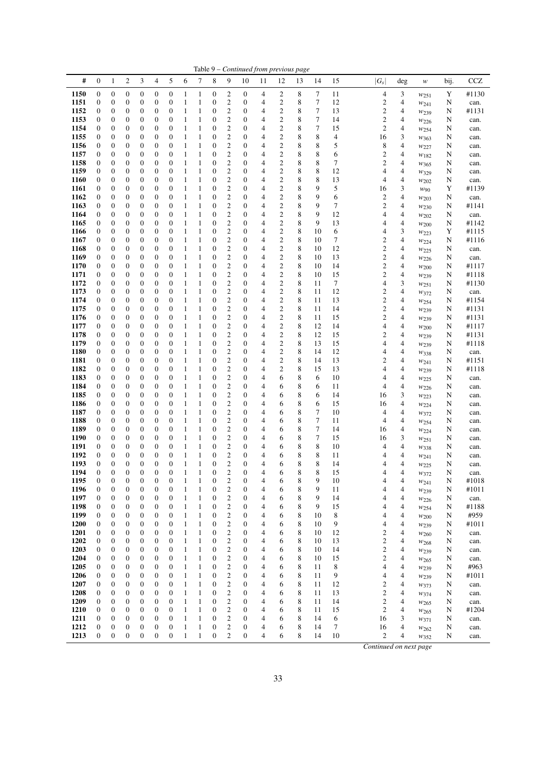Table 9 – *Continued from previous page*

| # | 0 | 1 | 2 | 3 | 4 | 5 | 6 | 7 | 8 | 9 | 10 | 11 | 12 | 13 | 14 | 15 | $\lvert G_s\rvert$ | deg | $w$ | bij. | CCZ |
|---|---|---|---|---|---|---|---|---|---|---|---|---|---|---|---|---|---|---|---|---|---|
| **1150** | 0 | 0 | 0 | 0 | 0 | 0 | 1 | 1 | 0 | 2 | 0 | 4 | 2 | 8 | 7 | 11 | 4 | 3 | $w_{251}$ | Y | #1130 |
| **1151** | 0 | 0 | 0 | 0 | 0 | 0 | 1 | 1 | 0 | 2 | 0 | 4 | 2 | 8 | 7 | 12 | 2 | 4 | $w_{241}$ | N | can. |
| **1152** | 0 | 0 | 0 | 0 | 0 | 0 | 1 | 1 | 0 | 2 | 0 | 4 | 2 | 8 | 7 | 13 | 2 | 4 | $w_{239}$ | N | #1131 |
| **1153** | 0 | 0 | 0 | 0 | 0 | 0 | 1 | 1 | 0 | 2 | 0 | 4 | 2 | 8 | 7 | 14 | 2 | 4 | $w_{226}$ | N | can. |
| **1154** | 0 | 0 | 0 | 0 | 0 | 0 | 1 | 1 | 0 | 2 | 0 | 4 | 2 | 8 | 7 | 15 | 2 | 4 | $w_{254}$ | N | can. |
| **1155** | 0 | 0 | 0 | 0 | 0 | 0 | 1 | 1 | 0 | 2 | 0 | 4 | 2 | 8 | 8 | 4 | 16 | 3 | $w_{363}$ | N | can. |
| **1156** | 0 | 0 | 0 | 0 | 0 | 0 | 1 | 1 | 0 | 2 | 0 | 4 | 2 | 8 | 8 | 5 | 8 | 4 | $w_{227}$ | N | can. |
| **1157** | 0 | 0 | 0 | 0 | 0 | 0 | 1 | 1 | 0 | 2 | 0 | 4 | 2 | 8 | 8 | 6 | 2 | 4 | $w_{182}$ | N | can. |
| **1158** | 0 | 0 | 0 | 0 | 0 | 0 | 1 | 1 | 0 | 2 | 0 | 4 | 2 | 8 | 8 | 7 | 2 | 4 | $w_{365}$ | N | can. |
| **1159** | 0 | 0 | 0 | 0 | 0 | 0 | 1 | 1 | 0 | 2 | 0 | 4 | 2 | 8 | 8 | 12 | 4 | 4 | $w_{329}$ | N | can. |
| **1160** | 0 | 0 | 0 | 0 | 0 | 0 | 1 | 1 | 0 | 2 | 0 | 4 | 2 | 8 | 8 | 13 | 4 | 4 | $w_{202}$ | N | can. |
| **1161** | 0 | 0 | 0 | 0 | 0 | 0 | 1 | 1 | 0 | 2 | 0 | 4 | 2 | 8 | 9 | 5 | 16 | 3 | $w_{90}$ | Y | #1139 |
| **1162** | 0 | 0 | 0 | 0 | 0 | 0 | 1 | 1 | 0 | 2 | 0 | 4 | 2 | 8 | 9 | 6 | 2 | 4 | $w_{203}$ | N | can. |
| **1163** | 0 | 0 | 0 | 0 | 0 | 0 | 1 | 1 | 0 | 2 | 0 | 4 | 2 | 8 | 9 | 7 | 2 | 4 | $w_{230}$ | N | #1141 |
| **1164** | 0 | 0 | 0 | 0 | 0 | 0 | 1 | 1 | 0 | 2 | 0 | 4 | 2 | 8 | 9 | 12 | 4 | 4 | $w_{202}$ | N | can. |
| **1165** | 0 | 0 | 0 | 0 | 0 | 0 | 1 | 1 | 0 | 2 | 0 | 4 | 2 | 8 | 9 | 13 | 4 | 4 | $w_{200}$ | N | #1142 |
| **1166** | 0 | 0 | 0 | 0 | 0 | 0 | 1 | 1 | 0 | 2 | 0 | 4 | 2 | 8 | 10 | 6 | 4 | 3 | $w_{223}$ | Y | #1115 |
| **1167** | 0 | 0 | 0 | 0 | 0 | 0 | 1 | 1 | 0 | 2 | 0 | 4 | 2 | 8 | 10 | 7 | 2 | 4 | $w_{224}$ | N | #1116 |
| **1168** | 0 | 0 | 0 | 0 | 0 | 0 | 1 | 1 | 0 | 2 | 0 | 4 | 2 | 8 | 10 | 12 | 2 | 4 | $w_{225}$ | N | can. |
| **1169** | 0 | 0 | 0 | 0 | 0 | 0 | 1 | 1 | 0 | 2 | 0 | 4 | 2 | 8 | 10 | 13 | 2 | 4 | $w_{226}$ | N | can. |
| **1170** | 0 | 0 | 0 | 0 | 0 | 0 | 1 | 1 | 0 | 2 | 0 | 4 | 2 | 8 | 10 | 14 | 2 | 4 | $w_{200}$ | N | #1117 |
| **1171** | 0 | 0 | 0 | 0 | 0 | 0 | 1 | 1 | 0 | 2 | 0 | 4 | 2 | 8 | 10 | 15 | 2 | 4 | $w_{239}$ | N | #1118 |
| **1172** | 0 | 0 | 0 | 0 | 0 | 0 | 1 | 1 | 0 | 2 | 0 | 4 | 2 | 8 | 11 | 7 | 4 | 3 | $w_{251}$ | N | #1130 |
| **1173** | 0 | 0 | 0 | 0 | 0 | 0 | 1 | 1 | 0 | 2 | 0 | 4 | 2 | 8 | 11 | 12 | 2 | 4 | $w_{372}$ | N | can. |
| **1174** | 0 | 0 | 0 | 0 | 0 | 0 | 1 | 1 | 0 | 2 | 0 | 4 | 2 | 8 | 11 | 13 | 2 | 4 | $w_{254}$ | N | #1154 |
| **1175** | 0 | 0 | 0 | 0 | 0 | 0 | 1 | 1 | 0 | 2 | 0 | 4 | 2 | 8 | 11 | 14 | 2 | 4 | $w_{239}$ | N | #1131 |
| **1176** | 0 | 0 | 0 | 0 | 0 | 0 | 1 | 1 | 0 | 2 | 0 | 4 | 2 | 8 | 11 | 15 | 2 | 4 | $w_{239}$ | N | #1131 |
| **1177** | 0 | 0 | 0 | 0 | 0 | 0 | 1 | 1 | 0 | 2 | 0 | 4 | 2 | 8 | 12 | 14 | 4 | 4 | $w_{200}$ | N | #1117 |
| **1178** | 0 | 0 | 0 | 0 | 0 | 0 | 1 | 1 | 0 | 2 | 0 | 4 | 2 | 8 | 12 | 15 | 2 | 4 | $w_{239}$ | N | #1131 |
| **1179** | 0 | 0 | 0 | 0 | 0 | 0 | 1 | 1 | 0 | 2 | 0 | 4 | 2 | 8 | 13 | 15 | 4 | 4 | $w_{239}$ | N | #1118 |
| **1180** | 0 | 0 | 0 | 0 | 0 | 0 | 1 | 1 | 0 | 2 | 0 | 4 | 2 | 8 | 14 | 12 | 4 | 4 | $w_{338}$ | N | can. |
| **1181** | 0 | 0 | 0 | 0 | 0 | 0 | 1 | 1 | 0 | 2 | 0 | 4 | 2 | 8 | 14 | 13 | 2 | 4 | $w_{241}$ | N | #1151 |
| **1182** | 0 | 0 | 0 | 0 | 0 | 0 | 1 | 1 | 0 | 2 | 0 | 4 | 2 | 8 | 15 | 13 | 4 | 4 | $w_{239}$ | N | #1118 |
| **1183** | 0 | 0 | 0 | 0 | 0 | 0 | 1 | 1 | 0 | 2 | 0 | 4 | 6 | 8 | 6 | 10 | 4 | 4 | $w_{225}$ | N | can. |
| **1184** | 0 | 0 | 0 | 0 | 0 | 0 | 1 | 1 | 0 | 2 | 0 | 4 | 6 | 8 | 6 | 11 | 4 | 4 | $w_{226}$ | N | can. |
| **1185** | 0 | 0 | 0 | 0 | 0 | 0 | 1 | 1 | 0 | 2 | 0 | 4 | 6 | 8 | 6 | 14 | 16 | 3 | $w_{223}$ | N | can. |
| **1186** | 0 | 0 | 0 | 0 | 0 | 0 | 1 | 1 | 0 | 2 | 0 | 4 | 6 | 8 | 6 | 15 | 16 | 4 | $w_{224}$ | N | can. |
| **1187** | 0 | 0 | 0 | 0 | 0 | 0 | 1 | 1 | 0 | 2 | 0 | 4 | 6 | 8 | 7 | 10 | 4 | 4 | $w_{372}$ | N | can. |
| **1188** | 0 | 0 | 0 | 0 | 0 | 0 | 1 | 1 | 0 | 2 | 0 | 4 | 6 | 8 | 7 | 11 | 4 | 4 | $w_{254}$ | N | can. |
| **1189** | 0 | 0 | 0 | 0 | 0 | 0 | 1 | 1 | 0 | 2 | 0 | 4 | 6 | 8 | 7 | 14 | 16 | 4 | $w_{224}$ | N | can. |
| **1190** | 0 | 0 | 0 | 0 | 0 | 0 | 1 | 1 | 0 | 2 | 0 | 4 | 6 | 8 | 7 | 15 | 16 | 3 | $w_{251}$ | N | can. |
| **1191** | 0 | 0 | 0 | 0 | 0 | 0 | 1 | 1 | 0 | 2 | 0 | 4 | 6 | 8 | 8 | 10 | 4 | 4 | $w_{338}$ | N | can. |
| **1192** | 0 | 0 | 0 | 0 | 0 | 0 | 1 | 1 | 0 | 2 | 0 | 4 | 6 | 8 | 8 | 11 | 4 | 4 | $w_{241}$ | N | can. |
| **1193** | 0 | 0 | 0 | 0 | 0 | 0 | 1 | 1 | 0 | 2 | 0 | 4 | 6 | 8 | 8 | 14 | 4 | 4 | $w_{225}$ | N | can. |
| **1194** | 0 | 0 | 0 | 0 | 0 | 0 | 1 | 1 | 0 | 2 | 0 | 4 | 6 | 8 | 8 | 15 | 4 | 4 | $w_{372}$ | N | can. |
| **1195** | 0 | 0 | 0 | 0 | 0 | 0 | 1 | 1 | 0 | 2 | 0 | 4 | 6 | 8 | 9 | 10 | 4 | 4 | $w_{241}$ | N | #1018 |
| **1196** | 0 | 0 | 0 | 0 | 0 | 0 | 1 | 1 | 0 | 2 | 0 | 4 | 6 | 8 | 9 | 11 | 4 | 4 | $w_{239}$ | N | #1011 |
| **1197** | 0 | 0 | 0 | 0 | 0 | 0 | 1 | 1 | 0 | 2 | 0 | 4 | 6 | 8 | 9 | 14 | 4 | 4 | $w_{226}$ | N | can. |
| **1198** | 0 | 0 | 0 | 0 | 0 | 0 | 1 | 1 | 0 | 2 | 0 | 4 | 6 | 8 | 9 | 15 | 4 | 4 | $w_{254}$ | N | #1188 |
| **1199** | 0 | 0 | 0 | 0 | 0 | 0 | 1 | 1 | 0 | 2 | 0 | 4 | 6 | 8 | 10 | 8 | 4 | 4 | $w_{200}$ | N | #959 |
| **1200** | 0 | 0 | 0 | 0 | 0 | 0 | 1 | 1 | 0 | 2 | 0 | 4 | 6 | 8 | 10 | 9 | 4 | 4 | $w_{239}$ | N | #1011 |
| **1201** | 0 | 0 | 0 | 0 | 0 | 0 | 1 | 1 | 0 | 2 | 0 | 4 | 6 | 8 | 10 | 12 | 2 | 4 | $w_{260}$ | N | can. |
| **1202** | 0 | 0 | 0 | 0 | 0 | 0 | 1 | 1 | 0 | 2 | 0 | 4 | 6 | 8 | 10 | 13 | 2 | 4 | $w_{268}$ | N | can. |
| **1203** | 0 | 0 | 0 | 0 | 0 | 0 | 1 | 1 | 0 | 2 | 0 | 4 | 6 | 8 | 10 | 14 | 2 | 4 | $w_{239}$ | N | can. |
| **1204** | 0 | 0 | 0 | 0 | 0 | 0 | 1 | 1 | 0 | 2 | 0 | 4 | 6 | 8 | 10 | 15 | 2 | 4 | $w_{265}$ | N | can. |
| **1205** | 0 | 0 | 0 | 0 | 0 | 0 | 1 | 1 | 0 | 2 | 0 | 4 | 6 | 8 | 11 | 8 | 4 | 4 | $w_{239}$ | N | #963 |
| **1206** | 0 | 0 | 0 | 0 | 0 | 0 | 1 | 1 | 0 | 2 | 0 | 4 | 6 | 8 | 11 | 9 | 4 | 4 | $w_{239}$ | N | #1011 |
| **1207** | 0 | 0 | 0 | 0 | 0 | 0 | 1 | 1 | 0 | 2 | 0 | 4 | 6 | 8 | 11 | 12 | 2 | 4 | $w_{373}$ | N | can. |
| **1208** | 0 | 0 | 0 | 0 | 0 | 0 | 1 | 1 | 0 | 2 | 0 | 4 | 6 | 8 | 11 | 13 | 2 | 4 | $w_{374}$ | N | can. |
| **1209** | 0 | 0 | 0 | 0 | 0 | 0 | 1 | 1 | 0 | 2 | 0 | 4 | 6 | 8 | 11 | 14 | 2 | 4 | $w_{265}$ | N | can. |
| **1210** | 0 | 0 | 0 | 0 | 0 | 0 | 1 | 1 | 0 | 2 | 0 | 4 | 6 | 8 | 11 | 15 | 2 | 4 | $w_{265}$ | N | #1204 |
| **1211** | 0 | 0 | 0 | 0 | 0 | 0 | 1 | 1 | 0 | 2 | 0 | 4 | 6 | 8 | 14 | 6 | 16 | 3 | $w_{371}$ | N | can. |
| **1212** | 0 | 0 | 0 | 0 | 0 | 0 | 1 | 1 | 0 | 2 | 0 | 4 | 6 | 8 | 14 | 7 | 16 | 4 | $w_{262}$ | N | can. |
| **1213** | 0 | 0 | 0 | 0 | 0 | 0 | 1 | 1 | 0 | 2 | 0 | 4 | 6 | 8 | 14 | 10 | 2 | 4 | $w_{352}$ | N | can. |

*Continued on next page*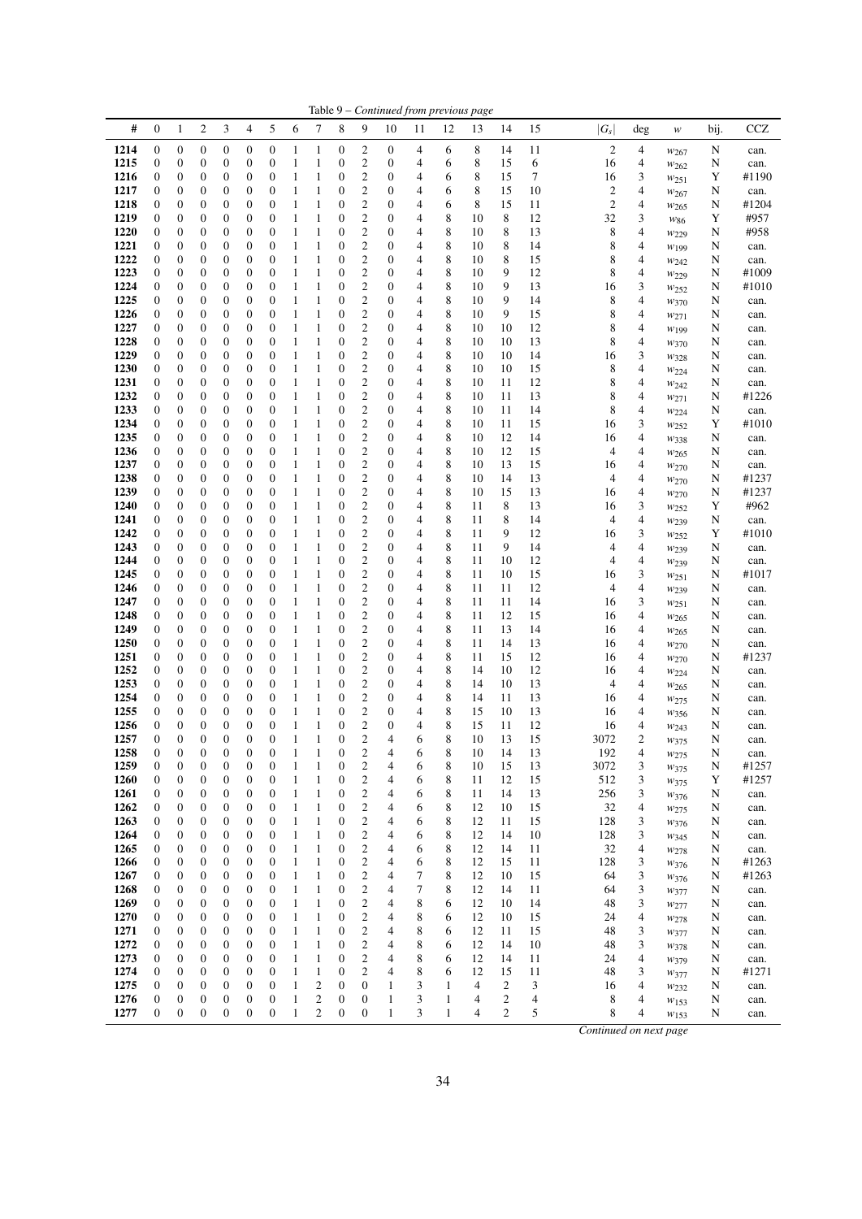Table 9 – *Continued from previous page*

| # | 0 | 1 | 2 | 3 | 4 | 5 | 6 | 7 | 8 | 9 | 10 | 11 | 12 | 13 | 14 | 15 | $\lvert G_s\rvert$ | deg | $w$ | bij. | CCZ |
|---|---|---|---|---|---|---|---|---|---|---|---|---|---|---|---|---|---|---|---|---|---|
| **1214** | 0 | 0 | 0 | 0 | 0 | 0 | 1 | 1 | 0 | 2 | 0 | 4 | 6 | 8 | 14 | 11 | 2 | 4 | $w_{267}$ | N | can. |
| **1215** | 0 | 0 | 0 | 0 | 0 | 0 | 1 | 1 | 0 | 2 | 0 | 4 | 6 | 8 | 15 | 6 | 16 | 4 | $w_{262}$ | N | can. |
| **1216** | 0 | 0 | 0 | 0 | 0 | 0 | 1 | 1 | 0 | 2 | 0 | 4 | 6 | 8 | 15 | 7 | 16 | 3 | $w_{251}$ | Y | #1190 |
| **1217** | 0 | 0 | 0 | 0 | 0 | 0 | 1 | 1 | 0 | 2 | 0 | 4 | 6 | 8 | 15 | 10 | 2 | 4 | $w_{267}$ | N | can. |
| **1218** | 0 | 0 | 0 | 0 | 0 | 0 | 1 | 1 | 0 | 2 | 0 | 4 | 6 | 8 | 15 | 11 | 2 | 4 | $w_{265}$ | N | #1204 |
| **1219** | 0 | 0 | 0 | 0 | 0 | 0 | 1 | 1 | 0 | 2 | 0 | 4 | 8 | 10 | 8 | 12 | 32 | 3 | $w_{86}$ | Y | #957 |
| **1220** | 0 | 0 | 0 | 0 | 0 | 0 | 1 | 1 | 0 | 2 | 0 | 4 | 8 | 10 | 8 | 13 | 8 | 4 | $w_{229}$ | N | #958 |
| **1221** | 0 | 0 | 0 | 0 | 0 | 0 | 1 | 1 | 0 | 2 | 0 | 4 | 8 | 10 | 8 | 14 | 8 | 4 | $w_{199}$ | N | can. |
| **1222** | 0 | 0 | 0 | 0 | 0 | 0 | 1 | 1 | 0 | 2 | 0 | 4 | 8 | 10 | 8 | 15 | 8 | 4 | $w_{242}$ | N | can. |
| **1223** | 0 | 0 | 0 | 0 | 0 | 0 | 1 | 1 | 0 | 2 | 0 | 4 | 8 | 10 | 9 | 12 | 8 | 4 | $w_{229}$ | N | #1009 |
| **1224** | 0 | 0 | 0 | 0 | 0 | 0 | 1 | 1 | 0 | 2 | 0 | 4 | 8 | 10 | 9 | 13 | 16 | 3 | $w_{252}$ | N | #1010 |
| **1225** | 0 | 0 | 0 | 0 | 0 | 0 | 1 | 1 | 0 | 2 | 0 | 4 | 8 | 10 | 9 | 14 | 8 | 4 | $w_{370}$ | N | can. |
| **1226** | 0 | 0 | 0 | 0 | 0 | 0 | 1 | 1 | 0 | 2 | 0 | 4 | 8 | 10 | 9 | 15 | 8 | 4 | $w_{271}$ | N | can. |
| **1227** | 0 | 0 | 0 | 0 | 0 | 0 | 1 | 1 | 0 | 2 | 0 | 4 | 8 | 10 | 10 | 12 | 8 | 4 | $w_{199}$ | N | can. |
| **1228** | 0 | 0 | 0 | 0 | 0 | 0 | 1 | 1 | 0 | 2 | 0 | 4 | 8 | 10 | 10 | 13 | 8 | 4 | $w_{370}$ | N | can. |
| **1229** | 0 | 0 | 0 | 0 | 0 | 0 | 1 | 1 | 0 | 2 | 0 | 4 | 8 | 10 | 10 | 14 | 16 | 3 | $w_{328}$ | N | can. |
| **1230** | 0 | 0 | 0 | 0 | 0 | 0 | 1 | 1 | 0 | 2 | 0 | 4 | 8 | 10 | 10 | 15 | 8 | 4 | $w_{224}$ | N | can. |
| **1231** | 0 | 0 | 0 | 0 | 0 | 0 | 1 | 1 | 0 | 2 | 0 | 4 | 8 | 10 | 11 | 12 | 8 | 4 | $w_{242}$ | N | can. |
| **1232** | 0 | 0 | 0 | 0 | 0 | 0 | 1 | 1 | 0 | 2 | 0 | 4 | 8 | 10 | 11 | 13 | 8 | 4 | $w_{271}$ | N | #1226 |
| **1233** | 0 | 0 | 0 | 0 | 0 | 0 | 1 | 1 | 0 | 2 | 0 | 4 | 8 | 10 | 11 | 14 | 8 | 4 | $w_{224}$ | N | can. |
| **1234** | 0 | 0 | 0 | 0 | 0 | 0 | 1 | 1 | 0 | 2 | 0 | 4 | 8 | 10 | 11 | 15 | 16 | 3 | $w_{252}$ | Y | #1010 |
| **1235** | 0 | 0 | 0 | 0 | 0 | 0 | 1 | 1 | 0 | 2 | 0 | 4 | 8 | 10 | 12 | 14 | 16 | 4 | $w_{338}$ | N | can. |
| **1236** | 0 | 0 | 0 | 0 | 0 | 0 | 1 | 1 | 0 | 2 | 0 | 4 | 8 | 10 | 12 | 15 | 4 | 4 | $w_{265}$ | N | can. |
| **1237** | 0 | 0 | 0 | 0 | 0 | 0 | 1 | 1 | 0 | 2 | 0 | 4 | 8 | 10 | 13 | 15 | 16 | 4 | $w_{270}$ | N | can. |
| **1238** | 0 | 0 | 0 | 0 | 0 | 0 | 1 | 1 | 0 | 2 | 0 | 4 | 8 | 10 | 14 | 13 | 4 | 4 | $w_{270}$ | N | #1237 |
| **1239** | 0 | 0 | 0 | 0 | 0 | 0 | 1 | 1 | 0 | 2 | 0 | 4 | 8 | 10 | 15 | 13 | 16 | 4 | $w_{270}$ | N | #1237 |
| **1240** | 0 | 0 | 0 | 0 | 0 | 0 | 1 | 1 | 0 | 2 | 0 | 4 | 8 | 11 | 8 | 13 | 16 | 3 | $w_{252}$ | Y | #962 |
| **1241** | 0 | 0 | 0 | 0 | 0 | 0 | 1 | 1 | 0 | 2 | 0 | 4 | 8 | 11 | 8 | 14 | 4 | 4 | $w_{239}$ | N | can. |
| **1242** | 0 | 0 | 0 | 0 | 0 | 0 | 1 | 1 | 0 | 2 | 0 | 4 | 8 | 11 | 9 | 12 | 16 | 3 | $w_{252}$ | Y | #1010 |
| **1243** | 0 | 0 | 0 | 0 | 0 | 0 | 1 | 1 | 0 | 2 | 0 | 4 | 8 | 11 | 9 | 14 | 4 | 4 | $w_{239}$ | N | can. |
| **1244** | 0 | 0 | 0 | 0 | 0 | 0 | 1 | 1 | 0 | 2 | 0 | 4 | 8 | 11 | 10 | 12 | 4 | 4 | $w_{239}$ | N | can. |
| **1245** | 0 | 0 | 0 | 0 | 0 | 0 | 1 | 1 | 0 | 2 | 0 | 4 | 8 | 11 | 10 | 15 | 16 | 3 | $w_{251}$ | N | #1017 |
| **1246** | 0 | 0 | 0 | 0 | 0 | 0 | 1 | 1 | 0 | 2 | 0 | 4 | 8 | 11 | 11 | 12 | 4 | 4 | $w_{239}$ | N | can. |
| **1247** | 0 | 0 | 0 | 0 | 0 | 0 | 1 | 1 | 0 | 2 | 0 | 4 | 8 | 11 | 11 | 14 | 16 | 3 | $w_{251}$ | N | can. |
| **1248** | 0 | 0 | 0 | 0 | 0 | 0 | 1 | 1 | 0 | 2 | 0 | 4 | 8 | 11 | 12 | 15 | 16 | 4 | $w_{265}$ | N | can. |
| **1249** | 0 | 0 | 0 | 0 | 0 | 0 | 1 | 1 | 0 | 2 | 0 | 4 | 8 | 11 | 13 | 14 | 16 | 4 | $w_{265}$ | N | can. |
| **1250** | 0 | 0 | 0 | 0 | 0 | 0 | 1 | 1 | 0 | 2 | 0 | 4 | 8 | 11 | 14 | 13 | 16 | 4 | $w_{270}$ | N | can. |
| **1251** | 0 | 0 | 0 | 0 | 0 | 0 | 1 | 1 | 0 | 2 | 0 | 4 | 8 | 11 | 15 | 12 | 16 | 4 | $w_{270}$ | N | #1237 |
| **1252** | 0 | 0 | 0 | 0 | 0 | 0 | 1 | 1 | 0 | 2 | 0 | 4 | 8 | 14 | 10 | 12 | 16 | 4 | $w_{224}$ | N | can. |
| **1253** | 0 | 0 | 0 | 0 | 0 | 0 | 1 | 1 | 0 | 2 | 0 | 4 | 8 | 14 | 10 | 13 | 4 | 4 | $w_{265}$ | N | can. |
| **1254** | 0 | 0 | 0 | 0 | 0 | 0 | 1 | 1 | 0 | 2 | 0 | 4 | 8 | 14 | 11 | 13 | 16 | 4 | $w_{275}$ | N | can. |
| **1255** | 0 | 0 | 0 | 0 | 0 | 0 | 1 | 1 | 0 | 2 | 0 | 4 | 8 | 15 | 10 | 13 | 16 | 4 | $w_{356}$ | N | can. |
| **1256** | 0 | 0 | 0 | 0 | 0 | 0 | 1 | 1 | 0 | 2 | 0 | 4 | 8 | 15 | 11 | 12 | 16 | 4 | $w_{243}$ | N | can. |
| **1257** | 0 | 0 | 0 | 0 | 0 | 0 | 1 | 1 | 0 | 2 | 4 | 6 | 8 | 10 | 13 | 15 | 3072 | 2 | $w_{375}$ | N | can. |
| **1258** | 0 | 0 | 0 | 0 | 0 | 0 | 1 | 1 | 0 | 2 | 4 | 6 | 8 | 10 | 14 | 13 | 192 | 4 | $w_{275}$ | N | can. |
| **1259** | 0 | 0 | 0 | 0 | 0 | 0 | 1 | 1 | 0 | 2 | 4 | 6 | 8 | 10 | 15 | 13 | 3072 | 3 | $w_{375}$ | N | #1257 |
| **1260** | 0 | 0 | 0 | 0 | 0 | 0 | 1 | 1 | 0 | 2 | 4 | 6 | 8 | 11 | 12 | 15 | 512 | 3 | $w_{375}$ | Y | #1257 |
| **1261** | 0 | 0 | 0 | 0 | 0 | 0 | 1 | 1 | 0 | 2 | 4 | 6 | 8 | 11 | 14 | 13 | 256 | 3 | $w_{376}$ | N | can. |
| **1262** | 0 | 0 | 0 | 0 | 0 | 0 | 1 | 1 | 0 | 2 | 4 | 6 | 8 | 12 | 10 | 15 | 32 | 4 | $w_{275}$ | N | can. |
| **1263** | 0 | 0 | 0 | 0 | 0 | 0 | 1 | 1 | 0 | 2 | 4 | 6 | 8 | 12 | 11 | 15 | 128 | 3 | $w_{376}$ | N | can. |
| **1264** | 0 | 0 | 0 | 0 | 0 | 0 | 1 | 1 | 0 | 2 | 4 | 6 | 8 | 12 | 14 | 10 | 128 | 3 | $w_{345}$ | N | can. |
| **1265** | 0 | 0 | 0 | 0 | 0 | 0 | 1 | 1 | 0 | 2 | 4 | 6 | 8 | 12 | 14 | 11 | 32 | 4 | $w_{278}$ | N | can. |
| **1266** | 0 | 0 | 0 | 0 | 0 | 0 | 1 | 1 | 0 | 2 | 4 | 6 | 8 | 12 | 15 | 11 | 128 | 3 | $w_{376}$ | N | #1263 |
| **1267** | 0 | 0 | 0 | 0 | 0 | 0 | 1 | 1 | 0 | 2 | 4 | 7 | 8 | 12 | 10 | 15 | 64 | 3 | $w_{376}$ | N | #1263 |
| **1268** | 0 | 0 | 0 | 0 | 0 | 0 | 1 | 1 | 0 | 2 | 4 | 7 | 8 | 12 | 14 | 11 | 64 | 3 | $w_{377}$ | N | can. |
| **1269** | 0 | 0 | 0 | 0 | 0 | 0 | 1 | 1 | 0 | 2 | 4 | 8 | 6 | 12 | 10 | 14 | 48 | 3 | $w_{277}$ | N | can. |
| **1270** | 0 | 0 | 0 | 0 | 0 | 0 | 1 | 1 | 0 | 2 | 4 | 8 | 6 | 12 | 10 | 15 | 24 | 4 | $w_{278}$ | N | can. |
| **1271** | 0 | 0 | 0 | 0 | 0 | 0 | 1 | 1 | 0 | 2 | 4 | 8 | 6 | 12 | 11 | 15 | 48 | 3 | $w_{377}$ | N | can. |
| **1272** | 0 | 0 | 0 | 0 | 0 | 0 | 1 | 1 | 0 | 2 | 4 | 8 | 6 | 12 | 14 | 10 | 48 | 3 | $w_{378}$ | N | can. |
| **1273** | 0 | 0 | 0 | 0 | 0 | 0 | 1 | 1 | 0 | 2 | 4 | 8 | 6 | 12 | 14 | 11 | 24 | 4 | $w_{379}$ | N | can. |
| **1274** | 0 | 0 | 0 | 0 | 0 | 0 | 1 | 1 | 0 | 2 | 4 | 8 | 6 | 12 | 15 | 11 | 48 | 3 | $w_{377}$ | N | #1271 |
| **1275** | 0 | 0 | 0 | 0 | 0 | 0 | 1 | 2 | 0 | 0 | 1 | 3 | 1 | 4 | 2 | 3 | 16 | 4 | $w_{232}$ | N | can. |
| **1276** | 0 | 0 | 0 | 0 | 0 | 0 | 1 | 2 | 0 | 0 | 1 | 3 | 1 | 4 | 2 | 4 | 8 | 4 | $w_{153}$ | N | can. |
| **1277** | 0 | 0 | 0 | 0 | 0 | 0 | 1 | 2 | 0 | 0 | 1 | 3 | 1 | 4 | 2 | 5 | 8 | 4 | $w_{153}$ | N | can. |

*Continued on next page*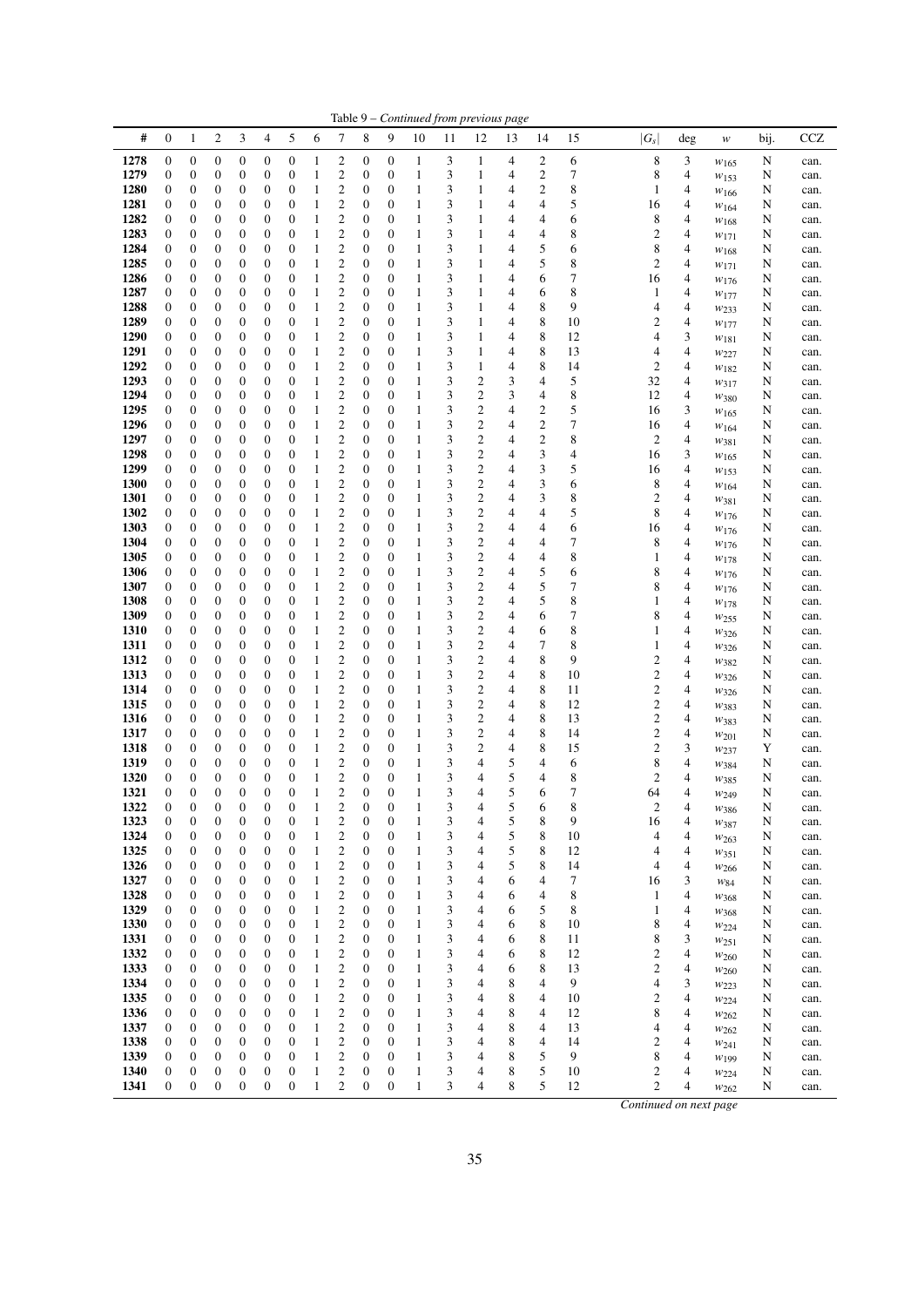Table 9 – *Continued from previous page*

| # | 0 | 1 | 2 | 3 | 4 | 5 | 6 | 7 | 8 | 9 | 10 | 11 | 12 | 13 | 14 | 15 | $\|G_s\|$ | deg | $w$ | bij. | CCZ |
|---|---|---|---|---|---|---|---|---|---|---|---|---|---|---|---|---|---|---|---|---|---|
| **1278** | 0 | 0 | 0 | 0 | 0 | 0 | 1 | 2 | 0 | 0 | 1 | 3 | 1 | 4 | 2 | 6 | 8 | 3 | $w_{165}$ | N | can. |
| **1279** | 0 | 0 | 0 | 0 | 0 | 0 | 1 | 2 | 0 | 0 | 1 | 3 | 1 | 4 | 2 | 7 | 8 | 4 | $w_{153}$ | N | can. |
| **1280** | 0 | 0 | 0 | 0 | 0 | 0 | 1 | 2 | 0 | 0 | 1 | 3 | 1 | 4 | 2 | 8 | 1 | 4 | $w_{166}$ | N | can. |
| **1281** | 0 | 0 | 0 | 0 | 0 | 0 | 1 | 2 | 0 | 0 | 1 | 3 | 1 | 4 | 4 | 5 | 16 | 4 | $w_{164}$ | N | can. |
| **1282** | 0 | 0 | 0 | 0 | 0 | 0 | 1 | 2 | 0 | 0 | 1 | 3 | 1 | 4 | 4 | 6 | 8 | 4 | $w_{168}$ | N | can. |
| **1283** | 0 | 0 | 0 | 0 | 0 | 0 | 1 | 2 | 0 | 0 | 1 | 3 | 1 | 4 | 4 | 8 | 2 | 4 | $w_{171}$ | N | can. |
| **1284** | 0 | 0 | 0 | 0 | 0 | 0 | 1 | 2 | 0 | 0 | 1 | 3 | 1 | 4 | 5 | 6 | 8 | 4 | $w_{168}$ | N | can. |
| **1285** | 0 | 0 | 0 | 0 | 0 | 0 | 1 | 2 | 0 | 0 | 1 | 3 | 1 | 4 | 5 | 8 | 2 | 4 | $w_{171}$ | N | can. |
| **1286** | 0 | 0 | 0 | 0 | 0 | 0 | 1 | 2 | 0 | 0 | 1 | 3 | 1 | 4 | 6 | 7 | 16 | 4 | $w_{176}$ | N | can. |
| **1287** | 0 | 0 | 0 | 0 | 0 | 0 | 1 | 2 | 0 | 0 | 1 | 3 | 1 | 4 | 6 | 8 | 1 | 4 | $w_{177}$ | N | can. |
| **1288** | 0 | 0 | 0 | 0 | 0 | 0 | 1 | 2 | 0 | 0 | 1 | 3 | 1 | 4 | 8 | 9 | 4 | 4 | $w_{233}$ | N | can. |
| **1289** | 0 | 0 | 0 | 0 | 0 | 0 | 1 | 2 | 0 | 0 | 1 | 3 | 1 | 4 | 8 | 10 | 2 | 4 | $w_{177}$ | N | can. |
| **1290** | 0 | 0 | 0 | 0 | 0 | 0 | 1 | 2 | 0 | 0 | 1 | 3 | 1 | 4 | 8 | 12 | 4 | 3 | $w_{181}$ | N | can. |
| **1291** | 0 | 0 | 0 | 0 | 0 | 0 | 1 | 2 | 0 | 0 | 1 | 3 | 1 | 4 | 8 | 13 | 4 | 4 | $w_{227}$ | N | can. |
| **1292** | 0 | 0 | 0 | 0 | 0 | 0 | 1 | 2 | 0 | 0 | 1 | 3 | 1 | 4 | 8 | 14 | 2 | 4 | $w_{182}$ | N | can. |
| **1293** | 0 | 0 | 0 | 0 | 0 | 0 | 1 | 2 | 0 | 0 | 1 | 3 | 2 | 3 | 4 | 5 | 32 | 4 | $w_{317}$ | N | can. |
| **1294** | 0 | 0 | 0 | 0 | 0 | 0 | 1 | 2 | 0 | 0 | 1 | 3 | 2 | 3 | 4 | 8 | 12 | 4 | $w_{380}$ | N | can. |
| **1295** | 0 | 0 | 0 | 0 | 0 | 0 | 1 | 2 | 0 | 0 | 1 | 3 | 2 | 4 | 2 | 5 | 16 | 3 | $w_{165}$ | N | can. |
| **1296** | 0 | 0 | 0 | 0 | 0 | 0 | 1 | 2 | 0 | 0 | 1 | 3 | 2 | 4 | 2 | 7 | 16 | 4 | $w_{164}$ | N | can. |
| **1297** | 0 | 0 | 0 | 0 | 0 | 0 | 1 | 2 | 0 | 0 | 1 | 3 | 2 | 4 | 2 | 8 | 2 | 4 | $w_{381}$ | N | can. |
| **1298** | 0 | 0 | 0 | 0 | 0 | 0 | 1 | 2 | 0 | 0 | 1 | 3 | 2 | 4 | 3 | 4 | 16 | 3 | $w_{165}$ | N | can. |
| **1299** | 0 | 0 | 0 | 0 | 0 | 0 | 1 | 2 | 0 | 0 | 1 | 3 | 2 | 4 | 3 | 5 | 16 | 4 | $w_{153}$ | N | can. |
| **1300** | 0 | 0 | 0 | 0 | 0 | 0 | 1 | 2 | 0 | 0 | 1 | 3 | 2 | 4 | 3 | 6 | 8 | 4 | $w_{164}$ | N | can. |
| **1301** | 0 | 0 | 0 | 0 | 0 | 0 | 1 | 2 | 0 | 0 | 1 | 3 | 2 | 4 | 3 | 8 | 2 | 4 | $w_{381}$ | N | can. |
| **1302** | 0 | 0 | 0 | 0 | 0 | 0 | 1 | 2 | 0 | 0 | 1 | 3 | 2 | 4 | 4 | 5 | 8 | 4 | $w_{176}$ | N | can. |
| **1303** | 0 | 0 | 0 | 0 | 0 | 0 | 1 | 2 | 0 | 0 | 1 | 3 | 2 | 4 | 4 | 6 | 16 | 4 | $w_{176}$ | N | can. |
| **1304** | 0 | 0 | 0 | 0 | 0 | 0 | 1 | 2 | 0 | 0 | 1 | 3 | 2 | 4 | 4 | 7 | 8 | 4 | $w_{176}$ | N | can. |
| **1305** | 0 | 0 | 0 | 0 | 0 | 0 | 1 | 2 | 0 | 0 | 1 | 3 | 2 | 4 | 4 | 8 | 1 | 4 | $w_{178}$ | N | can. |
| **1306** | 0 | 0 | 0 | 0 | 0 | 0 | 1 | 2 | 0 | 0 | 1 | 3 | 2 | 4 | 5 | 6 | 8 | 4 | $w_{176}$ | N | can. |
| **1307** | 0 | 0 | 0 | 0 | 0 | 0 | 1 | 2 | 0 | 0 | 1 | 3 | 2 | 4 | 5 | 7 | 8 | 4 | $w_{176}$ | N | can. |
| **1308** | 0 | 0 | 0 | 0 | 0 | 0 | 1 | 2 | 0 | 0 | 1 | 3 | 2 | 4 | 5 | 8 | 1 | 4 | $w_{178}$ | N | can. |
| **1309** | 0 | 0 | 0 | 0 | 0 | 0 | 1 | 2 | 0 | 0 | 1 | 3 | 2 | 4 | 6 | 7 | 8 | 4 | $w_{255}$ | N | can. |
| **1310** | 0 | 0 | 0 | 0 | 0 | 0 | 1 | 2 | 0 | 0 | 1 | 3 | 2 | 4 | 6 | 8 | 1 | 4 | $w_{326}$ | N | can. |
| **1311** | 0 | 0 | 0 | 0 | 0 | 0 | 1 | 2 | 0 | 0 | 1 | 3 | 2 | 4 | 7 | 8 | 1 | 4 | $w_{326}$ | N | can. |
| **1312** | 0 | 0 | 0 | 0 | 0 | 0 | 1 | 2 | 0 | 0 | 1 | 3 | 2 | 4 | 8 | 9 | 2 | 4 | $w_{382}$ | N | can. |
| **1313** | 0 | 0 | 0 | 0 | 0 | 0 | 1 | 2 | 0 | 0 | 1 | 3 | 2 | 4 | 8 | 10 | 2 | 4 | $w_{326}$ | N | can. |
| **1314** | 0 | 0 | 0 | 0 | 0 | 0 | 1 | 2 | 0 | 0 | 1 | 3 | 2 | 4 | 8 | 11 | 2 | 4 | $w_{326}$ | N | can. |
| **1315** | 0 | 0 | 0 | 0 | 0 | 0 | 1 | 2 | 0 | 0 | 1 | 3 | 2 | 4 | 8 | 12 | 2 | 4 | $w_{383}$ | N | can. |
| **1316** | 0 | 0 | 0 | 0 | 0 | 0 | 1 | 2 | 0 | 0 | 1 | 3 | 2 | 4 | 8 | 13 | 2 | 4 | $w_{383}$ | N | can. |
| **1317** | 0 | 0 | 0 | 0 | 0 | 0 | 1 | 2 | 0 | 0 | 1 | 3 | 2 | 4 | 8 | 14 | 2 | 4 | $w_{201}$ | N | can. |
| **1318** | 0 | 0 | 0 | 0 | 0 | 0 | 1 | 2 | 0 | 0 | 1 | 3 | 2 | 4 | 8 | 15 | 2 | 3 | $w_{237}$ | Y | can. |
| **1319** | 0 | 0 | 0 | 0 | 0 | 0 | 1 | 2 | 0 | 0 | 1 | 3 | 4 | 5 | 4 | 6 | 8 | 4 | $w_{384}$ | N | can. |
| **1320** | 0 | 0 | 0 | 0 | 0 | 0 | 1 | 2 | 0 | 0 | 1 | 3 | 4 | 5 | 4 | 8 | 2 | 4 | $w_{385}$ | N | can. |
| **1321** | 0 | 0 | 0 | 0 | 0 | 0 | 1 | 2 | 0 | 0 | 1 | 3 | 4 | 5 | 6 | 7 | 64 | 4 | $w_{249}$ | N | can. |
| **1322** | 0 | 0 | 0 | 0 | 0 | 0 | 1 | 2 | 0 | 0 | 1 | 3 | 4 | 5 | 6 | 8 | 2 | 4 | $w_{386}$ | N | can. |
| **1323** | 0 | 0 | 0 | 0 | 0 | 0 | 1 | 2 | 0 | 0 | 1 | 3 | 4 | 5 | 8 | 9 | 16 | 4 | $w_{387}$ | N | can. |
| **1324** | 0 | 0 | 0 | 0 | 0 | 0 | 1 | 2 | 0 | 0 | 1 | 3 | 4 | 5 | 8 | 10 | 4 | 4 | $w_{263}$ | N | can. |
| **1325** | 0 | 0 | 0 | 0 | 0 | 0 | 1 | 2 | 0 | 0 | 1 | 3 | 4 | 5 | 8 | 12 | 4 | 4 | $w_{351}$ | N | can. |
| **1326** | 0 | 0 | 0 | 0 | 0 | 0 | 1 | 2 | 0 | 0 | 1 | 3 | 4 | 5 | 8 | 14 | 4 | 4 | $w_{266}$ | N | can. |
| **1327** | 0 | 0 | 0 | 0 | 0 | 0 | 1 | 2 | 0 | 0 | 1 | 3 | 4 | 6 | 4 | 7 | 16 | 3 | $w_{84}$ | N | can. |
| **1328** | 0 | 0 | 0 | 0 | 0 | 0 | 1 | 2 | 0 | 0 | 1 | 3 | 4 | 6 | 4 | 8 | 1 | 4 | $w_{368}$ | N | can. |
| **1329** | 0 | 0 | 0 | 0 | 0 | 0 | 1 | 2 | 0 | 0 | 1 | 3 | 4 | 6 | 5 | 8 | 1 | 4 | $w_{368}$ | N | can. |
| **1330** | 0 | 0 | 0 | 0 | 0 | 0 | 1 | 2 | 0 | 0 | 1 | 3 | 4 | 6 | 8 | 10 | 8 | 4 | $w_{224}$ | N | can. |
| **1331** | 0 | 0 | 0 | 0 | 0 | 0 | 1 | 2 | 0 | 0 | 1 | 3 | 4 | 6 | 8 | 11 | 8 | 3 | $w_{251}$ | N | can. |
| **1332** | 0 | 0 | 0 | 0 | 0 | 0 | 1 | 2 | 0 | 0 | 1 | 3 | 4 | 6 | 8 | 12 | 2 | 4 | $w_{260}$ | N | can. |
| **1333** | 0 | 0 | 0 | 0 | 0 | 0 | 1 | 2 | 0 | 0 | 1 | 3 | 4 | 6 | 8 | 13 | 2 | 4 | $w_{260}$ | N | can. |
| **1334** | 0 | 0 | 0 | 0 | 0 | 0 | 1 | 2 | 0 | 0 | 1 | 3 | 4 | 8 | 4 | 9 | 4 | 3 | $w_{223}$ | N | can. |
| **1335** | 0 | 0 | 0 | 0 | 0 | 0 | 1 | 2 | 0 | 0 | 1 | 3 | 4 | 8 | 4 | 10 | 2 | 4 | $w_{224}$ | N | can. |
| **1336** | 0 | 0 | 0 | 0 | 0 | 0 | 1 | 2 | 0 | 0 | 1 | 3 | 4 | 8 | 4 | 12 | 8 | 4 | $w_{262}$ | N | can. |
| **1337** | 0 | 0 | 0 | 0 | 0 | 0 | 1 | 2 | 0 | 0 | 1 | 3 | 4 | 8 | 4 | 13 | 4 | 4 | $w_{262}$ | N | can. |
| **1338** | 0 | 0 | 0 | 0 | 0 | 0 | 1 | 2 | 0 | 0 | 1 | 3 | 4 | 8 | 4 | 14 | 2 | 4 | $w_{241}$ | N | can. |
| **1339** | 0 | 0 | 0 | 0 | 0 | 0 | 1 | 2 | 0 | 0 | 1 | 3 | 4 | 8 | 5 | 9 | 8 | 4 | $w_{199}$ | N | can. |
| **1340** | 0 | 0 | 0 | 0 | 0 | 0 | 1 | 2 | 0 | 0 | 1 | 3 | 4 | 8 | 5 | 10 | 2 | 4 | $w_{224}$ | N | can. |
| **1341** | 0 | 0 | 0 | 0 | 0 | 0 | 1 | 2 | 0 | 0 | 1 | 3 | 4 | 8 | 5 | 12 | 2 | 4 | $w_{262}$ | N | can. |

*Continued on next page*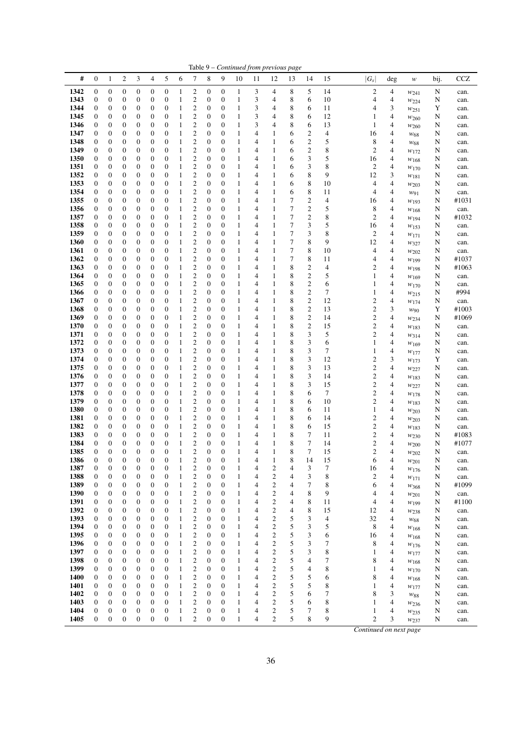Table 9 – *Continued from previous page*

| # | 0 | 1 | 2 | 3 | 4 | 5 | 6 | 7 | 8 | 9 | 10 | 11 | 12 | 13 | 14 | 15 | $\|G_s\|$ | deg | $w$ | bij. | CCZ |
|---|---|---|---|---|---|---|---|---|---|---|---|---|---|---|---|---|---|---|---|---|---|
| 1342 | 0 | 0 | 0 | 0 | 0 | 0 | 1 | 2 | 0 | 0 | 1 | 3 | 4 | 8 | 5 | 14 | 2 | 4 | $w_{241}$ | N | can. |
| 1343 | 0 | 0 | 0 | 0 | 0 | 0 | 1 | 2 | 0 | 0 | 1 | 3 | 4 | 8 | 6 | 10 | 4 | 4 | $w_{224}$ | N | can. |
| 1344 | 0 | 0 | 0 | 0 | 0 | 0 | 1 | 2 | 0 | 0 | 1 | 3 | 4 | 8 | 6 | 11 | 4 | 3 | $w_{251}$ | Y | can. |
| 1345 | 0 | 0 | 0 | 0 | 0 | 0 | 1 | 2 | 0 | 0 | 1 | 3 | 4 | 8 | 6 | 12 | 1 | 4 | $w_{260}$ | N | can. |
| 1346 | 0 | 0 | 0 | 0 | 0 | 0 | 1 | 2 | 0 | 0 | 1 | 3 | 4 | 8 | 6 | 13 | 1 | 4 | $w_{260}$ | N | can. |
| 1347 | 0 | 0 | 0 | 0 | 0 | 0 | 1 | 2 | 0 | 0 | 1 | 4 | 1 | 6 | 2 | 4 | 16 | 4 | $w_{68}$ | N | can. |
| 1348 | 0 | 0 | 0 | 0 | 0 | 0 | 1 | 2 | 0 | 0 | 1 | 4 | 1 | 6 | 2 | 5 | 8 | 4 | $w_{68}$ | N | can. |
| 1349 | 0 | 0 | 0 | 0 | 0 | 0 | 1 | 2 | 0 | 0 | 1 | 4 | 1 | 6 | 2 | 8 | 2 | 4 | $w_{172}$ | N | can. |
| 1350 | 0 | 0 | 0 | 0 | 0 | 0 | 1 | 2 | 0 | 0 | 1 | 4 | 1 | 6 | 3 | 5 | 16 | 4 | $w_{168}$ | N | can. |
| 1351 | 0 | 0 | 0 | 0 | 0 | 0 | 1 | 2 | 0 | 0 | 1 | 4 | 1 | 6 | 3 | 8 | 2 | 4 | $w_{170}$ | N | can. |
| 1352 | 0 | 0 | 0 | 0 | 0 | 0 | 1 | 2 | 0 | 0 | 1 | 4 | 1 | 6 | 8 | 9 | 12 | 3 | $w_{181}$ | N | can. |
| 1353 | 0 | 0 | 0 | 0 | 0 | 0 | 1 | 2 | 0 | 0 | 1 | 4 | 1 | 6 | 8 | 10 | 4 | 4 | $w_{203}$ | N | can. |
| 1354 | 0 | 0 | 0 | 0 | 0 | 0 | 1 | 2 | 0 | 0 | 1 | 4 | 1 | 6 | 8 | 11 | 4 | 4 | $w_{91}$ | N | can. |
| 1355 | 0 | 0 | 0 | 0 | 0 | 0 | 1 | 2 | 0 | 0 | 1 | 4 | 1 | 7 | 2 | 4 | 16 | 4 | $w_{193}$ | N | #1031 |
| 1356 | 0 | 0 | 0 | 0 | 0 | 0 | 1 | 2 | 0 | 0 | 1 | 4 | 1 | 7 | 2 | 5 | 8 | 4 | $w_{168}$ | N | can. |
| 1357 | 0 | 0 | 0 | 0 | 0 | 0 | 1 | 2 | 0 | 0 | 1 | 4 | 1 | 7 | 2 | 8 | 2 | 4 | $w_{194}$ | N | #1032 |
| 1358 | 0 | 0 | 0 | 0 | 0 | 0 | 1 | 2 | 0 | 0 | 1 | 4 | 1 | 7 | 3 | 5 | 16 | 4 | $w_{153}$ | N | can. |
| 1359 | 0 | 0 | 0 | 0 | 0 | 0 | 1 | 2 | 0 | 0 | 1 | 4 | 1 | 7 | 3 | 8 | 2 | 4 | $w_{171}$ | N | can. |
| 1360 | 0 | 0 | 0 | 0 | 0 | 0 | 1 | 2 | 0 | 0 | 1 | 4 | 1 | 7 | 8 | 9 | 12 | 4 | $w_{327}$ | N | can. |
| 1361 | 0 | 0 | 0 | 0 | 0 | 0 | 1 | 2 | 0 | 0 | 1 | 4 | 1 | 7 | 8 | 10 | 4 | 4 | $w_{202}$ | N | can. |
| 1362 | 0 | 0 | 0 | 0 | 0 | 0 | 1 | 2 | 0 | 0 | 1 | 4 | 1 | 7 | 8 | 11 | 4 | 4 | $w_{199}$ | N | #1037 |
| 1363 | 0 | 0 | 0 | 0 | 0 | 0 | 1 | 2 | 0 | 0 | 1 | 4 | 1 | 8 | 2 | 4 | 2 | 4 | $w_{198}$ | N | #1063 |
| 1364 | 0 | 0 | 0 | 0 | 0 | 0 | 1 | 2 | 0 | 0 | 1 | 4 | 1 | 8 | 2 | 5 | 1 | 4 | $w_{169}$ | N | can. |
| 1365 | 0 | 0 | 0 | 0 | 0 | 0 | 1 | 2 | 0 | 0 | 1 | 4 | 1 | 8 | 2 | 6 | 1 | 4 | $w_{170}$ | N | can. |
| 1366 | 0 | 0 | 0 | 0 | 0 | 0 | 1 | 2 | 0 | 0 | 1 | 4 | 1 | 8 | 2 | 7 | 1 | 4 | $w_{215}$ | N | #994 |
| 1367 | 0 | 0 | 0 | 0 | 0 | 0 | 1 | 2 | 0 | 0 | 1 | 4 | 1 | 8 | 2 | 12 | 2 | 4 | $w_{174}$ | N | can. |
| 1368 | 0 | 0 | 0 | 0 | 0 | 0 | 1 | 2 | 0 | 0 | 1 | 4 | 1 | 8 | 2 | 13 | 2 | 3 | $w_{90}$ | Y | #1003 |
| 1369 | 0 | 0 | 0 | 0 | 0 | 0 | 1 | 2 | 0 | 0 | 1 | 4 | 1 | 8 | 2 | 14 | 2 | 4 | $w_{234}$ | N | #1069 |
| 1370 | 0 | 0 | 0 | 0 | 0 | 0 | 1 | 2 | 0 | 0 | 1 | 4 | 1 | 8 | 2 | 15 | 2 | 4 | $w_{183}$ | N | can. |
| 1371 | 0 | 0 | 0 | 0 | 0 | 0 | 1 | 2 | 0 | 0 | 1 | 4 | 1 | 8 | 3 | 5 | 2 | 4 | $w_{314}$ | N | can. |
| 1372 | 0 | 0 | 0 | 0 | 0 | 0 | 1 | 2 | 0 | 0 | 1 | 4 | 1 | 8 | 3 | 6 | 1 | 4 | $w_{169}$ | N | can. |
| 1373 | 0 | 0 | 0 | 0 | 0 | 0 | 1 | 2 | 0 | 0 | 1 | 4 | 1 | 8 | 3 | 7 | 1 | 4 | $w_{177}$ | N | can. |
| 1374 | 0 | 0 | 0 | 0 | 0 | 0 | 1 | 2 | 0 | 0 | 1 | 4 | 1 | 8 | 3 | 12 | 2 | 3 | $w_{173}$ | Y | can. |
| 1375 | 0 | 0 | 0 | 0 | 0 | 0 | 1 | 2 | 0 | 0 | 1 | 4 | 1 | 8 | 3 | 13 | 2 | 4 | $w_{227}$ | N | can. |
| 1376 | 0 | 0 | 0 | 0 | 0 | 0 | 1 | 2 | 0 | 0 | 1 | 4 | 1 | 8 | 3 | 14 | 2 | 4 | $w_{183}$ | N | can. |
| 1377 | 0 | 0 | 0 | 0 | 0 | 0 | 1 | 2 | 0 | 0 | 1 | 4 | 1 | 8 | 3 | 15 | 2 | 4 | $w_{227}$ | N | can. |
| 1378 | 0 | 0 | 0 | 0 | 0 | 0 | 1 | 2 | 0 | 0 | 1 | 4 | 1 | 8 | 6 | 7 | 2 | 4 | $w_{178}$ | N | can. |
| 1379 | 0 | 0 | 0 | 0 | 0 | 0 | 1 | 2 | 0 | 0 | 1 | 4 | 1 | 8 | 6 | 10 | 2 | 4 | $w_{183}$ | N | can. |
| 1380 | 0 | 0 | 0 | 0 | 0 | 0 | 1 | 2 | 0 | 0 | 1 | 4 | 1 | 8 | 6 | 11 | 1 | 4 | $w_{203}$ | N | can. |
| 1381 | 0 | 0 | 0 | 0 | 0 | 0 | 1 | 2 | 0 | 0 | 1 | 4 | 1 | 8 | 6 | 14 | 2 | 4 | $w_{203}$ | N | can. |
| 1382 | 0 | 0 | 0 | 0 | 0 | 0 | 1 | 2 | 0 | 0 | 1 | 4 | 1 | 8 | 6 | 15 | 2 | 4 | $w_{183}$ | N | can. |
| 1383 | 0 | 0 | 0 | 0 | 0 | 0 | 1 | 2 | 0 | 0 | 1 | 4 | 1 | 8 | 7 | 11 | 2 | 4 | $w_{230}$ | N | #1083 |
| 1384 | 0 | 0 | 0 | 0 | 0 | 0 | 1 | 2 | 0 | 0 | 1 | 4 | 1 | 8 | 7 | 14 | 2 | 4 | $w_{200}$ | N | #1077 |
| 1385 | 0 | 0 | 0 | 0 | 0 | 0 | 1 | 2 | 0 | 0 | 1 | 4 | 1 | 8 | 7 | 15 | 2 | 4 | $w_{202}$ | N | can. |
| 1386 | 0 | 0 | 0 | 0 | 0 | 0 | 1 | 2 | 0 | 0 | 1 | 4 | 1 | 8 | 14 | 15 | 6 | 4 | $w_{201}$ | N | can. |
| 1387 | 0 | 0 | 0 | 0 | 0 | 0 | 1 | 2 | 0 | 0 | 1 | 4 | 2 | 4 | 3 | 7 | 16 | 4 | $w_{176}$ | N | can. |
| 1388 | 0 | 0 | 0 | 0 | 0 | 0 | 1 | 2 | 0 | 0 | 1 | 4 | 2 | 4 | 3 | 8 | 2 | 4 | $w_{171}$ | N | can. |
| 1389 | 0 | 0 | 0 | 0 | 0 | 0 | 1 | 2 | 0 | 0 | 1 | 4 | 2 | 4 | 7 | 8 | 6 | 4 | $w_{368}$ | N | #1099 |
| 1390 | 0 | 0 | 0 | 0 | 0 | 0 | 1 | 2 | 0 | 0 | 1 | 4 | 2 | 4 | 8 | 9 | 4 | 4 | $w_{201}$ | N | can. |
| 1391 | 0 | 0 | 0 | 0 | 0 | 0 | 1 | 2 | 0 | 0 | 1 | 4 | 2 | 4 | 8 | 11 | 4 | 4 | $w_{199}$ | N | #1100 |
| 1392 | 0 | 0 | 0 | 0 | 0 | 0 | 1 | 2 | 0 | 0 | 1 | 4 | 2 | 4 | 8 | 15 | 12 | 4 | $w_{238}$ | N | can. |
| 1393 | 0 | 0 | 0 | 0 | 0 | 0 | 1 | 2 | 0 | 0 | 1 | 4 | 2 | 5 | 3 | 4 | 32 | 4 | $w_{68}$ | N | can. |
| 1394 | 0 | 0 | 0 | 0 | 0 | 0 | 1 | 2 | 0 | 0 | 1 | 4 | 2 | 5 | 3 | 5 | 8 | 4 | $w_{168}$ | N | can. |
| 1395 | 0 | 0 | 0 | 0 | 0 | 0 | 1 | 2 | 0 | 0 | 1 | 4 | 2 | 5 | 3 | 6 | 16 | 4 | $w_{168}$ | N | can. |
| 1396 | 0 | 0 | 0 | 0 | 0 | 0 | 1 | 2 | 0 | 0 | 1 | 4 | 2 | 5 | 3 | 7 | 8 | 4 | $w_{176}$ | N | can. |
| 1397 | 0 | 0 | 0 | 0 | 0 | 0 | 1 | 2 | 0 | 0 | 1 | 4 | 2 | 5 | 3 | 8 | 1 | 4 | $w_{177}$ | N | can. |
| 1398 | 0 | 0 | 0 | 0 | 0 | 0 | 1 | 2 | 0 | 0 | 1 | 4 | 2 | 5 | 4 | 7 | 8 | 4 | $w_{168}$ | N | can. |
| 1399 | 0 | 0 | 0 | 0 | 0 | 0 | 1 | 2 | 0 | 0 | 1 | 4 | 2 | 5 | 4 | 8 | 1 | 4 | $w_{170}$ | N | can. |
| 1400 | 0 | 0 | 0 | 0 | 0 | 0 | 1 | 2 | 0 | 0 | 1 | 4 | 2 | 5 | 5 | 6 | 8 | 4 | $w_{168}$ | N | can. |
| 1401 | 0 | 0 | 0 | 0 | 0 | 0 | 1 | 2 | 0 | 0 | 1 | 4 | 2 | 5 | 5 | 8 | 1 | 4 | $w_{177}$ | N | can. |
| 1402 | 0 | 0 | 0 | 0 | 0 | 0 | 1 | 2 | 0 | 0 | 1 | 4 | 2 | 5 | 6 | 7 | 8 | 3 | $w_{88}$ | N | can. |
| 1403 | 0 | 0 | 0 | 0 | 0 | 0 | 1 | 2 | 0 | 0 | 1 | 4 | 2 | 5 | 6 | 8 | 1 | 4 | $w_{236}$ | N | can. |
| 1404 | 0 | 0 | 0 | 0 | 0 | 0 | 1 | 2 | 0 | 0 | 1 | 4 | 2 | 5 | 7 | 8 | 1 | 4 | $w_{235}$ | N | can. |
| 1405 | 0 | 0 | 0 | 0 | 0 | 0 | 1 | 2 | 0 | 0 | 1 | 4 | 2 | 5 | 8 | 9 | 2 | 3 | $w_{237}$ | N | can. |

*Continued on next page*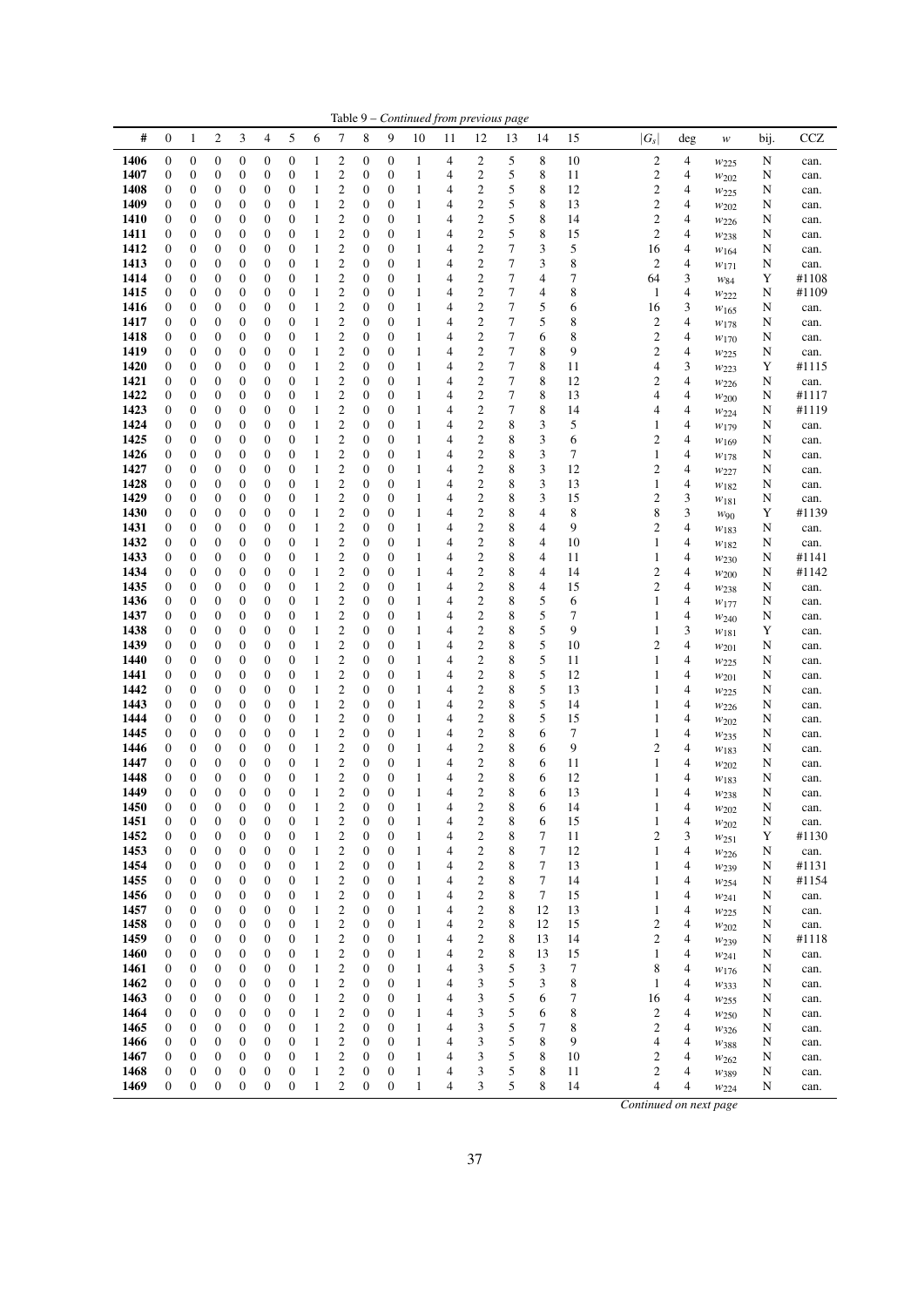Table 9 – *Continued from previous page*

| # | 0 | 1 | 2 | 3 | 4 | 5 | 6 | 7 | 8 | 9 | 10 | 11 | 12 | 13 | 14 | 15 | $\|G_s\|$ | deg | $w$ | bij. | CCZ |
|---|---|---|---|---|---|---|---|---|---|---|---|---|---|---|---|---|---|---|---|---|---|
| **1406** | 0 | 0 | 0 | 0 | 0 | 0 | 1 | 2 | 0 | 0 | 1 | 4 | 2 | 5 | 8 | 10 | 2 | 4 | $w_{225}$ | N | can. |
| **1407** | 0 | 0 | 0 | 0 | 0 | 0 | 1 | 2 | 0 | 0 | 1 | 4 | 2 | 5 | 8 | 11 | 2 | 4 | $w_{202}$ | N | can. |
| **1408** | 0 | 0 | 0 | 0 | 0 | 0 | 1 | 2 | 0 | 0 | 1 | 4 | 2 | 5 | 8 | 12 | 2 | 4 | $w_{225}$ | N | can. |
| **1409** | 0 | 0 | 0 | 0 | 0 | 0 | 1 | 2 | 0 | 0 | 1 | 4 | 2 | 5 | 8 | 13 | 2 | 4 | $w_{202}$ | N | can. |
| **1410** | 0 | 0 | 0 | 0 | 0 | 0 | 1 | 2 | 0 | 0 | 1 | 4 | 2 | 5 | 8 | 14 | 2 | 4 | $w_{226}$ | N | can. |
| **1411** | 0 | 0 | 0 | 0 | 0 | 0 | 1 | 2 | 0 | 0 | 1 | 4 | 2 | 5 | 8 | 15 | 2 | 4 | $w_{238}$ | N | can. |
| **1412** | 0 | 0 | 0 | 0 | 0 | 0 | 1 | 2 | 0 | 0 | 1 | 4 | 2 | 7 | 3 | 5 | 16 | 4 | $w_{164}$ | N | can. |
| **1413** | 0 | 0 | 0 | 0 | 0 | 0 | 1 | 2 | 0 | 0 | 1 | 4 | 2 | 7 | 3 | 8 | 2 | 4 | $w_{171}$ | N | can. |
| **1414** | 0 | 0 | 0 | 0 | 0 | 0 | 1 | 2 | 0 | 0 | 1 | 4 | 2 | 7 | 4 | 7 | 64 | 3 | $w_{84}$ | Y | #1108 |
| **1415** | 0 | 0 | 0 | 0 | 0 | 0 | 1 | 2 | 0 | 0 | 1 | 4 | 2 | 7 | 4 | 8 | 1 | 4 | $w_{222}$ | N | #1109 |
| **1416** | 0 | 0 | 0 | 0 | 0 | 0 | 1 | 2 | 0 | 0 | 1 | 4 | 2 | 7 | 5 | 6 | 16 | 3 | $w_{165}$ | N | can. |
| **1417** | 0 | 0 | 0 | 0 | 0 | 0 | 1 | 2 | 0 | 0 | 1 | 4 | 2 | 7 | 5 | 8 | 2 | 4 | $w_{178}$ | N | can. |
| **1418** | 0 | 0 | 0 | 0 | 0 | 0 | 1 | 2 | 0 | 0 | 1 | 4 | 2 | 7 | 6 | 8 | 2 | 4 | $w_{170}$ | N | can. |
| **1419** | 0 | 0 | 0 | 0 | 0 | 0 | 1 | 2 | 0 | 0 | 1 | 4 | 2 | 7 | 8 | 9 | 2 | 4 | $w_{225}$ | N | can. |
| **1420** | 0 | 0 | 0 | 0 | 0 | 0 | 1 | 2 | 0 | 0 | 1 | 4 | 2 | 7 | 8 | 11 | 4 | 3 | $w_{223}$ | Y | #1115 |
| **1421** | 0 | 0 | 0 | 0 | 0 | 0 | 1 | 2 | 0 | 0 | 1 | 4 | 2 | 7 | 8 | 12 | 2 | 4 | $w_{226}$ | N | can. |
| **1422** | 0 | 0 | 0 | 0 | 0 | 0 | 1 | 2 | 0 | 0 | 1 | 4 | 2 | 7 | 8 | 13 | 4 | 4 | $w_{200}$ | N | #1117 |
| **1423** | 0 | 0 | 0 | 0 | 0 | 0 | 1 | 2 | 0 | 0 | 1 | 4 | 2 | 7 | 8 | 14 | 4 | 4 | $w_{224}$ | N | #1119 |
| **1424** | 0 | 0 | 0 | 0 | 0 | 0 | 1 | 2 | 0 | 0 | 1 | 4 | 2 | 8 | 3 | 5 | 1 | 4 | $w_{179}$ | N | can. |
| **1425** | 0 | 0 | 0 | 0 | 0 | 0 | 1 | 2 | 0 | 0 | 1 | 4 | 2 | 8 | 3 | 6 | 2 | 4 | $w_{169}$ | N | can. |
| **1426** | 0 | 0 | 0 | 0 | 0 | 0 | 1 | 2 | 0 | 0 | 1 | 4 | 2 | 8 | 3 | 7 | 1 | 4 | $w_{178}$ | N | can. |
| **1427** | 0 | 0 | 0 | 0 | 0 | 0 | 1 | 2 | 0 | 0 | 1 | 4 | 2 | 8 | 3 | 12 | 2 | 4 | $w_{227}$ | N | can. |
| **1428** | 0 | 0 | 0 | 0 | 0 | 0 | 1 | 2 | 0 | 0 | 1 | 4 | 2 | 8 | 3 | 13 | 1 | 4 | $w_{182}$ | N | can. |
| **1429** | 0 | 0 | 0 | 0 | 0 | 0 | 1 | 2 | 0 | 0 | 1 | 4 | 2 | 8 | 3 | 15 | 2 | 3 | $w_{181}$ | N | can. |
| **1430** | 0 | 0 | 0 | 0 | 0 | 0 | 1 | 2 | 0 | 0 | 1 | 4 | 2 | 8 | 4 | 8 | 8 | 3 | $w_{90}$ | Y | #1139 |
| **1431** | 0 | 0 | 0 | 0 | 0 | 0 | 1 | 2 | 0 | 0 | 1 | 4 | 2 | 8 | 4 | 9 | 2 | 4 | $w_{183}$ | N | can. |
| **1432** | 0 | 0 | 0 | 0 | 0 | 0 | 1 | 2 | 0 | 0 | 1 | 4 | 2 | 8 | 4 | 10 | 1 | 4 | $w_{182}$ | N | can. |
| **1433** | 0 | 0 | 0 | 0 | 0 | 0 | 1 | 2 | 0 | 0 | 1 | 4 | 2 | 8 | 4 | 11 | 1 | 4 | $w_{230}$ | N | #1141 |
| **1434** | 0 | 0 | 0 | 0 | 0 | 0 | 1 | 2 | 0 | 0 | 1 | 4 | 2 | 8 | 4 | 14 | 2 | 4 | $w_{200}$ | N | #1142 |
| **1435** | 0 | 0 | 0 | 0 | 0 | 0 | 1 | 2 | 0 | 0 | 1 | 4 | 2 | 8 | 4 | 15 | 2 | 4 | $w_{238}$ | N | can. |
| **1436** | 0 | 0 | 0 | 0 | 0 | 0 | 1 | 2 | 0 | 0 | 1 | 4 | 2 | 8 | 5 | 6 | 1 | 4 | $w_{177}$ | N | can. |
| **1437** | 0 | 0 | 0 | 0 | 0 | 0 | 1 | 2 | 0 | 0 | 1 | 4 | 2 | 8 | 5 | 7 | 1 | 4 | $w_{240}$ | N | can. |
| **1438** | 0 | 0 | 0 | 0 | 0 | 0 | 1 | 2 | 0 | 0 | 1 | 4 | 2 | 8 | 5 | 9 | 1 | 3 | $w_{181}$ | Y | can. |
| **1439** | 0 | 0 | 0 | 0 | 0 | 0 | 1 | 2 | 0 | 0 | 1 | 4 | 2 | 8 | 5 | 10 | 2 | 4 | $w_{201}$ | N | can. |
| **1440** | 0 | 0 | 0 | 0 | 0 | 0 | 1 | 2 | 0 | 0 | 1 | 4 | 2 | 8 | 5 | 11 | 1 | 4 | $w_{225}$ | N | can. |
| **1441** | 0 | 0 | 0 | 0 | 0 | 0 | 1 | 2 | 0 | 0 | 1 | 4 | 2 | 8 | 5 | 12 | 1 | 4 | $w_{201}$ | N | can. |
| **1442** | 0 | 0 | 0 | 0 | 0 | 0 | 1 | 2 | 0 | 0 | 1 | 4 | 2 | 8 | 5 | 13 | 1 | 4 | $w_{225}$ | N | can. |
| **1443** | 0 | 0 | 0 | 0 | 0 | 0 | 1 | 2 | 0 | 0 | 1 | 4 | 2 | 8 | 5 | 14 | 1 | 4 | $w_{226}$ | N | can. |
| **1444** | 0 | 0 | 0 | 0 | 0 | 0 | 1 | 2 | 0 | 0 | 1 | 4 | 2 | 8 | 5 | 15 | 1 | 4 | $w_{202}$ | N | can. |
| **1445** | 0 | 0 | 0 | 0 | 0 | 0 | 1 | 2 | 0 | 0 | 1 | 4 | 2 | 8 | 6 | 7 | 1 | 4 | $w_{235}$ | N | can. |
| **1446** | 0 | 0 | 0 | 0 | 0 | 0 | 1 | 2 | 0 | 0 | 1 | 4 | 2 | 8 | 6 | 9 | 2 | 4 | $w_{183}$ | N | can. |
| **1447** | 0 | 0 | 0 | 0 | 0 | 0 | 1 | 2 | 0 | 0 | 1 | 4 | 2 | 8 | 6 | 11 | 1 | 4 | $w_{202}$ | N | can. |
| **1448** | 0 | 0 | 0 | 0 | 0 | 0 | 1 | 2 | 0 | 0 | 1 | 4 | 2 | 8 | 6 | 12 | 1 | 4 | $w_{183}$ | N | can. |
| **1449** | 0 | 0 | 0 | 0 | 0 | 0 | 1 | 2 | 0 | 0 | 1 | 4 | 2 | 8 | 6 | 13 | 1 | 4 | $w_{238}$ | N | can. |
| **1450** | 0 | 0 | 0 | 0 | 0 | 0 | 1 | 2 | 0 | 0 | 1 | 4 | 2 | 8 | 6 | 14 | 1 | 4 | $w_{202}$ | N | can. |
| **1451** | 0 | 0 | 0 | 0 | 0 | 0 | 1 | 2 | 0 | 0 | 1 | 4 | 2 | 8 | 6 | 15 | 1 | 4 | $w_{202}$ | N | can. |
| **1452** | 0 | 0 | 0 | 0 | 0 | 0 | 1 | 2 | 0 | 0 | 1 | 4 | 2 | 8 | 7 | 11 | 2 | 3 | $w_{251}$ | Y | #1130 |
| **1453** | 0 | 0 | 0 | 0 | 0 | 0 | 1 | 2 | 0 | 0 | 1 | 4 | 2 | 8 | 7 | 12 | 1 | 4 | $w_{226}$ | N | can. |
| **1454** | 0 | 0 | 0 | 0 | 0 | 0 | 1 | 2 | 0 | 0 | 1 | 4 | 2 | 8 | 7 | 13 | 1 | 4 | $w_{239}$ | N | #1131 |
| **1455** | 0 | 0 | 0 | 0 | 0 | 0 | 1 | 2 | 0 | 0 | 1 | 4 | 2 | 8 | 7 | 14 | 1 | 4 | $w_{254}$ | N | #1154 |
| **1456** | 0 | 0 | 0 | 0 | 0 | 0 | 1 | 2 | 0 | 0 | 1 | 4 | 2 | 8 | 7 | 15 | 1 | 4 | $w_{241}$ | N | can. |
| **1457** | 0 | 0 | 0 | 0 | 0 | 0 | 1 | 2 | 0 | 0 | 1 | 4 | 2 | 8 | 12 | 13 | 1 | 4 | $w_{225}$ | N | can. |
| **1458** | 0 | 0 | 0 | 0 | 0 | 0 | 1 | 2 | 0 | 0 | 1 | 4 | 2 | 8 | 12 | 15 | 2 | 4 | $w_{202}$ | N | can. |
| **1459** | 0 | 0 | 0 | 0 | 0 | 0 | 1 | 2 | 0 | 0 | 1 | 4 | 2 | 8 | 13 | 14 | 2 | 4 | $w_{239}$ | N | #1118 |
| **1460** | 0 | 0 | 0 | 0 | 0 | 0 | 1 | 2 | 0 | 0 | 1 | 4 | 2 | 8 | 13 | 15 | 1 | 4 | $w_{241}$ | N | can. |
| **1461** | 0 | 0 | 0 | 0 | 0 | 0 | 1 | 2 | 0 | 0 | 1 | 4 | 3 | 5 | 3 | 7 | 8 | 4 | $w_{176}$ | N | can. |
| **1462** | 0 | 0 | 0 | 0 | 0 | 0 | 1 | 2 | 0 | 0 | 1 | 4 | 3 | 5 | 3 | 8 | 1 | 4 | $w_{333}$ | N | can. |
| **1463** | 0 | 0 | 0 | 0 | 0 | 0 | 1 | 2 | 0 | 0 | 1 | 4 | 3 | 5 | 6 | 7 | 16 | 4 | $w_{255}$ | N | can. |
| **1464** | 0 | 0 | 0 | 0 | 0 | 0 | 1 | 2 | 0 | 0 | 1 | 4 | 3 | 5 | 6 | 8 | 2 | 4 | $w_{250}$ | N | can. |
| **1465** | 0 | 0 | 0 | 0 | 0 | 0 | 1 | 2 | 0 | 0 | 1 | 4 | 3 | 5 | 7 | 8 | 2 | 4 | $w_{326}$ | N | can. |
| **1466** | 0 | 0 | 0 | 0 | 0 | 0 | 1 | 2 | 0 | 0 | 1 | 4 | 3 | 5 | 8 | 9 | 4 | 4 | $w_{388}$ | N | can. |
| **1467** | 0 | 0 | 0 | 0 | 0 | 0 | 1 | 2 | 0 | 0 | 1 | 4 | 3 | 5 | 8 | 10 | 2 | 4 | $w_{262}$ | N | can. |
| **1468** | 0 | 0 | 0 | 0 | 0 | 0 | 1 | 2 | 0 | 0 | 1 | 4 | 3 | 5 | 8 | 11 | 2 | 4 | $w_{389}$ | N | can. |
| **1469** | 0 | 0 | 0 | 0 | 0 | 0 | 1 | 2 | 0 | 0 | 1 | 4 | 3 | 5 | 8 | 14 | 4 | 4 | $w_{224}$ | N | can. |

*Continued on next page*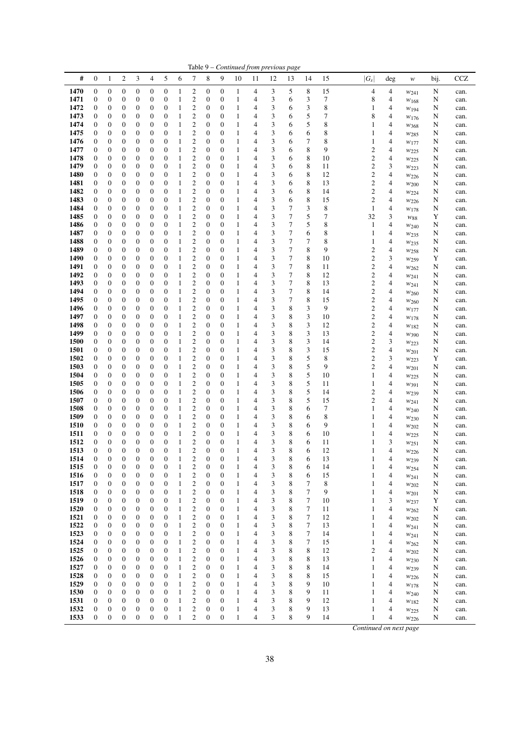Table 9 – *Continued from previous page*

| # | 0 | 1 | 2 | 3 | 4 | 5 | 6 | 7 | 8 | 9 | 10 | 11 | 12 | 13 | 14 | 15 | $\|G_s\|$ | deg | $w$ | bij. | CCZ |
|---|---|---|---|---|---|---|---|---|---|---|---|---|---|---|---|---|---|---|---|---|---|
| **1470** | 0 | 0 | 0 | 0 | 0 | 0 | 1 | 2 | 0 | 0 | 1 | 4 | 3 | 5 | 8 | 15 | 4 | 4 | $w_{241}$ | N | can. |
| **1471** | 0 | 0 | 0 | 0 | 0 | 0 | 1 | 2 | 0 | 0 | 1 | 4 | 3 | 6 | 3 | 7 | 8 | 4 | $w_{168}$ | N | can. |
| **1472** | 0 | 0 | 0 | 0 | 0 | 0 | 1 | 2 | 0 | 0 | 1 | 4 | 3 | 6 | 3 | 8 | 1 | 4 | $w_{194}$ | N | can. |
| **1473** | 0 | 0 | 0 | 0 | 0 | 0 | 1 | 2 | 0 | 0 | 1 | 4 | 3 | 6 | 5 | 7 | 8 | 4 | $w_{176}$ | N | can. |
| **1474** | 0 | 0 | 0 | 0 | 0 | 0 | 1 | 2 | 0 | 0 | 1 | 4 | 3 | 6 | 5 | 8 | 1 | 4 | $w_{368}$ | N | can. |
| **1475** | 0 | 0 | 0 | 0 | 0 | 0 | 1 | 2 | 0 | 0 | 1 | 4 | 3 | 6 | 6 | 8 | 1 | 4 | $w_{285}$ | N | can. |
| **1476** | 0 | 0 | 0 | 0 | 0 | 0 | 1 | 2 | 0 | 0 | 1 | 4 | 3 | 6 | 7 | 8 | 1 | 4 | $w_{177}$ | N | can. |
| **1477** | 0 | 0 | 0 | 0 | 0 | 0 | 1 | 2 | 0 | 0 | 1 | 4 | 3 | 6 | 8 | 9 | 2 | 4 | $w_{225}$ | N | can. |
| **1478** | 0 | 0 | 0 | 0 | 0 | 0 | 1 | 2 | 0 | 0 | 1 | 4 | 3 | 6 | 8 | 10 | 2 | 4 | $w_{225}$ | N | can. |
| **1479** | 0 | 0 | 0 | 0 | 0 | 0 | 1 | 2 | 0 | 0 | 1 | 4 | 3 | 6 | 8 | 11 | 2 | 3 | $w_{223}$ | N | can. |
| **1480** | 0 | 0 | 0 | 0 | 0 | 0 | 1 | 2 | 0 | 0 | 1 | 4 | 3 | 6 | 8 | 12 | 2 | 4 | $w_{226}$ | N | can. |
| **1481** | 0 | 0 | 0 | 0 | 0 | 0 | 1 | 2 | 0 | 0 | 1 | 4 | 3 | 6 | 8 | 13 | 2 | 4 | $w_{200}$ | N | can. |
| **1482** | 0 | 0 | 0 | 0 | 0 | 0 | 1 | 2 | 0 | 0 | 1 | 4 | 3 | 6 | 8 | 14 | 2 | 4 | $w_{224}$ | N | can. |
| **1483** | 0 | 0 | 0 | 0 | 0 | 0 | 1 | 2 | 0 | 0 | 1 | 4 | 3 | 6 | 8 | 15 | 2 | 4 | $w_{226}$ | N | can. |
| **1484** | 0 | 0 | 0 | 0 | 0 | 0 | 1 | 2 | 0 | 0 | 1 | 4 | 3 | 7 | 3 | 8 | 1 | 4 | $w_{178}$ | N | can. |
| **1485** | 0 | 0 | 0 | 0 | 0 | 0 | 1 | 2 | 0 | 0 | 1 | 4 | 3 | 7 | 5 | 7 | 32 | 3 | $w_{88}$ | Y | can. |
| **1486** | 0 | 0 | 0 | 0 | 0 | 0 | 1 | 2 | 0 | 0 | 1 | 4 | 3 | 7 | 5 | 8 | 1 | 4 | $w_{240}$ | N | can. |
| **1487** | 0 | 0 | 0 | 0 | 0 | 0 | 1 | 2 | 0 | 0 | 1 | 4 | 3 | 7 | 6 | 8 | 1 | 4 | $w_{235}$ | N | can. |
| **1488** | 0 | 0 | 0 | 0 | 0 | 0 | 1 | 2 | 0 | 0 | 1 | 4 | 3 | 7 | 7 | 8 | 1 | 4 | $w_{235}$ | N | can. |
| **1489** | 0 | 0 | 0 | 0 | 0 | 0 | 1 | 2 | 0 | 0 | 1 | 4 | 3 | 7 | 8 | 9 | 2 | 4 | $w_{258}$ | N | can. |
| **1490** | 0 | 0 | 0 | 0 | 0 | 0 | 1 | 2 | 0 | 0 | 1 | 4 | 3 | 7 | 8 | 10 | 2 | 3 | $w_{259}$ | Y | can. |
| **1491** | 0 | 0 | 0 | 0 | 0 | 0 | 1 | 2 | 0 | 0 | 1 | 4 | 3 | 7 | 8 | 11 | 2 | 4 | $w_{262}$ | N | can. |
| **1492** | 0 | 0 | 0 | 0 | 0 | 0 | 1 | 2 | 0 | 0 | 1 | 4 | 3 | 7 | 8 | 12 | 2 | 4 | $w_{241}$ | N | can. |
| **1493** | 0 | 0 | 0 | 0 | 0 | 0 | 1 | 2 | 0 | 0 | 1 | 4 | 3 | 7 | 8 | 13 | 2 | 4 | $w_{241}$ | N | can. |
| **1494** | 0 | 0 | 0 | 0 | 0 | 0 | 1 | 2 | 0 | 0 | 1 | 4 | 3 | 7 | 8 | 14 | 2 | 4 | $w_{260}$ | N | can. |
| **1495** | 0 | 0 | 0 | 0 | 0 | 0 | 1 | 2 | 0 | 0 | 1 | 4 | 3 | 7 | 8 | 15 | 2 | 4 | $w_{260}$ | N | can. |
| **1496** | 0 | 0 | 0 | 0 | 0 | 0 | 1 | 2 | 0 | 0 | 1 | 4 | 3 | 8 | 3 | 9 | 2 | 4 | $w_{177}$ | N | can. |
| **1497** | 0 | 0 | 0 | 0 | 0 | 0 | 1 | 2 | 0 | 0 | 1 | 4 | 3 | 8 | 3 | 10 | 2 | 4 | $w_{178}$ | N | can. |
| **1498** | 0 | 0 | 0 | 0 | 0 | 0 | 1 | 2 | 0 | 0 | 1 | 4 | 3 | 8 | 3 | 12 | 2 | 4 | $w_{182}$ | N | can. |
| **1499** | 0 | 0 | 0 | 0 | 0 | 0 | 1 | 2 | 0 | 0 | 1 | 4 | 3 | 8 | 3 | 13 | 2 | 4 | $w_{390}$ | N | can. |
| **1500** | 0 | 0 | 0 | 0 | 0 | 0 | 1 | 2 | 0 | 0 | 1 | 4 | 3 | 8 | 3 | 14 | 2 | 3 | $w_{223}$ | N | can. |
| **1501** | 0 | 0 | 0 | 0 | 0 | 0 | 1 | 2 | 0 | 0 | 1 | 4 | 3 | 8 | 3 | 15 | 2 | 4 | $w_{201}$ | N | can. |
| **1502** | 0 | 0 | 0 | 0 | 0 | 0 | 1 | 2 | 0 | 0 | 1 | 4 | 3 | 8 | 5 | 8 | 2 | 3 | $w_{223}$ | Y | can. |
| **1503** | 0 | 0 | 0 | 0 | 0 | 0 | 1 | 2 | 0 | 0 | 1 | 4 | 3 | 8 | 5 | 9 | 2 | 4 | $w_{201}$ | N | can. |
| **1504** | 0 | 0 | 0 | 0 | 0 | 0 | 1 | 2 | 0 | 0 | 1 | 4 | 3 | 8 | 5 | 10 | 1 | 4 | $w_{225}$ | N | can. |
| **1505** | 0 | 0 | 0 | 0 | 0 | 0 | 1 | 2 | 0 | 0 | 1 | 4 | 3 | 8 | 5 | 11 | 1 | 4 | $w_{391}$ | N | can. |
| **1506** | 0 | 0 | 0 | 0 | 0 | 0 | 1 | 2 | 0 | 0 | 1 | 4 | 3 | 8 | 5 | 14 | 2 | 4 | $w_{239}$ | N | can. |
| **1507** | 0 | 0 | 0 | 0 | 0 | 0 | 1 | 2 | 0 | 0 | 1 | 4 | 3 | 8 | 5 | 15 | 2 | 4 | $w_{241}$ | N | can. |
| **1508** | 0 | 0 | 0 | 0 | 0 | 0 | 1 | 2 | 0 | 0 | 1 | 4 | 3 | 8 | 6 | 7 | 1 | 4 | $w_{240}$ | N | can. |
| **1509** | 0 | 0 | 0 | 0 | 0 | 0 | 1 | 2 | 0 | 0 | 1 | 4 | 3 | 8 | 6 | 8 | 1 | 4 | $w_{230}$ | N | can. |
| **1510** | 0 | 0 | 0 | 0 | 0 | 0 | 1 | 2 | 0 | 0 | 1 | 4 | 3 | 8 | 6 | 9 | 1 | 4 | $w_{202}$ | N | can. |
| **1511** | 0 | 0 | 0 | 0 | 0 | 0 | 1 | 2 | 0 | 0 | 1 | 4 | 3 | 8 | 6 | 10 | 1 | 4 | $w_{225}$ | N | can. |
| **1512** | 0 | 0 | 0 | 0 | 0 | 0 | 1 | 2 | 0 | 0 | 1 | 4 | 3 | 8 | 6 | 11 | 1 | 3 | $w_{251}$ | N | can. |
| **1513** | 0 | 0 | 0 | 0 | 0 | 0 | 1 | 2 | 0 | 0 | 1 | 4 | 3 | 8 | 6 | 12 | 1 | 4 | $w_{226}$ | N | can. |
| **1514** | 0 | 0 | 0 | 0 | 0 | 0 | 1 | 2 | 0 | 0 | 1 | 4 | 3 | 8 | 6 | 13 | 1 | 4 | $w_{239}$ | N | can. |
| **1515** | 0 | 0 | 0 | 0 | 0 | 0 | 1 | 2 | 0 | 0 | 1 | 4 | 3 | 8 | 6 | 14 | 1 | 4 | $w_{254}$ | N | can. |
| **1516** | 0 | 0 | 0 | 0 | 0 | 0 | 1 | 2 | 0 | 0 | 1 | 4 | 3 | 8 | 6 | 15 | 1 | 4 | $w_{241}$ | N | can. |
| **1517** | 0 | 0 | 0 | 0 | 0 | 0 | 1 | 2 | 0 | 0 | 1 | 4 | 3 | 8 | 7 | 8 | 1 | 4 | $w_{202}$ | N | can. |
| **1518** | 0 | 0 | 0 | 0 | 0 | 0 | 1 | 2 | 0 | 0 | 1 | 4 | 3 | 8 | 7 | 9 | 1 | 4 | $w_{201}$ | N | can. |
| **1519** | 0 | 0 | 0 | 0 | 0 | 0 | 1 | 2 | 0 | 0 | 1 | 4 | 3 | 8 | 7 | 10 | 1 | 3 | $w_{237}$ | Y | can. |
| **1520** | 0 | 0 | 0 | 0 | 0 | 0 | 1 | 2 | 0 | 0 | 1 | 4 | 3 | 8 | 7 | 11 | 1 | 4 | $w_{262}$ | N | can. |
| **1521** | 0 | 0 | 0 | 0 | 0 | 0 | 1 | 2 | 0 | 0 | 1 | 4 | 3 | 8 | 7 | 12 | 1 | 4 | $w_{202}$ | N | can. |
| **1522** | 0 | 0 | 0 | 0 | 0 | 0 | 1 | 2 | 0 | 0 | 1 | 4 | 3 | 8 | 7 | 13 | 1 | 4 | $w_{241}$ | N | can. |
| **1523** | 0 | 0 | 0 | 0 | 0 | 0 | 1 | 2 | 0 | 0 | 1 | 4 | 3 | 8 | 7 | 14 | 1 | 4 | $w_{241}$ | N | can. |
| **1524** | 0 | 0 | 0 | 0 | 0 | 0 | 1 | 2 | 0 | 0 | 1 | 4 | 3 | 8 | 7 | 15 | 1 | 4 | $w_{262}$ | N | can. |
| **1525** | 0 | 0 | 0 | 0 | 0 | 0 | 1 | 2 | 0 | 0 | 1 | 4 | 3 | 8 | 8 | 12 | 2 | 4 | $w_{202}$ | N | can. |
| **1526** | 0 | 0 | 0 | 0 | 0 | 0 | 1 | 2 | 0 | 0 | 1 | 4 | 3 | 8 | 8 | 13 | 1 | 4 | $w_{230}$ | N | can. |
| **1527** | 0 | 0 | 0 | 0 | 0 | 0 | 1 | 2 | 0 | 0 | 1 | 4 | 3 | 8 | 8 | 14 | 1 | 4 | $w_{239}$ | N | can. |
| **1528** | 0 | 0 | 0 | 0 | 0 | 0 | 1 | 2 | 0 | 0 | 1 | 4 | 3 | 8 | 8 | 15 | 1 | 4 | $w_{226}$ | N | can. |
| **1529** | 0 | 0 | 0 | 0 | 0 | 0 | 1 | 2 | 0 | 0 | 1 | 4 | 3 | 8 | 9 | 10 | 1 | 4 | $w_{178}$ | N | can. |
| **1530** | 0 | 0 | 0 | 0 | 0 | 0 | 1 | 2 | 0 | 0 | 1 | 4 | 3 | 8 | 9 | 11 | 1 | 4 | $w_{240}$ | N | can. |
| **1531** | 0 | 0 | 0 | 0 | 0 | 0 | 1 | 2 | 0 | 0 | 1 | 4 | 3 | 8 | 9 | 12 | 1 | 4 | $w_{182}$ | N | can. |
| **1532** | 0 | 0 | 0 | 0 | 0 | 0 | 1 | 2 | 0 | 0 | 1 | 4 | 3 | 8 | 9 | 13 | 1 | 4 | $w_{225}$ | N | can. |
| **1533** | 0 | 0 | 0 | 0 | 0 | 0 | 1 | 2 | 0 | 0 | 1 | 4 | 3 | 8 | 9 | 14 | 1 | 4 | $w_{226}$ | N | can. |

*Continued on next page*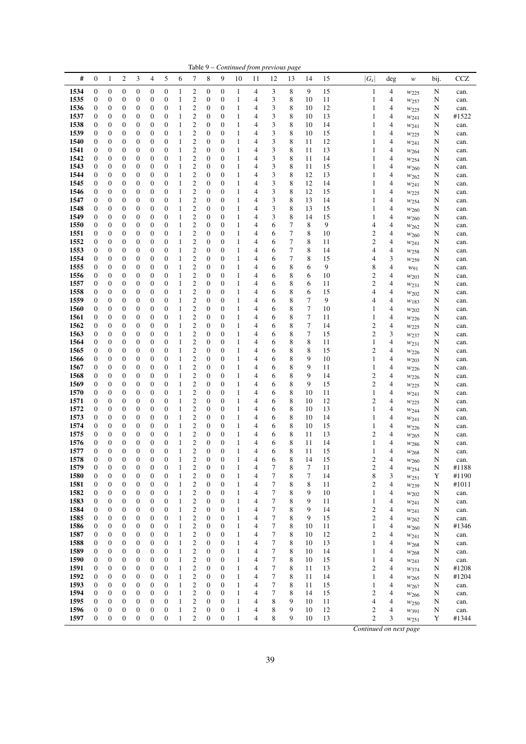Table 9 – *Continued from previous page*

| # | 0 | 1 | 2 | 3 | 4 | 5 | 6 | 7 | 8 | 9 | 10 | 11 | 12 | 13 | 14 | 15 | $\|G_s\|$ | deg | $w$ | bij. | CCZ |
|---|---|---|---|---|---|---|---|---|---|---|---|---|---|---|---|---|---|---|---|---|---|
| **1534** | 0 | 0 | 0 | 0 | 0 | 0 | 1 | 2 | 0 | 0 | 1 | 4 | 3 | 8 | 9 | 15 | 1 | 4 | $w_{225}$ | N | can. |
| **1535** | 0 | 0 | 0 | 0 | 0 | 0 | 1 | 2 | 0 | 0 | 1 | 4 | 3 | 8 | 10 | 11 | 1 | 4 | $w_{257}$ | N | can. |
| **1536** | 0 | 0 | 0 | 0 | 0 | 0 | 1 | 2 | 0 | 0 | 1 | 4 | 3 | 8 | 10 | 12 | 1 | 4 | $w_{225}$ | N | can. |
| **1537** | 0 | 0 | 0 | 0 | 0 | 0 | 1 | 2 | 0 | 0 | 1 | 4 | 3 | 8 | 10 | 13 | 1 | 4 | $w_{241}$ | N | #1522 |
| **1538** | 0 | 0 | 0 | 0 | 0 | 0 | 1 | 2 | 0 | 0 | 1 | 4 | 3 | 8 | 10 | 14 | 1 | 4 | $w_{241}$ | N | can. |
| **1539** | 0 | 0 | 0 | 0 | 0 | 0 | 1 | 2 | 0 | 0 | 1 | 4 | 3 | 8 | 10 | 15 | 1 | 4 | $w_{225}$ | N | can. |
| **1540** | 0 | 0 | 0 | 0 | 0 | 0 | 1 | 2 | 0 | 0 | 1 | 4 | 3 | 8 | 11 | 12 | 1 | 4 | $w_{241}$ | N | can. |
| **1541** | 0 | 0 | 0 | 0 | 0 | 0 | 1 | 2 | 0 | 0 | 1 | 4 | 3 | 8 | 11 | 13 | 1 | 4 | $w_{264}$ | N | can. |
| **1542** | 0 | 0 | 0 | 0 | 0 | 0 | 1 | 2 | 0 | 0 | 1 | 4 | 3 | 8 | 11 | 14 | 1 | 4 | $w_{254}$ | N | can. |
| **1543** | 0 | 0 | 0 | 0 | 0 | 0 | 1 | 2 | 0 | 0 | 1 | 4 | 3 | 8 | 11 | 15 | 1 | 4 | $w_{260}$ | N | can. |
| **1544** | 0 | 0 | 0 | 0 | 0 | 0 | 1 | 2 | 0 | 0 | 1 | 4 | 3 | 8 | 12 | 13 | 1 | 4 | $w_{262}$ | N | can. |
| **1545** | 0 | 0 | 0 | 0 | 0 | 0 | 1 | 2 | 0 | 0 | 1 | 4 | 3 | 8 | 12 | 14 | 1 | 4 | $w_{241}$ | N | can. |
| **1546** | 0 | 0 | 0 | 0 | 0 | 0 | 1 | 2 | 0 | 0 | 1 | 4 | 3 | 8 | 12 | 15 | 1 | 4 | $w_{225}$ | N | can. |
| **1547** | 0 | 0 | 0 | 0 | 0 | 0 | 1 | 2 | 0 | 0 | 1 | 4 | 3 | 8 | 13 | 14 | 1 | 4 | $w_{254}$ | N | can. |
| **1548** | 0 | 0 | 0 | 0 | 0 | 0 | 1 | 2 | 0 | 0 | 1 | 4 | 3 | 8 | 13 | 15 | 1 | 4 | $w_{260}$ | N | can. |
| **1549** | 0 | 0 | 0 | 0 | 0 | 0 | 1 | 2 | 0 | 0 | 1 | 4 | 3 | 8 | 14 | 15 | 1 | 4 | $w_{260}$ | N | can. |
| **1550** | 0 | 0 | 0 | 0 | 0 | 0 | 1 | 2 | 0 | 0 | 1 | 4 | 6 | 7 | 8 | 9 | 4 | 4 | $w_{262}$ | N | can. |
| **1551** | 0 | 0 | 0 | 0 | 0 | 0 | 1 | 2 | 0 | 0 | 1 | 4 | 6 | 7 | 8 | 10 | 2 | 4 | $w_{260}$ | N | can. |
| **1552** | 0 | 0 | 0 | 0 | 0 | 0 | 1 | 2 | 0 | 0 | 1 | 4 | 6 | 7 | 8 | 11 | 2 | 4 | $w_{241}$ | N | can. |
| **1553** | 0 | 0 | 0 | 0 | 0 | 0 | 1 | 2 | 0 | 0 | 1 | 4 | 6 | 7 | 8 | 14 | 4 | 4 | $w_{258}$ | N | can. |
| **1554** | 0 | 0 | 0 | 0 | 0 | 0 | 1 | 2 | 0 | 0 | 1 | 4 | 6 | 7 | 8 | 15 | 4 | 3 | $w_{259}$ | N | can. |
| **1555** | 0 | 0 | 0 | 0 | 0 | 0 | 1 | 2 | 0 | 0 | 1 | 4 | 6 | 8 | 6 | 9 | 8 | 4 | $w_{91}$ | N | can. |
| **1556** | 0 | 0 | 0 | 0 | 0 | 0 | 1 | 2 | 0 | 0 | 1 | 4 | 6 | 8 | 6 | 10 | 2 | 4 | $w_{203}$ | N | can. |
| **1557** | 0 | 0 | 0 | 0 | 0 | 0 | 1 | 2 | 0 | 0 | 1 | 4 | 6 | 8 | 6 | 11 | 2 | 4 | $w_{231}$ | N | can. |
| **1558** | 0 | 0 | 0 | 0 | 0 | 0 | 1 | 2 | 0 | 0 | 1 | 4 | 6 | 8 | 6 | 15 | 4 | 4 | $w_{202}$ | N | can. |
| **1559** | 0 | 0 | 0 | 0 | 0 | 0 | 1 | 2 | 0 | 0 | 1 | 4 | 6 | 8 | 7 | 9 | 4 | 4 | $w_{183}$ | N | can. |
| **1560** | 0 | 0 | 0 | 0 | 0 | 0 | 1 | 2 | 0 | 0 | 1 | 4 | 6 | 8 | 7 | 10 | 1 | 4 | $w_{202}$ | N | can. |
| **1561** | 0 | 0 | 0 | 0 | 0 | 0 | 1 | 2 | 0 | 0 | 1 | 4 | 6 | 8 | 7 | 11 | 1 | 4 | $w_{226}$ | N | can. |
| **1562** | 0 | 0 | 0 | 0 | 0 | 0 | 1 | 2 | 0 | 0 | 1 | 4 | 6 | 8 | 7 | 14 | 2 | 4 | $w_{225}$ | N | can. |
| **1563** | 0 | 0 | 0 | 0 | 0 | 0 | 1 | 2 | 0 | 0 | 1 | 4 | 6 | 8 | 7 | 15 | 2 | 3 | $w_{237}$ | N | can. |
| **1564** | 0 | 0 | 0 | 0 | 0 | 0 | 1 | 2 | 0 | 0 | 1 | 4 | 6 | 8 | 8 | 11 | 1 | 4 | $w_{231}$ | N | can. |
| **1565** | 0 | 0 | 0 | 0 | 0 | 0 | 1 | 2 | 0 | 0 | 1 | 4 | 6 | 8 | 8 | 15 | 2 | 4 | $w_{226}$ | N | can. |
| **1566** | 0 | 0 | 0 | 0 | 0 | 0 | 1 | 2 | 0 | 0 | 1 | 4 | 6 | 8 | 9 | 10 | 1 | 4 | $w_{203}$ | N | can. |
| **1567** | 0 | 0 | 0 | 0 | 0 | 0 | 1 | 2 | 0 | 0 | 1 | 4 | 6 | 8 | 9 | 11 | 1 | 4 | $w_{226}$ | N | can. |
| **1568** | 0 | 0 | 0 | 0 | 0 | 0 | 1 | 2 | 0 | 0 | 1 | 4 | 6 | 8 | 9 | 14 | 2 | 4 | $w_{226}$ | N | can. |
| **1569** | 0 | 0 | 0 | 0 | 0 | 0 | 1 | 2 | 0 | 0 | 1 | 4 | 6 | 8 | 9 | 15 | 2 | 4 | $w_{225}$ | N | can. |
| **1570** | 0 | 0 | 0 | 0 | 0 | 0 | 1 | 2 | 0 | 0 | 1 | 4 | 6 | 8 | 10 | 11 | 1 | 4 | $w_{241}$ | N | can. |
| **1571** | 0 | 0 | 0 | 0 | 0 | 0 | 1 | 2 | 0 | 0 | 1 | 4 | 6 | 8 | 10 | 12 | 2 | 4 | $w_{225}$ | N | can. |
| **1572** | 0 | 0 | 0 | 0 | 0 | 0 | 1 | 2 | 0 | 0 | 1 | 4 | 6 | 8 | 10 | 13 | 1 | 4 | $w_{244}$ | N | can. |
| **1573** | 0 | 0 | 0 | 0 | 0 | 0 | 1 | 2 | 0 | 0 | 1 | 4 | 6 | 8 | 10 | 14 | 1 | 4 | $w_{241}$ | N | can. |
| **1574** | 0 | 0 | 0 | 0 | 0 | 0 | 1 | 2 | 0 | 0 | 1 | 4 | 6 | 8 | 10 | 15 | 1 | 4 | $w_{226}$ | N | can. |
| **1575** | 0 | 0 | 0 | 0 | 0 | 0 | 1 | 2 | 0 | 0 | 1 | 4 | 6 | 8 | 11 | 13 | 2 | 4 | $w_{265}$ | N | can. |
| **1576** | 0 | 0 | 0 | 0 | 0 | 0 | 1 | 2 | 0 | 0 | 1 | 4 | 6 | 8 | 11 | 14 | 1 | 4 | $w_{286}$ | N | can. |
| **1577** | 0 | 0 | 0 | 0 | 0 | 0 | 1 | 2 | 0 | 0 | 1 | 4 | 6 | 8 | 11 | 15 | 1 | 4 | $w_{268}$ | N | can. |
| **1578** | 0 | 0 | 0 | 0 | 0 | 0 | 1 | 2 | 0 | 0 | 1 | 4 | 6 | 8 | 14 | 15 | 2 | 4 | $w_{260}$ | N | can. |
| **1579** | 0 | 0 | 0 | 0 | 0 | 0 | 1 | 2 | 0 | 0 | 1 | 4 | 7 | 8 | 7 | 11 | 2 | 4 | $w_{254}$ | N | #1188 |
| **1580** | 0 | 0 | 0 | 0 | 0 | 0 | 1 | 2 | 0 | 0 | 1 | 4 | 7 | 8 | 7 | 14 | 8 | 3 | $w_{251}$ | Y | #1190 |
| **1581** | 0 | 0 | 0 | 0 | 0 | 0 | 1 | 2 | 0 | 0 | 1 | 4 | 7 | 8 | 8 | 11 | 2 | 4 | $w_{239}$ | N | #1011 |
| **1582** | 0 | 0 | 0 | 0 | 0 | 0 | 1 | 2 | 0 | 0 | 1 | 4 | 7 | 8 | 9 | 10 | 1 | 4 | $w_{202}$ | N | can. |
| **1583** | 0 | 0 | 0 | 0 | 0 | 0 | 1 | 2 | 0 | 0 | 1 | 4 | 7 | 8 | 9 | 11 | 1 | 4 | $w_{241}$ | N | can. |
| **1584** | 0 | 0 | 0 | 0 | 0 | 0 | 1 | 2 | 0 | 0 | 1 | 4 | 7 | 8 | 9 | 14 | 2 | 4 | $w_{241}$ | N | can. |
| **1585** | 0 | 0 | 0 | 0 | 0 | 0 | 1 | 2 | 0 | 0 | 1 | 4 | 7 | 8 | 9 | 15 | 2 | 4 | $w_{262}$ | N | can. |
| **1586** | 0 | 0 | 0 | 0 | 0 | 0 | 1 | 2 | 0 | 0 | 1 | 4 | 7 | 8 | 10 | 11 | 1 | 4 | $w_{260}$ | N | #1346 |
| **1587** | 0 | 0 | 0 | 0 | 0 | 0 | 1 | 2 | 0 | 0 | 1 | 4 | 7 | 8 | 10 | 12 | 2 | 4 | $w_{241}$ | N | can. |
| **1588** | 0 | 0 | 0 | 0 | 0 | 0 | 1 | 2 | 0 | 0 | 1 | 4 | 7 | 8 | 10 | 13 | 1 | 4 | $w_{268}$ | N | can. |
| **1589** | 0 | 0 | 0 | 0 | 0 | 0 | 1 | 2 | 0 | 0 | 1 | 4 | 7 | 8 | 10 | 14 | 1 | 4 | $w_{268}$ | N | can. |
| **1590** | 0 | 0 | 0 | 0 | 0 | 0 | 1 | 2 | 0 | 0 | 1 | 4 | 7 | 8 | 10 | 15 | 1 | 4 | $w_{241}$ | N | can. |
| **1591** | 0 | 0 | 0 | 0 | 0 | 0 | 1 | 2 | 0 | 0 | 1 | 4 | 7 | 8 | 11 | 13 | 2 | 4 | $w_{374}$ | N | #1208 |
| **1592** | 0 | 0 | 0 | 0 | 0 | 0 | 1 | 2 | 0 | 0 | 1 | 4 | 7 | 8 | 11 | 14 | 1 | 4 | $w_{265}$ | N | #1204 |
| **1593** | 0 | 0 | 0 | 0 | 0 | 0 | 1 | 2 | 0 | 0 | 1 | 4 | 7 | 8 | 11 | 15 | 1 | 4 | $w_{267}$ | N | can. |
| **1594** | 0 | 0 | 0 | 0 | 0 | 0 | 1 | 2 | 0 | 0 | 1 | 4 | 7 | 8 | 14 | 15 | 2 | 4 | $w_{266}$ | N | can. |
| **1595** | 0 | 0 | 0 | 0 | 0 | 0 | 1 | 2 | 0 | 0 | 1 | 4 | 8 | 9 | 10 | 11 | 4 | 4 | $w_{250}$ | N | can. |
| **1596** | 0 | 0 | 0 | 0 | 0 | 0 | 1 | 2 | 0 | 0 | 1 | 4 | 8 | 9 | 10 | 12 | 2 | 4 | $w_{391}$ | N | can. |
| **1597** | 0 | 0 | 0 | 0 | 0 | 0 | 1 | 2 | 0 | 0 | 1 | 4 | 8 | 9 | 10 | 13 | 2 | 3 | $w_{251}$ | Y | #1344 |

*Continued on next page*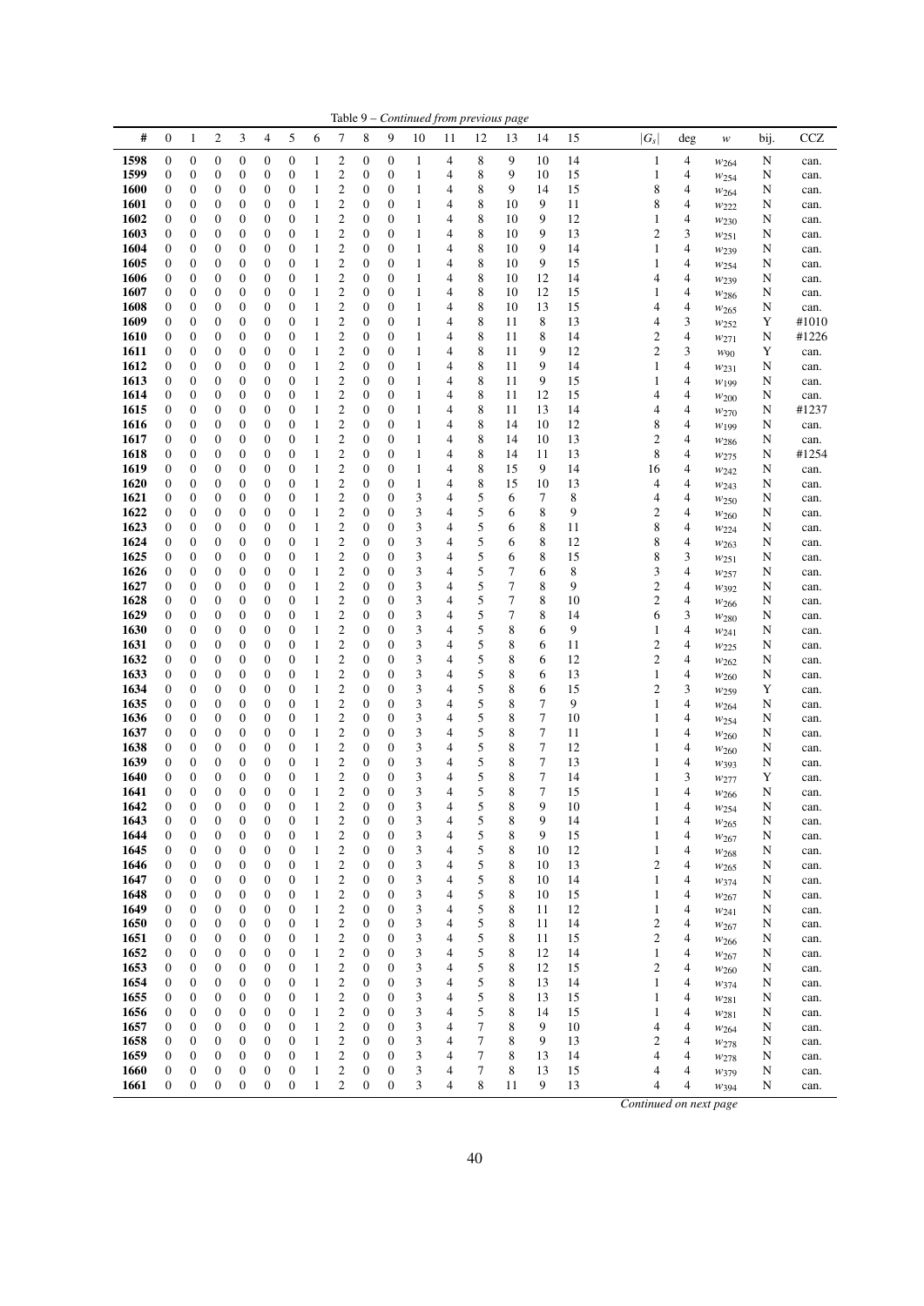Table 9 – *Continued from previous page*

| # | 0 | 1 | 2 | 3 | 4 | 5 | 6 | 7 | 8 | 9 | 10 | 11 | 12 | 13 | 14 | 15 | $\|G_s\|$ | deg | $w$ | bij. | CCZ |
|---|---|---|---|---|---|---|---|---|---|---|---|---|---|---|---|---|---|---|---|---|---|
| **1598** | 0 | 0 | 0 | 0 | 0 | 0 | 1 | 2 | 0 | 0 | 1 | 4 | 8 | 9 | 10 | 14 | 1 | 4 | $w_{264}$ | N | can. |
| **1599** | 0 | 0 | 0 | 0 | 0 | 0 | 1 | 2 | 0 | 0 | 1 | 4 | 8 | 9 | 10 | 15 | 1 | 4 | $w_{254}$ | N | can. |
| **1600** | 0 | 0 | 0 | 0 | 0 | 0 | 1 | 2 | 0 | 0 | 1 | 4 | 8 | 9 | 14 | 15 | 8 | 4 | $w_{264}$ | N | can. |
| **1601** | 0 | 0 | 0 | 0 | 0 | 0 | 1 | 2 | 0 | 0 | 1 | 4 | 8 | 10 | 9 | 11 | 8 | 4 | $w_{222}$ | N | can. |
| **1602** | 0 | 0 | 0 | 0 | 0 | 0 | 1 | 2 | 0 | 0 | 1 | 4 | 8 | 10 | 9 | 12 | 1 | 4 | $w_{230}$ | N | can. |
| **1603** | 0 | 0 | 0 | 0 | 0 | 0 | 1 | 2 | 0 | 0 | 1 | 4 | 8 | 10 | 9 | 13 | 2 | 3 | $w_{251}$ | N | can. |
| **1604** | 0 | 0 | 0 | 0 | 0 | 0 | 1 | 2 | 0 | 0 | 1 | 4 | 8 | 10 | 9 | 14 | 1 | 4 | $w_{239}$ | N | can. |
| **1605** | 0 | 0 | 0 | 0 | 0 | 0 | 1 | 2 | 0 | 0 | 1 | 4 | 8 | 10 | 9 | 15 | 1 | 4 | $w_{254}$ | N | can. |
| **1606** | 0 | 0 | 0 | 0 | 0 | 0 | 1 | 2 | 0 | 0 | 1 | 4 | 8 | 10 | 12 | 14 | 4 | 4 | $w_{239}$ | N | can. |
| **1607** | 0 | 0 | 0 | 0 | 0 | 0 | 1 | 2 | 0 | 0 | 1 | 4 | 8 | 10 | 12 | 15 | 1 | 4 | $w_{286}$ | N | can. |
| **1608** | 0 | 0 | 0 | 0 | 0 | 0 | 1 | 2 | 0 | 0 | 1 | 4 | 8 | 10 | 13 | 15 | 4 | 4 | $w_{265}$ | N | can. |
| **1609** | 0 | 0 | 0 | 0 | 0 | 0 | 1 | 2 | 0 | 0 | 1 | 4 | 8 | 11 | 8 | 13 | 4 | 3 | $w_{252}$ | Y | #1010 |
| **1610** | 0 | 0 | 0 | 0 | 0 | 0 | 1 | 2 | 0 | 0 | 1 | 4 | 8 | 11 | 8 | 14 | 2 | 4 | $w_{271}$ | N | #1226 |
| **1611** | 0 | 0 | 0 | 0 | 0 | 0 | 1 | 2 | 0 | 0 | 1 | 4 | 8 | 11 | 9 | 12 | 2 | 3 | $w_{90}$ | Y | can. |
| **1612** | 0 | 0 | 0 | 0 | 0 | 0 | 1 | 2 | 0 | 0 | 1 | 4 | 8 | 11 | 9 | 14 | 1 | 4 | $w_{231}$ | N | can. |
| **1613** | 0 | 0 | 0 | 0 | 0 | 0 | 1 | 2 | 0 | 0 | 1 | 4 | 8 | 11 | 9 | 15 | 1 | 4 | $w_{199}$ | N | can. |
| **1614** | 0 | 0 | 0 | 0 | 0 | 0 | 1 | 2 | 0 | 0 | 1 | 4 | 8 | 11 | 12 | 15 | 4 | 4 | $w_{200}$ | N | can. |
| **1615** | 0 | 0 | 0 | 0 | 0 | 0 | 1 | 2 | 0 | 0 | 1 | 4 | 8 | 11 | 13 | 14 | 4 | 4 | $w_{270}$ | N | #1237 |
| **1616** | 0 | 0 | 0 | 0 | 0 | 0 | 1 | 2 | 0 | 0 | 1 | 4 | 8 | 14 | 10 | 12 | 8 | 4 | $w_{199}$ | N | can. |
| **1617** | 0 | 0 | 0 | 0 | 0 | 0 | 1 | 2 | 0 | 0 | 1 | 4 | 8 | 14 | 10 | 13 | 2 | 4 | $w_{286}$ | N | can. |
| **1618** | 0 | 0 | 0 | 0 | 0 | 0 | 1 | 2 | 0 | 0 | 1 | 4 | 8 | 14 | 11 | 13 | 8 | 4 | $w_{275}$ | N | #1254 |
| **1619** | 0 | 0 | 0 | 0 | 0 | 0 | 1 | 2 | 0 | 0 | 1 | 4 | 8 | 15 | 9 | 14 | 16 | 4 | $w_{242}$ | N | can. |
| **1620** | 0 | 0 | 0 | 0 | 0 | 0 | 1 | 2 | 0 | 0 | 1 | 4 | 8 | 15 | 10 | 13 | 4 | 4 | $w_{243}$ | N | can. |
| **1621** | 0 | 0 | 0 | 0 | 0 | 0 | 1 | 2 | 0 | 0 | 3 | 4 | 5 | 6 | 7 | 8 | 4 | 4 | $w_{250}$ | N | can. |
| **1622** | 0 | 0 | 0 | 0 | 0 | 0 | 1 | 2 | 0 | 0 | 3 | 4 | 5 | 6 | 8 | 9 | 2 | 4 | $w_{260}$ | N | can. |
| **1623** | 0 | 0 | 0 | 0 | 0 | 0 | 1 | 2 | 0 | 0 | 3 | 4 | 5 | 6 | 8 | 11 | 8 | 4 | $w_{224}$ | N | can. |
| **1624** | 0 | 0 | 0 | 0 | 0 | 0 | 1 | 2 | 0 | 0 | 3 | 4 | 5 | 6 | 8 | 12 | 8 | 4 | $w_{263}$ | N | can. |
| **1625** | 0 | 0 | 0 | 0 | 0 | 0 | 1 | 2 | 0 | 0 | 3 | 4 | 5 | 6 | 8 | 15 | 8 | 3 | $w_{251}$ | N | can. |
| **1626** | 0 | 0 | 0 | 0 | 0 | 0 | 1 | 2 | 0 | 0 | 3 | 4 | 5 | 7 | 6 | 8 | 3 | 4 | $w_{257}$ | N | can. |
| **1627** | 0 | 0 | 0 | 0 | 0 | 0 | 1 | 2 | 0 | 0 | 3 | 4 | 5 | 7 | 8 | 9 | 2 | 4 | $w_{392}$ | N | can. |
| **1628** | 0 | 0 | 0 | 0 | 0 | 0 | 1 | 2 | 0 | 0 | 3 | 4 | 5 | 7 | 8 | 10 | 2 | 4 | $w_{266}$ | N | can. |
| **1629** | 0 | 0 | 0 | 0 | 0 | 0 | 1 | 2 | 0 | 0 | 3 | 4 | 5 | 7 | 8 | 14 | 6 | 3 | $w_{280}$ | N | can. |
| **1630** | 0 | 0 | 0 | 0 | 0 | 0 | 1 | 2 | 0 | 0 | 3 | 4 | 5 | 8 | 6 | 9 | 1 | 4 | $w_{241}$ | N | can. |
| **1631** | 0 | 0 | 0 | 0 | 0 | 0 | 1 | 2 | 0 | 0 | 3 | 4 | 5 | 8 | 6 | 11 | 2 | 4 | $w_{225}$ | N | can. |
| **1632** | 0 | 0 | 0 | 0 | 0 | 0 | 1 | 2 | 0 | 0 | 3 | 4 | 5 | 8 | 6 | 12 | 2 | 4 | $w_{262}$ | N | can. |
| **1633** | 0 | 0 | 0 | 0 | 0 | 0 | 1 | 2 | 0 | 0 | 3 | 4 | 5 | 8 | 6 | 13 | 1 | 4 | $w_{260}$ | N | can. |
| **1634** | 0 | 0 | 0 | 0 | 0 | 0 | 1 | 2 | 0 | 0 | 3 | 4 | 5 | 8 | 6 | 15 | 2 | 3 | $w_{259}$ | Y | can. |
| **1635** | 0 | 0 | 0 | 0 | 0 | 0 | 1 | 2 | 0 | 0 | 3 | 4 | 5 | 8 | 7 | 9 | 1 | 4 | $w_{264}$ | N | can. |
| **1636** | 0 | 0 | 0 | 0 | 0 | 0 | 1 | 2 | 0 | 0 | 3 | 4 | 5 | 8 | 7 | 10 | 1 | 4 | $w_{254}$ | N | can. |
| **1637** | 0 | 0 | 0 | 0 | 0 | 0 | 1 | 2 | 0 | 0 | 3 | 4 | 5 | 8 | 7 | 11 | 1 | 4 | $w_{260}$ | N | can. |
| **1638** | 0 | 0 | 0 | 0 | 0 | 0 | 1 | 2 | 0 | 0 | 3 | 4 | 5 | 8 | 7 | 12 | 1 | 4 | $w_{260}$ | N | can. |
| **1639** | 0 | 0 | 0 | 0 | 0 | 0 | 1 | 2 | 0 | 0 | 3 | 4 | 5 | 8 | 7 | 13 | 1 | 4 | $w_{393}$ | N | can. |
| **1640** | 0 | 0 | 0 | 0 | 0 | 0 | 1 | 2 | 0 | 0 | 3 | 4 | 5 | 8 | 7 | 14 | 1 | 3 | $w_{277}$ | Y | can. |
| **1641** | 0 | 0 | 0 | 0 | 0 | 0 | 1 | 2 | 0 | 0 | 3 | 4 | 5 | 8 | 7 | 15 | 1 | 4 | $w_{266}$ | N | can. |
| **1642** | 0 | 0 | 0 | 0 | 0 | 0 | 1 | 2 | 0 | 0 | 3 | 4 | 5 | 8 | 9 | 10 | 1 | 4 | $w_{254}$ | N | can. |
| **1643** | 0 | 0 | 0 | 0 | 0 | 0 | 1 | 2 | 0 | 0 | 3 | 4 | 5 | 8 | 9 | 14 | 1 | 4 | $w_{265}$ | N | can. |
| **1644** | 0 | 0 | 0 | 0 | 0 | 0 | 1 | 2 | 0 | 0 | 3 | 4 | 5 | 8 | 9 | 15 | 1 | 4 | $w_{267}$ | N | can. |
| **1645** | 0 | 0 | 0 | 0 | 0 | 0 | 1 | 2 | 0 | 0 | 3 | 4 | 5 | 8 | 10 | 12 | 1 | 4 | $w_{268}$ | N | can. |
| **1646** | 0 | 0 | 0 | 0 | 0 | 0 | 1 | 2 | 0 | 0 | 3 | 4 | 5 | 8 | 10 | 13 | 2 | 4 | $w_{265}$ | N | can. |
| **1647** | 0 | 0 | 0 | 0 | 0 | 0 | 1 | 2 | 0 | 0 | 3 | 4 | 5 | 8 | 10 | 14 | 1 | 4 | $w_{374}$ | N | can. |
| **1648** | 0 | 0 | 0 | 0 | 0 | 0 | 1 | 2 | 0 | 0 | 3 | 4 | 5 | 8 | 10 | 15 | 1 | 4 | $w_{267}$ | N | can. |
| **1649** | 0 | 0 | 0 | 0 | 0 | 0 | 1 | 2 | 0 | 0 | 3 | 4 | 5 | 8 | 11 | 12 | 1 | 4 | $w_{241}$ | N | can. |
| **1650** | 0 | 0 | 0 | 0 | 0 | 0 | 1 | 2 | 0 | 0 | 3 | 4 | 5 | 8 | 11 | 14 | 2 | 4 | $w_{267}$ | N | can. |
| **1651** | 0 | 0 | 0 | 0 | 0 | 0 | 1 | 2 | 0 | 0 | 3 | 4 | 5 | 8 | 11 | 15 | 2 | 4 | $w_{266}$ | N | can. |
| **1652** | 0 | 0 | 0 | 0 | 0 | 0 | 1 | 2 | 0 | 0 | 3 | 4 | 5 | 8 | 12 | 14 | 1 | 4 | $w_{267}$ | N | can. |
| **1653** | 0 | 0 | 0 | 0 | 0 | 0 | 1 | 2 | 0 | 0 | 3 | 4 | 5 | 8 | 12 | 15 | 2 | 4 | $w_{260}$ | N | can. |
| **1654** | 0 | 0 | 0 | 0 | 0 | 0 | 1 | 2 | 0 | 0 | 3 | 4 | 5 | 8 | 13 | 14 | 1 | 4 | $w_{374}$ | N | can. |
| **1655** | 0 | 0 | 0 | 0 | 0 | 0 | 1 | 2 | 0 | 0 | 3 | 4 | 5 | 8 | 13 | 15 | 1 | 4 | $w_{281}$ | N | can. |
| **1656** | 0 | 0 | 0 | 0 | 0 | 0 | 1 | 2 | 0 | 0 | 3 | 4 | 5 | 8 | 14 | 15 | 1 | 4 | $w_{281}$ | N | can. |
| **1657** | 0 | 0 | 0 | 0 | 0 | 0 | 1 | 2 | 0 | 0 | 3 | 4 | 7 | 8 | 9 | 10 | 4 | 4 | $w_{264}$ | N | can. |
| **1658** | 0 | 0 | 0 | 0 | 0 | 0 | 1 | 2 | 0 | 0 | 3 | 4 | 7 | 8 | 9 | 13 | 2 | 4 | $w_{278}$ | N | can. |
| **1659** | 0 | 0 | 0 | 0 | 0 | 0 | 1 | 2 | 0 | 0 | 3 | 4 | 7 | 8 | 13 | 14 | 4 | 4 | $w_{278}$ | N | can. |
| **1660** | 0 | 0 | 0 | 0 | 0 | 0 | 1 | 2 | 0 | 0 | 3 | 4 | 7 | 8 | 13 | 15 | 4 | 4 | $w_{379}$ | N | can. |
| **1661** | 0 | 0 | 0 | 0 | 0 | 0 | 1 | 2 | 0 | 0 | 3 | 4 | 8 | 11 | 9 | 13 | 4 | 4 | $w_{394}$ | N | can. |

*Continued on next page*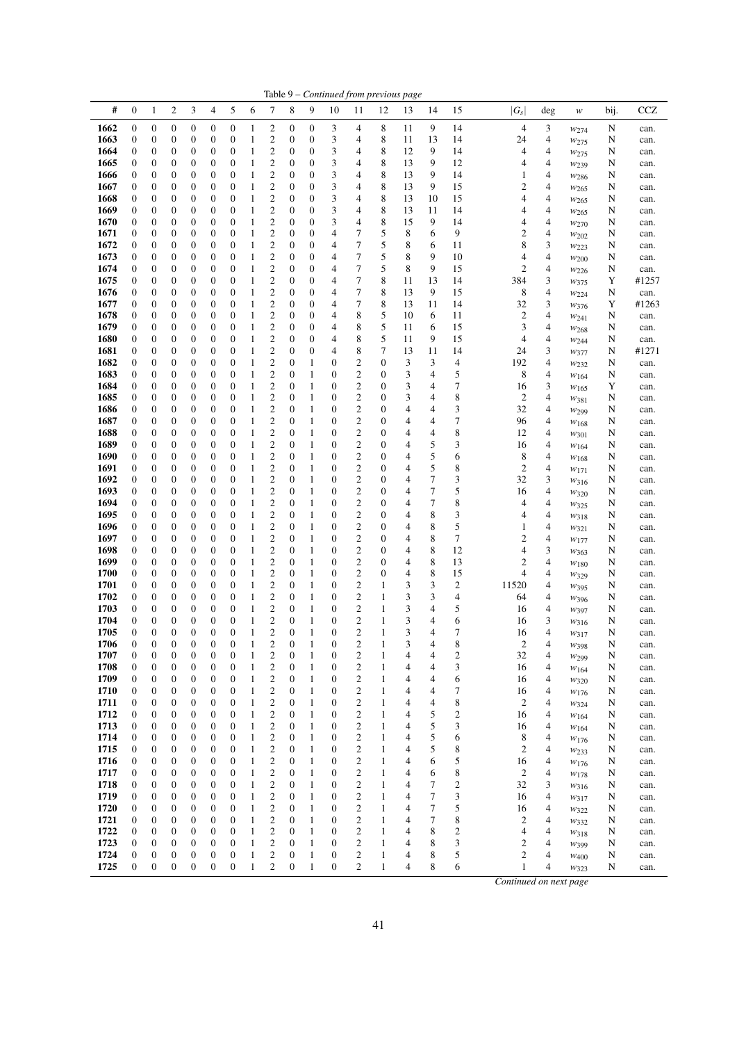Table 9 – *Continued from previous page*

| # | 0 | 1 | 2 | 3 | 4 | 5 | 6 | 7 | 8 | 9 | 10 | 11 | 12 | 13 | 14 | 15 | $\|G_s\|$ | deg | $w$ | bij. | CCZ |
|---|---|---|---|---|---|---|---|---|---|---|---|---|---|---|---|---|---|---|---|---|---|
| **1662** | 0 | 0 | 0 | 0 | 0 | 0 | 1 | 2 | 0 | 0 | 3 | 4 | 8 | 11 | 9 | 14 | 4 | 3 | $w_{274}$ | N | can. |
| **1663** | 0 | 0 | 0 | 0 | 0 | 0 | 1 | 2 | 0 | 0 | 3 | 4 | 8 | 11 | 13 | 14 | 24 | 4 | $w_{275}$ | N | can. |
| **1664** | 0 | 0 | 0 | 0 | 0 | 0 | 1 | 2 | 0 | 0 | 3 | 4 | 8 | 12 | 9 | 14 | 4 | 4 | $w_{275}$ | N | can. |
| **1665** | 0 | 0 | 0 | 0 | 0 | 0 | 1 | 2 | 0 | 0 | 3 | 4 | 8 | 13 | 9 | 12 | 4 | 4 | $w_{239}$ | N | can. |
| **1666** | 0 | 0 | 0 | 0 | 0 | 0 | 1 | 2 | 0 | 0 | 3 | 4 | 8 | 13 | 9 | 14 | 1 | 4 | $w_{286}$ | N | can. |
| **1667** | 0 | 0 | 0 | 0 | 0 | 0 | 1 | 2 | 0 | 0 | 3 | 4 | 8 | 13 | 9 | 15 | 2 | 4 | $w_{265}$ | N | can. |
| **1668** | 0 | 0 | 0 | 0 | 0 | 0 | 1 | 2 | 0 | 0 | 3 | 4 | 8 | 13 | 10 | 15 | 4 | 4 | $w_{265}$ | N | can. |
| **1669** | 0 | 0 | 0 | 0 | 0 | 0 | 1 | 2 | 0 | 0 | 3 | 4 | 8 | 13 | 11 | 14 | 4 | 4 | $w_{265}$ | N | can. |
| **1670** | 0 | 0 | 0 | 0 | 0 | 0 | 1 | 2 | 0 | 0 | 3 | 4 | 8 | 15 | 9 | 14 | 4 | 4 | $w_{270}$ | N | can. |
| **1671** | 0 | 0 | 0 | 0 | 0 | 0 | 1 | 2 | 0 | 0 | 4 | 7 | 5 | 8 | 6 | 9 | 2 | 4 | $w_{202}$ | N | can. |
| **1672** | 0 | 0 | 0 | 0 | 0 | 0 | 1 | 2 | 0 | 0 | 4 | 7 | 5 | 8 | 6 | 11 | 8 | 3 | $w_{223}$ | N | can. |
| **1673** | 0 | 0 | 0 | 0 | 0 | 0 | 1 | 2 | 0 | 0 | 4 | 7 | 5 | 8 | 9 | 10 | 4 | 4 | $w_{200}$ | N | can. |
| **1674** | 0 | 0 | 0 | 0 | 0 | 0 | 1 | 2 | 0 | 0 | 4 | 7 | 5 | 8 | 9 | 15 | 2 | 4 | $w_{226}$ | N | can. |
| **1675** | 0 | 0 | 0 | 0 | 0 | 0 | 1 | 2 | 0 | 0 | 4 | 7 | 8 | 11 | 13 | 14 | 384 | 3 | $w_{375}$ | Y | #1257 |
| **1676** | 0 | 0 | 0 | 0 | 0 | 0 | 1 | 2 | 0 | 0 | 4 | 7 | 8 | 13 | 9 | 15 | 8 | 4 | $w_{224}$ | N | can. |
| **1677** | 0 | 0 | 0 | 0 | 0 | 0 | 1 | 2 | 0 | 0 | 4 | 7 | 8 | 13 | 11 | 14 | 32 | 3 | $w_{376}$ | Y | #1263 |
| **1678** | 0 | 0 | 0 | 0 | 0 | 0 | 1 | 2 | 0 | 0 | 4 | 8 | 5 | 10 | 6 | 11 | 2 | 4 | $w_{241}$ | N | can. |
| **1679** | 0 | 0 | 0 | 0 | 0 | 0 | 1 | 2 | 0 | 0 | 4 | 8 | 5 | 11 | 6 | 15 | 3 | 4 | $w_{268}$ | N | can. |
| **1680** | 0 | 0 | 0 | 0 | 0 | 0 | 1 | 2 | 0 | 0 | 4 | 8 | 5 | 11 | 9 | 15 | 4 | 4 | $w_{244}$ | N | can. |
| **1681** | 0 | 0 | 0 | 0 | 0 | 0 | 1 | 2 | 0 | 0 | 4 | 8 | 7 | 13 | 11 | 14 | 24 | 3 | $w_{377}$ | N | #1271 |
| **1682** | 0 | 0 | 0 | 0 | 0 | 0 | 1 | 2 | 0 | 1 | 0 | 2 | 0 | 3 | 3 | 4 | 192 | 4 | $w_{232}$ | N | can. |
| **1683** | 0 | 0 | 0 | 0 | 0 | 0 | 1 | 2 | 0 | 1 | 0 | 2 | 0 | 3 | 4 | 5 | 8 | 4 | $w_{164}$ | N | can. |
| **1684** | 0 | 0 | 0 | 0 | 0 | 0 | 1 | 2 | 0 | 1 | 0 | 2 | 0 | 3 | 4 | 7 | 16 | 3 | $w_{165}$ | Y | can. |
| **1685** | 0 | 0 | 0 | 0 | 0 | 0 | 1 | 2 | 0 | 1 | 0 | 2 | 0 | 3 | 4 | 8 | 2 | 4 | $w_{381}$ | N | can. |
| **1686** | 0 | 0 | 0 | 0 | 0 | 0 | 1 | 2 | 0 | 1 | 0 | 2 | 0 | 4 | 4 | 3 | 32 | 4 | $w_{299}$ | N | can. |
| **1687** | 0 | 0 | 0 | 0 | 0 | 0 | 1 | 2 | 0 | 1 | 0 | 2 | 0 | 4 | 4 | 7 | 96 | 4 | $w_{168}$ | N | can. |
| **1688** | 0 | 0 | 0 | 0 | 0 | 0 | 1 | 2 | 0 | 1 | 0 | 2 | 0 | 4 | 4 | 8 | 12 | 4 | $w_{301}$ | N | can. |
| **1689** | 0 | 0 | 0 | 0 | 0 | 0 | 1 | 2 | 0 | 1 | 0 | 2 | 0 | 4 | 5 | 3 | 16 | 4 | $w_{164}$ | N | can. |
| **1690** | 0 | 0 | 0 | 0 | 0 | 0 | 1 | 2 | 0 | 1 | 0 | 2 | 0 | 4 | 5 | 6 | 8 | 4 | $w_{168}$ | N | can. |
| **1691** | 0 | 0 | 0 | 0 | 0 | 0 | 1 | 2 | 0 | 1 | 0 | 2 | 0 | 4 | 5 | 8 | 2 | 4 | $w_{171}$ | N | can. |
| **1692** | 0 | 0 | 0 | 0 | 0 | 0 | 1 | 2 | 0 | 1 | 0 | 2 | 0 | 4 | 7 | 3 | 32 | 3 | $w_{316}$ | N | can. |
| **1693** | 0 | 0 | 0 | 0 | 0 | 0 | 1 | 2 | 0 | 1 | 0 | 2 | 0 | 4 | 7 | 5 | 16 | 4 | $w_{320}$ | N | can. |
| **1694** | 0 | 0 | 0 | 0 | 0 | 0 | 1 | 2 | 0 | 1 | 0 | 2 | 0 | 4 | 7 | 8 | 4 | 4 | $w_{325}$ | N | can. |
| **1695** | 0 | 0 | 0 | 0 | 0 | 0 | 1 | 2 | 0 | 1 | 0 | 2 | 0 | 4 | 8 | 3 | 4 | 4 | $w_{318}$ | N | can. |
| **1696** | 0 | 0 | 0 | 0 | 0 | 0 | 1 | 2 | 0 | 1 | 0 | 2 | 0 | 4 | 8 | 5 | 1 | 4 | $w_{321}$ | N | can. |
| **1697** | 0 | 0 | 0 | 0 | 0 | 0 | 1 | 2 | 0 | 1 | 0 | 2 | 0 | 4 | 8 | 7 | 2 | 4 | $w_{177}$ | N | can. |
| **1698** | 0 | 0 | 0 | 0 | 0 | 0 | 1 | 2 | 0 | 1 | 0 | 2 | 0 | 4 | 8 | 12 | 4 | 3 | $w_{363}$ | N | can. |
| **1699** | 0 | 0 | 0 | 0 | 0 | 0 | 1 | 2 | 0 | 1 | 0 | 2 | 0 | 4 | 8 | 13 | 2 | 4 | $w_{180}$ | N | can. |
| **1700** | 0 | 0 | 0 | 0 | 0 | 0 | 1 | 2 | 0 | 1 | 0 | 2 | 0 | 4 | 8 | 15 | 4 | 4 | $w_{329}$ | N | can. |
| **1701** | 0 | 0 | 0 | 0 | 0 | 0 | 1 | 2 | 0 | 1 | 0 | 2 | 1 | 3 | 3 | 2 | 11520 | 4 | $w_{395}$ | N | can. |
| **1702** | 0 | 0 | 0 | 0 | 0 | 0 | 1 | 2 | 0 | 1 | 0 | 2 | 1 | 3 | 3 | 4 | 64 | 4 | $w_{396}$ | N | can. |
| **1703** | 0 | 0 | 0 | 0 | 0 | 0 | 1 | 2 | 0 | 1 | 0 | 2 | 1 | 3 | 4 | 5 | 16 | 4 | $w_{397}$ | N | can. |
| **1704** | 0 | 0 | 0 | 0 | 0 | 0 | 1 | 2 | 0 | 1 | 0 | 2 | 1 | 3 | 4 | 6 | 16 | 3 | $w_{316}$ | N | can. |
| **1705** | 0 | 0 | 0 | 0 | 0 | 0 | 1 | 2 | 0 | 1 | 0 | 2 | 1 | 3 | 4 | 7 | 16 | 4 | $w_{317}$ | N | can. |
| **1706** | 0 | 0 | 0 | 0 | 0 | 0 | 1 | 2 | 0 | 1 | 0 | 2 | 1 | 3 | 4 | 8 | 2 | 4 | $w_{398}$ | N | can. |
| **1707** | 0 | 0 | 0 | 0 | 0 | 0 | 1 | 2 | 0 | 1 | 0 | 2 | 1 | 4 | 4 | 2 | 32 | 4 | $w_{299}$ | N | can. |
| **1708** | 0 | 0 | 0 | 0 | 0 | 0 | 1 | 2 | 0 | 1 | 0 | 2 | 1 | 4 | 4 | 3 | 16 | 4 | $w_{164}$ | N | can. |
| **1709** | 0 | 0 | 0 | 0 | 0 | 0 | 1 | 2 | 0 | 1 | 0 | 2 | 1 | 4 | 4 | 6 | 16 | 4 | $w_{320}$ | N | can. |
| **1710** | 0 | 0 | 0 | 0 | 0 | 0 | 1 | 2 | 0 | 1 | 0 | 2 | 1 | 4 | 4 | 7 | 16 | 4 | $w_{176}$ | N | can. |
| **1711** | 0 | 0 | 0 | 0 | 0 | 0 | 1 | 2 | 0 | 1 | 0 | 2 | 1 | 4 | 4 | 8 | 2 | 4 | $w_{324}$ | N | can. |
| **1712** | 0 | 0 | 0 | 0 | 0 | 0 | 1 | 2 | 0 | 1 | 0 | 2 | 1 | 4 | 5 | 2 | 16 | 4 | $w_{164}$ | N | can. |
| **1713** | 0 | 0 | 0 | 0 | 0 | 0 | 1 | 2 | 0 | 1 | 0 | 2 | 1 | 4 | 5 | 3 | 16 | 4 | $w_{164}$ | N | can. |
| **1714** | 0 | 0 | 0 | 0 | 0 | 0 | 1 | 2 | 0 | 1 | 0 | 2 | 1 | 4 | 5 | 6 | 8 | 4 | $w_{176}$ | N | can. |
| **1715** | 0 | 0 | 0 | 0 | 0 | 0 | 1 | 2 | 0 | 1 | 0 | 2 | 1 | 4 | 5 | 8 | 2 | 4 | $w_{233}$ | N | can. |
| **1716** | 0 | 0 | 0 | 0 | 0 | 0 | 1 | 2 | 0 | 1 | 0 | 2 | 1 | 4 | 6 | 5 | 16 | 4 | $w_{176}$ | N | can. |
| **1717** | 0 | 0 | 0 | 0 | 0 | 0 | 1 | 2 | 0 | 1 | 0 | 2 | 1 | 4 | 6 | 8 | 2 | 4 | $w_{178}$ | N | can. |
| **1718** | 0 | 0 | 0 | 0 | 0 | 0 | 1 | 2 | 0 | 1 | 0 | 2 | 1 | 4 | 7 | 2 | 32 | 3 | $w_{316}$ | N | can. |
| **1719** | 0 | 0 | 0 | 0 | 0 | 0 | 1 | 2 | 0 | 1 | 0 | 2 | 1 | 4 | 7 | 3 | 16 | 4 | $w_{317}$ | N | can. |
| **1720** | 0 | 0 | 0 | 0 | 0 | 0 | 1 | 2 | 0 | 1 | 0 | 2 | 1 | 4 | 7 | 5 | 16 | 4 | $w_{322}$ | N | can. |
| **1721** | 0 | 0 | 0 | 0 | 0 | 0 | 1 | 2 | 0 | 1 | 0 | 2 | 1 | 4 | 7 | 8 | 2 | 4 | $w_{332}$ | N | can. |
| **1722** | 0 | 0 | 0 | 0 | 0 | 0 | 1 | 2 | 0 | 1 | 0 | 2 | 1 | 4 | 8 | 2 | 4 | 4 | $w_{318}$ | N | can. |
| **1723** | 0 | 0 | 0 | 0 | 0 | 0 | 1 | 2 | 0 | 1 | 0 | 2 | 1 | 4 | 8 | 3 | 2 | 4 | $w_{399}$ | N | can. |
| **1724** | 0 | 0 | 0 | 0 | 0 | 0 | 1 | 2 | 0 | 1 | 0 | 2 | 1 | 4 | 8 | 5 | 2 | 4 | $w_{400}$ | N | can. |
| **1725** | 0 | 0 | 0 | 0 | 0 | 0 | 1 | 2 | 0 | 1 | 0 | 2 | 1 | 4 | 8 | 6 | 1 | 4 | $w_{323}$ | N | can. |

*Continued on next page*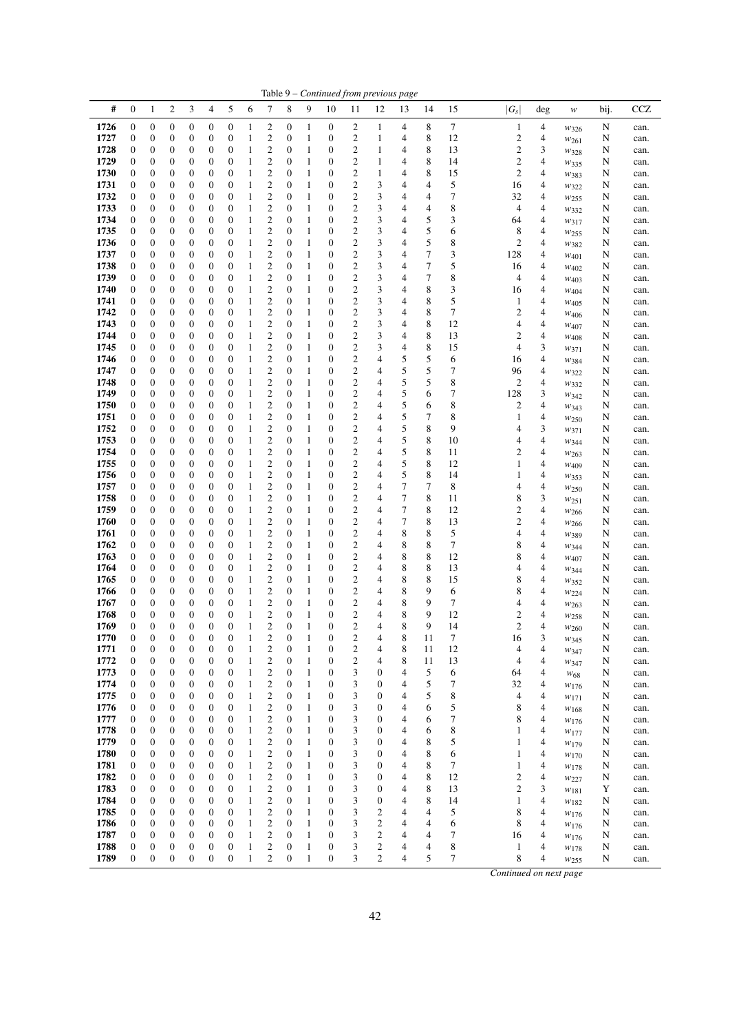Table 9 – *Continued from previous page*

| # | 0 | 1 | 2 | 3 | 4 | 5 | 6 | 7 | 8 | 9 | 10 | 11 | 12 | 13 | 14 | 15 | $\lvert G_s \rvert$ | deg | $w$ | bij. | CCZ |
|---|---|---|---|---|---|---|---|---|---|---|---|---|---|---|---|---|---|---|---|---|---|
| **1726** | 0 | 0 | 0 | 0 | 0 | 0 | 1 | 2 | 0 | 1 | 0 | 2 | 1 | 4 | 8 | 7 | 1 | 4 | $w_{326}$ | N | can. |
| **1727** | 0 | 0 | 0 | 0 | 0 | 0 | 1 | 2 | 0 | 1 | 0 | 2 | 1 | 4 | 8 | 12 | 2 | 4 | $w_{261}$ | N | can. |
| **1728** | 0 | 0 | 0 | 0 | 0 | 0 | 1 | 2 | 0 | 1 | 0 | 2 | 1 | 4 | 8 | 13 | 2 | 3 | $w_{328}$ | N | can. |
| **1729** | 0 | 0 | 0 | 0 | 0 | 0 | 1 | 2 | 0 | 1 | 0 | 2 | 1 | 4 | 8 | 14 | 2 | 4 | $w_{335}$ | N | can. |
| **1730** | 0 | 0 | 0 | 0 | 0 | 0 | 1 | 2 | 0 | 1 | 0 | 2 | 1 | 4 | 8 | 15 | 2 | 4 | $w_{383}$ | N | can. |
| **1731** | 0 | 0 | 0 | 0 | 0 | 0 | 1 | 2 | 0 | 1 | 0 | 2 | 3 | 4 | 4 | 5 | 16 | 4 | $w_{322}$ | N | can. |
| **1732** | 0 | 0 | 0 | 0 | 0 | 0 | 1 | 2 | 0 | 1 | 0 | 2 | 3 | 4 | 4 | 7 | 32 | 4 | $w_{255}$ | N | can. |
| **1733** | 0 | 0 | 0 | 0 | 0 | 0 | 1 | 2 | 0 | 1 | 0 | 2 | 3 | 4 | 4 | 8 | 4 | 4 | $w_{332}$ | N | can. |
| **1734** | 0 | 0 | 0 | 0 | 0 | 0 | 1 | 2 | 0 | 1 | 0 | 2 | 3 | 4 | 5 | 3 | 64 | 4 | $w_{317}$ | N | can. |
| **1735** | 0 | 0 | 0 | 0 | 0 | 0 | 1 | 2 | 0 | 1 | 0 | 2 | 3 | 4 | 5 | 6 | 8 | 4 | $w_{255}$ | N | can. |
| **1736** | 0 | 0 | 0 | 0 | 0 | 0 | 1 | 2 | 0 | 1 | 0 | 2 | 3 | 4 | 5 | 8 | 2 | 4 | $w_{382}$ | N | can. |
| **1737** | 0 | 0 | 0 | 0 | 0 | 0 | 1 | 2 | 0 | 1 | 0 | 2 | 3 | 4 | 7 | 3 | 128 | 4 | $w_{401}$ | N | can. |
| **1738** | 0 | 0 | 0 | 0 | 0 | 0 | 1 | 2 | 0 | 1 | 0 | 2 | 3 | 4 | 7 | 5 | 16 | 4 | $w_{402}$ | N | can. |
| **1739** | 0 | 0 | 0 | 0 | 0 | 0 | 1 | 2 | 0 | 1 | 0 | 2 | 3 | 4 | 7 | 8 | 4 | 4 | $w_{403}$ | N | can. |
| **1740** | 0 | 0 | 0 | 0 | 0 | 0 | 1 | 2 | 0 | 1 | 0 | 2 | 3 | 4 | 8 | 3 | 16 | 4 | $w_{404}$ | N | can. |
| **1741** | 0 | 0 | 0 | 0 | 0 | 0 | 1 | 2 | 0 | 1 | 0 | 2 | 3 | 4 | 8 | 5 | 1 | 4 | $w_{405}$ | N | can. |
| **1742** | 0 | 0 | 0 | 0 | 0 | 0 | 1 | 2 | 0 | 1 | 0 | 2 | 3 | 4 | 8 | 7 | 2 | 4 | $w_{406}$ | N | can. |
| **1743** | 0 | 0 | 0 | 0 | 0 | 0 | 1 | 2 | 0 | 1 | 0 | 2 | 3 | 4 | 8 | 12 | 4 | 4 | $w_{407}$ | N | can. |
| **1744** | 0 | 0 | 0 | 0 | 0 | 0 | 1 | 2 | 0 | 1 | 0 | 2 | 3 | 4 | 8 | 13 | 2 | 4 | $w_{408}$ | N | can. |
| **1745** | 0 | 0 | 0 | 0 | 0 | 0 | 1 | 2 | 0 | 1 | 0 | 2 | 3 | 4 | 8 | 15 | 4 | 3 | $w_{371}$ | N | can. |
| **1746** | 0 | 0 | 0 | 0 | 0 | 0 | 1 | 2 | 0 | 1 | 0 | 2 | 4 | 5 | 5 | 6 | 16 | 4 | $w_{384}$ | N | can. |
| **1747** | 0 | 0 | 0 | 0 | 0 | 0 | 1 | 2 | 0 | 1 | 0 | 2 | 4 | 5 | 5 | 7 | 96 | 4 | $w_{322}$ | N | can. |
| **1748** | 0 | 0 | 0 | 0 | 0 | 0 | 1 | 2 | 0 | 1 | 0 | 2 | 4 | 5 | 5 | 8 | 2 | 4 | $w_{332}$ | N | can. |
| **1749** | 0 | 0 | 0 | 0 | 0 | 0 | 1 | 2 | 0 | 1 | 0 | 2 | 4 | 5 | 6 | 7 | 128 | 3 | $w_{342}$ | N | can. |
| **1750** | 0 | 0 | 0 | 0 | 0 | 0 | 1 | 2 | 0 | 1 | 0 | 2 | 4 | 5 | 6 | 8 | 2 | 4 | $w_{343}$ | N | can. |
| **1751** | 0 | 0 | 0 | 0 | 0 | 0 | 1 | 2 | 0 | 1 | 0 | 2 | 4 | 5 | 7 | 8 | 1 | 4 | $w_{250}$ | N | can. |
| **1752** | 0 | 0 | 0 | 0 | 0 | 0 | 1 | 2 | 0 | 1 | 0 | 2 | 4 | 5 | 8 | 9 | 4 | 3 | $w_{371}$ | N | can. |
| **1753** | 0 | 0 | 0 | 0 | 0 | 0 | 1 | 2 | 0 | 1 | 0 | 2 | 4 | 5 | 8 | 10 | 4 | 4 | $w_{344}$ | N | can. |
| **1754** | 0 | 0 | 0 | 0 | 0 | 0 | 1 | 2 | 0 | 1 | 0 | 2 | 4 | 5 | 8 | 11 | 2 | 4 | $w_{263}$ | N | can. |
| **1755** | 0 | 0 | 0 | 0 | 0 | 0 | 1 | 2 | 0 | 1 | 0 | 2 | 4 | 5 | 8 | 12 | 1 | 4 | $w_{409}$ | N | can. |
| **1756** | 0 | 0 | 0 | 0 | 0 | 0 | 1 | 2 | 0 | 1 | 0 | 2 | 4 | 5 | 8 | 14 | 1 | 4 | $w_{353}$ | N | can. |
| **1757** | 0 | 0 | 0 | 0 | 0 | 0 | 1 | 2 | 0 | 1 | 0 | 2 | 4 | 7 | 7 | 8 | 4 | 4 | $w_{250}$ | N | can. |
| **1758** | 0 | 0 | 0 | 0 | 0 | 0 | 1 | 2 | 0 | 1 | 0 | 2 | 4 | 7 | 8 | 11 | 8 | 3 | $w_{251}$ | N | can. |
| **1759** | 0 | 0 | 0 | 0 | 0 | 0 | 1 | 2 | 0 | 1 | 0 | 2 | 4 | 7 | 8 | 12 | 2 | 4 | $w_{266}$ | N | can. |
| **1760** | 0 | 0 | 0 | 0 | 0 | 0 | 1 | 2 | 0 | 1 | 0 | 2 | 4 | 7 | 8 | 13 | 2 | 4 | $w_{266}$ | N | can. |
| **1761** | 0 | 0 | 0 | 0 | 0 | 0 | 1 | 2 | 0 | 1 | 0 | 2 | 4 | 8 | 8 | 5 | 4 | 4 | $w_{389}$ | N | can. |
| **1762** | 0 | 0 | 0 | 0 | 0 | 0 | 1 | 2 | 0 | 1 | 0 | 2 | 4 | 8 | 8 | 7 | 8 | 4 | $w_{344}$ | N | can. |
| **1763** | 0 | 0 | 0 | 0 | 0 | 0 | 1 | 2 | 0 | 1 | 0 | 2 | 4 | 8 | 8 | 12 | 8 | 4 | $w_{407}$ | N | can. |
| **1764** | 0 | 0 | 0 | 0 | 0 | 0 | 1 | 2 | 0 | 1 | 0 | 2 | 4 | 8 | 8 | 13 | 4 | 4 | $w_{344}$ | N | can. |
| **1765** | 0 | 0 | 0 | 0 | 0 | 0 | 1 | 2 | 0 | 1 | 0 | 2 | 4 | 8 | 8 | 15 | 8 | 4 | $w_{352}$ | N | can. |
| **1766** | 0 | 0 | 0 | 0 | 0 | 0 | 1 | 2 | 0 | 1 | 0 | 2 | 4 | 8 | 9 | 6 | 8 | 4 | $w_{224}$ | N | can. |
| **1767** | 0 | 0 | 0 | 0 | 0 | 0 | 1 | 2 | 0 | 1 | 0 | 2 | 4 | 8 | 9 | 7 | 4 | 4 | $w_{263}$ | N | can. |
| **1768** | 0 | 0 | 0 | 0 | 0 | 0 | 1 | 2 | 0 | 1 | 0 | 2 | 4 | 8 | 9 | 12 | 2 | 4 | $w_{258}$ | N | can. |
| **1769** | 0 | 0 | 0 | 0 | 0 | 0 | 1 | 2 | 0 | 1 | 0 | 2 | 4 | 8 | 9 | 14 | 2 | 4 | $w_{260}$ | N | can. |
| **1770** | 0 | 0 | 0 | 0 | 0 | 0 | 1 | 2 | 0 | 1 | 0 | 2 | 4 | 8 | 11 | 7 | 16 | 3 | $w_{345}$ | N | can. |
| **1771** | 0 | 0 | 0 | 0 | 0 | 0 | 1 | 2 | 0 | 1 | 0 | 2 | 4 | 8 | 11 | 12 | 4 | 4 | $w_{347}$ | N | can. |
| **1772** | 0 | 0 | 0 | 0 | 0 | 0 | 1 | 2 | 0 | 1 | 0 | 2 | 4 | 8 | 11 | 13 | 4 | 4 | $w_{347}$ | N | can. |
| **1773** | 0 | 0 | 0 | 0 | 0 | 0 | 1 | 2 | 0 | 1 | 0 | 3 | 0 | 4 | 5 | 6 | 64 | 4 | $w_{68}$ | N | can. |
| **1774** | 0 | 0 | 0 | 0 | 0 | 0 | 1 | 2 | 0 | 1 | 0 | 3 | 0 | 4 | 5 | 7 | 32 | 4 | $w_{176}$ | N | can. |
| **1775** | 0 | 0 | 0 | 0 | 0 | 0 | 1 | 2 | 0 | 1 | 0 | 3 | 0 | 4 | 5 | 8 | 4 | 4 | $w_{171}$ | N | can. |
| **1776** | 0 | 0 | 0 | 0 | 0 | 0 | 1 | 2 | 0 | 1 | 0 | 3 | 0 | 4 | 6 | 5 | 8 | 4 | $w_{168}$ | N | can. |
| **1777** | 0 | 0 | 0 | 0 | 0 | 0 | 1 | 2 | 0 | 1 | 0 | 3 | 0 | 4 | 6 | 7 | 8 | 4 | $w_{176}$ | N | can. |
| **1778** | 0 | 0 | 0 | 0 | 0 | 0 | 1 | 2 | 0 | 1 | 0 | 3 | 0 | 4 | 6 | 8 | 1 | 4 | $w_{177}$ | N | can. |
| **1779** | 0 | 0 | 0 | 0 | 0 | 0 | 1 | 2 | 0 | 1 | 0 | 3 | 0 | 4 | 8 | 5 | 1 | 4 | $w_{179}$ | N | can. |
| **1780** | 0 | 0 | 0 | 0 | 0 | 0 | 1 | 2 | 0 | 1 | 0 | 3 | 0 | 4 | 8 | 6 | 1 | 4 | $w_{170}$ | N | can. |
| **1781** | 0 | 0 | 0 | 0 | 0 | 0 | 1 | 2 | 0 | 1 | 0 | 3 | 0 | 4 | 8 | 7 | 1 | 4 | $w_{178}$ | N | can. |
| **1782** | 0 | 0 | 0 | 0 | 0 | 0 | 1 | 2 | 0 | 1 | 0 | 3 | 0 | 4 | 8 | 12 | 2 | 4 | $w_{227}$ | N | can. |
| **1783** | 0 | 0 | 0 | 0 | 0 | 0 | 1 | 2 | 0 | 1 | 0 | 3 | 0 | 4 | 8 | 13 | 2 | 3 | $w_{181}$ | Y | can. |
| **1784** | 0 | 0 | 0 | 0 | 0 | 0 | 1 | 2 | 0 | 1 | 0 | 3 | 0 | 4 | 8 | 14 | 1 | 4 | $w_{182}$ | N | can. |
| **1785** | 0 | 0 | 0 | 0 | 0 | 0 | 1 | 2 | 0 | 1 | 0 | 3 | 2 | 4 | 4 | 5 | 8 | 4 | $w_{176}$ | N | can. |
| **1786** | 0 | 0 | 0 | 0 | 0 | 0 | 1 | 2 | 0 | 1 | 0 | 3 | 2 | 4 | 4 | 6 | 8 | 4 | $w_{176}$ | N | can. |
| **1787** | 0 | 0 | 0 | 0 | 0 | 0 | 1 | 2 | 0 | 1 | 0 | 3 | 2 | 4 | 4 | 7 | 16 | 4 | $w_{176}$ | N | can. |
| **1788** | 0 | 0 | 0 | 0 | 0 | 0 | 1 | 2 | 0 | 1 | 0 | 3 | 2 | 4 | 4 | 8 | 1 | 4 | $w_{178}$ | N | can. |
| **1789** | 0 | 0 | 0 | 0 | 0 | 0 | 1 | 2 | 0 | 1 | 0 | 3 | 2 | 4 | 5 | 7 | 8 | 4 | $w_{255}$ | N | can. |

*Continued on next page*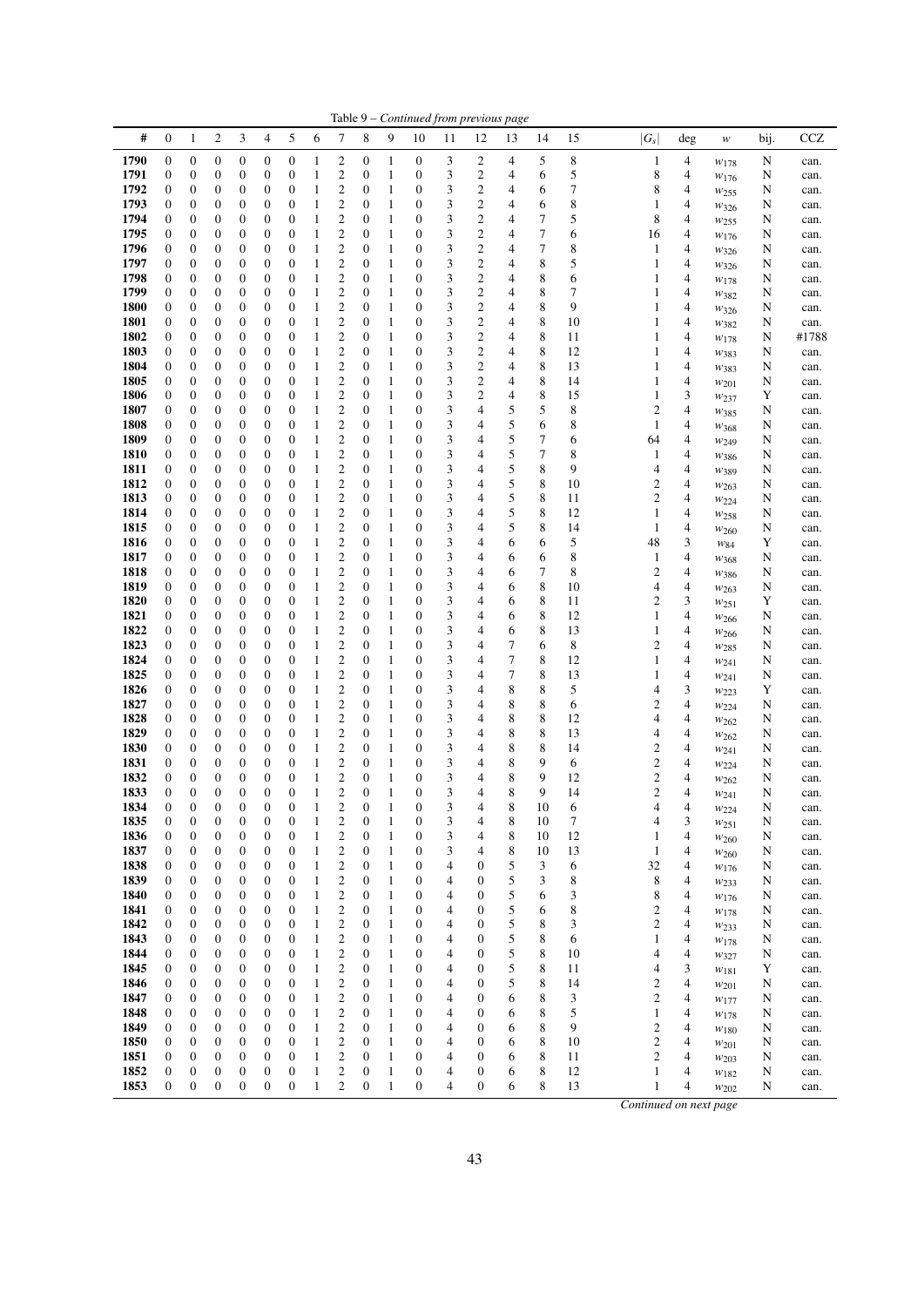Table 9 – *Continued from previous page*

| # | 0 | 1 | 2 | 3 | 4 | 5 | 6 | 7 | 8 | 9 | 10 | 11 | 12 | 13 | 14 | 15 | $\lvert G_s \rvert$ | deg | $w$ | bij. | CCZ |
|---|---|---|---|---|---|---|---|---|---|---|---|---|---|---|---|---|---|---|---|---|---|
| **1790** | 0 | 0 | 0 | 0 | 0 | 0 | 1 | 2 | 0 | 1 | 0 | 3 | 2 | 4 | 5 | 8 | 1 | 4 | $w_{178}$ | N | can. |
| **1791** | 0 | 0 | 0 | 0 | 0 | 0 | 1 | 2 | 0 | 1 | 0 | 3 | 2 | 4 | 6 | 5 | 8 | 4 | $w_{176}$ | N | can. |
| **1792** | 0 | 0 | 0 | 0 | 0 | 0 | 1 | 2 | 0 | 1 | 0 | 3 | 2 | 4 | 6 | 7 | 8 | 4 | $w_{255}$ | N | can. |
| **1793** | 0 | 0 | 0 | 0 | 0 | 0 | 1 | 2 | 0 | 1 | 0 | 3 | 2 | 4 | 6 | 8 | 1 | 4 | $w_{326}$ | N | can. |
| **1794** | 0 | 0 | 0 | 0 | 0 | 0 | 1 | 2 | 0 | 1 | 0 | 3 | 2 | 4 | 7 | 5 | 8 | 4 | $w_{255}$ | N | can. |
| **1795** | 0 | 0 | 0 | 0 | 0 | 0 | 1 | 2 | 0 | 1 | 0 | 3 | 2 | 4 | 7 | 6 | 16 | 4 | $w_{176}$ | N | can. |
| **1796** | 0 | 0 | 0 | 0 | 0 | 0 | 1 | 2 | 0 | 1 | 0 | 3 | 2 | 4 | 7 | 8 | 1 | 4 | $w_{326}$ | N | can. |
| **1797** | 0 | 0 | 0 | 0 | 0 | 0 | 1 | 2 | 0 | 1 | 0 | 3 | 2 | 4 | 8 | 5 | 1 | 4 | $w_{326}$ | N | can. |
| **1798** | 0 | 0 | 0 | 0 | 0 | 0 | 1 | 2 | 0 | 1 | 0 | 3 | 2 | 4 | 8 | 6 | 1 | 4 | $w_{178}$ | N | can. |
| **1799** | 0 | 0 | 0 | 0 | 0 | 0 | 1 | 2 | 0 | 1 | 0 | 3 | 2 | 4 | 8 | 7 | 1 | 4 | $w_{382}$ | N | can. |
| **1800** | 0 | 0 | 0 | 0 | 0 | 0 | 1 | 2 | 0 | 1 | 0 | 3 | 2 | 4 | 8 | 9 | 1 | 4 | $w_{326}$ | N | can. |
| **1801** | 0 | 0 | 0 | 0 | 0 | 0 | 1 | 2 | 0 | 1 | 0 | 3 | 2 | 4 | 8 | 10 | 1 | 4 | $w_{382}$ | N | can. |
| **1802** | 0 | 0 | 0 | 0 | 0 | 0 | 1 | 2 | 0 | 1 | 0 | 3 | 2 | 4 | 8 | 11 | 1 | 4 | $w_{178}$ | N | #1788 |
| **1803** | 0 | 0 | 0 | 0 | 0 | 0 | 1 | 2 | 0 | 1 | 0 | 3 | 2 | 4 | 8 | 12 | 1 | 4 | $w_{383}$ | N | can. |
| **1804** | 0 | 0 | 0 | 0 | 0 | 0 | 1 | 2 | 0 | 1 | 0 | 3 | 2 | 4 | 8 | 13 | 1 | 4 | $w_{383}$ | N | can. |
| **1805** | 0 | 0 | 0 | 0 | 0 | 0 | 1 | 2 | 0 | 1 | 0 | 3 | 2 | 4 | 8 | 14 | 1 | 4 | $w_{201}$ | N | can. |
| **1806** | 0 | 0 | 0 | 0 | 0 | 0 | 1 | 2 | 0 | 1 | 0 | 3 | 2 | 4 | 8 | 15 | 1 | 3 | $w_{237}$ | Y | can. |
| **1807** | 0 | 0 | 0 | 0 | 0 | 0 | 1 | 2 | 0 | 1 | 0 | 3 | 4 | 5 | 5 | 8 | 2 | 4 | $w_{385}$ | N | can. |
| **1808** | 0 | 0 | 0 | 0 | 0 | 0 | 1 | 2 | 0 | 1 | 0 | 3 | 4 | 5 | 6 | 8 | 1 | 4 | $w_{368}$ | N | can. |
| **1809** | 0 | 0 | 0 | 0 | 0 | 0 | 1 | 2 | 0 | 1 | 0 | 3 | 4 | 5 | 7 | 6 | 64 | 4 | $w_{249}$ | N | can. |
| **1810** | 0 | 0 | 0 | 0 | 0 | 0 | 1 | 2 | 0 | 1 | 0 | 3 | 4 | 5 | 7 | 8 | 1 | 4 | $w_{386}$ | N | can. |
| **1811** | 0 | 0 | 0 | 0 | 0 | 0 | 1 | 2 | 0 | 1 | 0 | 3 | 4 | 5 | 8 | 9 | 4 | 4 | $w_{389}$ | N | can. |
| **1812** | 0 | 0 | 0 | 0 | 0 | 0 | 1 | 2 | 0 | 1 | 0 | 3 | 4 | 5 | 8 | 10 | 2 | 4 | $w_{263}$ | N | can. |
| **1813** | 0 | 0 | 0 | 0 | 0 | 0 | 1 | 2 | 0 | 1 | 0 | 3 | 4 | 5 | 8 | 11 | 2 | 4 | $w_{224}$ | N | can. |
| **1814** | 0 | 0 | 0 | 0 | 0 | 0 | 1 | 2 | 0 | 1 | 0 | 3 | 4 | 5 | 8 | 12 | 1 | 4 | $w_{258}$ | N | can. |
| **1815** | 0 | 0 | 0 | 0 | 0 | 0 | 1 | 2 | 0 | 1 | 0 | 3 | 4 | 5 | 8 | 14 | 1 | 4 | $w_{260}$ | N | can. |
| **1816** | 0 | 0 | 0 | 0 | 0 | 0 | 1 | 2 | 0 | 1 | 0 | 3 | 4 | 6 | 6 | 5 | 48 | 3 | $w_{84}$ | Y | can. |
| **1817** | 0 | 0 | 0 | 0 | 0 | 0 | 1 | 2 | 0 | 1 | 0 | 3 | 4 | 6 | 6 | 8 | 1 | 4 | $w_{368}$ | N | can. |
| **1818** | 0 | 0 | 0 | 0 | 0 | 0 | 1 | 2 | 0 | 1 | 0 | 3 | 4 | 6 | 7 | 8 | 2 | 4 | $w_{386}$ | N | can. |
| **1819** | 0 | 0 | 0 | 0 | 0 | 0 | 1 | 2 | 0 | 1 | 0 | 3 | 4 | 6 | 8 | 10 | 4 | 4 | $w_{263}$ | N | can. |
| **1820** | 0 | 0 | 0 | 0 | 0 | 0 | 1 | 2 | 0 | 1 | 0 | 3 | 4 | 6 | 8 | 11 | 2 | 3 | $w_{251}$ | Y | can. |
| **1821** | 0 | 0 | 0 | 0 | 0 | 0 | 1 | 2 | 0 | 1 | 0 | 3 | 4 | 6 | 8 | 12 | 1 | 4 | $w_{266}$ | N | can. |
| **1822** | 0 | 0 | 0 | 0 | 0 | 0 | 1 | 2 | 0 | 1 | 0 | 3 | 4 | 6 | 8 | 13 | 1 | 4 | $w_{266}$ | N | can. |
| **1823** | 0 | 0 | 0 | 0 | 0 | 0 | 1 | 2 | 0 | 1 | 0 | 3 | 4 | 7 | 6 | 8 | 2 | 4 | $w_{285}$ | N | can. |
| **1824** | 0 | 0 | 0 | 0 | 0 | 0 | 1 | 2 | 0 | 1 | 0 | 3 | 4 | 7 | 8 | 12 | 1 | 4 | $w_{241}$ | N | can. |
| **1825** | 0 | 0 | 0 | 0 | 0 | 0 | 1 | 2 | 0 | 1 | 0 | 3 | 4 | 7 | 8 | 13 | 1 | 4 | $w_{241}$ | N | can. |
| **1826** | 0 | 0 | 0 | 0 | 0 | 0 | 1 | 2 | 0 | 1 | 0 | 3 | 4 | 8 | 8 | 5 | 4 | 3 | $w_{223}$ | Y | can. |
| **1827** | 0 | 0 | 0 | 0 | 0 | 0 | 1 | 2 | 0 | 1 | 0 | 3 | 4 | 8 | 8 | 6 | 2 | 4 | $w_{224}$ | N | can. |
| **1828** | 0 | 0 | 0 | 0 | 0 | 0 | 1 | 2 | 0 | 1 | 0 | 3 | 4 | 8 | 8 | 12 | 4 | 4 | $w_{262}$ | N | can. |
| **1829** | 0 | 0 | 0 | 0 | 0 | 0 | 1 | 2 | 0 | 1 | 0 | 3 | 4 | 8 | 8 | 13 | 4 | 4 | $w_{262}$ | N | can. |
| **1830** | 0 | 0 | 0 | 0 | 0 | 0 | 1 | 2 | 0 | 1 | 0 | 3 | 4 | 8 | 8 | 14 | 2 | 4 | $w_{241}$ | N | can. |
| **1831** | 0 | 0 | 0 | 0 | 0 | 0 | 1 | 2 | 0 | 1 | 0 | 3 | 4 | 8 | 9 | 6 | 2 | 4 | $w_{224}$ | N | can. |
| **1832** | 0 | 0 | 0 | 0 | 0 | 0 | 1 | 2 | 0 | 1 | 0 | 3 | 4 | 8 | 9 | 12 | 2 | 4 | $w_{262}$ | N | can. |
| **1833** | 0 | 0 | 0 | 0 | 0 | 0 | 1 | 2 | 0 | 1 | 0 | 3 | 4 | 8 | 9 | 14 | 2 | 4 | $w_{241}$ | N | can. |
| **1834** | 0 | 0 | 0 | 0 | 0 | 0 | 1 | 2 | 0 | 1 | 0 | 3 | 4 | 8 | 10 | 6 | 4 | 4 | $w_{224}$ | N | can. |
| **1835** | 0 | 0 | 0 | 0 | 0 | 0 | 1 | 2 | 0 | 1 | 0 | 3 | 4 | 8 | 10 | 7 | 4 | 3 | $w_{251}$ | Y | can. |
| **1836** | 0 | 0 | 0 | 0 | 0 | 0 | 1 | 2 | 0 | 1 | 0 | 3 | 4 | 8 | 10 | 12 | 1 | 4 | $w_{260}$ | N | can. |
| **1837** | 0 | 0 | 0 | 0 | 0 | 0 | 1 | 2 | 0 | 1 | 0 | 3 | 4 | 8 | 10 | 13 | 1 | 4 | $w_{260}$ | N | can. |
| **1838** | 0 | 0 | 0 | 0 | 0 | 0 | 1 | 2 | 0 | 1 | 0 | 4 | 0 | 5 | 3 | 6 | 32 | 4 | $w_{176}$ | N | can. |
| **1839** | 0 | 0 | 0 | 0 | 0 | 0 | 1 | 2 | 0 | 1 | 0 | 4 | 0 | 5 | 3 | 8 | 8 | 4 | $w_{233}$ | N | can. |
| **1840** | 0 | 0 | 0 | 0 | 0 | 0 | 1 | 2 | 0 | 1 | 0 | 4 | 0 | 5 | 6 | 3 | 8 | 4 | $w_{176}$ | N | can. |
| **1841** | 0 | 0 | 0 | 0 | 0 | 0 | 1 | 2 | 0 | 1 | 0 | 4 | 0 | 5 | 6 | 8 | 2 | 4 | $w_{178}$ | N | can. |
| **1842** | 0 | 0 | 0 | 0 | 0 | 0 | 1 | 2 | 0 | 1 | 0 | 4 | 0 | 5 | 8 | 3 | 2 | 4 | $w_{233}$ | N | can. |
| **1843** | 0 | 0 | 0 | 0 | 0 | 0 | 1 | 2 | 0 | 1 | 0 | 4 | 0 | 5 | 8 | 6 | 1 | 4 | $w_{178}$ | N | can. |
| **1844** | 0 | 0 | 0 | 0 | 0 | 0 | 1 | 2 | 0 | 1 | 0 | 4 | 0 | 5 | 8 | 10 | 4 | 4 | $w_{327}$ | N | can. |
| **1845** | 0 | 0 | 0 | 0 | 0 | 0 | 1 | 2 | 0 | 1 | 0 | 4 | 0 | 5 | 8 | 11 | 4 | 3 | $w_{181}$ | Y | can. |
| **1846** | 0 | 0 | 0 | 0 | 0 | 0 | 1 | 2 | 0 | 1 | 0 | 4 | 0 | 5 | 8 | 14 | 2 | 4 | $w_{201}$ | N | can. |
| **1847** | 0 | 0 | 0 | 0 | 0 | 0 | 1 | 2 | 0 | 1 | 0 | 4 | 0 | 6 | 8 | 3 | 2 | 4 | $w_{177}$ | N | can. |
| **1848** | 0 | 0 | 0 | 0 | 0 | 0 | 1 | 2 | 0 | 1 | 0 | 4 | 0 | 6 | 8 | 5 | 1 | 4 | $w_{178}$ | N | can. |
| **1849** | 0 | 0 | 0 | 0 | 0 | 0 | 1 | 2 | 0 | 1 | 0 | 4 | 0 | 6 | 8 | 9 | 2 | 4 | $w_{180}$ | N | can. |
| **1850** | 0 | 0 | 0 | 0 | 0 | 0 | 1 | 2 | 0 | 1 | 0 | 4 | 0 | 6 | 8 | 10 | 2 | 4 | $w_{201}$ | N | can. |
| **1851** | 0 | 0 | 0 | 0 | 0 | 0 | 1 | 2 | 0 | 1 | 0 | 4 | 0 | 6 | 8 | 11 | 2 | 4 | $w_{203}$ | N | can. |
| **1852** | 0 | 0 | 0 | 0 | 0 | 0 | 1 | 2 | 0 | 1 | 0 | 4 | 0 | 6 | 8 | 12 | 1 | 4 | $w_{182}$ | N | can. |
| **1853** | 0 | 0 | 0 | 0 | 0 | 0 | 1 | 2 | 0 | 1 | 0 | 4 | 0 | 6 | 8 | 13 | 1 | 4 | $w_{202}$ | N | can. |

*Continued on next page*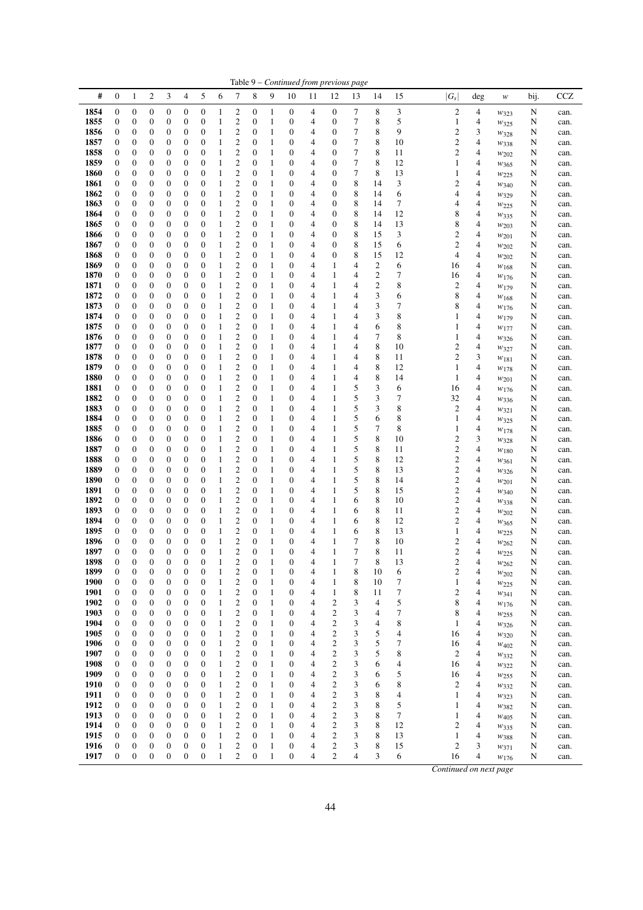Table 9 – *Continued from previous page*

| # | 0 | 1 | 2 | 3 | 4 | 5 | 6 | 7 | 8 | 9 | 10 | 11 | 12 | 13 | 14 | 15 | $\|G_s\|$ | deg | $w$ | bij. | CCZ |
|---|---|---|---|---|---|---|---|---|---|---|---|---|---|---|---|---|---|---|---|---|---|
| **1854** | 0 | 0 | 0 | 0 | 0 | 0 | 1 | 2 | 0 | 1 | 0 | 4 | 0 | 7 | 8 | 3 | 2 | 4 | $w_{323}$ | N | can. |
| **1855** | 0 | 0 | 0 | 0 | 0 | 0 | 1 | 2 | 0 | 1 | 0 | 4 | 0 | 7 | 8 | 5 | 1 | 4 | $w_{325}$ | N | can. |
| **1856** | 0 | 0 | 0 | 0 | 0 | 0 | 1 | 2 | 0 | 1 | 0 | 4 | 0 | 7 | 8 | 9 | 2 | 3 | $w_{328}$ | N | can. |
| **1857** | 0 | 0 | 0 | 0 | 0 | 0 | 1 | 2 | 0 | 1 | 0 | 4 | 0 | 7 | 8 | 10 | 2 | 4 | $w_{338}$ | N | can. |
| **1858** | 0 | 0 | 0 | 0 | 0 | 0 | 1 | 2 | 0 | 1 | 0 | 4 | 0 | 7 | 8 | 11 | 2 | 4 | $w_{202}$ | N | can. |
| **1859** | 0 | 0 | 0 | 0 | 0 | 0 | 1 | 2 | 0 | 1 | 0 | 4 | 0 | 7 | 8 | 12 | 1 | 4 | $w_{365}$ | N | can. |
| **1860** | 0 | 0 | 0 | 0 | 0 | 0 | 1 | 2 | 0 | 1 | 0 | 4 | 0 | 7 | 8 | 13 | 1 | 4 | $w_{225}$ | N | can. |
| **1861** | 0 | 0 | 0 | 0 | 0 | 0 | 1 | 2 | 0 | 1 | 0 | 4 | 0 | 8 | 14 | 3 | 2 | 4 | $w_{340}$ | N | can. |
| **1862** | 0 | 0 | 0 | 0 | 0 | 0 | 1 | 2 | 0 | 1 | 0 | 4 | 0 | 8 | 14 | 6 | 4 | 4 | $w_{329}$ | N | can. |
| **1863** | 0 | 0 | 0 | 0 | 0 | 0 | 1 | 2 | 0 | 1 | 0 | 4 | 0 | 8 | 14 | 7 | 4 | 4 | $w_{225}$ | N | can. |
| **1864** | 0 | 0 | 0 | 0 | 0 | 0 | 1 | 2 | 0 | 1 | 0 | 4 | 0 | 8 | 14 | 12 | 8 | 4 | $w_{335}$ | N | can. |
| **1865** | 0 | 0 | 0 | 0 | 0 | 0 | 1 | 2 | 0 | 1 | 0 | 4 | 0 | 8 | 14 | 13 | 8 | 4 | $w_{203}$ | N | can. |
| **1866** | 0 | 0 | 0 | 0 | 0 | 0 | 1 | 2 | 0 | 1 | 0 | 4 | 0 | 8 | 15 | 3 | 2 | 4 | $w_{201}$ | N | can. |
| **1867** | 0 | 0 | 0 | 0 | 0 | 0 | 1 | 2 | 0 | 1 | 0 | 4 | 0 | 8 | 15 | 6 | 2 | 4 | $w_{202}$ | N | can. |
| **1868** | 0 | 0 | 0 | 0 | 0 | 0 | 1 | 2 | 0 | 1 | 0 | 4 | 0 | 8 | 15 | 12 | 4 | 4 | $w_{202}$ | N | can. |
| **1869** | 0 | 0 | 0 | 0 | 0 | 0 | 1 | 2 | 0 | 1 | 0 | 4 | 1 | 4 | 2 | 6 | 16 | 4 | $w_{168}$ | N | can. |
| **1870** | 0 | 0 | 0 | 0 | 0 | 0 | 1 | 2 | 0 | 1 | 0 | 4 | 1 | 4 | 2 | 7 | 16 | 4 | $w_{176}$ | N | can. |
| **1871** | 0 | 0 | 0 | 0 | 0 | 0 | 1 | 2 | 0 | 1 | 0 | 4 | 1 | 4 | 2 | 8 | 2 | 4 | $w_{179}$ | N | can. |
| **1872** | 0 | 0 | 0 | 0 | 0 | 0 | 1 | 2 | 0 | 1 | 0 | 4 | 1 | 4 | 3 | 6 | 8 | 4 | $w_{168}$ | N | can. |
| **1873** | 0 | 0 | 0 | 0 | 0 | 0 | 1 | 2 | 0 | 1 | 0 | 4 | 1 | 4 | 3 | 7 | 8 | 4 | $w_{176}$ | N | can. |
| **1874** | 0 | 0 | 0 | 0 | 0 | 0 | 1 | 2 | 0 | 1 | 0 | 4 | 1 | 4 | 3 | 8 | 1 | 4 | $w_{179}$ | N | can. |
| **1875** | 0 | 0 | 0 | 0 | 0 | 0 | 1 | 2 | 0 | 1 | 0 | 4 | 1 | 4 | 6 | 8 | 1 | 4 | $w_{177}$ | N | can. |
| **1876** | 0 | 0 | 0 | 0 | 0 | 0 | 1 | 2 | 0 | 1 | 0 | 4 | 1 | 4 | 7 | 8 | 1 | 4 | $w_{326}$ | N | can. |
| **1877** | 0 | 0 | 0 | 0 | 0 | 0 | 1 | 2 | 0 | 1 | 0 | 4 | 1 | 4 | 8 | 10 | 2 | 4 | $w_{327}$ | N | can. |
| **1878** | 0 | 0 | 0 | 0 | 0 | 0 | 1 | 2 | 0 | 1 | 0 | 4 | 1 | 4 | 8 | 11 | 2 | 3 | $w_{181}$ | N | can. |
| **1879** | 0 | 0 | 0 | 0 | 0 | 0 | 1 | 2 | 0 | 1 | 0 | 4 | 1 | 4 | 8 | 12 | 1 | 4 | $w_{178}$ | N | can. |
| **1880** | 0 | 0 | 0 | 0 | 0 | 0 | 1 | 2 | 0 | 1 | 0 | 4 | 1 | 4 | 8 | 14 | 1 | 4 | $w_{201}$ | N | can. |
| **1881** | 0 | 0 | 0 | 0 | 0 | 0 | 1 | 2 | 0 | 1 | 0 | 4 | 1 | 5 | 3 | 6 | 16 | 4 | $w_{176}$ | N | can. |
| **1882** | 0 | 0 | 0 | 0 | 0 | 0 | 1 | 2 | 0 | 1 | 0 | 4 | 1 | 5 | 3 | 7 | 32 | 4 | $w_{336}$ | N | can. |
| **1883** | 0 | 0 | 0 | 0 | 0 | 0 | 1 | 2 | 0 | 1 | 0 | 4 | 1 | 5 | 3 | 8 | 2 | 4 | $w_{321}$ | N | can. |
| **1884** | 0 | 0 | 0 | 0 | 0 | 0 | 1 | 2 | 0 | 1 | 0 | 4 | 1 | 5 | 6 | 8 | 1 | 4 | $w_{325}$ | N | can. |
| **1885** | 0 | 0 | 0 | 0 | 0 | 0 | 1 | 2 | 0 | 1 | 0 | 4 | 1 | 5 | 7 | 8 | 1 | 4 | $w_{178}$ | N | can. |
| **1886** | 0 | 0 | 0 | 0 | 0 | 0 | 1 | 2 | 0 | 1 | 0 | 4 | 1 | 5 | 8 | 10 | 2 | 3 | $w_{328}$ | N | can. |
| **1887** | 0 | 0 | 0 | 0 | 0 | 0 | 1 | 2 | 0 | 1 | 0 | 4 | 1 | 5 | 8 | 11 | 2 | 4 | $w_{180}$ | N | can. |
| **1888** | 0 | 0 | 0 | 0 | 0 | 0 | 1 | 2 | 0 | 1 | 0 | 4 | 1 | 5 | 8 | 12 | 2 | 4 | $w_{361}$ | N | can. |
| **1889** | 0 | 0 | 0 | 0 | 0 | 0 | 1 | 2 | 0 | 1 | 0 | 4 | 1 | 5 | 8 | 13 | 2 | 4 | $w_{326}$ | N | can. |
| **1890** | 0 | 0 | 0 | 0 | 0 | 0 | 1 | 2 | 0 | 1 | 0 | 4 | 1 | 5 | 8 | 14 | 2 | 4 | $w_{201}$ | N | can. |
| **1891** | 0 | 0 | 0 | 0 | 0 | 0 | 1 | 2 | 0 | 1 | 0 | 4 | 1 | 5 | 8 | 15 | 2 | 4 | $w_{340}$ | N | can. |
| **1892** | 0 | 0 | 0 | 0 | 0 | 0 | 1 | 2 | 0 | 1 | 0 | 4 | 1 | 6 | 8 | 10 | 2 | 4 | $w_{338}$ | N | can. |
| **1893** | 0 | 0 | 0 | 0 | 0 | 0 | 1 | 2 | 0 | 1 | 0 | 4 | 1 | 6 | 8 | 11 | 2 | 4 | $w_{202}$ | N | can. |
| **1894** | 0 | 0 | 0 | 0 | 0 | 0 | 1 | 2 | 0 | 1 | 0 | 4 | 1 | 6 | 8 | 12 | 2 | 4 | $w_{365}$ | N | can. |
| **1895** | 0 | 0 | 0 | 0 | 0 | 0 | 1 | 2 | 0 | 1 | 0 | 4 | 1 | 6 | 8 | 13 | 1 | 4 | $w_{225}$ | N | can. |
| **1896** | 0 | 0 | 0 | 0 | 0 | 0 | 1 | 2 | 0 | 1 | 0 | 4 | 1 | 7 | 8 | 10 | 2 | 4 | $w_{262}$ | N | can. |
| **1897** | 0 | 0 | 0 | 0 | 0 | 0 | 1 | 2 | 0 | 1 | 0 | 4 | 1 | 7 | 8 | 11 | 2 | 4 | $w_{225}$ | N | can. |
| **1898** | 0 | 0 | 0 | 0 | 0 | 0 | 1 | 2 | 0 | 1 | 0 | 4 | 1 | 7 | 8 | 13 | 2 | 4 | $w_{262}$ | N | can. |
| **1899** | 0 | 0 | 0 | 0 | 0 | 0 | 1 | 2 | 0 | 1 | 0 | 4 | 1 | 8 | 10 | 6 | 2 | 4 | $w_{202}$ | N | can. |
| **1900** | 0 | 0 | 0 | 0 | 0 | 0 | 1 | 2 | 0 | 1 | 0 | 4 | 1 | 8 | 10 | 7 | 1 | 4 | $w_{225}$ | N | can. |
| **1901** | 0 | 0 | 0 | 0 | 0 | 0 | 1 | 2 | 0 | 1 | 0 | 4 | 1 | 8 | 11 | 7 | 2 | 4 | $w_{341}$ | N | can. |
| **1902** | 0 | 0 | 0 | 0 | 0 | 0 | 1 | 2 | 0 | 1 | 0 | 4 | 2 | 3 | 4 | 5 | 8 | 4 | $w_{176}$ | N | can. |
| **1903** | 0 | 0 | 0 | 0 | 0 | 0 | 1 | 2 | 0 | 1 | 0 | 4 | 2 | 3 | 4 | 7 | 8 | 4 | $w_{255}$ | N | can. |
| **1904** | 0 | 0 | 0 | 0 | 0 | 0 | 1 | 2 | 0 | 1 | 0 | 4 | 2 | 3 | 4 | 8 | 1 | 4 | $w_{326}$ | N | can. |
| **1905** | 0 | 0 | 0 | 0 | 0 | 0 | 1 | 2 | 0 | 1 | 0 | 4 | 2 | 3 | 5 | 4 | 16 | 4 | $w_{320}$ | N | can. |
| **1906** | 0 | 0 | 0 | 0 | 0 | 0 | 1 | 2 | 0 | 1 | 0 | 4 | 2 | 3 | 5 | 7 | 16 | 4 | $w_{402}$ | N | can. |
| **1907** | 0 | 0 | 0 | 0 | 0 | 0 | 1 | 2 | 0 | 1 | 0 | 4 | 2 | 3 | 5 | 8 | 2 | 4 | $w_{332}$ | N | can. |
| **1908** | 0 | 0 | 0 | 0 | 0 | 0 | 1 | 2 | 0 | 1 | 0 | 4 | 2 | 3 | 6 | 4 | 16 | 4 | $w_{322}$ | N | can. |
| **1909** | 0 | 0 | 0 | 0 | 0 | 0 | 1 | 2 | 0 | 1 | 0 | 4 | 2 | 3 | 6 | 5 | 16 | 4 | $w_{255}$ | N | can. |
| **1910** | 0 | 0 | 0 | 0 | 0 | 0 | 1 | 2 | 0 | 1 | 0 | 4 | 2 | 3 | 6 | 8 | 2 | 4 | $w_{332}$ | N | can. |
| **1911** | 0 | 0 | 0 | 0 | 0 | 0 | 1 | 2 | 0 | 1 | 0 | 4 | 2 | 3 | 8 | 4 | 1 | 4 | $w_{323}$ | N | can. |
| **1912** | 0 | 0 | 0 | 0 | 0 | 0 | 1 | 2 | 0 | 1 | 0 | 4 | 2 | 3 | 8 | 5 | 1 | 4 | $w_{382}$ | N | can. |
| **1913** | 0 | 0 | 0 | 0 | 0 | 0 | 1 | 2 | 0 | 1 | 0 | 4 | 2 | 3 | 8 | 7 | 1 | 4 | $w_{405}$ | N | can. |
| **1914** | 0 | 0 | 0 | 0 | 0 | 0 | 1 | 2 | 0 | 1 | 0 | 4 | 2 | 3 | 8 | 12 | 2 | 4 | $w_{335}$ | N | can. |
| **1915** | 0 | 0 | 0 | 0 | 0 | 0 | 1 | 2 | 0 | 1 | 0 | 4 | 2 | 3 | 8 | 13 | 1 | 4 | $w_{388}$ | N | can. |
| **1916** | 0 | 0 | 0 | 0 | 0 | 0 | 1 | 2 | 0 | 1 | 0 | 4 | 2 | 3 | 8 | 15 | 2 | 3 | $w_{371}$ | N | can. |
| **1917** | 0 | 0 | 0 | 0 | 0 | 0 | 1 | 2 | 0 | 1 | 0 | 4 | 2 | 4 | 3 | 6 | 16 | 4 | $w_{176}$ | N | can. |

*Continued on next page*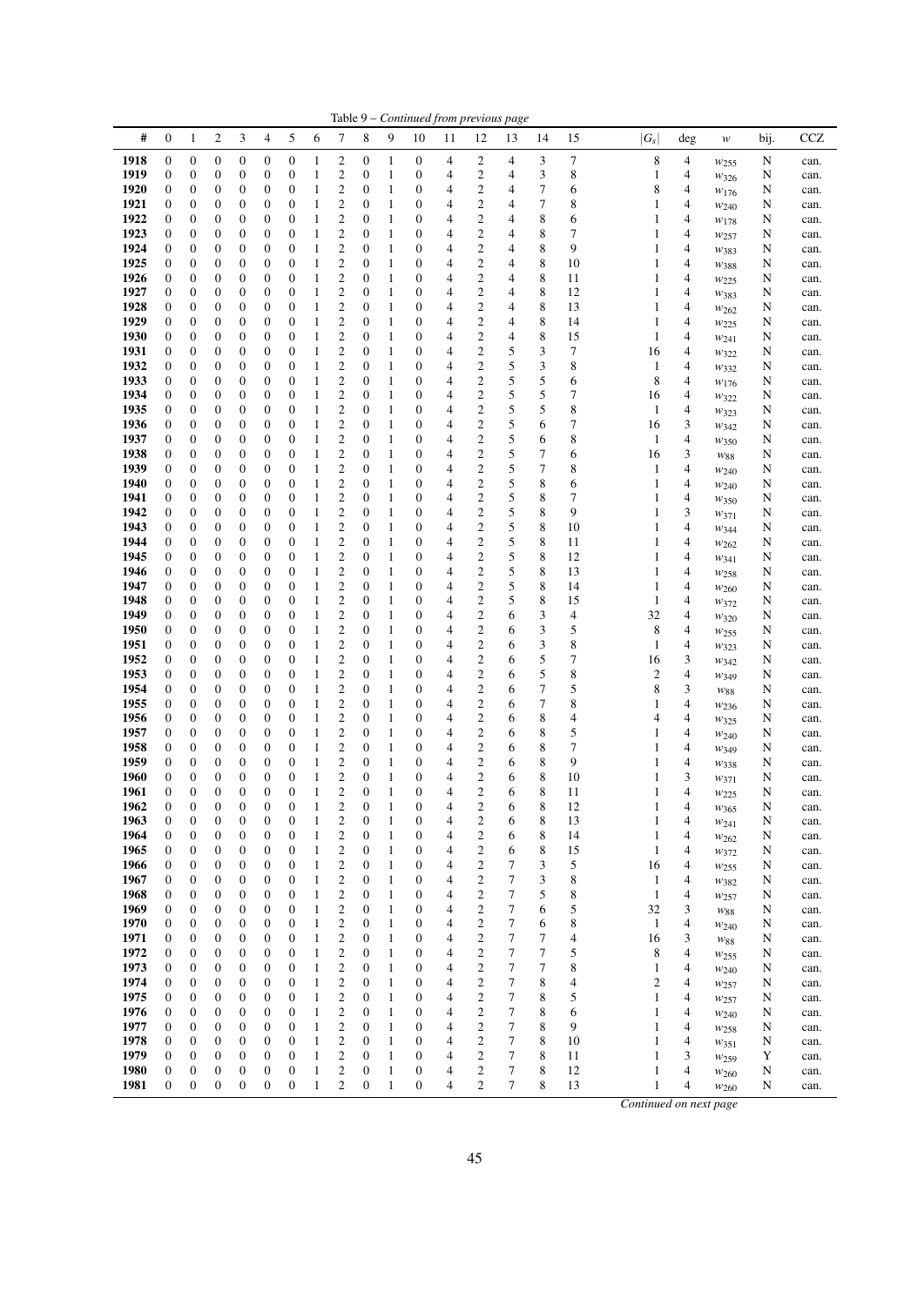Table 9 – *Continued from previous page*

| # | 0 | 1 | 2 | 3 | 4 | 5 | 6 | 7 | 8 | 9 | 10 | 11 | 12 | 13 | 14 | 15 | $\vert G_s\vert$ | deg | $w$ | bij. | CCZ |
|---|---|---|---|---|---|---|---|---|---|---|---|---|---|---|---|---|---|---|---|---|---|
| **1918** | 0 | 0 | 0 | 0 | 0 | 0 | 1 | 2 | 0 | 1 | 0 | 4 | 2 | 4 | 3 | 7 | 8 | 4 | $w_{255}$ | N | can. |
| **1919** | 0 | 0 | 0 | 0 | 0 | 0 | 1 | 2 | 0 | 1 | 0 | 4 | 2 | 4 | 3 | 8 | 1 | 4 | $w_{326}$ | N | can. |
| **1920** | 0 | 0 | 0 | 0 | 0 | 0 | 1 | 2 | 0 | 1 | 0 | 4 | 2 | 4 | 7 | 6 | 8 | 4 | $w_{176}$ | N | can. |
| **1921** | 0 | 0 | 0 | 0 | 0 | 0 | 1 | 2 | 0 | 1 | 0 | 4 | 2 | 4 | 7 | 8 | 1 | 4 | $w_{240}$ | N | can. |
| **1922** | 0 | 0 | 0 | 0 | 0 | 0 | 1 | 2 | 0 | 1 | 0 | 4 | 2 | 4 | 8 | 6 | 1 | 4 | $w_{178}$ | N | can. |
| **1923** | 0 | 0 | 0 | 0 | 0 | 0 | 1 | 2 | 0 | 1 | 0 | 4 | 2 | 4 | 8 | 7 | 1 | 4 | $w_{257}$ | N | can. |
| **1924** | 0 | 0 | 0 | 0 | 0 | 0 | 1 | 2 | 0 | 1 | 0 | 4 | 2 | 4 | 8 | 9 | 1 | 4 | $w_{383}$ | N | can. |
| **1925** | 0 | 0 | 0 | 0 | 0 | 0 | 1 | 2 | 0 | 1 | 0 | 4 | 2 | 4 | 8 | 10 | 1 | 4 | $w_{388}$ | N | can. |
| **1926** | 0 | 0 | 0 | 0 | 0 | 0 | 1 | 2 | 0 | 1 | 0 | 4 | 2 | 4 | 8 | 11 | 1 | 4 | $w_{225}$ | N | can. |
| **1927** | 0 | 0 | 0 | 0 | 0 | 0 | 1 | 2 | 0 | 1 | 0 | 4 | 2 | 4 | 8 | 12 | 1 | 4 | $w_{383}$ | N | can. |
| **1928** | 0 | 0 | 0 | 0 | 0 | 0 | 1 | 2 | 0 | 1 | 0 | 4 | 2 | 4 | 8 | 13 | 1 | 4 | $w_{262}$ | N | can. |
| **1929** | 0 | 0 | 0 | 0 | 0 | 0 | 1 | 2 | 0 | 1 | 0 | 4 | 2 | 4 | 8 | 14 | 1 | 4 | $w_{225}$ | N | can. |
| **1930** | 0 | 0 | 0 | 0 | 0 | 0 | 1 | 2 | 0 | 1 | 0 | 4 | 2 | 4 | 8 | 15 | 1 | 4 | $w_{241}$ | N | can. |
| **1931** | 0 | 0 | 0 | 0 | 0 | 0 | 1 | 2 | 0 | 1 | 0 | 4 | 2 | 5 | 3 | 7 | 16 | 4 | $w_{322}$ | N | can. |
| **1932** | 0 | 0 | 0 | 0 | 0 | 0 | 1 | 2 | 0 | 1 | 0 | 4 | 2 | 5 | 3 | 8 | 1 | 4 | $w_{332}$ | N | can. |
| **1933** | 0 | 0 | 0 | 0 | 0 | 0 | 1 | 2 | 0 | 1 | 0 | 4 | 2 | 5 | 5 | 6 | 8 | 4 | $w_{176}$ | N | can. |
| **1934** | 0 | 0 | 0 | 0 | 0 | 0 | 1 | 2 | 0 | 1 | 0 | 4 | 2 | 5 | 5 | 7 | 16 | 4 | $w_{322}$ | N | can. |
| **1935** | 0 | 0 | 0 | 0 | 0 | 0 | 1 | 2 | 0 | 1 | 0 | 4 | 2 | 5 | 5 | 8 | 1 | 4 | $w_{323}$ | N | can. |
| **1936** | 0 | 0 | 0 | 0 | 0 | 0 | 1 | 2 | 0 | 1 | 0 | 4 | 2 | 5 | 6 | 7 | 16 | 3 | $w_{342}$ | N | can. |
| **1937** | 0 | 0 | 0 | 0 | 0 | 0 | 1 | 2 | 0 | 1 | 0 | 4 | 2 | 5 | 6 | 8 | 1 | 4 | $w_{350}$ | N | can. |
| **1938** | 0 | 0 | 0 | 0 | 0 | 0 | 1 | 2 | 0 | 1 | 0 | 4 | 2 | 5 | 7 | 6 | 16 | 3 | $w_{88}$ | N | can. |
| **1939** | 0 | 0 | 0 | 0 | 0 | 0 | 1 | 2 | 0 | 1 | 0 | 4 | 2 | 5 | 7 | 8 | 1 | 4 | $w_{240}$ | N | can. |
| **1940** | 0 | 0 | 0 | 0 | 0 | 0 | 1 | 2 | 0 | 1 | 0 | 4 | 2 | 5 | 8 | 6 | 1 | 4 | $w_{240}$ | N | can. |
| **1941** | 0 | 0 | 0 | 0 | 0 | 0 | 1 | 2 | 0 | 1 | 0 | 4 | 2 | 5 | 8 | 7 | 1 | 4 | $w_{350}$ | N | can. |
| **1942** | 0 | 0 | 0 | 0 | 0 | 0 | 1 | 2 | 0 | 1 | 0 | 4 | 2 | 5 | 8 | 9 | 1 | 3 | $w_{371}$ | N | can. |
| **1943** | 0 | 0 | 0 | 0 | 0 | 0 | 1 | 2 | 0 | 1 | 0 | 4 | 2 | 5 | 8 | 10 | 1 | 4 | $w_{344}$ | N | can. |
| **1944** | 0 | 0 | 0 | 0 | 0 | 0 | 1 | 2 | 0 | 1 | 0 | 4 | 2 | 5 | 8 | 11 | 1 | 4 | $w_{262}$ | N | can. |
| **1945** | 0 | 0 | 0 | 0 | 0 | 0 | 1 | 2 | 0 | 1 | 0 | 4 | 2 | 5 | 8 | 12 | 1 | 4 | $w_{341}$ | N | can. |
| **1946** | 0 | 0 | 0 | 0 | 0 | 0 | 1 | 2 | 0 | 1 | 0 | 4 | 2 | 5 | 8 | 13 | 1 | 4 | $w_{258}$ | N | can. |
| **1947** | 0 | 0 | 0 | 0 | 0 | 0 | 1 | 2 | 0 | 1 | 0 | 4 | 2 | 5 | 8 | 14 | 1 | 4 | $w_{260}$ | N | can. |
| **1948** | 0 | 0 | 0 | 0 | 0 | 0 | 1 | 2 | 0 | 1 | 0 | 4 | 2 | 5 | 8 | 15 | 1 | 4 | $w_{372}$ | N | can. |
| **1949** | 0 | 0 | 0 | 0 | 0 | 0 | 1 | 2 | 0 | 1 | 0 | 4 | 2 | 6 | 3 | 4 | 32 | 4 | $w_{320}$ | N | can. |
| **1950** | 0 | 0 | 0 | 0 | 0 | 0 | 1 | 2 | 0 | 1 | 0 | 4 | 2 | 6 | 3 | 5 | 8 | 4 | $w_{255}$ | N | can. |
| **1951** | 0 | 0 | 0 | 0 | 0 | 0 | 1 | 2 | 0 | 1 | 0 | 4 | 2 | 6 | 3 | 8 | 1 | 4 | $w_{323}$ | N | can. |
| **1952** | 0 | 0 | 0 | 0 | 0 | 0 | 1 | 2 | 0 | 1 | 0 | 4 | 2 | 6 | 5 | 7 | 16 | 3 | $w_{342}$ | N | can. |
| **1953** | 0 | 0 | 0 | 0 | 0 | 0 | 1 | 2 | 0 | 1 | 0 | 4 | 2 | 6 | 5 | 8 | 2 | 4 | $w_{349}$ | N | can. |
| **1954** | 0 | 0 | 0 | 0 | 0 | 0 | 1 | 2 | 0 | 1 | 0 | 4 | 2 | 6 | 7 | 5 | 8 | 3 | $w_{88}$ | N | can. |
| **1955** | 0 | 0 | 0 | 0 | 0 | 0 | 1 | 2 | 0 | 1 | 0 | 4 | 2 | 6 | 7 | 8 | 1 | 4 | $w_{236}$ | N | can. |
| **1956** | 0 | 0 | 0 | 0 | 0 | 0 | 1 | 2 | 0 | 1 | 0 | 4 | 2 | 6 | 8 | 4 | 4 | 4 | $w_{325}$ | N | can. |
| **1957** | 0 | 0 | 0 | 0 | 0 | 0 | 1 | 2 | 0 | 1 | 0 | 4 | 2 | 6 | 8 | 5 | 1 | 4 | $w_{240}$ | N | can. |
| **1958** | 0 | 0 | 0 | 0 | 0 | 0 | 1 | 2 | 0 | 1 | 0 | 4 | 2 | 6 | 8 | 7 | 1 | 4 | $w_{349}$ | N | can. |
| **1959** | 0 | 0 | 0 | 0 | 0 | 0 | 1 | 2 | 0 | 1 | 0 | 4 | 2 | 6 | 8 | 9 | 1 | 4 | $w_{338}$ | N | can. |
| **1960** | 0 | 0 | 0 | 0 | 0 | 0 | 1 | 2 | 0 | 1 | 0 | 4 | 2 | 6 | 8 | 10 | 1 | 3 | $w_{371}$ | N | can. |
| **1961** | 0 | 0 | 0 | 0 | 0 | 0 | 1 | 2 | 0 | 1 | 0 | 4 | 2 | 6 | 8 | 11 | 1 | 4 | $w_{225}$ | N | can. |
| **1962** | 0 | 0 | 0 | 0 | 0 | 0 | 1 | 2 | 0 | 1 | 0 | 4 | 2 | 6 | 8 | 12 | 1 | 4 | $w_{365}$ | N | can. |
| **1963** | 0 | 0 | 0 | 0 | 0 | 0 | 1 | 2 | 0 | 1 | 0 | 4 | 2 | 6 | 8 | 13 | 1 | 4 | $w_{241}$ | N | can. |
| **1964** | 0 | 0 | 0 | 0 | 0 | 0 | 1 | 2 | 0 | 1 | 0 | 4 | 2 | 6 | 8 | 14 | 1 | 4 | $w_{262}$ | N | can. |
| **1965** | 0 | 0 | 0 | 0 | 0 | 0 | 1 | 2 | 0 | 1 | 0 | 4 | 2 | 6 | 8 | 15 | 1 | 4 | $w_{372}$ | N | can. |
| **1966** | 0 | 0 | 0 | 0 | 0 | 0 | 1 | 2 | 0 | 1 | 0 | 4 | 2 | 7 | 3 | 5 | 16 | 4 | $w_{255}$ | N | can. |
| **1967** | 0 | 0 | 0 | 0 | 0 | 0 | 1 | 2 | 0 | 1 | 0 | 4 | 2 | 7 | 3 | 8 | 1 | 4 | $w_{382}$ | N | can. |
| **1968** | 0 | 0 | 0 | 0 | 0 | 0 | 1 | 2 | 0 | 1 | 0 | 4 | 2 | 7 | 5 | 8 | 1 | 4 | $w_{257}$ | N | can. |
| **1969** | 0 | 0 | 0 | 0 | 0 | 0 | 1 | 2 | 0 | 1 | 0 | 4 | 2 | 7 | 6 | 5 | 32 | 3 | $w_{88}$ | N | can. |
| **1970** | 0 | 0 | 0 | 0 | 0 | 0 | 1 | 2 | 0 | 1 | 0 | 4 | 2 | 7 | 6 | 8 | 1 | 4 | $w_{240}$ | N | can. |
| **1971** | 0 | 0 | 0 | 0 | 0 | 0 | 1 | 2 | 0 | 1 | 0 | 4 | 2 | 7 | 7 | 4 | 16 | 3 | $w_{88}$ | N | can. |
| **1972** | 0 | 0 | 0 | 0 | 0 | 0 | 1 | 2 | 0 | 1 | 0 | 4 | 2 | 7 | 7 | 5 | 8 | 4 | $w_{255}$ | N | can. |
| **1973** | 0 | 0 | 0 | 0 | 0 | 0 | 1 | 2 | 0 | 1 | 0 | 4 | 2 | 7 | 7 | 8 | 1 | 4 | $w_{240}$ | N | can. |
| **1974** | 0 | 0 | 0 | 0 | 0 | 0 | 1 | 2 | 0 | 1 | 0 | 4 | 2 | 7 | 8 | 4 | 2 | 4 | $w_{257}$ | N | can. |
| **1975** | 0 | 0 | 0 | 0 | 0 | 0 | 1 | 2 | 0 | 1 | 0 | 4 | 2 | 7 | 8 | 5 | 1 | 4 | $w_{257}$ | N | can. |
| **1976** | 0 | 0 | 0 | 0 | 0 | 0 | 1 | 2 | 0 | 1 | 0 | 4 | 2 | 7 | 8 | 6 | 1 | 4 | $w_{240}$ | N | can. |
| **1977** | 0 | 0 | 0 | 0 | 0 | 0 | 1 | 2 | 0 | 1 | 0 | 4 | 2 | 7 | 8 | 9 | 1 | 4 | $w_{258}$ | N | can. |
| **1978** | 0 | 0 | 0 | 0 | 0 | 0 | 1 | 2 | 0 | 1 | 0 | 4 | 2 | 7 | 8 | 10 | 1 | 4 | $w_{351}$ | N | can. |
| **1979** | 0 | 0 | 0 | 0 | 0 | 0 | 1 | 2 | 0 | 1 | 0 | 4 | 2 | 7 | 8 | 11 | 1 | 3 | $w_{259}$ | Y | can. |
| **1980** | 0 | 0 | 0 | 0 | 0 | 0 | 1 | 2 | 0 | 1 | 0 | 4 | 2 | 7 | 8 | 12 | 1 | 4 | $w_{260}$ | N | can. |
| **1981** | 0 | 0 | 0 | 0 | 0 | 0 | 1 | 2 | 0 | 1 | 0 | 4 | 2 | 7 | 8 | 13 | 1 | 4 | $w_{260}$ | N | can. |

*Continued on next page*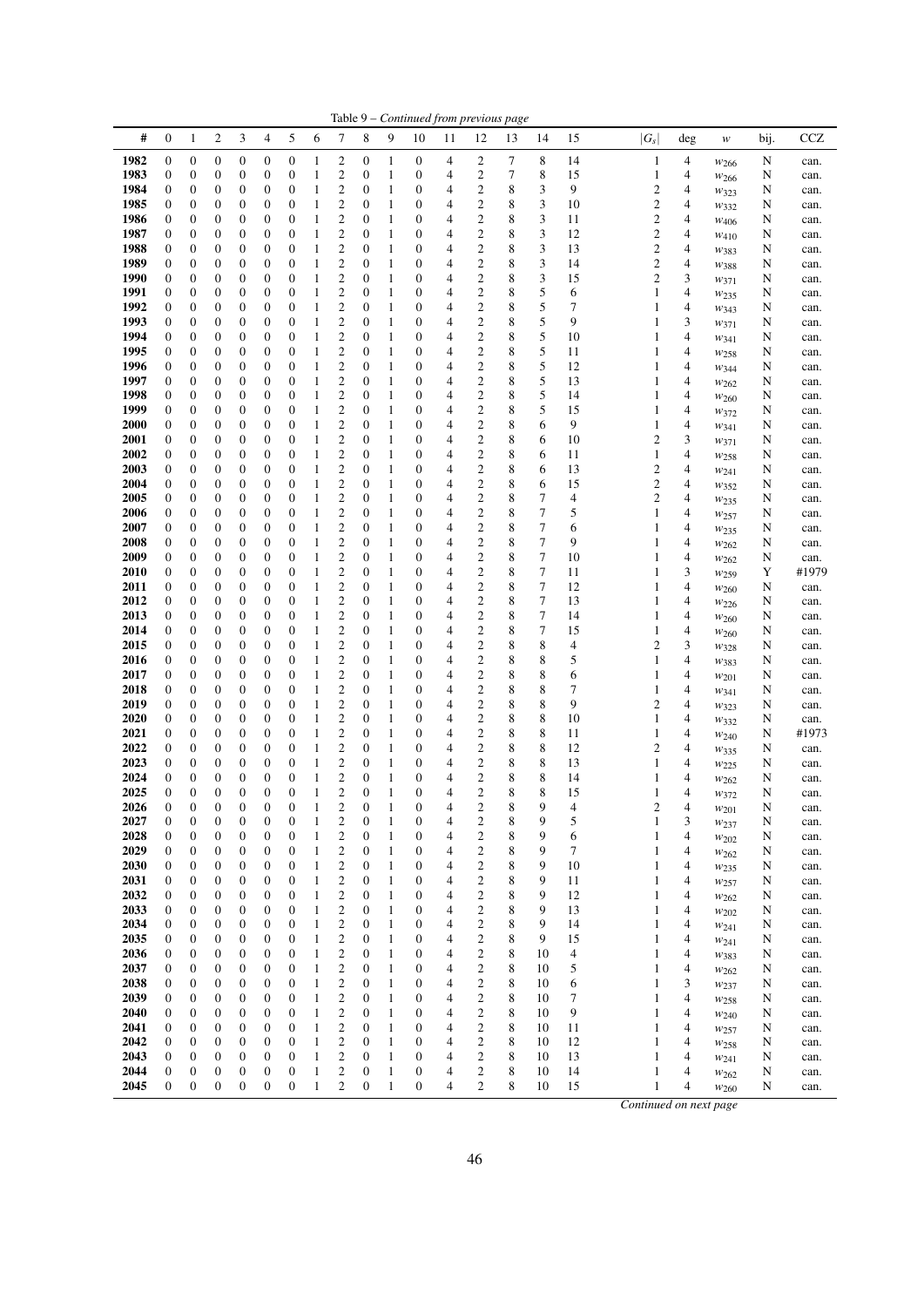Table 9 – *Continued from previous page*

| # | 0 | 1 | 2 | 3 | 4 | 5 | 6 | 7 | 8 | 9 | 10 | 11 | 12 | 13 | 14 | 15 | $\|G_s\|$ | deg | $w$ | bij. | CCZ |
|---|---|---|---|---|---|---|---|---|---|---|---|---|---|---|---|---|---|---|---|---|---|
| **1982** | 0 | 0 | 0 | 0 | 0 | 0 | 1 | 2 | 0 | 1 | 0 | 4 | 2 | 7 | 8 | 14 | 1 | 4 | $w_{266}$ | N | can. |
| **1983** | 0 | 0 | 0 | 0 | 0 | 0 | 1 | 2 | 0 | 1 | 0 | 4 | 2 | 7 | 8 | 15 | 1 | 4 | $w_{266}$ | N | can. |
| **1984** | 0 | 0 | 0 | 0 | 0 | 0 | 1 | 2 | 0 | 1 | 0 | 4 | 2 | 8 | 3 | 9 | 2 | 4 | $w_{323}$ | N | can. |
| **1985** | 0 | 0 | 0 | 0 | 0 | 0 | 1 | 2 | 0 | 1 | 0 | 4 | 2 | 8 | 3 | 10 | 2 | 4 | $w_{332}$ | N | can. |
| **1986** | 0 | 0 | 0 | 0 | 0 | 0 | 1 | 2 | 0 | 1 | 0 | 4 | 2 | 8 | 3 | 11 | 2 | 4 | $w_{406}$ | N | can. |
| **1987** | 0 | 0 | 0 | 0 | 0 | 0 | 1 | 2 | 0 | 1 | 0 | 4 | 2 | 8 | 3 | 12 | 2 | 4 | $w_{410}$ | N | can. |
| **1988** | 0 | 0 | 0 | 0 | 0 | 0 | 1 | 2 | 0 | 1 | 0 | 4 | 2 | 8 | 3 | 13 | 2 | 4 | $w_{383}$ | N | can. |
| **1989** | 0 | 0 | 0 | 0 | 0 | 0 | 1 | 2 | 0 | 1 | 0 | 4 | 2 | 8 | 3 | 14 | 2 | 4 | $w_{388}$ | N | can. |
| **1990** | 0 | 0 | 0 | 0 | 0 | 0 | 1 | 2 | 0 | 1 | 0 | 4 | 2 | 8 | 3 | 15 | 2 | 3 | $w_{371}$ | N | can. |
| **1991** | 0 | 0 | 0 | 0 | 0 | 0 | 1 | 2 | 0 | 1 | 0 | 4 | 2 | 8 | 5 | 6 | 1 | 4 | $w_{235}$ | N | can. |
| **1992** | 0 | 0 | 0 | 0 | 0 | 0 | 1 | 2 | 0 | 1 | 0 | 4 | 2 | 8 | 5 | 7 | 1 | 4 | $w_{343}$ | N | can. |
| **1993** | 0 | 0 | 0 | 0 | 0 | 0 | 1 | 2 | 0 | 1 | 0 | 4 | 2 | 8 | 5 | 9 | 1 | 3 | $w_{371}$ | N | can. |
| **1994** | 0 | 0 | 0 | 0 | 0 | 0 | 1 | 2 | 0 | 1 | 0 | 4 | 2 | 8 | 5 | 10 | 1 | 4 | $w_{341}$ | N | can. |
| **1995** | 0 | 0 | 0 | 0 | 0 | 0 | 1 | 2 | 0 | 1 | 0 | 4 | 2 | 8 | 5 | 11 | 1 | 4 | $w_{258}$ | N | can. |
| **1996** | 0 | 0 | 0 | 0 | 0 | 0 | 1 | 2 | 0 | 1 | 0 | 4 | 2 | 8 | 5 | 12 | 1 | 4 | $w_{344}$ | N | can. |
| **1997** | 0 | 0 | 0 | 0 | 0 | 0 | 1 | 2 | 0 | 1 | 0 | 4 | 2 | 8 | 5 | 13 | 1 | 4 | $w_{262}$ | N | can. |
| **1998** | 0 | 0 | 0 | 0 | 0 | 0 | 1 | 2 | 0 | 1 | 0 | 4 | 2 | 8 | 5 | 14 | 1 | 4 | $w_{260}$ | N | can. |
| **1999** | 0 | 0 | 0 | 0 | 0 | 0 | 1 | 2 | 0 | 1 | 0 | 4 | 2 | 8 | 5 | 15 | 1 | 4 | $w_{372}$ | N | can. |
| **2000** | 0 | 0 | 0 | 0 | 0 | 0 | 1 | 2 | 0 | 1 | 0 | 4 | 2 | 8 | 6 | 9 | 1 | 4 | $w_{341}$ | N | can. |
| **2001** | 0 | 0 | 0 | 0 | 0 | 0 | 1 | 2 | 0 | 1 | 0 | 4 | 2 | 8 | 6 | 10 | 2 | 3 | $w_{371}$ | N | can. |
| **2002** | 0 | 0 | 0 | 0 | 0 | 0 | 1 | 2 | 0 | 1 | 0 | 4 | 2 | 8 | 6 | 11 | 1 | 4 | $w_{258}$ | N | can. |
| **2003** | 0 | 0 | 0 | 0 | 0 | 0 | 1 | 2 | 0 | 1 | 0 | 4 | 2 | 8 | 6 | 13 | 2 | 4 | $w_{241}$ | N | can. |
| **2004** | 0 | 0 | 0 | 0 | 0 | 0 | 1 | 2 | 0 | 1 | 0 | 4 | 2 | 8 | 6 | 15 | 2 | 4 | $w_{352}$ | N | can. |
| **2005** | 0 | 0 | 0 | 0 | 0 | 0 | 1 | 2 | 0 | 1 | 0 | 4 | 2 | 8 | 7 | 4 | 2 | 4 | $w_{235}$ | N | can. |
| **2006** | 0 | 0 | 0 | 0 | 0 | 0 | 1 | 2 | 0 | 1 | 0 | 4 | 2 | 8 | 7 | 5 | 1 | 4 | $w_{257}$ | N | can. |
| **2007** | 0 | 0 | 0 | 0 | 0 | 0 | 1 | 2 | 0 | 1 | 0 | 4 | 2 | 8 | 7 | 6 | 1 | 4 | $w_{235}$ | N | can. |
| **2008** | 0 | 0 | 0 | 0 | 0 | 0 | 1 | 2 | 0 | 1 | 0 | 4 | 2 | 8 | 7 | 9 | 1 | 4 | $w_{262}$ | N | can. |
| **2009** | 0 | 0 | 0 | 0 | 0 | 0 | 1 | 2 | 0 | 1 | 0 | 4 | 2 | 8 | 7 | 10 | 1 | 4 | $w_{262}$ | N | can. |
| **2010** | 0 | 0 | 0 | 0 | 0 | 0 | 1 | 2 | 0 | 1 | 0 | 4 | 2 | 8 | 7 | 11 | 1 | 3 | $w_{259}$ | Y | #1979 |
| **2011** | 0 | 0 | 0 | 0 | 0 | 0 | 1 | 2 | 0 | 1 | 0 | 4 | 2 | 8 | 7 | 12 | 1 | 4 | $w_{260}$ | N | can. |
| **2012** | 0 | 0 | 0 | 0 | 0 | 0 | 1 | 2 | 0 | 1 | 0 | 4 | 2 | 8 | 7 | 13 | 1 | 4 | $w_{226}$ | N | can. |
| **2013** | 0 | 0 | 0 | 0 | 0 | 0 | 1 | 2 | 0 | 1 | 0 | 4 | 2 | 8 | 7 | 14 | 1 | 4 | $w_{260}$ | N | can. |
| **2014** | 0 | 0 | 0 | 0 | 0 | 0 | 1 | 2 | 0 | 1 | 0 | 4 | 2 | 8 | 7 | 15 | 1 | 4 | $w_{260}$ | N | can. |
| **2015** | 0 | 0 | 0 | 0 | 0 | 0 | 1 | 2 | 0 | 1 | 0 | 4 | 2 | 8 | 8 | 4 | 2 | 3 | $w_{328}$ | N | can. |
| **2016** | 0 | 0 | 0 | 0 | 0 | 0 | 1 | 2 | 0 | 1 | 0 | 4 | 2 | 8 | 8 | 5 | 1 | 4 | $w_{383}$ | N | can. |
| **2017** | 0 | 0 | 0 | 0 | 0 | 0 | 1 | 2 | 0 | 1 | 0 | 4 | 2 | 8 | 8 | 6 | 1 | 4 | $w_{201}$ | N | can. |
| **2018** | 0 | 0 | 0 | 0 | 0 | 0 | 1 | 2 | 0 | 1 | 0 | 4 | 2 | 8 | 8 | 7 | 1 | 4 | $w_{341}$ | N | can. |
| **2019** | 0 | 0 | 0 | 0 | 0 | 0 | 1 | 2 | 0 | 1 | 0 | 4 | 2 | 8 | 8 | 9 | 2 | 4 | $w_{323}$ | N | can. |
| **2020** | 0 | 0 | 0 | 0 | 0 | 0 | 1 | 2 | 0 | 1 | 0 | 4 | 2 | 8 | 8 | 10 | 1 | 4 | $w_{332}$ | N | can. |
| **2021** | 0 | 0 | 0 | 0 | 0 | 0 | 1 | 2 | 0 | 1 | 0 | 4 | 2 | 8 | 8 | 11 | 1 | 4 | $w_{240}$ | N | #1973 |
| **2022** | 0 | 0 | 0 | 0 | 0 | 0 | 1 | 2 | 0 | 1 | 0 | 4 | 2 | 8 | 8 | 12 | 2 | 4 | $w_{335}$ | N | can. |
| **2023** | 0 | 0 | 0 | 0 | 0 | 0 | 1 | 2 | 0 | 1 | 0 | 4 | 2 | 8 | 8 | 13 | 1 | 4 | $w_{225}$ | N | can. |
| **2024** | 0 | 0 | 0 | 0 | 0 | 0 | 1 | 2 | 0 | 1 | 0 | 4 | 2 | 8 | 8 | 14 | 1 | 4 | $w_{262}$ | N | can. |
| **2025** | 0 | 0 | 0 | 0 | 0 | 0 | 1 | 2 | 0 | 1 | 0 | 4 | 2 | 8 | 8 | 15 | 1 | 4 | $w_{372}$ | N | can. |
| **2026** | 0 | 0 | 0 | 0 | 0 | 0 | 1 | 2 | 0 | 1 | 0 | 4 | 2 | 8 | 9 | 4 | 2 | 4 | $w_{201}$ | N | can. |
| **2027** | 0 | 0 | 0 | 0 | 0 | 0 | 1 | 2 | 0 | 1 | 0 | 4 | 2 | 8 | 9 | 5 | 1 | 3 | $w_{237}$ | N | can. |
| **2028** | 0 | 0 | 0 | 0 | 0 | 0 | 1 | 2 | 0 | 1 | 0 | 4 | 2 | 8 | 9 | 6 | 1 | 4 | $w_{202}$ | N | can. |
| **2029** | 0 | 0 | 0 | 0 | 0 | 0 | 1 | 2 | 0 | 1 | 0 | 4 | 2 | 8 | 9 | 7 | 1 | 4 | $w_{262}$ | N | can. |
| **2030** | 0 | 0 | 0 | 0 | 0 | 0 | 1 | 2 | 0 | 1 | 0 | 4 | 2 | 8 | 9 | 10 | 1 | 4 | $w_{235}$ | N | can. |
| **2031** | 0 | 0 | 0 | 0 | 0 | 0 | 1 | 2 | 0 | 1 | 0 | 4 | 2 | 8 | 9 | 11 | 1 | 4 | $w_{257}$ | N | can. |
| **2032** | 0 | 0 | 0 | 0 | 0 | 0 | 1 | 2 | 0 | 1 | 0 | 4 | 2 | 8 | 9 | 12 | 1 | 4 | $w_{262}$ | N | can. |
| **2033** | 0 | 0 | 0 | 0 | 0 | 0 | 1 | 2 | 0 | 1 | 0 | 4 | 2 | 8 | 9 | 13 | 1 | 4 | $w_{202}$ | N | can. |
| **2034** | 0 | 0 | 0 | 0 | 0 | 0 | 1 | 2 | 0 | 1 | 0 | 4 | 2 | 8 | 9 | 14 | 1 | 4 | $w_{241}$ | N | can. |
| **2035** | 0 | 0 | 0 | 0 | 0 | 0 | 1 | 2 | 0 | 1 | 0 | 4 | 2 | 8 | 9 | 15 | 1 | 4 | $w_{241}$ | N | can. |
| **2036** | 0 | 0 | 0 | 0 | 0 | 0 | 1 | 2 | 0 | 1 | 0 | 4 | 2 | 8 | 10 | 4 | 1 | 4 | $w_{383}$ | N | can. |
| **2037** | 0 | 0 | 0 | 0 | 0 | 0 | 1 | 2 | 0 | 1 | 0 | 4 | 2 | 8 | 10 | 5 | 1 | 4 | $w_{262}$ | N | can. |
| **2038** | 0 | 0 | 0 | 0 | 0 | 0 | 1 | 2 | 0 | 1 | 0 | 4 | 2 | 8 | 10 | 6 | 1 | 3 | $w_{237}$ | N | can. |
| **2039** | 0 | 0 | 0 | 0 | 0 | 0 | 1 | 2 | 0 | 1 | 0 | 4 | 2 | 8 | 10 | 7 | 1 | 4 | $w_{258}$ | N | can. |
| **2040** | 0 | 0 | 0 | 0 | 0 | 0 | 1 | 2 | 0 | 1 | 0 | 4 | 2 | 8 | 10 | 9 | 1 | 4 | $w_{240}$ | N | can. |
| **2041** | 0 | 0 | 0 | 0 | 0 | 0 | 1 | 2 | 0 | 1 | 0 | 4 | 2 | 8 | 10 | 11 | 1 | 4 | $w_{257}$ | N | can. |
| **2042** | 0 | 0 | 0 | 0 | 0 | 0 | 1 | 2 | 0 | 1 | 0 | 4 | 2 | 8 | 10 | 12 | 1 | 4 | $w_{258}$ | N | can. |
| **2043** | 0 | 0 | 0 | 0 | 0 | 0 | 1 | 2 | 0 | 1 | 0 | 4 | 2 | 8 | 10 | 13 | 1 | 4 | $w_{241}$ | N | can. |
| **2044** | 0 | 0 | 0 | 0 | 0 | 0 | 1 | 2 | 0 | 1 | 0 | 4 | 2 | 8 | 10 | 14 | 1 | 4 | $w_{262}$ | N | can. |
| **2045** | 0 | 0 | 0 | 0 | 0 | 0 | 1 | 2 | 0 | 1 | 0 | 4 | 2 | 8 | 10 | 15 | 1 | 4 | $w_{260}$ | N | can. |

*Continued on next page*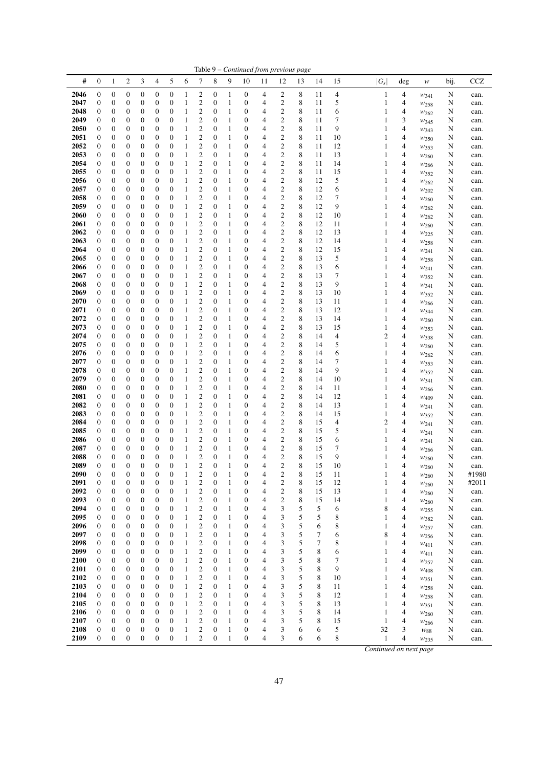Table 9 – *Continued from previous page*

| # | 0 | 1 | 2 | 3 | 4 | 5 | 6 | 7 | 8 | 9 | 10 | 11 | 12 | 13 | 14 | 15 | $\lvert G_s \rvert$ | deg | $w$ | bij. | CCZ |
|---|---|---|---|---|---|---|---|---|---|---|---|---|---|---|---|---|---|---|---|---|---|
| 2046 | 0 | 0 | 0 | 0 | 0 | 0 | 1 | 2 | 0 | 1 | 0 | 4 | 2 | 8 | 11 | 4 | 1 | 4 | $w_{341}$ | N | can. |
| 2047 | 0 | 0 | 0 | 0 | 0 | 0 | 1 | 2 | 0 | 1 | 0 | 4 | 2 | 8 | 11 | 5 | 1 | 4 | $w_{258}$ | N | can. |
| 2048 | 0 | 0 | 0 | 0 | 0 | 0 | 1 | 2 | 0 | 1 | 0 | 4 | 2 | 8 | 11 | 6 | 1 | 4 | $w_{262}$ | N | can. |
| 2049 | 0 | 0 | 0 | 0 | 0 | 0 | 1 | 2 | 0 | 1 | 0 | 4 | 2 | 8 | 11 | 7 | 1 | 3 | $w_{345}$ | N | can. |
| 2050 | 0 | 0 | 0 | 0 | 0 | 0 | 1 | 2 | 0 | 1 | 0 | 4 | 2 | 8 | 11 | 9 | 1 | 4 | $w_{343}$ | N | can. |
| 2051 | 0 | 0 | 0 | 0 | 0 | 0 | 1 | 2 | 0 | 1 | 0 | 4 | 2 | 8 | 11 | 10 | 1 | 4 | $w_{350}$ | N | can. |
| 2052 | 0 | 0 | 0 | 0 | 0 | 0 | 1 | 2 | 0 | 1 | 0 | 4 | 2 | 8 | 11 | 12 | 1 | 4 | $w_{353}$ | N | can. |
| 2053 | 0 | 0 | 0 | 0 | 0 | 0 | 1 | 2 | 0 | 1 | 0 | 4 | 2 | 8 | 11 | 13 | 1 | 4 | $w_{260}$ | N | can. |
| 2054 | 0 | 0 | 0 | 0 | 0 | 0 | 1 | 2 | 0 | 1 | 0 | 4 | 2 | 8 | 11 | 14 | 1 | 4 | $w_{266}$ | N | can. |
| 2055 | 0 | 0 | 0 | 0 | 0 | 0 | 1 | 2 | 0 | 1 | 0 | 4 | 2 | 8 | 11 | 15 | 1 | 4 | $w_{352}$ | N | can. |
| 2056 | 0 | 0 | 0 | 0 | 0 | 0 | 1 | 2 | 0 | 1 | 0 | 4 | 2 | 8 | 12 | 5 | 1 | 4 | $w_{262}$ | N | can. |
| 2057 | 0 | 0 | 0 | 0 | 0 | 0 | 1 | 2 | 0 | 1 | 0 | 4 | 2 | 8 | 12 | 6 | 1 | 4 | $w_{202}$ | N | can. |
| 2058 | 0 | 0 | 0 | 0 | 0 | 0 | 1 | 2 | 0 | 1 | 0 | 4 | 2 | 8 | 12 | 7 | 1 | 4 | $w_{260}$ | N | can. |
| 2059 | 0 | 0 | 0 | 0 | 0 | 0 | 1 | 2 | 0 | 1 | 0 | 4 | 2 | 8 | 12 | 9 | 1 | 4 | $w_{262}$ | N | can. |
| 2060 | 0 | 0 | 0 | 0 | 0 | 0 | 1 | 2 | 0 | 1 | 0 | 4 | 2 | 8 | 12 | 10 | 1 | 4 | $w_{262}$ | N | can. |
| 2061 | 0 | 0 | 0 | 0 | 0 | 0 | 1 | 2 | 0 | 1 | 0 | 4 | 2 | 8 | 12 | 11 | 1 | 4 | $w_{260}$ | N | can. |
| 2062 | 0 | 0 | 0 | 0 | 0 | 0 | 1 | 2 | 0 | 1 | 0 | 4 | 2 | 8 | 12 | 13 | 1 | 4 | $w_{225}$ | N | can. |
| 2063 | 0 | 0 | 0 | 0 | 0 | 0 | 1 | 2 | 0 | 1 | 0 | 4 | 2 | 8 | 12 | 14 | 1 | 4 | $w_{258}$ | N | can. |
| 2064 | 0 | 0 | 0 | 0 | 0 | 0 | 1 | 2 | 0 | 1 | 0 | 4 | 2 | 8 | 12 | 15 | 1 | 4 | $w_{241}$ | N | can. |
| 2065 | 0 | 0 | 0 | 0 | 0 | 0 | 1 | 2 | 0 | 1 | 0 | 4 | 2 | 8 | 13 | 5 | 1 | 4 | $w_{258}$ | N | can. |
| 2066 | 0 | 0 | 0 | 0 | 0 | 0 | 1 | 2 | 0 | 1 | 0 | 4 | 2 | 8 | 13 | 6 | 1 | 4 | $w_{241}$ | N | can. |
| 2067 | 0 | 0 | 0 | 0 | 0 | 0 | 1 | 2 | 0 | 1 | 0 | 4 | 2 | 8 | 13 | 7 | 1 | 4 | $w_{352}$ | N | can. |
| 2068 | 0 | 0 | 0 | 0 | 0 | 0 | 1 | 2 | 0 | 1 | 0 | 4 | 2 | 8 | 13 | 9 | 1 | 4 | $w_{341}$ | N | can. |
| 2069 | 0 | 0 | 0 | 0 | 0 | 0 | 1 | 2 | 0 | 1 | 0 | 4 | 2 | 8 | 13 | 10 | 1 | 4 | $w_{352}$ | N | can. |
| 2070 | 0 | 0 | 0 | 0 | 0 | 0 | 1 | 2 | 0 | 1 | 0 | 4 | 2 | 8 | 13 | 11 | 1 | 4 | $w_{266}$ | N | can. |
| 2071 | 0 | 0 | 0 | 0 | 0 | 0 | 1 | 2 | 0 | 1 | 0 | 4 | 2 | 8 | 13 | 12 | 1 | 4 | $w_{344}$ | N | can. |
| 2072 | 0 | 0 | 0 | 0 | 0 | 0 | 1 | 2 | 0 | 1 | 0 | 4 | 2 | 8 | 13 | 14 | 1 | 4 | $w_{260}$ | N | can. |
| 2073 | 0 | 0 | 0 | 0 | 0 | 0 | 1 | 2 | 0 | 1 | 0 | 4 | 2 | 8 | 13 | 15 | 1 | 4 | $w_{353}$ | N | can. |
| 2074 | 0 | 0 | 0 | 0 | 0 | 0 | 1 | 2 | 0 | 1 | 0 | 4 | 2 | 8 | 14 | 4 | 2 | 4 | $w_{338}$ | N | can. |
| 2075 | 0 | 0 | 0 | 0 | 0 | 0 | 1 | 2 | 0 | 1 | 0 | 4 | 2 | 8 | 14 | 5 | 1 | 4 | $w_{260}$ | N | can. |
| 2076 | 0 | 0 | 0 | 0 | 0 | 0 | 1 | 2 | 0 | 1 | 0 | 4 | 2 | 8 | 14 | 6 | 1 | 4 | $w_{262}$ | N | can. |
| 2077 | 0 | 0 | 0 | 0 | 0 | 0 | 1 | 2 | 0 | 1 | 0 | 4 | 2 | 8 | 14 | 7 | 1 | 4 | $w_{353}$ | N | can. |
| 2078 | 0 | 0 | 0 | 0 | 0 | 0 | 1 | 2 | 0 | 1 | 0 | 4 | 2 | 8 | 14 | 9 | 1 | 4 | $w_{352}$ | N | can. |
| 2079 | 0 | 0 | 0 | 0 | 0 | 0 | 1 | 2 | 0 | 1 | 0 | 4 | 2 | 8 | 14 | 10 | 1 | 4 | $w_{341}$ | N | can. |
| 2080 | 0 | 0 | 0 | 0 | 0 | 0 | 1 | 2 | 0 | 1 | 0 | 4 | 2 | 8 | 14 | 11 | 1 | 4 | $w_{266}$ | N | can. |
| 2081 | 0 | 0 | 0 | 0 | 0 | 0 | 1 | 2 | 0 | 1 | 0 | 4 | 2 | 8 | 14 | 12 | 1 | 4 | $w_{409}$ | N | can. |
| 2082 | 0 | 0 | 0 | 0 | 0 | 0 | 1 | 2 | 0 | 1 | 0 | 4 | 2 | 8 | 14 | 13 | 1 | 4 | $w_{241}$ | N | can. |
| 2083 | 0 | 0 | 0 | 0 | 0 | 0 | 1 | 2 | 0 | 1 | 0 | 4 | 2 | 8 | 14 | 15 | 1 | 4 | $w_{352}$ | N | can. |
| 2084 | 0 | 0 | 0 | 0 | 0 | 0 | 1 | 2 | 0 | 1 | 0 | 4 | 2 | 8 | 15 | 4 | 2 | 4 | $w_{241}$ | N | can. |
| 2085 | 0 | 0 | 0 | 0 | 0 | 0 | 1 | 2 | 0 | 1 | 0 | 4 | 2 | 8 | 15 | 5 | 1 | 4 | $w_{241}$ | N | can. |
| 2086 | 0 | 0 | 0 | 0 | 0 | 0 | 1 | 2 | 0 | 1 | 0 | 4 | 2 | 8 | 15 | 6 | 1 | 4 | $w_{241}$ | N | can. |
| 2087 | 0 | 0 | 0 | 0 | 0 | 0 | 1 | 2 | 0 | 1 | 0 | 4 | 2 | 8 | 15 | 7 | 1 | 4 | $w_{266}$ | N | can. |
| 2088 | 0 | 0 | 0 | 0 | 0 | 0 | 1 | 2 | 0 | 1 | 0 | 4 | 2 | 8 | 15 | 9 | 1 | 4 | $w_{260}$ | N | can. |
| 2089 | 0 | 0 | 0 | 0 | 0 | 0 | 1 | 2 | 0 | 1 | 0 | 4 | 2 | 8 | 15 | 10 | 1 | 4 | $w_{260}$ | N | can. |
| 2090 | 0 | 0 | 0 | 0 | 0 | 0 | 1 | 2 | 0 | 1 | 0 | 4 | 2 | 8 | 15 | 11 | 1 | 4 | $w_{260}$ | N | #1980 |
| 2091 | 0 | 0 | 0 | 0 | 0 | 0 | 1 | 2 | 0 | 1 | 0 | 4 | 2 | 8 | 15 | 12 | 1 | 4 | $w_{260}$ | N | #2011 |
| 2092 | 0 | 0 | 0 | 0 | 0 | 0 | 1 | 2 | 0 | 1 | 0 | 4 | 2 | 8 | 15 | 13 | 1 | 4 | $w_{260}$ | N | can. |
| 2093 | 0 | 0 | 0 | 0 | 0 | 0 | 1 | 2 | 0 | 1 | 0 | 4 | 2 | 8 | 15 | 14 | 1 | 4 | $w_{260}$ | N | can. |
| 2094 | 0 | 0 | 0 | 0 | 0 | 0 | 1 | 2 | 0 | 1 | 0 | 4 | 3 | 5 | 5 | 6 | 8 | 4 | $w_{255}$ | N | can. |
| 2095 | 0 | 0 | 0 | 0 | 0 | 0 | 1 | 2 | 0 | 1 | 0 | 4 | 3 | 5 | 5 | 8 | 1 | 4 | $w_{382}$ | N | can. |
| 2096 | 0 | 0 | 0 | 0 | 0 | 0 | 1 | 2 | 0 | 1 | 0 | 4 | 3 | 5 | 6 | 8 | 1 | 4 | $w_{257}$ | N | can. |
| 2097 | 0 | 0 | 0 | 0 | 0 | 0 | 1 | 2 | 0 | 1 | 0 | 4 | 3 | 5 | 7 | 6 | 8 | 4 | $w_{256}$ | N | can. |
| 2098 | 0 | 0 | 0 | 0 | 0 | 0 | 1 | 2 | 0 | 1 | 0 | 4 | 3 | 5 | 7 | 8 | 1 | 4 | $w_{411}$ | N | can. |
| 2099 | 0 | 0 | 0 | 0 | 0 | 0 | 1 | 2 | 0 | 1 | 0 | 4 | 3 | 5 | 8 | 6 | 1 | 4 | $w_{411}$ | N | can. |
| 2100 | 0 | 0 | 0 | 0 | 0 | 0 | 1 | 2 | 0 | 1 | 0 | 4 | 3 | 5 | 8 | 7 | 1 | 4 | $w_{257}$ | N | can. |
| 2101 | 0 | 0 | 0 | 0 | 0 | 0 | 1 | 2 | 0 | 1 | 0 | 4 | 3 | 5 | 8 | 9 | 1 | 4 | $w_{408}$ | N | can. |
| 2102 | 0 | 0 | 0 | 0 | 0 | 0 | 1 | 2 | 0 | 1 | 0 | 4 | 3 | 5 | 8 | 10 | 1 | 4 | $w_{351}$ | N | can. |
| 2103 | 0 | 0 | 0 | 0 | 0 | 0 | 1 | 2 | 0 | 1 | 0 | 4 | 3 | 5 | 8 | 11 | 1 | 4 | $w_{258}$ | N | can. |
| 2104 | 0 | 0 | 0 | 0 | 0 | 0 | 1 | 2 | 0 | 1 | 0 | 4 | 3 | 5 | 8 | 12 | 1 | 4 | $w_{258}$ | N | can. |
| 2105 | 0 | 0 | 0 | 0 | 0 | 0 | 1 | 2 | 0 | 1 | 0 | 4 | 3 | 5 | 8 | 13 | 1 | 4 | $w_{351}$ | N | can. |
| 2106 | 0 | 0 | 0 | 0 | 0 | 0 | 1 | 2 | 0 | 1 | 0 | 4 | 3 | 5 | 8 | 14 | 1 | 4 | $w_{260}$ | N | can. |
| 2107 | 0 | 0 | 0 | 0 | 0 | 0 | 1 | 2 | 0 | 1 | 0 | 4 | 3 | 5 | 8 | 15 | 1 | 4 | $w_{266}$ | N | can. |
| 2108 | 0 | 0 | 0 | 0 | 0 | 0 | 1 | 2 | 0 | 1 | 0 | 4 | 3 | 6 | 6 | 5 | 32 | 3 | $w_{88}$ | N | can. |
| 2109 | 0 | 0 | 0 | 0 | 0 | 0 | 1 | 2 | 0 | 1 | 0 | 4 | 3 | 6 | 6 | 8 | 1 | 4 | $w_{235}$ | N | can. |

*Continued on next page*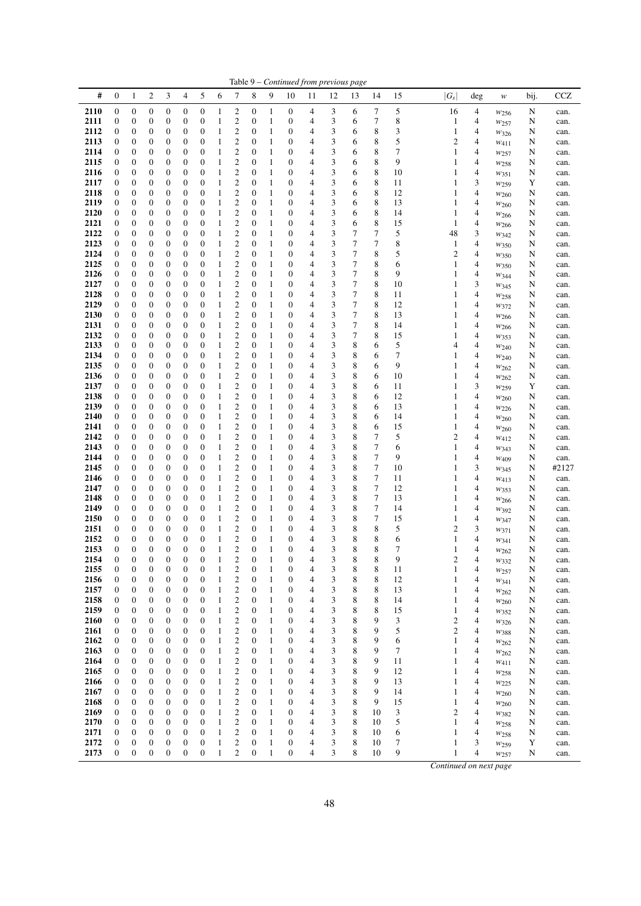Table 9 – *Continued from previous page*

| # | 0 | 1 | 2 | 3 | 4 | 5 | 6 | 7 | 8 | 9 | 10 | 11 | 12 | 13 | 14 | 15 | $\|G_s\|$ | deg | $w$ | bij. | CCZ |
|---|---|---|---|---|---|---|---|---|---|---|---|---|---|---|---|---|---|---|---|---|---|
| **2110** | 0 | 0 | 0 | 0 | 0 | 0 | 1 | 2 | 0 | 1 | 0 | 4 | 3 | 6 | 7 | 5 | 16 | 4 | $w_{256}$ | N | can. |
| **2111** | 0 | 0 | 0 | 0 | 0 | 0 | 1 | 2 | 0 | 1 | 0 | 4 | 3 | 6 | 7 | 8 | 1 | 4 | $w_{257}$ | N | can. |
| **2112** | 0 | 0 | 0 | 0 | 0 | 0 | 1 | 2 | 0 | 1 | 0 | 4 | 3 | 6 | 8 | 3 | 1 | 4 | $w_{326}$ | N | can. |
| **2113** | 0 | 0 | 0 | 0 | 0 | 0 | 1 | 2 | 0 | 1 | 0 | 4 | 3 | 6 | 8 | 5 | 2 | 4 | $w_{411}$ | N | can. |
| **2114** | 0 | 0 | 0 | 0 | 0 | 0 | 1 | 2 | 0 | 1 | 0 | 4 | 3 | 6 | 8 | 7 | 1 | 4 | $w_{257}$ | N | can. |
| **2115** | 0 | 0 | 0 | 0 | 0 | 0 | 1 | 2 | 0 | 1 | 0 | 4 | 3 | 6 | 8 | 9 | 1 | 4 | $w_{258}$ | N | can. |
| **2116** | 0 | 0 | 0 | 0 | 0 | 0 | 1 | 2 | 0 | 1 | 0 | 4 | 3 | 6 | 8 | 10 | 1 | 4 | $w_{351}$ | N | can. |
| **2117** | 0 | 0 | 0 | 0 | 0 | 0 | 1 | 2 | 0 | 1 | 0 | 4 | 3 | 6 | 8 | 11 | 1 | 3 | $w_{259}$ | Y | can. |
| **2118** | 0 | 0 | 0 | 0 | 0 | 0 | 1 | 2 | 0 | 1 | 0 | 4 | 3 | 6 | 8 | 12 | 1 | 4 | $w_{260}$ | N | can. |
| **2119** | 0 | 0 | 0 | 0 | 0 | 0 | 1 | 2 | 0 | 1 | 0 | 4 | 3 | 6 | 8 | 13 | 1 | 4 | $w_{260}$ | N | can. |
| **2120** | 0 | 0 | 0 | 0 | 0 | 0 | 1 | 2 | 0 | 1 | 0 | 4 | 3 | 6 | 8 | 14 | 1 | 4 | $w_{266}$ | N | can. |
| **2121** | 0 | 0 | 0 | 0 | 0 | 0 | 1 | 2 | 0 | 1 | 0 | 4 | 3 | 6 | 8 | 15 | 1 | 4 | $w_{266}$ | N | can. |
| **2122** | 0 | 0 | 0 | 0 | 0 | 0 | 1 | 2 | 0 | 1 | 0 | 4 | 3 | 7 | 7 | 5 | 48 | 3 | $w_{342}$ | N | can. |
| **2123** | 0 | 0 | 0 | 0 | 0 | 0 | 1 | 2 | 0 | 1 | 0 | 4 | 3 | 7 | 7 | 8 | 1 | 4 | $w_{350}$ | N | can. |
| **2124** | 0 | 0 | 0 | 0 | 0 | 0 | 1 | 2 | 0 | 1 | 0 | 4 | 3 | 7 | 8 | 5 | 2 | 4 | $w_{350}$ | N | can. |
| **2125** | 0 | 0 | 0 | 0 | 0 | 0 | 1 | 2 | 0 | 1 | 0 | 4 | 3 | 7 | 8 | 6 | 1 | 4 | $w_{350}$ | N | can. |
| **2126** | 0 | 0 | 0 | 0 | 0 | 0 | 1 | 2 | 0 | 1 | 0 | 4 | 3 | 7 | 8 | 9 | 1 | 4 | $w_{344}$ | N | can. |
| **2127** | 0 | 0 | 0 | 0 | 0 | 0 | 1 | 2 | 0 | 1 | 0 | 4 | 3 | 7 | 8 | 10 | 1 | 3 | $w_{345}$ | N | can. |
| **2128** | 0 | 0 | 0 | 0 | 0 | 0 | 1 | 2 | 0 | 1 | 0 | 4 | 3 | 7 | 8 | 11 | 1 | 4 | $w_{258}$ | N | can. |
| **2129** | 0 | 0 | 0 | 0 | 0 | 0 | 1 | 2 | 0 | 1 | 0 | 4 | 3 | 7 | 8 | 12 | 1 | 4 | $w_{372}$ | N | can. |
| **2130** | 0 | 0 | 0 | 0 | 0 | 0 | 1 | 2 | 0 | 1 | 0 | 4 | 3 | 7 | 8 | 13 | 1 | 4 | $w_{266}$ | N | can. |
| **2131** | 0 | 0 | 0 | 0 | 0 | 0 | 1 | 2 | 0 | 1 | 0 | 4 | 3 | 7 | 8 | 14 | 1 | 4 | $w_{266}$ | N | can. |
| **2132** | 0 | 0 | 0 | 0 | 0 | 0 | 1 | 2 | 0 | 1 | 0 | 4 | 3 | 7 | 8 | 15 | 1 | 4 | $w_{353}$ | N | can. |
| **2133** | 0 | 0 | 0 | 0 | 0 | 0 | 1 | 2 | 0 | 1 | 0 | 4 | 3 | 8 | 6 | 5 | 4 | 4 | $w_{240}$ | N | can. |
| **2134** | 0 | 0 | 0 | 0 | 0 | 0 | 1 | 2 | 0 | 1 | 0 | 4 | 3 | 8 | 6 | 7 | 1 | 4 | $w_{240}$ | N | can. |
| **2135** | 0 | 0 | 0 | 0 | 0 | 0 | 1 | 2 | 0 | 1 | 0 | 4 | 3 | 8 | 6 | 9 | 1 | 4 | $w_{262}$ | N | can. |
| **2136** | 0 | 0 | 0 | 0 | 0 | 0 | 1 | 2 | 0 | 1 | 0 | 4 | 3 | 8 | 6 | 10 | 1 | 4 | $w_{262}$ | N | can. |
| **2137** | 0 | 0 | 0 | 0 | 0 | 0 | 1 | 2 | 0 | 1 | 0 | 4 | 3 | 8 | 6 | 11 | 1 | 3 | $w_{259}$ | Y | can. |
| **2138** | 0 | 0 | 0 | 0 | 0 | 0 | 1 | 2 | 0 | 1 | 0 | 4 | 3 | 8 | 6 | 12 | 1 | 4 | $w_{260}$ | N | can. |
| **2139** | 0 | 0 | 0 | 0 | 0 | 0 | 1 | 2 | 0 | 1 | 0 | 4 | 3 | 8 | 6 | 13 | 1 | 4 | $w_{226}$ | N | can. |
| **2140** | 0 | 0 | 0 | 0 | 0 | 0 | 1 | 2 | 0 | 1 | 0 | 4 | 3 | 8 | 6 | 14 | 1 | 4 | $w_{260}$ | N | can. |
| **2141** | 0 | 0 | 0 | 0 | 0 | 0 | 1 | 2 | 0 | 1 | 0 | 4 | 3 | 8 | 6 | 15 | 1 | 4 | $w_{260}$ | N | can. |
| **2142** | 0 | 0 | 0 | 0 | 0 | 0 | 1 | 2 | 0 | 1 | 0 | 4 | 3 | 8 | 7 | 5 | 2 | 4 | $w_{412}$ | N | can. |
| **2143** | 0 | 0 | 0 | 0 | 0 | 0 | 1 | 2 | 0 | 1 | 0 | 4 | 3 | 8 | 7 | 6 | 1 | 4 | $w_{343}$ | N | can. |
| **2144** | 0 | 0 | 0 | 0 | 0 | 0 | 1 | 2 | 0 | 1 | 0 | 4 | 3 | 8 | 7 | 9 | 1 | 4 | $w_{409}$ | N | can. |
| **2145** | 0 | 0 | 0 | 0 | 0 | 0 | 1 | 2 | 0 | 1 | 0 | 4 | 3 | 8 | 7 | 10 | 1 | 3 | $w_{345}$ | N | #2127 |
| **2146** | 0 | 0 | 0 | 0 | 0 | 0 | 1 | 2 | 0 | 1 | 0 | 4 | 3 | 8 | 7 | 11 | 1 | 4 | $w_{413}$ | N | can. |
| **2147** | 0 | 0 | 0 | 0 | 0 | 0 | 1 | 2 | 0 | 1 | 0 | 4 | 3 | 8 | 7 | 12 | 1 | 4 | $w_{353}$ | N | can. |
| **2148** | 0 | 0 | 0 | 0 | 0 | 0 | 1 | 2 | 0 | 1 | 0 | 4 | 3 | 8 | 7 | 13 | 1 | 4 | $w_{266}$ | N | can. |
| **2149** | 0 | 0 | 0 | 0 | 0 | 0 | 1 | 2 | 0 | 1 | 0 | 4 | 3 | 8 | 7 | 14 | 1 | 4 | $w_{392}$ | N | can. |
| **2150** | 0 | 0 | 0 | 0 | 0 | 0 | 1 | 2 | 0 | 1 | 0 | 4 | 3 | 8 | 7 | 15 | 1 | 4 | $w_{347}$ | N | can. |
| **2151** | 0 | 0 | 0 | 0 | 0 | 0 | 1 | 2 | 0 | 1 | 0 | 4 | 3 | 8 | 8 | 5 | 2 | 3 | $w_{371}$ | N | can. |
| **2152** | 0 | 0 | 0 | 0 | 0 | 0 | 1 | 2 | 0 | 1 | 0 | 4 | 3 | 8 | 8 | 6 | 1 | 4 | $w_{341}$ | N | can. |
| **2153** | 0 | 0 | 0 | 0 | 0 | 0 | 1 | 2 | 0 | 1 | 0 | 4 | 3 | 8 | 8 | 7 | 1 | 4 | $w_{262}$ | N | can. |
| **2154** | 0 | 0 | 0 | 0 | 0 | 0 | 1 | 2 | 0 | 1 | 0 | 4 | 3 | 8 | 8 | 9 | 2 | 4 | $w_{332}$ | N | can. |
| **2155** | 0 | 0 | 0 | 0 | 0 | 0 | 1 | 2 | 0 | 1 | 0 | 4 | 3 | 8 | 8 | 11 | 1 | 4 | $w_{257}$ | N | can. |
| **2156** | 0 | 0 | 0 | 0 | 0 | 0 | 1 | 2 | 0 | 1 | 0 | 4 | 3 | 8 | 8 | 12 | 1 | 4 | $w_{341}$ | N | can. |
| **2157** | 0 | 0 | 0 | 0 | 0 | 0 | 1 | 2 | 0 | 1 | 0 | 4 | 3 | 8 | 8 | 13 | 1 | 4 | $w_{262}$ | N | can. |
| **2158** | 0 | 0 | 0 | 0 | 0 | 0 | 1 | 2 | 0 | 1 | 0 | 4 | 3 | 8 | 8 | 14 | 1 | 4 | $w_{260}$ | N | can. |
| **2159** | 0 | 0 | 0 | 0 | 0 | 0 | 1 | 2 | 0 | 1 | 0 | 4 | 3 | 8 | 8 | 15 | 1 | 4 | $w_{352}$ | N | can. |
| **2160** | 0 | 0 | 0 | 0 | 0 | 0 | 1 | 2 | 0 | 1 | 0 | 4 | 3 | 8 | 9 | 3 | 2 | 4 | $w_{326}$ | N | can. |
| **2161** | 0 | 0 | 0 | 0 | 0 | 0 | 1 | 2 | 0 | 1 | 0 | 4 | 3 | 8 | 9 | 5 | 2 | 4 | $w_{388}$ | N | can. |
| **2162** | 0 | 0 | 0 | 0 | 0 | 0 | 1 | 2 | 0 | 1 | 0 | 4 | 3 | 8 | 9 | 6 | 1 | 4 | $w_{262}$ | N | can. |
| **2163** | 0 | 0 | 0 | 0 | 0 | 0 | 1 | 2 | 0 | 1 | 0 | 4 | 3 | 8 | 9 | 7 | 1 | 4 | $w_{262}$ | N | can. |
| **2164** | 0 | 0 | 0 | 0 | 0 | 0 | 1 | 2 | 0 | 1 | 0 | 4 | 3 | 8 | 9 | 11 | 1 | 4 | $w_{411}$ | N | can. |
| **2165** | 0 | 0 | 0 | 0 | 0 | 0 | 1 | 2 | 0 | 1 | 0 | 4 | 3 | 8 | 9 | 12 | 1 | 4 | $w_{258}$ | N | can. |
| **2166** | 0 | 0 | 0 | 0 | 0 | 0 | 1 | 2 | 0 | 1 | 0 | 4 | 3 | 8 | 9 | 13 | 1 | 4 | $w_{225}$ | N | can. |
| **2167** | 0 | 0 | 0 | 0 | 0 | 0 | 1 | 2 | 0 | 1 | 0 | 4 | 3 | 8 | 9 | 14 | 1 | 4 | $w_{260}$ | N | can. |
| **2168** | 0 | 0 | 0 | 0 | 0 | 0 | 1 | 2 | 0 | 1 | 0 | 4 | 3 | 8 | 9 | 15 | 1 | 4 | $w_{260}$ | N | can. |
| **2169** | 0 | 0 | 0 | 0 | 0 | 0 | 1 | 2 | 0 | 1 | 0 | 4 | 3 | 8 | 10 | 3 | 2 | 4 | $w_{382}$ | N | can. |
| **2170** | 0 | 0 | 0 | 0 | 0 | 0 | 1 | 2 | 0 | 1 | 0 | 4 | 3 | 8 | 10 | 5 | 1 | 4 | $w_{258}$ | N | can. |
| **2171** | 0 | 0 | 0 | 0 | 0 | 0 | 1 | 2 | 0 | 1 | 0 | 4 | 3 | 8 | 10 | 6 | 1 | 4 | $w_{258}$ | N | can. |
| **2172** | 0 | 0 | 0 | 0 | 0 | 0 | 1 | 2 | 0 | 1 | 0 | 4 | 3 | 8 | 10 | 7 | 1 | 3 | $w_{259}$ | Y | can. |
| **2173** | 0 | 0 | 0 | 0 | 0 | 0 | 1 | 2 | 0 | 1 | 0 | 4 | 3 | 8 | 10 | 9 | 1 | 4 | $w_{257}$ | N | can. |

*Continued on next page*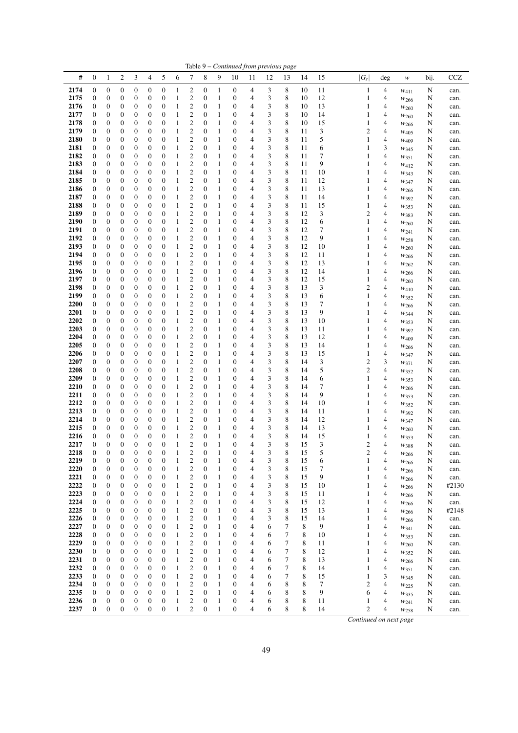Table 9 – *Continued from previous page*

| # | 0 | 1 | 2 | 3 | 4 | 5 | 6 | 7 | 8 | 9 | 10 | 11 | 12 | 13 | 14 | 15 | $\|G_s\|$ | deg | $w$ | bij. | CCZ |
|---|---|---|---|---|---|---|---|---|---|---|---|---|---|---|---|---|---|---|---|---|---|
| 2174 | 0 | 0 | 0 | 0 | 0 | 0 | 1 | 2 | 0 | 1 | 0 | 4 | 3 | 8 | 10 | 11 | 1 | 4 | $w_{411}$ | N | can. |
| 2175 | 0 | 0 | 0 | 0 | 0 | 0 | 1 | 2 | 0 | 1 | 0 | 4 | 3 | 8 | 10 | 12 | 1 | 4 | $w_{266}$ | N | can. |
| 2176 | 0 | 0 | 0 | 0 | 0 | 0 | 1 | 2 | 0 | 1 | 0 | 4 | 3 | 8 | 10 | 13 | 1 | 4 | $w_{260}$ | N | can. |
| 2177 | 0 | 0 | 0 | 0 | 0 | 0 | 1 | 2 | 0 | 1 | 0 | 4 | 3 | 8 | 10 | 14 | 1 | 4 | $w_{260}$ | N | can. |
| 2178 | 0 | 0 | 0 | 0 | 0 | 0 | 1 | 2 | 0 | 1 | 0 | 4 | 3 | 8 | 10 | 15 | 1 | 4 | $w_{266}$ | N | can. |
| 2179 | 0 | 0 | 0 | 0 | 0 | 0 | 1 | 2 | 0 | 1 | 0 | 4 | 3 | 8 | 11 | 3 | 2 | 4 | $w_{405}$ | N | can. |
| 2180 | 0 | 0 | 0 | 0 | 0 | 0 | 1 | 2 | 0 | 1 | 0 | 4 | 3 | 8 | 11 | 5 | 1 | 4 | $w_{409}$ | N | can. |
| 2181 | 0 | 0 | 0 | 0 | 0 | 0 | 1 | 2 | 0 | 1 | 0 | 4 | 3 | 8 | 11 | 6 | 1 | 3 | $w_{345}$ | N | can. |
| 2182 | 0 | 0 | 0 | 0 | 0 | 0 | 1 | 2 | 0 | 1 | 0 | 4 | 3 | 8 | 11 | 7 | 1 | 4 | $w_{351}$ | N | can. |
| 2183 | 0 | 0 | 0 | 0 | 0 | 0 | 1 | 2 | 0 | 1 | 0 | 4 | 3 | 8 | 11 | 9 | 1 | 4 | $w_{412}$ | N | can. |
| 2184 | 0 | 0 | 0 | 0 | 0 | 0 | 1 | 2 | 0 | 1 | 0 | 4 | 3 | 8 | 11 | 10 | 1 | 4 | $w_{343}$ | N | can. |
| 2185 | 0 | 0 | 0 | 0 | 0 | 0 | 1 | 2 | 0 | 1 | 0 | 4 | 3 | 8 | 11 | 12 | 1 | 4 | $w_{347}$ | N | can. |
| 2186 | 0 | 0 | 0 | 0 | 0 | 0 | 1 | 2 | 0 | 1 | 0 | 4 | 3 | 8 | 11 | 13 | 1 | 4 | $w_{266}$ | N | can. |
| 2187 | 0 | 0 | 0 | 0 | 0 | 0 | 1 | 2 | 0 | 1 | 0 | 4 | 3 | 8 | 11 | 14 | 1 | 4 | $w_{392}$ | N | can. |
| 2188 | 0 | 0 | 0 | 0 | 0 | 0 | 1 | 2 | 0 | 1 | 0 | 4 | 3 | 8 | 11 | 15 | 1 | 4 | $w_{353}$ | N | can. |
| 2189 | 0 | 0 | 0 | 0 | 0 | 0 | 1 | 2 | 0 | 1 | 0 | 4 | 3 | 8 | 12 | 3 | 2 | 4 | $w_{383}$ | N | can. |
| 2190 | 0 | 0 | 0 | 0 | 0 | 0 | 1 | 2 | 0 | 1 | 0 | 4 | 3 | 8 | 12 | 6 | 1 | 4 | $w_{260}$ | N | can. |
| 2191 | 0 | 0 | 0 | 0 | 0 | 0 | 1 | 2 | 0 | 1 | 0 | 4 | 3 | 8 | 12 | 7 | 1 | 4 | $w_{241}$ | N | can. |
| 2192 | 0 | 0 | 0 | 0 | 0 | 0 | 1 | 2 | 0 | 1 | 0 | 4 | 3 | 8 | 12 | 9 | 1 | 4 | $w_{258}$ | N | can. |
| 2193 | 0 | 0 | 0 | 0 | 0 | 0 | 1 | 2 | 0 | 1 | 0 | 4 | 3 | 8 | 12 | 10 | 1 | 4 | $w_{260}$ | N | can. |
| 2194 | 0 | 0 | 0 | 0 | 0 | 0 | 1 | 2 | 0 | 1 | 0 | 4 | 3 | 8 | 12 | 11 | 1 | 4 | $w_{266}$ | N | can. |
| 2195 | 0 | 0 | 0 | 0 | 0 | 0 | 1 | 2 | 0 | 1 | 0 | 4 | 3 | 8 | 12 | 13 | 1 | 4 | $w_{262}$ | N | can. |
| 2196 | 0 | 0 | 0 | 0 | 0 | 0 | 1 | 2 | 0 | 1 | 0 | 4 | 3 | 8 | 12 | 14 | 1 | 4 | $w_{266}$ | N | can. |
| 2197 | 0 | 0 | 0 | 0 | 0 | 0 | 1 | 2 | 0 | 1 | 0 | 4 | 3 | 8 | 12 | 15 | 1 | 4 | $w_{260}$ | N | can. |
| 2198 | 0 | 0 | 0 | 0 | 0 | 0 | 1 | 2 | 0 | 1 | 0 | 4 | 3 | 8 | 13 | 3 | 2 | 4 | $w_{410}$ | N | can. |
| 2199 | 0 | 0 | 0 | 0 | 0 | 0 | 1 | 2 | 0 | 1 | 0 | 4 | 3 | 8 | 13 | 6 | 1 | 4 | $w_{352}$ | N | can. |
| 2200 | 0 | 0 | 0 | 0 | 0 | 0 | 1 | 2 | 0 | 1 | 0 | 4 | 3 | 8 | 13 | 7 | 1 | 4 | $w_{266}$ | N | can. |
| 2201 | 0 | 0 | 0 | 0 | 0 | 0 | 1 | 2 | 0 | 1 | 0 | 4 | 3 | 8 | 13 | 9 | 1 | 4 | $w_{344}$ | N | can. |
| 2202 | 0 | 0 | 0 | 0 | 0 | 0 | 1 | 2 | 0 | 1 | 0 | 4 | 3 | 8 | 13 | 10 | 1 | 4 | $w_{353}$ | N | can. |
| 2203 | 0 | 0 | 0 | 0 | 0 | 0 | 1 | 2 | 0 | 1 | 0 | 4 | 3 | 8 | 13 | 11 | 1 | 4 | $w_{392}$ | N | can. |
| 2204 | 0 | 0 | 0 | 0 | 0 | 0 | 1 | 2 | 0 | 1 | 0 | 4 | 3 | 8 | 13 | 12 | 1 | 4 | $w_{409}$ | N | can. |
| 2205 | 0 | 0 | 0 | 0 | 0 | 0 | 1 | 2 | 0 | 1 | 0 | 4 | 3 | 8 | 13 | 14 | 1 | 4 | $w_{266}$ | N | can. |
| 2206 | 0 | 0 | 0 | 0 | 0 | 0 | 1 | 2 | 0 | 1 | 0 | 4 | 3 | 8 | 13 | 15 | 1 | 4 | $w_{347}$ | N | can. |
| 2207 | 0 | 0 | 0 | 0 | 0 | 0 | 1 | 2 | 0 | 1 | 0 | 4 | 3 | 8 | 14 | 3 | 2 | 3 | $w_{371}$ | N | can. |
| 2208 | 0 | 0 | 0 | 0 | 0 | 0 | 1 | 2 | 0 | 1 | 0 | 4 | 3 | 8 | 14 | 5 | 2 | 4 | $w_{352}$ | N | can. |
| 2209 | 0 | 0 | 0 | 0 | 0 | 0 | 1 | 2 | 0 | 1 | 0 | 4 | 3 | 8 | 14 | 6 | 1 | 4 | $w_{353}$ | N | can. |
| 2210 | 0 | 0 | 0 | 0 | 0 | 0 | 1 | 2 | 0 | 1 | 0 | 4 | 3 | 8 | 14 | 7 | 1 | 4 | $w_{266}$ | N | can. |
| 2211 | 0 | 0 | 0 | 0 | 0 | 0 | 1 | 2 | 0 | 1 | 0 | 4 | 3 | 8 | 14 | 9 | 1 | 4 | $w_{353}$ | N | can. |
| 2212 | 0 | 0 | 0 | 0 | 0 | 0 | 1 | 2 | 0 | 1 | 0 | 4 | 3 | 8 | 14 | 10 | 1 | 4 | $w_{352}$ | N | can. |
| 2213 | 0 | 0 | 0 | 0 | 0 | 0 | 1 | 2 | 0 | 1 | 0 | 4 | 3 | 8 | 14 | 11 | 1 | 4 | $w_{392}$ | N | can. |
| 2214 | 0 | 0 | 0 | 0 | 0 | 0 | 1 | 2 | 0 | 1 | 0 | 4 | 3 | 8 | 14 | 12 | 1 | 4 | $w_{347}$ | N | can. |
| 2215 | 0 | 0 | 0 | 0 | 0 | 0 | 1 | 2 | 0 | 1 | 0 | 4 | 3 | 8 | 14 | 13 | 1 | 4 | $w_{260}$ | N | can. |
| 2216 | 0 | 0 | 0 | 0 | 0 | 0 | 1 | 2 | 0 | 1 | 0 | 4 | 3 | 8 | 14 | 15 | 1 | 4 | $w_{353}$ | N | can. |
| 2217 | 0 | 0 | 0 | 0 | 0 | 0 | 1 | 2 | 0 | 1 | 0 | 4 | 3 | 8 | 15 | 3 | 2 | 4 | $w_{388}$ | N | can. |
| 2218 | 0 | 0 | 0 | 0 | 0 | 0 | 1 | 2 | 0 | 1 | 0 | 4 | 3 | 8 | 15 | 5 | 2 | 4 | $w_{266}$ | N | can. |
| 2219 | 0 | 0 | 0 | 0 | 0 | 0 | 1 | 2 | 0 | 1 | 0 | 4 | 3 | 8 | 15 | 6 | 1 | 4 | $w_{266}$ | N | can. |
| 2220 | 0 | 0 | 0 | 0 | 0 | 0 | 1 | 2 | 0 | 1 | 0 | 4 | 3 | 8 | 15 | 7 | 1 | 4 | $w_{266}$ | N | can. |
| 2221 | 0 | 0 | 0 | 0 | 0 | 0 | 1 | 2 | 0 | 1 | 0 | 4 | 3 | 8 | 15 | 9 | 1 | 4 | $w_{266}$ | N | can. |
| 2222 | 0 | 0 | 0 | 0 | 0 | 0 | 1 | 2 | 0 | 1 | 0 | 4 | 3 | 8 | 15 | 10 | 1 | 4 | $w_{266}$ | N | #2130 |
| 2223 | 0 | 0 | 0 | 0 | 0 | 0 | 1 | 2 | 0 | 1 | 0 | 4 | 3 | 8 | 15 | 11 | 1 | 4 | $w_{266}$ | N | can. |
| 2224 | 0 | 0 | 0 | 0 | 0 | 0 | 1 | 2 | 0 | 1 | 0 | 4 | 3 | 8 | 15 | 12 | 1 | 4 | $w_{266}$ | N | can. |
| 2225 | 0 | 0 | 0 | 0 | 0 | 0 | 1 | 2 | 0 | 1 | 0 | 4 | 3 | 8 | 15 | 13 | 1 | 4 | $w_{266}$ | N | #2148 |
| 2226 | 0 | 0 | 0 | 0 | 0 | 0 | 1 | 2 | 0 | 1 | 0 | 4 | 3 | 8 | 15 | 14 | 1 | 4 | $w_{266}$ | N | can. |
| 2227 | 0 | 0 | 0 | 0 | 0 | 0 | 1 | 2 | 0 | 1 | 0 | 4 | 6 | 7 | 8 | 9 | 1 | 4 | $w_{341}$ | N | can. |
| 2228 | 0 | 0 | 0 | 0 | 0 | 0 | 1 | 2 | 0 | 1 | 0 | 4 | 6 | 7 | 8 | 10 | 1 | 4 | $w_{353}$ | N | can. |
| 2229 | 0 | 0 | 0 | 0 | 0 | 0 | 1 | 2 | 0 | 1 | 0 | 4 | 6 | 7 | 8 | 11 | 1 | 4 | $w_{260}$ | N | can. |
| 2230 | 0 | 0 | 0 | 0 | 0 | 0 | 1 | 2 | 0 | 1 | 0 | 4 | 6 | 7 | 8 | 12 | 1 | 4 | $w_{352}$ | N | can. |
| 2231 | 0 | 0 | 0 | 0 | 0 | 0 | 1 | 2 | 0 | 1 | 0 | 4 | 6 | 7 | 8 | 13 | 1 | 4 | $w_{266}$ | N | can. |
| 2232 | 0 | 0 | 0 | 0 | 0 | 0 | 1 | 2 | 0 | 1 | 0 | 4 | 6 | 7 | 8 | 14 | 1 | 4 | $w_{351}$ | N | can. |
| 2233 | 0 | 0 | 0 | 0 | 0 | 0 | 1 | 2 | 0 | 1 | 0 | 4 | 6 | 7 | 8 | 15 | 1 | 3 | $w_{345}$ | N | can. |
| 2234 | 0 | 0 | 0 | 0 | 0 | 0 | 1 | 2 | 0 | 1 | 0 | 4 | 6 | 8 | 8 | 7 | 2 | 4 | $w_{225}$ | N | can. |
| 2235 | 0 | 0 | 0 | 0 | 0 | 0 | 1 | 2 | 0 | 1 | 0 | 4 | 6 | 8 | 8 | 9 | 6 | 4 | $w_{335}$ | N | can. |
| 2236 | 0 | 0 | 0 | 0 | 0 | 0 | 1 | 2 | 0 | 1 | 0 | 4 | 6 | 8 | 8 | 11 | 1 | 4 | $w_{241}$ | N | can. |
| 2237 | 0 | 0 | 0 | 0 | 0 | 0 | 1 | 2 | 0 | 1 | 0 | 4 | 6 | 8 | 8 | 14 | 2 | 4 | $w_{258}$ | N | can. |

*Continued on next page*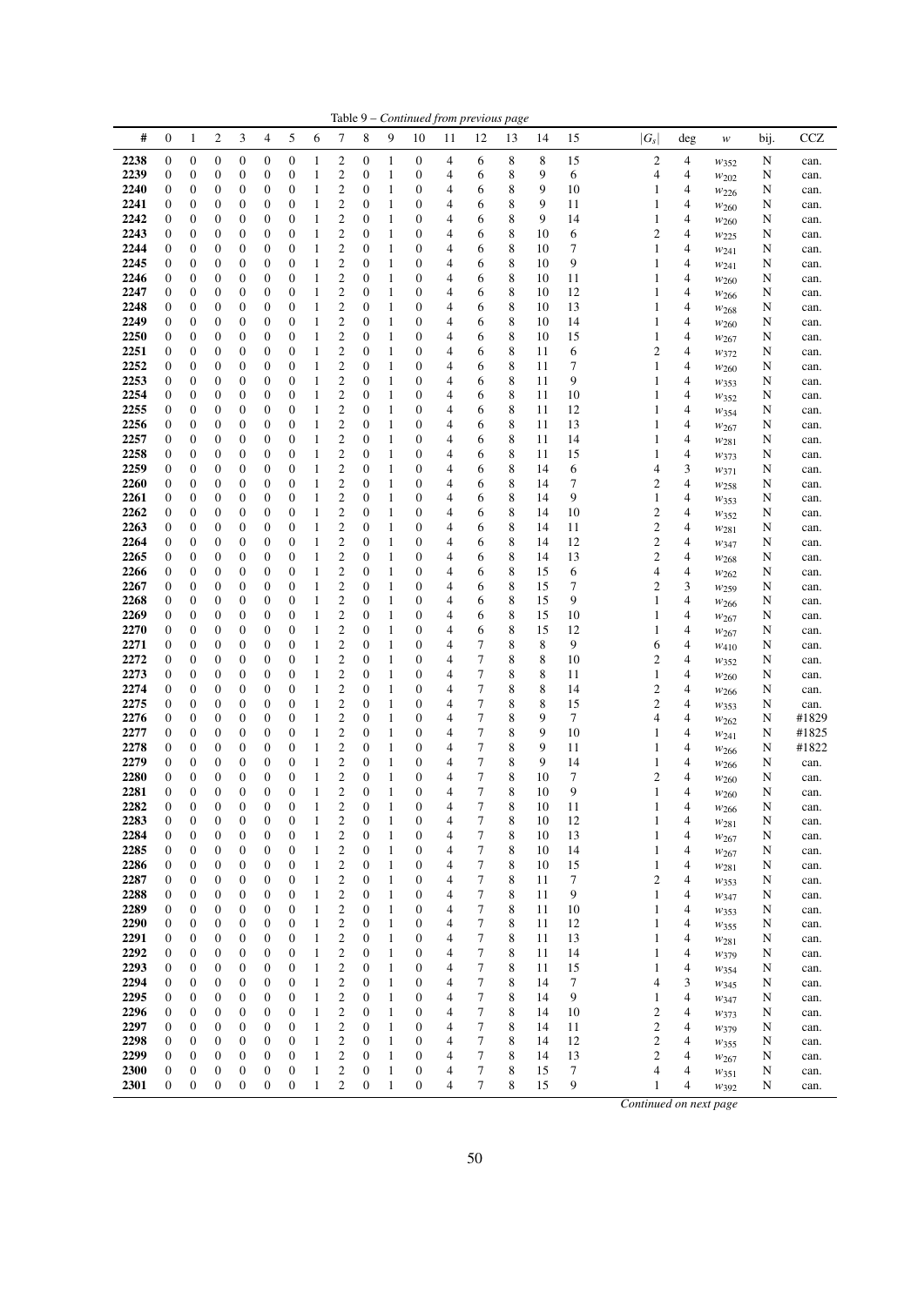Table 9 – *Continued from previous page*

| # | 0 | 1 | 2 | 3 | 4 | 5 | 6 | 7 | 8 | 9 | 10 | 11 | 12 | 13 | 14 | 15 | $\lvert G_s \rvert$ | deg | $w$ | bij. | CCZ |
|---|---|---|---|---|---|---|---|---|---|---|---|---|---|---|---|---|---|---|---|---|---|
| **2238** | 0 | 0 | 0 | 0 | 0 | 0 | 1 | 2 | 0 | 1 | 0 | 4 | 6 | 8 | 8 | 15 | 2 | 4 | $w_{352}$ | N | can. |
| **2239** | 0 | 0 | 0 | 0 | 0 | 0 | 1 | 2 | 0 | 1 | 0 | 4 | 6 | 8 | 9 | 6 | 4 | 4 | $w_{202}$ | N | can. |
| **2240** | 0 | 0 | 0 | 0 | 0 | 0 | 1 | 2 | 0 | 1 | 0 | 4 | 6 | 8 | 9 | 10 | 1 | 4 | $w_{226}$ | N | can. |
| **2241** | 0 | 0 | 0 | 0 | 0 | 0 | 1 | 2 | 0 | 1 | 0 | 4 | 6 | 8 | 9 | 11 | 1 | 4 | $w_{260}$ | N | can. |
| **2242** | 0 | 0 | 0 | 0 | 0 | 0 | 1 | 2 | 0 | 1 | 0 | 4 | 6 | 8 | 9 | 14 | 1 | 4 | $w_{260}$ | N | can. |
| **2243** | 0 | 0 | 0 | 0 | 0 | 0 | 1 | 2 | 0 | 1 | 0 | 4 | 6 | 8 | 10 | 6 | 2 | 4 | $w_{225}$ | N | can. |
| **2244** | 0 | 0 | 0 | 0 | 0 | 0 | 1 | 2 | 0 | 1 | 0 | 4 | 6 | 8 | 10 | 7 | 1 | 4 | $w_{241}$ | N | can. |
| **2245** | 0 | 0 | 0 | 0 | 0 | 0 | 1 | 2 | 0 | 1 | 0 | 4 | 6 | 8 | 10 | 9 | 1 | 4 | $w_{241}$ | N | can. |
| **2246** | 0 | 0 | 0 | 0 | 0 | 0 | 1 | 2 | 0 | 1 | 0 | 4 | 6 | 8 | 10 | 11 | 1 | 4 | $w_{260}$ | N | can. |
| **2247** | 0 | 0 | 0 | 0 | 0 | 0 | 1 | 2 | 0 | 1 | 0 | 4 | 6 | 8 | 10 | 12 | 1 | 4 | $w_{266}$ | N | can. |
| **2248** | 0 | 0 | 0 | 0 | 0 | 0 | 1 | 2 | 0 | 1 | 0 | 4 | 6 | 8 | 10 | 13 | 1 | 4 | $w_{268}$ | N | can. |
| **2249** | 0 | 0 | 0 | 0 | 0 | 0 | 1 | 2 | 0 | 1 | 0 | 4 | 6 | 8 | 10 | 14 | 1 | 4 | $w_{260}$ | N | can. |
| **2250** | 0 | 0 | 0 | 0 | 0 | 0 | 1 | 2 | 0 | 1 | 0 | 4 | 6 | 8 | 10 | 15 | 1 | 4 | $w_{267}$ | N | can. |
| **2251** | 0 | 0 | 0 | 0 | 0 | 0 | 1 | 2 | 0 | 1 | 0 | 4 | 6 | 8 | 11 | 6 | 2 | 4 | $w_{372}$ | N | can. |
| **2252** | 0 | 0 | 0 | 0 | 0 | 0 | 1 | 2 | 0 | 1 | 0 | 4 | 6 | 8 | 11 | 7 | 1 | 4 | $w_{260}$ | N | can. |
| **2253** | 0 | 0 | 0 | 0 | 0 | 0 | 1 | 2 | 0 | 1 | 0 | 4 | 6 | 8 | 11 | 9 | 1 | 4 | $w_{353}$ | N | can. |
| **2254** | 0 | 0 | 0 | 0 | 0 | 0 | 1 | 2 | 0 | 1 | 0 | 4 | 6 | 8 | 11 | 10 | 1 | 4 | $w_{352}$ | N | can. |
| **2255** | 0 | 0 | 0 | 0 | 0 | 0 | 1 | 2 | 0 | 1 | 0 | 4 | 6 | 8 | 11 | 12 | 1 | 4 | $w_{354}$ | N | can. |
| **2256** | 0 | 0 | 0 | 0 | 0 | 0 | 1 | 2 | 0 | 1 | 0 | 4 | 6 | 8 | 11 | 13 | 1 | 4 | $w_{267}$ | N | can. |
| **2257** | 0 | 0 | 0 | 0 | 0 | 0 | 1 | 2 | 0 | 1 | 0 | 4 | 6 | 8 | 11 | 14 | 1 | 4 | $w_{281}$ | N | can. |
| **2258** | 0 | 0 | 0 | 0 | 0 | 0 | 1 | 2 | 0 | 1 | 0 | 4 | 6 | 8 | 11 | 15 | 1 | 4 | $w_{373}$ | N | can. |
| **2259** | 0 | 0 | 0 | 0 | 0 | 0 | 1 | 2 | 0 | 1 | 0 | 4 | 6 | 8 | 14 | 6 | 4 | 3 | $w_{371}$ | N | can. |
| **2260** | 0 | 0 | 0 | 0 | 0 | 0 | 1 | 2 | 0 | 1 | 0 | 4 | 6 | 8 | 14 | 7 | 2 | 4 | $w_{258}$ | N | can. |
| **2261** | 0 | 0 | 0 | 0 | 0 | 0 | 1 | 2 | 0 | 1 | 0 | 4 | 6 | 8 | 14 | 9 | 1 | 4 | $w_{353}$ | N | can. |
| **2262** | 0 | 0 | 0 | 0 | 0 | 0 | 1 | 2 | 0 | 1 | 0 | 4 | 6 | 8 | 14 | 10 | 2 | 4 | $w_{352}$ | N | can. |
| **2263** | 0 | 0 | 0 | 0 | 0 | 0 | 1 | 2 | 0 | 1 | 0 | 4 | 6 | 8 | 14 | 11 | 2 | 4 | $w_{281}$ | N | can. |
| **2264** | 0 | 0 | 0 | 0 | 0 | 0 | 1 | 2 | 0 | 1 | 0 | 4 | 6 | 8 | 14 | 12 | 2 | 4 | $w_{347}$ | N | can. |
| **2265** | 0 | 0 | 0 | 0 | 0 | 0 | 1 | 2 | 0 | 1 | 0 | 4 | 6 | 8 | 14 | 13 | 2 | 4 | $w_{268}$ | N | can. |
| **2266** | 0 | 0 | 0 | 0 | 0 | 0 | 1 | 2 | 0 | 1 | 0 | 4 | 6 | 8 | 15 | 6 | 4 | 4 | $w_{262}$ | N | can. |
| **2267** | 0 | 0 | 0 | 0 | 0 | 0 | 1 | 2 | 0 | 1 | 0 | 4 | 6 | 8 | 15 | 7 | 2 | 3 | $w_{259}$ | N | can. |
| **2268** | 0 | 0 | 0 | 0 | 0 | 0 | 1 | 2 | 0 | 1 | 0 | 4 | 6 | 8 | 15 | 9 | 1 | 4 | $w_{266}$ | N | can. |
| **2269** | 0 | 0 | 0 | 0 | 0 | 0 | 1 | 2 | 0 | 1 | 0 | 4 | 6 | 8 | 15 | 10 | 1 | 4 | $w_{267}$ | N | can. |
| **2270** | 0 | 0 | 0 | 0 | 0 | 0 | 1 | 2 | 0 | 1 | 0 | 4 | 6 | 8 | 15 | 12 | 1 | 4 | $w_{267}$ | N | can. |
| **2271** | 0 | 0 | 0 | 0 | 0 | 0 | 1 | 2 | 0 | 1 | 0 | 4 | 7 | 8 | 8 | 9 | 6 | 4 | $w_{410}$ | N | can. |
| **2272** | 0 | 0 | 0 | 0 | 0 | 0 | 1 | 2 | 0 | 1 | 0 | 4 | 7 | 8 | 8 | 10 | 2 | 4 | $w_{352}$ | N | can. |
| **2273** | 0 | 0 | 0 | 0 | 0 | 0 | 1 | 2 | 0 | 1 | 0 | 4 | 7 | 8 | 8 | 11 | 1 | 4 | $w_{260}$ | N | can. |
| **2274** | 0 | 0 | 0 | 0 | 0 | 0 | 1 | 2 | 0 | 1 | 0 | 4 | 7 | 8 | 8 | 14 | 2 | 4 | $w_{266}$ | N | can. |
| **2275** | 0 | 0 | 0 | 0 | 0 | 0 | 1 | 2 | 0 | 1 | 0 | 4 | 7 | 8 | 8 | 15 | 2 | 4 | $w_{353}$ | N | can. |
| **2276** | 0 | 0 | 0 | 0 | 0 | 0 | 1 | 2 | 0 | 1 | 0 | 4 | 7 | 8 | 9 | 7 | 4 | 4 | $w_{262}$ | N | #1829 |
| **2277** | 0 | 0 | 0 | 0 | 0 | 0 | 1 | 2 | 0 | 1 | 0 | 4 | 7 | 8 | 9 | 10 | 1 | 4 | $w_{241}$ | N | #1825 |
| **2278** | 0 | 0 | 0 | 0 | 0 | 0 | 1 | 2 | 0 | 1 | 0 | 4 | 7 | 8 | 9 | 11 | 1 | 4 | $w_{266}$ | N | #1822 |
| **2279** | 0 | 0 | 0 | 0 | 0 | 0 | 1 | 2 | 0 | 1 | 0 | 4 | 7 | 8 | 9 | 14 | 1 | 4 | $w_{266}$ | N | can. |
| **2280** | 0 | 0 | 0 | 0 | 0 | 0 | 1 | 2 | 0 | 1 | 0 | 4 | 7 | 8 | 10 | 7 | 2 | 4 | $w_{260}$ | N | can. |
| **2281** | 0 | 0 | 0 | 0 | 0 | 0 | 1 | 2 | 0 | 1 | 0 | 4 | 7 | 8 | 10 | 9 | 1 | 4 | $w_{260}$ | N | can. |
| **2282** | 0 | 0 | 0 | 0 | 0 | 0 | 1 | 2 | 0 | 1 | 0 | 4 | 7 | 8 | 10 | 11 | 1 | 4 | $w_{266}$ | N | can. |
| **2283** | 0 | 0 | 0 | 0 | 0 | 0 | 1 | 2 | 0 | 1 | 0 | 4 | 7 | 8 | 10 | 12 | 1 | 4 | $w_{281}$ | N | can. |
| **2284** | 0 | 0 | 0 | 0 | 0 | 0 | 1 | 2 | 0 | 1 | 0 | 4 | 7 | 8 | 10 | 13 | 1 | 4 | $w_{267}$ | N | can. |
| **2285** | 0 | 0 | 0 | 0 | 0 | 0 | 1 | 2 | 0 | 1 | 0 | 4 | 7 | 8 | 10 | 14 | 1 | 4 | $w_{267}$ | N | can. |
| **2286** | 0 | 0 | 0 | 0 | 0 | 0 | 1 | 2 | 0 | 1 | 0 | 4 | 7 | 8 | 10 | 15 | 1 | 4 | $w_{281}$ | N | can. |
| **2287** | 0 | 0 | 0 | 0 | 0 | 0 | 1 | 2 | 0 | 1 | 0 | 4 | 7 | 8 | 11 | 7 | 2 | 4 | $w_{353}$ | N | can. |
| **2288** | 0 | 0 | 0 | 0 | 0 | 0 | 1 | 2 | 0 | 1 | 0 | 4 | 7 | 8 | 11 | 9 | 1 | 4 | $w_{347}$ | N | can. |
| **2289** | 0 | 0 | 0 | 0 | 0 | 0 | 1 | 2 | 0 | 1 | 0 | 4 | 7 | 8 | 11 | 10 | 1 | 4 | $w_{353}$ | N | can. |
| **2290** | 0 | 0 | 0 | 0 | 0 | 0 | 1 | 2 | 0 | 1 | 0 | 4 | 7 | 8 | 11 | 12 | 1 | 4 | $w_{355}$ | N | can. |
| **2291** | 0 | 0 | 0 | 0 | 0 | 0 | 1 | 2 | 0 | 1 | 0 | 4 | 7 | 8 | 11 | 13 | 1 | 4 | $w_{281}$ | N | can. |
| **2292** | 0 | 0 | 0 | 0 | 0 | 0 | 1 | 2 | 0 | 1 | 0 | 4 | 7 | 8 | 11 | 14 | 1 | 4 | $w_{379}$ | N | can. |
| **2293** | 0 | 0 | 0 | 0 | 0 | 0 | 1 | 2 | 0 | 1 | 0 | 4 | 7 | 8 | 11 | 15 | 1 | 4 | $w_{354}$ | N | can. |
| **2294** | 0 | 0 | 0 | 0 | 0 | 0 | 1 | 2 | 0 | 1 | 0 | 4 | 7 | 8 | 14 | 7 | 4 | 3 | $w_{345}$ | N | can. |
| **2295** | 0 | 0 | 0 | 0 | 0 | 0 | 1 | 2 | 0 | 1 | 0 | 4 | 7 | 8 | 14 | 9 | 1 | 4 | $w_{347}$ | N | can. |
| **2296** | 0 | 0 | 0 | 0 | 0 | 0 | 1 | 2 | 0 | 1 | 0 | 4 | 7 | 8 | 14 | 10 | 2 | 4 | $w_{373}$ | N | can. |
| **2297** | 0 | 0 | 0 | 0 | 0 | 0 | 1 | 2 | 0 | 1 | 0 | 4 | 7 | 8 | 14 | 11 | 2 | 4 | $w_{379}$ | N | can. |
| **2298** | 0 | 0 | 0 | 0 | 0 | 0 | 1 | 2 | 0 | 1 | 0 | 4 | 7 | 8 | 14 | 12 | 2 | 4 | $w_{355}$ | N | can. |
| **2299** | 0 | 0 | 0 | 0 | 0 | 0 | 1 | 2 | 0 | 1 | 0 | 4 | 7 | 8 | 14 | 13 | 2 | 4 | $w_{267}$ | N | can. |
| **2300** | 0 | 0 | 0 | 0 | 0 | 0 | 1 | 2 | 0 | 1 | 0 | 4 | 7 | 8 | 15 | 7 | 4 | 4 | $w_{351}$ | N | can. |
| **2301** | 0 | 0 | 0 | 0 | 0 | 0 | 1 | 2 | 0 | 1 | 0 | 4 | 7 | 8 | 15 | 9 | 1 | 4 | $w_{392}$ | N | can. |

*Continued on next page*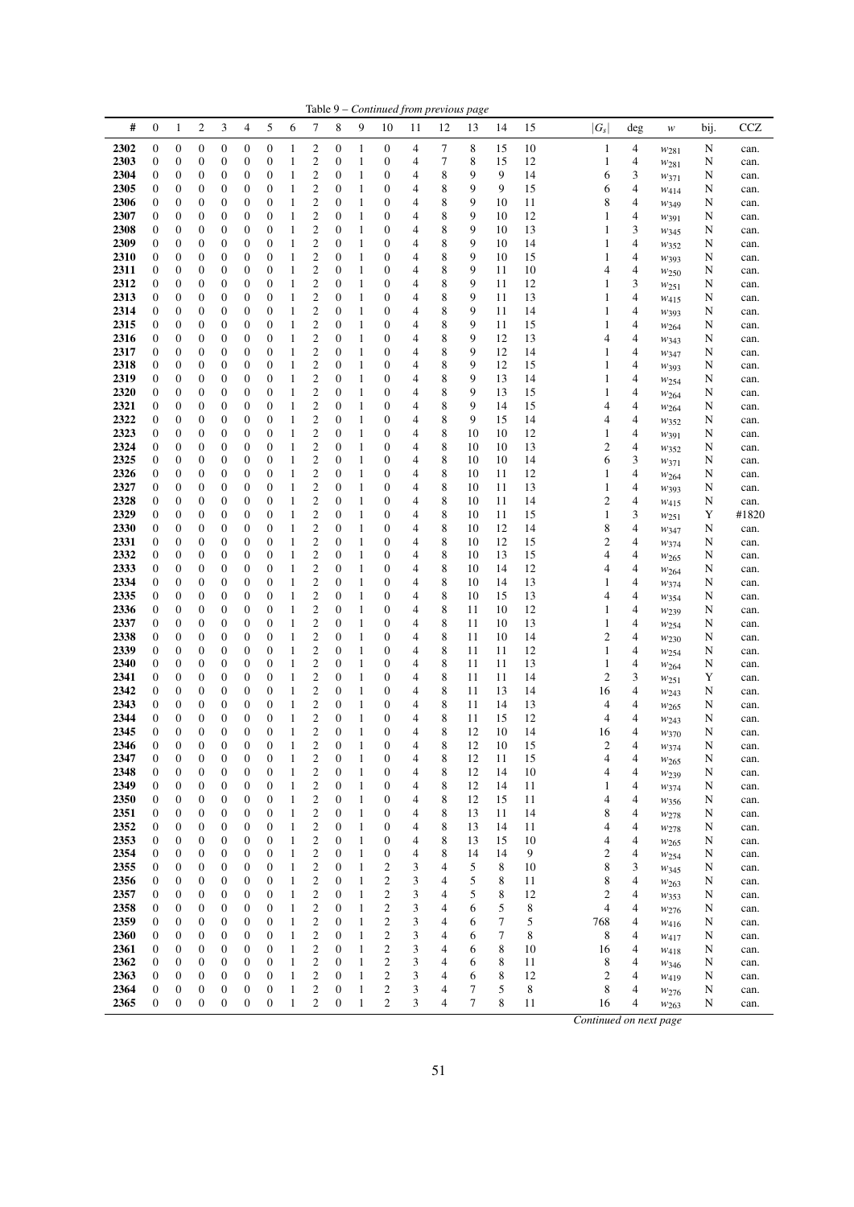Table 9 – *Continued from previous page*

| # | 0 | 1 | 2 | 3 | 4 | 5 | 6 | 7 | 8 | 9 | 10 | 11 | 12 | 13 | 14 | 15 | $\lvert G_s \rvert$ | deg | $w$ | bij. | CCZ |
|---|---|---|---|---|---|---|---|---|---|---|---|---|---|---|---|---|---|---|---|---|---|
| 2302 | 0 | 0 | 0 | 0 | 0 | 0 | 1 | 2 | 0 | 1 | 0 | 4 | 7 | 8 | 15 | 10 | 1 | 4 | $w_{281}$ | N | can. |
| 2303 | 0 | 0 | 0 | 0 | 0 | 0 | 1 | 2 | 0 | 1 | 0 | 4 | 7 | 8 | 15 | 12 | 1 | 4 | $w_{281}$ | N | can. |
| 2304 | 0 | 0 | 0 | 0 | 0 | 0 | 1 | 2 | 0 | 1 | 0 | 4 | 8 | 9 | 9 | 14 | 6 | 3 | $w_{371}$ | N | can. |
| 2305 | 0 | 0 | 0 | 0 | 0 | 0 | 1 | 2 | 0 | 1 | 0 | 4 | 8 | 9 | 9 | 15 | 6 | 4 | $w_{414}$ | N | can. |
| 2306 | 0 | 0 | 0 | 0 | 0 | 0 | 1 | 2 | 0 | 1 | 0 | 4 | 8 | 9 | 10 | 11 | 8 | 4 | $w_{349}$ | N | can. |
| 2307 | 0 | 0 | 0 | 0 | 0 | 0 | 1 | 2 | 0 | 1 | 0 | 4 | 8 | 9 | 10 | 12 | 1 | 4 | $w_{391}$ | N | can. |
| 2308 | 0 | 0 | 0 | 0 | 0 | 0 | 1 | 2 | 0 | 1 | 0 | 4 | 8 | 9 | 10 | 13 | 1 | 3 | $w_{345}$ | N | can. |
| 2309 | 0 | 0 | 0 | 0 | 0 | 0 | 1 | 2 | 0 | 1 | 0 | 4 | 8 | 9 | 10 | 14 | 1 | 4 | $w_{352}$ | N | can. |
| 2310 | 0 | 0 | 0 | 0 | 0 | 0 | 1 | 2 | 0 | 1 | 0 | 4 | 8 | 9 | 10 | 15 | 1 | 4 | $w_{393}$ | N | can. |
| 2311 | 0 | 0 | 0 | 0 | 0 | 0 | 1 | 2 | 0 | 1 | 0 | 4 | 8 | 9 | 11 | 10 | 4 | 4 | $w_{250}$ | N | can. |
| 2312 | 0 | 0 | 0 | 0 | 0 | 0 | 1 | 2 | 0 | 1 | 0 | 4 | 8 | 9 | 11 | 12 | 1 | 3 | $w_{251}$ | N | can. |
| 2313 | 0 | 0 | 0 | 0 | 0 | 0 | 1 | 2 | 0 | 1 | 0 | 4 | 8 | 9 | 11 | 13 | 1 | 4 | $w_{415}$ | N | can. |
| 2314 | 0 | 0 | 0 | 0 | 0 | 0 | 1 | 2 | 0 | 1 | 0 | 4 | 8 | 9 | 11 | 14 | 1 | 4 | $w_{393}$ | N | can. |
| 2315 | 0 | 0 | 0 | 0 | 0 | 0 | 1 | 2 | 0 | 1 | 0 | 4 | 8 | 9 | 11 | 15 | 1 | 4 | $w_{264}$ | N | can. |
| 2316 | 0 | 0 | 0 | 0 | 0 | 0 | 1 | 2 | 0 | 1 | 0 | 4 | 8 | 9 | 12 | 13 | 4 | 4 | $w_{343}$ | N | can. |
| 2317 | 0 | 0 | 0 | 0 | 0 | 0 | 1 | 2 | 0 | 1 | 0 | 4 | 8 | 9 | 12 | 14 | 1 | 4 | $w_{347}$ | N | can. |
| 2318 | 0 | 0 | 0 | 0 | 0 | 0 | 1 | 2 | 0 | 1 | 0 | 4 | 8 | 9 | 12 | 15 | 1 | 4 | $w_{393}$ | N | can. |
| 2319 | 0 | 0 | 0 | 0 | 0 | 0 | 1 | 2 | 0 | 1 | 0 | 4 | 8 | 9 | 13 | 14 | 1 | 4 | $w_{254}$ | N | can. |
| 2320 | 0 | 0 | 0 | 0 | 0 | 0 | 1 | 2 | 0 | 1 | 0 | 4 | 8 | 9 | 13 | 15 | 1 | 4 | $w_{264}$ | N | can. |
| 2321 | 0 | 0 | 0 | 0 | 0 | 0 | 1 | 2 | 0 | 1 | 0 | 4 | 8 | 9 | 14 | 15 | 4 | 4 | $w_{264}$ | N | can. |
| 2322 | 0 | 0 | 0 | 0 | 0 | 0 | 1 | 2 | 0 | 1 | 0 | 4 | 8 | 9 | 15 | 14 | 4 | 4 | $w_{352}$ | N | can. |
| 2323 | 0 | 0 | 0 | 0 | 0 | 0 | 1 | 2 | 0 | 1 | 0 | 4 | 8 | 10 | 10 | 12 | 1 | 4 | $w_{391}$ | N | can. |
| 2324 | 0 | 0 | 0 | 0 | 0 | 0 | 1 | 2 | 0 | 1 | 0 | 4 | 8 | 10 | 10 | 13 | 2 | 4 | $w_{352}$ | N | can. |
| 2325 | 0 | 0 | 0 | 0 | 0 | 0 | 1 | 2 | 0 | 1 | 0 | 4 | 8 | 10 | 10 | 14 | 6 | 3 | $w_{371}$ | N | can. |
| 2326 | 0 | 0 | 0 | 0 | 0 | 0 | 1 | 2 | 0 | 1 | 0 | 4 | 8 | 10 | 11 | 12 | 1 | 4 | $w_{264}$ | N | can. |
| 2327 | 0 | 0 | 0 | 0 | 0 | 0 | 1 | 2 | 0 | 1 | 0 | 4 | 8 | 10 | 11 | 13 | 1 | 4 | $w_{393}$ | N | can. |
| 2328 | 0 | 0 | 0 | 0 | 0 | 0 | 1 | 2 | 0 | 1 | 0 | 4 | 8 | 10 | 11 | 14 | 2 | 4 | $w_{415}$ | N | can. |
| 2329 | 0 | 0 | 0 | 0 | 0 | 0 | 1 | 2 | 0 | 1 | 0 | 4 | 8 | 10 | 11 | 15 | 1 | 3 | $w_{251}$ | Y | #1820 |
| 2330 | 0 | 0 | 0 | 0 | 0 | 0 | 1 | 2 | 0 | 1 | 0 | 4 | 8 | 10 | 12 | 14 | 8 | 4 | $w_{347}$ | N | can. |
| 2331 | 0 | 0 | 0 | 0 | 0 | 0 | 1 | 2 | 0 | 1 | 0 | 4 | 8 | 10 | 12 | 15 | 2 | 4 | $w_{374}$ | N | can. |
| 2332 | 0 | 0 | 0 | 0 | 0 | 0 | 1 | 2 | 0 | 1 | 0 | 4 | 8 | 10 | 13 | 15 | 4 | 4 | $w_{265}$ | N | can. |
| 2333 | 0 | 0 | 0 | 0 | 0 | 0 | 1 | 2 | 0 | 1 | 0 | 4 | 8 | 10 | 14 | 12 | 4 | 4 | $w_{264}$ | N | can. |
| 2334 | 0 | 0 | 0 | 0 | 0 | 0 | 1 | 2 | 0 | 1 | 0 | 4 | 8 | 10 | 14 | 13 | 1 | 4 | $w_{374}$ | N | can. |
| 2335 | 0 | 0 | 0 | 0 | 0 | 0 | 1 | 2 | 0 | 1 | 0 | 4 | 8 | 10 | 15 | 13 | 4 | 4 | $w_{354}$ | N | can. |
| 2336 | 0 | 0 | 0 | 0 | 0 | 0 | 1 | 2 | 0 | 1 | 0 | 4 | 8 | 11 | 10 | 12 | 1 | 4 | $w_{239}$ | N | can. |
| 2337 | 0 | 0 | 0 | 0 | 0 | 0 | 1 | 2 | 0 | 1 | 0 | 4 | 8 | 11 | 10 | 13 | 1 | 4 | $w_{254}$ | N | can. |
| 2338 | 0 | 0 | 0 | 0 | 0 | 0 | 1 | 2 | 0 | 1 | 0 | 4 | 8 | 11 | 10 | 14 | 2 | 4 | $w_{230}$ | N | can. |
| 2339 | 0 | 0 | 0 | 0 | 0 | 0 | 1 | 2 | 0 | 1 | 0 | 4 | 8 | 11 | 11 | 12 | 1 | 4 | $w_{254}$ | N | can. |
| 2340 | 0 | 0 | 0 | 0 | 0 | 0 | 1 | 2 | 0 | 1 | 0 | 4 | 8 | 11 | 11 | 13 | 1 | 4 | $w_{264}$ | N | can. |
| 2341 | 0 | 0 | 0 | 0 | 0 | 0 | 1 | 2 | 0 | 1 | 0 | 4 | 8 | 11 | 11 | 14 | 2 | 3 | $w_{251}$ | Y | can. |
| 2342 | 0 | 0 | 0 | 0 | 0 | 0 | 1 | 2 | 0 | 1 | 0 | 4 | 8 | 11 | 13 | 14 | 16 | 4 | $w_{243}$ | N | can. |
| 2343 | 0 | 0 | 0 | 0 | 0 | 0 | 1 | 2 | 0 | 1 | 0 | 4 | 8 | 11 | 14 | 13 | 4 | 4 | $w_{265}$ | N | can. |
| 2344 | 0 | 0 | 0 | 0 | 0 | 0 | 1 | 2 | 0 | 1 | 0 | 4 | 8 | 11 | 15 | 12 | 4 | 4 | $w_{243}$ | N | can. |
| 2345 | 0 | 0 | 0 | 0 | 0 | 0 | 1 | 2 | 0 | 1 | 0 | 4 | 8 | 12 | 10 | 14 | 16 | 4 | $w_{370}$ | N | can. |
| 2346 | 0 | 0 | 0 | 0 | 0 | 0 | 1 | 2 | 0 | 1 | 0 | 4 | 8 | 12 | 10 | 15 | 2 | 4 | $w_{374}$ | N | can. |
| 2347 | 0 | 0 | 0 | 0 | 0 | 0 | 1 | 2 | 0 | 1 | 0 | 4 | 8 | 12 | 11 | 15 | 4 | 4 | $w_{265}$ | N | can. |
| 2348 | 0 | 0 | 0 | 0 | 0 | 0 | 1 | 2 | 0 | 1 | 0 | 4 | 8 | 12 | 14 | 10 | 4 | 4 | $w_{239}$ | N | can. |
| 2349 | 0 | 0 | 0 | 0 | 0 | 0 | 1 | 2 | 0 | 1 | 0 | 4 | 8 | 12 | 14 | 11 | 1 | 4 | $w_{374}$ | N | can. |
| 2350 | 0 | 0 | 0 | 0 | 0 | 0 | 1 | 2 | 0 | 1 | 0 | 4 | 8 | 12 | 15 | 11 | 4 | 4 | $w_{356}$ | N | can. |
| 2351 | 0 | 0 | 0 | 0 | 0 | 0 | 1 | 2 | 0 | 1 | 0 | 4 | 8 | 13 | 11 | 14 | 8 | 4 | $w_{278}$ | N | can. |
| 2352 | 0 | 0 | 0 | 0 | 0 | 0 | 1 | 2 | 0 | 1 | 0 | 4 | 8 | 13 | 14 | 11 | 4 | 4 | $w_{278}$ | N | can. |
| 2353 | 0 | 0 | 0 | 0 | 0 | 0 | 1 | 2 | 0 | 1 | 0 | 4 | 8 | 13 | 15 | 10 | 4 | 4 | $w_{265}$ | N | can. |
| 2354 | 0 | 0 | 0 | 0 | 0 | 0 | 1 | 2 | 0 | 1 | 0 | 4 | 8 | 14 | 14 | 9 | 2 | 4 | $w_{254}$ | N | can. |
| 2355 | 0 | 0 | 0 | 0 | 0 | 0 | 1 | 2 | 0 | 1 | 2 | 3 | 4 | 5 | 8 | 10 | 8 | 3 | $w_{345}$ | N | can. |
| 2356 | 0 | 0 | 0 | 0 | 0 | 0 | 1 | 2 | 0 | 1 | 2 | 3 | 4 | 5 | 8 | 11 | 8 | 4 | $w_{263}$ | N | can. |
| 2357 | 0 | 0 | 0 | 0 | 0 | 0 | 1 | 2 | 0 | 1 | 2 | 3 | 4 | 5 | 8 | 12 | 2 | 4 | $w_{353}$ | N | can. |
| 2358 | 0 | 0 | 0 | 0 | 0 | 0 | 1 | 2 | 0 | 1 | 2 | 3 | 4 | 6 | 5 | 8 | 4 | 4 | $w_{276}$ | N | can. |
| 2359 | 0 | 0 | 0 | 0 | 0 | 0 | 1 | 2 | 0 | 1 | 2 | 3 | 4 | 6 | 7 | 5 | 768 | 4 | $w_{416}$ | N | can. |
| 2360 | 0 | 0 | 0 | 0 | 0 | 0 | 1 | 2 | 0 | 1 | 2 | 3 | 4 | 6 | 7 | 8 | 8 | 4 | $w_{417}$ | N | can. |
| 2361 | 0 | 0 | 0 | 0 | 0 | 0 | 1 | 2 | 0 | 1 | 2 | 3 | 4 | 6 | 8 | 10 | 16 | 4 | $w_{418}$ | N | can. |
| 2362 | 0 | 0 | 0 | 0 | 0 | 0 | 1 | 2 | 0 | 1 | 2 | 3 | 4 | 6 | 8 | 11 | 8 | 4 | $w_{346}$ | N | can. |
| 2363 | 0 | 0 | 0 | 0 | 0 | 0 | 1 | 2 | 0 | 1 | 2 | 3 | 4 | 6 | 8 | 12 | 2 | 4 | $w_{419}$ | N | can. |
| 2364 | 0 | 0 | 0 | 0 | 0 | 0 | 1 | 2 | 0 | 1 | 2 | 3 | 4 | 7 | 5 | 8 | 8 | 4 | $w_{276}$ | N | can. |
| 2365 | 0 | 0 | 0 | 0 | 0 | 0 | 1 | 2 | 0 | 1 | 2 | 3 | 4 | 7 | 8 | 11 | 16 | 4 | $w_{263}$ | N | can. |

*Continued on next page*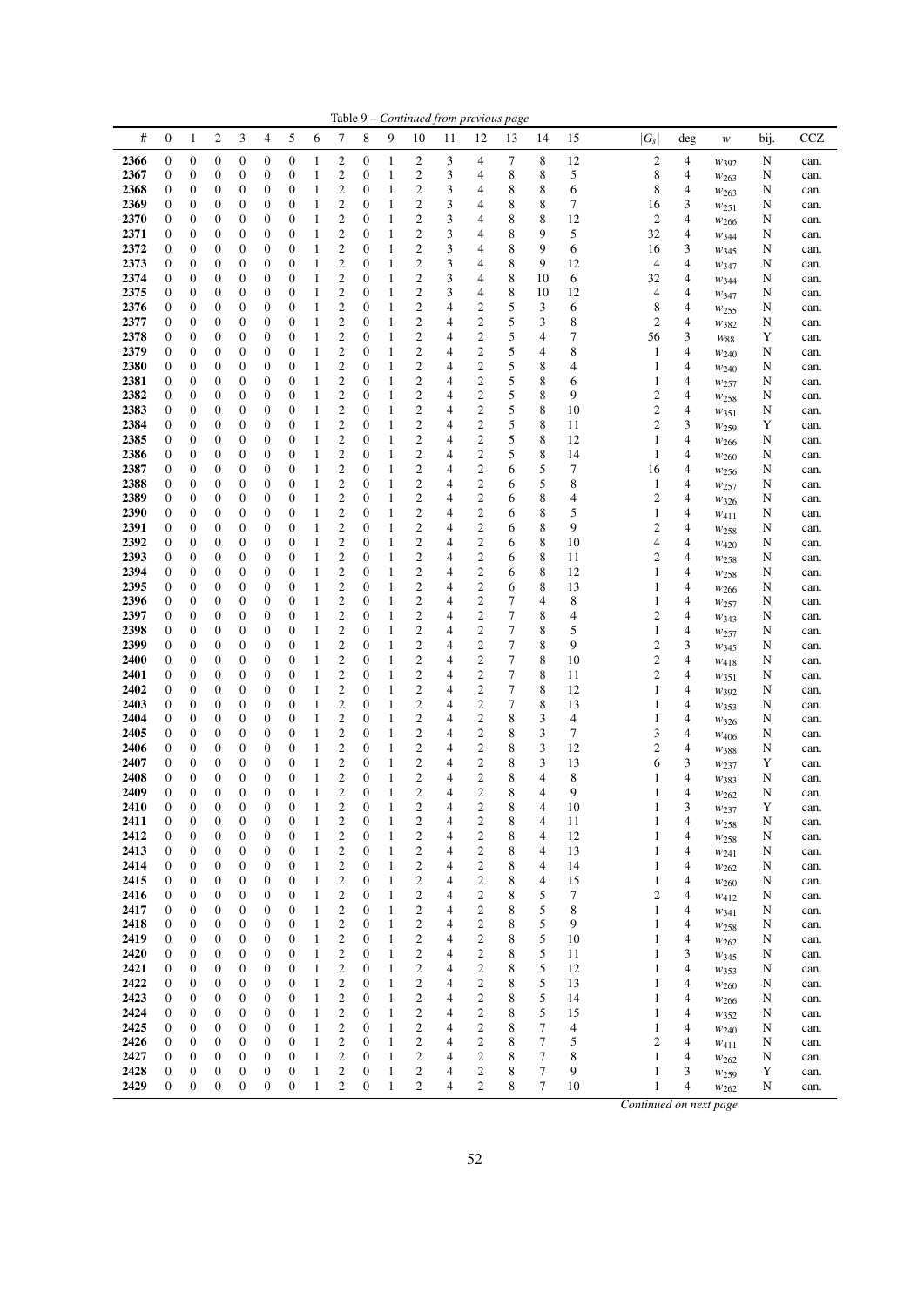Table 9 – *Continued from previous page*

| # | 0 | 1 | 2 | 3 | 4 | 5 | 6 | 7 | 8 | 9 | 10 | 11 | 12 | 13 | 14 | 15 | $\|G_s\|$ | deg | $w$ | bij. | CCZ |
|---|---|---|---|---|---|---|---|---|---|---|---|---|---|---|---|---|---|---|---|---|---|
| **2366** | 0 | 0 | 0 | 0 | 0 | 0 | 1 | 2 | 0 | 1 | 2 | 3 | 4 | 7 | 8 | 12 | 2 | 4 | $w_{392}$ | N | can. |
| **2367** | 0 | 0 | 0 | 0 | 0 | 0 | 1 | 2 | 0 | 1 | 2 | 3 | 4 | 8 | 8 | 5 | 8 | 4 | $w_{263}$ | N | can. |
| **2368** | 0 | 0 | 0 | 0 | 0 | 0 | 1 | 2 | 0 | 1 | 2 | 3 | 4 | 8 | 8 | 6 | 8 | 4 | $w_{263}$ | N | can. |
| **2369** | 0 | 0 | 0 | 0 | 0 | 0 | 1 | 2 | 0 | 1 | 2 | 3 | 4 | 8 | 8 | 7 | 16 | 3 | $w_{251}$ | N | can. |
| **2370** | 0 | 0 | 0 | 0 | 0 | 0 | 1 | 2 | 0 | 1 | 2 | 3 | 4 | 8 | 8 | 12 | 2 | 4 | $w_{266}$ | N | can. |
| **2371** | 0 | 0 | 0 | 0 | 0 | 0 | 1 | 2 | 0 | 1 | 2 | 3 | 4 | 8 | 9 | 5 | 32 | 4 | $w_{344}$ | N | can. |
| **2372** | 0 | 0 | 0 | 0 | 0 | 0 | 1 | 2 | 0 | 1 | 2 | 3 | 4 | 8 | 9 | 6 | 16 | 3 | $w_{345}$ | N | can. |
| **2373** | 0 | 0 | 0 | 0 | 0 | 0 | 1 | 2 | 0 | 1 | 2 | 3 | 4 | 8 | 9 | 12 | 4 | 4 | $w_{347}$ | N | can. |
| **2374** | 0 | 0 | 0 | 0 | 0 | 0 | 1 | 2 | 0 | 1 | 2 | 3 | 4 | 8 | 10 | 6 | 32 | 4 | $w_{344}$ | N | can. |
| **2375** | 0 | 0 | 0 | 0 | 0 | 0 | 1 | 2 | 0 | 1 | 2 | 3 | 4 | 8 | 10 | 12 | 4 | 4 | $w_{347}$ | N | can. |
| **2376** | 0 | 0 | 0 | 0 | 0 | 0 | 1 | 2 | 0 | 1 | 2 | 4 | 2 | 5 | 3 | 6 | 8 | 4 | $w_{255}$ | N | can. |
| **2377** | 0 | 0 | 0 | 0 | 0 | 0 | 1 | 2 | 0 | 1 | 2 | 4 | 2 | 5 | 3 | 8 | 2 | 4 | $w_{382}$ | N | can. |
| **2378** | 0 | 0 | 0 | 0 | 0 | 0 | 1 | 2 | 0 | 1 | 2 | 4 | 2 | 5 | 4 | 7 | 56 | 3 | $w_{88}$ | Y | can. |
| **2379** | 0 | 0 | 0 | 0 | 0 | 0 | 1 | 2 | 0 | 1 | 2 | 4 | 2 | 5 | 4 | 8 | 1 | 4 | $w_{240}$ | N | can. |
| **2380** | 0 | 0 | 0 | 0 | 0 | 0 | 1 | 2 | 0 | 1 | 2 | 4 | 2 | 5 | 8 | 4 | 1 | 4 | $w_{240}$ | N | can. |
| **2381** | 0 | 0 | 0 | 0 | 0 | 0 | 1 | 2 | 0 | 1 | 2 | 4 | 2 | 5 | 8 | 6 | 1 | 4 | $w_{257}$ | N | can. |
| **2382** | 0 | 0 | 0 | 0 | 0 | 0 | 1 | 2 | 0 | 1 | 2 | 4 | 2 | 5 | 8 | 9 | 2 | 4 | $w_{258}$ | N | can. |
| **2383** | 0 | 0 | 0 | 0 | 0 | 0 | 1 | 2 | 0 | 1 | 2 | 4 | 2 | 5 | 8 | 10 | 2 | 4 | $w_{351}$ | N | can. |
| **2384** | 0 | 0 | 0 | 0 | 0 | 0 | 1 | 2 | 0 | 1 | 2 | 4 | 2 | 5 | 8 | 11 | 2 | 3 | $w_{259}$ | Y | can. |
| **2385** | 0 | 0 | 0 | 0 | 0 | 0 | 1 | 2 | 0 | 1 | 2 | 4 | 2 | 5 | 8 | 12 | 1 | 4 | $w_{266}$ | N | can. |
| **2386** | 0 | 0 | 0 | 0 | 0 | 0 | 1 | 2 | 0 | 1 | 2 | 4 | 2 | 5 | 8 | 14 | 1 | 4 | $w_{260}$ | N | can. |
| **2387** | 0 | 0 | 0 | 0 | 0 | 0 | 1 | 2 | 0 | 1 | 2 | 4 | 2 | 6 | 5 | 7 | 16 | 4 | $w_{256}$ | N | can. |
| **2388** | 0 | 0 | 0 | 0 | 0 | 0 | 1 | 2 | 0 | 1 | 2 | 4 | 2 | 6 | 5 | 8 | 1 | 4 | $w_{257}$ | N | can. |
| **2389** | 0 | 0 | 0 | 0 | 0 | 0 | 1 | 2 | 0 | 1 | 2 | 4 | 2 | 6 | 8 | 4 | 2 | 4 | $w_{326}$ | N | can. |
| **2390** | 0 | 0 | 0 | 0 | 0 | 0 | 1 | 2 | 0 | 1 | 2 | 4 | 2 | 6 | 8 | 5 | 1 | 4 | $w_{411}$ | N | can. |
| **2391** | 0 | 0 | 0 | 0 | 0 | 0 | 1 | 2 | 0 | 1 | 2 | 4 | 2 | 6 | 8 | 9 | 2 | 4 | $w_{258}$ | N | can. |
| **2392** | 0 | 0 | 0 | 0 | 0 | 0 | 1 | 2 | 0 | 1 | 2 | 4 | 2 | 6 | 8 | 10 | 4 | 4 | $w_{420}$ | N | can. |
| **2393** | 0 | 0 | 0 | 0 | 0 | 0 | 1 | 2 | 0 | 1 | 2 | 4 | 2 | 6 | 8 | 11 | 2 | 4 | $w_{258}$ | N | can. |
| **2394** | 0 | 0 | 0 | 0 | 0 | 0 | 1 | 2 | 0 | 1 | 2 | 4 | 2 | 6 | 8 | 12 | 1 | 4 | $w_{258}$ | N | can. |
| **2395** | 0 | 0 | 0 | 0 | 0 | 0 | 1 | 2 | 0 | 1 | 2 | 4 | 2 | 6 | 8 | 13 | 1 | 4 | $w_{266}$ | N | can. |
| **2396** | 0 | 0 | 0 | 0 | 0 | 0 | 1 | 2 | 0 | 1 | 2 | 4 | 2 | 7 | 4 | 8 | 1 | 4 | $w_{257}$ | N | can. |
| **2397** | 0 | 0 | 0 | 0 | 0 | 0 | 1 | 2 | 0 | 1 | 2 | 4 | 2 | 7 | 8 | 4 | 2 | 4 | $w_{343}$ | N | can. |
| **2398** | 0 | 0 | 0 | 0 | 0 | 0 | 1 | 2 | 0 | 1 | 2 | 4 | 2 | 7 | 8 | 5 | 1 | 4 | $w_{257}$ | N | can. |
| **2399** | 0 | 0 | 0 | 0 | 0 | 0 | 1 | 2 | 0 | 1 | 2 | 4 | 2 | 7 | 8 | 9 | 2 | 3 | $w_{345}$ | N | can. |
| **2400** | 0 | 0 | 0 | 0 | 0 | 0 | 1 | 2 | 0 | 1 | 2 | 4 | 2 | 7 | 8 | 10 | 2 | 4 | $w_{418}$ | N | can. |
| **2401** | 0 | 0 | 0 | 0 | 0 | 0 | 1 | 2 | 0 | 1 | 2 | 4 | 2 | 7 | 8 | 11 | 2 | 4 | $w_{351}$ | N | can. |
| **2402** | 0 | 0 | 0 | 0 | 0 | 0 | 1 | 2 | 0 | 1 | 2 | 4 | 2 | 7 | 8 | 12 | 1 | 4 | $w_{392}$ | N | can. |
| **2403** | 0 | 0 | 0 | 0 | 0 | 0 | 1 | 2 | 0 | 1 | 2 | 4 | 2 | 7 | 8 | 13 | 1 | 4 | $w_{353}$ | N | can. |
| **2404** | 0 | 0 | 0 | 0 | 0 | 0 | 1 | 2 | 0 | 1 | 2 | 4 | 2 | 8 | 3 | 4 | 1 | 4 | $w_{326}$ | N | can. |
| **2405** | 0 | 0 | 0 | 0 | 0 | 0 | 1 | 2 | 0 | 1 | 2 | 4 | 2 | 8 | 3 | 7 | 3 | 4 | $w_{406}$ | N | can. |
| **2406** | 0 | 0 | 0 | 0 | 0 | 0 | 1 | 2 | 0 | 1 | 2 | 4 | 2 | 8 | 3 | 12 | 2 | 4 | $w_{388}$ | N | can. |
| **2407** | 0 | 0 | 0 | 0 | 0 | 0 | 1 | 2 | 0 | 1 | 2 | 4 | 2 | 8 | 3 | 13 | 6 | 3 | $w_{237}$ | Y | can. |
| **2408** | 0 | 0 | 0 | 0 | 0 | 0 | 1 | 2 | 0 | 1 | 2 | 4 | 2 | 8 | 4 | 8 | 1 | 4 | $w_{383}$ | N | can. |
| **2409** | 0 | 0 | 0 | 0 | 0 | 0 | 1 | 2 | 0 | 1 | 2 | 4 | 2 | 8 | 4 | 9 | 1 | 4 | $w_{262}$ | N | can. |
| **2410** | 0 | 0 | 0 | 0 | 0 | 0 | 1 | 2 | 0 | 1 | 2 | 4 | 2 | 8 | 4 | 10 | 1 | 3 | $w_{237}$ | Y | can. |
| **2411** | 0 | 0 | 0 | 0 | 0 | 0 | 1 | 2 | 0 | 1 | 2 | 4 | 2 | 8 | 4 | 11 | 1 | 4 | $w_{258}$ | N | can. |
| **2412** | 0 | 0 | 0 | 0 | 0 | 0 | 1 | 2 | 0 | 1 | 2 | 4 | 2 | 8 | 4 | 12 | 1 | 4 | $w_{258}$ | N | can. |
| **2413** | 0 | 0 | 0 | 0 | 0 | 0 | 1 | 2 | 0 | 1 | 2 | 4 | 2 | 8 | 4 | 13 | 1 | 4 | $w_{241}$ | N | can. |
| **2414** | 0 | 0 | 0 | 0 | 0 | 0 | 1 | 2 | 0 | 1 | 2 | 4 | 2 | 8 | 4 | 14 | 1 | 4 | $w_{262}$ | N | can. |
| **2415** | 0 | 0 | 0 | 0 | 0 | 0 | 1 | 2 | 0 | 1 | 2 | 4 | 2 | 8 | 4 | 15 | 1 | 4 | $w_{260}$ | N | can. |
| **2416** | 0 | 0 | 0 | 0 | 0 | 0 | 1 | 2 | 0 | 1 | 2 | 4 | 2 | 8 | 5 | 7 | 2 | 4 | $w_{412}$ | N | can. |
| **2417** | 0 | 0 | 0 | 0 | 0 | 0 | 1 | 2 | 0 | 1 | 2 | 4 | 2 | 8 | 5 | 8 | 1 | 4 | $w_{341}$ | N | can. |
| **2418** | 0 | 0 | 0 | 0 | 0 | 0 | 1 | 2 | 0 | 1 | 2 | 4 | 2 | 8 | 5 | 9 | 1 | 4 | $w_{258}$ | N | can. |
| **2419** | 0 | 0 | 0 | 0 | 0 | 0 | 1 | 2 | 0 | 1 | 2 | 4 | 2 | 8 | 5 | 10 | 1 | 4 | $w_{262}$ | N | can. |
| **2420** | 0 | 0 | 0 | 0 | 0 | 0 | 1 | 2 | 0 | 1 | 2 | 4 | 2 | 8 | 5 | 11 | 1 | 3 | $w_{345}$ | N | can. |
| **2421** | 0 | 0 | 0 | 0 | 0 | 0 | 1 | 2 | 0 | 1 | 2 | 4 | 2 | 8 | 5 | 12 | 1 | 4 | $w_{353}$ | N | can. |
| **2422** | 0 | 0 | 0 | 0 | 0 | 0 | 1 | 2 | 0 | 1 | 2 | 4 | 2 | 8 | 5 | 13 | 1 | 4 | $w_{260}$ | N | can. |
| **2423** | 0 | 0 | 0 | 0 | 0 | 0 | 1 | 2 | 0 | 1 | 2 | 4 | 2 | 8 | 5 | 14 | 1 | 4 | $w_{266}$ | N | can. |
| **2424** | 0 | 0 | 0 | 0 | 0 | 0 | 1 | 2 | 0 | 1 | 2 | 4 | 2 | 8 | 5 | 15 | 1 | 4 | $w_{352}$ | N | can. |
| **2425** | 0 | 0 | 0 | 0 | 0 | 0 | 1 | 2 | 0 | 1 | 2 | 4 | 2 | 8 | 7 | 4 | 1 | 4 | $w_{240}$ | N | can. |
| **2426** | 0 | 0 | 0 | 0 | 0 | 0 | 1 | 2 | 0 | 1 | 2 | 4 | 2 | 8 | 7 | 5 | 2 | 4 | $w_{411}$ | N | can. |
| **2427** | 0 | 0 | 0 | 0 | 0 | 0 | 1 | 2 | 0 | 1 | 2 | 4 | 2 | 8 | 7 | 8 | 1 | 4 | $w_{262}$ | N | can. |
| **2428** | 0 | 0 | 0 | 0 | 0 | 0 | 1 | 2 | 0 | 1 | 2 | 4 | 2 | 8 | 7 | 9 | 1 | 3 | $w_{259}$ | Y | can. |
| **2429** | 0 | 0 | 0 | 0 | 0 | 0 | 1 | 2 | 0 | 1 | 2 | 4 | 2 | 8 | 7 | 10 | 1 | 4 | $w_{262}$ | N | can. |

*Continued on next page*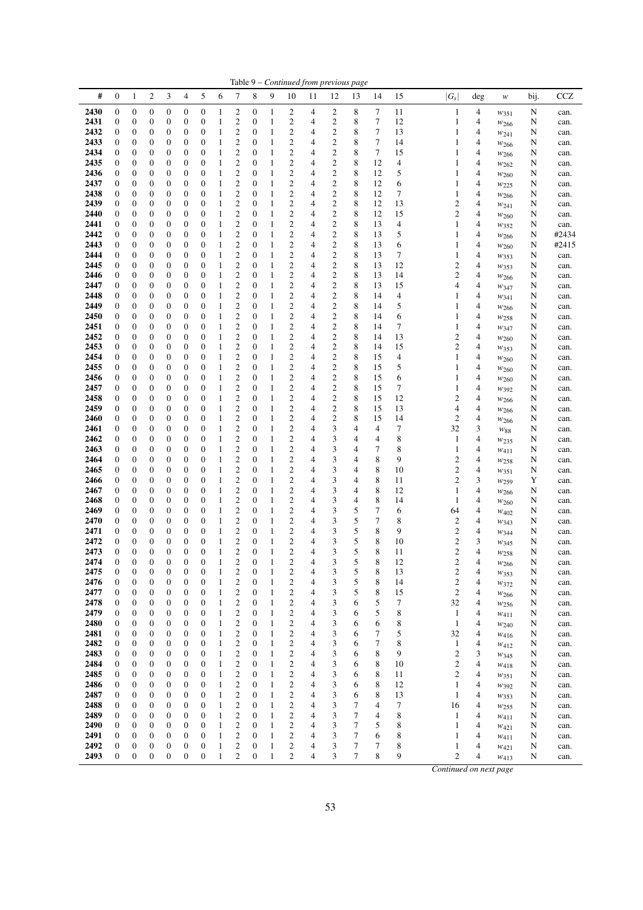Table 9 – *Continued from previous page*

| # | 0 | 1 | 2 | 3 | 4 | 5 | 6 | 7 | 8 | 9 | 10 | 11 | 12 | 13 | 14 | 15 | $\|G_s\|$ | deg | $w$ | bij. | CCZ |
|---|---|---|---|---|---|---|---|---|---|---|---|---|---|---|---|---|---|---|---|---|---|
| **2430** | 0 | 0 | 0 | 0 | 0 | 0 | 1 | 2 | 0 | 1 | 2 | 4 | 2 | 8 | 7 | 11 | 1 | 4 | $w_{351}$ | N | can. |
| **2431** | 0 | 0 | 0 | 0 | 0 | 0 | 1 | 2 | 0 | 1 | 2 | 4 | 2 | 8 | 7 | 12 | 1 | 4 | $w_{266}$ | N | can. |
| **2432** | 0 | 0 | 0 | 0 | 0 | 0 | 1 | 2 | 0 | 1 | 2 | 4 | 2 | 8 | 7 | 13 | 1 | 4 | $w_{241}$ | N | can. |
| **2433** | 0 | 0 | 0 | 0 | 0 | 0 | 1 | 2 | 0 | 1 | 2 | 4 | 2 | 8 | 7 | 14 | 1 | 4 | $w_{266}$ | N | can. |
| **2434** | 0 | 0 | 0 | 0 | 0 | 0 | 1 | 2 | 0 | 1 | 2 | 4 | 2 | 8 | 7 | 15 | 1 | 4 | $w_{266}$ | N | can. |
| **2435** | 0 | 0 | 0 | 0 | 0 | 0 | 1 | 2 | 0 | 1 | 2 | 4 | 2 | 8 | 12 | 4 | 1 | 4 | $w_{262}$ | N | can. |
| **2436** | 0 | 0 | 0 | 0 | 0 | 0 | 1 | 2 | 0 | 1 | 2 | 4 | 2 | 8 | 12 | 5 | 1 | 4 | $w_{260}$ | N | can. |
| **2437** | 0 | 0 | 0 | 0 | 0 | 0 | 1 | 2 | 0 | 1 | 2 | 4 | 2 | 8 | 12 | 6 | 1 | 4 | $w_{225}$ | N | can. |
| **2438** | 0 | 0 | 0 | 0 | 0 | 0 | 1 | 2 | 0 | 1 | 2 | 4 | 2 | 8 | 12 | 7 | 1 | 4 | $w_{266}$ | N | can. |
| **2439** | 0 | 0 | 0 | 0 | 0 | 0 | 1 | 2 | 0 | 1 | 2 | 4 | 2 | 8 | 12 | 13 | 2 | 4 | $w_{241}$ | N | can. |
| **2440** | 0 | 0 | 0 | 0 | 0 | 0 | 1 | 2 | 0 | 1 | 2 | 4 | 2 | 8 | 12 | 15 | 2 | 4 | $w_{260}$ | N | can. |
| **2441** | 0 | 0 | 0 | 0 | 0 | 0 | 1 | 2 | 0 | 1 | 2 | 4 | 2 | 8 | 13 | 4 | 1 | 4 | $w_{352}$ | N | can. |
| **2442** | 0 | 0 | 0 | 0 | 0 | 0 | 1 | 2 | 0 | 1 | 2 | 4 | 2 | 8 | 13 | 5 | 1 | 4 | $w_{266}$ | N | #2434 |
| **2443** | 0 | 0 | 0 | 0 | 0 | 0 | 1 | 2 | 0 | 1 | 2 | 4 | 2 | 8 | 13 | 6 | 1 | 4 | $w_{260}$ | N | #2415 |
| **2444** | 0 | 0 | 0 | 0 | 0 | 0 | 1 | 2 | 0 | 1 | 2 | 4 | 2 | 8 | 13 | 7 | 1 | 4 | $w_{353}$ | N | can. |
| **2445** | 0 | 0 | 0 | 0 | 0 | 0 | 1 | 2 | 0 | 1 | 2 | 4 | 2 | 8 | 13 | 12 | 2 | 4 | $w_{353}$ | N | can. |
| **2446** | 0 | 0 | 0 | 0 | 0 | 0 | 1 | 2 | 0 | 1 | 2 | 4 | 2 | 8 | 13 | 14 | 2 | 4 | $w_{266}$ | N | can. |
| **2447** | 0 | 0 | 0 | 0 | 0 | 0 | 1 | 2 | 0 | 1 | 2 | 4 | 2 | 8 | 13 | 15 | 4 | 4 | $w_{347}$ | N | can. |
| **2448** | 0 | 0 | 0 | 0 | 0 | 0 | 1 | 2 | 0 | 1 | 2 | 4 | 2 | 8 | 14 | 4 | 1 | 4 | $w_{341}$ | N | can. |
| **2449** | 0 | 0 | 0 | 0 | 0 | 0 | 1 | 2 | 0 | 1 | 2 | 4 | 2 | 8 | 14 | 5 | 1 | 4 | $w_{266}$ | N | can. |
| **2450** | 0 | 0 | 0 | 0 | 0 | 0 | 1 | 2 | 0 | 1 | 2 | 4 | 2 | 8 | 14 | 6 | 1 | 4 | $w_{258}$ | N | can. |
| **2451** | 0 | 0 | 0 | 0 | 0 | 0 | 1 | 2 | 0 | 1 | 2 | 4 | 2 | 8 | 14 | 7 | 1 | 4 | $w_{347}$ | N | can. |
| **2452** | 0 | 0 | 0 | 0 | 0 | 0 | 1 | 2 | 0 | 1 | 2 | 4 | 2 | 8 | 14 | 13 | 2 | 4 | $w_{260}$ | N | can. |
| **2453** | 0 | 0 | 0 | 0 | 0 | 0 | 1 | 2 | 0 | 1 | 2 | 4 | 2 | 8 | 14 | 15 | 2 | 4 | $w_{353}$ | N | can. |
| **2454** | 0 | 0 | 0 | 0 | 0 | 0 | 1 | 2 | 0 | 1 | 2 | 4 | 2 | 8 | 15 | 4 | 1 | 4 | $w_{260}$ | N | can. |
| **2455** | 0 | 0 | 0 | 0 | 0 | 0 | 1 | 2 | 0 | 1 | 2 | 4 | 2 | 8 | 15 | 5 | 1 | 4 | $w_{260}$ | N | can. |
| **2456** | 0 | 0 | 0 | 0 | 0 | 0 | 1 | 2 | 0 | 1 | 2 | 4 | 2 | 8 | 15 | 6 | 1 | 4 | $w_{260}$ | N | can. |
| **2457** | 0 | 0 | 0 | 0 | 0 | 0 | 1 | 2 | 0 | 1 | 2 | 4 | 2 | 8 | 15 | 7 | 1 | 4 | $w_{392}$ | N | can. |
| **2458** | 0 | 0 | 0 | 0 | 0 | 0 | 1 | 2 | 0 | 1 | 2 | 4 | 2 | 8 | 15 | 12 | 2 | 4 | $w_{266}$ | N | can. |
| **2459** | 0 | 0 | 0 | 0 | 0 | 0 | 1 | 2 | 0 | 1 | 2 | 4 | 2 | 8 | 15 | 13 | 4 | 4 | $w_{266}$ | N | can. |
| **2460** | 0 | 0 | 0 | 0 | 0 | 0 | 1 | 2 | 0 | 1 | 2 | 4 | 2 | 8 | 15 | 14 | 2 | 4 | $w_{266}$ | N | can. |
| **2461** | 0 | 0 | 0 | 0 | 0 | 0 | 1 | 2 | 0 | 1 | 2 | 4 | 3 | 4 | 4 | 7 | 32 | 3 | $w_{88}$ | N | can. |
| **2462** | 0 | 0 | 0 | 0 | 0 | 0 | 1 | 2 | 0 | 1 | 2 | 4 | 3 | 4 | 4 | 8 | 1 | 4 | $w_{235}$ | N | can. |
| **2463** | 0 | 0 | 0 | 0 | 0 | 0 | 1 | 2 | 0 | 1 | 2 | 4 | 3 | 4 | 7 | 8 | 1 | 4 | $w_{411}$ | N | can. |
| **2464** | 0 | 0 | 0 | 0 | 0 | 0 | 1 | 2 | 0 | 1 | 2 | 4 | 3 | 4 | 8 | 9 | 2 | 4 | $w_{258}$ | N | can. |
| **2465** | 0 | 0 | 0 | 0 | 0 | 0 | 1 | 2 | 0 | 1 | 2 | 4 | 3 | 4 | 8 | 10 | 2 | 4 | $w_{351}$ | N | can. |
| **2466** | 0 | 0 | 0 | 0 | 0 | 0 | 1 | 2 | 0 | 1 | 2 | 4 | 3 | 4 | 8 | 11 | 2 | 3 | $w_{259}$ | Y | can. |
| **2467** | 0 | 0 | 0 | 0 | 0 | 0 | 1 | 2 | 0 | 1 | 2 | 4 | 3 | 4 | 8 | 12 | 1 | 4 | $w_{266}$ | N | can. |
| **2468** | 0 | 0 | 0 | 0 | 0 | 0 | 1 | 2 | 0 | 1 | 2 | 4 | 3 | 4 | 8 | 14 | 1 | 4 | $w_{260}$ | N | can. |
| **2469** | 0 | 0 | 0 | 0 | 0 | 0 | 1 | 2 | 0 | 1 | 2 | 4 | 3 | 5 | 7 | 6 | 64 | 4 | $w_{402}$ | N | can. |
| **2470** | 0 | 0 | 0 | 0 | 0 | 0 | 1 | 2 | 0 | 1 | 2 | 4 | 3 | 5 | 7 | 8 | 2 | 4 | $w_{343}$ | N | can. |
| **2471** | 0 | 0 | 0 | 0 | 0 | 0 | 1 | 2 | 0 | 1 | 2 | 4 | 3 | 5 | 8 | 9 | 2 | 4 | $w_{344}$ | N | can. |
| **2472** | 0 | 0 | 0 | 0 | 0 | 0 | 1 | 2 | 0 | 1 | 2 | 4 | 3 | 5 | 8 | 10 | 2 | 3 | $w_{345}$ | N | can. |
| **2473** | 0 | 0 | 0 | 0 | 0 | 0 | 1 | 2 | 0 | 1 | 2 | 4 | 3 | 5 | 8 | 11 | 2 | 4 | $w_{258}$ | N | can. |
| **2474** | 0 | 0 | 0 | 0 | 0 | 0 | 1 | 2 | 0 | 1 | 2 | 4 | 3 | 5 | 8 | 12 | 2 | 4 | $w_{266}$ | N | can. |
| **2475** | 0 | 0 | 0 | 0 | 0 | 0 | 1 | 2 | 0 | 1 | 2 | 4 | 3 | 5 | 8 | 13 | 2 | 4 | $w_{353}$ | N | can. |
| **2476** | 0 | 0 | 0 | 0 | 0 | 0 | 1 | 2 | 0 | 1 | 2 | 4 | 3 | 5 | 8 | 14 | 2 | 4 | $w_{372}$ | N | can. |
| **2477** | 0 | 0 | 0 | 0 | 0 | 0 | 1 | 2 | 0 | 1 | 2 | 4 | 3 | 5 | 8 | 15 | 2 | 4 | $w_{266}$ | N | can. |
| **2478** | 0 | 0 | 0 | 0 | 0 | 0 | 1 | 2 | 0 | 1 | 2 | 4 | 3 | 6 | 5 | 7 | 32 | 4 | $w_{256}$ | N | can. |
| **2479** | 0 | 0 | 0 | 0 | 0 | 0 | 1 | 2 | 0 | 1 | 2 | 4 | 3 | 6 | 5 | 8 | 1 | 4 | $w_{411}$ | N | can. |
| **2480** | 0 | 0 | 0 | 0 | 0 | 0 | 1 | 2 | 0 | 1 | 2 | 4 | 3 | 6 | 6 | 8 | 1 | 4 | $w_{240}$ | N | can. |
| **2481** | 0 | 0 | 0 | 0 | 0 | 0 | 1 | 2 | 0 | 1 | 2 | 4 | 3 | 6 | 7 | 5 | 32 | 4 | $w_{416}$ | N | can. |
| **2482** | 0 | 0 | 0 | 0 | 0 | 0 | 1 | 2 | 0 | 1 | 2 | 4 | 3 | 6 | 7 | 8 | 1 | 4 | $w_{412}$ | N | can. |
| **2483** | 0 | 0 | 0 | 0 | 0 | 0 | 1 | 2 | 0 | 1 | 2 | 4 | 3 | 6 | 8 | 9 | 2 | 3 | $w_{345}$ | N | can. |
| **2484** | 0 | 0 | 0 | 0 | 0 | 0 | 1 | 2 | 0 | 1 | 2 | 4 | 3 | 6 | 8 | 10 | 2 | 4 | $w_{418}$ | N | can. |
| **2485** | 0 | 0 | 0 | 0 | 0 | 0 | 1 | 2 | 0 | 1 | 2 | 4 | 3 | 6 | 8 | 11 | 2 | 4 | $w_{351}$ | N | can. |
| **2486** | 0 | 0 | 0 | 0 | 0 | 0 | 1 | 2 | 0 | 1 | 2 | 4 | 3 | 6 | 8 | 12 | 1 | 4 | $w_{392}$ | N | can. |
| **2487** | 0 | 0 | 0 | 0 | 0 | 0 | 1 | 2 | 0 | 1 | 2 | 4 | 3 | 6 | 8 | 13 | 1 | 4 | $w_{353}$ | N | can. |
| **2488** | 0 | 0 | 0 | 0 | 0 | 0 | 1 | 2 | 0 | 1 | 2 | 4 | 3 | 7 | 4 | 7 | 16 | 4 | $w_{255}$ | N | can. |
| **2489** | 0 | 0 | 0 | 0 | 0 | 0 | 1 | 2 | 0 | 1 | 2 | 4 | 3 | 7 | 4 | 8 | 1 | 4 | $w_{411}$ | N | can. |
| **2490** | 0 | 0 | 0 | 0 | 0 | 0 | 1 | 2 | 0 | 1 | 2 | 4 | 3 | 7 | 5 | 8 | 1 | 4 | $w_{421}$ | N | can. |
| **2491** | 0 | 0 | 0 | 0 | 0 | 0 | 1 | 2 | 0 | 1 | 2 | 4 | 3 | 7 | 6 | 8 | 1 | 4 | $w_{411}$ | N | can. |
| **2492** | 0 | 0 | 0 | 0 | 0 | 0 | 1 | 2 | 0 | 1 | 2 | 4 | 3 | 7 | 7 | 8 | 1 | 4 | $w_{421}$ | N | can. |
| **2493** | 0 | 0 | 0 | 0 | 0 | 0 | 1 | 2 | 0 | 1 | 2 | 4 | 3 | 7 | 8 | 9 | 2 | 4 | $w_{413}$ | N | can. |

*Continued on next page*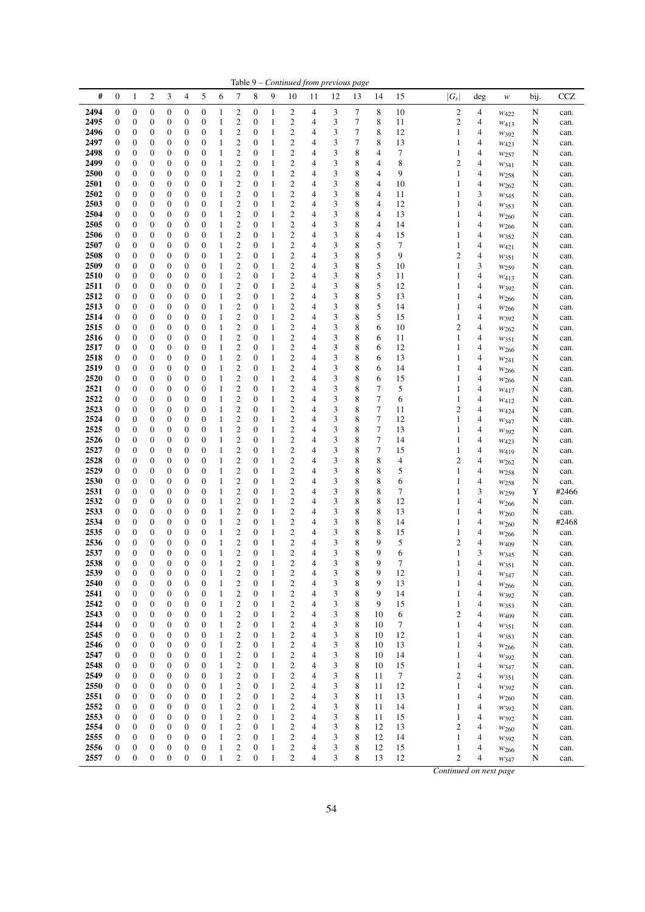Table 9 – *Continued from previous page*

| # | 0 | 1 | 2 | 3 | 4 | 5 | 6 | 7 | 8 | 9 | 10 | 11 | 12 | 13 | 14 | 15 | $\lvert G_s \rvert$ | deg | $w$ | bij. | CCZ |
|---|---|---|---|---|---|---|---|---|---|---|---|---|---|---|---|---|---|---|---|---|---|
| 2494 | 0 | 0 | 0 | 0 | 0 | 0 | 1 | 2 | 0 | 1 | 2 | 4 | 3 | 7 | 8 | 10 | 2 | 4 | $w_{422}$ | N | can. |
| 2495 | 0 | 0 | 0 | 0 | 0 | 0 | 1 | 2 | 0 | 1 | 2 | 4 | 3 | 7 | 8 | 11 | 2 | 4 | $w_{413}$ | N | can. |
| 2496 | 0 | 0 | 0 | 0 | 0 | 0 | 1 | 2 | 0 | 1 | 2 | 4 | 3 | 7 | 8 | 12 | 1 | 4 | $w_{392}$ | N | can. |
| 2497 | 0 | 0 | 0 | 0 | 0 | 0 | 1 | 2 | 0 | 1 | 2 | 4 | 3 | 7 | 8 | 13 | 1 | 4 | $w_{423}$ | N | can. |
| 2498 | 0 | 0 | 0 | 0 | 0 | 0 | 1 | 2 | 0 | 1 | 2 | 4 | 3 | 8 | 4 | 7 | 1 | 4 | $w_{257}$ | N | can. |
| 2499 | 0 | 0 | 0 | 0 | 0 | 0 | 1 | 2 | 0 | 1 | 2 | 4 | 3 | 8 | 4 | 8 | 2 | 4 | $w_{341}$ | N | can. |
| 2500 | 0 | 0 | 0 | 0 | 0 | 0 | 1 | 2 | 0 | 1 | 2 | 4 | 3 | 8 | 4 | 9 | 1 | 4 | $w_{258}$ | N | can. |
| 2501 | 0 | 0 | 0 | 0 | 0 | 0 | 1 | 2 | 0 | 1 | 2 | 4 | 3 | 8 | 4 | 10 | 1 | 4 | $w_{262}$ | N | can. |
| 2502 | 0 | 0 | 0 | 0 | 0 | 0 | 1 | 2 | 0 | 1 | 2 | 4 | 3 | 8 | 4 | 11 | 1 | 3 | $w_{345}$ | N | can. |
| 2503 | 0 | 0 | 0 | 0 | 0 | 0 | 1 | 2 | 0 | 1 | 2 | 4 | 3 | 8 | 4 | 12 | 1 | 4 | $w_{353}$ | N | can. |
| 2504 | 0 | 0 | 0 | 0 | 0 | 0 | 1 | 2 | 0 | 1 | 2 | 4 | 3 | 8 | 4 | 13 | 1 | 4 | $w_{260}$ | N | can. |
| 2505 | 0 | 0 | 0 | 0 | 0 | 0 | 1 | 2 | 0 | 1 | 2 | 4 | 3 | 8 | 4 | 14 | 1 | 4 | $w_{266}$ | N | can. |
| 2506 | 0 | 0 | 0 | 0 | 0 | 0 | 1 | 2 | 0 | 1 | 2 | 4 | 3 | 8 | 4 | 15 | 1 | 4 | $w_{352}$ | N | can. |
| 2507 | 0 | 0 | 0 | 0 | 0 | 0 | 1 | 2 | 0 | 1 | 2 | 4 | 3 | 8 | 5 | 7 | 1 | 4 | $w_{421}$ | N | can. |
| 2508 | 0 | 0 | 0 | 0 | 0 | 0 | 1 | 2 | 0 | 1 | 2 | 4 | 3 | 8 | 5 | 9 | 2 | 4 | $w_{351}$ | N | can. |
| 2509 | 0 | 0 | 0 | 0 | 0 | 0 | 1 | 2 | 0 | 1 | 2 | 4 | 3 | 8 | 5 | 10 | 1 | 3 | $w_{259}$ | N | can. |
| 2510 | 0 | 0 | 0 | 0 | 0 | 0 | 1 | 2 | 0 | 1 | 2 | 4 | 3 | 8 | 5 | 11 | 1 | 4 | $w_{413}$ | N | can. |
| 2511 | 0 | 0 | 0 | 0 | 0 | 0 | 1 | 2 | 0 | 1 | 2 | 4 | 3 | 8 | 5 | 12 | 1 | 4 | $w_{392}$ | N | can. |
| 2512 | 0 | 0 | 0 | 0 | 0 | 0 | 1 | 2 | 0 | 1 | 2 | 4 | 3 | 8 | 5 | 13 | 1 | 4 | $w_{266}$ | N | can. |
| 2513 | 0 | 0 | 0 | 0 | 0 | 0 | 1 | 2 | 0 | 1 | 2 | 4 | 3 | 8 | 5 | 14 | 1 | 4 | $w_{266}$ | N | can. |
| 2514 | 0 | 0 | 0 | 0 | 0 | 0 | 1 | 2 | 0 | 1 | 2 | 4 | 3 | 8 | 5 | 15 | 1 | 4 | $w_{392}$ | N | can. |
| 2515 | 0 | 0 | 0 | 0 | 0 | 0 | 1 | 2 | 0 | 1 | 2 | 4 | 3 | 8 | 6 | 10 | 2 | 4 | $w_{262}$ | N | can. |
| 2516 | 0 | 0 | 0 | 0 | 0 | 0 | 1 | 2 | 0 | 1 | 2 | 4 | 3 | 8 | 6 | 11 | 1 | 4 | $w_{351}$ | N | can. |
| 2517 | 0 | 0 | 0 | 0 | 0 | 0 | 1 | 2 | 0 | 1 | 2 | 4 | 3 | 8 | 6 | 12 | 1 | 4 | $w_{266}$ | N | can. |
| 2518 | 0 | 0 | 0 | 0 | 0 | 0 | 1 | 2 | 0 | 1 | 2 | 4 | 3 | 8 | 6 | 13 | 1 | 4 | $w_{241}$ | N | can. |
| 2519 | 0 | 0 | 0 | 0 | 0 | 0 | 1 | 2 | 0 | 1 | 2 | 4 | 3 | 8 | 6 | 14 | 1 | 4 | $w_{266}$ | N | can. |
| 2520 | 0 | 0 | 0 | 0 | 0 | 0 | 1 | 2 | 0 | 1 | 2 | 4 | 3 | 8 | 6 | 15 | 1 | 4 | $w_{266}$ | N | can. |
| 2521 | 0 | 0 | 0 | 0 | 0 | 0 | 1 | 2 | 0 | 1 | 2 | 4 | 3 | 8 | 7 | 5 | 1 | 4 | $w_{417}$ | N | can. |
| 2522 | 0 | 0 | 0 | 0 | 0 | 0 | 1 | 2 | 0 | 1 | 2 | 4 | 3 | 8 | 7 | 6 | 1 | 4 | $w_{412}$ | N | can. |
| 2523 | 0 | 0 | 0 | 0 | 0 | 0 | 1 | 2 | 0 | 1 | 2 | 4 | 3 | 8 | 7 | 11 | 2 | 4 | $w_{424}$ | N | can. |
| 2524 | 0 | 0 | 0 | 0 | 0 | 0 | 1 | 2 | 0 | 1 | 2 | 4 | 3 | 8 | 7 | 12 | 1 | 4 | $w_{347}$ | N | can. |
| 2525 | 0 | 0 | 0 | 0 | 0 | 0 | 1 | 2 | 0 | 1 | 2 | 4 | 3 | 8 | 7 | 13 | 1 | 4 | $w_{392}$ | N | can. |
| 2526 | 0 | 0 | 0 | 0 | 0 | 0 | 1 | 2 | 0 | 1 | 2 | 4 | 3 | 8 | 7 | 14 | 1 | 4 | $w_{423}$ | N | can. |
| 2527 | 0 | 0 | 0 | 0 | 0 | 0 | 1 | 2 | 0 | 1 | 2 | 4 | 3 | 8 | 7 | 15 | 1 | 4 | $w_{419}$ | N | can. |
| 2528 | 0 | 0 | 0 | 0 | 0 | 0 | 1 | 2 | 0 | 1 | 2 | 4 | 3 | 8 | 8 | 4 | 2 | 4 | $w_{262}$ | N | can. |
| 2529 | 0 | 0 | 0 | 0 | 0 | 0 | 1 | 2 | 0 | 1 | 2 | 4 | 3 | 8 | 8 | 5 | 1 | 4 | $w_{258}$ | N | can. |
| 2530 | 0 | 0 | 0 | 0 | 0 | 0 | 1 | 2 | 0 | 1 | 2 | 4 | 3 | 8 | 8 | 6 | 1 | 4 | $w_{258}$ | N | can. |
| 2531 | 0 | 0 | 0 | 0 | 0 | 0 | 1 | 2 | 0 | 1 | 2 | 4 | 3 | 8 | 8 | 7 | 1 | 3 | $w_{259}$ | Y | #2466 |
| 2532 | 0 | 0 | 0 | 0 | 0 | 0 | 1 | 2 | 0 | 1 | 2 | 4 | 3 | 8 | 8 | 12 | 1 | 4 | $w_{266}$ | N | can. |
| 2533 | 0 | 0 | 0 | 0 | 0 | 0 | 1 | 2 | 0 | 1 | 2 | 4 | 3 | 8 | 8 | 13 | 1 | 4 | $w_{260}$ | N | can. |
| 2534 | 0 | 0 | 0 | 0 | 0 | 0 | 1 | 2 | 0 | 1 | 2 | 4 | 3 | 8 | 8 | 14 | 1 | 4 | $w_{260}$ | N | #2468 |
| 2535 | 0 | 0 | 0 | 0 | 0 | 0 | 1 | 2 | 0 | 1 | 2 | 4 | 3 | 8 | 8 | 15 | 1 | 4 | $w_{266}$ | N | can. |
| 2536 | 0 | 0 | 0 | 0 | 0 | 0 | 1 | 2 | 0 | 1 | 2 | 4 | 3 | 8 | 9 | 5 | 2 | 4 | $w_{409}$ | N | can. |
| 2537 | 0 | 0 | 0 | 0 | 0 | 0 | 1 | 2 | 0 | 1 | 2 | 4 | 3 | 8 | 9 | 6 | 1 | 3 | $w_{345}$ | N | can. |
| 2538 | 0 | 0 | 0 | 0 | 0 | 0 | 1 | 2 | 0 | 1 | 2 | 4 | 3 | 8 | 9 | 7 | 1 | 4 | $w_{351}$ | N | can. |
| 2539 | 0 | 0 | 0 | 0 | 0 | 0 | 1 | 2 | 0 | 1 | 2 | 4 | 3 | 8 | 9 | 12 | 1 | 4 | $w_{347}$ | N | can. |
| 2540 | 0 | 0 | 0 | 0 | 0 | 0 | 1 | 2 | 0 | 1 | 2 | 4 | 3 | 8 | 9 | 13 | 1 | 4 | $w_{266}$ | N | can. |
| 2541 | 0 | 0 | 0 | 0 | 0 | 0 | 1 | 2 | 0 | 1 | 2 | 4 | 3 | 8 | 9 | 14 | 1 | 4 | $w_{392}$ | N | can. |
| 2542 | 0 | 0 | 0 | 0 | 0 | 0 | 1 | 2 | 0 | 1 | 2 | 4 | 3 | 8 | 9 | 15 | 1 | 4 | $w_{353}$ | N | can. |
| 2543 | 0 | 0 | 0 | 0 | 0 | 0 | 1 | 2 | 0 | 1 | 2 | 4 | 3 | 8 | 10 | 6 | 2 | 4 | $w_{409}$ | N | can. |
| 2544 | 0 | 0 | 0 | 0 | 0 | 0 | 1 | 2 | 0 | 1 | 2 | 4 | 3 | 8 | 10 | 7 | 1 | 4 | $w_{351}$ | N | can. |
| 2545 | 0 | 0 | 0 | 0 | 0 | 0 | 1 | 2 | 0 | 1 | 2 | 4 | 3 | 8 | 10 | 12 | 1 | 4 | $w_{353}$ | N | can. |
| 2546 | 0 | 0 | 0 | 0 | 0 | 0 | 1 | 2 | 0 | 1 | 2 | 4 | 3 | 8 | 10 | 13 | 1 | 4 | $w_{266}$ | N | can. |
| 2547 | 0 | 0 | 0 | 0 | 0 | 0 | 1 | 2 | 0 | 1 | 2 | 4 | 3 | 8 | 10 | 14 | 1 | 4 | $w_{392}$ | N | can. |
| 2548 | 0 | 0 | 0 | 0 | 0 | 0 | 1 | 2 | 0 | 1 | 2 | 4 | 3 | 8 | 10 | 15 | 1 | 4 | $w_{347}$ | N | can. |
| 2549 | 0 | 0 | 0 | 0 | 0 | 0 | 1 | 2 | 0 | 1 | 2 | 4 | 3 | 8 | 11 | 7 | 2 | 4 | $w_{351}$ | N | can. |
| 2550 | 0 | 0 | 0 | 0 | 0 | 0 | 1 | 2 | 0 | 1 | 2 | 4 | 3 | 8 | 11 | 12 | 1 | 4 | $w_{392}$ | N | can. |
| 2551 | 0 | 0 | 0 | 0 | 0 | 0 | 1 | 2 | 0 | 1 | 2 | 4 | 3 | 8 | 11 | 13 | 1 | 4 | $w_{260}$ | N | can. |
| 2552 | 0 | 0 | 0 | 0 | 0 | 0 | 1 | 2 | 0 | 1 | 2 | 4 | 3 | 8 | 11 | 14 | 1 | 4 | $w_{392}$ | N | can. |
| 2553 | 0 | 0 | 0 | 0 | 0 | 0 | 1 | 2 | 0 | 1 | 2 | 4 | 3 | 8 | 11 | 15 | 1 | 4 | $w_{392}$ | N | can. |
| 2554 | 0 | 0 | 0 | 0 | 0 | 0 | 1 | 2 | 0 | 1 | 2 | 4 | 3 | 8 | 12 | 13 | 2 | 4 | $w_{260}$ | N | can. |
| 2555 | 0 | 0 | 0 | 0 | 0 | 0 | 1 | 2 | 0 | 1 | 2 | 4 | 3 | 8 | 12 | 14 | 1 | 4 | $w_{392}$ | N | can. |
| 2556 | 0 | 0 | 0 | 0 | 0 | 0 | 1 | 2 | 0 | 1 | 2 | 4 | 3 | 8 | 12 | 15 | 1 | 4 | $w_{266}$ | N | can. |
| 2557 | 0 | 0 | 0 | 0 | 0 | 0 | 1 | 2 | 0 | 1 | 2 | 4 | 3 | 8 | 13 | 12 | 2 | 4 | $w_{347}$ | N | can. |

*Continued on next page*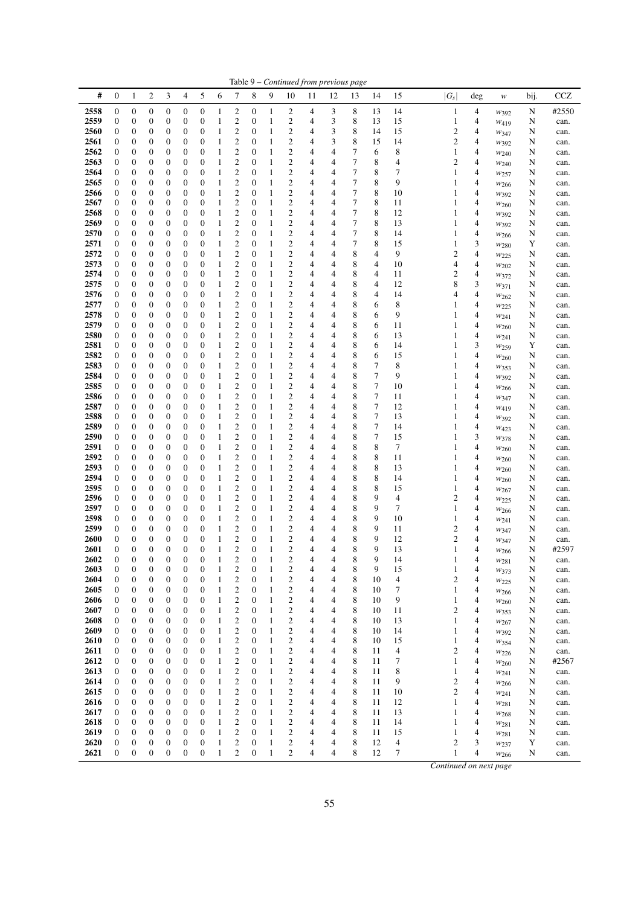Table 9 – *Continued from previous page*

| # | 0 | 1 | 2 | 3 | 4 | 5 | 6 | 7 | 8 | 9 | 10 | 11 | 12 | 13 | 14 | 15 | $\|G_s\|$ | deg | $w$ | bij. | CCZ |
|---|---|---|---|---|---|---|---|---|---|---|---|---|---|---|---|---|---|---|---|---|---|
| **2558** | 0 | 0 | 0 | 0 | 0 | 0 | 1 | 2 | 0 | 1 | 2 | 4 | 3 | 8 | 13 | 14 | 1 | 4 | $w_{392}$ | N | #2550 |
| **2559** | 0 | 0 | 0 | 0 | 0 | 0 | 1 | 2 | 0 | 1 | 2 | 4 | 3 | 8 | 13 | 15 | 1 | 4 | $w_{419}$ | N | can. |
| **2560** | 0 | 0 | 0 | 0 | 0 | 0 | 1 | 2 | 0 | 1 | 2 | 4 | 3 | 8 | 14 | 15 | 2 | 4 | $w_{347}$ | N | can. |
| **2561** | 0 | 0 | 0 | 0 | 0 | 0 | 1 | 2 | 0 | 1 | 2 | 4 | 3 | 8 | 15 | 14 | 2 | 4 | $w_{392}$ | N | can. |
| **2562** | 0 | 0 | 0 | 0 | 0 | 0 | 1 | 2 | 0 | 1 | 2 | 4 | 4 | 7 | 6 | 8 | 1 | 4 | $w_{240}$ | N | can. |
| **2563** | 0 | 0 | 0 | 0 | 0 | 0 | 1 | 2 | 0 | 1 | 2 | 4 | 4 | 7 | 8 | 4 | 2 | 4 | $w_{240}$ | N | can. |
| **2564** | 0 | 0 | 0 | 0 | 0 | 0 | 1 | 2 | 0 | 1 | 2 | 4 | 4 | 7 | 8 | 7 | 1 | 4 | $w_{257}$ | N | can. |
| **2565** | 0 | 0 | 0 | 0 | 0 | 0 | 1 | 2 | 0 | 1 | 2 | 4 | 4 | 7 | 8 | 9 | 1 | 4 | $w_{266}$ | N | can. |
| **2566** | 0 | 0 | 0 | 0 | 0 | 0 | 1 | 2 | 0 | 1 | 2 | 4 | 4 | 7 | 8 | 10 | 1 | 4 | $w_{392}$ | N | can. |
| **2567** | 0 | 0 | 0 | 0 | 0 | 0 | 1 | 2 | 0 | 1 | 2 | 4 | 4 | 7 | 8 | 11 | 1 | 4 | $w_{260}$ | N | can. |
| **2568** | 0 | 0 | 0 | 0 | 0 | 0 | 1 | 2 | 0 | 1 | 2 | 4 | 4 | 7 | 8 | 12 | 1 | 4 | $w_{392}$ | N | can. |
| **2569** | 0 | 0 | 0 | 0 | 0 | 0 | 1 | 2 | 0 | 1 | 2 | 4 | 4 | 7 | 8 | 13 | 1 | 4 | $w_{392}$ | N | can. |
| **2570** | 0 | 0 | 0 | 0 | 0 | 0 | 1 | 2 | 0 | 1 | 2 | 4 | 4 | 7 | 8 | 14 | 1 | 4 | $w_{266}$ | N | can. |
| **2571** | 0 | 0 | 0 | 0 | 0 | 0 | 1 | 2 | 0 | 1 | 2 | 4 | 4 | 7 | 8 | 15 | 1 | 3 | $w_{280}$ | Y | can. |
| **2572** | 0 | 0 | 0 | 0 | 0 | 0 | 1 | 2 | 0 | 1 | 2 | 4 | 4 | 8 | 4 | 9 | 2 | 4 | $w_{225}$ | N | can. |
| **2573** | 0 | 0 | 0 | 0 | 0 | 0 | 1 | 2 | 0 | 1 | 2 | 4 | 4 | 8 | 4 | 10 | 4 | 4 | $w_{202}$ | N | can. |
| **2574** | 0 | 0 | 0 | 0 | 0 | 0 | 1 | 2 | 0 | 1 | 2 | 4 | 4 | 8 | 4 | 11 | 2 | 4 | $w_{372}$ | N | can. |
| **2575** | 0 | 0 | 0 | 0 | 0 | 0 | 1 | 2 | 0 | 1 | 2 | 4 | 4 | 8 | 4 | 12 | 8 | 3 | $w_{371}$ | N | can. |
| **2576** | 0 | 0 | 0 | 0 | 0 | 0 | 1 | 2 | 0 | 1 | 2 | 4 | 4 | 8 | 4 | 14 | 4 | 4 | $w_{262}$ | N | can. |
| **2577** | 0 | 0 | 0 | 0 | 0 | 0 | 1 | 2 | 0 | 1 | 2 | 4 | 4 | 8 | 6 | 8 | 1 | 4 | $w_{225}$ | N | can. |
| **2578** | 0 | 0 | 0 | 0 | 0 | 0 | 1 | 2 | 0 | 1 | 2 | 4 | 4 | 8 | 6 | 9 | 1 | 4 | $w_{241}$ | N | can. |
| **2579** | 0 | 0 | 0 | 0 | 0 | 0 | 1 | 2 | 0 | 1 | 2 | 4 | 4 | 8 | 6 | 11 | 1 | 4 | $w_{260}$ | N | can. |
| **2580** | 0 | 0 | 0 | 0 | 0 | 0 | 1 | 2 | 0 | 1 | 2 | 4 | 4 | 8 | 6 | 13 | 1 | 4 | $w_{241}$ | N | can. |
| **2581** | 0 | 0 | 0 | 0 | 0 | 0 | 1 | 2 | 0 | 1 | 2 | 4 | 4 | 8 | 6 | 14 | 1 | 3 | $w_{259}$ | Y | can. |
| **2582** | 0 | 0 | 0 | 0 | 0 | 0 | 1 | 2 | 0 | 1 | 2 | 4 | 4 | 8 | 6 | 15 | 1 | 4 | $w_{260}$ | N | can. |
| **2583** | 0 | 0 | 0 | 0 | 0 | 0 | 1 | 2 | 0 | 1 | 2 | 4 | 4 | 8 | 7 | 8 | 1 | 4 | $w_{353}$ | N | can. |
| **2584** | 0 | 0 | 0 | 0 | 0 | 0 | 1 | 2 | 0 | 1 | 2 | 4 | 4 | 8 | 7 | 9 | 1 | 4 | $w_{392}$ | N | can. |
| **2585** | 0 | 0 | 0 | 0 | 0 | 0 | 1 | 2 | 0 | 1 | 2 | 4 | 4 | 8 | 7 | 10 | 1 | 4 | $w_{266}$ | N | can. |
| **2586** | 0 | 0 | 0 | 0 | 0 | 0 | 1 | 2 | 0 | 1 | 2 | 4 | 4 | 8 | 7 | 11 | 1 | 4 | $w_{347}$ | N | can. |
| **2587** | 0 | 0 | 0 | 0 | 0 | 0 | 1 | 2 | 0 | 1 | 2 | 4 | 4 | 8 | 7 | 12 | 1 | 4 | $w_{419}$ | N | can. |
| **2588** | 0 | 0 | 0 | 0 | 0 | 0 | 1 | 2 | 0 | 1 | 2 | 4 | 4 | 8 | 7 | 13 | 1 | 4 | $w_{392}$ | N | can. |
| **2589** | 0 | 0 | 0 | 0 | 0 | 0 | 1 | 2 | 0 | 1 | 2 | 4 | 4 | 8 | 7 | 14 | 1 | 4 | $w_{423}$ | N | can. |
| **2590** | 0 | 0 | 0 | 0 | 0 | 0 | 1 | 2 | 0 | 1 | 2 | 4 | 4 | 8 | 7 | 15 | 1 | 3 | $w_{378}$ | N | can. |
| **2591** | 0 | 0 | 0 | 0 | 0 | 0 | 1 | 2 | 0 | 1 | 2 | 4 | 4 | 8 | 8 | 7 | 1 | 4 | $w_{260}$ | N | can. |
| **2592** | 0 | 0 | 0 | 0 | 0 | 0 | 1 | 2 | 0 | 1 | 2 | 4 | 4 | 8 | 8 | 11 | 1 | 4 | $w_{260}$ | N | can. |
| **2593** | 0 | 0 | 0 | 0 | 0 | 0 | 1 | 2 | 0 | 1 | 2 | 4 | 4 | 8 | 8 | 13 | 1 | 4 | $w_{260}$ | N | can. |
| **2594** | 0 | 0 | 0 | 0 | 0 | 0 | 1 | 2 | 0 | 1 | 2 | 4 | 4 | 8 | 8 | 14 | 1 | 4 | $w_{260}$ | N | can. |
| **2595** | 0 | 0 | 0 | 0 | 0 | 0 | 1 | 2 | 0 | 1 | 2 | 4 | 4 | 8 | 8 | 15 | 1 | 4 | $w_{267}$ | N | can. |
| **2596** | 0 | 0 | 0 | 0 | 0 | 0 | 1 | 2 | 0 | 1 | 2 | 4 | 4 | 8 | 9 | 4 | 2 | 4 | $w_{225}$ | N | can. |
| **2597** | 0 | 0 | 0 | 0 | 0 | 0 | 1 | 2 | 0 | 1 | 2 | 4 | 4 | 8 | 9 | 7 | 1 | 4 | $w_{266}$ | N | can. |
| **2598** | 0 | 0 | 0 | 0 | 0 | 0 | 1 | 2 | 0 | 1 | 2 | 4 | 4 | 8 | 9 | 10 | 1 | 4 | $w_{241}$ | N | can. |
| **2599** | 0 | 0 | 0 | 0 | 0 | 0 | 1 | 2 | 0 | 1 | 2 | 4 | 4 | 8 | 9 | 11 | 2 | 4 | $w_{347}$ | N | can. |
| **2600** | 0 | 0 | 0 | 0 | 0 | 0 | 1 | 2 | 0 | 1 | 2 | 4 | 4 | 8 | 9 | 12 | 2 | 4 | $w_{347}$ | N | can. |
| **2601** | 0 | 0 | 0 | 0 | 0 | 0 | 1 | 2 | 0 | 1 | 2 | 4 | 4 | 8 | 9 | 13 | 1 | 4 | $w_{266}$ | N | #2597 |
| **2602** | 0 | 0 | 0 | 0 | 0 | 0 | 1 | 2 | 0 | 1 | 2 | 4 | 4 | 8 | 9 | 14 | 1 | 4 | $w_{281}$ | N | can. |
| **2603** | 0 | 0 | 0 | 0 | 0 | 0 | 1 | 2 | 0 | 1 | 2 | 4 | 4 | 8 | 9 | 15 | 1 | 4 | $w_{373}$ | N | can. |
| **2604** | 0 | 0 | 0 | 0 | 0 | 0 | 1 | 2 | 0 | 1 | 2 | 4 | 4 | 8 | 10 | 4 | 2 | 4 | $w_{225}$ | N | can. |
| **2605** | 0 | 0 | 0 | 0 | 0 | 0 | 1 | 2 | 0 | 1 | 2 | 4 | 4 | 8 | 10 | 7 | 1 | 4 | $w_{266}$ | N | can. |
| **2606** | 0 | 0 | 0 | 0 | 0 | 0 | 1 | 2 | 0 | 1 | 2 | 4 | 4 | 8 | 10 | 9 | 1 | 4 | $w_{260}$ | N | can. |
| **2607** | 0 | 0 | 0 | 0 | 0 | 0 | 1 | 2 | 0 | 1 | 2 | 4 | 4 | 8 | 10 | 11 | 2 | 4 | $w_{353}$ | N | can. |
| **2608** | 0 | 0 | 0 | 0 | 0 | 0 | 1 | 2 | 0 | 1 | 2 | 4 | 4 | 8 | 10 | 13 | 1 | 4 | $w_{267}$ | N | can. |
| **2609** | 0 | 0 | 0 | 0 | 0 | 0 | 1 | 2 | 0 | 1 | 2 | 4 | 4 | 8 | 10 | 14 | 1 | 4 | $w_{392}$ | N | can. |
| **2610** | 0 | 0 | 0 | 0 | 0 | 0 | 1 | 2 | 0 | 1 | 2 | 4 | 4 | 8 | 10 | 15 | 1 | 4 | $w_{354}$ | N | can. |
| **2611** | 0 | 0 | 0 | 0 | 0 | 0 | 1 | 2 | 0 | 1 | 2 | 4 | 4 | 8 | 11 | 4 | 2 | 4 | $w_{226}$ | N | can. |
| **2612** | 0 | 0 | 0 | 0 | 0 | 0 | 1 | 2 | 0 | 1 | 2 | 4 | 4 | 8 | 11 | 7 | 1 | 4 | $w_{260}$ | N | #2567 |
| **2613** | 0 | 0 | 0 | 0 | 0 | 0 | 1 | 2 | 0 | 1 | 2 | 4 | 4 | 8 | 11 | 8 | 1 | 4 | $w_{241}$ | N | can. |
| **2614** | 0 | 0 | 0 | 0 | 0 | 0 | 1 | 2 | 0 | 1 | 2 | 4 | 4 | 8 | 11 | 9 | 2 | 4 | $w_{266}$ | N | can. |
| **2615** | 0 | 0 | 0 | 0 | 0 | 0 | 1 | 2 | 0 | 1 | 2 | 4 | 4 | 8 | 11 | 10 | 2 | 4 | $w_{241}$ | N | can. |
| **2616** | 0 | 0 | 0 | 0 | 0 | 0 | 1 | 2 | 0 | 1 | 2 | 4 | 4 | 8 | 11 | 12 | 1 | 4 | $w_{281}$ | N | can. |
| **2617** | 0 | 0 | 0 | 0 | 0 | 0 | 1 | 2 | 0 | 1 | 2 | 4 | 4 | 8 | 11 | 13 | 1 | 4 | $w_{268}$ | N | can. |
| **2618** | 0 | 0 | 0 | 0 | 0 | 0 | 1 | 2 | 0 | 1 | 2 | 4 | 4 | 8 | 11 | 14 | 1 | 4 | $w_{281}$ | N | can. |
| **2619** | 0 | 0 | 0 | 0 | 0 | 0 | 1 | 2 | 0 | 1 | 2 | 4 | 4 | 8 | 11 | 15 | 1 | 4 | $w_{281}$ | N | can. |
| **2620** | 0 | 0 | 0 | 0 | 0 | 0 | 1 | 2 | 0 | 1 | 2 | 4 | 4 | 8 | 12 | 4 | 2 | 3 | $w_{237}$ | Y | can. |
| **2621** | 0 | 0 | 0 | 0 | 0 | 0 | 1 | 2 | 0 | 1 | 2 | 4 | 4 | 8 | 12 | 7 | 1 | 4 | $w_{266}$ | N | can. |

*Continued on next page*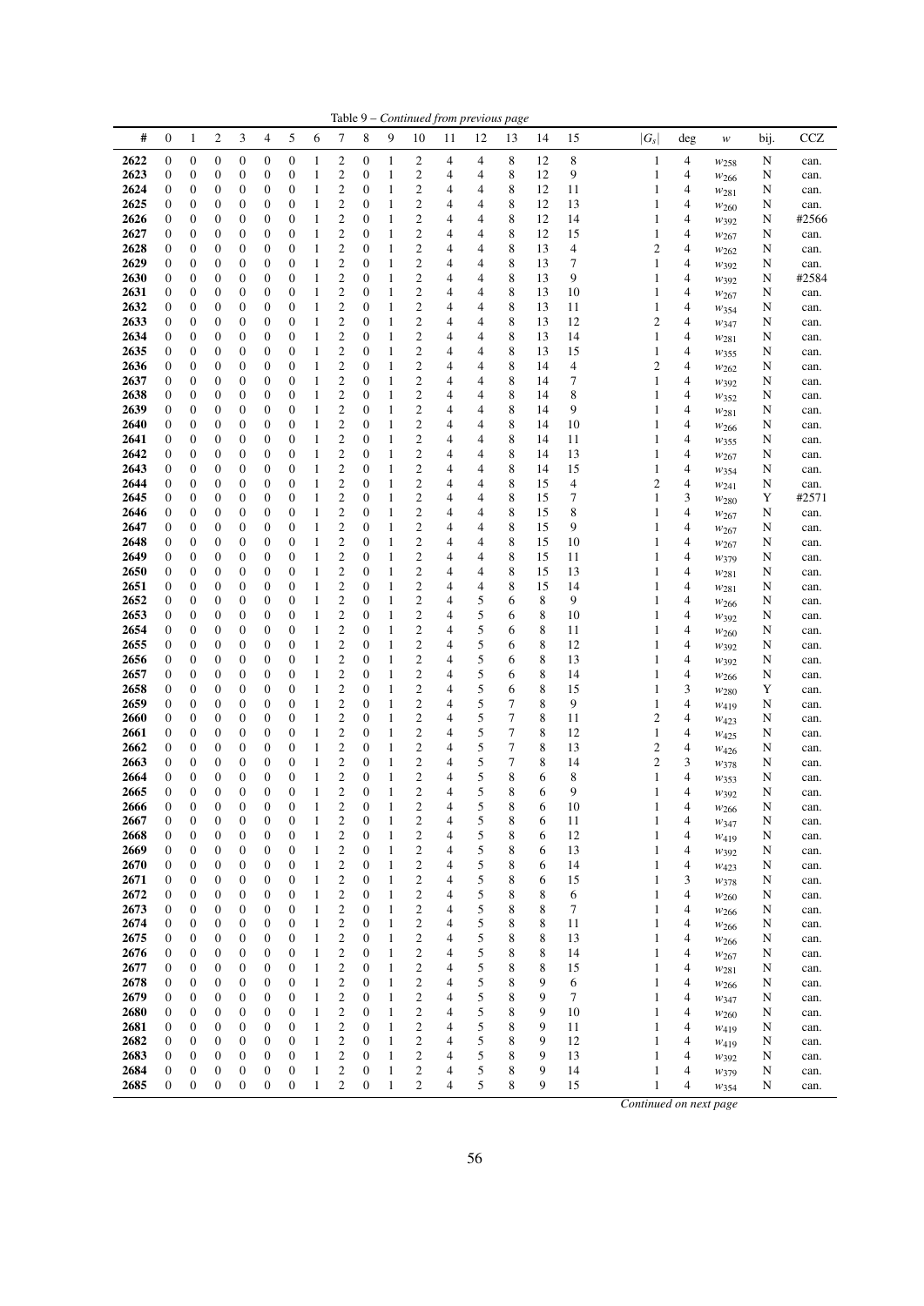Table 9 – *Continued from previous page*

| # | 0 | 1 | 2 | 3 | 4 | 5 | 6 | 7 | 8 | 9 | 10 | 11 | 12 | 13 | 14 | 15 | $\|G_s\|$ | deg | $w$ | bij. | CCZ |
|---|---|---|---|---|---|---|---|---|---|---|---|---|---|---|---|---|---|---|---|---|---|
| 2622 | 0 | 0 | 0 | 0 | 0 | 0 | 1 | 2 | 0 | 1 | 2 | 4 | 4 | 8 | 12 | 8 | 1 | 4 | $w_{258}$ | N | can. |
| 2623 | 0 | 0 | 0 | 0 | 0 | 0 | 1 | 2 | 0 | 1 | 2 | 4 | 4 | 8 | 12 | 9 | 1 | 4 | $w_{266}$ | N | can. |
| 2624 | 0 | 0 | 0 | 0 | 0 | 0 | 1 | 2 | 0 | 1 | 2 | 4 | 4 | 8 | 12 | 11 | 1 | 4 | $w_{281}$ | N | can. |
| 2625 | 0 | 0 | 0 | 0 | 0 | 0 | 1 | 2 | 0 | 1 | 2 | 4 | 4 | 8 | 12 | 13 | 1 | 4 | $w_{260}$ | N | can. |
| 2626 | 0 | 0 | 0 | 0 | 0 | 0 | 1 | 2 | 0 | 1 | 2 | 4 | 4 | 8 | 12 | 14 | 1 | 4 | $w_{392}$ | N | #2566 |
| 2627 | 0 | 0 | 0 | 0 | 0 | 0 | 1 | 2 | 0 | 1 | 2 | 4 | 4 | 8 | 12 | 15 | 1 | 4 | $w_{267}$ | N | can. |
| 2628 | 0 | 0 | 0 | 0 | 0 | 0 | 1 | 2 | 0 | 1 | 2 | 4 | 4 | 8 | 13 | 4 | 2 | 4 | $w_{262}$ | N | can. |
| 2629 | 0 | 0 | 0 | 0 | 0 | 0 | 1 | 2 | 0 | 1 | 2 | 4 | 4 | 8 | 13 | 7 | 1 | 4 | $w_{392}$ | N | can. |
| 2630 | 0 | 0 | 0 | 0 | 0 | 0 | 1 | 2 | 0 | 1 | 2 | 4 | 4 | 8 | 13 | 9 | 1 | 4 | $w_{392}$ | N | #2584 |
| 2631 | 0 | 0 | 0 | 0 | 0 | 0 | 1 | 2 | 0 | 1 | 2 | 4 | 4 | 8 | 13 | 10 | 1 | 4 | $w_{267}$ | N | can. |
| 2632 | 0 | 0 | 0 | 0 | 0 | 0 | 1 | 2 | 0 | 1 | 2 | 4 | 4 | 8 | 13 | 11 | 1 | 4 | $w_{354}$ | N | can. |
| 2633 | 0 | 0 | 0 | 0 | 0 | 0 | 1 | 2 | 0 | 1 | 2 | 4 | 4 | 8 | 13 | 12 | 2 | 4 | $w_{347}$ | N | can. |
| 2634 | 0 | 0 | 0 | 0 | 0 | 0 | 1 | 2 | 0 | 1 | 2 | 4 | 4 | 8 | 13 | 14 | 1 | 4 | $w_{281}$ | N | can. |
| 2635 | 0 | 0 | 0 | 0 | 0 | 0 | 1 | 2 | 0 | 1 | 2 | 4 | 4 | 8 | 13 | 15 | 1 | 4 | $w_{355}$ | N | can. |
| 2636 | 0 | 0 | 0 | 0 | 0 | 0 | 1 | 2 | 0 | 1 | 2 | 4 | 4 | 8 | 14 | 4 | 2 | 4 | $w_{262}$ | N | can. |
| 2637 | 0 | 0 | 0 | 0 | 0 | 0 | 1 | 2 | 0 | 1 | 2 | 4 | 4 | 8 | 14 | 7 | 1 | 4 | $w_{392}$ | N | can. |
| 2638 | 0 | 0 | 0 | 0 | 0 | 0 | 1 | 2 | 0 | 1 | 2 | 4 | 4 | 8 | 14 | 8 | 1 | 4 | $w_{352}$ | N | can. |
| 2639 | 0 | 0 | 0 | 0 | 0 | 0 | 1 | 2 | 0 | 1 | 2 | 4 | 4 | 8 | 14 | 9 | 1 | 4 | $w_{281}$ | N | can. |
| 2640 | 0 | 0 | 0 | 0 | 0 | 0 | 1 | 2 | 0 | 1 | 2 | 4 | 4 | 8 | 14 | 10 | 1 | 4 | $w_{266}$ | N | can. |
| 2641 | 0 | 0 | 0 | 0 | 0 | 0 | 1 | 2 | 0 | 1 | 2 | 4 | 4 | 8 | 14 | 11 | 1 | 4 | $w_{355}$ | N | can. |
| 2642 | 0 | 0 | 0 | 0 | 0 | 0 | 1 | 2 | 0 | 1 | 2 | 4 | 4 | 8 | 14 | 13 | 1 | 4 | $w_{267}$ | N | can. |
| 2643 | 0 | 0 | 0 | 0 | 0 | 0 | 1 | 2 | 0 | 1 | 2 | 4 | 4 | 8 | 14 | 15 | 1 | 4 | $w_{354}$ | N | can. |
| 2644 | 0 | 0 | 0 | 0 | 0 | 0 | 1 | 2 | 0 | 1 | 2 | 4 | 4 | 8 | 15 | 4 | 2 | 4 | $w_{241}$ | N | can. |
| 2645 | 0 | 0 | 0 | 0 | 0 | 0 | 1 | 2 | 0 | 1 | 2 | 4 | 4 | 8 | 15 | 7 | 1 | 3 | $w_{280}$ | Y | #2571 |
| 2646 | 0 | 0 | 0 | 0 | 0 | 0 | 1 | 2 | 0 | 1 | 2 | 4 | 4 | 8 | 15 | 8 | 1 | 4 | $w_{267}$ | N | can. |
| 2647 | 0 | 0 | 0 | 0 | 0 | 0 | 1 | 2 | 0 | 1 | 2 | 4 | 4 | 8 | 15 | 9 | 1 | 4 | $w_{267}$ | N | can. |
| 2648 | 0 | 0 | 0 | 0 | 0 | 0 | 1 | 2 | 0 | 1 | 2 | 4 | 4 | 8 | 15 | 10 | 1 | 4 | $w_{267}$ | N | can. |
| 2649 | 0 | 0 | 0 | 0 | 0 | 0 | 1 | 2 | 0 | 1 | 2 | 4 | 4 | 8 | 15 | 11 | 1 | 4 | $w_{379}$ | N | can. |
| 2650 | 0 | 0 | 0 | 0 | 0 | 0 | 1 | 2 | 0 | 1 | 2 | 4 | 4 | 8 | 15 | 13 | 1 | 4 | $w_{281}$ | N | can. |
| 2651 | 0 | 0 | 0 | 0 | 0 | 0 | 1 | 2 | 0 | 1 | 2 | 4 | 4 | 8 | 15 | 14 | 1 | 4 | $w_{281}$ | N | can. |
| 2652 | 0 | 0 | 0 | 0 | 0 | 0 | 1 | 2 | 0 | 1 | 2 | 4 | 5 | 6 | 8 | 9 | 1 | 4 | $w_{266}$ | N | can. |
| 2653 | 0 | 0 | 0 | 0 | 0 | 0 | 1 | 2 | 0 | 1 | 2 | 4 | 5 | 6 | 8 | 10 | 1 | 4 | $w_{392}$ | N | can. |
| 2654 | 0 | 0 | 0 | 0 | 0 | 0 | 1 | 2 | 0 | 1 | 2 | 4 | 5 | 6 | 8 | 11 | 1 | 4 | $w_{260}$ | N | can. |
| 2655 | 0 | 0 | 0 | 0 | 0 | 0 | 1 | 2 | 0 | 1 | 2 | 4 | 5 | 6 | 8 | 12 | 1 | 4 | $w_{392}$ | N | can. |
| 2656 | 0 | 0 | 0 | 0 | 0 | 0 | 1 | 2 | 0 | 1 | 2 | 4 | 5 | 6 | 8 | 13 | 1 | 4 | $w_{392}$ | N | can. |
| 2657 | 0 | 0 | 0 | 0 | 0 | 0 | 1 | 2 | 0 | 1 | 2 | 4 | 5 | 6 | 8 | 14 | 1 | 4 | $w_{266}$ | N | can. |
| 2658 | 0 | 0 | 0 | 0 | 0 | 0 | 1 | 2 | 0 | 1 | 2 | 4 | 5 | 6 | 8 | 15 | 1 | 3 | $w_{280}$ | Y | can. |
| 2659 | 0 | 0 | 0 | 0 | 0 | 0 | 1 | 2 | 0 | 1 | 2 | 4 | 5 | 7 | 8 | 9 | 1 | 4 | $w_{419}$ | N | can. |
| 2660 | 0 | 0 | 0 | 0 | 0 | 0 | 1 | 2 | 0 | 1 | 2 | 4 | 5 | 7 | 8 | 11 | 2 | 4 | $w_{423}$ | N | can. |
| 2661 | 0 | 0 | 0 | 0 | 0 | 0 | 1 | 2 | 0 | 1 | 2 | 4 | 5 | 7 | 8 | 12 | 1 | 4 | $w_{425}$ | N | can. |
| 2662 | 0 | 0 | 0 | 0 | 0 | 0 | 1 | 2 | 0 | 1 | 2 | 4 | 5 | 7 | 8 | 13 | 2 | 4 | $w_{426}$ | N | can. |
| 2663 | 0 | 0 | 0 | 0 | 0 | 0 | 1 | 2 | 0 | 1 | 2 | 4 | 5 | 7 | 8 | 14 | 2 | 3 | $w_{378}$ | N | can. |
| 2664 | 0 | 0 | 0 | 0 | 0 | 0 | 1 | 2 | 0 | 1 | 2 | 4 | 5 | 8 | 6 | 8 | 1 | 4 | $w_{353}$ | N | can. |
| 2665 | 0 | 0 | 0 | 0 | 0 | 0 | 1 | 2 | 0 | 1 | 2 | 4 | 5 | 8 | 6 | 9 | 1 | 4 | $w_{392}$ | N | can. |
| 2666 | 0 | 0 | 0 | 0 | 0 | 0 | 1 | 2 | 0 | 1 | 2 | 4 | 5 | 8 | 6 | 10 | 1 | 4 | $w_{266}$ | N | can. |
| 2667 | 0 | 0 | 0 | 0 | 0 | 0 | 1 | 2 | 0 | 1 | 2 | 4 | 5 | 8 | 6 | 11 | 1 | 4 | $w_{347}$ | N | can. |
| 2668 | 0 | 0 | 0 | 0 | 0 | 0 | 1 | 2 | 0 | 1 | 2 | 4 | 5 | 8 | 6 | 12 | 1 | 4 | $w_{419}$ | N | can. |
| 2669 | 0 | 0 | 0 | 0 | 0 | 0 | 1 | 2 | 0 | 1 | 2 | 4 | 5 | 8 | 6 | 13 | 1 | 4 | $w_{392}$ | N | can. |
| 2670 | 0 | 0 | 0 | 0 | 0 | 0 | 1 | 2 | 0 | 1 | 2 | 4 | 5 | 8 | 6 | 14 | 1 | 4 | $w_{423}$ | N | can. |
| 2671 | 0 | 0 | 0 | 0 | 0 | 0 | 1 | 2 | 0 | 1 | 2 | 4 | 5 | 8 | 6 | 15 | 1 | 3 | $w_{378}$ | N | can. |
| 2672 | 0 | 0 | 0 | 0 | 0 | 0 | 1 | 2 | 0 | 1 | 2 | 4 | 5 | 8 | 8 | 6 | 1 | 4 | $w_{260}$ | N | can. |
| 2673 | 0 | 0 | 0 | 0 | 0 | 0 | 1 | 2 | 0 | 1 | 2 | 4 | 5 | 8 | 8 | 7 | 1 | 4 | $w_{266}$ | N | can. |
| 2674 | 0 | 0 | 0 | 0 | 0 | 0 | 1 | 2 | 0 | 1 | 2 | 4 | 5 | 8 | 8 | 11 | 1 | 4 | $w_{266}$ | N | can. |
| 2675 | 0 | 0 | 0 | 0 | 0 | 0 | 1 | 2 | 0 | 1 | 2 | 4 | 5 | 8 | 8 | 13 | 1 | 4 | $w_{266}$ | N | can. |
| 2676 | 0 | 0 | 0 | 0 | 0 | 0 | 1 | 2 | 0 | 1 | 2 | 4 | 5 | 8 | 8 | 14 | 1 | 4 | $w_{267}$ | N | can. |
| 2677 | 0 | 0 | 0 | 0 | 0 | 0 | 1 | 2 | 0 | 1 | 2 | 4 | 5 | 8 | 8 | 15 | 1 | 4 | $w_{281}$ | N | can. |
| 2678 | 0 | 0 | 0 | 0 | 0 | 0 | 1 | 2 | 0 | 1 | 2 | 4 | 5 | 8 | 9 | 6 | 1 | 4 | $w_{266}$ | N | can. |
| 2679 | 0 | 0 | 0 | 0 | 0 | 0 | 1 | 2 | 0 | 1 | 2 | 4 | 5 | 8 | 9 | 7 | 1 | 4 | $w_{347}$ | N | can. |
| 2680 | 0 | 0 | 0 | 0 | 0 | 0 | 1 | 2 | 0 | 1 | 2 | 4 | 5 | 8 | 9 | 10 | 1 | 4 | $w_{260}$ | N | can. |
| 2681 | 0 | 0 | 0 | 0 | 0 | 0 | 1 | 2 | 0 | 1 | 2 | 4 | 5 | 8 | 9 | 11 | 1 | 4 | $w_{419}$ | N | can. |
| 2682 | 0 | 0 | 0 | 0 | 0 | 0 | 1 | 2 | 0 | 1 | 2 | 4 | 5 | 8 | 9 | 12 | 1 | 4 | $w_{419}$ | N | can. |
| 2683 | 0 | 0 | 0 | 0 | 0 | 0 | 1 | 2 | 0 | 1 | 2 | 4 | 5 | 8 | 9 | 13 | 1 | 4 | $w_{392}$ | N | can. |
| 2684 | 0 | 0 | 0 | 0 | 0 | 0 | 1 | 2 | 0 | 1 | 2 | 4 | 5 | 8 | 9 | 14 | 1 | 4 | $w_{379}$ | N | can. |
| 2685 | 0 | 0 | 0 | 0 | 0 | 0 | 1 | 2 | 0 | 1 | 2 | 4 | 5 | 8 | 9 | 15 | 1 | 4 | $w_{354}$ | N | can. |

*Continued on next page*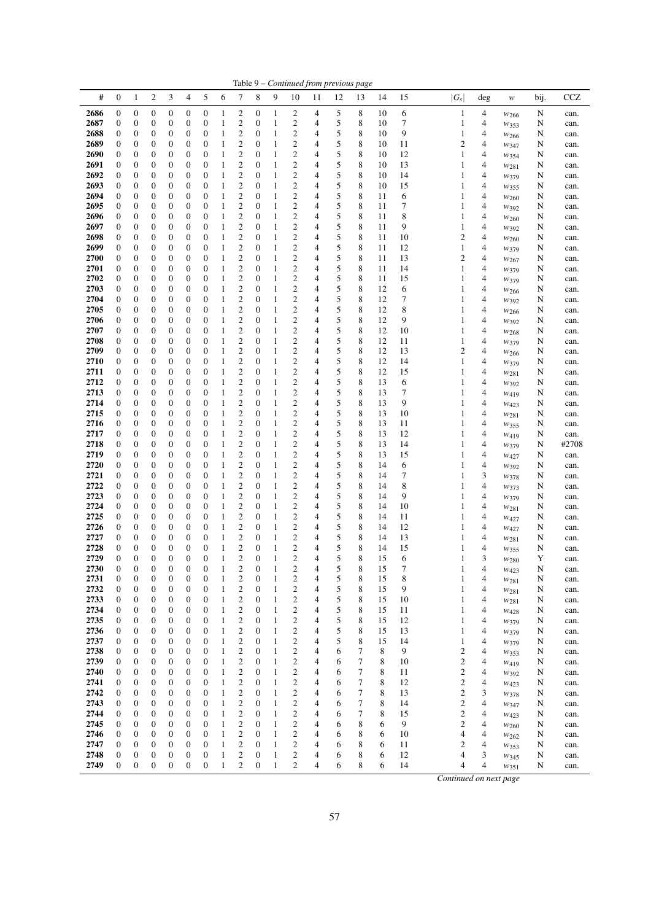Table 9 – *Continued from previous page*

| # | 0 | 1 | 2 | 3 | 4 | 5 | 6 | 7 | 8 | 9 | 10 | 11 | 12 | 13 | 14 | 15 | $\vert G_s\vert$ | deg | $w$ | bij. | CCZ |
|---|---|---|---|---|---|---|---|---|---|---|---|---|---|---|---|---|---|---|---|---|---|
| **2686** | 0 | 0 | 0 | 0 | 0 | 0 | 1 | 2 | 0 | 1 | 2 | 4 | 5 | 8 | 10 | 6 | 1 | 4 | $w_{266}$ | N | can. |
| **2687** | 0 | 0 | 0 | 0 | 0 | 0 | 1 | 2 | 0 | 1 | 2 | 4 | 5 | 8 | 10 | 7 | 1 | 4 | $w_{353}$ | N | can. |
| **2688** | 0 | 0 | 0 | 0 | 0 | 0 | 1 | 2 | 0 | 1 | 2 | 4 | 5 | 8 | 10 | 9 | 1 | 4 | $w_{266}$ | N | can. |
| **2689** | 0 | 0 | 0 | 0 | 0 | 0 | 1 | 2 | 0 | 1 | 2 | 4 | 5 | 8 | 10 | 11 | 2 | 4 | $w_{347}$ | N | can. |
| **2690** | 0 | 0 | 0 | 0 | 0 | 0 | 1 | 2 | 0 | 1 | 2 | 4 | 5 | 8 | 10 | 12 | 1 | 4 | $w_{354}$ | N | can. |
| **2691** | 0 | 0 | 0 | 0 | 0 | 0 | 1 | 2 | 0 | 1 | 2 | 4 | 5 | 8 | 10 | 13 | 1 | 4 | $w_{281}$ | N | can. |
| **2692** | 0 | 0 | 0 | 0 | 0 | 0 | 1 | 2 | 0 | 1 | 2 | 4 | 5 | 8 | 10 | 14 | 1 | 4 | $w_{379}$ | N | can. |
| **2693** | 0 | 0 | 0 | 0 | 0 | 0 | 1 | 2 | 0 | 1 | 2 | 4 | 5 | 8 | 10 | 15 | 1 | 4 | $w_{355}$ | N | can. |
| **2694** | 0 | 0 | 0 | 0 | 0 | 0 | 1 | 2 | 0 | 1 | 2 | 4 | 5 | 8 | 11 | 6 | 1 | 4 | $w_{260}$ | N | can. |
| **2695** | 0 | 0 | 0 | 0 | 0 | 0 | 1 | 2 | 0 | 1 | 2 | 4 | 5 | 8 | 11 | 7 | 1 | 4 | $w_{392}$ | N | can. |
| **2696** | 0 | 0 | 0 | 0 | 0 | 0 | 1 | 2 | 0 | 1 | 2 | 4 | 5 | 8 | 11 | 8 | 1 | 4 | $w_{260}$ | N | can. |
| **2697** | 0 | 0 | 0 | 0 | 0 | 0 | 1 | 2 | 0 | 1 | 2 | 4 | 5 | 8 | 11 | 9 | 1 | 4 | $w_{392}$ | N | can. |
| **2698** | 0 | 0 | 0 | 0 | 0 | 0 | 1 | 2 | 0 | 1 | 2 | 4 | 5 | 8 | 11 | 10 | 2 | 4 | $w_{260}$ | N | can. |
| **2699** | 0 | 0 | 0 | 0 | 0 | 0 | 1 | 2 | 0 | 1 | 2 | 4 | 5 | 8 | 11 | 12 | 1 | 4 | $w_{379}$ | N | can. |
| **2700** | 0 | 0 | 0 | 0 | 0 | 0 | 1 | 2 | 0 | 1 | 2 | 4 | 5 | 8 | 11 | 13 | 2 | 4 | $w_{267}$ | N | can. |
| **2701** | 0 | 0 | 0 | 0 | 0 | 0 | 1 | 2 | 0 | 1 | 2 | 4 | 5 | 8 | 11 | 14 | 1 | 4 | $w_{379}$ | N | can. |
| **2702** | 0 | 0 | 0 | 0 | 0 | 0 | 1 | 2 | 0 | 1 | 2 | 4 | 5 | 8 | 11 | 15 | 1 | 4 | $w_{379}$ | N | can. |
| **2703** | 0 | 0 | 0 | 0 | 0 | 0 | 1 | 2 | 0 | 1 | 2 | 4 | 5 | 8 | 12 | 6 | 1 | 4 | $w_{266}$ | N | can. |
| **2704** | 0 | 0 | 0 | 0 | 0 | 0 | 1 | 2 | 0 | 1 | 2 | 4 | 5 | 8 | 12 | 7 | 1 | 4 | $w_{392}$ | N | can. |
| **2705** | 0 | 0 | 0 | 0 | 0 | 0 | 1 | 2 | 0 | 1 | 2 | 4 | 5 | 8 | 12 | 8 | 1 | 4 | $w_{266}$ | N | can. |
| **2706** | 0 | 0 | 0 | 0 | 0 | 0 | 1 | 2 | 0 | 1 | 2 | 4 | 5 | 8 | 12 | 9 | 1 | 4 | $w_{392}$ | N | can. |
| **2707** | 0 | 0 | 0 | 0 | 0 | 0 | 1 | 2 | 0 | 1 | 2 | 4 | 5 | 8 | 12 | 10 | 1 | 4 | $w_{268}$ | N | can. |
| **2708** | 0 | 0 | 0 | 0 | 0 | 0 | 1 | 2 | 0 | 1 | 2 | 4 | 5 | 8 | 12 | 11 | 1 | 4 | $w_{379}$ | N | can. |
| **2709** | 0 | 0 | 0 | 0 | 0 | 0 | 1 | 2 | 0 | 1 | 2 | 4 | 5 | 8 | 12 | 13 | 2 | 4 | $w_{266}$ | N | can. |
| **2710** | 0 | 0 | 0 | 0 | 0 | 0 | 1 | 2 | 0 | 1 | 2 | 4 | 5 | 8 | 12 | 14 | 1 | 4 | $w_{379}$ | N | can. |
| **2711** | 0 | 0 | 0 | 0 | 0 | 0 | 1 | 2 | 0 | 1 | 2 | 4 | 5 | 8 | 12 | 15 | 1 | 4 | $w_{281}$ | N | can. |
| **2712** | 0 | 0 | 0 | 0 | 0 | 0 | 1 | 2 | 0 | 1 | 2 | 4 | 5 | 8 | 13 | 6 | 1 | 4 | $w_{392}$ | N | can. |
| **2713** | 0 | 0 | 0 | 0 | 0 | 0 | 1 | 2 | 0 | 1 | 2 | 4 | 5 | 8 | 13 | 7 | 1 | 4 | $w_{419}$ | N | can. |
| **2714** | 0 | 0 | 0 | 0 | 0 | 0 | 1 | 2 | 0 | 1 | 2 | 4 | 5 | 8 | 13 | 9 | 1 | 4 | $w_{423}$ | N | can. |
| **2715** | 0 | 0 | 0 | 0 | 0 | 0 | 1 | 2 | 0 | 1 | 2 | 4 | 5 | 8 | 13 | 10 | 1 | 4 | $w_{281}$ | N | can. |
| **2716** | 0 | 0 | 0 | 0 | 0 | 0 | 1 | 2 | 0 | 1 | 2 | 4 | 5 | 8 | 13 | 11 | 1 | 4 | $w_{355}$ | N | can. |
| **2717** | 0 | 0 | 0 | 0 | 0 | 0 | 1 | 2 | 0 | 1 | 2 | 4 | 5 | 8 | 13 | 12 | 1 | 4 | $w_{419}$ | N | can. |
| **2718** | 0 | 0 | 0 | 0 | 0 | 0 | 1 | 2 | 0 | 1 | 2 | 4 | 5 | 8 | 13 | 14 | 1 | 4 | $w_{379}$ | N | #2708 |
| **2719** | 0 | 0 | 0 | 0 | 0 | 0 | 1 | 2 | 0 | 1 | 2 | 4 | 5 | 8 | 13 | 15 | 1 | 4 | $w_{427}$ | N | can. |
| **2720** | 0 | 0 | 0 | 0 | 0 | 0 | 1 | 2 | 0 | 1 | 2 | 4 | 5 | 8 | 14 | 6 | 1 | 4 | $w_{392}$ | N | can. |
| **2721** | 0 | 0 | 0 | 0 | 0 | 0 | 1 | 2 | 0 | 1 | 2 | 4 | 5 | 8 | 14 | 7 | 1 | 3 | $w_{378}$ | N | can. |
| **2722** | 0 | 0 | 0 | 0 | 0 | 0 | 1 | 2 | 0 | 1 | 2 | 4 | 5 | 8 | 14 | 8 | 1 | 4 | $w_{373}$ | N | can. |
| **2723** | 0 | 0 | 0 | 0 | 0 | 0 | 1 | 2 | 0 | 1 | 2 | 4 | 5 | 8 | 14 | 9 | 1 | 4 | $w_{379}$ | N | can. |
| **2724** | 0 | 0 | 0 | 0 | 0 | 0 | 1 | 2 | 0 | 1 | 2 | 4 | 5 | 8 | 14 | 10 | 1 | 4 | $w_{281}$ | N | can. |
| **2725** | 0 | 0 | 0 | 0 | 0 | 0 | 1 | 2 | 0 | 1 | 2 | 4 | 5 | 8 | 14 | 11 | 1 | 4 | $w_{427}$ | N | can. |
| **2726** | 0 | 0 | 0 | 0 | 0 | 0 | 1 | 2 | 0 | 1 | 2 | 4 | 5 | 8 | 14 | 12 | 1 | 4 | $w_{427}$ | N | can. |
| **2727** | 0 | 0 | 0 | 0 | 0 | 0 | 1 | 2 | 0 | 1 | 2 | 4 | 5 | 8 | 14 | 13 | 1 | 4 | $w_{281}$ | N | can. |
| **2728** | 0 | 0 | 0 | 0 | 0 | 0 | 1 | 2 | 0 | 1 | 2 | 4 | 5 | 8 | 14 | 15 | 1 | 4 | $w_{355}$ | N | can. |
| **2729** | 0 | 0 | 0 | 0 | 0 | 0 | 1 | 2 | 0 | 1 | 2 | 4 | 5 | 8 | 15 | 6 | 1 | 3 | $w_{280}$ | Y | can. |
| **2730** | 0 | 0 | 0 | 0 | 0 | 0 | 1 | 2 | 0 | 1 | 2 | 4 | 5 | 8 | 15 | 7 | 1 | 4 | $w_{423}$ | N | can. |
| **2731** | 0 | 0 | 0 | 0 | 0 | 0 | 1 | 2 | 0 | 1 | 2 | 4 | 5 | 8 | 15 | 8 | 1 | 4 | $w_{281}$ | N | can. |
| **2732** | 0 | 0 | 0 | 0 | 0 | 0 | 1 | 2 | 0 | 1 | 2 | 4 | 5 | 8 | 15 | 9 | 1 | 4 | $w_{281}$ | N | can. |
| **2733** | 0 | 0 | 0 | 0 | 0 | 0 | 1 | 2 | 0 | 1 | 2 | 4 | 5 | 8 | 15 | 10 | 1 | 4 | $w_{281}$ | N | can. |
| **2734** | 0 | 0 | 0 | 0 | 0 | 0 | 1 | 2 | 0 | 1 | 2 | 4 | 5 | 8 | 15 | 11 | 1 | 4 | $w_{428}$ | N | can. |
| **2735** | 0 | 0 | 0 | 0 | 0 | 0 | 1 | 2 | 0 | 1 | 2 | 4 | 5 | 8 | 15 | 12 | 1 | 4 | $w_{379}$ | N | can. |
| **2736** | 0 | 0 | 0 | 0 | 0 | 0 | 1 | 2 | 0 | 1 | 2 | 4 | 5 | 8 | 15 | 13 | 1 | 4 | $w_{379}$ | N | can. |
| **2737** | 0 | 0 | 0 | 0 | 0 | 0 | 1 | 2 | 0 | 1 | 2 | 4 | 5 | 8 | 15 | 14 | 1 | 4 | $w_{379}$ | N | can. |
| **2738** | 0 | 0 | 0 | 0 | 0 | 0 | 1 | 2 | 0 | 1 | 2 | 4 | 6 | 7 | 8 | 9 | 2 | 4 | $w_{353}$ | N | can. |
| **2739** | 0 | 0 | 0 | 0 | 0 | 0 | 1 | 2 | 0 | 1 | 2 | 4 | 6 | 7 | 8 | 10 | 2 | 4 | $w_{419}$ | N | can. |
| **2740** | 0 | 0 | 0 | 0 | 0 | 0 | 1 | 2 | 0 | 1 | 2 | 4 | 6 | 7 | 8 | 11 | 2 | 4 | $w_{392}$ | N | can. |
| **2741** | 0 | 0 | 0 | 0 | 0 | 0 | 1 | 2 | 0 | 1 | 2 | 4 | 6 | 7 | 8 | 12 | 2 | 4 | $w_{423}$ | N | can. |
| **2742** | 0 | 0 | 0 | 0 | 0 | 0 | 1 | 2 | 0 | 1 | 2 | 4 | 6 | 7 | 8 | 13 | 2 | 3 | $w_{378}$ | N | can. |
| **2743** | 0 | 0 | 0 | 0 | 0 | 0 | 1 | 2 | 0 | 1 | 2 | 4 | 6 | 7 | 8 | 14 | 2 | 4 | $w_{347}$ | N | can. |
| **2744** | 0 | 0 | 0 | 0 | 0 | 0 | 1 | 2 | 0 | 1 | 2 | 4 | 6 | 7 | 8 | 15 | 2 | 4 | $w_{423}$ | N | can. |
| **2745** | 0 | 0 | 0 | 0 | 0 | 0 | 1 | 2 | 0 | 1 | 2 | 4 | 6 | 8 | 6 | 9 | 2 | 4 | $w_{260}$ | N | can. |
| **2746** | 0 | 0 | 0 | 0 | 0 | 0 | 1 | 2 | 0 | 1 | 2 | 4 | 6 | 8 | 6 | 10 | 4 | 4 | $w_{262}$ | N | can. |
| **2747** | 0 | 0 | 0 | 0 | 0 | 0 | 1 | 2 | 0 | 1 | 2 | 4 | 6 | 8 | 6 | 11 | 2 | 4 | $w_{353}$ | N | can. |
| **2748** | 0 | 0 | 0 | 0 | 0 | 0 | 1 | 2 | 0 | 1 | 2 | 4 | 6 | 8 | 6 | 12 | 4 | 3 | $w_{345}$ | N | can. |
| **2749** | 0 | 0 | 0 | 0 | 0 | 0 | 1 | 2 | 0 | 1 | 2 | 4 | 6 | 8 | 6 | 14 | 4 | 4 | $w_{351}$ | N | can. |

*Continued on next page*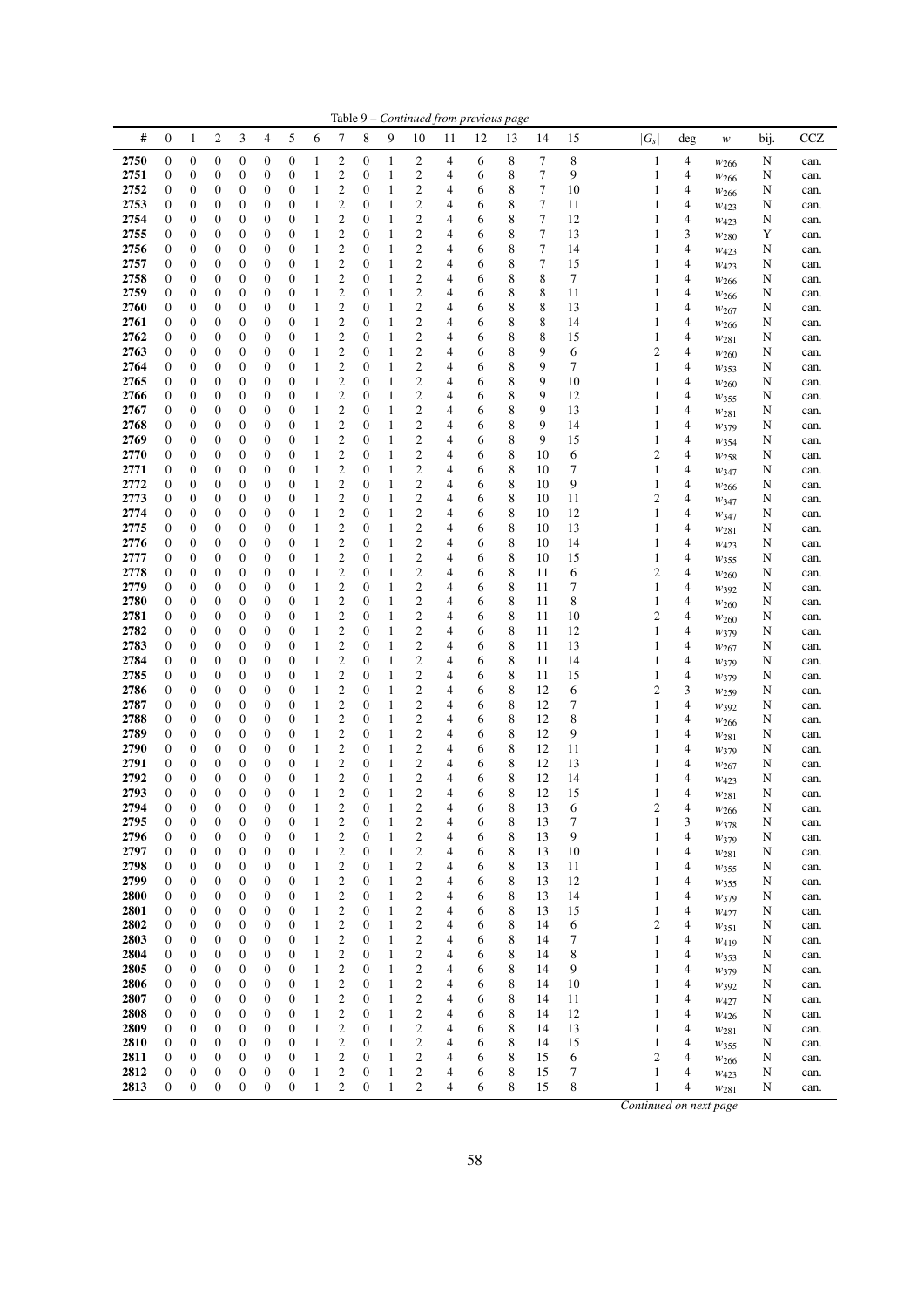Table 9 – *Continued from previous page*

| # | 0 | 1 | 2 | 3 | 4 | 5 | 6 | 7 | 8 | 9 | 10 | 11 | 12 | 13 | 14 | 15 | $\lvert G_s \rvert$ | deg | $w$ | bij. | CCZ |
|---|---|---|---|---|---|---|---|---|---|---|---|---|---|---|---|---|---|---|---|---|---|
| **2750** | 0 | 0 | 0 | 0 | 0 | 0 | 1 | 2 | 0 | 1 | 2 | 4 | 6 | 8 | 7 | 8 | 1 | 4 | $w_{266}$ | N | can. |
| **2751** | 0 | 0 | 0 | 0 | 0 | 0 | 1 | 2 | 0 | 1 | 2 | 4 | 6 | 8 | 7 | 9 | 1 | 4 | $w_{266}$ | N | can. |
| **2752** | 0 | 0 | 0 | 0 | 0 | 0 | 1 | 2 | 0 | 1 | 2 | 4 | 6 | 8 | 7 | 10 | 1 | 4 | $w_{266}$ | N | can. |
| **2753** | 0 | 0 | 0 | 0 | 0 | 0 | 1 | 2 | 0 | 1 | 2 | 4 | 6 | 8 | 7 | 11 | 1 | 4 | $w_{423}$ | N | can. |
| **2754** | 0 | 0 | 0 | 0 | 0 | 0 | 1 | 2 | 0 | 1 | 2 | 4 | 6 | 8 | 7 | 12 | 1 | 4 | $w_{423}$ | N | can. |
| **2755** | 0 | 0 | 0 | 0 | 0 | 0 | 1 | 2 | 0 | 1 | 2 | 4 | 6 | 8 | 7 | 13 | 1 | 3 | $w_{280}$ | Y | can. |
| **2756** | 0 | 0 | 0 | 0 | 0 | 0 | 1 | 2 | 0 | 1 | 2 | 4 | 6 | 8 | 7 | 14 | 1 | 4 | $w_{423}$ | N | can. |
| **2757** | 0 | 0 | 0 | 0 | 0 | 0 | 1 | 2 | 0 | 1 | 2 | 4 | 6 | 8 | 7 | 15 | 1 | 4 | $w_{423}$ | N | can. |
| **2758** | 0 | 0 | 0 | 0 | 0 | 0 | 1 | 2 | 0 | 1 | 2 | 4 | 6 | 8 | 8 | 7 | 1 | 4 | $w_{266}$ | N | can. |
| **2759** | 0 | 0 | 0 | 0 | 0 | 0 | 1 | 2 | 0 | 1 | 2 | 4 | 6 | 8 | 8 | 11 | 1 | 4 | $w_{266}$ | N | can. |
| **2760** | 0 | 0 | 0 | 0 | 0 | 0 | 1 | 2 | 0 | 1 | 2 | 4 | 6 | 8 | 8 | 13 | 1 | 4 | $w_{267}$ | N | can. |
| **2761** | 0 | 0 | 0 | 0 | 0 | 0 | 1 | 2 | 0 | 1 | 2 | 4 | 6 | 8 | 8 | 14 | 1 | 4 | $w_{266}$ | N | can. |
| **2762** | 0 | 0 | 0 | 0 | 0 | 0 | 1 | 2 | 0 | 1 | 2 | 4 | 6 | 8 | 8 | 15 | 1 | 4 | $w_{281}$ | N | can. |
| **2763** | 0 | 0 | 0 | 0 | 0 | 0 | 1 | 2 | 0 | 1 | 2 | 4 | 6 | 8 | 9 | 6 | 2 | 4 | $w_{260}$ | N | can. |
| **2764** | 0 | 0 | 0 | 0 | 0 | 0 | 1 | 2 | 0 | 1 | 2 | 4 | 6 | 8 | 9 | 7 | 1 | 4 | $w_{353}$ | N | can. |
| **2765** | 0 | 0 | 0 | 0 | 0 | 0 | 1 | 2 | 0 | 1 | 2 | 4 | 6 | 8 | 9 | 10 | 1 | 4 | $w_{260}$ | N | can. |
| **2766** | 0 | 0 | 0 | 0 | 0 | 0 | 1 | 2 | 0 | 1 | 2 | 4 | 6 | 8 | 9 | 12 | 1 | 4 | $w_{355}$ | N | can. |
| **2767** | 0 | 0 | 0 | 0 | 0 | 0 | 1 | 2 | 0 | 1 | 2 | 4 | 6 | 8 | 9 | 13 | 1 | 4 | $w_{281}$ | N | can. |
| **2768** | 0 | 0 | 0 | 0 | 0 | 0 | 1 | 2 | 0 | 1 | 2 | 4 | 6 | 8 | 9 | 14 | 1 | 4 | $w_{379}$ | N | can. |
| **2769** | 0 | 0 | 0 | 0 | 0 | 0 | 1 | 2 | 0 | 1 | 2 | 4 | 6 | 8 | 9 | 15 | 1 | 4 | $w_{354}$ | N | can. |
| **2770** | 0 | 0 | 0 | 0 | 0 | 0 | 1 | 2 | 0 | 1 | 2 | 4 | 6 | 8 | 10 | 6 | 2 | 4 | $w_{258}$ | N | can. |
| **2771** | 0 | 0 | 0 | 0 | 0 | 0 | 1 | 2 | 0 | 1 | 2 | 4 | 6 | 8 | 10 | 7 | 1 | 4 | $w_{347}$ | N | can. |
| **2772** | 0 | 0 | 0 | 0 | 0 | 0 | 1 | 2 | 0 | 1 | 2 | 4 | 6 | 8 | 10 | 9 | 1 | 4 | $w_{266}$ | N | can. |
| **2773** | 0 | 0 | 0 | 0 | 0 | 0 | 1 | 2 | 0 | 1 | 2 | 4 | 6 | 8 | 10 | 11 | 2 | 4 | $w_{347}$ | N | can. |
| **2774** | 0 | 0 | 0 | 0 | 0 | 0 | 1 | 2 | 0 | 1 | 2 | 4 | 6 | 8 | 10 | 12 | 1 | 4 | $w_{347}$ | N | can. |
| **2775** | 0 | 0 | 0 | 0 | 0 | 0 | 1 | 2 | 0 | 1 | 2 | 4 | 6 | 8 | 10 | 13 | 1 | 4 | $w_{281}$ | N | can. |
| **2776** | 0 | 0 | 0 | 0 | 0 | 0 | 1 | 2 | 0 | 1 | 2 | 4 | 6 | 8 | 10 | 14 | 1 | 4 | $w_{423}$ | N | can. |
| **2777** | 0 | 0 | 0 | 0 | 0 | 0 | 1 | 2 | 0 | 1 | 2 | 4 | 6 | 8 | 10 | 15 | 1 | 4 | $w_{355}$ | N | can. |
| **2778** | 0 | 0 | 0 | 0 | 0 | 0 | 1 | 2 | 0 | 1 | 2 | 4 | 6 | 8 | 11 | 6 | 2 | 4 | $w_{260}$ | N | can. |
| **2779** | 0 | 0 | 0 | 0 | 0 | 0 | 1 | 2 | 0 | 1 | 2 | 4 | 6 | 8 | 11 | 7 | 1 | 4 | $w_{392}$ | N | can. |
| **2780** | 0 | 0 | 0 | 0 | 0 | 0 | 1 | 2 | 0 | 1 | 2 | 4 | 6 | 8 | 11 | 8 | 1 | 4 | $w_{260}$ | N | can. |
| **2781** | 0 | 0 | 0 | 0 | 0 | 0 | 1 | 2 | 0 | 1 | 2 | 4 | 6 | 8 | 11 | 10 | 2 | 4 | $w_{260}$ | N | can. |
| **2782** | 0 | 0 | 0 | 0 | 0 | 0 | 1 | 2 | 0 | 1 | 2 | 4 | 6 | 8 | 11 | 12 | 1 | 4 | $w_{379}$ | N | can. |
| **2783** | 0 | 0 | 0 | 0 | 0 | 0 | 1 | 2 | 0 | 1 | 2 | 4 | 6 | 8 | 11 | 13 | 1 | 4 | $w_{267}$ | N | can. |
| **2784** | 0 | 0 | 0 | 0 | 0 | 0 | 1 | 2 | 0 | 1 | 2 | 4 | 6 | 8 | 11 | 14 | 1 | 4 | $w_{379}$ | N | can. |
| **2785** | 0 | 0 | 0 | 0 | 0 | 0 | 1 | 2 | 0 | 1 | 2 | 4 | 6 | 8 | 11 | 15 | 1 | 4 | $w_{379}$ | N | can. |
| **2786** | 0 | 0 | 0 | 0 | 0 | 0 | 1 | 2 | 0 | 1 | 2 | 4 | 6 | 8 | 12 | 6 | 2 | 3 | $w_{259}$ | N | can. |
| **2787** | 0 | 0 | 0 | 0 | 0 | 0 | 1 | 2 | 0 | 1 | 2 | 4 | 6 | 8 | 12 | 7 | 1 | 4 | $w_{392}$ | N | can. |
| **2788** | 0 | 0 | 0 | 0 | 0 | 0 | 1 | 2 | 0 | 1 | 2 | 4 | 6 | 8 | 12 | 8 | 1 | 4 | $w_{266}$ | N | can. |
| **2789** | 0 | 0 | 0 | 0 | 0 | 0 | 1 | 2 | 0 | 1 | 2 | 4 | 6 | 8 | 12 | 9 | 1 | 4 | $w_{281}$ | N | can. |
| **2790** | 0 | 0 | 0 | 0 | 0 | 0 | 1 | 2 | 0 | 1 | 2 | 4 | 6 | 8 | 12 | 11 | 1 | 4 | $w_{379}$ | N | can. |
| **2791** | 0 | 0 | 0 | 0 | 0 | 0 | 1 | 2 | 0 | 1 | 2 | 4 | 6 | 8 | 12 | 13 | 1 | 4 | $w_{267}$ | N | can. |
| **2792** | 0 | 0 | 0 | 0 | 0 | 0 | 1 | 2 | 0 | 1 | 2 | 4 | 6 | 8 | 12 | 14 | 1 | 4 | $w_{423}$ | N | can. |
| **2793** | 0 | 0 | 0 | 0 | 0 | 0 | 1 | 2 | 0 | 1 | 2 | 4 | 6 | 8 | 12 | 15 | 1 | 4 | $w_{281}$ | N | can. |
| **2794** | 0 | 0 | 0 | 0 | 0 | 0 | 1 | 2 | 0 | 1 | 2 | 4 | 6 | 8 | 13 | 6 | 2 | 4 | $w_{266}$ | N | can. |
| **2795** | 0 | 0 | 0 | 0 | 0 | 0 | 1 | 2 | 0 | 1 | 2 | 4 | 6 | 8 | 13 | 7 | 1 | 3 | $w_{378}$ | N | can. |
| **2796** | 0 | 0 | 0 | 0 | 0 | 0 | 1 | 2 | 0 | 1 | 2 | 4 | 6 | 8 | 13 | 9 | 1 | 4 | $w_{379}$ | N | can. |
| **2797** | 0 | 0 | 0 | 0 | 0 | 0 | 1 | 2 | 0 | 1 | 2 | 4 | 6 | 8 | 13 | 10 | 1 | 4 | $w_{281}$ | N | can. |
| **2798** | 0 | 0 | 0 | 0 | 0 | 0 | 1 | 2 | 0 | 1 | 2 | 4 | 6 | 8 | 13 | 11 | 1 | 4 | $w_{355}$ | N | can. |
| **2799** | 0 | 0 | 0 | 0 | 0 | 0 | 1 | 2 | 0 | 1 | 2 | 4 | 6 | 8 | 13 | 12 | 1 | 4 | $w_{355}$ | N | can. |
| **2800** | 0 | 0 | 0 | 0 | 0 | 0 | 1 | 2 | 0 | 1 | 2 | 4 | 6 | 8 | 13 | 14 | 1 | 4 | $w_{379}$ | N | can. |
| **2801** | 0 | 0 | 0 | 0 | 0 | 0 | 1 | 2 | 0 | 1 | 2 | 4 | 6 | 8 | 13 | 15 | 1 | 4 | $w_{427}$ | N | can. |
| **2802** | 0 | 0 | 0 | 0 | 0 | 0 | 1 | 2 | 0 | 1 | 2 | 4 | 6 | 8 | 14 | 6 | 2 | 4 | $w_{351}$ | N | can. |
| **2803** | 0 | 0 | 0 | 0 | 0 | 0 | 1 | 2 | 0 | 1 | 2 | 4 | 6 | 8 | 14 | 7 | 1 | 4 | $w_{419}$ | N | can. |
| **2804** | 0 | 0 | 0 | 0 | 0 | 0 | 1 | 2 | 0 | 1 | 2 | 4 | 6 | 8 | 14 | 8 | 1 | 4 | $w_{353}$ | N | can. |
| **2805** | 0 | 0 | 0 | 0 | 0 | 0 | 1 | 2 | 0 | 1 | 2 | 4 | 6 | 8 | 14 | 9 | 1 | 4 | $w_{379}$ | N | can. |
| **2806** | 0 | 0 | 0 | 0 | 0 | 0 | 1 | 2 | 0 | 1 | 2 | 4 | 6 | 8 | 14 | 10 | 1 | 4 | $w_{392}$ | N | can. |
| **2807** | 0 | 0 | 0 | 0 | 0 | 0 | 1 | 2 | 0 | 1 | 2 | 4 | 6 | 8 | 14 | 11 | 1 | 4 | $w_{427}$ | N | can. |
| **2808** | 0 | 0 | 0 | 0 | 0 | 0 | 1 | 2 | 0 | 1 | 2 | 4 | 6 | 8 | 14 | 12 | 1 | 4 | $w_{426}$ | N | can. |
| **2809** | 0 | 0 | 0 | 0 | 0 | 0 | 1 | 2 | 0 | 1 | 2 | 4 | 6 | 8 | 14 | 13 | 1 | 4 | $w_{281}$ | N | can. |
| **2810** | 0 | 0 | 0 | 0 | 0 | 0 | 1 | 2 | 0 | 1 | 2 | 4 | 6 | 8 | 14 | 15 | 1 | 4 | $w_{355}$ | N | can. |
| **2811** | 0 | 0 | 0 | 0 | 0 | 0 | 1 | 2 | 0 | 1 | 2 | 4 | 6 | 8 | 15 | 6 | 2 | 4 | $w_{266}$ | N | can. |
| **2812** | 0 | 0 | 0 | 0 | 0 | 0 | 1 | 2 | 0 | 1 | 2 | 4 | 6 | 8 | 15 | 7 | 1 | 4 | $w_{423}$ | N | can. |
| **2813** | 0 | 0 | 0 | 0 | 0 | 0 | 1 | 2 | 0 | 1 | 2 | 4 | 6 | 8 | 15 | 8 | 1 | 4 | $w_{281}$ | N | can. |

*Continued on next page*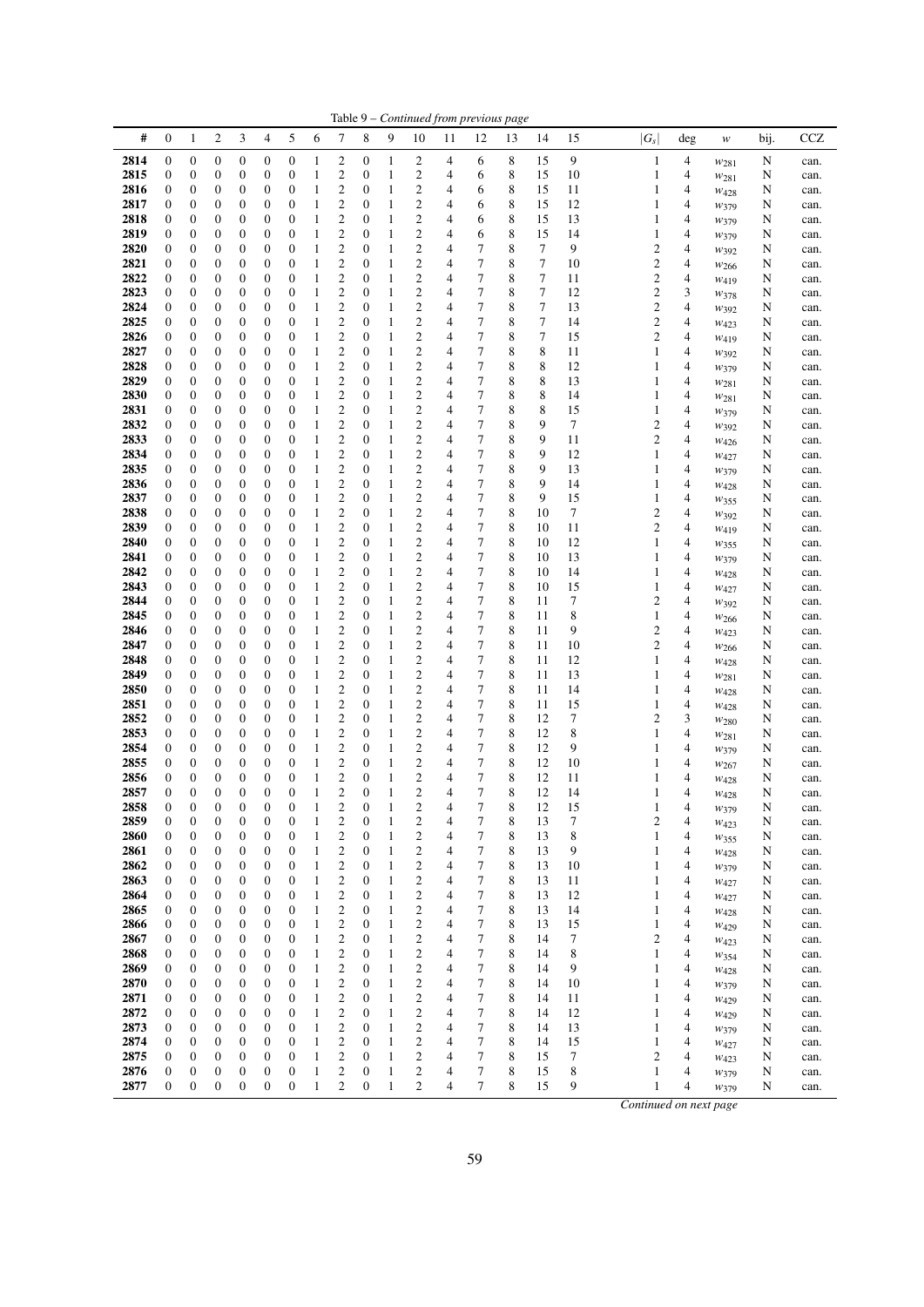Table 9 – *Continued from previous page*

| # | 0 | 1 | 2 | 3 | 4 | 5 | 6 | 7 | 8 | 9 | 10 | 11 | 12 | 13 | 14 | 15 | $\|G_s\|$ | deg | $w$ | bij. | CCZ |
|---|---|---|---|---|---|---|---|---|---|---|---|---|---|---|---|---|---|---|---|---|---|
| **2814** | 0 | 0 | 0 | 0 | 0 | 0 | 1 | 2 | 0 | 1 | 2 | 4 | 6 | 8 | 15 | 9 | 1 | 4 | $w_{281}$ | N | can. |
| **2815** | 0 | 0 | 0 | 0 | 0 | 0 | 1 | 2 | 0 | 1 | 2 | 4 | 6 | 8 | 15 | 10 | 1 | 4 | $w_{281}$ | N | can. |
| **2816** | 0 | 0 | 0 | 0 | 0 | 0 | 1 | 2 | 0 | 1 | 2 | 4 | 6 | 8 | 15 | 11 | 1 | 4 | $w_{428}$ | N | can. |
| **2817** | 0 | 0 | 0 | 0 | 0 | 0 | 1 | 2 | 0 | 1 | 2 | 4 | 6 | 8 | 15 | 12 | 1 | 4 | $w_{379}$ | N | can. |
| **2818** | 0 | 0 | 0 | 0 | 0 | 0 | 1 | 2 | 0 | 1 | 2 | 4 | 6 | 8 | 15 | 13 | 1 | 4 | $w_{379}$ | N | can. |
| **2819** | 0 | 0 | 0 | 0 | 0 | 0 | 1 | 2 | 0 | 1 | 2 | 4 | 6 | 8 | 15 | 14 | 1 | 4 | $w_{379}$ | N | can. |
| **2820** | 0 | 0 | 0 | 0 | 0 | 0 | 1 | 2 | 0 | 1 | 2 | 4 | 7 | 8 | 7 | 9 | 2 | 4 | $w_{392}$ | N | can. |
| **2821** | 0 | 0 | 0 | 0 | 0 | 0 | 1 | 2 | 0 | 1 | 2 | 4 | 7 | 8 | 7 | 10 | 2 | 4 | $w_{266}$ | N | can. |
| **2822** | 0 | 0 | 0 | 0 | 0 | 0 | 1 | 2 | 0 | 1 | 2 | 4 | 7 | 8 | 7 | 11 | 2 | 4 | $w_{419}$ | N | can. |
| **2823** | 0 | 0 | 0 | 0 | 0 | 0 | 1 | 2 | 0 | 1 | 2 | 4 | 7 | 8 | 7 | 12 | 2 | 3 | $w_{378}$ | N | can. |
| **2824** | 0 | 0 | 0 | 0 | 0 | 0 | 1 | 2 | 0 | 1 | 2 | 4 | 7 | 8 | 7 | 13 | 2 | 4 | $w_{392}$ | N | can. |
| **2825** | 0 | 0 | 0 | 0 | 0 | 0 | 1 | 2 | 0 | 1 | 2 | 4 | 7 | 8 | 7 | 14 | 2 | 4 | $w_{423}$ | N | can. |
| **2826** | 0 | 0 | 0 | 0 | 0 | 0 | 1 | 2 | 0 | 1 | 2 | 4 | 7 | 8 | 7 | 15 | 2 | 4 | $w_{419}$ | N | can. |
| **2827** | 0 | 0 | 0 | 0 | 0 | 0 | 1 | 2 | 0 | 1 | 2 | 4 | 7 | 8 | 8 | 11 | 1 | 4 | $w_{392}$ | N | can. |
| **2828** | 0 | 0 | 0 | 0 | 0 | 0 | 1 | 2 | 0 | 1 | 2 | 4 | 7 | 8 | 8 | 12 | 1 | 4 | $w_{379}$ | N | can. |
| **2829** | 0 | 0 | 0 | 0 | 0 | 0 | 1 | 2 | 0 | 1 | 2 | 4 | 7 | 8 | 8 | 13 | 1 | 4 | $w_{281}$ | N | can. |
| **2830** | 0 | 0 | 0 | 0 | 0 | 0 | 1 | 2 | 0 | 1 | 2 | 4 | 7 | 8 | 8 | 14 | 1 | 4 | $w_{281}$ | N | can. |
| **2831** | 0 | 0 | 0 | 0 | 0 | 0 | 1 | 2 | 0 | 1 | 2 | 4 | 7 | 8 | 8 | 15 | 1 | 4 | $w_{379}$ | N | can. |
| **2832** | 0 | 0 | 0 | 0 | 0 | 0 | 1 | 2 | 0 | 1 | 2 | 4 | 7 | 8 | 9 | 7 | 2 | 4 | $w_{392}$ | N | can. |
| **2833** | 0 | 0 | 0 | 0 | 0 | 0 | 1 | 2 | 0 | 1 | 2 | 4 | 7 | 8 | 9 | 11 | 2 | 4 | $w_{426}$ | N | can. |
| **2834** | 0 | 0 | 0 | 0 | 0 | 0 | 1 | 2 | 0 | 1 | 2 | 4 | 7 | 8 | 9 | 12 | 1 | 4 | $w_{427}$ | N | can. |
| **2835** | 0 | 0 | 0 | 0 | 0 | 0 | 1 | 2 | 0 | 1 | 2 | 4 | 7 | 8 | 9 | 13 | 1 | 4 | $w_{379}$ | N | can. |
| **2836** | 0 | 0 | 0 | 0 | 0 | 0 | 1 | 2 | 0 | 1 | 2 | 4 | 7 | 8 | 9 | 14 | 1 | 4 | $w_{428}$ | N | can. |
| **2837** | 0 | 0 | 0 | 0 | 0 | 0 | 1 | 2 | 0 | 1 | 2 | 4 | 7 | 8 | 9 | 15 | 1 | 4 | $w_{355}$ | N | can. |
| **2838** | 0 | 0 | 0 | 0 | 0 | 0 | 1 | 2 | 0 | 1 | 2 | 4 | 7 | 8 | 10 | 7 | 2 | 4 | $w_{392}$ | N | can. |
| **2839** | 0 | 0 | 0 | 0 | 0 | 0 | 1 | 2 | 0 | 1 | 2 | 4 | 7 | 8 | 10 | 11 | 2 | 4 | $w_{419}$ | N | can. |
| **2840** | 0 | 0 | 0 | 0 | 0 | 0 | 1 | 2 | 0 | 1 | 2 | 4 | 7 | 8 | 10 | 12 | 1 | 4 | $w_{355}$ | N | can. |
| **2841** | 0 | 0 | 0 | 0 | 0 | 0 | 1 | 2 | 0 | 1 | 2 | 4 | 7 | 8 | 10 | 13 | 1 | 4 | $w_{379}$ | N | can. |
| **2842** | 0 | 0 | 0 | 0 | 0 | 0 | 1 | 2 | 0 | 1 | 2 | 4 | 7 | 8 | 10 | 14 | 1 | 4 | $w_{428}$ | N | can. |
| **2843** | 0 | 0 | 0 | 0 | 0 | 0 | 1 | 2 | 0 | 1 | 2 | 4 | 7 | 8 | 10 | 15 | 1 | 4 | $w_{427}$ | N | can. |
| **2844** | 0 | 0 | 0 | 0 | 0 | 0 | 1 | 2 | 0 | 1 | 2 | 4 | 7 | 8 | 11 | 7 | 2 | 4 | $w_{392}$ | N | can. |
| **2845** | 0 | 0 | 0 | 0 | 0 | 0 | 1 | 2 | 0 | 1 | 2 | 4 | 7 | 8 | 11 | 8 | 1 | 4 | $w_{266}$ | N | can. |
| **2846** | 0 | 0 | 0 | 0 | 0 | 0 | 1 | 2 | 0 | 1 | 2 | 4 | 7 | 8 | 11 | 9 | 2 | 4 | $w_{423}$ | N | can. |
| **2847** | 0 | 0 | 0 | 0 | 0 | 0 | 1 | 2 | 0 | 1 | 2 | 4 | 7 | 8 | 11 | 10 | 2 | 4 | $w_{266}$ | N | can. |
| **2848** | 0 | 0 | 0 | 0 | 0 | 0 | 1 | 2 | 0 | 1 | 2 | 4 | 7 | 8 | 11 | 12 | 1 | 4 | $w_{428}$ | N | can. |
| **2849** | 0 | 0 | 0 | 0 | 0 | 0 | 1 | 2 | 0 | 1 | 2 | 4 | 7 | 8 | 11 | 13 | 1 | 4 | $w_{281}$ | N | can. |
| **2850** | 0 | 0 | 0 | 0 | 0 | 0 | 1 | 2 | 0 | 1 | 2 | 4 | 7 | 8 | 11 | 14 | 1 | 4 | $w_{428}$ | N | can. |
| **2851** | 0 | 0 | 0 | 0 | 0 | 0 | 1 | 2 | 0 | 1 | 2 | 4 | 7 | 8 | 11 | 15 | 1 | 4 | $w_{428}$ | N | can. |
| **2852** | 0 | 0 | 0 | 0 | 0 | 0 | 1 | 2 | 0 | 1 | 2 | 4 | 7 | 8 | 12 | 7 | 2 | 3 | $w_{280}$ | N | can. |
| **2853** | 0 | 0 | 0 | 0 | 0 | 0 | 1 | 2 | 0 | 1 | 2 | 4 | 7 | 8 | 12 | 8 | 1 | 4 | $w_{281}$ | N | can. |
| **2854** | 0 | 0 | 0 | 0 | 0 | 0 | 1 | 2 | 0 | 1 | 2 | 4 | 7 | 8 | 12 | 9 | 1 | 4 | $w_{379}$ | N | can. |
| **2855** | 0 | 0 | 0 | 0 | 0 | 0 | 1 | 2 | 0 | 1 | 2 | 4 | 7 | 8 | 12 | 10 | 1 | 4 | $w_{267}$ | N | can. |
| **2856** | 0 | 0 | 0 | 0 | 0 | 0 | 1 | 2 | 0 | 1 | 2 | 4 | 7 | 8 | 12 | 11 | 1 | 4 | $w_{428}$ | N | can. |
| **2857** | 0 | 0 | 0 | 0 | 0 | 0 | 1 | 2 | 0 | 1 | 2 | 4 | 7 | 8 | 12 | 14 | 1 | 4 | $w_{428}$ | N | can. |
| **2858** | 0 | 0 | 0 | 0 | 0 | 0 | 1 | 2 | 0 | 1 | 2 | 4 | 7 | 8 | 12 | 15 | 1 | 4 | $w_{379}$ | N | can. |
| **2859** | 0 | 0 | 0 | 0 | 0 | 0 | 1 | 2 | 0 | 1 | 2 | 4 | 7 | 8 | 13 | 7 | 2 | 4 | $w_{423}$ | N | can. |
| **2860** | 0 | 0 | 0 | 0 | 0 | 0 | 1 | 2 | 0 | 1 | 2 | 4 | 7 | 8 | 13 | 8 | 1 | 4 | $w_{355}$ | N | can. |
| **2861** | 0 | 0 | 0 | 0 | 0 | 0 | 1 | 2 | 0 | 1 | 2 | 4 | 7 | 8 | 13 | 9 | 1 | 4 | $w_{428}$ | N | can. |
| **2862** | 0 | 0 | 0 | 0 | 0 | 0 | 1 | 2 | 0 | 1 | 2 | 4 | 7 | 8 | 13 | 10 | 1 | 4 | $w_{379}$ | N | can. |
| **2863** | 0 | 0 | 0 | 0 | 0 | 0 | 1 | 2 | 0 | 1 | 2 | 4 | 7 | 8 | 13 | 11 | 1 | 4 | $w_{427}$ | N | can. |
| **2864** | 0 | 0 | 0 | 0 | 0 | 0 | 1 | 2 | 0 | 1 | 2 | 4 | 7 | 8 | 13 | 12 | 1 | 4 | $w_{427}$ | N | can. |
| **2865** | 0 | 0 | 0 | 0 | 0 | 0 | 1 | 2 | 0 | 1 | 2 | 4 | 7 | 8 | 13 | 14 | 1 | 4 | $w_{428}$ | N | can. |
| **2866** | 0 | 0 | 0 | 0 | 0 | 0 | 1 | 2 | 0 | 1 | 2 | 4 | 7 | 8 | 13 | 15 | 1 | 4 | $w_{429}$ | N | can. |
| **2867** | 0 | 0 | 0 | 0 | 0 | 0 | 1 | 2 | 0 | 1 | 2 | 4 | 7 | 8 | 14 | 7 | 2 | 4 | $w_{423}$ | N | can. |
| **2868** | 0 | 0 | 0 | 0 | 0 | 0 | 1 | 2 | 0 | 1 | 2 | 4 | 7 | 8 | 14 | 8 | 1 | 4 | $w_{354}$ | N | can. |
| **2869** | 0 | 0 | 0 | 0 | 0 | 0 | 1 | 2 | 0 | 1 | 2 | 4 | 7 | 8 | 14 | 9 | 1 | 4 | $w_{428}$ | N | can. |
| **2870** | 0 | 0 | 0 | 0 | 0 | 0 | 1 | 2 | 0 | 1 | 2 | 4 | 7 | 8 | 14 | 10 | 1 | 4 | $w_{379}$ | N | can. |
| **2871** | 0 | 0 | 0 | 0 | 0 | 0 | 1 | 2 | 0 | 1 | 2 | 4 | 7 | 8 | 14 | 11 | 1 | 4 | $w_{429}$ | N | can. |
| **2872** | 0 | 0 | 0 | 0 | 0 | 0 | 1 | 2 | 0 | 1 | 2 | 4 | 7 | 8 | 14 | 12 | 1 | 4 | $w_{429}$ | N | can. |
| **2873** | 0 | 0 | 0 | 0 | 0 | 0 | 1 | 2 | 0 | 1 | 2 | 4 | 7 | 8 | 14 | 13 | 1 | 4 | $w_{379}$ | N | can. |
| **2874** | 0 | 0 | 0 | 0 | 0 | 0 | 1 | 2 | 0 | 1 | 2 | 4 | 7 | 8 | 14 | 15 | 1 | 4 | $w_{427}$ | N | can. |
| **2875** | 0 | 0 | 0 | 0 | 0 | 0 | 1 | 2 | 0 | 1 | 2 | 4 | 7 | 8 | 15 | 7 | 2 | 4 | $w_{423}$ | N | can. |
| **2876** | 0 | 0 | 0 | 0 | 0 | 0 | 1 | 2 | 0 | 1 | 2 | 4 | 7 | 8 | 15 | 8 | 1 | 4 | $w_{379}$ | N | can. |
| **2877** | 0 | 0 | 0 | 0 | 0 | 0 | 1 | 2 | 0 | 1 | 2 | 4 | 7 | 8 | 15 | 9 | 1 | 4 | $w_{379}$ | N | can. |

*Continued on next page*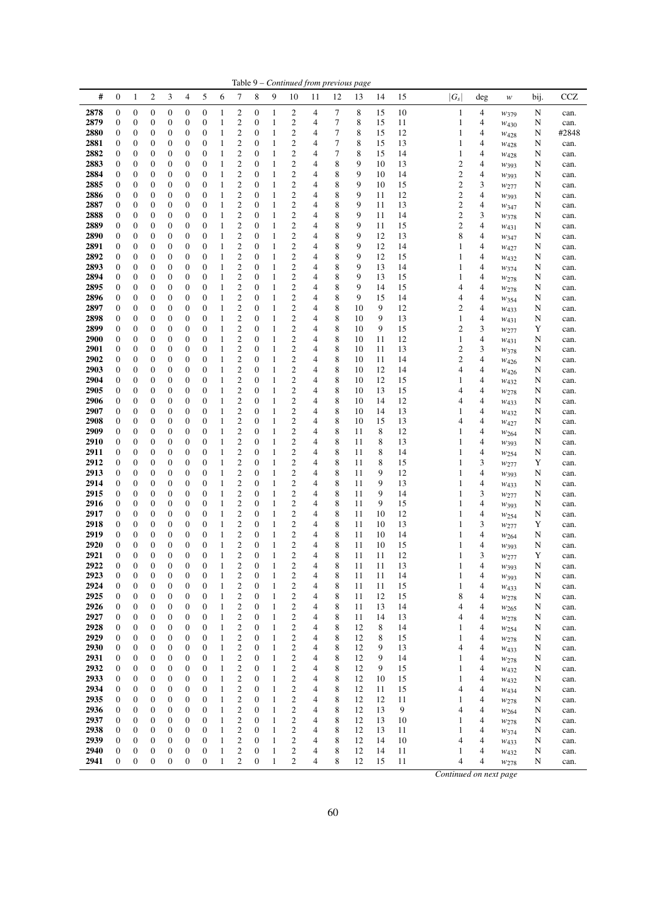Table 9 – *Continued from previous page*

| # | 0 | 1 | 2 | 3 | 4 | 5 | 6 | 7 | 8 | 9 | 10 | 11 | 12 | 13 | 14 | 15 | $\|G_s\|$ | deg | $w$ | bij. | CCZ |
|---|---|---|---|---|---|---|---|---|---|---|---|---|---|---|---|---|---|---|---|---|---|
| 2878 | 0 | 0 | 0 | 0 | 0 | 0 | 1 | 2 | 0 | 1 | 2 | 4 | 7 | 8 | 15 | 10 | 1 | 4 | $w_{379}$ | N | can. |
| 2879 | 0 | 0 | 0 | 0 | 0 | 0 | 1 | 2 | 0 | 1 | 2 | 4 | 7 | 8 | 15 | 11 | 1 | 4 | $w_{430}$ | N | can. |
| 2880 | 0 | 0 | 0 | 0 | 0 | 0 | 1 | 2 | 0 | 1 | 2 | 4 | 7 | 8 | 15 | 12 | 1 | 4 | $w_{428}$ | N | #2848 |
| 2881 | 0 | 0 | 0 | 0 | 0 | 0 | 1 | 2 | 0 | 1 | 2 | 4 | 7 | 8 | 15 | 13 | 1 | 4 | $w_{428}$ | N | can. |
| 2882 | 0 | 0 | 0 | 0 | 0 | 0 | 1 | 2 | 0 | 1 | 2 | 4 | 7 | 8 | 15 | 14 | 1 | 4 | $w_{428}$ | N | can. |
| 2883 | 0 | 0 | 0 | 0 | 0 | 0 | 1 | 2 | 0 | 1 | 2 | 4 | 8 | 9 | 10 | 13 | 2 | 4 | $w_{393}$ | N | can. |
| 2884 | 0 | 0 | 0 | 0 | 0 | 0 | 1 | 2 | 0 | 1 | 2 | 4 | 8 | 9 | 10 | 14 | 2 | 4 | $w_{393}$ | N | can. |
| 2885 | 0 | 0 | 0 | 0 | 0 | 0 | 1 | 2 | 0 | 1 | 2 | 4 | 8 | 9 | 10 | 15 | 2 | 3 | $w_{277}$ | N | can. |
| 2886 | 0 | 0 | 0 | 0 | 0 | 0 | 1 | 2 | 0 | 1 | 2 | 4 | 8 | 9 | 11 | 12 | 2 | 4 | $w_{393}$ | N | can. |
| 2887 | 0 | 0 | 0 | 0 | 0 | 0 | 1 | 2 | 0 | 1 | 2 | 4 | 8 | 9 | 11 | 13 | 2 | 4 | $w_{347}$ | N | can. |
| 2888 | 0 | 0 | 0 | 0 | 0 | 0 | 1 | 2 | 0 | 1 | 2 | 4 | 8 | 9 | 11 | 14 | 2 | 3 | $w_{378}$ | N | can. |
| 2889 | 0 | 0 | 0 | 0 | 0 | 0 | 1 | 2 | 0 | 1 | 2 | 4 | 8 | 9 | 11 | 15 | 2 | 4 | $w_{431}$ | N | can. |
| 2890 | 0 | 0 | 0 | 0 | 0 | 0 | 1 | 2 | 0 | 1 | 2 | 4 | 8 | 9 | 12 | 13 | 8 | 4 | $w_{347}$ | N | can. |
| 2891 | 0 | 0 | 0 | 0 | 0 | 0 | 1 | 2 | 0 | 1 | 2 | 4 | 8 | 9 | 12 | 14 | 1 | 4 | $w_{427}$ | N | can. |
| 2892 | 0 | 0 | 0 | 0 | 0 | 0 | 1 | 2 | 0 | 1 | 2 | 4 | 8 | 9 | 12 | 15 | 1 | 4 | $w_{432}$ | N | can. |
| 2893 | 0 | 0 | 0 | 0 | 0 | 0 | 1 | 2 | 0 | 1 | 2 | 4 | 8 | 9 | 13 | 14 | 1 | 4 | $w_{374}$ | N | can. |
| 2894 | 0 | 0 | 0 | 0 | 0 | 0 | 1 | 2 | 0 | 1 | 2 | 4 | 8 | 9 | 13 | 15 | 1 | 4 | $w_{278}$ | N | can. |
| 2895 | 0 | 0 | 0 | 0 | 0 | 0 | 1 | 2 | 0 | 1 | 2 | 4 | 8 | 9 | 14 | 15 | 4 | 4 | $w_{278}$ | N | can. |
| 2896 | 0 | 0 | 0 | 0 | 0 | 0 | 1 | 2 | 0 | 1 | 2 | 4 | 8 | 9 | 15 | 14 | 4 | 4 | $w_{354}$ | N | can. |
| 2897 | 0 | 0 | 0 | 0 | 0 | 0 | 1 | 2 | 0 | 1 | 2 | 4 | 8 | 10 | 9 | 12 | 2 | 4 | $w_{433}$ | N | can. |
| 2898 | 0 | 0 | 0 | 0 | 0 | 0 | 1 | 2 | 0 | 1 | 2 | 4 | 8 | 10 | 9 | 13 | 1 | 4 | $w_{431}$ | N | can. |
| 2899 | 0 | 0 | 0 | 0 | 0 | 0 | 1 | 2 | 0 | 1 | 2 | 4 | 8 | 10 | 9 | 15 | 2 | 3 | $w_{277}$ | Y | can. |
| 2900 | 0 | 0 | 0 | 0 | 0 | 0 | 1 | 2 | 0 | 1 | 2 | 4 | 8 | 10 | 11 | 12 | 1 | 4 | $w_{431}$ | N | can. |
| 2901 | 0 | 0 | 0 | 0 | 0 | 0 | 1 | 2 | 0 | 1 | 2 | 4 | 8 | 10 | 11 | 13 | 2 | 3 | $w_{378}$ | N | can. |
| 2902 | 0 | 0 | 0 | 0 | 0 | 0 | 1 | 2 | 0 | 1 | 2 | 4 | 8 | 10 | 11 | 14 | 2 | 4 | $w_{426}$ | N | can. |
| 2903 | 0 | 0 | 0 | 0 | 0 | 0 | 1 | 2 | 0 | 1 | 2 | 4 | 8 | 10 | 12 | 14 | 4 | 4 | $w_{426}$ | N | can. |
| 2904 | 0 | 0 | 0 | 0 | 0 | 0 | 1 | 2 | 0 | 1 | 2 | 4 | 8 | 10 | 12 | 15 | 1 | 4 | $w_{432}$ | N | can. |
| 2905 | 0 | 0 | 0 | 0 | 0 | 0 | 1 | 2 | 0 | 1 | 2 | 4 | 8 | 10 | 13 | 15 | 4 | 4 | $w_{278}$ | N | can. |
| 2906 | 0 | 0 | 0 | 0 | 0 | 0 | 1 | 2 | 0 | 1 | 2 | 4 | 8 | 10 | 14 | 12 | 4 | 4 | $w_{433}$ | N | can. |
| 2907 | 0 | 0 | 0 | 0 | 0 | 0 | 1 | 2 | 0 | 1 | 2 | 4 | 8 | 10 | 14 | 13 | 1 | 4 | $w_{432}$ | N | can. |
| 2908 | 0 | 0 | 0 | 0 | 0 | 0 | 1 | 2 | 0 | 1 | 2 | 4 | 8 | 10 | 15 | 13 | 4 | 4 | $w_{427}$ | N | can. |
| 2909 | 0 | 0 | 0 | 0 | 0 | 0 | 1 | 2 | 0 | 1 | 2 | 4 | 8 | 11 | 8 | 12 | 1 | 4 | $w_{264}$ | N | can. |
| 2910 | 0 | 0 | 0 | 0 | 0 | 0 | 1 | 2 | 0 | 1 | 2 | 4 | 8 | 11 | 8 | 13 | 1 | 4 | $w_{393}$ | N | can. |
| 2911 | 0 | 0 | 0 | 0 | 0 | 0 | 1 | 2 | 0 | 1 | 2 | 4 | 8 | 11 | 8 | 14 | 1 | 4 | $w_{254}$ | N | can. |
| 2912 | 0 | 0 | 0 | 0 | 0 | 0 | 1 | 2 | 0 | 1 | 2 | 4 | 8 | 11 | 8 | 15 | 1 | 3 | $w_{277}$ | Y | can. |
| 2913 | 0 | 0 | 0 | 0 | 0 | 0 | 1 | 2 | 0 | 1 | 2 | 4 | 8 | 11 | 9 | 12 | 1 | 4 | $w_{393}$ | N | can. |
| 2914 | 0 | 0 | 0 | 0 | 0 | 0 | 1 | 2 | 0 | 1 | 2 | 4 | 8 | 11 | 9 | 13 | 1 | 4 | $w_{433}$ | N | can. |
| 2915 | 0 | 0 | 0 | 0 | 0 | 0 | 1 | 2 | 0 | 1 | 2 | 4 | 8 | 11 | 9 | 14 | 1 | 3 | $w_{277}$ | N | can. |
| 2916 | 0 | 0 | 0 | 0 | 0 | 0 | 1 | 2 | 0 | 1 | 2 | 4 | 8 | 11 | 9 | 15 | 1 | 4 | $w_{393}$ | N | can. |
| 2917 | 0 | 0 | 0 | 0 | 0 | 0 | 1 | 2 | 0 | 1 | 2 | 4 | 8 | 11 | 10 | 12 | 1 | 4 | $w_{254}$ | N | can. |
| 2918 | 0 | 0 | 0 | 0 | 0 | 0 | 1 | 2 | 0 | 1 | 2 | 4 | 8 | 11 | 10 | 13 | 1 | 3 | $w_{277}$ | Y | can. |
| 2919 | 0 | 0 | 0 | 0 | 0 | 0 | 1 | 2 | 0 | 1 | 2 | 4 | 8 | 11 | 10 | 14 | 1 | 4 | $w_{264}$ | N | can. |
| 2920 | 0 | 0 | 0 | 0 | 0 | 0 | 1 | 2 | 0 | 1 | 2 | 4 | 8 | 11 | 10 | 15 | 1 | 4 | $w_{393}$ | N | can. |
| 2921 | 0 | 0 | 0 | 0 | 0 | 0 | 1 | 2 | 0 | 1 | 2 | 4 | 8 | 11 | 11 | 12 | 1 | 3 | $w_{277}$ | Y | can. |
| 2922 | 0 | 0 | 0 | 0 | 0 | 0 | 1 | 2 | 0 | 1 | 2 | 4 | 8 | 11 | 11 | 13 | 1 | 4 | $w_{393}$ | N | can. |
| 2923 | 0 | 0 | 0 | 0 | 0 | 0 | 1 | 2 | 0 | 1 | 2 | 4 | 8 | 11 | 11 | 14 | 1 | 4 | $w_{393}$ | N | can. |
| 2924 | 0 | 0 | 0 | 0 | 0 | 0 | 1 | 2 | 0 | 1 | 2 | 4 | 8 | 11 | 11 | 15 | 1 | 4 | $w_{433}$ | N | can. |
| 2925 | 0 | 0 | 0 | 0 | 0 | 0 | 1 | 2 | 0 | 1 | 2 | 4 | 8 | 11 | 12 | 15 | 8 | 4 | $w_{278}$ | N | can. |
| 2926 | 0 | 0 | 0 | 0 | 0 | 0 | 1 | 2 | 0 | 1 | 2 | 4 | 8 | 11 | 13 | 14 | 4 | 4 | $w_{265}$ | N | can. |
| 2927 | 0 | 0 | 0 | 0 | 0 | 0 | 1 | 2 | 0 | 1 | 2 | 4 | 8 | 11 | 14 | 13 | 4 | 4 | $w_{278}$ | N | can. |
| 2928 | 0 | 0 | 0 | 0 | 0 | 0 | 1 | 2 | 0 | 1 | 2 | 4 | 8 | 12 | 8 | 14 | 1 | 4 | $w_{254}$ | N | can. |
| 2929 | 0 | 0 | 0 | 0 | 0 | 0 | 1 | 2 | 0 | 1 | 2 | 4 | 8 | 12 | 8 | 15 | 1 | 4 | $w_{278}$ | N | can. |
| 2930 | 0 | 0 | 0 | 0 | 0 | 0 | 1 | 2 | 0 | 1 | 2 | 4 | 8 | 12 | 9 | 13 | 4 | 4 | $w_{433}$ | N | can. |
| 2931 | 0 | 0 | 0 | 0 | 0 | 0 | 1 | 2 | 0 | 1 | 2 | 4 | 8 | 12 | 9 | 14 | 1 | 4 | $w_{278}$ | N | can. |
| 2932 | 0 | 0 | 0 | 0 | 0 | 0 | 1 | 2 | 0 | 1 | 2 | 4 | 8 | 12 | 9 | 15 | 1 | 4 | $w_{432}$ | N | can. |
| 2933 | 0 | 0 | 0 | 0 | 0 | 0 | 1 | 2 | 0 | 1 | 2 | 4 | 8 | 12 | 10 | 15 | 1 | 4 | $w_{432}$ | N | can. |
| 2934 | 0 | 0 | 0 | 0 | 0 | 0 | 1 | 2 | 0 | 1 | 2 | 4 | 8 | 12 | 11 | 15 | 4 | 4 | $w_{434}$ | N | can. |
| 2935 | 0 | 0 | 0 | 0 | 0 | 0 | 1 | 2 | 0 | 1 | 2 | 4 | 8 | 12 | 12 | 11 | 1 | 4 | $w_{278}$ | N | can. |
| 2936 | 0 | 0 | 0 | 0 | 0 | 0 | 1 | 2 | 0 | 1 | 2 | 4 | 8 | 12 | 13 | 9 | 4 | 4 | $w_{264}$ | N | can. |
| 2937 | 0 | 0 | 0 | 0 | 0 | 0 | 1 | 2 | 0 | 1 | 2 | 4 | 8 | 12 | 13 | 10 | 1 | 4 | $w_{278}$ | N | can. |
| 2938 | 0 | 0 | 0 | 0 | 0 | 0 | 1 | 2 | 0 | 1 | 2 | 4 | 8 | 12 | 13 | 11 | 1 | 4 | $w_{374}$ | N | can. |
| 2939 | 0 | 0 | 0 | 0 | 0 | 0 | 1 | 2 | 0 | 1 | 2 | 4 | 8 | 12 | 14 | 10 | 4 | 4 | $w_{433}$ | N | can. |
| 2940 | 0 | 0 | 0 | 0 | 0 | 0 | 1 | 2 | 0 | 1 | 2 | 4 | 8 | 12 | 14 | 11 | 1 | 4 | $w_{432}$ | N | can. |
| 2941 | 0 | 0 | 0 | 0 | 0 | 0 | 1 | 2 | 0 | 1 | 2 | 4 | 8 | 12 | 15 | 11 | 4 | 4 | $w_{278}$ | N | can. |

*Continued on next page*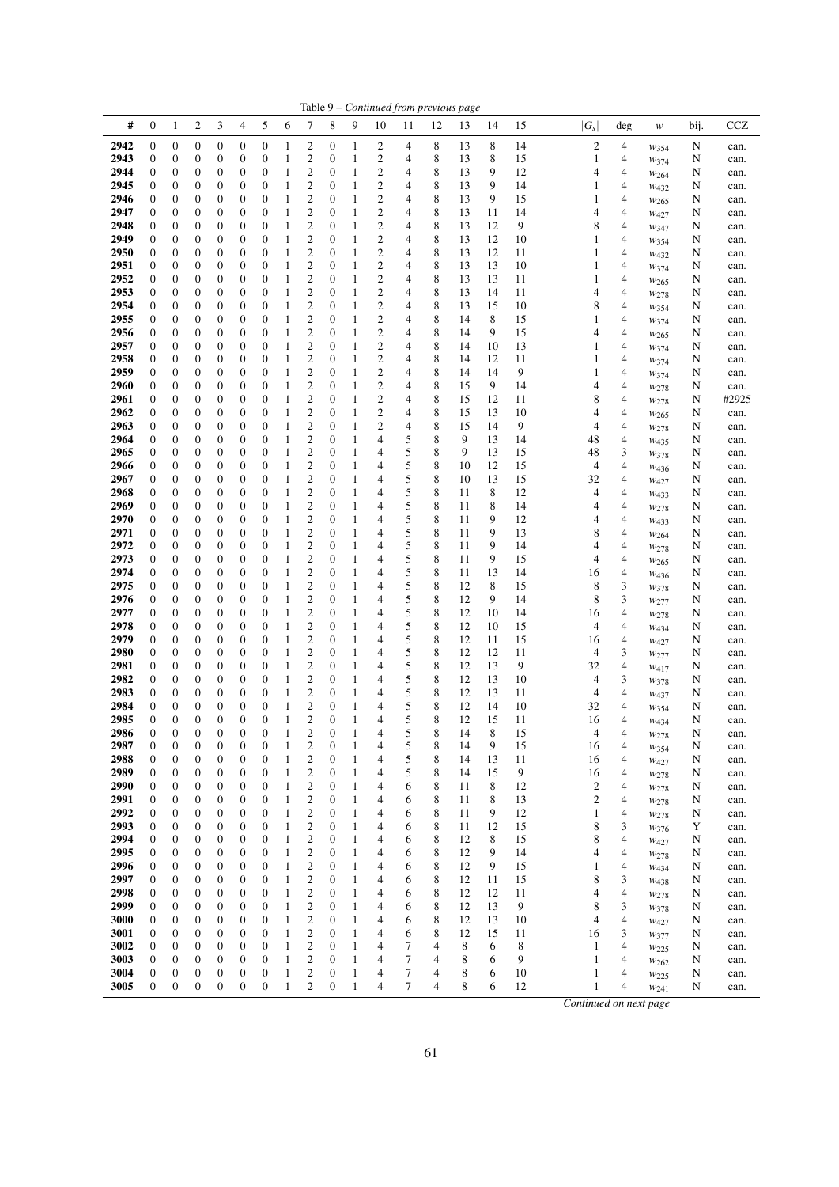Table 9 – *Continued from previous page*

| # | 0 | 1 | 2 | 3 | 4 | 5 | 6 | 7 | 8 | 9 | 10 | 11 | 12 | 13 | 14 | 15 | $\|G_s\|$ | deg | $w$ | bij. | CCZ |
|---|---|---|---|---|---|---|---|---|---|---|---|---|---|---|---|---|---|---|---|---|---|
| 2942 | 0 | 0 | 0 | 0 | 0 | 0 | 1 | 2 | 0 | 1 | 2 | 4 | 8 | 13 | 8 | 14 | 2 | 4 | $w_{354}$ | N | can. |
| 2943 | 0 | 0 | 0 | 0 | 0 | 0 | 1 | 2 | 0 | 1 | 2 | 4 | 8 | 13 | 8 | 15 | 1 | 4 | $w_{374}$ | N | can. |
| 2944 | 0 | 0 | 0 | 0 | 0 | 0 | 1 | 2 | 0 | 1 | 2 | 4 | 8 | 13 | 9 | 12 | 4 | 4 | $w_{264}$ | N | can. |
| 2945 | 0 | 0 | 0 | 0 | 0 | 0 | 1 | 2 | 0 | 1 | 2 | 4 | 8 | 13 | 9 | 14 | 1 | 4 | $w_{432}$ | N | can. |
| 2946 | 0 | 0 | 0 | 0 | 0 | 0 | 1 | 2 | 0 | 1 | 2 | 4 | 8 | 13 | 9 | 15 | 1 | 4 | $w_{265}$ | N | can. |
| 2947 | 0 | 0 | 0 | 0 | 0 | 0 | 1 | 2 | 0 | 1 | 2 | 4 | 8 | 13 | 11 | 14 | 4 | 4 | $w_{427}$ | N | can. |
| 2948 | 0 | 0 | 0 | 0 | 0 | 0 | 1 | 2 | 0 | 1 | 2 | 4 | 8 | 13 | 12 | 9 | 8 | 4 | $w_{347}$ | N | can. |
| 2949 | 0 | 0 | 0 | 0 | 0 | 0 | 1 | 2 | 0 | 1 | 2 | 4 | 8 | 13 | 12 | 10 | 1 | 4 | $w_{354}$ | N | can. |
| 2950 | 0 | 0 | 0 | 0 | 0 | 0 | 1 | 2 | 0 | 1 | 2 | 4 | 8 | 13 | 12 | 11 | 1 | 4 | $w_{432}$ | N | can. |
| 2951 | 0 | 0 | 0 | 0 | 0 | 0 | 1 | 2 | 0 | 1 | 2 | 4 | 8 | 13 | 13 | 10 | 1 | 4 | $w_{374}$ | N | can. |
| 2952 | 0 | 0 | 0 | 0 | 0 | 0 | 1 | 2 | 0 | 1 | 2 | 4 | 8 | 13 | 13 | 11 | 1 | 4 | $w_{265}$ | N | can. |
| 2953 | 0 | 0 | 0 | 0 | 0 | 0 | 1 | 2 | 0 | 1 | 2 | 4 | 8 | 13 | 14 | 11 | 4 | 4 | $w_{278}$ | N | can. |
| 2954 | 0 | 0 | 0 | 0 | 0 | 0 | 1 | 2 | 0 | 1 | 2 | 4 | 8 | 13 | 15 | 10 | 8 | 4 | $w_{354}$ | N | can. |
| 2955 | 0 | 0 | 0 | 0 | 0 | 0 | 1 | 2 | 0 | 1 | 2 | 4 | 8 | 14 | 8 | 15 | 1 | 4 | $w_{374}$ | N | can. |
| 2956 | 0 | 0 | 0 | 0 | 0 | 0 | 1 | 2 | 0 | 1 | 2 | 4 | 8 | 14 | 9 | 15 | 4 | 4 | $w_{265}$ | N | can. |
| 2957 | 0 | 0 | 0 | 0 | 0 | 0 | 1 | 2 | 0 | 1 | 2 | 4 | 8 | 14 | 10 | 13 | 1 | 4 | $w_{374}$ | N | can. |
| 2958 | 0 | 0 | 0 | 0 | 0 | 0 | 1 | 2 | 0 | 1 | 2 | 4 | 8 | 14 | 12 | 11 | 1 | 4 | $w_{374}$ | N | can. |
| 2959 | 0 | 0 | 0 | 0 | 0 | 0 | 1 | 2 | 0 | 1 | 2 | 4 | 8 | 14 | 14 | 9 | 1 | 4 | $w_{374}$ | N | can. |
| 2960 | 0 | 0 | 0 | 0 | 0 | 0 | 1 | 2 | 0 | 1 | 2 | 4 | 8 | 15 | 9 | 14 | 4 | 4 | $w_{278}$ | N | can. |
| 2961 | 0 | 0 | 0 | 0 | 0 | 0 | 1 | 2 | 0 | 1 | 2 | 4 | 8 | 15 | 12 | 11 | 8 | 4 | $w_{278}$ | N | #2925 |
| 2962 | 0 | 0 | 0 | 0 | 0 | 0 | 1 | 2 | 0 | 1 | 2 | 4 | 8 | 15 | 13 | 10 | 4 | 4 | $w_{265}$ | N | can. |
| 2963 | 0 | 0 | 0 | 0 | 0 | 0 | 1 | 2 | 0 | 1 | 2 | 4 | 8 | 15 | 14 | 9 | 4 | 4 | $w_{278}$ | N | can. |
| 2964 | 0 | 0 | 0 | 0 | 0 | 0 | 1 | 2 | 0 | 1 | 4 | 5 | 8 | 9 | 13 | 14 | 48 | 4 | $w_{435}$ | N | can. |
| 2965 | 0 | 0 | 0 | 0 | 0 | 0 | 1 | 2 | 0 | 1 | 4 | 5 | 8 | 9 | 13 | 15 | 48 | 3 | $w_{378}$ | N | can. |
| 2966 | 0 | 0 | 0 | 0 | 0 | 0 | 1 | 2 | 0 | 1 | 4 | 5 | 8 | 10 | 12 | 15 | 4 | 4 | $w_{436}$ | N | can. |
| 2967 | 0 | 0 | 0 | 0 | 0 | 0 | 1 | 2 | 0 | 1 | 4 | 5 | 8 | 10 | 13 | 15 | 32 | 4 | $w_{427}$ | N | can. |
| 2968 | 0 | 0 | 0 | 0 | 0 | 0 | 1 | 2 | 0 | 1 | 4 | 5 | 8 | 11 | 8 | 12 | 4 | 4 | $w_{433}$ | N | can. |
| 2969 | 0 | 0 | 0 | 0 | 0 | 0 | 1 | 2 | 0 | 1 | 4 | 5 | 8 | 11 | 8 | 14 | 4 | 4 | $w_{278}$ | N | can. |
| 2970 | 0 | 0 | 0 | 0 | 0 | 0 | 1 | 2 | 0 | 1 | 4 | 5 | 8 | 11 | 9 | 12 | 4 | 4 | $w_{433}$ | N | can. |
| 2971 | 0 | 0 | 0 | 0 | 0 | 0 | 1 | 2 | 0 | 1 | 4 | 5 | 8 | 11 | 9 | 13 | 8 | 4 | $w_{264}$ | N | can. |
| 2972 | 0 | 0 | 0 | 0 | 0 | 0 | 1 | 2 | 0 | 1 | 4 | 5 | 8 | 11 | 9 | 14 | 4 | 4 | $w_{278}$ | N | can. |
| 2973 | 0 | 0 | 0 | 0 | 0 | 0 | 1 | 2 | 0 | 1 | 4 | 5 | 8 | 11 | 9 | 15 | 4 | 4 | $w_{265}$ | N | can. |
| 2974 | 0 | 0 | 0 | 0 | 0 | 0 | 1 | 2 | 0 | 1 | 4 | 5 | 8 | 11 | 13 | 14 | 16 | 4 | $w_{436}$ | N | can. |
| 2975 | 0 | 0 | 0 | 0 | 0 | 0 | 1 | 2 | 0 | 1 | 4 | 5 | 8 | 12 | 8 | 15 | 8 | 3 | $w_{378}$ | N | can. |
| 2976 | 0 | 0 | 0 | 0 | 0 | 0 | 1 | 2 | 0 | 1 | 4 | 5 | 8 | 12 | 9 | 14 | 8 | 3 | $w_{277}$ | N | can. |
| 2977 | 0 | 0 | 0 | 0 | 0 | 0 | 1 | 2 | 0 | 1 | 4 | 5 | 8 | 12 | 10 | 14 | 16 | 4 | $w_{278}$ | N | can. |
| 2978 | 0 | 0 | 0 | 0 | 0 | 0 | 1 | 2 | 0 | 1 | 4 | 5 | 8 | 12 | 10 | 15 | 4 | 4 | $w_{434}$ | N | can. |
| 2979 | 0 | 0 | 0 | 0 | 0 | 0 | 1 | 2 | 0 | 1 | 4 | 5 | 8 | 12 | 11 | 15 | 16 | 4 | $w_{427}$ | N | can. |
| 2980 | 0 | 0 | 0 | 0 | 0 | 0 | 1 | 2 | 0 | 1 | 4 | 5 | 8 | 12 | 12 | 11 | 4 | 3 | $w_{277}$ | N | can. |
| 2981 | 0 | 0 | 0 | 0 | 0 | 0 | 1 | 2 | 0 | 1 | 4 | 5 | 8 | 12 | 13 | 9 | 32 | 4 | $w_{417}$ | N | can. |
| 2982 | 0 | 0 | 0 | 0 | 0 | 0 | 1 | 2 | 0 | 1 | 4 | 5 | 8 | 12 | 13 | 10 | 4 | 3 | $w_{378}$ | N | can. |
| 2983 | 0 | 0 | 0 | 0 | 0 | 0 | 1 | 2 | 0 | 1 | 4 | 5 | 8 | 12 | 13 | 11 | 4 | 4 | $w_{437}$ | N | can. |
| 2984 | 0 | 0 | 0 | 0 | 0 | 0 | 1 | 2 | 0 | 1 | 4 | 5 | 8 | 12 | 14 | 10 | 32 | 4 | $w_{354}$ | N | can. |
| 2985 | 0 | 0 | 0 | 0 | 0 | 0 | 1 | 2 | 0 | 1 | 4 | 5 | 8 | 12 | 15 | 11 | 16 | 4 | $w_{434}$ | N | can. |
| 2986 | 0 | 0 | 0 | 0 | 0 | 0 | 1 | 2 | 0 | 1 | 4 | 5 | 8 | 14 | 8 | 15 | 4 | 4 | $w_{278}$ | N | can. |
| 2987 | 0 | 0 | 0 | 0 | 0 | 0 | 1 | 2 | 0 | 1 | 4 | 5 | 8 | 14 | 9 | 15 | 16 | 4 | $w_{354}$ | N | can. |
| 2988 | 0 | 0 | 0 | 0 | 0 | 0 | 1 | 2 | 0 | 1 | 4 | 5 | 8 | 14 | 13 | 11 | 16 | 4 | $w_{427}$ | N | can. |
| 2989 | 0 | 0 | 0 | 0 | 0 | 0 | 1 | 2 | 0 | 1 | 4 | 5 | 8 | 14 | 15 | 9 | 16 | 4 | $w_{278}$ | N | can. |
| 2990 | 0 | 0 | 0 | 0 | 0 | 0 | 1 | 2 | 0 | 1 | 4 | 6 | 8 | 11 | 8 | 12 | 2 | 4 | $w_{278}$ | N | can. |
| 2991 | 0 | 0 | 0 | 0 | 0 | 0 | 1 | 2 | 0 | 1 | 4 | 6 | 8 | 11 | 8 | 13 | 2 | 4 | $w_{278}$ | N | can. |
| 2992 | 0 | 0 | 0 | 0 | 0 | 0 | 1 | 2 | 0 | 1 | 4 | 6 | 8 | 11 | 9 | 12 | 1 | 4 | $w_{278}$ | N | can. |
| 2993 | 0 | 0 | 0 | 0 | 0 | 0 | 1 | 2 | 0 | 1 | 4 | 6 | 8 | 11 | 12 | 15 | 8 | 3 | $w_{376}$ | Y | can. |
| 2994 | 0 | 0 | 0 | 0 | 0 | 0 | 1 | 2 | 0 | 1 | 4 | 6 | 8 | 12 | 8 | 15 | 8 | 4 | $w_{427}$ | N | can. |
| 2995 | 0 | 0 | 0 | 0 | 0 | 0 | 1 | 2 | 0 | 1 | 4 | 6 | 8 | 12 | 9 | 14 | 4 | 4 | $w_{278}$ | N | can. |
| 2996 | 0 | 0 | 0 | 0 | 0 | 0 | 1 | 2 | 0 | 1 | 4 | 6 | 8 | 12 | 9 | 15 | 1 | 4 | $w_{434}$ | N | can. |
| 2997 | 0 | 0 | 0 | 0 | 0 | 0 | 1 | 2 | 0 | 1 | 4 | 6 | 8 | 12 | 11 | 15 | 8 | 3 | $w_{438}$ | N | can. |
| 2998 | 0 | 0 | 0 | 0 | 0 | 0 | 1 | 2 | 0 | 1 | 4 | 6 | 8 | 12 | 12 | 11 | 4 | 4 | $w_{278}$ | N | can. |
| 2999 | 0 | 0 | 0 | 0 | 0 | 0 | 1 | 2 | 0 | 1 | 4 | 6 | 8 | 12 | 13 | 9 | 8 | 3 | $w_{378}$ | N | can. |
| 3000 | 0 | 0 | 0 | 0 | 0 | 0 | 1 | 2 | 0 | 1 | 4 | 6 | 8 | 12 | 13 | 10 | 4 | 4 | $w_{427}$ | N | can. |
| 3001 | 0 | 0 | 0 | 0 | 0 | 0 | 1 | 2 | 0 | 1 | 4 | 6 | 8 | 12 | 15 | 11 | 16 | 3 | $w_{377}$ | N | can. |
| 3002 | 0 | 0 | 0 | 0 | 0 | 0 | 1 | 2 | 0 | 1 | 4 | 7 | 4 | 8 | 6 | 8 | 1 | 4 | $w_{225}$ | N | can. |
| 3003 | 0 | 0 | 0 | 0 | 0 | 0 | 1 | 2 | 0 | 1 | 4 | 7 | 4 | 8 | 6 | 9 | 1 | 4 | $w_{262}$ | N | can. |
| 3004 | 0 | 0 | 0 | 0 | 0 | 0 | 1 | 2 | 0 | 1 | 4 | 7 | 4 | 8 | 6 | 10 | 1 | 4 | $w_{225}$ | N | can. |
| 3005 | 0 | 0 | 0 | 0 | 0 | 0 | 1 | 2 | 0 | 1 | 4 | 7 | 4 | 8 | 6 | 12 | 1 | 4 | $w_{241}$ | N | can. |

*Continued on next page*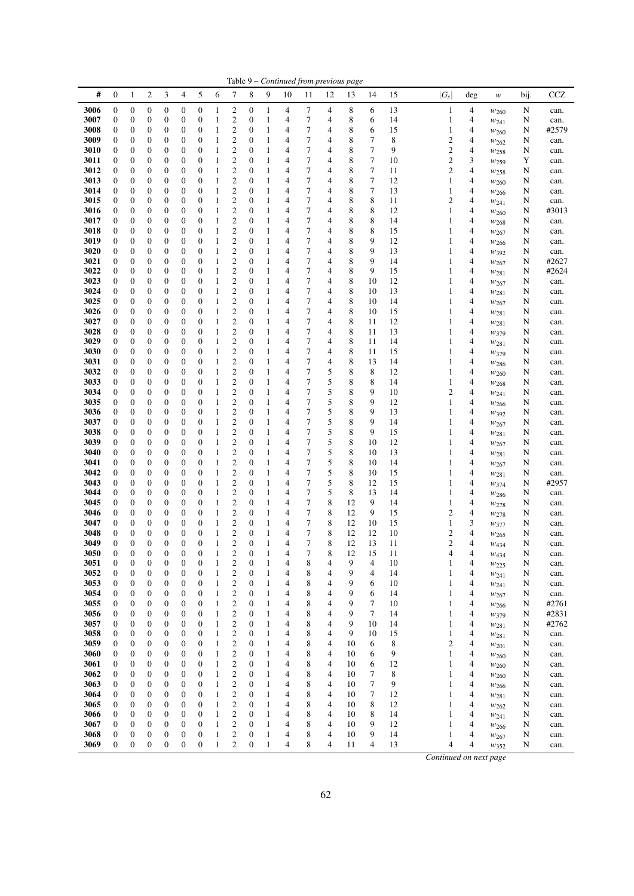Table 9 – *Continued from previous page*

| # | 0 | 1 | 2 | 3 | 4 | 5 | 6 | 7 | 8 | 9 | 10 | 11 | 12 | 13 | 14 | 15 | $\|G_s\|$ | deg | $w$ | bij. | CCZ |
|---|---|---|---|---|---|---|---|---|---|---|---|---|---|---|---|---|---|---|---|---|---|
| **3006** | 0 | 0 | 0 | 0 | 0 | 0 | 1 | 2 | 0 | 1 | 4 | 7 | 4 | 8 | 6 | 13 | 1 | 4 | $w_{260}$ | N | can. |
| **3007** | 0 | 0 | 0 | 0 | 0 | 0 | 1 | 2 | 0 | 1 | 4 | 7 | 4 | 8 | 6 | 14 | 1 | 4 | $w_{241}$ | N | can. |
| **3008** | 0 | 0 | 0 | 0 | 0 | 0 | 1 | 2 | 0 | 1 | 4 | 7 | 4 | 8 | 6 | 15 | 1 | 4 | $w_{260}$ | N | #2579 |
| **3009** | 0 | 0 | 0 | 0 | 0 | 0 | 1 | 2 | 0 | 1 | 4 | 7 | 4 | 8 | 7 | 8 | 2 | 4 | $w_{262}$ | N | can. |
| **3010** | 0 | 0 | 0 | 0 | 0 | 0 | 1 | 2 | 0 | 1 | 4 | 7 | 4 | 8 | 7 | 9 | 2 | 4 | $w_{258}$ | N | can. |
| **3011** | 0 | 0 | 0 | 0 | 0 | 0 | 1 | 2 | 0 | 1 | 4 | 7 | 4 | 8 | 7 | 10 | 2 | 3 | $w_{259}$ | Y | can. |
| **3012** | 0 | 0 | 0 | 0 | 0 | 0 | 1 | 2 | 0 | 1 | 4 | 7 | 4 | 8 | 7 | 11 | 2 | 4 | $w_{258}$ | N | can. |
| **3013** | 0 | 0 | 0 | 0 | 0 | 0 | 1 | 2 | 0 | 1 | 4 | 7 | 4 | 8 | 7 | 12 | 1 | 4 | $w_{260}$ | N | can. |
| **3014** | 0 | 0 | 0 | 0 | 0 | 0 | 1 | 2 | 0 | 1 | 4 | 7 | 4 | 8 | 7 | 13 | 1 | 4 | $w_{266}$ | N | can. |
| **3015** | 0 | 0 | 0 | 0 | 0 | 0 | 1 | 2 | 0 | 1 | 4 | 7 | 4 | 8 | 8 | 11 | 2 | 4 | $w_{241}$ | N | can. |
| **3016** | 0 | 0 | 0 | 0 | 0 | 0 | 1 | 2 | 0 | 1 | 4 | 7 | 4 | 8 | 8 | 12 | 1 | 4 | $w_{260}$ | N | #3013 |
| **3017** | 0 | 0 | 0 | 0 | 0 | 0 | 1 | 2 | 0 | 1 | 4 | 7 | 4 | 8 | 8 | 14 | 1 | 4 | $w_{268}$ | N | can. |
| **3018** | 0 | 0 | 0 | 0 | 0 | 0 | 1 | 2 | 0 | 1 | 4 | 7 | 4 | 8 | 8 | 15 | 1 | 4 | $w_{267}$ | N | can. |
| **3019** | 0 | 0 | 0 | 0 | 0 | 0 | 1 | 2 | 0 | 1 | 4 | 7 | 4 | 8 | 9 | 12 | 1 | 4 | $w_{266}$ | N | can. |
| **3020** | 0 | 0 | 0 | 0 | 0 | 0 | 1 | 2 | 0 | 1 | 4 | 7 | 4 | 8 | 9 | 13 | 1 | 4 | $w_{392}$ | N | can. |
| **3021** | 0 | 0 | 0 | 0 | 0 | 0 | 1 | 2 | 0 | 1 | 4 | 7 | 4 | 8 | 9 | 14 | 1 | 4 | $w_{267}$ | N | #2627 |
| **3022** | 0 | 0 | 0 | 0 | 0 | 0 | 1 | 2 | 0 | 1 | 4 | 7 | 4 | 8 | 9 | 15 | 1 | 4 | $w_{281}$ | N | #2624 |
| **3023** | 0 | 0 | 0 | 0 | 0 | 0 | 1 | 2 | 0 | 1 | 4 | 7 | 4 | 8 | 10 | 12 | 1 | 4 | $w_{267}$ | N | can. |
| **3024** | 0 | 0 | 0 | 0 | 0 | 0 | 1 | 2 | 0 | 1 | 4 | 7 | 4 | 8 | 10 | 13 | 1 | 4 | $w_{281}$ | N | can. |
| **3025** | 0 | 0 | 0 | 0 | 0 | 0 | 1 | 2 | 0 | 1 | 4 | 7 | 4 | 8 | 10 | 14 | 1 | 4 | $w_{267}$ | N | can. |
| **3026** | 0 | 0 | 0 | 0 | 0 | 0 | 1 | 2 | 0 | 1 | 4 | 7 | 4 | 8 | 10 | 15 | 1 | 4 | $w_{281}$ | N | can. |
| **3027** | 0 | 0 | 0 | 0 | 0 | 0 | 1 | 2 | 0 | 1 | 4 | 7 | 4 | 8 | 11 | 12 | 1 | 4 | $w_{281}$ | N | can. |
| **3028** | 0 | 0 | 0 | 0 | 0 | 0 | 1 | 2 | 0 | 1 | 4 | 7 | 4 | 8 | 11 | 13 | 1 | 4 | $w_{379}$ | N | can. |
| **3029** | 0 | 0 | 0 | 0 | 0 | 0 | 1 | 2 | 0 | 1 | 4 | 7 | 4 | 8 | 11 | 14 | 1 | 4 | $w_{281}$ | N | can. |
| **3030** | 0 | 0 | 0 | 0 | 0 | 0 | 1 | 2 | 0 | 1 | 4 | 7 | 4 | 8 | 11 | 15 | 1 | 4 | $w_{379}$ | N | can. |
| **3031** | 0 | 0 | 0 | 0 | 0 | 0 | 1 | 2 | 0 | 1 | 4 | 7 | 4 | 8 | 13 | 14 | 1 | 4 | $w_{286}$ | N | can. |
| **3032** | 0 | 0 | 0 | 0 | 0 | 0 | 1 | 2 | 0 | 1 | 4 | 7 | 5 | 8 | 8 | 12 | 1 | 4 | $w_{260}$ | N | can. |
| **3033** | 0 | 0 | 0 | 0 | 0 | 0 | 1 | 2 | 0 | 1 | 4 | 7 | 5 | 8 | 8 | 14 | 1 | 4 | $w_{268}$ | N | can. |
| **3034** | 0 | 0 | 0 | 0 | 0 | 0 | 1 | 2 | 0 | 1 | 4 | 7 | 5 | 8 | 9 | 10 | 2 | 4 | $w_{241}$ | N | can. |
| **3035** | 0 | 0 | 0 | 0 | 0 | 0 | 1 | 2 | 0 | 1 | 4 | 7 | 5 | 8 | 9 | 12 | 1 | 4 | $w_{266}$ | N | can. |
| **3036** | 0 | 0 | 0 | 0 | 0 | 0 | 1 | 2 | 0 | 1 | 4 | 7 | 5 | 8 | 9 | 13 | 1 | 4 | $w_{392}$ | N | can. |
| **3037** | 0 | 0 | 0 | 0 | 0 | 0 | 1 | 2 | 0 | 1 | 4 | 7 | 5 | 8 | 9 | 14 | 1 | 4 | $w_{267}$ | N | can. |
| **3038** | 0 | 0 | 0 | 0 | 0 | 0 | 1 | 2 | 0 | 1 | 4 | 7 | 5 | 8 | 9 | 15 | 1 | 4 | $w_{281}$ | N | can. |
| **3039** | 0 | 0 | 0 | 0 | 0 | 0 | 1 | 2 | 0 | 1 | 4 | 7 | 5 | 8 | 10 | 12 | 1 | 4 | $w_{267}$ | N | can. |
| **3040** | 0 | 0 | 0 | 0 | 0 | 0 | 1 | 2 | 0 | 1 | 4 | 7 | 5 | 8 | 10 | 13 | 1 | 4 | $w_{281}$ | N | can. |
| **3041** | 0 | 0 | 0 | 0 | 0 | 0 | 1 | 2 | 0 | 1 | 4 | 7 | 5 | 8 | 10 | 14 | 1 | 4 | $w_{267}$ | N | can. |
| **3042** | 0 | 0 | 0 | 0 | 0 | 0 | 1 | 2 | 0 | 1 | 4 | 7 | 5 | 8 | 10 | 15 | 1 | 4 | $w_{281}$ | N | can. |
| **3043** | 0 | 0 | 0 | 0 | 0 | 0 | 1 | 2 | 0 | 1 | 4 | 7 | 5 | 8 | 12 | 15 | 1 | 4 | $w_{374}$ | N | #2957 |
| **3044** | 0 | 0 | 0 | 0 | 0 | 0 | 1 | 2 | 0 | 1 | 4 | 7 | 5 | 8 | 13 | 14 | 1 | 4 | $w_{286}$ | N | can. |
| **3045** | 0 | 0 | 0 | 0 | 0 | 0 | 1 | 2 | 0 | 1 | 4 | 7 | 8 | 12 | 9 | 14 | 1 | 4 | $w_{278}$ | N | can. |
| **3046** | 0 | 0 | 0 | 0 | 0 | 0 | 1 | 2 | 0 | 1 | 4 | 7 | 8 | 12 | 9 | 15 | 2 | 4 | $w_{278}$ | N | can. |
| **3047** | 0 | 0 | 0 | 0 | 0 | 0 | 1 | 2 | 0 | 1 | 4 | 7 | 8 | 12 | 10 | 15 | 1 | 3 | $w_{377}$ | N | can. |
| **3048** | 0 | 0 | 0 | 0 | 0 | 0 | 1 | 2 | 0 | 1 | 4 | 7 | 8 | 12 | 12 | 10 | 2 | 4 | $w_{265}$ | N | can. |
| **3049** | 0 | 0 | 0 | 0 | 0 | 0 | 1 | 2 | 0 | 1 | 4 | 7 | 8 | 12 | 13 | 11 | 2 | 4 | $w_{434}$ | N | can. |
| **3050** | 0 | 0 | 0 | 0 | 0 | 0 | 1 | 2 | 0 | 1 | 4 | 7 | 8 | 12 | 15 | 11 | 4 | 4 | $w_{434}$ | N | can. |
| **3051** | 0 | 0 | 0 | 0 | 0 | 0 | 1 | 2 | 0 | 1 | 4 | 8 | 4 | 9 | 4 | 10 | 1 | 4 | $w_{225}$ | N | can. |
| **3052** | 0 | 0 | 0 | 0 | 0 | 0 | 1 | 2 | 0 | 1 | 4 | 8 | 4 | 9 | 4 | 14 | 1 | 4 | $w_{241}$ | N | can. |
| **3053** | 0 | 0 | 0 | 0 | 0 | 0 | 1 | 2 | 0 | 1 | 4 | 8 | 4 | 9 | 6 | 10 | 1 | 4 | $w_{241}$ | N | can. |
| **3054** | 0 | 0 | 0 | 0 | 0 | 0 | 1 | 2 | 0 | 1 | 4 | 8 | 4 | 9 | 6 | 14 | 1 | 4 | $w_{267}$ | N | can. |
| **3055** | 0 | 0 | 0 | 0 | 0 | 0 | 1 | 2 | 0 | 1 | 4 | 8 | 4 | 9 | 7 | 10 | 1 | 4 | $w_{266}$ | N | #2761 |
| **3056** | 0 | 0 | 0 | 0 | 0 | 0 | 1 | 2 | 0 | 1 | 4 | 8 | 4 | 9 | 7 | 14 | 1 | 4 | $w_{379}$ | N | #2831 |
| **3057** | 0 | 0 | 0 | 0 | 0 | 0 | 1 | 2 | 0 | 1 | 4 | 8 | 4 | 9 | 10 | 14 | 1 | 4 | $w_{281}$ | N | #2762 |
| **3058** | 0 | 0 | 0 | 0 | 0 | 0 | 1 | 2 | 0 | 1 | 4 | 8 | 4 | 9 | 10 | 15 | 1 | 4 | $w_{281}$ | N | can. |
| **3059** | 0 | 0 | 0 | 0 | 0 | 0 | 1 | 2 | 0 | 1 | 4 | 8 | 4 | 10 | 6 | 8 | 2 | 4 | $w_{201}$ | N | can. |
| **3060** | 0 | 0 | 0 | 0 | 0 | 0 | 1 | 2 | 0 | 1 | 4 | 8 | 4 | 10 | 6 | 9 | 1 | 4 | $w_{260}$ | N | can. |
| **3061** | 0 | 0 | 0 | 0 | 0 | 0 | 1 | 2 | 0 | 1 | 4 | 8 | 4 | 10 | 6 | 12 | 1 | 4 | $w_{260}$ | N | can. |
| **3062** | 0 | 0 | 0 | 0 | 0 | 0 | 1 | 2 | 0 | 1 | 4 | 8 | 4 | 10 | 7 | 8 | 1 | 4 | $w_{260}$ | N | can. |
| **3063** | 0 | 0 | 0 | 0 | 0 | 0 | 1 | 2 | 0 | 1 | 4 | 8 | 4 | 10 | 7 | 9 | 1 | 4 | $w_{266}$ | N | can. |
| **3064** | 0 | 0 | 0 | 0 | 0 | 0 | 1 | 2 | 0 | 1 | 4 | 8 | 4 | 10 | 7 | 12 | 1 | 4 | $w_{281}$ | N | can. |
| **3065** | 0 | 0 | 0 | 0 | 0 | 0 | 1 | 2 | 0 | 1 | 4 | 8 | 4 | 10 | 8 | 12 | 1 | 4 | $w_{262}$ | N | can. |
| **3066** | 0 | 0 | 0 | 0 | 0 | 0 | 1 | 2 | 0 | 1 | 4 | 8 | 4 | 10 | 8 | 14 | 1 | 4 | $w_{241}$ | N | can. |
| **3067** | 0 | 0 | 0 | 0 | 0 | 0 | 1 | 2 | 0 | 1 | 4 | 8 | 4 | 10 | 9 | 12 | 1 | 4 | $w_{266}$ | N | can. |
| **3068** | 0 | 0 | 0 | 0 | 0 | 0 | 1 | 2 | 0 | 1 | 4 | 8 | 4 | 10 | 9 | 14 | 1 | 4 | $w_{267}$ | N | can. |
| **3069** | 0 | 0 | 0 | 0 | 0 | 0 | 1 | 2 | 0 | 1 | 4 | 8 | 4 | 11 | 4 | 13 | 4 | 4 | $w_{352}$ | N | can. |

*Continued on next page*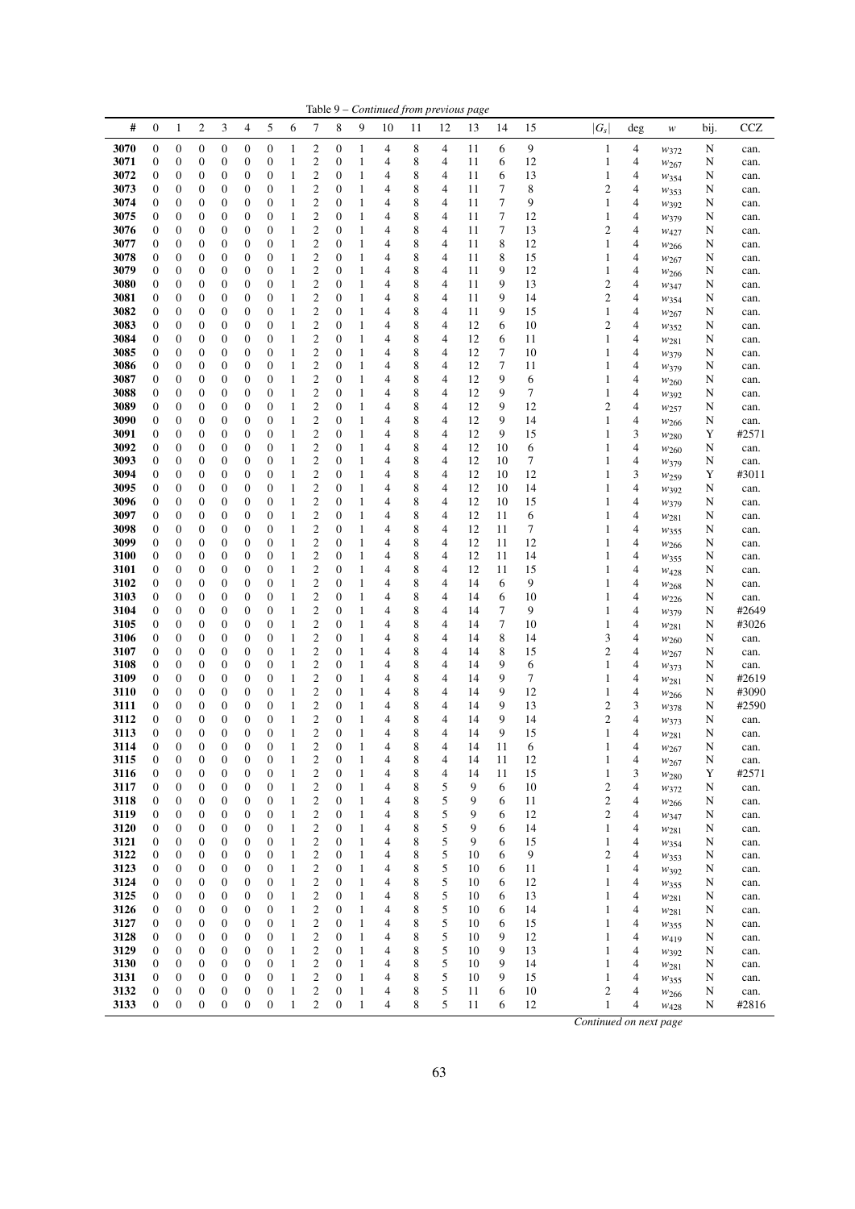Table 9 – *Continued from previous page*

| # | 0 | 1 | 2 | 3 | 4 | 5 | 6 | 7 | 8 | 9 | 10 | 11 | 12 | 13 | 14 | 15 | $\|G_s\|$ | deg | $w$ | bij. | CCZ |
|---|---|---|---|---|---|---|---|---|---|---|---|---|---|---|---|---|---|---|---|---|---|
| **3070** | 0 | 0 | 0 | 0 | 0 | 0 | 1 | 2 | 0 | 1 | 4 | 8 | 4 | 11 | 6 | 9 | 1 | 4 | $w_{372}$ | N | can. |
| **3071** | 0 | 0 | 0 | 0 | 0 | 0 | 1 | 2 | 0 | 1 | 4 | 8 | 4 | 11 | 6 | 12 | 1 | 4 | $w_{267}$ | N | can. |
| **3072** | 0 | 0 | 0 | 0 | 0 | 0 | 1 | 2 | 0 | 1 | 4 | 8 | 4 | 11 | 6 | 13 | 1 | 4 | $w_{354}$ | N | can. |
| **3073** | 0 | 0 | 0 | 0 | 0 | 0 | 1 | 2 | 0 | 1 | 4 | 8 | 4 | 11 | 7 | 8 | 2 | 4 | $w_{353}$ | N | can. |
| **3074** | 0 | 0 | 0 | 0 | 0 | 0 | 1 | 2 | 0 | 1 | 4 | 8 | 4 | 11 | 7 | 9 | 1 | 4 | $w_{392}$ | N | can. |
| **3075** | 0 | 0 | 0 | 0 | 0 | 0 | 1 | 2 | 0 | 1 | 4 | 8 | 4 | 11 | 7 | 12 | 1 | 4 | $w_{379}$ | N | can. |
| **3076** | 0 | 0 | 0 | 0 | 0 | 0 | 1 | 2 | 0 | 1 | 4 | 8 | 4 | 11 | 7 | 13 | 2 | 4 | $w_{427}$ | N | can. |
| **3077** | 0 | 0 | 0 | 0 | 0 | 0 | 1 | 2 | 0 | 1 | 4 | 8 | 4 | 11 | 8 | 12 | 1 | 4 | $w_{266}$ | N | can. |
| **3078** | 0 | 0 | 0 | 0 | 0 | 0 | 1 | 2 | 0 | 1 | 4 | 8 | 4 | 11 | 8 | 15 | 1 | 4 | $w_{267}$ | N | can. |
| **3079** | 0 | 0 | 0 | 0 | 0 | 0 | 1 | 2 | 0 | 1 | 4 | 8 | 4 | 11 | 9 | 12 | 1 | 4 | $w_{266}$ | N | can. |
| **3080** | 0 | 0 | 0 | 0 | 0 | 0 | 1 | 2 | 0 | 1 | 4 | 8 | 4 | 11 | 9 | 13 | 2 | 4 | $w_{347}$ | N | can. |
| **3081** | 0 | 0 | 0 | 0 | 0 | 0 | 1 | 2 | 0 | 1 | 4 | 8 | 4 | 11 | 9 | 14 | 2 | 4 | $w_{354}$ | N | can. |
| **3082** | 0 | 0 | 0 | 0 | 0 | 0 | 1 | 2 | 0 | 1 | 4 | 8 | 4 | 11 | 9 | 15 | 1 | 4 | $w_{267}$ | N | can. |
| **3083** | 0 | 0 | 0 | 0 | 0 | 0 | 1 | 2 | 0 | 1 | 4 | 8 | 4 | 12 | 6 | 10 | 2 | 4 | $w_{352}$ | N | can. |
| **3084** | 0 | 0 | 0 | 0 | 0 | 0 | 1 | 2 | 0 | 1 | 4 | 8 | 4 | 12 | 6 | 11 | 1 | 4 | $w_{281}$ | N | can. |
| **3085** | 0 | 0 | 0 | 0 | 0 | 0 | 1 | 2 | 0 | 1 | 4 | 8 | 4 | 12 | 7 | 10 | 1 | 4 | $w_{379}$ | N | can. |
| **3086** | 0 | 0 | 0 | 0 | 0 | 0 | 1 | 2 | 0 | 1 | 4 | 8 | 4 | 12 | 7 | 11 | 1 | 4 | $w_{379}$ | N | can. |
| **3087** | 0 | 0 | 0 | 0 | 0 | 0 | 1 | 2 | 0 | 1 | 4 | 8 | 4 | 12 | 9 | 6 | 1 | 4 | $w_{260}$ | N | can. |
| **3088** | 0 | 0 | 0 | 0 | 0 | 0 | 1 | 2 | 0 | 1 | 4 | 8 | 4 | 12 | 9 | 7 | 1 | 4 | $w_{392}$ | N | can. |
| **3089** | 0 | 0 | 0 | 0 | 0 | 0 | 1 | 2 | 0 | 1 | 4 | 8 | 4 | 12 | 9 | 12 | 2 | 4 | $w_{257}$ | N | can. |
| **3090** | 0 | 0 | 0 | 0 | 0 | 0 | 1 | 2 | 0 | 1 | 4 | 8 | 4 | 12 | 9 | 14 | 1 | 4 | $w_{266}$ | N | can. |
| **3091** | 0 | 0 | 0 | 0 | 0 | 0 | 1 | 2 | 0 | 1 | 4 | 8 | 4 | 12 | 9 | 15 | 1 | 3 | $w_{280}$ | Y | #2571 |
| **3092** | 0 | 0 | 0 | 0 | 0 | 0 | 1 | 2 | 0 | 1 | 4 | 8 | 4 | 12 | 10 | 6 | 1 | 4 | $w_{260}$ | N | can. |
| **3093** | 0 | 0 | 0 | 0 | 0 | 0 | 1 | 2 | 0 | 1 | 4 | 8 | 4 | 12 | 10 | 7 | 1 | 4 | $w_{379}$ | N | can. |
| **3094** | 0 | 0 | 0 | 0 | 0 | 0 | 1 | 2 | 0 | 1 | 4 | 8 | 4 | 12 | 10 | 12 | 1 | 3 | $w_{259}$ | Y | #3011 |
| **3095** | 0 | 0 | 0 | 0 | 0 | 0 | 1 | 2 | 0 | 1 | 4 | 8 | 4 | 12 | 10 | 14 | 1 | 4 | $w_{392}$ | N | can. |
| **3096** | 0 | 0 | 0 | 0 | 0 | 0 | 1 | 2 | 0 | 1 | 4 | 8 | 4 | 12 | 10 | 15 | 1 | 4 | $w_{379}$ | N | can. |
| **3097** | 0 | 0 | 0 | 0 | 0 | 0 | 1 | 2 | 0 | 1 | 4 | 8 | 4 | 12 | 11 | 6 | 1 | 4 | $w_{281}$ | N | can. |
| **3098** | 0 | 0 | 0 | 0 | 0 | 0 | 1 | 2 | 0 | 1 | 4 | 8 | 4 | 12 | 11 | 7 | 1 | 4 | $w_{355}$ | N | can. |
| **3099** | 0 | 0 | 0 | 0 | 0 | 0 | 1 | 2 | 0 | 1 | 4 | 8 | 4 | 12 | 11 | 12 | 1 | 4 | $w_{266}$ | N | can. |
| **3100** | 0 | 0 | 0 | 0 | 0 | 0 | 1 | 2 | 0 | 1 | 4 | 8 | 4 | 12 | 11 | 14 | 1 | 4 | $w_{355}$ | N | can. |
| **3101** | 0 | 0 | 0 | 0 | 0 | 0 | 1 | 2 | 0 | 1 | 4 | 8 | 4 | 12 | 11 | 15 | 1 | 4 | $w_{428}$ | N | can. |
| **3102** | 0 | 0 | 0 | 0 | 0 | 0 | 1 | 2 | 0 | 1 | 4 | 8 | 4 | 14 | 6 | 9 | 1 | 4 | $w_{268}$ | N | can. |
| **3103** | 0 | 0 | 0 | 0 | 0 | 0 | 1 | 2 | 0 | 1 | 4 | 8 | 4 | 14 | 6 | 10 | 1 | 4 | $w_{226}$ | N | can. |
| **3104** | 0 | 0 | 0 | 0 | 0 | 0 | 1 | 2 | 0 | 1 | 4 | 8 | 4 | 14 | 7 | 9 | 1 | 4 | $w_{379}$ | N | #2649 |
| **3105** | 0 | 0 | 0 | 0 | 0 | 0 | 1 | 2 | 0 | 1 | 4 | 8 | 4 | 14 | 7 | 10 | 1 | 4 | $w_{281}$ | N | #3026 |
| **3106** | 0 | 0 | 0 | 0 | 0 | 0 | 1 | 2 | 0 | 1 | 4 | 8 | 4 | 14 | 8 | 14 | 3 | 4 | $w_{260}$ | N | can. |
| **3107** | 0 | 0 | 0 | 0 | 0 | 0 | 1 | 2 | 0 | 1 | 4 | 8 | 4 | 14 | 8 | 15 | 2 | 4 | $w_{267}$ | N | can. |
| **3108** | 0 | 0 | 0 | 0 | 0 | 0 | 1 | 2 | 0 | 1 | 4 | 8 | 4 | 14 | 9 | 6 | 1 | 4 | $w_{373}$ | N | can. |
| **3109** | 0 | 0 | 0 | 0 | 0 | 0 | 1 | 2 | 0 | 1 | 4 | 8 | 4 | 14 | 9 | 7 | 1 | 4 | $w_{281}$ | N | #2619 |
| **3110** | 0 | 0 | 0 | 0 | 0 | 0 | 1 | 2 | 0 | 1 | 4 | 8 | 4 | 14 | 9 | 12 | 1 | 4 | $w_{266}$ | N | #3090 |
| **3111** | 0 | 0 | 0 | 0 | 0 | 0 | 1 | 2 | 0 | 1 | 4 | 8 | 4 | 14 | 9 | 13 | 2 | 3 | $w_{378}$ | N | #2590 |
| **3112** | 0 | 0 | 0 | 0 | 0 | 0 | 1 | 2 | 0 | 1 | 4 | 8 | 4 | 14 | 9 | 14 | 2 | 4 | $w_{373}$ | N | can. |
| **3113** | 0 | 0 | 0 | 0 | 0 | 0 | 1 | 2 | 0 | 1 | 4 | 8 | 4 | 14 | 9 | 15 | 1 | 4 | $w_{281}$ | N | can. |
| **3114** | 0 | 0 | 0 | 0 | 0 | 0 | 1 | 2 | 0 | 1 | 4 | 8 | 4 | 14 | 11 | 6 | 1 | 4 | $w_{267}$ | N | can. |
| **3115** | 0 | 0 | 0 | 0 | 0 | 0 | 1 | 2 | 0 | 1 | 4 | 8 | 4 | 14 | 11 | 12 | 1 | 4 | $w_{267}$ | N | can. |
| **3116** | 0 | 0 | 0 | 0 | 0 | 0 | 1 | 2 | 0 | 1 | 4 | 8 | 4 | 14 | 11 | 15 | 1 | 3 | $w_{280}$ | Y | #2571 |
| **3117** | 0 | 0 | 0 | 0 | 0 | 0 | 1 | 2 | 0 | 1 | 4 | 8 | 5 | 9 | 6 | 10 | 2 | 4 | $w_{372}$ | N | can. |
| **3118** | 0 | 0 | 0 | 0 | 0 | 0 | 1 | 2 | 0 | 1 | 4 | 8 | 5 | 9 | 6 | 11 | 2 | 4 | $w_{266}$ | N | can. |
| **3119** | 0 | 0 | 0 | 0 | 0 | 0 | 1 | 2 | 0 | 1 | 4 | 8 | 5 | 9 | 6 | 12 | 2 | 4 | $w_{347}$ | N | can. |
| **3120** | 0 | 0 | 0 | 0 | 0 | 0 | 1 | 2 | 0 | 1 | 4 | 8 | 5 | 9 | 6 | 14 | 1 | 4 | $w_{281}$ | N | can. |
| **3121** | 0 | 0 | 0 | 0 | 0 | 0 | 1 | 2 | 0 | 1 | 4 | 8 | 5 | 9 | 6 | 15 | 1 | 4 | $w_{354}$ | N | can. |
| **3122** | 0 | 0 | 0 | 0 | 0 | 0 | 1 | 2 | 0 | 1 | 4 | 8 | 5 | 10 | 6 | 9 | 2 | 4 | $w_{353}$ | N | can. |
| **3123** | 0 | 0 | 0 | 0 | 0 | 0 | 1 | 2 | 0 | 1 | 4 | 8 | 5 | 10 | 6 | 11 | 1 | 4 | $w_{392}$ | N | can. |
| **3124** | 0 | 0 | 0 | 0 | 0 | 0 | 1 | 2 | 0 | 1 | 4 | 8 | 5 | 10 | 6 | 12 | 1 | 4 | $w_{355}$ | N | can. |
| **3125** | 0 | 0 | 0 | 0 | 0 | 0 | 1 | 2 | 0 | 1 | 4 | 8 | 5 | 10 | 6 | 13 | 1 | 4 | $w_{281}$ | N | can. |
| **3126** | 0 | 0 | 0 | 0 | 0 | 0 | 1 | 2 | 0 | 1 | 4 | 8 | 5 | 10 | 6 | 14 | 1 | 4 | $w_{281}$ | N | can. |
| **3127** | 0 | 0 | 0 | 0 | 0 | 0 | 1 | 2 | 0 | 1 | 4 | 8 | 5 | 10 | 6 | 15 | 1 | 4 | $w_{355}$ | N | can. |
| **3128** | 0 | 0 | 0 | 0 | 0 | 0 | 1 | 2 | 0 | 1 | 4 | 8 | 5 | 10 | 9 | 12 | 1 | 4 | $w_{419}$ | N | can. |
| **3129** | 0 | 0 | 0 | 0 | 0 | 0 | 1 | 2 | 0 | 1 | 4 | 8 | 5 | 10 | 9 | 13 | 1 | 4 | $w_{392}$ | N | can. |
| **3130** | 0 | 0 | 0 | 0 | 0 | 0 | 1 | 2 | 0 | 1 | 4 | 8 | 5 | 10 | 9 | 14 | 1 | 4 | $w_{281}$ | N | can. |
| **3131** | 0 | 0 | 0 | 0 | 0 | 0 | 1 | 2 | 0 | 1 | 4 | 8 | 5 | 10 | 9 | 15 | 1 | 4 | $w_{355}$ | N | can. |
| **3132** | 0 | 0 | 0 | 0 | 0 | 0 | 1 | 2 | 0 | 1 | 4 | 8 | 5 | 11 | 6 | 10 | 2 | 4 | $w_{266}$ | N | can. |
| **3133** | 0 | 0 | 0 | 0 | 0 | 0 | 1 | 2 | 0 | 1 | 4 | 8 | 5 | 11 | 6 | 12 | 1 | 4 | $w_{428}$ | N | #2816 |

*Continued on next page*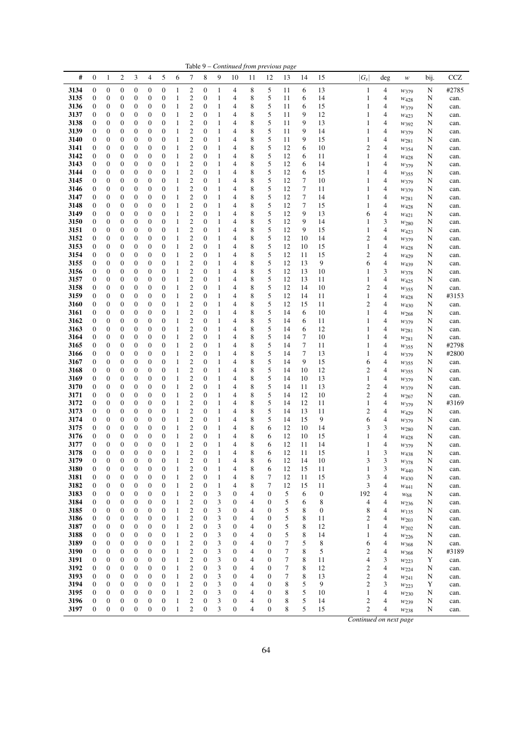Table 9 – *Continued from previous page*

| # | 0 | 1 | 2 | 3 | 4 | 5 | 6 | 7 | 8 | 9 | 10 | 11 | 12 | 13 | 14 | 15 | $\lvert G_s \rvert$ | deg | $w$ | bij. | CCZ |
|---|---|---|---|---|---|---|---|---|---|---|---|---|---|---|---|---|---|---|---|---|---|
| **3134** | 0 | 0 | 0 | 0 | 0 | 0 | 1 | 2 | 0 | 1 | 4 | 8 | 5 | 11 | 6 | 13 | 1 | 4 | $w_{379}$ | N | #2785 |
| **3135** | 0 | 0 | 0 | 0 | 0 | 0 | 1 | 2 | 0 | 1 | 4 | 8 | 5 | 11 | 6 | 14 | 1 | 4 | $w_{428}$ | N | can. |
| **3136** | 0 | 0 | 0 | 0 | 0 | 0 | 1 | 2 | 0 | 1 | 4 | 8 | 5 | 11 | 6 | 15 | 1 | 4 | $w_{379}$ | N | can. |
| **3137** | 0 | 0 | 0 | 0 | 0 | 0 | 1 | 2 | 0 | 1 | 4 | 8 | 5 | 11 | 9 | 12 | 1 | 4 | $w_{423}$ | N | can. |
| **3138** | 0 | 0 | 0 | 0 | 0 | 0 | 1 | 2 | 0 | 1 | 4 | 8 | 5 | 11 | 9 | 13 | 1 | 4 | $w_{392}$ | N | can. |
| **3139** | 0 | 0 | 0 | 0 | 0 | 0 | 1 | 2 | 0 | 1 | 4 | 8 | 5 | 11 | 9 | 14 | 1 | 4 | $w_{379}$ | N | can. |
| **3140** | 0 | 0 | 0 | 0 | 0 | 0 | 1 | 2 | 0 | 1 | 4 | 8 | 5 | 11 | 9 | 15 | 1 | 4 | $w_{281}$ | N | can. |
| **3141** | 0 | 0 | 0 | 0 | 0 | 0 | 1 | 2 | 0 | 1 | 4 | 8 | 5 | 12 | 6 | 10 | 2 | 4 | $w_{354}$ | N | can. |
| **3142** | 0 | 0 | 0 | 0 | 0 | 0 | 1 | 2 | 0 | 1 | 4 | 8 | 5 | 12 | 6 | 11 | 1 | 4 | $w_{428}$ | N | can. |
| **3143** | 0 | 0 | 0 | 0 | 0 | 0 | 1 | 2 | 0 | 1 | 4 | 8 | 5 | 12 | 6 | 14 | 1 | 4 | $w_{379}$ | N | can. |
| **3144** | 0 | 0 | 0 | 0 | 0 | 0 | 1 | 2 | 0 | 1 | 4 | 8 | 5 | 12 | 6 | 15 | 1 | 4 | $w_{355}$ | N | can. |
| **3145** | 0 | 0 | 0 | 0 | 0 | 0 | 1 | 2 | 0 | 1 | 4 | 8 | 5 | 12 | 7 | 10 | 1 | 4 | $w_{379}$ | N | can. |
| **3146** | 0 | 0 | 0 | 0 | 0 | 0 | 1 | 2 | 0 | 1 | 4 | 8 | 5 | 12 | 7 | 11 | 1 | 4 | $w_{379}$ | N | can. |
| **3147** | 0 | 0 | 0 | 0 | 0 | 0 | 1 | 2 | 0 | 1 | 4 | 8 | 5 | 12 | 7 | 14 | 1 | 4 | $w_{281}$ | N | can. |
| **3148** | 0 | 0 | 0 | 0 | 0 | 0 | 1 | 2 | 0 | 1 | 4 | 8 | 5 | 12 | 7 | 15 | 1 | 4 | $w_{428}$ | N | can. |
| **3149** | 0 | 0 | 0 | 0 | 0 | 0 | 1 | 2 | 0 | 1 | 4 | 8 | 5 | 12 | 9 | 13 | 6 | 4 | $w_{421}$ | N | can. |
| **3150** | 0 | 0 | 0 | 0 | 0 | 0 | 1 | 2 | 0 | 1 | 4 | 8 | 5 | 12 | 9 | 14 | 1 | 3 | $w_{280}$ | N | can. |
| **3151** | 0 | 0 | 0 | 0 | 0 | 0 | 1 | 2 | 0 | 1 | 4 | 8 | 5 | 12 | 9 | 15 | 1 | 4 | $w_{423}$ | N | can. |
| **3152** | 0 | 0 | 0 | 0 | 0 | 0 | 1 | 2 | 0 | 1 | 4 | 8 | 5 | 12 | 10 | 14 | 2 | 4 | $w_{379}$ | N | can. |
| **3153** | 0 | 0 | 0 | 0 | 0 | 0 | 1 | 2 | 0 | 1 | 4 | 8 | 5 | 12 | 10 | 15 | 1 | 4 | $w_{428}$ | N | can. |
| **3154** | 0 | 0 | 0 | 0 | 0 | 0 | 1 | 2 | 0 | 1 | 4 | 8 | 5 | 12 | 11 | 15 | 2 | 4 | $w_{429}$ | N | can. |
| **3155** | 0 | 0 | 0 | 0 | 0 | 0 | 1 | 2 | 0 | 1 | 4 | 8 | 5 | 12 | 13 | 9 | 6 | 4 | $w_{439}$ | N | can. |
| **3156** | 0 | 0 | 0 | 0 | 0 | 0 | 1 | 2 | 0 | 1 | 4 | 8 | 5 | 12 | 13 | 10 | 1 | 3 | $w_{378}$ | N | can. |
| **3157** | 0 | 0 | 0 | 0 | 0 | 0 | 1 | 2 | 0 | 1 | 4 | 8 | 5 | 12 | 13 | 11 | 1 | 4 | $w_{425}$ | N | can. |
| **3158** | 0 | 0 | 0 | 0 | 0 | 0 | 1 | 2 | 0 | 1 | 4 | 8 | 5 | 12 | 14 | 10 | 2 | 4 | $w_{355}$ | N | can. |
| **3159** | 0 | 0 | 0 | 0 | 0 | 0 | 1 | 2 | 0 | 1 | 4 | 8 | 5 | 12 | 14 | 11 | 1 | 4 | $w_{428}$ | N | #3153 |
| **3160** | 0 | 0 | 0 | 0 | 0 | 0 | 1 | 2 | 0 | 1 | 4 | 8 | 5 | 12 | 15 | 11 | 2 | 4 | $w_{430}$ | N | can. |
| **3161** | 0 | 0 | 0 | 0 | 0 | 0 | 1 | 2 | 0 | 1 | 4 | 8 | 5 | 14 | 6 | 10 | 1 | 4 | $w_{268}$ | N | can. |
| **3162** | 0 | 0 | 0 | 0 | 0 | 0 | 1 | 2 | 0 | 1 | 4 | 8 | 5 | 14 | 6 | 11 | 1 | 4 | $w_{379}$ | N | can. |
| **3163** | 0 | 0 | 0 | 0 | 0 | 0 | 1 | 2 | 0 | 1 | 4 | 8 | 5 | 14 | 6 | 12 | 1 | 4 | $w_{281}$ | N | can. |
| **3164** | 0 | 0 | 0 | 0 | 0 | 0 | 1 | 2 | 0 | 1 | 4 | 8 | 5 | 14 | 7 | 10 | 1 | 4 | $w_{281}$ | N | can. |
| **3165** | 0 | 0 | 0 | 0 | 0 | 0 | 1 | 2 | 0 | 1 | 4 | 8 | 5 | 14 | 7 | 11 | 1 | 4 | $w_{355}$ | N | #2798 |
| **3166** | 0 | 0 | 0 | 0 | 0 | 0 | 1 | 2 | 0 | 1 | 4 | 8 | 5 | 14 | 7 | 13 | 1 | 4 | $w_{379}$ | N | #2800 |
| **3167** | 0 | 0 | 0 | 0 | 0 | 0 | 1 | 2 | 0 | 1 | 4 | 8 | 5 | 14 | 9 | 15 | 6 | 4 | $w_{355}$ | N | can. |
| **3168** | 0 | 0 | 0 | 0 | 0 | 0 | 1 | 2 | 0 | 1 | 4 | 8 | 5 | 14 | 10 | 12 | 2 | 4 | $w_{355}$ | N | can. |
| **3169** | 0 | 0 | 0 | 0 | 0 | 0 | 1 | 2 | 0 | 1 | 4 | 8 | 5 | 14 | 10 | 13 | 1 | 4 | $w_{379}$ | N | can. |
| **3170** | 0 | 0 | 0 | 0 | 0 | 0 | 1 | 2 | 0 | 1 | 4 | 8 | 5 | 14 | 11 | 13 | 2 | 4 | $w_{379}$ | N | can. |
| **3171** | 0 | 0 | 0 | 0 | 0 | 0 | 1 | 2 | 0 | 1 | 4 | 8 | 5 | 14 | 12 | 10 | 2 | 4 | $w_{267}$ | N | can. |
| **3172** | 0 | 0 | 0 | 0 | 0 | 0 | 1 | 2 | 0 | 1 | 4 | 8 | 5 | 14 | 12 | 11 | 1 | 4 | $w_{379}$ | N | #3169 |
| **3173** | 0 | 0 | 0 | 0 | 0 | 0 | 1 | 2 | 0 | 1 | 4 | 8 | 5 | 14 | 13 | 11 | 2 | 4 | $w_{429}$ | N | can. |
| **3174** | 0 | 0 | 0 | 0 | 0 | 0 | 1 | 2 | 0 | 1 | 4 | 8 | 5 | 14 | 15 | 9 | 6 | 4 | $w_{379}$ | N | can. |
| **3175** | 0 | 0 | 0 | 0 | 0 | 0 | 1 | 2 | 0 | 1 | 4 | 8 | 6 | 12 | 10 | 14 | 3 | 3 | $w_{280}$ | N | can. |
| **3176** | 0 | 0 | 0 | 0 | 0 | 0 | 1 | 2 | 0 | 1 | 4 | 8 | 6 | 12 | 10 | 15 | 1 | 4 | $w_{428}$ | N | can. |
| **3177** | 0 | 0 | 0 | 0 | 0 | 0 | 1 | 2 | 0 | 1 | 4 | 8 | 6 | 12 | 11 | 14 | 1 | 4 | $w_{379}$ | N | can. |
| **3178** | 0 | 0 | 0 | 0 | 0 | 0 | 1 | 2 | 0 | 1 | 4 | 8 | 6 | 12 | 11 | 15 | 1 | 3 | $w_{438}$ | N | can. |
| **3179** | 0 | 0 | 0 | 0 | 0 | 0 | 1 | 2 | 0 | 1 | 4 | 8 | 6 | 12 | 14 | 10 | 3 | 3 | $w_{378}$ | N | can. |
| **3180** | 0 | 0 | 0 | 0 | 0 | 0 | 1 | 2 | 0 | 1 | 4 | 8 | 6 | 12 | 15 | 11 | 1 | 3 | $w_{440}$ | N | can. |
| **3181** | 0 | 0 | 0 | 0 | 0 | 0 | 1 | 2 | 0 | 1 | 4 | 8 | 7 | 12 | 11 | 15 | 3 | 4 | $w_{430}$ | N | can. |
| **3182** | 0 | 0 | 0 | 0 | 0 | 0 | 1 | 2 | 0 | 1 | 4 | 8 | 7 | 12 | 15 | 11 | 3 | 4 | $w_{441}$ | N | can. |
| **3183** | 0 | 0 | 0 | 0 | 0 | 0 | 1 | 2 | 0 | 3 | 0 | 4 | 0 | 5 | 6 | 0 | 192 | 4 | $w_{68}$ | N | can. |
| **3184** | 0 | 0 | 0 | 0 | 0 | 0 | 1 | 2 | 0 | 3 | 0 | 4 | 0 | 5 | 6 | 8 | 4 | 4 | $w_{236}$ | N | can. |
| **3185** | 0 | 0 | 0 | 0 | 0 | 0 | 1 | 2 | 0 | 3 | 0 | 4 | 0 | 5 | 8 | 0 | 8 | 4 | $w_{135}$ | N | can. |
| **3186** | 0 | 0 | 0 | 0 | 0 | 0 | 1 | 2 | 0 | 3 | 0 | 4 | 0 | 5 | 8 | 11 | 2 | 4 | $w_{203}$ | N | can. |
| **3187** | 0 | 0 | 0 | 0 | 0 | 0 | 1 | 2 | 0 | 3 | 0 | 4 | 0 | 5 | 8 | 12 | 1 | 4 | $w_{202}$ | N | can. |
| **3188** | 0 | 0 | 0 | 0 | 0 | 0 | 1 | 2 | 0 | 3 | 0 | 4 | 0 | 5 | 8 | 14 | 1 | 4 | $w_{226}$ | N | can. |
| **3189** | 0 | 0 | 0 | 0 | 0 | 0 | 1 | 2 | 0 | 3 | 0 | 4 | 0 | 7 | 5 | 8 | 6 | 4 | $w_{368}$ | N | can. |
| **3190** | 0 | 0 | 0 | 0 | 0 | 0 | 1 | 2 | 0 | 3 | 0 | 4 | 0 | 7 | 8 | 5 | 2 | 4 | $w_{368}$ | N | #3189 |
| **3191** | 0 | 0 | 0 | 0 | 0 | 0 | 1 | 2 | 0 | 3 | 0 | 4 | 0 | 7 | 8 | 11 | 4 | 3 | $w_{223}$ | Y | can. |
| **3192** | 0 | 0 | 0 | 0 | 0 | 0 | 1 | 2 | 0 | 3 | 0 | 4 | 0 | 7 | 8 | 12 | 2 | 4 | $w_{224}$ | N | can. |
| **3193** | 0 | 0 | 0 | 0 | 0 | 0 | 1 | 2 | 0 | 3 | 0 | 4 | 0 | 7 | 8 | 13 | 2 | 4 | $w_{241}$ | N | can. |
| **3194** | 0 | 0 | 0 | 0 | 0 | 0 | 1 | 2 | 0 | 3 | 0 | 4 | 0 | 8 | 5 | 9 | 2 | 3 | $w_{223}$ | Y | can. |
| **3195** | 0 | 0 | 0 | 0 | 0 | 0 | 1 | 2 | 0 | 3 | 0 | 4 | 0 | 8 | 5 | 10 | 1 | 4 | $w_{230}$ | N | can. |
| **3196** | 0 | 0 | 0 | 0 | 0 | 0 | 1 | 2 | 0 | 3 | 0 | 4 | 0 | 8 | 5 | 14 | 2 | 4 | $w_{239}$ | N | can. |
| **3197** | 0 | 0 | 0 | 0 | 0 | 0 | 1 | 2 | 0 | 3 | 0 | 4 | 0 | 8 | 5 | 15 | 2 | 4 | $w_{238}$ | N | can. |

*Continued on next page*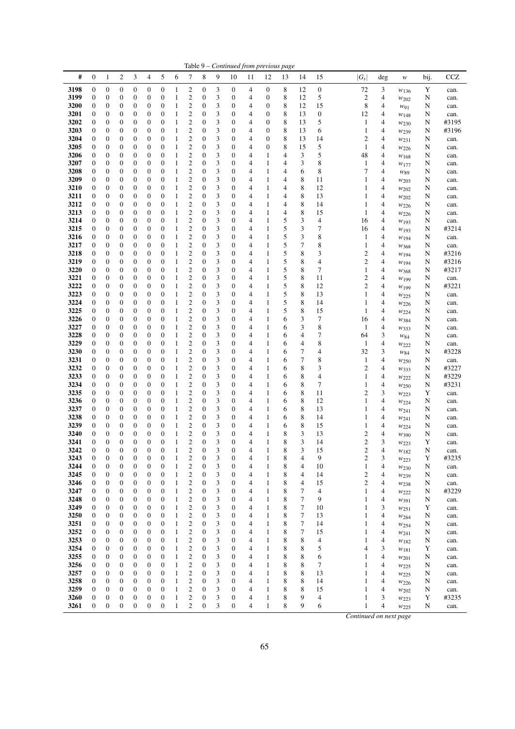Table 9 – *Continued from previous page*

| # | 0 | 1 | 2 | 3 | 4 | 5 | 6 | 7 | 8 | 9 | 10 | 11 | 12 | 13 | 14 | 15 | $\|G_s\|$ | deg | $w$ | bij. | CCZ |
|---|---|---|---|---|---|---|---|---|---|---|---|---|---|---|---|---|---|---|---|---|---|
| **3198** | 0 | 0 | 0 | 0 | 0 | 0 | 1 | 2 | 0 | 3 | 0 | 4 | 0 | 8 | 12 | 0 | 72 | 3 | $w_{136}$ | Y | can. |
| **3199** | 0 | 0 | 0 | 0 | 0 | 0 | 1 | 2 | 0 | 3 | 0 | 4 | 0 | 8 | 12 | 5 | 2 | 4 | $w_{202}$ | N | can. |
| **3200** | 0 | 0 | 0 | 0 | 0 | 0 | 1 | 2 | 0 | 3 | 0 | 4 | 0 | 8 | 12 | 15 | 8 | 4 | $w_{91}$ | N | can. |
| **3201** | 0 | 0 | 0 | 0 | 0 | 0 | 1 | 2 | 0 | 3 | 0 | 4 | 0 | 8 | 13 | 0 | 12 | 4 | $w_{148}$ | N | can. |
| **3202** | 0 | 0 | 0 | 0 | 0 | 0 | 1 | 2 | 0 | 3 | 0 | 4 | 0 | 8 | 13 | 5 | 1 | 4 | $w_{230}$ | N | #3195 |
| **3203** | 0 | 0 | 0 | 0 | 0 | 0 | 1 | 2 | 0 | 3 | 0 | 4 | 0 | 8 | 13 | 6 | 1 | 4 | $w_{239}$ | N | #3196 |
| **3204** | 0 | 0 | 0 | 0 | 0 | 0 | 1 | 2 | 0 | 3 | 0 | 4 | 0 | 8 | 13 | 14 | 2 | 4 | $w_{231}$ | N | can. |
| **3205** | 0 | 0 | 0 | 0 | 0 | 0 | 1 | 2 | 0 | 3 | 0 | 4 | 0 | 8 | 15 | 5 | 1 | 4 | $w_{226}$ | N | can. |
| **3206** | 0 | 0 | 0 | 0 | 0 | 0 | 1 | 2 | 0 | 3 | 0 | 4 | 1 | 4 | 3 | 5 | 48 | 4 | $w_{168}$ | N | can. |
| **3207** | 0 | 0 | 0 | 0 | 0 | 0 | 1 | 2 | 0 | 3 | 0 | 4 | 1 | 4 | 3 | 8 | 1 | 4 | $w_{177}$ | N | can. |
| **3208** | 0 | 0 | 0 | 0 | 0 | 0 | 1 | 2 | 0 | 3 | 0 | 4 | 1 | 4 | 6 | 8 | 7 | 4 | $w_{89}$ | N | can. |
| **3209** | 0 | 0 | 0 | 0 | 0 | 0 | 1 | 2 | 0 | 3 | 0 | 4 | 1 | 4 | 8 | 11 | 1 | 4 | $w_{203}$ | N | can. |
| **3210** | 0 | 0 | 0 | 0 | 0 | 0 | 1 | 2 | 0 | 3 | 0 | 4 | 1 | 4 | 8 | 12 | 1 | 4 | $w_{202}$ | N | can. |
| **3211** | 0 | 0 | 0 | 0 | 0 | 0 | 1 | 2 | 0 | 3 | 0 | 4 | 1 | 4 | 8 | 13 | 1 | 4 | $w_{202}$ | N | can. |
| **3212** | 0 | 0 | 0 | 0 | 0 | 0 | 1 | 2 | 0 | 3 | 0 | 4 | 1 | 4 | 8 | 14 | 1 | 4 | $w_{226}$ | N | can. |
| **3213** | 0 | 0 | 0 | 0 | 0 | 0 | 1 | 2 | 0 | 3 | 0 | 4 | 1 | 4 | 8 | 15 | 1 | 4 | $w_{226}$ | N | can. |
| **3214** | 0 | 0 | 0 | 0 | 0 | 0 | 1 | 2 | 0 | 3 | 0 | 4 | 1 | 5 | 3 | 4 | 16 | 4 | $w_{193}$ | N | can. |
| **3215** | 0 | 0 | 0 | 0 | 0 | 0 | 1 | 2 | 0 | 3 | 0 | 4 | 1 | 5 | 3 | 7 | 16 | 4 | $w_{193}$ | N | #3214 |
| **3216** | 0 | 0 | 0 | 0 | 0 | 0 | 1 | 2 | 0 | 3 | 0 | 4 | 1 | 5 | 3 | 8 | 1 | 4 | $w_{194}$ | N | can. |
| **3217** | 0 | 0 | 0 | 0 | 0 | 0 | 1 | 2 | 0 | 3 | 0 | 4 | 1 | 5 | 7 | 8 | 1 | 4 | $w_{368}$ | N | can. |
| **3218** | 0 | 0 | 0 | 0 | 0 | 0 | 1 | 2 | 0 | 3 | 0 | 4 | 1 | 5 | 8 | 3 | 2 | 4 | $w_{194}$ | N | #3216 |
| **3219** | 0 | 0 | 0 | 0 | 0 | 0 | 1 | 2 | 0 | 3 | 0 | 4 | 1 | 5 | 8 | 4 | 2 | 4 | $w_{194}$ | N | #3216 |
| **3220** | 0 | 0 | 0 | 0 | 0 | 0 | 1 | 2 | 0 | 3 | 0 | 4 | 1 | 5 | 8 | 7 | 1 | 4 | $w_{368}$ | N | #3217 |
| **3221** | 0 | 0 | 0 | 0 | 0 | 0 | 1 | 2 | 0 | 3 | 0 | 4 | 1 | 5 | 8 | 11 | 2 | 4 | $w_{199}$ | N | can. |
| **3222** | 0 | 0 | 0 | 0 | 0 | 0 | 1 | 2 | 0 | 3 | 0 | 4 | 1 | 5 | 8 | 12 | 2 | 4 | $w_{199}$ | N | #3221 |
| **3223** | 0 | 0 | 0 | 0 | 0 | 0 | 1 | 2 | 0 | 3 | 0 | 4 | 1 | 5 | 8 | 13 | 1 | 4 | $w_{225}$ | N | can. |
| **3224** | 0 | 0 | 0 | 0 | 0 | 0 | 1 | 2 | 0 | 3 | 0 | 4 | 1 | 5 | 8 | 14 | 1 | 4 | $w_{226}$ | N | can. |
| **3225** | 0 | 0 | 0 | 0 | 0 | 0 | 1 | 2 | 0 | 3 | 0 | 4 | 1 | 5 | 8 | 15 | 1 | 4 | $w_{224}$ | N | can. |
| **3226** | 0 | 0 | 0 | 0 | 0 | 0 | 1 | 2 | 0 | 3 | 0 | 4 | 1 | 6 | 3 | 7 | 16 | 4 | $w_{384}$ | N | can. |
| **3227** | 0 | 0 | 0 | 0 | 0 | 0 | 1 | 2 | 0 | 3 | 0 | 4 | 1 | 6 | 3 | 8 | 1 | 4 | $w_{333}$ | N | can. |
| **3228** | 0 | 0 | 0 | 0 | 0 | 0 | 1 | 2 | 0 | 3 | 0 | 4 | 1 | 6 | 4 | 7 | 64 | 3 | $w_{84}$ | N | can. |
| **3229** | 0 | 0 | 0 | 0 | 0 | 0 | 1 | 2 | 0 | 3 | 0 | 4 | 1 | 6 | 4 | 8 | 1 | 4 | $w_{222}$ | N | can. |
| **3230** | 0 | 0 | 0 | 0 | 0 | 0 | 1 | 2 | 0 | 3 | 0 | 4 | 1 | 6 | 7 | 4 | 32 | 3 | $w_{84}$ | N | #3228 |
| **3231** | 0 | 0 | 0 | 0 | 0 | 0 | 1 | 2 | 0 | 3 | 0 | 4 | 1 | 6 | 7 | 8 | 1 | 4 | $w_{250}$ | N | can. |
| **3232** | 0 | 0 | 0 | 0 | 0 | 0 | 1 | 2 | 0 | 3 | 0 | 4 | 1 | 6 | 8 | 3 | 2 | 4 | $w_{333}$ | N | #3227 |
| **3233** | 0 | 0 | 0 | 0 | 0 | 0 | 1 | 2 | 0 | 3 | 0 | 4 | 1 | 6 | 8 | 4 | 1 | 4 | $w_{222}$ | N | #3229 |
| **3234** | 0 | 0 | 0 | 0 | 0 | 0 | 1 | 2 | 0 | 3 | 0 | 4 | 1 | 6 | 8 | 7 | 1 | 4 | $w_{250}$ | N | #3231 |
| **3235** | 0 | 0 | 0 | 0 | 0 | 0 | 1 | 2 | 0 | 3 | 0 | 4 | 1 | 6 | 8 | 11 | 2 | 3 | $w_{223}$ | Y | can. |
| **3236** | 0 | 0 | 0 | 0 | 0 | 0 | 1 | 2 | 0 | 3 | 0 | 4 | 1 | 6 | 8 | 12 | 1 | 4 | $w_{224}$ | N | can. |
| **3237** | 0 | 0 | 0 | 0 | 0 | 0 | 1 | 2 | 0 | 3 | 0 | 4 | 1 | 6 | 8 | 13 | 1 | 4 | $w_{241}$ | N | can. |
| **3238** | 0 | 0 | 0 | 0 | 0 | 0 | 1 | 2 | 0 | 3 | 0 | 4 | 1 | 6 | 8 | 14 | 1 | 4 | $w_{241}$ | N | can. |
| **3239** | 0 | 0 | 0 | 0 | 0 | 0 | 1 | 2 | 0 | 3 | 0 | 4 | 1 | 6 | 8 | 15 | 1 | 4 | $w_{224}$ | N | can. |
| **3240** | 0 | 0 | 0 | 0 | 0 | 0 | 1 | 2 | 0 | 3 | 0 | 4 | 1 | 8 | 3 | 13 | 2 | 4 | $w_{390}$ | N | can. |
| **3241** | 0 | 0 | 0 | 0 | 0 | 0 | 1 | 2 | 0 | 3 | 0 | 4 | 1 | 8 | 3 | 14 | 2 | 3 | $w_{223}$ | Y | can. |
| **3242** | 0 | 0 | 0 | 0 | 0 | 0 | 1 | 2 | 0 | 3 | 0 | 4 | 1 | 8 | 3 | 15 | 2 | 4 | $w_{182}$ | N | can. |
| **3243** | 0 | 0 | 0 | 0 | 0 | 0 | 1 | 2 | 0 | 3 | 0 | 4 | 1 | 8 | 4 | 9 | 2 | 3 | $w_{223}$ | Y | #3235 |
| **3244** | 0 | 0 | 0 | 0 | 0 | 0 | 1 | 2 | 0 | 3 | 0 | 4 | 1 | 8 | 4 | 10 | 1 | 4 | $w_{230}$ | N | can. |
| **3245** | 0 | 0 | 0 | 0 | 0 | 0 | 1 | 2 | 0 | 3 | 0 | 4 | 1 | 8 | 4 | 14 | 2 | 4 | $w_{239}$ | N | can. |
| **3246** | 0 | 0 | 0 | 0 | 0 | 0 | 1 | 2 | 0 | 3 | 0 | 4 | 1 | 8 | 4 | 15 | 2 | 4 | $w_{238}$ | N | can. |
| **3247** | 0 | 0 | 0 | 0 | 0 | 0 | 1 | 2 | 0 | 3 | 0 | 4 | 1 | 8 | 7 | 4 | 1 | 4 | $w_{222}$ | N | #3229 |
| **3248** | 0 | 0 | 0 | 0 | 0 | 0 | 1 | 2 | 0 | 3 | 0 | 4 | 1 | 8 | 7 | 9 | 1 | 4 | $w_{391}$ | N | can. |
| **3249** | 0 | 0 | 0 | 0 | 0 | 0 | 1 | 2 | 0 | 3 | 0 | 4 | 1 | 8 | 7 | 10 | 1 | 3 | $w_{251}$ | Y | can. |
| **3250** | 0 | 0 | 0 | 0 | 0 | 0 | 1 | 2 | 0 | 3 | 0 | 4 | 1 | 8 | 7 | 13 | 1 | 4 | $w_{264}$ | N | can. |
| **3251** | 0 | 0 | 0 | 0 | 0 | 0 | 1 | 2 | 0 | 3 | 0 | 4 | 1 | 8 | 7 | 14 | 1 | 4 | $w_{254}$ | N | can. |
| **3252** | 0 | 0 | 0 | 0 | 0 | 0 | 1 | 2 | 0 | 3 | 0 | 4 | 1 | 8 | 7 | 15 | 1 | 4 | $w_{241}$ | N | can. |
| **3253** | 0 | 0 | 0 | 0 | 0 | 0 | 1 | 2 | 0 | 3 | 0 | 4 | 1 | 8 | 8 | 4 | 1 | 4 | $w_{182}$ | N | can. |
| **3254** | 0 | 0 | 0 | 0 | 0 | 0 | 1 | 2 | 0 | 3 | 0 | 4 | 1 | 8 | 8 | 5 | 4 | 3 | $w_{181}$ | Y | can. |
| **3255** | 0 | 0 | 0 | 0 | 0 | 0 | 1 | 2 | 0 | 3 | 0 | 4 | 1 | 8 | 8 | 6 | 1 | 4 | $w_{201}$ | N | can. |
| **3256** | 0 | 0 | 0 | 0 | 0 | 0 | 1 | 2 | 0 | 3 | 0 | 4 | 1 | 8 | 8 | 7 | 1 | 4 | $w_{225}$ | N | can. |
| **3257** | 0 | 0 | 0 | 0 | 0 | 0 | 1 | 2 | 0 | 3 | 0 | 4 | 1 | 8 | 8 | 13 | 1 | 4 | $w_{225}$ | N | can. |
| **3258** | 0 | 0 | 0 | 0 | 0 | 0 | 1 | 2 | 0 | 3 | 0 | 4 | 1 | 8 | 8 | 14 | 1 | 4 | $w_{226}$ | N | can. |
| **3259** | 0 | 0 | 0 | 0 | 0 | 0 | 1 | 2 | 0 | 3 | 0 | 4 | 1 | 8 | 8 | 15 | 1 | 4 | $w_{202}$ | N | can. |
| **3260** | 0 | 0 | 0 | 0 | 0 | 0 | 1 | 2 | 0 | 3 | 0 | 4 | 1 | 8 | 9 | 4 | 1 | 3 | $w_{223}$ | Y | #3235 |
| **3261** | 0 | 0 | 0 | 0 | 0 | 0 | 1 | 2 | 0 | 3 | 0 | 4 | 1 | 8 | 9 | 6 | 1 | 4 | $w_{225}$ | N | can. |

*Continued on next page*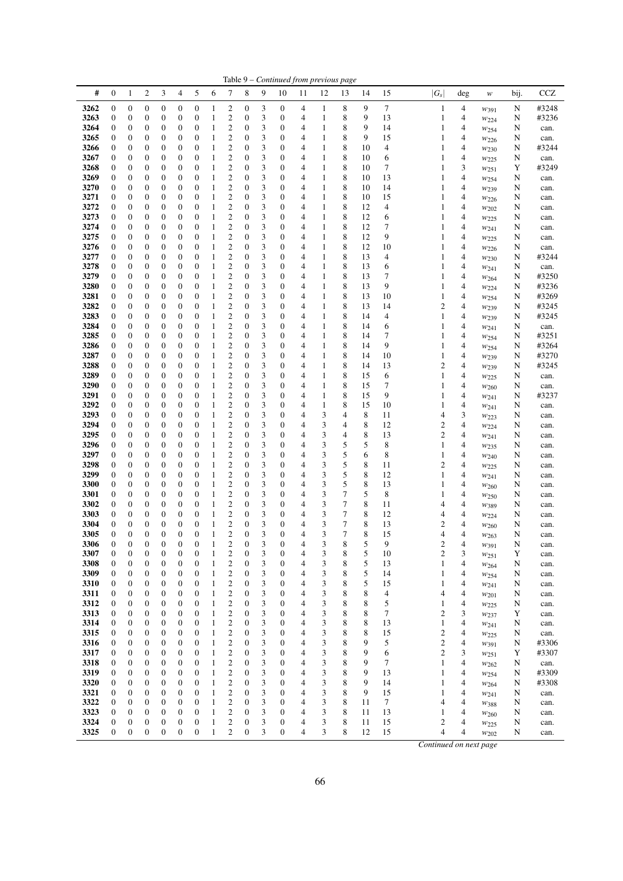Table 9 – *Continued from previous page*

| # | 0 | 1 | 2 | 3 | 4 | 5 | 6 | 7 | 8 | 9 | 10 | 11 | 12 | 13 | 14 | 15 | $\|G_s\|$ | deg | $w$ | bij. | CCZ |
|---|---|---|---|---|---|---|---|---|---|---|---|---|---|---|---|---|---|---|---|---|---|
| 3262 | 0 | 0 | 0 | 0 | 0 | 0 | 1 | 2 | 0 | 3 | 0 | 4 | 1 | 8 | 9 | 7 | 1 | 4 | $w_{391}$ | N | #3248 |
| 3263 | 0 | 0 | 0 | 0 | 0 | 0 | 1 | 2 | 0 | 3 | 0 | 4 | 1 | 8 | 9 | 13 | 1 | 4 | $w_{224}$ | N | #3236 |
| 3264 | 0 | 0 | 0 | 0 | 0 | 0 | 1 | 2 | 0 | 3 | 0 | 4 | 1 | 8 | 9 | 14 | 1 | 4 | $w_{254}$ | N | can. |
| 3265 | 0 | 0 | 0 | 0 | 0 | 0 | 1 | 2 | 0 | 3 | 0 | 4 | 1 | 8 | 9 | 15 | 1 | 4 | $w_{226}$ | N | can. |
| 3266 | 0 | 0 | 0 | 0 | 0 | 0 | 1 | 2 | 0 | 3 | 0 | 4 | 1 | 8 | 10 | 4 | 1 | 4 | $w_{230}$ | N | #3244 |
| 3267 | 0 | 0 | 0 | 0 | 0 | 0 | 1 | 2 | 0 | 3 | 0 | 4 | 1 | 8 | 10 | 6 | 1 | 4 | $w_{225}$ | N | can. |
| 3268 | 0 | 0 | 0 | 0 | 0 | 0 | 1 | 2 | 0 | 3 | 0 | 4 | 1 | 8 | 10 | 7 | 1 | 3 | $w_{251}$ | Y | #3249 |
| 3269 | 0 | 0 | 0 | 0 | 0 | 0 | 1 | 2 | 0 | 3 | 0 | 4 | 1 | 8 | 10 | 13 | 1 | 4 | $w_{254}$ | N | can. |
| 3270 | 0 | 0 | 0 | 0 | 0 | 0 | 1 | 2 | 0 | 3 | 0 | 4 | 1 | 8 | 10 | 14 | 1 | 4 | $w_{239}$ | N | can. |
| 3271 | 0 | 0 | 0 | 0 | 0 | 0 | 1 | 2 | 0 | 3 | 0 | 4 | 1 | 8 | 10 | 15 | 1 | 4 | $w_{226}$ | N | can. |
| 3272 | 0 | 0 | 0 | 0 | 0 | 0 | 1 | 2 | 0 | 3 | 0 | 4 | 1 | 8 | 12 | 4 | 1 | 4 | $w_{202}$ | N | can. |
| 3273 | 0 | 0 | 0 | 0 | 0 | 0 | 1 | 2 | 0 | 3 | 0 | 4 | 1 | 8 | 12 | 6 | 1 | 4 | $w_{225}$ | N | can. |
| 3274 | 0 | 0 | 0 | 0 | 0 | 0 | 1 | 2 | 0 | 3 | 0 | 4 | 1 | 8 | 12 | 7 | 1 | 4 | $w_{241}$ | N | can. |
| 3275 | 0 | 0 | 0 | 0 | 0 | 0 | 1 | 2 | 0 | 3 | 0 | 4 | 1 | 8 | 12 | 9 | 1 | 4 | $w_{225}$ | N | can. |
| 3276 | 0 | 0 | 0 | 0 | 0 | 0 | 1 | 2 | 0 | 3 | 0 | 4 | 1 | 8 | 12 | 10 | 1 | 4 | $w_{226}$ | N | can. |
| 3277 | 0 | 0 | 0 | 0 | 0 | 0 | 1 | 2 | 0 | 3 | 0 | 4 | 1 | 8 | 13 | 4 | 1 | 4 | $w_{230}$ | N | #3244 |
| 3278 | 0 | 0 | 0 | 0 | 0 | 0 | 1 | 2 | 0 | 3 | 0 | 4 | 1 | 8 | 13 | 6 | 1 | 4 | $w_{241}$ | N | can. |
| 3279 | 0 | 0 | 0 | 0 | 0 | 0 | 1 | 2 | 0 | 3 | 0 | 4 | 1 | 8 | 13 | 7 | 1 | 4 | $w_{264}$ | N | #3250 |
| 3280 | 0 | 0 | 0 | 0 | 0 | 0 | 1 | 2 | 0 | 3 | 0 | 4 | 1 | 8 | 13 | 9 | 1 | 4 | $w_{224}$ | N | #3236 |
| 3281 | 0 | 0 | 0 | 0 | 0 | 0 | 1 | 2 | 0 | 3 | 0 | 4 | 1 | 8 | 13 | 10 | 1 | 4 | $w_{254}$ | N | #3269 |
| 3282 | 0 | 0 | 0 | 0 | 0 | 0 | 1 | 2 | 0 | 3 | 0 | 4 | 1 | 8 | 13 | 14 | 2 | 4 | $w_{239}$ | N | #3245 |
| 3283 | 0 | 0 | 0 | 0 | 0 | 0 | 1 | 2 | 0 | 3 | 0 | 4 | 1 | 8 | 14 | 4 | 1 | 4 | $w_{239}$ | N | #3245 |
| 3284 | 0 | 0 | 0 | 0 | 0 | 0 | 1 | 2 | 0 | 3 | 0 | 4 | 1 | 8 | 14 | 6 | 1 | 4 | $w_{241}$ | N | can. |
| 3285 | 0 | 0 | 0 | 0 | 0 | 0 | 1 | 2 | 0 | 3 | 0 | 4 | 1 | 8 | 14 | 7 | 1 | 4 | $w_{254}$ | N | #3251 |
| 3286 | 0 | 0 | 0 | 0 | 0 | 0 | 1 | 2 | 0 | 3 | 0 | 4 | 1 | 8 | 14 | 9 | 1 | 4 | $w_{254}$ | N | #3264 |
| 3287 | 0 | 0 | 0 | 0 | 0 | 0 | 1 | 2 | 0 | 3 | 0 | 4 | 1 | 8 | 14 | 10 | 1 | 4 | $w_{239}$ | N | #3270 |
| 3288 | 0 | 0 | 0 | 0 | 0 | 0 | 1 | 2 | 0 | 3 | 0 | 4 | 1 | 8 | 14 | 13 | 2 | 4 | $w_{239}$ | N | #3245 |
| 3289 | 0 | 0 | 0 | 0 | 0 | 0 | 1 | 2 | 0 | 3 | 0 | 4 | 1 | 8 | 15 | 6 | 1 | 4 | $w_{225}$ | N | can. |
| 3290 | 0 | 0 | 0 | 0 | 0 | 0 | 1 | 2 | 0 | 3 | 0 | 4 | 1 | 8 | 15 | 7 | 1 | 4 | $w_{260}$ | N | can. |
| 3291 | 0 | 0 | 0 | 0 | 0 | 0 | 1 | 2 | 0 | 3 | 0 | 4 | 1 | 8 | 15 | 9 | 1 | 4 | $w_{241}$ | N | #3237 |
| 3292 | 0 | 0 | 0 | 0 | 0 | 0 | 1 | 2 | 0 | 3 | 0 | 4 | 1 | 8 | 15 | 10 | 1 | 4 | $w_{241}$ | N | can. |
| 3293 | 0 | 0 | 0 | 0 | 0 | 0 | 1 | 2 | 0 | 3 | 0 | 4 | 3 | 4 | 8 | 11 | 4 | 3 | $w_{223}$ | N | can. |
| 3294 | 0 | 0 | 0 | 0 | 0 | 0 | 1 | 2 | 0 | 3 | 0 | 4 | 3 | 4 | 8 | 12 | 2 | 4 | $w_{224}$ | N | can. |
| 3295 | 0 | 0 | 0 | 0 | 0 | 0 | 1 | 2 | 0 | 3 | 0 | 4 | 3 | 4 | 8 | 13 | 2 | 4 | $w_{241}$ | N | can. |
| 3296 | 0 | 0 | 0 | 0 | 0 | 0 | 1 | 2 | 0 | 3 | 0 | 4 | 3 | 5 | 5 | 8 | 1 | 4 | $w_{235}$ | N | can. |
| 3297 | 0 | 0 | 0 | 0 | 0 | 0 | 1 | 2 | 0 | 3 | 0 | 4 | 3 | 5 | 6 | 8 | 1 | 4 | $w_{240}$ | N | can. |
| 3298 | 0 | 0 | 0 | 0 | 0 | 0 | 1 | 2 | 0 | 3 | 0 | 4 | 3 | 5 | 8 | 11 | 2 | 4 | $w_{225}$ | N | can. |
| 3299 | 0 | 0 | 0 | 0 | 0 | 0 | 1 | 2 | 0 | 3 | 0 | 4 | 3 | 5 | 8 | 12 | 1 | 4 | $w_{241}$ | N | can. |
| 3300 | 0 | 0 | 0 | 0 | 0 | 0 | 1 | 2 | 0 | 3 | 0 | 4 | 3 | 5 | 8 | 13 | 1 | 4 | $w_{260}$ | N | can. |
| 3301 | 0 | 0 | 0 | 0 | 0 | 0 | 1 | 2 | 0 | 3 | 0 | 4 | 3 | 7 | 5 | 8 | 1 | 4 | $w_{250}$ | N | can. |
| 3302 | 0 | 0 | 0 | 0 | 0 | 0 | 1 | 2 | 0 | 3 | 0 | 4 | 3 | 7 | 8 | 11 | 4 | 4 | $w_{389}$ | N | can. |
| 3303 | 0 | 0 | 0 | 0 | 0 | 0 | 1 | 2 | 0 | 3 | 0 | 4 | 3 | 7 | 8 | 12 | 4 | 4 | $w_{224}$ | N | can. |
| 3304 | 0 | 0 | 0 | 0 | 0 | 0 | 1 | 2 | 0 | 3 | 0 | 4 | 3 | 7 | 8 | 13 | 2 | 4 | $w_{260}$ | N | can. |
| 3305 | 0 | 0 | 0 | 0 | 0 | 0 | 1 | 2 | 0 | 3 | 0 | 4 | 3 | 7 | 8 | 15 | 4 | 4 | $w_{263}$ | N | can. |
| 3306 | 0 | 0 | 0 | 0 | 0 | 0 | 1 | 2 | 0 | 3 | 0 | 4 | 3 | 8 | 5 | 9 | 2 | 4 | $w_{391}$ | N | can. |
| 3307 | 0 | 0 | 0 | 0 | 0 | 0 | 1 | 2 | 0 | 3 | 0 | 4 | 3 | 8 | 5 | 10 | 2 | 3 | $w_{251}$ | Y | can. |
| 3308 | 0 | 0 | 0 | 0 | 0 | 0 | 1 | 2 | 0 | 3 | 0 | 4 | 3 | 8 | 5 | 13 | 1 | 4 | $w_{264}$ | N | can. |
| 3309 | 0 | 0 | 0 | 0 | 0 | 0 | 1 | 2 | 0 | 3 | 0 | 4 | 3 | 8 | 5 | 14 | 1 | 4 | $w_{254}$ | N | can. |
| 3310 | 0 | 0 | 0 | 0 | 0 | 0 | 1 | 2 | 0 | 3 | 0 | 4 | 3 | 8 | 5 | 15 | 1 | 4 | $w_{241}$ | N | can. |
| 3311 | 0 | 0 | 0 | 0 | 0 | 0 | 1 | 2 | 0 | 3 | 0 | 4 | 3 | 8 | 8 | 4 | 4 | 4 | $w_{201}$ | N | can. |
| 3312 | 0 | 0 | 0 | 0 | 0 | 0 | 1 | 2 | 0 | 3 | 0 | 4 | 3 | 8 | 8 | 5 | 1 | 4 | $w_{225}$ | N | can. |
| 3313 | 0 | 0 | 0 | 0 | 0 | 0 | 1 | 2 | 0 | 3 | 0 | 4 | 3 | 8 | 8 | 7 | 2 | 3 | $w_{237}$ | Y | can. |
| 3314 | 0 | 0 | 0 | 0 | 0 | 0 | 1 | 2 | 0 | 3 | 0 | 4 | 3 | 8 | 8 | 13 | 1 | 4 | $w_{241}$ | N | can. |
| 3315 | 0 | 0 | 0 | 0 | 0 | 0 | 1 | 2 | 0 | 3 | 0 | 4 | 3 | 8 | 8 | 15 | 2 | 4 | $w_{225}$ | N | can. |
| 3316 | 0 | 0 | 0 | 0 | 0 | 0 | 1 | 2 | 0 | 3 | 0 | 4 | 3 | 8 | 9 | 5 | 2 | 4 | $w_{391}$ | N | #3306 |
| 3317 | 0 | 0 | 0 | 0 | 0 | 0 | 1 | 2 | 0 | 3 | 0 | 4 | 3 | 8 | 9 | 6 | 2 | 3 | $w_{251}$ | Y | #3307 |
| 3318 | 0 | 0 | 0 | 0 | 0 | 0 | 1 | 2 | 0 | 3 | 0 | 4 | 3 | 8 | 9 | 7 | 1 | 4 | $w_{262}$ | N | can. |
| 3319 | 0 | 0 | 0 | 0 | 0 | 0 | 1 | 2 | 0 | 3 | 0 | 4 | 3 | 8 | 9 | 13 | 1 | 4 | $w_{254}$ | N | #3309 |
| 3320 | 0 | 0 | 0 | 0 | 0 | 0 | 1 | 2 | 0 | 3 | 0 | 4 | 3 | 8 | 9 | 14 | 1 | 4 | $w_{264}$ | N | #3308 |
| 3321 | 0 | 0 | 0 | 0 | 0 | 0 | 1 | 2 | 0 | 3 | 0 | 4 | 3 | 8 | 9 | 15 | 1 | 4 | $w_{241}$ | N | can. |
| 3322 | 0 | 0 | 0 | 0 | 0 | 0 | 1 | 2 | 0 | 3 | 0 | 4 | 3 | 8 | 11 | 7 | 4 | 4 | $w_{388}$ | N | can. |
| 3323 | 0 | 0 | 0 | 0 | 0 | 0 | 1 | 2 | 0 | 3 | 0 | 4 | 3 | 8 | 11 | 13 | 1 | 4 | $w_{260}$ | N | can. |
| 3324 | 0 | 0 | 0 | 0 | 0 | 0 | 1 | 2 | 0 | 3 | 0 | 4 | 3 | 8 | 11 | 15 | 2 | 4 | $w_{225}$ | N | can. |
| 3325 | 0 | 0 | 0 | 0 | 0 | 0 | 1 | 2 | 0 | 3 | 0 | 4 | 3 | 8 | 12 | 15 | 4 | 4 | $w_{202}$ | N | can. |

*Continued on next page*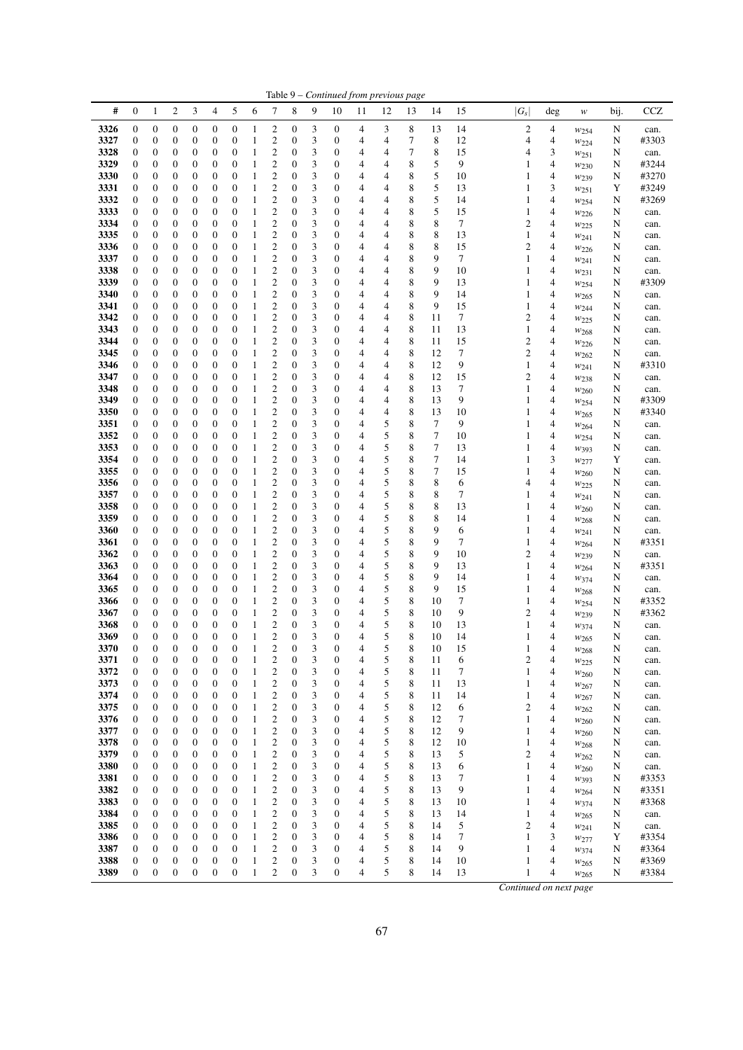Table 9 – *Continued from previous page*

| # | 0 | 1 | 2 | 3 | 4 | 5 | 6 | 7 | 8 | 9 | 10 | 11 | 12 | 13 | 14 | 15 | $\|G_s\|$ | deg | $w$ | bij. | CCZ |
|---|---|---|---|---|---|---|---|---|---|---|---|---|---|---|---|---|---|---|---|---|---|
| 3326 | 0 | 0 | 0 | 0 | 0 | 0 | 1 | 2 | 0 | 3 | 0 | 4 | 3 | 8 | 13 | 14 | 2 | 4 | $w_{254}$ | N | can. |
| 3327 | 0 | 0 | 0 | 0 | 0 | 0 | 1 | 2 | 0 | 3 | 0 | 4 | 4 | 7 | 8 | 12 | 4 | 4 | $w_{224}$ | N | #3303 |
| 3328 | 0 | 0 | 0 | 0 | 0 | 0 | 1 | 2 | 0 | 3 | 0 | 4 | 4 | 7 | 8 | 15 | 4 | 3 | $w_{251}$ | N | can. |
| 3329 | 0 | 0 | 0 | 0 | 0 | 0 | 1 | 2 | 0 | 3 | 0 | 4 | 4 | 8 | 5 | 9 | 1 | 4 | $w_{230}$ | N | #3244 |
| 3330 | 0 | 0 | 0 | 0 | 0 | 0 | 1 | 2 | 0 | 3 | 0 | 4 | 4 | 8 | 5 | 10 | 1 | 4 | $w_{239}$ | N | #3270 |
| 3331 | 0 | 0 | 0 | 0 | 0 | 0 | 1 | 2 | 0 | 3 | 0 | 4 | 4 | 8 | 5 | 13 | 1 | 3 | $w_{251}$ | Y | #3249 |
| 3332 | 0 | 0 | 0 | 0 | 0 | 0 | 1 | 2 | 0 | 3 | 0 | 4 | 4 | 8 | 5 | 14 | 1 | 4 | $w_{254}$ | N | #3269 |
| 3333 | 0 | 0 | 0 | 0 | 0 | 0 | 1 | 2 | 0 | 3 | 0 | 4 | 4 | 8 | 5 | 15 | 1 | 4 | $w_{226}$ | N | can. |
| 3334 | 0 | 0 | 0 | 0 | 0 | 0 | 1 | 2 | 0 | 3 | 0 | 4 | 4 | 8 | 8 | 7 | 2 | 4 | $w_{225}$ | N | can. |
| 3335 | 0 | 0 | 0 | 0 | 0 | 0 | 1 | 2 | 0 | 3 | 0 | 4 | 4 | 8 | 8 | 13 | 1 | 4 | $w_{241}$ | N | can. |
| 3336 | 0 | 0 | 0 | 0 | 0 | 0 | 1 | 2 | 0 | 3 | 0 | 4 | 4 | 8 | 8 | 15 | 2 | 4 | $w_{226}$ | N | can. |
| 3337 | 0 | 0 | 0 | 0 | 0 | 0 | 1 | 2 | 0 | 3 | 0 | 4 | 4 | 8 | 9 | 7 | 1 | 4 | $w_{241}$ | N | can. |
| 3338 | 0 | 0 | 0 | 0 | 0 | 0 | 1 | 2 | 0 | 3 | 0 | 4 | 4 | 8 | 9 | 10 | 1 | 4 | $w_{231}$ | N | can. |
| 3339 | 0 | 0 | 0 | 0 | 0 | 0 | 1 | 2 | 0 | 3 | 0 | 4 | 4 | 8 | 9 | 13 | 1 | 4 | $w_{254}$ | N | #3309 |
| 3340 | 0 | 0 | 0 | 0 | 0 | 0 | 1 | 2 | 0 | 3 | 0 | 4 | 4 | 8 | 9 | 14 | 1 | 4 | $w_{265}$ | N | can. |
| 3341 | 0 | 0 | 0 | 0 | 0 | 0 | 1 | 2 | 0 | 3 | 0 | 4 | 4 | 8 | 9 | 15 | 1 | 4 | $w_{244}$ | N | can. |
| 3342 | 0 | 0 | 0 | 0 | 0 | 0 | 1 | 2 | 0 | 3 | 0 | 4 | 4 | 8 | 11 | 7 | 2 | 4 | $w_{225}$ | N | can. |
| 3343 | 0 | 0 | 0 | 0 | 0 | 0 | 1 | 2 | 0 | 3 | 0 | 4 | 4 | 8 | 11 | 13 | 1 | 4 | $w_{268}$ | N | can. |
| 3344 | 0 | 0 | 0 | 0 | 0 | 0 | 1 | 2 | 0 | 3 | 0 | 4 | 4 | 8 | 11 | 15 | 2 | 4 | $w_{226}$ | N | can. |
| 3345 | 0 | 0 | 0 | 0 | 0 | 0 | 1 | 2 | 0 | 3 | 0 | 4 | 4 | 8 | 12 | 7 | 2 | 4 | $w_{262}$ | N | can. |
| 3346 | 0 | 0 | 0 | 0 | 0 | 0 | 1 | 2 | 0 | 3 | 0 | 4 | 4 | 8 | 12 | 9 | 1 | 4 | $w_{241}$ | N | #3310 |
| 3347 | 0 | 0 | 0 | 0 | 0 | 0 | 1 | 2 | 0 | 3 | 0 | 4 | 4 | 8 | 12 | 15 | 2 | 4 | $w_{238}$ | N | can. |
| 3348 | 0 | 0 | 0 | 0 | 0 | 0 | 1 | 2 | 0 | 3 | 0 | 4 | 4 | 8 | 13 | 7 | 1 | 4 | $w_{260}$ | N | can. |
| 3349 | 0 | 0 | 0 | 0 | 0 | 0 | 1 | 2 | 0 | 3 | 0 | 4 | 4 | 8 | 13 | 9 | 1 | 4 | $w_{254}$ | N | #3309 |
| 3350 | 0 | 0 | 0 | 0 | 0 | 0 | 1 | 2 | 0 | 3 | 0 | 4 | 4 | 8 | 13 | 10 | 1 | 4 | $w_{265}$ | N | #3340 |
| 3351 | 0 | 0 | 0 | 0 | 0 | 0 | 1 | 2 | 0 | 3 | 0 | 4 | 5 | 8 | 7 | 9 | 1 | 4 | $w_{264}$ | N | can. |
| 3352 | 0 | 0 | 0 | 0 | 0 | 0 | 1 | 2 | 0 | 3 | 0 | 4 | 5 | 8 | 7 | 10 | 1 | 4 | $w_{254}$ | N | can. |
| 3353 | 0 | 0 | 0 | 0 | 0 | 0 | 1 | 2 | 0 | 3 | 0 | 4 | 5 | 8 | 7 | 13 | 1 | 4 | $w_{393}$ | N | can. |
| 3354 | 0 | 0 | 0 | 0 | 0 | 0 | 1 | 2 | 0 | 3 | 0 | 4 | 5 | 8 | 7 | 14 | 1 | 3 | $w_{277}$ | Y | can. |
| 3355 | 0 | 0 | 0 | 0 | 0 | 0 | 1 | 2 | 0 | 3 | 0 | 4 | 5 | 8 | 7 | 15 | 1 | 4 | $w_{260}$ | N | can. |
| 3356 | 0 | 0 | 0 | 0 | 0 | 0 | 1 | 2 | 0 | 3 | 0 | 4 | 5 | 8 | 8 | 6 | 4 | 4 | $w_{225}$ | N | can. |
| 3357 | 0 | 0 | 0 | 0 | 0 | 0 | 1 | 2 | 0 | 3 | 0 | 4 | 5 | 8 | 8 | 7 | 1 | 4 | $w_{241}$ | N | can. |
| 3358 | 0 | 0 | 0 | 0 | 0 | 0 | 1 | 2 | 0 | 3 | 0 | 4 | 5 | 8 | 8 | 13 | 1 | 4 | $w_{260}$ | N | can. |
| 3359 | 0 | 0 | 0 | 0 | 0 | 0 | 1 | 2 | 0 | 3 | 0 | 4 | 5 | 8 | 8 | 14 | 1 | 4 | $w_{268}$ | N | can. |
| 3360 | 0 | 0 | 0 | 0 | 0 | 0 | 1 | 2 | 0 | 3 | 0 | 4 | 5 | 8 | 9 | 6 | 1 | 4 | $w_{241}$ | N | can. |
| 3361 | 0 | 0 | 0 | 0 | 0 | 0 | 1 | 2 | 0 | 3 | 0 | 4 | 5 | 8 | 9 | 7 | 1 | 4 | $w_{264}$ | N | #3351 |
| 3362 | 0 | 0 | 0 | 0 | 0 | 0 | 1 | 2 | 0 | 3 | 0 | 4 | 5 | 8 | 9 | 10 | 2 | 4 | $w_{239}$ | N | can. |
| 3363 | 0 | 0 | 0 | 0 | 0 | 0 | 1 | 2 | 0 | 3 | 0 | 4 | 5 | 8 | 9 | 13 | 1 | 4 | $w_{264}$ | N | #3351 |
| 3364 | 0 | 0 | 0 | 0 | 0 | 0 | 1 | 2 | 0 | 3 | 0 | 4 | 5 | 8 | 9 | 14 | 1 | 4 | $w_{374}$ | N | can. |
| 3365 | 0 | 0 | 0 | 0 | 0 | 0 | 1 | 2 | 0 | 3 | 0 | 4 | 5 | 8 | 9 | 15 | 1 | 4 | $w_{268}$ | N | can. |
| 3366 | 0 | 0 | 0 | 0 | 0 | 0 | 1 | 2 | 0 | 3 | 0 | 4 | 5 | 8 | 10 | 7 | 1 | 4 | $w_{254}$ | N | #3352 |
| 3367 | 0 | 0 | 0 | 0 | 0 | 0 | 1 | 2 | 0 | 3 | 0 | 4 | 5 | 8 | 10 | 9 | 2 | 4 | $w_{239}$ | N | #3362 |
| 3368 | 0 | 0 | 0 | 0 | 0 | 0 | 1 | 2 | 0 | 3 | 0 | 4 | 5 | 8 | 10 | 13 | 1 | 4 | $w_{374}$ | N | can. |
| 3369 | 0 | 0 | 0 | 0 | 0 | 0 | 1 | 2 | 0 | 3 | 0 | 4 | 5 | 8 | 10 | 14 | 1 | 4 | $w_{265}$ | N | can. |
| 3370 | 0 | 0 | 0 | 0 | 0 | 0 | 1 | 2 | 0 | 3 | 0 | 4 | 5 | 8 | 10 | 15 | 1 | 4 | $w_{268}$ | N | can. |
| 3371 | 0 | 0 | 0 | 0 | 0 | 0 | 1 | 2 | 0 | 3 | 0 | 4 | 5 | 8 | 11 | 6 | 2 | 4 | $w_{225}$ | N | can. |
| 3372 | 0 | 0 | 0 | 0 | 0 | 0 | 1 | 2 | 0 | 3 | 0 | 4 | 5 | 8 | 11 | 7 | 1 | 4 | $w_{260}$ | N | can. |
| 3373 | 0 | 0 | 0 | 0 | 0 | 0 | 1 | 2 | 0 | 3 | 0 | 4 | 5 | 8 | 11 | 13 | 1 | 4 | $w_{267}$ | N | can. |
| 3374 | 0 | 0 | 0 | 0 | 0 | 0 | 1 | 2 | 0 | 3 | 0 | 4 | 5 | 8 | 11 | 14 | 1 | 4 | $w_{267}$ | N | can. |
| 3375 | 0 | 0 | 0 | 0 | 0 | 0 | 1 | 2 | 0 | 3 | 0 | 4 | 5 | 8 | 12 | 6 | 2 | 4 | $w_{262}$ | N | can. |
| 3376 | 0 | 0 | 0 | 0 | 0 | 0 | 1 | 2 | 0 | 3 | 0 | 4 | 5 | 8 | 12 | 7 | 1 | 4 | $w_{260}$ | N | can. |
| 3377 | 0 | 0 | 0 | 0 | 0 | 0 | 1 | 2 | 0 | 3 | 0 | 4 | 5 | 8 | 12 | 9 | 1 | 4 | $w_{260}$ | N | can. |
| 3378 | 0 | 0 | 0 | 0 | 0 | 0 | 1 | 2 | 0 | 3 | 0 | 4 | 5 | 8 | 12 | 10 | 1 | 4 | $w_{268}$ | N | can. |
| 3379 | 0 | 0 | 0 | 0 | 0 | 0 | 1 | 2 | 0 | 3 | 0 | 4 | 5 | 8 | 13 | 5 | 2 | 4 | $w_{262}$ | N | can. |
| 3380 | 0 | 0 | 0 | 0 | 0 | 0 | 1 | 2 | 0 | 3 | 0 | 4 | 5 | 8 | 13 | 6 | 1 | 4 | $w_{260}$ | N | can. |
| 3381 | 0 | 0 | 0 | 0 | 0 | 0 | 1 | 2 | 0 | 3 | 0 | 4 | 5 | 8 | 13 | 7 | 1 | 4 | $w_{393}$ | N | #3353 |
| 3382 | 0 | 0 | 0 | 0 | 0 | 0 | 1 | 2 | 0 | 3 | 0 | 4 | 5 | 8 | 13 | 9 | 1 | 4 | $w_{264}$ | N | #3351 |
| 3383 | 0 | 0 | 0 | 0 | 0 | 0 | 1 | 2 | 0 | 3 | 0 | 4 | 5 | 8 | 13 | 10 | 1 | 4 | $w_{374}$ | N | #3368 |
| 3384 | 0 | 0 | 0 | 0 | 0 | 0 | 1 | 2 | 0 | 3 | 0 | 4 | 5 | 8 | 13 | 14 | 1 | 4 | $w_{265}$ | N | can. |
| 3385 | 0 | 0 | 0 | 0 | 0 | 0 | 1 | 2 | 0 | 3 | 0 | 4 | 5 | 8 | 14 | 5 | 2 | 4 | $w_{241}$ | N | can. |
| 3386 | 0 | 0 | 0 | 0 | 0 | 0 | 1 | 2 | 0 | 3 | 0 | 4 | 5 | 8 | 14 | 7 | 1 | 3 | $w_{277}$ | Y | #3354 |
| 3387 | 0 | 0 | 0 | 0 | 0 | 0 | 1 | 2 | 0 | 3 | 0 | 4 | 5 | 8 | 14 | 9 | 1 | 4 | $w_{374}$ | N | #3364 |
| 3388 | 0 | 0 | 0 | 0 | 0 | 0 | 1 | 2 | 0 | 3 | 0 | 4 | 5 | 8 | 14 | 10 | 1 | 4 | $w_{265}$ | N | #3369 |
| 3389 | 0 | 0 | 0 | 0 | 0 | 0 | 1 | 2 | 0 | 3 | 0 | 4 | 5 | 8 | 14 | 13 | 1 | 4 | $w_{265}$ | N | #3384 |

*Continued on next page*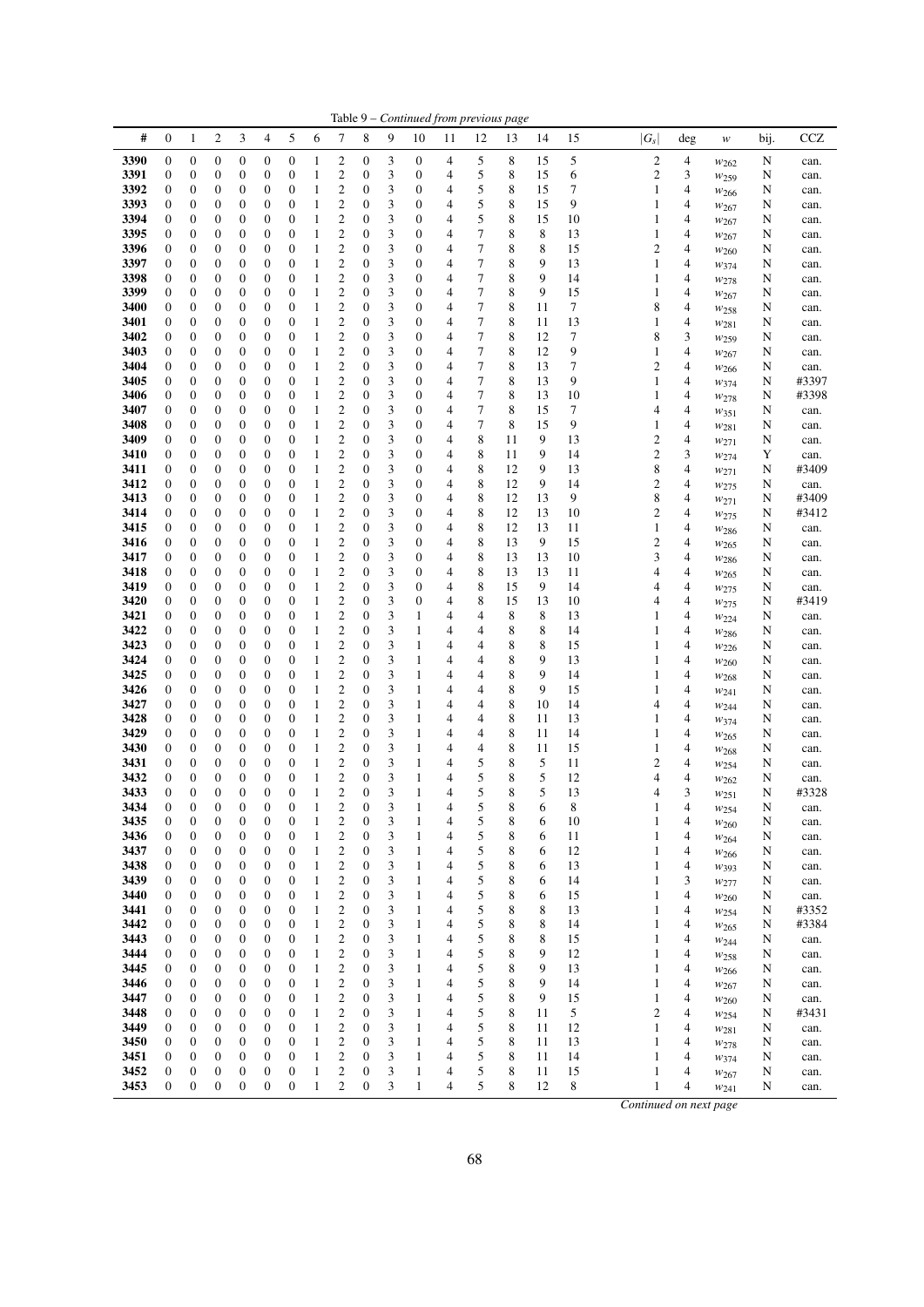Table 9 – *Continued from previous page*

| # | 0 | 1 | 2 | 3 | 4 | 5 | 6 | 7 | 8 | 9 | 10 | 11 | 12 | 13 | 14 | 15 | $\lvert G_s \rvert$ | deg | $w$ | bij. | CCZ |
|---|---|---|---|---|---|---|---|---|---|---|---|---|---|---|---|---|---|---|---|---|---|
| 3390 | 0 | 0 | 0 | 0 | 0 | 0 | 1 | 2 | 0 | 3 | 0 | 4 | 5 | 8 | 15 | 5 | 2 | 4 | $w_{262}$ | N | can. |
| 3391 | 0 | 0 | 0 | 0 | 0 | 0 | 1 | 2 | 0 | 3 | 0 | 4 | 5 | 8 | 15 | 6 | 2 | 3 | $w_{259}$ | N | can. |
| 3392 | 0 | 0 | 0 | 0 | 0 | 0 | 1 | 2 | 0 | 3 | 0 | 4 | 5 | 8 | 15 | 7 | 1 | 4 | $w_{266}$ | N | can. |
| 3393 | 0 | 0 | 0 | 0 | 0 | 0 | 1 | 2 | 0 | 3 | 0 | 4 | 5 | 8 | 15 | 9 | 1 | 4 | $w_{267}$ | N | can. |
| 3394 | 0 | 0 | 0 | 0 | 0 | 0 | 1 | 2 | 0 | 3 | 0 | 4 | 5 | 8 | 15 | 10 | 1 | 4 | $w_{267}$ | N | can. |
| 3395 | 0 | 0 | 0 | 0 | 0 | 0 | 1 | 2 | 0 | 3 | 0 | 4 | 7 | 8 | 8 | 13 | 1 | 4 | $w_{267}$ | N | can. |
| 3396 | 0 | 0 | 0 | 0 | 0 | 0 | 1 | 2 | 0 | 3 | 0 | 4 | 7 | 8 | 8 | 15 | 2 | 4 | $w_{260}$ | N | can. |
| 3397 | 0 | 0 | 0 | 0 | 0 | 0 | 1 | 2 | 0 | 3 | 0 | 4 | 7 | 8 | 9 | 13 | 1 | 4 | $w_{374}$ | N | can. |
| 3398 | 0 | 0 | 0 | 0 | 0 | 0 | 1 | 2 | 0 | 3 | 0 | 4 | 7 | 8 | 9 | 14 | 1 | 4 | $w_{278}$ | N | can. |
| 3399 | 0 | 0 | 0 | 0 | 0 | 0 | 1 | 2 | 0 | 3 | 0 | 4 | 7 | 8 | 9 | 15 | 1 | 4 | $w_{267}$ | N | can. |
| 3400 | 0 | 0 | 0 | 0 | 0 | 0 | 1 | 2 | 0 | 3 | 0 | 4 | 7 | 8 | 11 | 7 | 8 | 4 | $w_{258}$ | N | can. |
| 3401 | 0 | 0 | 0 | 0 | 0 | 0 | 1 | 2 | 0 | 3 | 0 | 4 | 7 | 8 | 11 | 13 | 1 | 4 | $w_{281}$ | N | can. |
| 3402 | 0 | 0 | 0 | 0 | 0 | 0 | 1 | 2 | 0 | 3 | 0 | 4 | 7 | 8 | 12 | 7 | 8 | 3 | $w_{259}$ | N | can. |
| 3403 | 0 | 0 | 0 | 0 | 0 | 0 | 1 | 2 | 0 | 3 | 0 | 4 | 7 | 8 | 12 | 9 | 1 | 4 | $w_{267}$ | N | can. |
| 3404 | 0 | 0 | 0 | 0 | 0 | 0 | 1 | 2 | 0 | 3 | 0 | 4 | 7 | 8 | 13 | 7 | 2 | 4 | $w_{266}$ | N | can. |
| 3405 | 0 | 0 | 0 | 0 | 0 | 0 | 1 | 2 | 0 | 3 | 0 | 4 | 7 | 8 | 13 | 9 | 1 | 4 | $w_{374}$ | N | #3397 |
| 3406 | 0 | 0 | 0 | 0 | 0 | 0 | 1 | 2 | 0 | 3 | 0 | 4 | 7 | 8 | 13 | 10 | 1 | 4 | $w_{278}$ | N | #3398 |
| 3407 | 0 | 0 | 0 | 0 | 0 | 0 | 1 | 2 | 0 | 3 | 0 | 4 | 7 | 8 | 15 | 7 | 4 | 4 | $w_{351}$ | N | can. |
| 3408 | 0 | 0 | 0 | 0 | 0 | 0 | 1 | 2 | 0 | 3 | 0 | 4 | 7 | 8 | 15 | 9 | 1 | 4 | $w_{281}$ | N | can. |
| 3409 | 0 | 0 | 0 | 0 | 0 | 0 | 1 | 2 | 0 | 3 | 0 | 4 | 8 | 11 | 9 | 13 | 2 | 4 | $w_{271}$ | N | can. |
| 3410 | 0 | 0 | 0 | 0 | 0 | 0 | 1 | 2 | 0 | 3 | 0 | 4 | 8 | 11 | 9 | 14 | 2 | 3 | $w_{274}$ | Y | can. |
| 3411 | 0 | 0 | 0 | 0 | 0 | 0 | 1 | 2 | 0 | 3 | 0 | 4 | 8 | 12 | 9 | 13 | 8 | 4 | $w_{271}$ | N | #3409 |
| 3412 | 0 | 0 | 0 | 0 | 0 | 0 | 1 | 2 | 0 | 3 | 0 | 4 | 8 | 12 | 9 | 14 | 2 | 4 | $w_{275}$ | N | can. |
| 3413 | 0 | 0 | 0 | 0 | 0 | 0 | 1 | 2 | 0 | 3 | 0 | 4 | 8 | 12 | 13 | 9 | 8 | 4 | $w_{271}$ | N | #3409 |
| 3414 | 0 | 0 | 0 | 0 | 0 | 0 | 1 | 2 | 0 | 3 | 0 | 4 | 8 | 12 | 13 | 10 | 2 | 4 | $w_{275}$ | N | #3412 |
| 3415 | 0 | 0 | 0 | 0 | 0 | 0 | 1 | 2 | 0 | 3 | 0 | 4 | 8 | 12 | 13 | 11 | 1 | 4 | $w_{286}$ | N | can. |
| 3416 | 0 | 0 | 0 | 0 | 0 | 0 | 1 | 2 | 0 | 3 | 0 | 4 | 8 | 13 | 9 | 15 | 2 | 4 | $w_{265}$ | N | can. |
| 3417 | 0 | 0 | 0 | 0 | 0 | 0 | 1 | 2 | 0 | 3 | 0 | 4 | 8 | 13 | 13 | 10 | 3 | 4 | $w_{286}$ | N | can. |
| 3418 | 0 | 0 | 0 | 0 | 0 | 0 | 1 | 2 | 0 | 3 | 0 | 4 | 8 | 13 | 13 | 11 | 4 | 4 | $w_{265}$ | N | can. |
| 3419 | 0 | 0 | 0 | 0 | 0 | 0 | 1 | 2 | 0 | 3 | 0 | 4 | 8 | 15 | 9 | 14 | 4 | 4 | $w_{275}$ | N | can. |
| 3420 | 0 | 0 | 0 | 0 | 0 | 0 | 1 | 2 | 0 | 3 | 0 | 4 | 8 | 15 | 13 | 10 | 4 | 4 | $w_{275}$ | N | #3419 |
| 3421 | 0 | 0 | 0 | 0 | 0 | 0 | 1 | 2 | 0 | 3 | 1 | 4 | 4 | 8 | 8 | 13 | 1 | 4 | $w_{224}$ | N | can. |
| 3422 | 0 | 0 | 0 | 0 | 0 | 0 | 1 | 2 | 0 | 3 | 1 | 4 | 4 | 8 | 8 | 14 | 1 | 4 | $w_{286}$ | N | can. |
| 3423 | 0 | 0 | 0 | 0 | 0 | 0 | 1 | 2 | 0 | 3 | 1 | 4 | 4 | 8 | 8 | 15 | 1 | 4 | $w_{226}$ | N | can. |
| 3424 | 0 | 0 | 0 | 0 | 0 | 0 | 1 | 2 | 0 | 3 | 1 | 4 | 4 | 8 | 9 | 13 | 1 | 4 | $w_{260}$ | N | can. |
| 3425 | 0 | 0 | 0 | 0 | 0 | 0 | 1 | 2 | 0 | 3 | 1 | 4 | 4 | 8 | 9 | 14 | 1 | 4 | $w_{268}$ | N | can. |
| 3426 | 0 | 0 | 0 | 0 | 0 | 0 | 1 | 2 | 0 | 3 | 1 | 4 | 4 | 8 | 9 | 15 | 1 | 4 | $w_{241}$ | N | can. |
| 3427 | 0 | 0 | 0 | 0 | 0 | 0 | 1 | 2 | 0 | 3 | 1 | 4 | 4 | 8 | 10 | 14 | 4 | 4 | $w_{244}$ | N | can. |
| 3428 | 0 | 0 | 0 | 0 | 0 | 0 | 1 | 2 | 0 | 3 | 1 | 4 | 4 | 8 | 11 | 13 | 1 | 4 | $w_{374}$ | N | can. |
| 3429 | 0 | 0 | 0 | 0 | 0 | 0 | 1 | 2 | 0 | 3 | 1 | 4 | 4 | 8 | 11 | 14 | 1 | 4 | $w_{265}$ | N | can. |
| 3430 | 0 | 0 | 0 | 0 | 0 | 0 | 1 | 2 | 0 | 3 | 1 | 4 | 4 | 8 | 11 | 15 | 1 | 4 | $w_{268}$ | N | can. |
| 3431 | 0 | 0 | 0 | 0 | 0 | 0 | 1 | 2 | 0 | 3 | 1 | 4 | 5 | 8 | 5 | 11 | 2 | 4 | $w_{254}$ | N | can. |
| 3432 | 0 | 0 | 0 | 0 | 0 | 0 | 1 | 2 | 0 | 3 | 1 | 4 | 5 | 8 | 5 | 12 | 4 | 4 | $w_{262}$ | N | can. |
| 3433 | 0 | 0 | 0 | 0 | 0 | 0 | 1 | 2 | 0 | 3 | 1 | 4 | 5 | 8 | 5 | 13 | 4 | 3 | $w_{251}$ | N | #3328 |
| 3434 | 0 | 0 | 0 | 0 | 0 | 0 | 1 | 2 | 0 | 3 | 1 | 4 | 5 | 8 | 6 | 8 | 1 | 4 | $w_{254}$ | N | can. |
| 3435 | 0 | 0 | 0 | 0 | 0 | 0 | 1 | 2 | 0 | 3 | 1 | 4 | 5 | 8 | 6 | 10 | 1 | 4 | $w_{260}$ | N | can. |
| 3436 | 0 | 0 | 0 | 0 | 0 | 0 | 1 | 2 | 0 | 3 | 1 | 4 | 5 | 8 | 6 | 11 | 1 | 4 | $w_{264}$ | N | can. |
| 3437 | 0 | 0 | 0 | 0 | 0 | 0 | 1 | 2 | 0 | 3 | 1 | 4 | 5 | 8 | 6 | 12 | 1 | 4 | $w_{266}$ | N | can. |
| 3438 | 0 | 0 | 0 | 0 | 0 | 0 | 1 | 2 | 0 | 3 | 1 | 4 | 5 | 8 | 6 | 13 | 1 | 4 | $w_{393}$ | N | can. |
| 3439 | 0 | 0 | 0 | 0 | 0 | 0 | 1 | 2 | 0 | 3 | 1 | 4 | 5 | 8 | 6 | 14 | 1 | 3 | $w_{277}$ | N | can. |
| 3440 | 0 | 0 | 0 | 0 | 0 | 0 | 1 | 2 | 0 | 3 | 1 | 4 | 5 | 8 | 6 | 15 | 1 | 4 | $w_{260}$ | N | can. |
| 3441 | 0 | 0 | 0 | 0 | 0 | 0 | 1 | 2 | 0 | 3 | 1 | 4 | 5 | 8 | 8 | 13 | 1 | 4 | $w_{254}$ | N | #3352 |
| 3442 | 0 | 0 | 0 | 0 | 0 | 0 | 1 | 2 | 0 | 3 | 1 | 4 | 5 | 8 | 8 | 14 | 1 | 4 | $w_{265}$ | N | #3384 |
| 3443 | 0 | 0 | 0 | 0 | 0 | 0 | 1 | 2 | 0 | 3 | 1 | 4 | 5 | 8 | 8 | 15 | 1 | 4 | $w_{244}$ | N | can. |
| 3444 | 0 | 0 | 0 | 0 | 0 | 0 | 1 | 2 | 0 | 3 | 1 | 4 | 5 | 8 | 9 | 12 | 1 | 4 | $w_{258}$ | N | can. |
| 3445 | 0 | 0 | 0 | 0 | 0 | 0 | 1 | 2 | 0 | 3 | 1 | 4 | 5 | 8 | 9 | 13 | 1 | 4 | $w_{266}$ | N | can. |
| 3446 | 0 | 0 | 0 | 0 | 0 | 0 | 1 | 2 | 0 | 3 | 1 | 4 | 5 | 8 | 9 | 14 | 1 | 4 | $w_{267}$ | N | can. |
| 3447 | 0 | 0 | 0 | 0 | 0 | 0 | 1 | 2 | 0 | 3 | 1 | 4 | 5 | 8 | 9 | 15 | 1 | 4 | $w_{260}$ | N | can. |
| 3448 | 0 | 0 | 0 | 0 | 0 | 0 | 1 | 2 | 0 | 3 | 1 | 4 | 5 | 8 | 11 | 5 | 2 | 4 | $w_{254}$ | N | #3431 |
| 3449 | 0 | 0 | 0 | 0 | 0 | 0 | 1 | 2 | 0 | 3 | 1 | 4 | 5 | 8 | 11 | 12 | 1 | 4 | $w_{281}$ | N | can. |
| 3450 | 0 | 0 | 0 | 0 | 0 | 0 | 1 | 2 | 0 | 3 | 1 | 4 | 5 | 8 | 11 | 13 | 1 | 4 | $w_{278}$ | N | can. |
| 3451 | 0 | 0 | 0 | 0 | 0 | 0 | 1 | 2 | 0 | 3 | 1 | 4 | 5 | 8 | 11 | 14 | 1 | 4 | $w_{374}$ | N | can. |
| 3452 | 0 | 0 | 0 | 0 | 0 | 0 | 1 | 2 | 0 | 3 | 1 | 4 | 5 | 8 | 11 | 15 | 1 | 4 | $w_{267}$ | N | can. |
| 3453 | 0 | 0 | 0 | 0 | 0 | 0 | 1 | 2 | 0 | 3 | 1 | 4 | 5 | 8 | 12 | 8 | 1 | 4 | $w_{241}$ | N | can. |

*Continued on next page*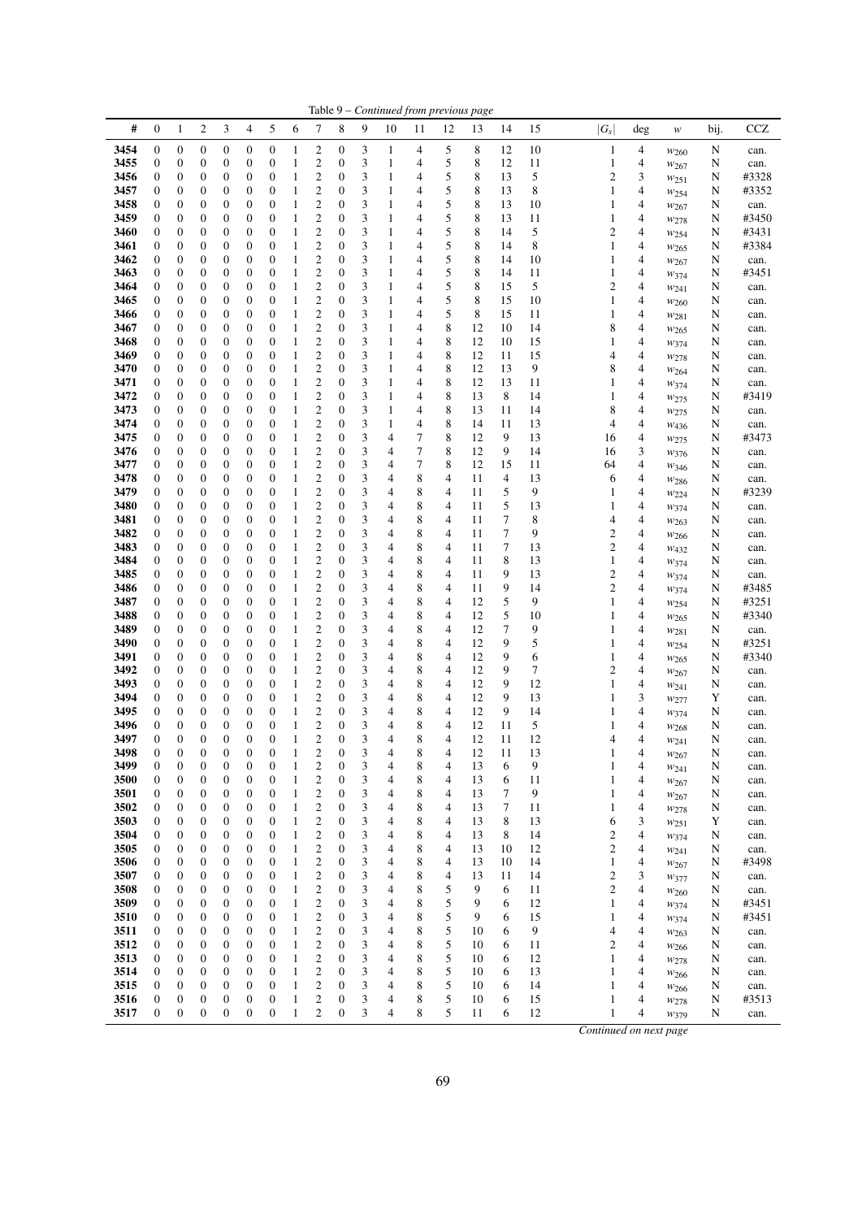Table 9 – *Continued from previous page*

| # | 0 | 1 | 2 | 3 | 4 | 5 | 6 | 7 | 8 | 9 | 10 | 11 | 12 | 13 | 14 | 15 | $\|G_s\|$ | deg | $w$ | bij. | CCZ |
|---|---|---|---|---|---|---|---|---|---|---|---|---|---|---|---|---|---|---|---|---|---|
| 3454 | 0 | 0 | 0 | 0 | 0 | 0 | 1 | 2 | 0 | 3 | 1 | 4 | 5 | 8 | 12 | 10 | 1 | 4 | $w_{260}$ | N | can. |
| 3455 | 0 | 0 | 0 | 0 | 0 | 0 | 1 | 2 | 0 | 3 | 1 | 4 | 5 | 8 | 12 | 11 | 1 | 4 | $w_{267}$ | N | can. |
| 3456 | 0 | 0 | 0 | 0 | 0 | 0 | 1 | 2 | 0 | 3 | 1 | 4 | 5 | 8 | 13 | 5 | 2 | 3 | $w_{251}$ | N | #3328 |
| 3457 | 0 | 0 | 0 | 0 | 0 | 0 | 1 | 2 | 0 | 3 | 1 | 4 | 5 | 8 | 13 | 8 | 1 | 4 | $w_{254}$ | N | #3352 |
| 3458 | 0 | 0 | 0 | 0 | 0 | 0 | 1 | 2 | 0 | 3 | 1 | 4 | 5 | 8 | 13 | 10 | 1 | 4 | $w_{267}$ | N | can. |
| 3459 | 0 | 0 | 0 | 0 | 0 | 0 | 1 | 2 | 0 | 3 | 1 | 4 | 5 | 8 | 13 | 11 | 1 | 4 | $w_{278}$ | N | #3450 |
| 3460 | 0 | 0 | 0 | 0 | 0 | 0 | 1 | 2 | 0 | 3 | 1 | 4 | 5 | 8 | 14 | 5 | 2 | 4 | $w_{254}$ | N | #3431 |
| 3461 | 0 | 0 | 0 | 0 | 0 | 0 | 1 | 2 | 0 | 3 | 1 | 4 | 5 | 8 | 14 | 8 | 1 | 4 | $w_{265}$ | N | #3384 |
| 3462 | 0 | 0 | 0 | 0 | 0 | 0 | 1 | 2 | 0 | 3 | 1 | 4 | 5 | 8 | 14 | 10 | 1 | 4 | $w_{267}$ | N | can. |
| 3463 | 0 | 0 | 0 | 0 | 0 | 0 | 1 | 2 | 0 | 3 | 1 | 4 | 5 | 8 | 14 | 11 | 1 | 4 | $w_{374}$ | N | #3451 |
| 3464 | 0 | 0 | 0 | 0 | 0 | 0 | 1 | 2 | 0 | 3 | 1 | 4 | 5 | 8 | 15 | 5 | 2 | 4 | $w_{241}$ | N | can. |
| 3465 | 0 | 0 | 0 | 0 | 0 | 0 | 1 | 2 | 0 | 3 | 1 | 4 | 5 | 8 | 15 | 10 | 1 | 4 | $w_{260}$ | N | can. |
| 3466 | 0 | 0 | 0 | 0 | 0 | 0 | 1 | 2 | 0 | 3 | 1 | 4 | 5 | 8 | 15 | 11 | 1 | 4 | $w_{281}$ | N | can. |
| 3467 | 0 | 0 | 0 | 0 | 0 | 0 | 1 | 2 | 0 | 3 | 1 | 4 | 8 | 12 | 10 | 14 | 8 | 4 | $w_{265}$ | N | can. |
| 3468 | 0 | 0 | 0 | 0 | 0 | 0 | 1 | 2 | 0 | 3 | 1 | 4 | 8 | 12 | 10 | 15 | 1 | 4 | $w_{374}$ | N | can. |
| 3469 | 0 | 0 | 0 | 0 | 0 | 0 | 1 | 2 | 0 | 3 | 1 | 4 | 8 | 12 | 11 | 15 | 4 | 4 | $w_{278}$ | N | can. |
| 3470 | 0 | 0 | 0 | 0 | 0 | 0 | 1 | 2 | 0 | 3 | 1 | 4 | 8 | 12 | 13 | 9 | 8 | 4 | $w_{264}$ | N | can. |
| 3471 | 0 | 0 | 0 | 0 | 0 | 0 | 1 | 2 | 0 | 3 | 1 | 4 | 8 | 12 | 13 | 11 | 1 | 4 | $w_{374}$ | N | can. |
| 3472 | 0 | 0 | 0 | 0 | 0 | 0 | 1 | 2 | 0 | 3 | 1 | 4 | 8 | 13 | 8 | 14 | 1 | 4 | $w_{275}$ | N | #3419 |
| 3473 | 0 | 0 | 0 | 0 | 0 | 0 | 1 | 2 | 0 | 3 | 1 | 4 | 8 | 13 | 11 | 14 | 8 | 4 | $w_{275}$ | N | can. |
| 3474 | 0 | 0 | 0 | 0 | 0 | 0 | 1 | 2 | 0 | 3 | 1 | 4 | 8 | 14 | 11 | 13 | 4 | 4 | $w_{436}$ | N | can. |
| 3475 | 0 | 0 | 0 | 0 | 0 | 0 | 1 | 2 | 0 | 3 | 4 | 7 | 8 | 12 | 9 | 13 | 16 | 4 | $w_{275}$ | N | #3473 |
| 3476 | 0 | 0 | 0 | 0 | 0 | 0 | 1 | 2 | 0 | 3 | 4 | 7 | 8 | 12 | 9 | 14 | 16 | 3 | $w_{376}$ | N | can. |
| 3477 | 0 | 0 | 0 | 0 | 0 | 0 | 1 | 2 | 0 | 3 | 4 | 7 | 8 | 12 | 15 | 11 | 64 | 4 | $w_{346}$ | N | can. |
| 3478 | 0 | 0 | 0 | 0 | 0 | 0 | 1 | 2 | 0 | 3 | 4 | 8 | 4 | 11 | 4 | 13 | 6 | 4 | $w_{286}$ | N | can. |
| 3479 | 0 | 0 | 0 | 0 | 0 | 0 | 1 | 2 | 0 | 3 | 4 | 8 | 4 | 11 | 5 | 9 | 1 | 4 | $w_{224}$ | N | #3239 |
| 3480 | 0 | 0 | 0 | 0 | 0 | 0 | 1 | 2 | 0 | 3 | 4 | 8 | 4 | 11 | 5 | 13 | 1 | 4 | $w_{374}$ | N | can. |
| 3481 | 0 | 0 | 0 | 0 | 0 | 0 | 1 | 2 | 0 | 3 | 4 | 8 | 4 | 11 | 7 | 8 | 4 | 4 | $w_{263}$ | N | can. |
| 3482 | 0 | 0 | 0 | 0 | 0 | 0 | 1 | 2 | 0 | 3 | 4 | 8 | 4 | 11 | 7 | 9 | 2 | 4 | $w_{266}$ | N | can. |
| 3483 | 0 | 0 | 0 | 0 | 0 | 0 | 1 | 2 | 0 | 3 | 4 | 8 | 4 | 11 | 7 | 13 | 2 | 4 | $w_{432}$ | N | can. |
| 3484 | 0 | 0 | 0 | 0 | 0 | 0 | 1 | 2 | 0 | 3 | 4 | 8 | 4 | 11 | 8 | 13 | 1 | 4 | $w_{374}$ | N | can. |
| 3485 | 0 | 0 | 0 | 0 | 0 | 0 | 1 | 2 | 0 | 3 | 4 | 8 | 4 | 11 | 9 | 13 | 2 | 4 | $w_{374}$ | N | can. |
| 3486 | 0 | 0 | 0 | 0 | 0 | 0 | 1 | 2 | 0 | 3 | 4 | 8 | 4 | 11 | 9 | 14 | 2 | 4 | $w_{374}$ | N | #3485 |
| 3487 | 0 | 0 | 0 | 0 | 0 | 0 | 1 | 2 | 0 | 3 | 4 | 8 | 4 | 12 | 5 | 9 | 1 | 4 | $w_{254}$ | N | #3251 |
| 3488 | 0 | 0 | 0 | 0 | 0 | 0 | 1 | 2 | 0 | 3 | 4 | 8 | 4 | 12 | 5 | 10 | 1 | 4 | $w_{265}$ | N | #3340 |
| 3489 | 0 | 0 | 0 | 0 | 0 | 0 | 1 | 2 | 0 | 3 | 4 | 8 | 4 | 12 | 7 | 9 | 1 | 4 | $w_{281}$ | N | can. |
| 3490 | 0 | 0 | 0 | 0 | 0 | 0 | 1 | 2 | 0 | 3 | 4 | 8 | 4 | 12 | 9 | 5 | 1 | 4 | $w_{254}$ | N | #3251 |
| 3491 | 0 | 0 | 0 | 0 | 0 | 0 | 1 | 2 | 0 | 3 | 4 | 8 | 4 | 12 | 9 | 6 | 1 | 4 | $w_{265}$ | N | #3340 |
| 3492 | 0 | 0 | 0 | 0 | 0 | 0 | 1 | 2 | 0 | 3 | 4 | 8 | 4 | 12 | 9 | 7 | 2 | 4 | $w_{267}$ | N | can. |
| 3493 | 0 | 0 | 0 | 0 | 0 | 0 | 1 | 2 | 0 | 3 | 4 | 8 | 4 | 12 | 9 | 12 | 1 | 4 | $w_{241}$ | N | can. |
| 3494 | 0 | 0 | 0 | 0 | 0 | 0 | 1 | 2 | 0 | 3 | 4 | 8 | 4 | 12 | 9 | 13 | 1 | 3 | $w_{277}$ | Y | can. |
| 3495 | 0 | 0 | 0 | 0 | 0 | 0 | 1 | 2 | 0 | 3 | 4 | 8 | 4 | 12 | 9 | 14 | 1 | 4 | $w_{374}$ | N | can. |
| 3496 | 0 | 0 | 0 | 0 | 0 | 0 | 1 | 2 | 0 | 3 | 4 | 8 | 4 | 12 | 11 | 5 | 1 | 4 | $w_{268}$ | N | can. |
| 3497 | 0 | 0 | 0 | 0 | 0 | 0 | 1 | 2 | 0 | 3 | 4 | 8 | 4 | 12 | 11 | 12 | 4 | 4 | $w_{241}$ | N | can. |
| 3498 | 0 | 0 | 0 | 0 | 0 | 0 | 1 | 2 | 0 | 3 | 4 | 8 | 4 | 12 | 11 | 13 | 1 | 4 | $w_{267}$ | N | can. |
| 3499 | 0 | 0 | 0 | 0 | 0 | 0 | 1 | 2 | 0 | 3 | 4 | 8 | 4 | 13 | 6 | 9 | 1 | 4 | $w_{241}$ | N | can. |
| 3500 | 0 | 0 | 0 | 0 | 0 | 0 | 1 | 2 | 0 | 3 | 4 | 8 | 4 | 13 | 6 | 11 | 1 | 4 | $w_{267}$ | N | can. |
| 3501 | 0 | 0 | 0 | 0 | 0 | 0 | 1 | 2 | 0 | 3 | 4 | 8 | 4 | 13 | 7 | 9 | 1 | 4 | $w_{267}$ | N | can. |
| 3502 | 0 | 0 | 0 | 0 | 0 | 0 | 1 | 2 | 0 | 3 | 4 | 8 | 4 | 13 | 7 | 11 | 1 | 4 | $w_{278}$ | N | can. |
| 3503 | 0 | 0 | 0 | 0 | 0 | 0 | 1 | 2 | 0 | 3 | 4 | 8 | 4 | 13 | 8 | 13 | 6 | 3 | $w_{251}$ | Y | can. |
| 3504 | 0 | 0 | 0 | 0 | 0 | 0 | 1 | 2 | 0 | 3 | 4 | 8 | 4 | 13 | 8 | 14 | 2 | 4 | $w_{374}$ | N | can. |
| 3505 | 0 | 0 | 0 | 0 | 0 | 0 | 1 | 2 | 0 | 3 | 4 | 8 | 4 | 13 | 10 | 12 | 2 | 4 | $w_{241}$ | N | can. |
| 3506 | 0 | 0 | 0 | 0 | 0 | 0 | 1 | 2 | 0 | 3 | 4 | 8 | 4 | 13 | 10 | 14 | 1 | 4 | $w_{267}$ | N | #3498 |
| 3507 | 0 | 0 | 0 | 0 | 0 | 0 | 1 | 2 | 0 | 3 | 4 | 8 | 4 | 13 | 11 | 14 | 2 | 3 | $w_{377}$ | N | can. |
| 3508 | 0 | 0 | 0 | 0 | 0 | 0 | 1 | 2 | 0 | 3 | 4 | 8 | 5 | 9 | 6 | 11 | 2 | 4 | $w_{260}$ | N | can. |
| 3509 | 0 | 0 | 0 | 0 | 0 | 0 | 1 | 2 | 0 | 3 | 4 | 8 | 5 | 9 | 6 | 12 | 1 | 4 | $w_{374}$ | N | #3451 |
| 3510 | 0 | 0 | 0 | 0 | 0 | 0 | 1 | 2 | 0 | 3 | 4 | 8 | 5 | 9 | 6 | 15 | 1 | 4 | $w_{374}$ | N | #3451 |
| 3511 | 0 | 0 | 0 | 0 | 0 | 0 | 1 | 2 | 0 | 3 | 4 | 8 | 5 | 10 | 6 | 9 | 4 | 4 | $w_{263}$ | N | can. |
| 3512 | 0 | 0 | 0 | 0 | 0 | 0 | 1 | 2 | 0 | 3 | 4 | 8 | 5 | 10 | 6 | 11 | 2 | 4 | $w_{266}$ | N | can. |
| 3513 | 0 | 0 | 0 | 0 | 0 | 0 | 1 | 2 | 0 | 3 | 4 | 8 | 5 | 10 | 6 | 12 | 1 | 4 | $w_{278}$ | N | can. |
| 3514 | 0 | 0 | 0 | 0 | 0 | 0 | 1 | 2 | 0 | 3 | 4 | 8 | 5 | 10 | 6 | 13 | 1 | 4 | $w_{266}$ | N | can. |
| 3515 | 0 | 0 | 0 | 0 | 0 | 0 | 1 | 2 | 0 | 3 | 4 | 8 | 5 | 10 | 6 | 14 | 1 | 4 | $w_{266}$ | N | can. |
| 3516 | 0 | 0 | 0 | 0 | 0 | 0 | 1 | 2 | 0 | 3 | 4 | 8 | 5 | 10 | 6 | 15 | 1 | 4 | $w_{278}$ | N | #3513 |
| 3517 | 0 | 0 | 0 | 0 | 0 | 0 | 1 | 2 | 0 | 3 | 4 | 8 | 5 | 11 | 6 | 12 | 1 | 4 | $w_{379}$ | N | can. |

*Continued on next page*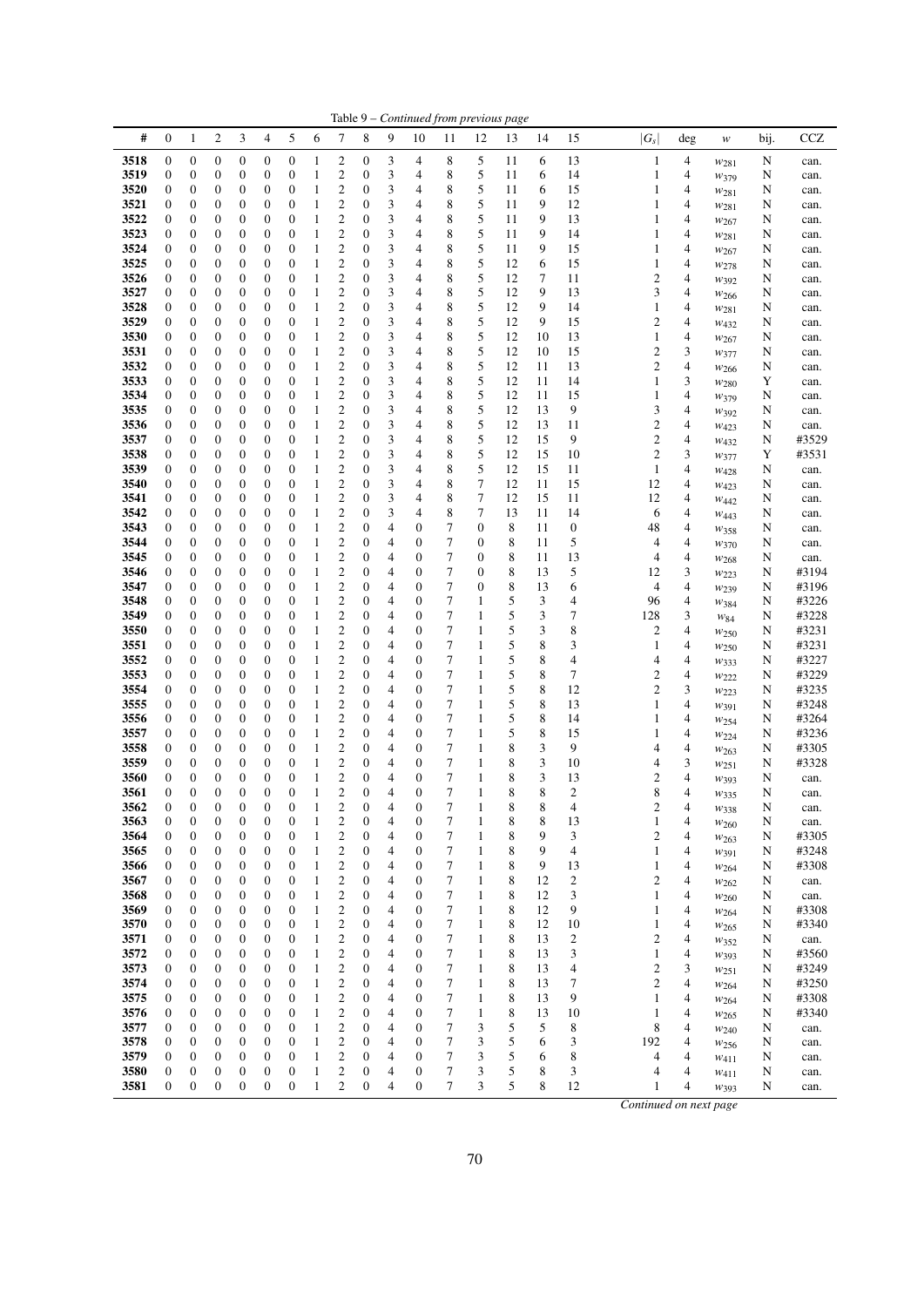Table 9 – *Continued from previous page*

| # | 0 | 1 | 2 | 3 | 4 | 5 | 6 | 7 | 8 | 9 | 10 | 11 | 12 | 13 | 14 | 15 | $\|G_s\|$ | deg | $w$ | bij. | CCZ |
|---|---|---|---|---|---|---|---|---|---|---|---|---|---|---|---|---|---|---|---|---|---|
| 3518 | 0 | 0 | 0 | 0 | 0 | 0 | 1 | 2 | 0 | 3 | 4 | 8 | 5 | 11 | 6 | 13 | 1 | 4 | $w_{281}$ | N | can. |
| 3519 | 0 | 0 | 0 | 0 | 0 | 0 | 1 | 2 | 0 | 3 | 4 | 8 | 5 | 11 | 6 | 14 | 1 | 4 | $w_{379}$ | N | can. |
| 3520 | 0 | 0 | 0 | 0 | 0 | 0 | 1 | 2 | 0 | 3 | 4 | 8 | 5 | 11 | 6 | 15 | 1 | 4 | $w_{281}$ | N | can. |
| 3521 | 0 | 0 | 0 | 0 | 0 | 0 | 1 | 2 | 0 | 3 | 4 | 8 | 5 | 11 | 9 | 12 | 1 | 4 | $w_{281}$ | N | can. |
| 3522 | 0 | 0 | 0 | 0 | 0 | 0 | 1 | 2 | 0 | 3 | 4 | 8 | 5 | 11 | 9 | 13 | 1 | 4 | $w_{267}$ | N | can. |
| 3523 | 0 | 0 | 0 | 0 | 0 | 0 | 1 | 2 | 0 | 3 | 4 | 8 | 5 | 11 | 9 | 14 | 1 | 4 | $w_{281}$ | N | can. |
| 3524 | 0 | 0 | 0 | 0 | 0 | 0 | 1 | 2 | 0 | 3 | 4 | 8 | 5 | 11 | 9 | 15 | 1 | 4 | $w_{267}$ | N | can. |
| 3525 | 0 | 0 | 0 | 0 | 0 | 0 | 1 | 2 | 0 | 3 | 4 | 8 | 5 | 12 | 6 | 15 | 1 | 4 | $w_{278}$ | N | can. |
| 3526 | 0 | 0 | 0 | 0 | 0 | 0 | 1 | 2 | 0 | 3 | 4 | 8 | 5 | 12 | 7 | 11 | 2 | 4 | $w_{392}$ | N | can. |
| 3527 | 0 | 0 | 0 | 0 | 0 | 0 | 1 | 2 | 0 | 3 | 4 | 8 | 5 | 12 | 9 | 13 | 3 | 4 | $w_{266}$ | N | can. |
| 3528 | 0 | 0 | 0 | 0 | 0 | 0 | 1 | 2 | 0 | 3 | 4 | 8 | 5 | 12 | 9 | 14 | 1 | 4 | $w_{281}$ | N | can. |
| 3529 | 0 | 0 | 0 | 0 | 0 | 0 | 1 | 2 | 0 | 3 | 4 | 8 | 5 | 12 | 9 | 15 | 2 | 4 | $w_{432}$ | N | can. |
| 3530 | 0 | 0 | 0 | 0 | 0 | 0 | 1 | 2 | 0 | 3 | 4 | 8 | 5 | 12 | 10 | 13 | 1 | 4 | $w_{267}$ | N | can. |
| 3531 | 0 | 0 | 0 | 0 | 0 | 0 | 1 | 2 | 0 | 3 | 4 | 8 | 5 | 12 | 10 | 15 | 2 | 3 | $w_{377}$ | N | can. |
| 3532 | 0 | 0 | 0 | 0 | 0 | 0 | 1 | 2 | 0 | 3 | 4 | 8 | 5 | 12 | 11 | 13 | 2 | 4 | $w_{266}$ | N | can. |
| 3533 | 0 | 0 | 0 | 0 | 0 | 0 | 1 | 2 | 0 | 3 | 4 | 8 | 5 | 12 | 11 | 14 | 1 | 3 | $w_{280}$ | Y | can. |
| 3534 | 0 | 0 | 0 | 0 | 0 | 0 | 1 | 2 | 0 | 3 | 4 | 8 | 5 | 12 | 11 | 15 | 1 | 4 | $w_{379}$ | N | can. |
| 3535 | 0 | 0 | 0 | 0 | 0 | 0 | 1 | 2 | 0 | 3 | 4 | 8 | 5 | 12 | 13 | 9 | 3 | 4 | $w_{392}$ | N | can. |
| 3536 | 0 | 0 | 0 | 0 | 0 | 0 | 1 | 2 | 0 | 3 | 4 | 8 | 5 | 12 | 13 | 11 | 2 | 4 | $w_{423}$ | N | can. |
| 3537 | 0 | 0 | 0 | 0 | 0 | 0 | 1 | 2 | 0 | 3 | 4 | 8 | 5 | 12 | 15 | 9 | 2 | 4 | $w_{432}$ | N | #3529 |
| 3538 | 0 | 0 | 0 | 0 | 0 | 0 | 1 | 2 | 0 | 3 | 4 | 8 | 5 | 12 | 15 | 10 | 2 | 3 | $w_{377}$ | Y | #3531 |
| 3539 | 0 | 0 | 0 | 0 | 0 | 0 | 1 | 2 | 0 | 3 | 4 | 8 | 5 | 12 | 15 | 11 | 1 | 4 | $w_{428}$ | N | can. |
| 3540 | 0 | 0 | 0 | 0 | 0 | 0 | 1 | 2 | 0 | 3 | 4 | 8 | 7 | 12 | 11 | 15 | 12 | 4 | $w_{423}$ | N | can. |
| 3541 | 0 | 0 | 0 | 0 | 0 | 0 | 1 | 2 | 0 | 3 | 4 | 8 | 7 | 12 | 15 | 11 | 12 | 4 | $w_{442}$ | N | can. |
| 3542 | 0 | 0 | 0 | 0 | 0 | 0 | 1 | 2 | 0 | 3 | 4 | 8 | 7 | 13 | 11 | 14 | 6 | 4 | $w_{443}$ | N | can. |
| 3543 | 0 | 0 | 0 | 0 | 0 | 0 | 1 | 2 | 0 | 4 | 0 | 7 | 0 | 8 | 11 | 0 | 48 | 4 | $w_{358}$ | N | can. |
| 3544 | 0 | 0 | 0 | 0 | 0 | 0 | 1 | 2 | 0 | 4 | 0 | 7 | 0 | 8 | 11 | 5 | 4 | 4 | $w_{370}$ | N | can. |
| 3545 | 0 | 0 | 0 | 0 | 0 | 0 | 1 | 2 | 0 | 4 | 0 | 7 | 0 | 8 | 11 | 13 | 4 | 4 | $w_{268}$ | N | can. |
| 3546 | 0 | 0 | 0 | 0 | 0 | 0 | 1 | 2 | 0 | 4 | 0 | 7 | 0 | 8 | 13 | 5 | 12 | 3 | $w_{223}$ | N | #3194 |
| 3547 | 0 | 0 | 0 | 0 | 0 | 0 | 1 | 2 | 0 | 4 | 0 | 7 | 0 | 8 | 13 | 6 | 4 | 4 | $w_{239}$ | N | #3196 |
| 3548 | 0 | 0 | 0 | 0 | 0 | 0 | 1 | 2 | 0 | 4 | 0 | 7 | 1 | 5 | 3 | 4 | 96 | 4 | $w_{384}$ | N | #3226 |
| 3549 | 0 | 0 | 0 | 0 | 0 | 0 | 1 | 2 | 0 | 4 | 0 | 7 | 1 | 5 | 3 | 7 | 128 | 3 | $w_{84}$ | N | #3228 |
| 3550 | 0 | 0 | 0 | 0 | 0 | 0 | 1 | 2 | 0 | 4 | 0 | 7 | 1 | 5 | 3 | 8 | 2 | 4 | $w_{250}$ | N | #3231 |
| 3551 | 0 | 0 | 0 | 0 | 0 | 0 | 1 | 2 | 0 | 4 | 0 | 7 | 1 | 5 | 8 | 3 | 1 | 4 | $w_{250}$ | N | #3231 |
| 3552 | 0 | 0 | 0 | 0 | 0 | 0 | 1 | 2 | 0 | 4 | 0 | 7 | 1 | 5 | 8 | 4 | 4 | 4 | $w_{333}$ | N | #3227 |
| 3553 | 0 | 0 | 0 | 0 | 0 | 0 | 1 | 2 | 0 | 4 | 0 | 7 | 1 | 5 | 8 | 7 | 2 | 4 | $w_{222}$ | N | #3229 |
| 3554 | 0 | 0 | 0 | 0 | 0 | 0 | 1 | 2 | 0 | 4 | 0 | 7 | 1 | 5 | 8 | 12 | 2 | 3 | $w_{223}$ | N | #3235 |
| 3555 | 0 | 0 | 0 | 0 | 0 | 0 | 1 | 2 | 0 | 4 | 0 | 7 | 1 | 5 | 8 | 13 | 1 | 4 | $w_{391}$ | N | #3248 |
| 3556 | 0 | 0 | 0 | 0 | 0 | 0 | 1 | 2 | 0 | 4 | 0 | 7 | 1 | 5 | 8 | 14 | 1 | 4 | $w_{254}$ | N | #3264 |
| 3557 | 0 | 0 | 0 | 0 | 0 | 0 | 1 | 2 | 0 | 4 | 0 | 7 | 1 | 5 | 8 | 15 | 1 | 4 | $w_{224}$ | N | #3236 |
| 3558 | 0 | 0 | 0 | 0 | 0 | 0 | 1 | 2 | 0 | 4 | 0 | 7 | 1 | 8 | 3 | 9 | 4 | 4 | $w_{263}$ | N | #3305 |
| 3559 | 0 | 0 | 0 | 0 | 0 | 0 | 1 | 2 | 0 | 4 | 0 | 7 | 1 | 8 | 3 | 10 | 4 | 3 | $w_{251}$ | N | #3328 |
| 3560 | 0 | 0 | 0 | 0 | 0 | 0 | 1 | 2 | 0 | 4 | 0 | 7 | 1 | 8 | 3 | 13 | 2 | 4 | $w_{393}$ | N | can. |
| 3561 | 0 | 0 | 0 | 0 | 0 | 0 | 1 | 2 | 0 | 4 | 0 | 7 | 1 | 8 | 8 | 2 | 8 | 4 | $w_{335}$ | N | can. |
| 3562 | 0 | 0 | 0 | 0 | 0 | 0 | 1 | 2 | 0 | 4 | 0 | 7 | 1 | 8 | 8 | 4 | 2 | 4 | $w_{338}$ | N | can. |
| 3563 | 0 | 0 | 0 | 0 | 0 | 0 | 1 | 2 | 0 | 4 | 0 | 7 | 1 | 8 | 8 | 13 | 1 | 4 | $w_{260}$ | N | can. |
| 3564 | 0 | 0 | 0 | 0 | 0 | 0 | 1 | 2 | 0 | 4 | 0 | 7 | 1 | 8 | 9 | 3 | 2 | 4 | $w_{263}$ | N | #3305 |
| 3565 | 0 | 0 | 0 | 0 | 0 | 0 | 1 | 2 | 0 | 4 | 0 | 7 | 1 | 8 | 9 | 4 | 1 | 4 | $w_{391}$ | N | #3248 |
| 3566 | 0 | 0 | 0 | 0 | 0 | 0 | 1 | 2 | 0 | 4 | 0 | 7 | 1 | 8 | 9 | 13 | 1 | 4 | $w_{264}$ | N | #3308 |
| 3567 | 0 | 0 | 0 | 0 | 0 | 0 | 1 | 2 | 0 | 4 | 0 | 7 | 1 | 8 | 12 | 2 | 2 | 4 | $w_{262}$ | N | can. |
| 3568 | 0 | 0 | 0 | 0 | 0 | 0 | 1 | 2 | 0 | 4 | 0 | 7 | 1 | 8 | 12 | 3 | 1 | 4 | $w_{260}$ | N | can. |
| 3569 | 0 | 0 | 0 | 0 | 0 | 0 | 1 | 2 | 0 | 4 | 0 | 7 | 1 | 8 | 12 | 9 | 1 | 4 | $w_{264}$ | N | #3308 |
| 3570 | 0 | 0 | 0 | 0 | 0 | 0 | 1 | 2 | 0 | 4 | 0 | 7 | 1 | 8 | 12 | 10 | 1 | 4 | $w_{265}$ | N | #3340 |
| 3571 | 0 | 0 | 0 | 0 | 0 | 0 | 1 | 2 | 0 | 4 | 0 | 7 | 1 | 8 | 13 | 2 | 2 | 4 | $w_{352}$ | N | can. |
| 3572 | 0 | 0 | 0 | 0 | 0 | 0 | 1 | 2 | 0 | 4 | 0 | 7 | 1 | 8 | 13 | 3 | 1 | 4 | $w_{393}$ | N | #3560 |
| 3573 | 0 | 0 | 0 | 0 | 0 | 0 | 1 | 2 | 0 | 4 | 0 | 7 | 1 | 8 | 13 | 4 | 2 | 3 | $w_{251}$ | N | #3249 |
| 3574 | 0 | 0 | 0 | 0 | 0 | 0 | 1 | 2 | 0 | 4 | 0 | 7 | 1 | 8 | 13 | 7 | 2 | 4 | $w_{264}$ | N | #3250 |
| 3575 | 0 | 0 | 0 | 0 | 0 | 0 | 1 | 2 | 0 | 4 | 0 | 7 | 1 | 8 | 13 | 9 | 1 | 4 | $w_{264}$ | N | #3308 |
| 3576 | 0 | 0 | 0 | 0 | 0 | 0 | 1 | 2 | 0 | 4 | 0 | 7 | 1 | 8 | 13 | 10 | 1 | 4 | $w_{265}$ | N | #3340 |
| 3577 | 0 | 0 | 0 | 0 | 0 | 0 | 1 | 2 | 0 | 4 | 0 | 7 | 3 | 5 | 5 | 8 | 8 | 4 | $w_{240}$ | N | can. |
| 3578 | 0 | 0 | 0 | 0 | 0 | 0 | 1 | 2 | 0 | 4 | 0 | 7 | 3 | 5 | 6 | 3 | 192 | 4 | $w_{256}$ | N | can. |
| 3579 | 0 | 0 | 0 | 0 | 0 | 0 | 1 | 2 | 0 | 4 | 0 | 7 | 3 | 5 | 6 | 8 | 4 | 4 | $w_{411}$ | N | can. |
| 3580 | 0 | 0 | 0 | 0 | 0 | 0 | 1 | 2 | 0 | 4 | 0 | 7 | 3 | 5 | 8 | 3 | 4 | 4 | $w_{411}$ | N | can. |
| 3581 | 0 | 0 | 0 | 0 | 0 | 0 | 1 | 2 | 0 | 4 | 0 | 7 | 3 | 5 | 8 | 12 | 1 | 4 | $w_{393}$ | N | can. |

*Continued on next page*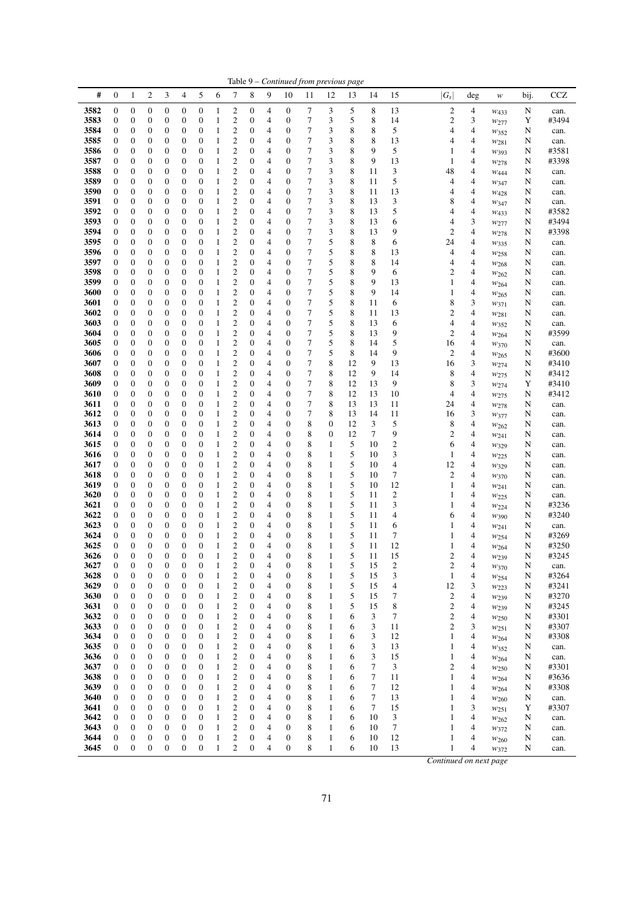Table 9 – *Continued from previous page*

| # | 0 | 1 | 2 | 3 | 4 | 5 | 6 | 7 | 8 | 9 | 10 | 11 | 12 | 13 | 14 | 15 | $\lvert G_s\rvert$ | deg | $w$ | bij. | CCZ |
|---|---|---|---|---|---|---|---|---|---|---|---|---|---|---|---|---|---|---|---|---|---|
| 3582 | 0 | 0 | 0 | 0 | 0 | 0 | 1 | 2 | 0 | 4 | 0 | 7 | 3 | 5 | 8 | 13 | 2 | 4 | $w_{433}$ | N | can. |
| 3583 | 0 | 0 | 0 | 0 | 0 | 0 | 1 | 2 | 0 | 4 | 0 | 7 | 3 | 5 | 8 | 14 | 2 | 3 | $w_{277}$ | Y | #3494 |
| 3584 | 0 | 0 | 0 | 0 | 0 | 0 | 1 | 2 | 0 | 4 | 0 | 7 | 3 | 8 | 8 | 5 | 4 | 4 | $w_{352}$ | N | can. |
| 3585 | 0 | 0 | 0 | 0 | 0 | 0 | 1 | 2 | 0 | 4 | 0 | 7 | 3 | 8 | 8 | 13 | 4 | 4 | $w_{281}$ | N | can. |
| 3586 | 0 | 0 | 0 | 0 | 0 | 0 | 1 | 2 | 0 | 4 | 0 | 7 | 3 | 8 | 9 | 5 | 1 | 4 | $w_{393}$ | N | #3581 |
| 3587 | 0 | 0 | 0 | 0 | 0 | 0 | 1 | 2 | 0 | 4 | 0 | 7 | 3 | 8 | 9 | 13 | 1 | 4 | $w_{278}$ | N | #3398 |
| 3588 | 0 | 0 | 0 | 0 | 0 | 0 | 1 | 2 | 0 | 4 | 0 | 7 | 3 | 8 | 11 | 3 | 48 | 4 | $w_{444}$ | N | can. |
| 3589 | 0 | 0 | 0 | 0 | 0 | 0 | 1 | 2 | 0 | 4 | 0 | 7 | 3 | 8 | 11 | 5 | 4 | 4 | $w_{347}$ | N | can. |
| 3590 | 0 | 0 | 0 | 0 | 0 | 0 | 1 | 2 | 0 | 4 | 0 | 7 | 3 | 8 | 11 | 13 | 4 | 4 | $w_{428}$ | N | can. |
| 3591 | 0 | 0 | 0 | 0 | 0 | 0 | 1 | 2 | 0 | 4 | 0 | 7 | 3 | 8 | 13 | 3 | 8 | 4 | $w_{347}$ | N | can. |
| 3592 | 0 | 0 | 0 | 0 | 0 | 0 | 1 | 2 | 0 | 4 | 0 | 7 | 3 | 8 | 13 | 5 | 4 | 4 | $w_{433}$ | N | #3582 |
| 3593 | 0 | 0 | 0 | 0 | 0 | 0 | 1 | 2 | 0 | 4 | 0 | 7 | 3 | 8 | 13 | 6 | 4 | 3 | $w_{277}$ | N | #3494 |
| 3594 | 0 | 0 | 0 | 0 | 0 | 0 | 1 | 2 | 0 | 4 | 0 | 7 | 3 | 8 | 13 | 9 | 2 | 4 | $w_{278}$ | N | #3398 |
| 3595 | 0 | 0 | 0 | 0 | 0 | 0 | 1 | 2 | 0 | 4 | 0 | 7 | 5 | 8 | 8 | 6 | 24 | 4 | $w_{335}$ | N | can. |
| 3596 | 0 | 0 | 0 | 0 | 0 | 0 | 1 | 2 | 0 | 4 | 0 | 7 | 5 | 8 | 8 | 13 | 4 | 4 | $w_{258}$ | N | can. |
| 3597 | 0 | 0 | 0 | 0 | 0 | 0 | 1 | 2 | 0 | 4 | 0 | 7 | 5 | 8 | 8 | 14 | 4 | 4 | $w_{268}$ | N | can. |
| 3598 | 0 | 0 | 0 | 0 | 0 | 0 | 1 | 2 | 0 | 4 | 0 | 7 | 5 | 8 | 9 | 6 | 2 | 4 | $w_{262}$ | N | can. |
| 3599 | 0 | 0 | 0 | 0 | 0 | 0 | 1 | 2 | 0 | 4 | 0 | 7 | 5 | 8 | 9 | 13 | 1 | 4 | $w_{264}$ | N | can. |
| 3600 | 0 | 0 | 0 | 0 | 0 | 0 | 1 | 2 | 0 | 4 | 0 | 7 | 5 | 8 | 9 | 14 | 1 | 4 | $w_{265}$ | N | can. |
| 3601 | 0 | 0 | 0 | 0 | 0 | 0 | 1 | 2 | 0 | 4 | 0 | 7 | 5 | 8 | 11 | 6 | 8 | 3 | $w_{371}$ | N | can. |
| 3602 | 0 | 0 | 0 | 0 | 0 | 0 | 1 | 2 | 0 | 4 | 0 | 7 | 5 | 8 | 11 | 13 | 2 | 4 | $w_{281}$ | N | can. |
| 3603 | 0 | 0 | 0 | 0 | 0 | 0 | 1 | 2 | 0 | 4 | 0 | 7 | 5 | 8 | 13 | 6 | 4 | 4 | $w_{352}$ | N | can. |
| 3604 | 0 | 0 | 0 | 0 | 0 | 0 | 1 | 2 | 0 | 4 | 0 | 7 | 5 | 8 | 13 | 9 | 2 | 4 | $w_{264}$ | N | #3599 |
| 3605 | 0 | 0 | 0 | 0 | 0 | 0 | 1 | 2 | 0 | 4 | 0 | 7 | 5 | 8 | 14 | 5 | 16 | 4 | $w_{370}$ | N | can. |
| 3606 | 0 | 0 | 0 | 0 | 0 | 0 | 1 | 2 | 0 | 4 | 0 | 7 | 5 | 8 | 14 | 9 | 2 | 4 | $w_{265}$ | N | #3600 |
| 3607 | 0 | 0 | 0 | 0 | 0 | 0 | 1 | 2 | 0 | 4 | 0 | 7 | 8 | 12 | 9 | 13 | 16 | 3 | $w_{274}$ | N | #3410 |
| 3608 | 0 | 0 | 0 | 0 | 0 | 0 | 1 | 2 | 0 | 4 | 0 | 7 | 8 | 12 | 9 | 14 | 8 | 4 | $w_{275}$ | N | #3412 |
| 3609 | 0 | 0 | 0 | 0 | 0 | 0 | 1 | 2 | 0 | 4 | 0 | 7 | 8 | 12 | 13 | 9 | 8 | 3 | $w_{274}$ | Y | #3410 |
| 3610 | 0 | 0 | 0 | 0 | 0 | 0 | 1 | 2 | 0 | 4 | 0 | 7 | 8 | 12 | 13 | 10 | 4 | 4 | $w_{275}$ | N | #3412 |
| 3611 | 0 | 0 | 0 | 0 | 0 | 0 | 1 | 2 | 0 | 4 | 0 | 7 | 8 | 13 | 13 | 11 | 24 | 4 | $w_{278}$ | N | can. |
| 3612 | 0 | 0 | 0 | 0 | 0 | 0 | 1 | 2 | 0 | 4 | 0 | 7 | 8 | 13 | 14 | 11 | 16 | 3 | $w_{377}$ | N | can. |
| 3613 | 0 | 0 | 0 | 0 | 0 | 0 | 1 | 2 | 0 | 4 | 0 | 8 | 0 | 12 | 3 | 5 | 8 | 4 | $w_{262}$ | N | can. |
| 3614 | 0 | 0 | 0 | 0 | 0 | 0 | 1 | 2 | 0 | 4 | 0 | 8 | 0 | 12 | 7 | 9 | 2 | 4 | $w_{241}$ | N | can. |
| 3615 | 0 | 0 | 0 | 0 | 0 | 0 | 1 | 2 | 0 | 4 | 0 | 8 | 1 | 5 | 10 | 2 | 6 | 4 | $w_{329}$ | N | can. |
| 3616 | 0 | 0 | 0 | 0 | 0 | 0 | 1 | 2 | 0 | 4 | 0 | 8 | 1 | 5 | 10 | 3 | 1 | 4 | $w_{225}$ | N | can. |
| 3617 | 0 | 0 | 0 | 0 | 0 | 0 | 1 | 2 | 0 | 4 | 0 | 8 | 1 | 5 | 10 | 4 | 12 | 4 | $w_{329}$ | N | can. |
| 3618 | 0 | 0 | 0 | 0 | 0 | 0 | 1 | 2 | 0 | 4 | 0 | 8 | 1 | 5 | 10 | 7 | 2 | 4 | $w_{370}$ | N | can. |
| 3619 | 0 | 0 | 0 | 0 | 0 | 0 | 1 | 2 | 0 | 4 | 0 | 8 | 1 | 5 | 10 | 12 | 1 | 4 | $w_{241}$ | N | can. |
| 3620 | 0 | 0 | 0 | 0 | 0 | 0 | 1 | 2 | 0 | 4 | 0 | 8 | 1 | 5 | 11 | 2 | 1 | 4 | $w_{225}$ | N | can. |
| 3621 | 0 | 0 | 0 | 0 | 0 | 0 | 1 | 2 | 0 | 4 | 0 | 8 | 1 | 5 | 11 | 3 | 1 | 4 | $w_{224}$ | N | #3236 |
| 3622 | 0 | 0 | 0 | 0 | 0 | 0 | 1 | 2 | 0 | 4 | 0 | 8 | 1 | 5 | 11 | 4 | 6 | 4 | $w_{390}$ | N | #3240 |
| 3623 | 0 | 0 | 0 | 0 | 0 | 0 | 1 | 2 | 0 | 4 | 0 | 8 | 1 | 5 | 11 | 6 | 1 | 4 | $w_{241}$ | N | can. |
| 3624 | 0 | 0 | 0 | 0 | 0 | 0 | 1 | 2 | 0 | 4 | 0 | 8 | 1 | 5 | 11 | 7 | 1 | 4 | $w_{254}$ | N | #3269 |
| 3625 | 0 | 0 | 0 | 0 | 0 | 0 | 1 | 2 | 0 | 4 | 0 | 8 | 1 | 5 | 11 | 12 | 1 | 4 | $w_{264}$ | N | #3250 |
| 3626 | 0 | 0 | 0 | 0 | 0 | 0 | 1 | 2 | 0 | 4 | 0 | 8 | 1 | 5 | 11 | 15 | 2 | 4 | $w_{239}$ | N | #3245 |
| 3627 | 0 | 0 | 0 | 0 | 0 | 0 | 1 | 2 | 0 | 4 | 0 | 8 | 1 | 5 | 15 | 2 | 2 | 4 | $w_{370}$ | N | can. |
| 3628 | 0 | 0 | 0 | 0 | 0 | 0 | 1 | 2 | 0 | 4 | 0 | 8 | 1 | 5 | 15 | 3 | 1 | 4 | $w_{254}$ | N | #3264 |
| 3629 | 0 | 0 | 0 | 0 | 0 | 0 | 1 | 2 | 0 | 4 | 0 | 8 | 1 | 5 | 15 | 4 | 12 | 3 | $w_{223}$ | N | #3241 |
| 3630 | 0 | 0 | 0 | 0 | 0 | 0 | 1 | 2 | 0 | 4 | 0 | 8 | 1 | 5 | 15 | 7 | 2 | 4 | $w_{239}$ | N | #3270 |
| 3631 | 0 | 0 | 0 | 0 | 0 | 0 | 1 | 2 | 0 | 4 | 0 | 8 | 1 | 5 | 15 | 8 | 2 | 4 | $w_{239}$ | N | #3245 |
| 3632 | 0 | 0 | 0 | 0 | 0 | 0 | 1 | 2 | 0 | 4 | 0 | 8 | 1 | 6 | 3 | 7 | 2 | 4 | $w_{250}$ | N | #3301 |
| 3633 | 0 | 0 | 0 | 0 | 0 | 0 | 1 | 2 | 0 | 4 | 0 | 8 | 1 | 6 | 3 | 11 | 2 | 3 | $w_{251}$ | N | #3307 |
| 3634 | 0 | 0 | 0 | 0 | 0 | 0 | 1 | 2 | 0 | 4 | 0 | 8 | 1 | 6 | 3 | 12 | 1 | 4 | $w_{264}$ | N | #3308 |
| 3635 | 0 | 0 | 0 | 0 | 0 | 0 | 1 | 2 | 0 | 4 | 0 | 8 | 1 | 6 | 3 | 13 | 1 | 4 | $w_{352}$ | N | can. |
| 3636 | 0 | 0 | 0 | 0 | 0 | 0 | 1 | 2 | 0 | 4 | 0 | 8 | 1 | 6 | 3 | 15 | 1 | 4 | $w_{264}$ | N | can. |
| 3637 | 0 | 0 | 0 | 0 | 0 | 0 | 1 | 2 | 0 | 4 | 0 | 8 | 1 | 6 | 7 | 3 | 2 | 4 | $w_{250}$ | N | #3301 |
| 3638 | 0 | 0 | 0 | 0 | 0 | 0 | 1 | 2 | 0 | 4 | 0 | 8 | 1 | 6 | 7 | 11 | 1 | 4 | $w_{264}$ | N | #3636 |
| 3639 | 0 | 0 | 0 | 0 | 0 | 0 | 1 | 2 | 0 | 4 | 0 | 8 | 1 | 6 | 7 | 12 | 1 | 4 | $w_{264}$ | N | #3308 |
| 3640 | 0 | 0 | 0 | 0 | 0 | 0 | 1 | 2 | 0 | 4 | 0 | 8 | 1 | 6 | 7 | 13 | 1 | 4 | $w_{260}$ | N | can. |
| 3641 | 0 | 0 | 0 | 0 | 0 | 0 | 1 | 2 | 0 | 4 | 0 | 8 | 1 | 6 | 7 | 15 | 1 | 3 | $w_{251}$ | Y | #3307 |
| 3642 | 0 | 0 | 0 | 0 | 0 | 0 | 1 | 2 | 0 | 4 | 0 | 8 | 1 | 6 | 10 | 3 | 1 | 4 | $w_{262}$ | N | can. |
| 3643 | 0 | 0 | 0 | 0 | 0 | 0 | 1 | 2 | 0 | 4 | 0 | 8 | 1 | 6 | 10 | 7 | 1 | 4 | $w_{372}$ | N | can. |
| 3644 | 0 | 0 | 0 | 0 | 0 | 0 | 1 | 2 | 0 | 4 | 0 | 8 | 1 | 6 | 10 | 12 | 1 | 4 | $w_{260}$ | N | can. |
| 3645 | 0 | 0 | 0 | 0 | 0 | 0 | 1 | 2 | 0 | 4 | 0 | 8 | 1 | 6 | 10 | 13 | 1 | 4 | $w_{372}$ | N | can. |

*Continued on next page*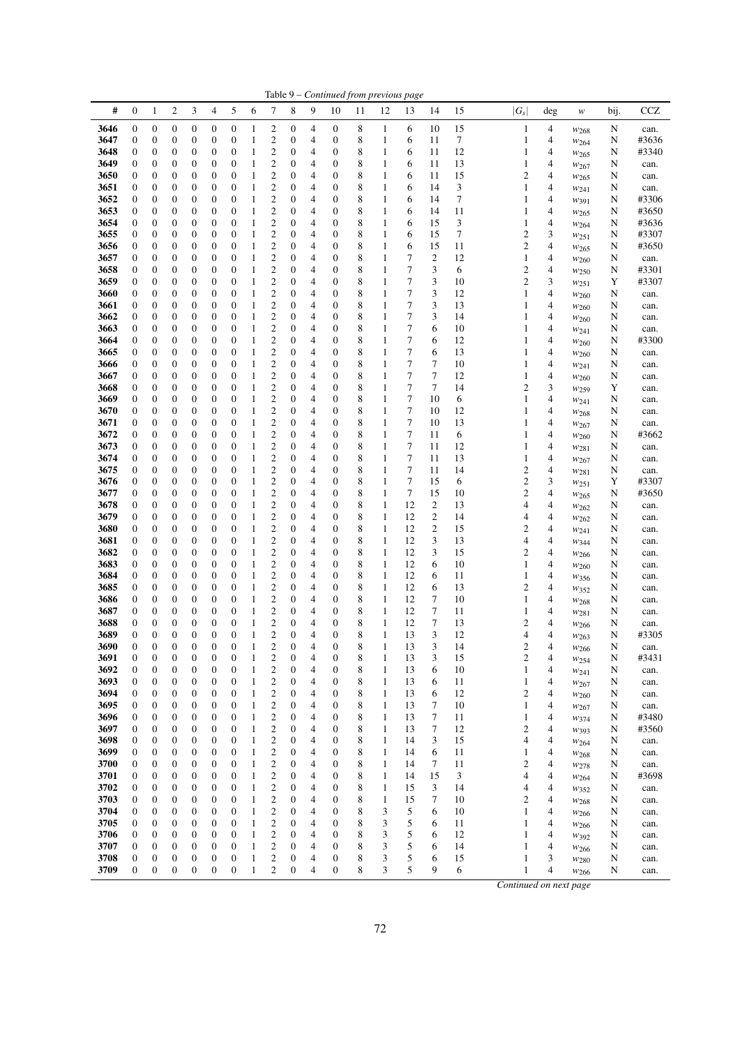Table 9 – *Continued from previous page*

| # | 0 | 1 | 2 | 3 | 4 | 5 | 6 | 7 | 8 | 9 | 10 | 11 | 12 | 13 | 14 | 15 | $\|G_s\|$ | deg | $w$ | bij. | CCZ |
|---|---|---|---|---|---|---|---|---|---|---|---|---|---|---|---|---|---|---|---|---|---|
| 3646 | 0 | 0 | 0 | 0 | 0 | 0 | 1 | 2 | 0 | 4 | 0 | 8 | 1 | 6 | 10 | 15 | 1 | 4 | $w_{268}$ | N | can. |
| 3647 | 0 | 0 | 0 | 0 | 0 | 0 | 1 | 2 | 0 | 4 | 0 | 8 | 1 | 6 | 11 | 7 | 1 | 4 | $w_{264}$ | N | #3636 |
| 3648 | 0 | 0 | 0 | 0 | 0 | 0 | 1 | 2 | 0 | 4 | 0 | 8 | 1 | 6 | 11 | 12 | 1 | 4 | $w_{265}$ | N | #3340 |
| 3649 | 0 | 0 | 0 | 0 | 0 | 0 | 1 | 2 | 0 | 4 | 0 | 8 | 1 | 6 | 11 | 13 | 1 | 4 | $w_{267}$ | N | can. |
| 3650 | 0 | 0 | 0 | 0 | 0 | 0 | 1 | 2 | 0 | 4 | 0 | 8 | 1 | 6 | 11 | 15 | 2 | 4 | $w_{265}$ | N | can. |
| 3651 | 0 | 0 | 0 | 0 | 0 | 0 | 1 | 2 | 0 | 4 | 0 | 8 | 1 | 6 | 14 | 3 | 1 | 4 | $w_{241}$ | N | can. |
| 3652 | 0 | 0 | 0 | 0 | 0 | 0 | 1 | 2 | 0 | 4 | 0 | 8 | 1 | 6 | 14 | 7 | 1 | 4 | $w_{391}$ | N | #3306 |
| 3653 | 0 | 0 | 0 | 0 | 0 | 0 | 1 | 2 | 0 | 4 | 0 | 8 | 1 | 6 | 14 | 11 | 1 | 4 | $w_{265}$ | N | #3650 |
| 3654 | 0 | 0 | 0 | 0 | 0 | 0 | 1 | 2 | 0 | 4 | 0 | 8 | 1 | 6 | 15 | 3 | 1 | 4 | $w_{264}$ | N | #3636 |
| 3655 | 0 | 0 | 0 | 0 | 0 | 0 | 1 | 2 | 0 | 4 | 0 | 8 | 1 | 6 | 15 | 7 | 2 | 3 | $w_{251}$ | N | #3307 |
| 3656 | 0 | 0 | 0 | 0 | 0 | 0 | 1 | 2 | 0 | 4 | 0 | 8 | 1 | 6 | 15 | 11 | 2 | 4 | $w_{265}$ | N | #3650 |
| 3657 | 0 | 0 | 0 | 0 | 0 | 0 | 1 | 2 | 0 | 4 | 0 | 8 | 1 | 7 | 2 | 12 | 1 | 4 | $w_{260}$ | N | can. |
| 3658 | 0 | 0 | 0 | 0 | 0 | 0 | 1 | 2 | 0 | 4 | 0 | 8 | 1 | 7 | 3 | 6 | 2 | 4 | $w_{250}$ | N | #3301 |
| 3659 | 0 | 0 | 0 | 0 | 0 | 0 | 1 | 2 | 0 | 4 | 0 | 8 | 1 | 7 | 3 | 10 | 2 | 3 | $w_{251}$ | Y | #3307 |
| 3660 | 0 | 0 | 0 | 0 | 0 | 0 | 1 | 2 | 0 | 4 | 0 | 8 | 1 | 7 | 3 | 12 | 1 | 4 | $w_{260}$ | N | can. |
| 3661 | 0 | 0 | 0 | 0 | 0 | 0 | 1 | 2 | 0 | 4 | 0 | 8 | 1 | 7 | 3 | 13 | 1 | 4 | $w_{260}$ | N | can. |
| 3662 | 0 | 0 | 0 | 0 | 0 | 0 | 1 | 2 | 0 | 4 | 0 | 8 | 1 | 7 | 3 | 14 | 1 | 4 | $w_{260}$ | N | can. |
| 3663 | 0 | 0 | 0 | 0 | 0 | 0 | 1 | 2 | 0 | 4 | 0 | 8 | 1 | 7 | 6 | 10 | 1 | 4 | $w_{241}$ | N | can. |
| 3664 | 0 | 0 | 0 | 0 | 0 | 0 | 1 | 2 | 0 | 4 | 0 | 8 | 1 | 7 | 6 | 12 | 1 | 4 | $w_{260}$ | N | #3300 |
| 3665 | 0 | 0 | 0 | 0 | 0 | 0 | 1 | 2 | 0 | 4 | 0 | 8 | 1 | 7 | 6 | 13 | 1 | 4 | $w_{260}$ | N | can. |
| 3666 | 0 | 0 | 0 | 0 | 0 | 0 | 1 | 2 | 0 | 4 | 0 | 8 | 1 | 7 | 7 | 10 | 1 | 4 | $w_{241}$ | N | can. |
| 3667 | 0 | 0 | 0 | 0 | 0 | 0 | 1 | 2 | 0 | 4 | 0 | 8 | 1 | 7 | 7 | 12 | 1 | 4 | $w_{260}$ | N | can. |
| 3668 | 0 | 0 | 0 | 0 | 0 | 0 | 1 | 2 | 0 | 4 | 0 | 8 | 1 | 7 | 7 | 14 | 2 | 3 | $w_{259}$ | Y | can. |
| 3669 | 0 | 0 | 0 | 0 | 0 | 0 | 1 | 2 | 0 | 4 | 0 | 8 | 1 | 7 | 10 | 6 | 1 | 4 | $w_{241}$ | N | can. |
| 3670 | 0 | 0 | 0 | 0 | 0 | 0 | 1 | 2 | 0 | 4 | 0 | 8 | 1 | 7 | 10 | 12 | 1 | 4 | $w_{268}$ | N | can. |
| 3671 | 0 | 0 | 0 | 0 | 0 | 0 | 1 | 2 | 0 | 4 | 0 | 8 | 1 | 7 | 10 | 13 | 1 | 4 | $w_{267}$ | N | can. |
| 3672 | 0 | 0 | 0 | 0 | 0 | 0 | 1 | 2 | 0 | 4 | 0 | 8 | 1 | 7 | 11 | 6 | 1 | 4 | $w_{260}$ | N | #3662 |
| 3673 | 0 | 0 | 0 | 0 | 0 | 0 | 1 | 2 | 0 | 4 | 0 | 8 | 1 | 7 | 11 | 12 | 1 | 4 | $w_{281}$ | N | can. |
| 3674 | 0 | 0 | 0 | 0 | 0 | 0 | 1 | 2 | 0 | 4 | 0 | 8 | 1 | 7 | 11 | 13 | 1 | 4 | $w_{267}$ | N | can. |
| 3675 | 0 | 0 | 0 | 0 | 0 | 0 | 1 | 2 | 0 | 4 | 0 | 8 | 1 | 7 | 11 | 14 | 2 | 4 | $w_{281}$ | N | can. |
| 3676 | 0 | 0 | 0 | 0 | 0 | 0 | 1 | 2 | 0 | 4 | 0 | 8 | 1 | 7 | 15 | 6 | 2 | 3 | $w_{251}$ | Y | #3307 |
| 3677 | 0 | 0 | 0 | 0 | 0 | 0 | 1 | 2 | 0 | 4 | 0 | 8 | 1 | 7 | 15 | 10 | 2 | 4 | $w_{265}$ | N | #3650 |
| 3678 | 0 | 0 | 0 | 0 | 0 | 0 | 1 | 2 | 0 | 4 | 0 | 8 | 1 | 12 | 2 | 13 | 4 | 4 | $w_{262}$ | N | can. |
| 3679 | 0 | 0 | 0 | 0 | 0 | 0 | 1 | 2 | 0 | 4 | 0 | 8 | 1 | 12 | 2 | 14 | 4 | 4 | $w_{262}$ | N | can. |
| 3680 | 0 | 0 | 0 | 0 | 0 | 0 | 1 | 2 | 0 | 4 | 0 | 8 | 1 | 12 | 2 | 15 | 2 | 4 | $w_{241}$ | N | can. |
| 3681 | 0 | 0 | 0 | 0 | 0 | 0 | 1 | 2 | 0 | 4 | 0 | 8 | 1 | 12 | 3 | 13 | 4 | 4 | $w_{344}$ | N | can. |
| 3682 | 0 | 0 | 0 | 0 | 0 | 0 | 1 | 2 | 0 | 4 | 0 | 8 | 1 | 12 | 3 | 15 | 2 | 4 | $w_{266}$ | N | can. |
| 3683 | 0 | 0 | 0 | 0 | 0 | 0 | 1 | 2 | 0 | 4 | 0 | 8 | 1 | 12 | 6 | 10 | 1 | 4 | $w_{260}$ | N | can. |
| 3684 | 0 | 0 | 0 | 0 | 0 | 0 | 1 | 2 | 0 | 4 | 0 | 8 | 1 | 12 | 6 | 11 | 1 | 4 | $w_{356}$ | N | can. |
| 3685 | 0 | 0 | 0 | 0 | 0 | 0 | 1 | 2 | 0 | 4 | 0 | 8 | 1 | 12 | 6 | 13 | 2 | 4 | $w_{352}$ | N | can. |
| 3686 | 0 | 0 | 0 | 0 | 0 | 0 | 1 | 2 | 0 | 4 | 0 | 8 | 1 | 12 | 7 | 10 | 1 | 4 | $w_{268}$ | N | can. |
| 3687 | 0 | 0 | 0 | 0 | 0 | 0 | 1 | 2 | 0 | 4 | 0 | 8 | 1 | 12 | 7 | 11 | 1 | 4 | $w_{281}$ | N | can. |
| 3688 | 0 | 0 | 0 | 0 | 0 | 0 | 1 | 2 | 0 | 4 | 0 | 8 | 1 | 12 | 7 | 13 | 2 | 4 | $w_{266}$ | N | can. |
| 3689 | 0 | 0 | 0 | 0 | 0 | 0 | 1 | 2 | 0 | 4 | 0 | 8 | 1 | 13 | 3 | 12 | 4 | 4 | $w_{263}$ | N | #3305 |
| 3690 | 0 | 0 | 0 | 0 | 0 | 0 | 1 | 2 | 0 | 4 | 0 | 8 | 1 | 13 | 3 | 14 | 2 | 4 | $w_{266}$ | N | can. |
| 3691 | 0 | 0 | 0 | 0 | 0 | 0 | 1 | 2 | 0 | 4 | 0 | 8 | 1 | 13 | 3 | 15 | 2 | 4 | $w_{254}$ | N | #3431 |
| 3692 | 0 | 0 | 0 | 0 | 0 | 0 | 1 | 2 | 0 | 4 | 0 | 8 | 1 | 13 | 6 | 10 | 1 | 4 | $w_{241}$ | N | can. |
| 3693 | 0 | 0 | 0 | 0 | 0 | 0 | 1 | 2 | 0 | 4 | 0 | 8 | 1 | 13 | 6 | 11 | 1 | 4 | $w_{267}$ | N | can. |
| 3694 | 0 | 0 | 0 | 0 | 0 | 0 | 1 | 2 | 0 | 4 | 0 | 8 | 1 | 13 | 6 | 12 | 2 | 4 | $w_{260}$ | N | can. |
| 3695 | 0 | 0 | 0 | 0 | 0 | 0 | 1 | 2 | 0 | 4 | 0 | 8 | 1 | 13 | 7 | 10 | 1 | 4 | $w_{267}$ | N | can. |
| 3696 | 0 | 0 | 0 | 0 | 0 | 0 | 1 | 2 | 0 | 4 | 0 | 8 | 1 | 13 | 7 | 11 | 1 | 4 | $w_{374}$ | N | #3480 |
| 3697 | 0 | 0 | 0 | 0 | 0 | 0 | 1 | 2 | 0 | 4 | 0 | 8 | 1 | 13 | 7 | 12 | 2 | 4 | $w_{393}$ | N | #3560 |
| 3698 | 0 | 0 | 0 | 0 | 0 | 0 | 1 | 2 | 0 | 4 | 0 | 8 | 1 | 14 | 3 | 15 | 4 | 4 | $w_{264}$ | N | can. |
| 3699 | 0 | 0 | 0 | 0 | 0 | 0 | 1 | 2 | 0 | 4 | 0 | 8 | 1 | 14 | 6 | 11 | 1 | 4 | $w_{268}$ | N | can. |
| 3700 | 0 | 0 | 0 | 0 | 0 | 0 | 1 | 2 | 0 | 4 | 0 | 8 | 1 | 14 | 7 | 11 | 2 | 4 | $w_{278}$ | N | can. |
| 3701 | 0 | 0 | 0 | 0 | 0 | 0 | 1 | 2 | 0 | 4 | 0 | 8 | 1 | 14 | 15 | 3 | 4 | 4 | $w_{264}$ | N | #3698 |
| 3702 | 0 | 0 | 0 | 0 | 0 | 0 | 1 | 2 | 0 | 4 | 0 | 8 | 1 | 15 | 3 | 14 | 4 | 4 | $w_{352}$ | N | can. |
| 3703 | 0 | 0 | 0 | 0 | 0 | 0 | 1 | 2 | 0 | 4 | 0 | 8 | 1 | 15 | 7 | 10 | 2 | 4 | $w_{268}$ | N | can. |
| 3704 | 0 | 0 | 0 | 0 | 0 | 0 | 1 | 2 | 0 | 4 | 0 | 8 | 3 | 5 | 6 | 10 | 1 | 4 | $w_{266}$ | N | can. |
| 3705 | 0 | 0 | 0 | 0 | 0 | 0 | 1 | 2 | 0 | 4 | 0 | 8 | 3 | 5 | 6 | 11 | 1 | 4 | $w_{266}$ | N | can. |
| 3706 | 0 | 0 | 0 | 0 | 0 | 0 | 1 | 2 | 0 | 4 | 0 | 8 | 3 | 5 | 6 | 12 | 1 | 4 | $w_{392}$ | N | can. |
| 3707 | 0 | 0 | 0 | 0 | 0 | 0 | 1 | 2 | 0 | 4 | 0 | 8 | 3 | 5 | 6 | 14 | 1 | 4 | $w_{266}$ | N | can. |
| 3708 | 0 | 0 | 0 | 0 | 0 | 0 | 1 | 2 | 0 | 4 | 0 | 8 | 3 | 5 | 6 | 15 | 1 | 3 | $w_{280}$ | N | can. |
| 3709 | 0 | 0 | 0 | 0 | 0 | 0 | 1 | 2 | 0 | 4 | 0 | 8 | 3 | 5 | 9 | 6 | 1 | 4 | $w_{266}$ | N | can. |

*Continued on next page*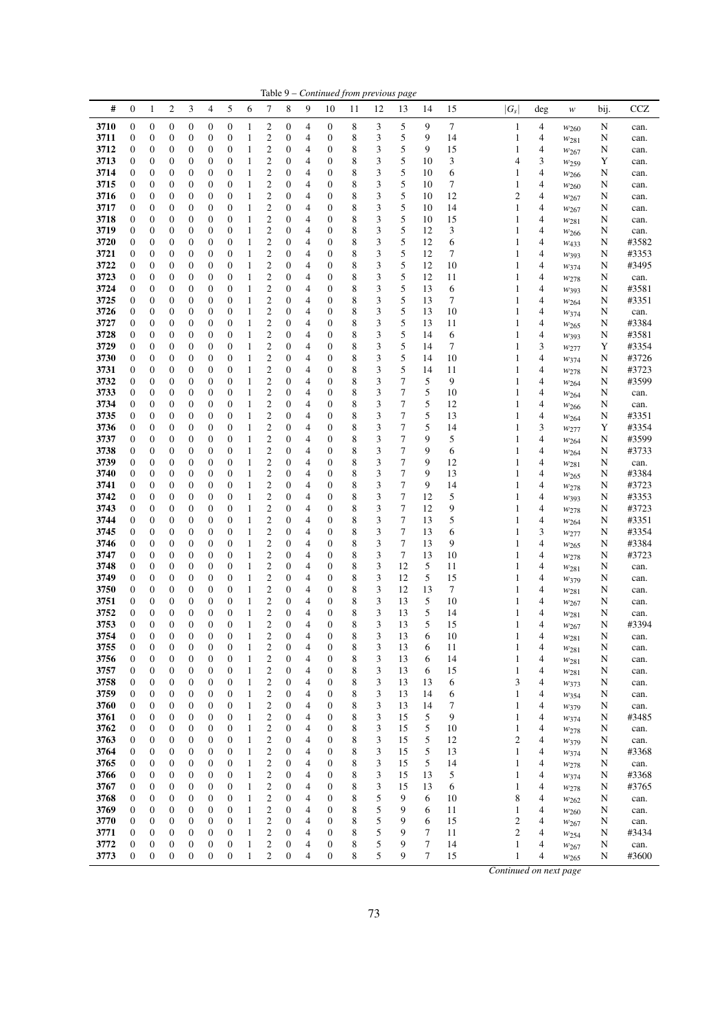Table 9 – *Continued from previous page*

| # | 0 | 1 | 2 | 3 | 4 | 5 | 6 | 7 | 8 | 9 | 10 | 11 | 12 | 13 | 14 | 15 | $\|G_s\|$ | deg | $w$ | bij. | CCZ |
|---|---|---|---|---|---|---|---|---|---|---|---|---|---|---|---|---|---|---|---|---|---|
| 3710 | 0 | 0 | 0 | 0 | 0 | 0 | 1 | 2 | 0 | 4 | 0 | 8 | 3 | 5 | 9 | 7 | 1 | 4 | $w_{260}$ | N | can. |
| 3711 | 0 | 0 | 0 | 0 | 0 | 0 | 1 | 2 | 0 | 4 | 0 | 8 | 3 | 5 | 9 | 14 | 1 | 4 | $w_{281}$ | N | can. |
| 3712 | 0 | 0 | 0 | 0 | 0 | 0 | 1 | 2 | 0 | 4 | 0 | 8 | 3 | 5 | 9 | 15 | 1 | 4 | $w_{267}$ | N | can. |
| 3713 | 0 | 0 | 0 | 0 | 0 | 0 | 1 | 2 | 0 | 4 | 0 | 8 | 3 | 5 | 10 | 3 | 4 | 3 | $w_{259}$ | Y | can. |
| 3714 | 0 | 0 | 0 | 0 | 0 | 0 | 1 | 2 | 0 | 4 | 0 | 8 | 3 | 5 | 10 | 6 | 1 | 4 | $w_{266}$ | N | can. |
| 3715 | 0 | 0 | 0 | 0 | 0 | 0 | 1 | 2 | 0 | 4 | 0 | 8 | 3 | 5 | 10 | 7 | 1 | 4 | $w_{260}$ | N | can. |
| 3716 | 0 | 0 | 0 | 0 | 0 | 0 | 1 | 2 | 0 | 4 | 0 | 8 | 3 | 5 | 10 | 12 | 2 | 4 | $w_{267}$ | N | can. |
| 3717 | 0 | 0 | 0 | 0 | 0 | 0 | 1 | 2 | 0 | 4 | 0 | 8 | 3 | 5 | 10 | 14 | 1 | 4 | $w_{267}$ | N | can. |
| 3718 | 0 | 0 | 0 | 0 | 0 | 0 | 1 | 2 | 0 | 4 | 0 | 8 | 3 | 5 | 10 | 15 | 1 | 4 | $w_{281}$ | N | can. |
| 3719 | 0 | 0 | 0 | 0 | 0 | 0 | 1 | 2 | 0 | 4 | 0 | 8 | 3 | 5 | 12 | 3 | 1 | 4 | $w_{266}$ | N | can. |
| 3720 | 0 | 0 | 0 | 0 | 0 | 0 | 1 | 2 | 0 | 4 | 0 | 8 | 3 | 5 | 12 | 6 | 1 | 4 | $w_{433}$ | N | #3582 |
| 3721 | 0 | 0 | 0 | 0 | 0 | 0 | 1 | 2 | 0 | 4 | 0 | 8 | 3 | 5 | 12 | 7 | 1 | 4 | $w_{393}$ | N | #3353 |
| 3722 | 0 | 0 | 0 | 0 | 0 | 0 | 1 | 2 | 0 | 4 | 0 | 8 | 3 | 5 | 12 | 10 | 1 | 4 | $w_{374}$ | N | #3495 |
| 3723 | 0 | 0 | 0 | 0 | 0 | 0 | 1 | 2 | 0 | 4 | 0 | 8 | 3 | 5 | 12 | 11 | 1 | 4 | $w_{278}$ | N | can. |
| 3724 | 0 | 0 | 0 | 0 | 0 | 0 | 1 | 2 | 0 | 4 | 0 | 8 | 3 | 5 | 13 | 6 | 1 | 4 | $w_{393}$ | N | #3581 |
| 3725 | 0 | 0 | 0 | 0 | 0 | 0 | 1 | 2 | 0 | 4 | 0 | 8 | 3 | 5 | 13 | 7 | 1 | 4 | $w_{264}$ | N | #3351 |
| 3726 | 0 | 0 | 0 | 0 | 0 | 0 | 1 | 2 | 0 | 4 | 0 | 8 | 3 | 5 | 13 | 10 | 1 | 4 | $w_{374}$ | N | can. |
| 3727 | 0 | 0 | 0 | 0 | 0 | 0 | 1 | 2 | 0 | 4 | 0 | 8 | 3 | 5 | 13 | 11 | 1 | 4 | $w_{265}$ | N | #3384 |
| 3728 | 0 | 0 | 0 | 0 | 0 | 0 | 1 | 2 | 0 | 4 | 0 | 8 | 3 | 5 | 14 | 6 | 1 | 4 | $w_{393}$ | N | #3581 |
| 3729 | 0 | 0 | 0 | 0 | 0 | 0 | 1 | 2 | 0 | 4 | 0 | 8 | 3 | 5 | 14 | 7 | 1 | 3 | $w_{277}$ | Y | #3354 |
| 3730 | 0 | 0 | 0 | 0 | 0 | 0 | 1 | 2 | 0 | 4 | 0 | 8 | 3 | 5 | 14 | 10 | 1 | 4 | $w_{374}$ | N | #3726 |
| 3731 | 0 | 0 | 0 | 0 | 0 | 0 | 1 | 2 | 0 | 4 | 0 | 8 | 3 | 5 | 14 | 11 | 1 | 4 | $w_{278}$ | N | #3723 |
| 3732 | 0 | 0 | 0 | 0 | 0 | 0 | 1 | 2 | 0 | 4 | 0 | 8 | 3 | 7 | 5 | 9 | 1 | 4 | $w_{264}$ | N | #3599 |
| 3733 | 0 | 0 | 0 | 0 | 0 | 0 | 1 | 2 | 0 | 4 | 0 | 8 | 3 | 7 | 5 | 10 | 1 | 4 | $w_{264}$ | N | can. |
| 3734 | 0 | 0 | 0 | 0 | 0 | 0 | 1 | 2 | 0 | 4 | 0 | 8 | 3 | 7 | 5 | 12 | 1 | 4 | $w_{266}$ | N | can. |
| 3735 | 0 | 0 | 0 | 0 | 0 | 0 | 1 | 2 | 0 | 4 | 0 | 8 | 3 | 7 | 5 | 13 | 1 | 4 | $w_{264}$ | N | #3351 |
| 3736 | 0 | 0 | 0 | 0 | 0 | 0 | 1 | 2 | 0 | 4 | 0 | 8 | 3 | 7 | 5 | 14 | 1 | 3 | $w_{277}$ | Y | #3354 |
| 3737 | 0 | 0 | 0 | 0 | 0 | 0 | 1 | 2 | 0 | 4 | 0 | 8 | 3 | 7 | 9 | 5 | 1 | 4 | $w_{264}$ | N | #3599 |
| 3738 | 0 | 0 | 0 | 0 | 0 | 0 | 1 | 2 | 0 | 4 | 0 | 8 | 3 | 7 | 9 | 6 | 1 | 4 | $w_{264}$ | N | #3733 |
| 3739 | 0 | 0 | 0 | 0 | 0 | 0 | 1 | 2 | 0 | 4 | 0 | 8 | 3 | 7 | 9 | 12 | 1 | 4 | $w_{281}$ | N | can. |
| 3740 | 0 | 0 | 0 | 0 | 0 | 0 | 1 | 2 | 0 | 4 | 0 | 8 | 3 | 7 | 9 | 13 | 1 | 4 | $w_{265}$ | N | #3384 |
| 3741 | 0 | 0 | 0 | 0 | 0 | 0 | 1 | 2 | 0 | 4 | 0 | 8 | 3 | 7 | 9 | 14 | 1 | 4 | $w_{278}$ | N | #3723 |
| 3742 | 0 | 0 | 0 | 0 | 0 | 0 | 1 | 2 | 0 | 4 | 0 | 8 | 3 | 7 | 12 | 5 | 1 | 4 | $w_{393}$ | N | #3353 |
| 3743 | 0 | 0 | 0 | 0 | 0 | 0 | 1 | 2 | 0 | 4 | 0 | 8 | 3 | 7 | 12 | 9 | 1 | 4 | $w_{278}$ | N | #3723 |
| 3744 | 0 | 0 | 0 | 0 | 0 | 0 | 1 | 2 | 0 | 4 | 0 | 8 | 3 | 7 | 13 | 5 | 1 | 4 | $w_{264}$ | N | #3351 |
| 3745 | 0 | 0 | 0 | 0 | 0 | 0 | 1 | 2 | 0 | 4 | 0 | 8 | 3 | 7 | 13 | 6 | 1 | 3 | $w_{277}$ | N | #3354 |
| 3746 | 0 | 0 | 0 | 0 | 0 | 0 | 1 | 2 | 0 | 4 | 0 | 8 | 3 | 7 | 13 | 9 | 1 | 4 | $w_{265}$ | N | #3384 |
| 3747 | 0 | 0 | 0 | 0 | 0 | 0 | 1 | 2 | 0 | 4 | 0 | 8 | 3 | 7 | 13 | 10 | 1 | 4 | $w_{278}$ | N | #3723 |
| 3748 | 0 | 0 | 0 | 0 | 0 | 0 | 1 | 2 | 0 | 4 | 0 | 8 | 3 | 12 | 5 | 11 | 1 | 4 | $w_{281}$ | N | can. |
| 3749 | 0 | 0 | 0 | 0 | 0 | 0 | 1 | 2 | 0 | 4 | 0 | 8 | 3 | 12 | 5 | 15 | 1 | 4 | $w_{379}$ | N | can. |
| 3750 | 0 | 0 | 0 | 0 | 0 | 0 | 1 | 2 | 0 | 4 | 0 | 8 | 3 | 12 | 13 | 7 | 1 | 4 | $w_{281}$ | N | can. |
| 3751 | 0 | 0 | 0 | 0 | 0 | 0 | 1 | 2 | 0 | 4 | 0 | 8 | 3 | 13 | 5 | 10 | 1 | 4 | $w_{267}$ | N | can. |
| 3752 | 0 | 0 | 0 | 0 | 0 | 0 | 1 | 2 | 0 | 4 | 0 | 8 | 3 | 13 | 5 | 14 | 1 | 4 | $w_{281}$ | N | can. |
| 3753 | 0 | 0 | 0 | 0 | 0 | 0 | 1 | 2 | 0 | 4 | 0 | 8 | 3 | 13 | 5 | 15 | 1 | 4 | $w_{267}$ | N | #3394 |
| 3754 | 0 | 0 | 0 | 0 | 0 | 0 | 1 | 2 | 0 | 4 | 0 | 8 | 3 | 13 | 6 | 10 | 1 | 4 | $w_{281}$ | N | can. |
| 3755 | 0 | 0 | 0 | 0 | 0 | 0 | 1 | 2 | 0 | 4 | 0 | 8 | 3 | 13 | 6 | 11 | 1 | 4 | $w_{281}$ | N | can. |
| 3756 | 0 | 0 | 0 | 0 | 0 | 0 | 1 | 2 | 0 | 4 | 0 | 8 | 3 | 13 | 6 | 14 | 1 | 4 | $w_{281}$ | N | can. |
| 3757 | 0 | 0 | 0 | 0 | 0 | 0 | 1 | 2 | 0 | 4 | 0 | 8 | 3 | 13 | 6 | 15 | 1 | 4 | $w_{281}$ | N | can. |
| 3758 | 0 | 0 | 0 | 0 | 0 | 0 | 1 | 2 | 0 | 4 | 0 | 8 | 3 | 13 | 13 | 6 | 3 | 4 | $w_{373}$ | N | can. |
| 3759 | 0 | 0 | 0 | 0 | 0 | 0 | 1 | 2 | 0 | 4 | 0 | 8 | 3 | 13 | 14 | 6 | 1 | 4 | $w_{354}$ | N | can. |
| 3760 | 0 | 0 | 0 | 0 | 0 | 0 | 1 | 2 | 0 | 4 | 0 | 8 | 3 | 13 | 14 | 7 | 1 | 4 | $w_{379}$ | N | can. |
| 3761 | 0 | 0 | 0 | 0 | 0 | 0 | 1 | 2 | 0 | 4 | 0 | 8 | 3 | 15 | 5 | 9 | 1 | 4 | $w_{374}$ | N | #3485 |
| 3762 | 0 | 0 | 0 | 0 | 0 | 0 | 1 | 2 | 0 | 4 | 0 | 8 | 3 | 15 | 5 | 10 | 1 | 4 | $w_{278}$ | N | can. |
| 3763 | 0 | 0 | 0 | 0 | 0 | 0 | 1 | 2 | 0 | 4 | 0 | 8 | 3 | 15 | 5 | 12 | 2 | 4 | $w_{379}$ | N | can. |
| 3764 | 0 | 0 | 0 | 0 | 0 | 0 | 1 | 2 | 0 | 4 | 0 | 8 | 3 | 15 | 5 | 13 | 1 | 4 | $w_{374}$ | N | #3368 |
| 3765 | 0 | 0 | 0 | 0 | 0 | 0 | 1 | 2 | 0 | 4 | 0 | 8 | 3 | 15 | 5 | 14 | 1 | 4 | $w_{278}$ | N | can. |
| 3766 | 0 | 0 | 0 | 0 | 0 | 0 | 1 | 2 | 0 | 4 | 0 | 8 | 3 | 15 | 13 | 5 | 1 | 4 | $w_{374}$ | N | #3368 |
| 3767 | 0 | 0 | 0 | 0 | 0 | 0 | 1 | 2 | 0 | 4 | 0 | 8 | 3 | 15 | 13 | 6 | 1 | 4 | $w_{278}$ | N | #3765 |
| 3768 | 0 | 0 | 0 | 0 | 0 | 0 | 1 | 2 | 0 | 4 | 0 | 8 | 5 | 9 | 6 | 10 | 8 | 4 | $w_{262}$ | N | can. |
| 3769 | 0 | 0 | 0 | 0 | 0 | 0 | 1 | 2 | 0 | 4 | 0 | 8 | 5 | 9 | 6 | 11 | 1 | 4 | $w_{260}$ | N | can. |
| 3770 | 0 | 0 | 0 | 0 | 0 | 0 | 1 | 2 | 0 | 4 | 0 | 8 | 5 | 9 | 6 | 15 | 2 | 4 | $w_{267}$ | N | can. |
| 3771 | 0 | 0 | 0 | 0 | 0 | 0 | 1 | 2 | 0 | 4 | 0 | 8 | 5 | 9 | 7 | 11 | 2 | 4 | $w_{254}$ | N | #3434 |
| 3772 | 0 | 0 | 0 | 0 | 0 | 0 | 1 | 2 | 0 | 4 | 0 | 8 | 5 | 9 | 7 | 14 | 1 | 4 | $w_{267}$ | N | can. |
| 3773 | 0 | 0 | 0 | 0 | 0 | 0 | 1 | 2 | 0 | 4 | 0 | 8 | 5 | 9 | 7 | 15 | 1 | 4 | $w_{265}$ | N | #3600 |

*Continued on next page*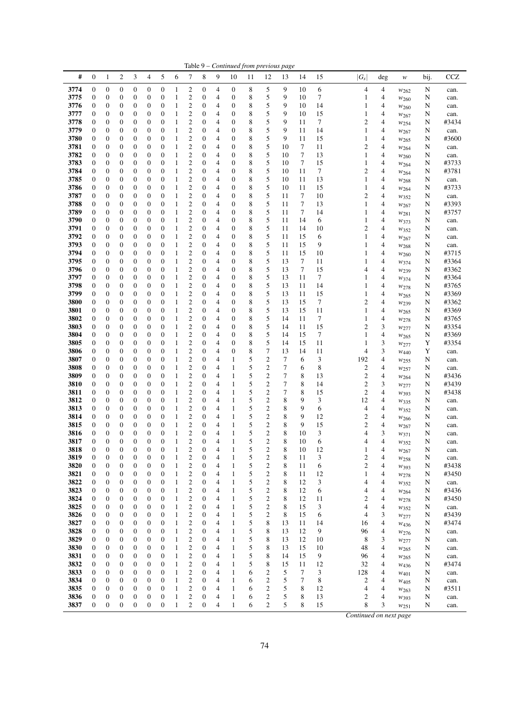Table 9 – *Continued from previous page*

| # | 0 | 1 | 2 | 3 | 4 | 5 | 6 | 7 | 8 | 9 | 10 | 11 | 12 | 13 | 14 | 15 | $\vert G_s \vert$ | deg | $w$ | bij. | CCZ |
|---|---|---|---|---|---|---|---|---|---|---|---|---|---|---|---|---|---|---|---|---|---|
| **3774** | 0 | 0 | 0 | 0 | 0 | 0 | 1 | 2 | 0 | 4 | 0 | 8 | 5 | 9 | 10 | 6 | 4 | 4 | $w_{262}$ | N | can. |
| **3775** | 0 | 0 | 0 | 0 | 0 | 0 | 1 | 2 | 0 | 4 | 0 | 8 | 5 | 9 | 10 | 7 | 1 | 4 | $w_{260}$ | N | can. |
| **3776** | 0 | 0 | 0 | 0 | 0 | 0 | 1 | 2 | 0 | 4 | 0 | 8 | 5 | 9 | 10 | 14 | 1 | 4 | $w_{260}$ | N | can. |
| **3777** | 0 | 0 | 0 | 0 | 0 | 0 | 1 | 2 | 0 | 4 | 0 | 8 | 5 | 9 | 10 | 15 | 1 | 4 | $w_{267}$ | N | can. |
| **3778** | 0 | 0 | 0 | 0 | 0 | 0 | 1 | 2 | 0 | 4 | 0 | 8 | 5 | 9 | 11 | 7 | 2 | 4 | $w_{254}$ | N | #3434 |
| **3779** | 0 | 0 | 0 | 0 | 0 | 0 | 1 | 2 | 0 | 4 | 0 | 8 | 5 | 9 | 11 | 14 | 1 | 4 | $w_{267}$ | N | can. |
| **3780** | 0 | 0 | 0 | 0 | 0 | 0 | 1 | 2 | 0 | 4 | 0 | 8 | 5 | 9 | 11 | 15 | 1 | 4 | $w_{265}$ | N | #3600 |
| **3781** | 0 | 0 | 0 | 0 | 0 | 0 | 1 | 2 | 0 | 4 | 0 | 8 | 5 | 10 | 7 | 11 | 2 | 4 | $w_{264}$ | N | can. |
| **3782** | 0 | 0 | 0 | 0 | 0 | 0 | 1 | 2 | 0 | 4 | 0 | 8 | 5 | 10 | 7 | 13 | 1 | 4 | $w_{260}$ | N | can. |
| **3783** | 0 | 0 | 0 | 0 | 0 | 0 | 1 | 2 | 0 | 4 | 0 | 8 | 5 | 10 | 7 | 15 | 1 | 4 | $w_{264}$ | N | #3733 |
| **3784** | 0 | 0 | 0 | 0 | 0 | 0 | 1 | 2 | 0 | 4 | 0 | 8 | 5 | 10 | 11 | 7 | 2 | 4 | $w_{264}$ | N | #3781 |
| **3785** | 0 | 0 | 0 | 0 | 0 | 0 | 1 | 2 | 0 | 4 | 0 | 8 | 5 | 10 | 11 | 13 | 1 | 4 | $w_{268}$ | N | can. |
| **3786** | 0 | 0 | 0 | 0 | 0 | 0 | 1 | 2 | 0 | 4 | 0 | 8 | 5 | 10 | 11 | 15 | 1 | 4 | $w_{264}$ | N | #3733 |
| **3787** | 0 | 0 | 0 | 0 | 0 | 0 | 1 | 2 | 0 | 4 | 0 | 8 | 5 | 11 | 7 | 10 | 2 | 4 | $w_{352}$ | N | can. |
| **3788** | 0 | 0 | 0 | 0 | 0 | 0 | 1 | 2 | 0 | 4 | 0 | 8 | 5 | 11 | 7 | 13 | 1 | 4 | $w_{267}$ | N | #3393 |
| **3789** | 0 | 0 | 0 | 0 | 0 | 0 | 1 | 2 | 0 | 4 | 0 | 8 | 5 | 11 | 7 | 14 | 1 | 4 | $w_{281}$ | N | #3757 |
| **3790** | 0 | 0 | 0 | 0 | 0 | 0 | 1 | 2 | 0 | 4 | 0 | 8 | 5 | 11 | 14 | 6 | 1 | 4 | $w_{373}$ | N | can. |
| **3791** | 0 | 0 | 0 | 0 | 0 | 0 | 1 | 2 | 0 | 4 | 0 | 8 | 5 | 11 | 14 | 10 | 2 | 4 | $w_{352}$ | N | can. |
| **3792** | 0 | 0 | 0 | 0 | 0 | 0 | 1 | 2 | 0 | 4 | 0 | 8 | 5 | 11 | 15 | 6 | 1 | 4 | $w_{267}$ | N | can. |
| **3793** | 0 | 0 | 0 | 0 | 0 | 0 | 1 | 2 | 0 | 4 | 0 | 8 | 5 | 11 | 15 | 9 | 1 | 4 | $w_{268}$ | N | can. |
| **3794** | 0 | 0 | 0 | 0 | 0 | 0 | 1 | 2 | 0 | 4 | 0 | 8 | 5 | 11 | 15 | 10 | 1 | 4 | $w_{260}$ | N | #3715 |
| **3795** | 0 | 0 | 0 | 0 | 0 | 0 | 1 | 2 | 0 | 4 | 0 | 8 | 5 | 13 | 7 | 11 | 1 | 4 | $w_{374}$ | N | #3364 |
| **3796** | 0 | 0 | 0 | 0 | 0 | 0 | 1 | 2 | 0 | 4 | 0 | 8 | 5 | 13 | 7 | 15 | 4 | 4 | $w_{239}$ | N | #3362 |
| **3797** | 0 | 0 | 0 | 0 | 0 | 0 | 1 | 2 | 0 | 4 | 0 | 8 | 5 | 13 | 11 | 7 | 1 | 4 | $w_{374}$ | N | #3364 |
| **3798** | 0 | 0 | 0 | 0 | 0 | 0 | 1 | 2 | 0 | 4 | 0 | 8 | 5 | 13 | 11 | 14 | 1 | 4 | $w_{278}$ | N | #3765 |
| **3799** | 0 | 0 | 0 | 0 | 0 | 0 | 1 | 2 | 0 | 4 | 0 | 8 | 5 | 13 | 11 | 15 | 1 | 4 | $w_{265}$ | N | #3369 |
| **3800** | 0 | 0 | 0 | 0 | 0 | 0 | 1 | 2 | 0 | 4 | 0 | 8 | 5 | 13 | 15 | 7 | 2 | 4 | $w_{239}$ | N | #3362 |
| **3801** | 0 | 0 | 0 | 0 | 0 | 0 | 1 | 2 | 0 | 4 | 0 | 8 | 5 | 13 | 15 | 11 | 1 | 4 | $w_{265}$ | N | #3369 |
| **3802** | 0 | 0 | 0 | 0 | 0 | 0 | 1 | 2 | 0 | 4 | 0 | 8 | 5 | 14 | 11 | 7 | 1 | 4 | $w_{278}$ | N | #3765 |
| **3803** | 0 | 0 | 0 | 0 | 0 | 0 | 1 | 2 | 0 | 4 | 0 | 8 | 5 | 14 | 11 | 15 | 2 | 3 | $w_{277}$ | N | #3354 |
| **3804** | 0 | 0 | 0 | 0 | 0 | 0 | 1 | 2 | 0 | 4 | 0 | 8 | 5 | 14 | 15 | 7 | 1 | 4 | $w_{265}$ | N | #3369 |
| **3805** | 0 | 0 | 0 | 0 | 0 | 0 | 1 | 2 | 0 | 4 | 0 | 8 | 5 | 14 | 15 | 11 | 1 | 3 | $w_{277}$ | Y | #3354 |
| **3806** | 0 | 0 | 0 | 0 | 0 | 0 | 1 | 2 | 0 | 4 | 0 | 8 | 7 | 13 | 14 | 11 | 4 | 3 | $w_{440}$ | Y | can. |
| **3807** | 0 | 0 | 0 | 0 | 0 | 0 | 1 | 2 | 0 | 4 | 1 | 5 | 2 | 7 | 6 | 3 | 192 | 4 | $w_{255}$ | N | can. |
| **3808** | 0 | 0 | 0 | 0 | 0 | 0 | 1 | 2 | 0 | 4 | 1 | 5 | 2 | 7 | 6 | 8 | 2 | 4 | $w_{257}$ | N | can. |
| **3809** | 0 | 0 | 0 | 0 | 0 | 0 | 1 | 2 | 0 | 4 | 1 | 5 | 2 | 7 | 8 | 13 | 2 | 4 | $w_{264}$ | N | #3436 |
| **3810** | 0 | 0 | 0 | 0 | 0 | 0 | 1 | 2 | 0 | 4 | 1 | 5 | 2 | 7 | 8 | 14 | 2 | 3 | $w_{277}$ | N | #3439 |
| **3811** | 0 | 0 | 0 | 0 | 0 | 0 | 1 | 2 | 0 | 4 | 1 | 5 | 2 | 7 | 8 | 15 | 2 | 4 | $w_{393}$ | N | #3438 |
| **3812** | 0 | 0 | 0 | 0 | 0 | 0 | 1 | 2 | 0 | 4 | 1 | 5 | 2 | 8 | 9 | 3 | 12 | 4 | $w_{335}$ | N | can. |
| **3813** | 0 | 0 | 0 | 0 | 0 | 0 | 1 | 2 | 0 | 4 | 1 | 5 | 2 | 8 | 9 | 6 | 4 | 4 | $w_{352}$ | N | can. |
| **3814** | 0 | 0 | 0 | 0 | 0 | 0 | 1 | 2 | 0 | 4 | 1 | 5 | 2 | 8 | 9 | 12 | 2 | 4 | $w_{266}$ | N | can. |
| **3815** | 0 | 0 | 0 | 0 | 0 | 0 | 1 | 2 | 0 | 4 | 1 | 5 | 2 | 8 | 9 | 15 | 2 | 4 | $w_{267}$ | N | can. |
| **3816** | 0 | 0 | 0 | 0 | 0 | 0 | 1 | 2 | 0 | 4 | 1 | 5 | 2 | 8 | 10 | 3 | 4 | 3 | $w_{371}$ | N | can. |
| **3817** | 0 | 0 | 0 | 0 | 0 | 0 | 1 | 2 | 0 | 4 | 1 | 5 | 2 | 8 | 10 | 6 | 4 | 4 | $w_{352}$ | N | can. |
| **3818** | 0 | 0 | 0 | 0 | 0 | 0 | 1 | 2 | 0 | 4 | 1 | 5 | 2 | 8 | 10 | 12 | 1 | 4 | $w_{267}$ | N | can. |
| **3819** | 0 | 0 | 0 | 0 | 0 | 0 | 1 | 2 | 0 | 4 | 1 | 5 | 2 | 8 | 11 | 3 | 2 | 4 | $w_{258}$ | N | can. |
| **3820** | 0 | 0 | 0 | 0 | 0 | 0 | 1 | 2 | 0 | 4 | 1 | 5 | 2 | 8 | 11 | 6 | 2 | 4 | $w_{393}$ | N | #3438 |
| **3821** | 0 | 0 | 0 | 0 | 0 | 0 | 1 | 2 | 0 | 4 | 1 | 5 | 2 | 8 | 11 | 12 | 1 | 4 | $w_{278}$ | N | #3450 |
| **3822** | 0 | 0 | 0 | 0 | 0 | 0 | 1 | 2 | 0 | 4 | 1 | 5 | 2 | 8 | 12 | 3 | 4 | 4 | $w_{352}$ | N | can. |
| **3823** | 0 | 0 | 0 | 0 | 0 | 0 | 1 | 2 | 0 | 4 | 1 | 5 | 2 | 8 | 12 | 6 | 4 | 4 | $w_{264}$ | N | #3436 |
| **3824** | 0 | 0 | 0 | 0 | 0 | 0 | 1 | 2 | 0 | 4 | 1 | 5 | 2 | 8 | 12 | 11 | 2 | 4 | $w_{278}$ | N | #3450 |
| **3825** | 0 | 0 | 0 | 0 | 0 | 0 | 1 | 2 | 0 | 4 | 1 | 5 | 2 | 8 | 15 | 3 | 4 | 4 | $w_{352}$ | N | can. |
| **3826** | 0 | 0 | 0 | 0 | 0 | 0 | 1 | 2 | 0 | 4 | 1 | 5 | 2 | 8 | 15 | 6 | 4 | 3 | $w_{277}$ | N | #3439 |
| **3827** | 0 | 0 | 0 | 0 | 0 | 0 | 1 | 2 | 0 | 4 | 1 | 5 | 8 | 13 | 11 | 14 | 16 | 4 | $w_{436}$ | N | #3474 |
| **3828** | 0 | 0 | 0 | 0 | 0 | 0 | 1 | 2 | 0 | 4 | 1 | 5 | 8 | 13 | 12 | 9 | 96 | 4 | $w_{276}$ | N | can. |
| **3829** | 0 | 0 | 0 | 0 | 0 | 0 | 1 | 2 | 0 | 4 | 1 | 5 | 8 | 13 | 12 | 10 | 8 | 3 | $w_{277}$ | N | can. |
| **3830** | 0 | 0 | 0 | 0 | 0 | 0 | 1 | 2 | 0 | 4 | 1 | 5 | 8 | 13 | 15 | 10 | 48 | 4 | $w_{265}$ | N | can. |
| **3831** | 0 | 0 | 0 | 0 | 0 | 0 | 1 | 2 | 0 | 4 | 1 | 5 | 8 | 14 | 15 | 9 | 96 | 4 | $w_{265}$ | N | can. |
| **3832** | 0 | 0 | 0 | 0 | 0 | 0 | 1 | 2 | 0 | 4 | 1 | 5 | 8 | 15 | 11 | 12 | 32 | 4 | $w_{436}$ | N | #3474 |
| **3833** | 0 | 0 | 0 | 0 | 0 | 0 | 1 | 2 | 0 | 4 | 1 | 6 | 2 | 5 | 7 | 3 | 128 | 4 | $w_{401}$ | N | can. |
| **3834** | 0 | 0 | 0 | 0 | 0 | 0 | 1 | 2 | 0 | 4 | 1 | 6 | 2 | 5 | 7 | 8 | 2 | 4 | $w_{405}$ | N | can. |
| **3835** | 0 | 0 | 0 | 0 | 0 | 0 | 1 | 2 | 0 | 4 | 1 | 6 | 2 | 5 | 8 | 12 | 4 | 4 | $w_{263}$ | N | #3511 |
| **3836** | 0 | 0 | 0 | 0 | 0 | 0 | 1 | 2 | 0 | 4 | 1 | 6 | 2 | 5 | 8 | 13 | 2 | 4 | $w_{393}$ | N | can. |
| **3837** | 0 | 0 | 0 | 0 | 0 | 0 | 1 | 2 | 0 | 4 | 1 | 6 | 2 | 5 | 8 | 15 | 8 | 3 | $w_{251}$ | N | can. |

*Continued on next page*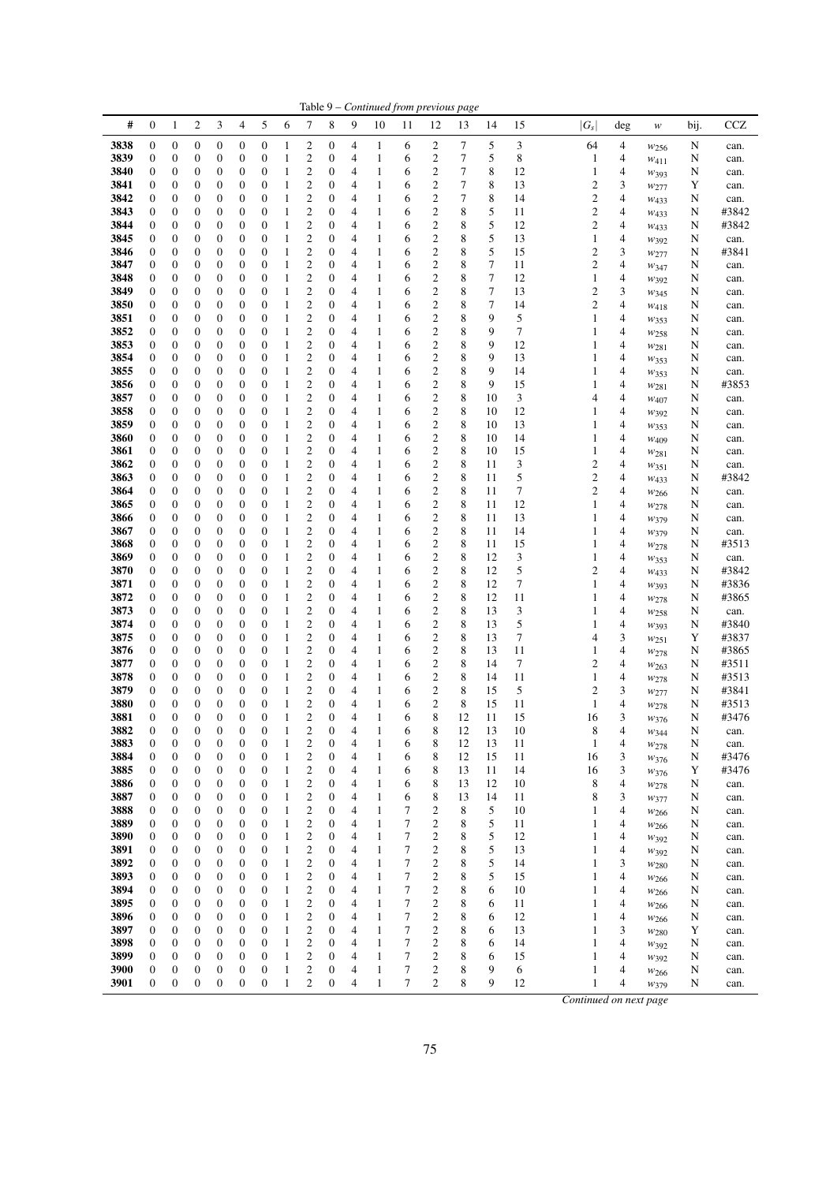Table 9 – *Continued from previous page*

| # | 0 | 1 | 2 | 3 | 4 | 5 | 6 | 7 | 8 | 9 | 10 | 11 | 12 | 13 | 14 | 15 | $\|G_s\|$ | deg | $w$ | bij. | CCZ |
|---|---|---|---|---|---|---|---|---|---|---|---|---|---|---|---|---|---|---|---|---|---|
| **3838** | 0 | 0 | 0 | 0 | 0 | 0 | 1 | 2 | 0 | 4 | 1 | 6 | 2 | 7 | 5 | 3 | 64 | 4 | $w_{256}$ | N | can. |
| **3839** | 0 | 0 | 0 | 0 | 0 | 0 | 1 | 2 | 0 | 4 | 1 | 6 | 2 | 7 | 5 | 8 | 1 | 4 | $w_{411}$ | N | can. |
| **3840** | 0 | 0 | 0 | 0 | 0 | 0 | 1 | 2 | 0 | 4 | 1 | 6 | 2 | 7 | 8 | 12 | 1 | 4 | $w_{393}$ | N | can. |
| **3841** | 0 | 0 | 0 | 0 | 0 | 0 | 1 | 2 | 0 | 4 | 1 | 6 | 2 | 7 | 8 | 13 | 2 | 3 | $w_{277}$ | Y | can. |
| **3842** | 0 | 0 | 0 | 0 | 0 | 0 | 1 | 2 | 0 | 4 | 1 | 6 | 2 | 7 | 8 | 14 | 2 | 4 | $w_{433}$ | N | can. |
| **3843** | 0 | 0 | 0 | 0 | 0 | 0 | 1 | 2 | 0 | 4 | 1 | 6 | 2 | 8 | 5 | 11 | 2 | 4 | $w_{433}$ | N | #3842 |
| **3844** | 0 | 0 | 0 | 0 | 0 | 0 | 1 | 2 | 0 | 4 | 1 | 6 | 2 | 8 | 5 | 12 | 2 | 4 | $w_{433}$ | N | #3842 |
| **3845** | 0 | 0 | 0 | 0 | 0 | 0 | 1 | 2 | 0 | 4 | 1 | 6 | 2 | 8 | 5 | 13 | 1 | 4 | $w_{392}$ | N | can. |
| **3846** | 0 | 0 | 0 | 0 | 0 | 0 | 1 | 2 | 0 | 4 | 1 | 6 | 2 | 8 | 5 | 15 | 2 | 3 | $w_{277}$ | N | #3841 |
| **3847** | 0 | 0 | 0 | 0 | 0 | 0 | 1 | 2 | 0 | 4 | 1 | 6 | 2 | 8 | 7 | 11 | 2 | 4 | $w_{347}$ | N | can. |
| **3848** | 0 | 0 | 0 | 0 | 0 | 0 | 1 | 2 | 0 | 4 | 1 | 6 | 2 | 8 | 7 | 12 | 1 | 4 | $w_{392}$ | N | can. |
| **3849** | 0 | 0 | 0 | 0 | 0 | 0 | 1 | 2 | 0 | 4 | 1 | 6 | 2 | 8 | 7 | 13 | 2 | 3 | $w_{345}$ | N | can. |
| **3850** | 0 | 0 | 0 | 0 | 0 | 0 | 1 | 2 | 0 | 4 | 1 | 6 | 2 | 8 | 7 | 14 | 2 | 4 | $w_{418}$ | N | can. |
| **3851** | 0 | 0 | 0 | 0 | 0 | 0 | 1 | 2 | 0 | 4 | 1 | 6 | 2 | 8 | 9 | 5 | 1 | 4 | $w_{353}$ | N | can. |
| **3852** | 0 | 0 | 0 | 0 | 0 | 0 | 1 | 2 | 0 | 4 | 1 | 6 | 2 | 8 | 9 | 7 | 1 | 4 | $w_{258}$ | N | can. |
| **3853** | 0 | 0 | 0 | 0 | 0 | 0 | 1 | 2 | 0 | 4 | 1 | 6 | 2 | 8 | 9 | 12 | 1 | 4 | $w_{281}$ | N | can. |
| **3854** | 0 | 0 | 0 | 0 | 0 | 0 | 1 | 2 | 0 | 4 | 1 | 6 | 2 | 8 | 9 | 13 | 1 | 4 | $w_{353}$ | N | can. |
| **3855** | 0 | 0 | 0 | 0 | 0 | 0 | 1 | 2 | 0 | 4 | 1 | 6 | 2 | 8 | 9 | 14 | 1 | 4 | $w_{353}$ | N | can. |
| **3856** | 0 | 0 | 0 | 0 | 0 | 0 | 1 | 2 | 0 | 4 | 1 | 6 | 2 | 8 | 9 | 15 | 1 | 4 | $w_{281}$ | N | #3853 |
| **3857** | 0 | 0 | 0 | 0 | 0 | 0 | 1 | 2 | 0 | 4 | 1 | 6 | 2 | 8 | 10 | 3 | 4 | 4 | $w_{407}$ | N | can. |
| **3858** | 0 | 0 | 0 | 0 | 0 | 0 | 1 | 2 | 0 | 4 | 1 | 6 | 2 | 8 | 10 | 12 | 1 | 4 | $w_{392}$ | N | can. |
| **3859** | 0 | 0 | 0 | 0 | 0 | 0 | 1 | 2 | 0 | 4 | 1 | 6 | 2 | 8 | 10 | 13 | 1 | 4 | $w_{353}$ | N | can. |
| **3860** | 0 | 0 | 0 | 0 | 0 | 0 | 1 | 2 | 0 | 4 | 1 | 6 | 2 | 8 | 10 | 14 | 1 | 4 | $w_{409}$ | N | can. |
| **3861** | 0 | 0 | 0 | 0 | 0 | 0 | 1 | 2 | 0 | 4 | 1 | 6 | 2 | 8 | 10 | 15 | 1 | 4 | $w_{281}$ | N | can. |
| **3862** | 0 | 0 | 0 | 0 | 0 | 0 | 1 | 2 | 0 | 4 | 1 | 6 | 2 | 8 | 11 | 3 | 2 | 4 | $w_{351}$ | N | can. |
| **3863** | 0 | 0 | 0 | 0 | 0 | 0 | 1 | 2 | 0 | 4 | 1 | 6 | 2 | 8 | 11 | 5 | 2 | 4 | $w_{433}$ | N | #3842 |
| **3864** | 0 | 0 | 0 | 0 | 0 | 0 | 1 | 2 | 0 | 4 | 1 | 6 | 2 | 8 | 11 | 7 | 2 | 4 | $w_{266}$ | N | can. |
| **3865** | 0 | 0 | 0 | 0 | 0 | 0 | 1 | 2 | 0 | 4 | 1 | 6 | 2 | 8 | 11 | 12 | 1 | 4 | $w_{278}$ | N | can. |
| **3866** | 0 | 0 | 0 | 0 | 0 | 0 | 1 | 2 | 0 | 4 | 1 | 6 | 2 | 8 | 11 | 13 | 1 | 4 | $w_{379}$ | N | can. |
| **3867** | 0 | 0 | 0 | 0 | 0 | 0 | 1 | 2 | 0 | 4 | 1 | 6 | 2 | 8 | 11 | 14 | 1 | 4 | $w_{379}$ | N | can. |
| **3868** | 0 | 0 | 0 | 0 | 0 | 0 | 1 | 2 | 0 | 4 | 1 | 6 | 2 | 8 | 11 | 15 | 1 | 4 | $w_{278}$ | N | #3513 |
| **3869** | 0 | 0 | 0 | 0 | 0 | 0 | 1 | 2 | 0 | 4 | 1 | 6 | 2 | 8 | 12 | 3 | 1 | 4 | $w_{353}$ | N | can. |
| **3870** | 0 | 0 | 0 | 0 | 0 | 0 | 1 | 2 | 0 | 4 | 1 | 6 | 2 | 8 | 12 | 5 | 2 | 4 | $w_{433}$ | N | #3842 |
| **3871** | 0 | 0 | 0 | 0 | 0 | 0 | 1 | 2 | 0 | 4 | 1 | 6 | 2 | 8 | 12 | 7 | 1 | 4 | $w_{393}$ | N | #3836 |
| **3872** | 0 | 0 | 0 | 0 | 0 | 0 | 1 | 2 | 0 | 4 | 1 | 6 | 2 | 8 | 12 | 11 | 1 | 4 | $w_{278}$ | N | #3865 |
| **3873** | 0 | 0 | 0 | 0 | 0 | 0 | 1 | 2 | 0 | 4 | 1 | 6 | 2 | 8 | 13 | 3 | 1 | 4 | $w_{258}$ | N | can. |
| **3874** | 0 | 0 | 0 | 0 | 0 | 0 | 1 | 2 | 0 | 4 | 1 | 6 | 2 | 8 | 13 | 5 | 1 | 4 | $w_{393}$ | N | #3840 |
| **3875** | 0 | 0 | 0 | 0 | 0 | 0 | 1 | 2 | 0 | 4 | 1 | 6 | 2 | 8 | 13 | 7 | 4 | 3 | $w_{251}$ | Y | #3837 |
| **3876** | 0 | 0 | 0 | 0 | 0 | 0 | 1 | 2 | 0 | 4 | 1 | 6 | 2 | 8 | 13 | 11 | 1 | 4 | $w_{278}$ | N | #3865 |
| **3877** | 0 | 0 | 0 | 0 | 0 | 0 | 1 | 2 | 0 | 4 | 1 | 6 | 2 | 8 | 14 | 7 | 2 | 4 | $w_{263}$ | N | #3511 |
| **3878** | 0 | 0 | 0 | 0 | 0 | 0 | 1 | 2 | 0 | 4 | 1 | 6 | 2 | 8 | 14 | 11 | 1 | 4 | $w_{278}$ | N | #3513 |
| **3879** | 0 | 0 | 0 | 0 | 0 | 0 | 1 | 2 | 0 | 4 | 1 | 6 | 2 | 8 | 15 | 5 | 2 | 3 | $w_{277}$ | N | #3841 |
| **3880** | 0 | 0 | 0 | 0 | 0 | 0 | 1 | 2 | 0 | 4 | 1 | 6 | 2 | 8 | 15 | 11 | 1 | 4 | $w_{278}$ | N | #3513 |
| **3881** | 0 | 0 | 0 | 0 | 0 | 0 | 1 | 2 | 0 | 4 | 1 | 6 | 8 | 12 | 11 | 15 | 16 | 3 | $w_{376}$ | N | #3476 |
| **3882** | 0 | 0 | 0 | 0 | 0 | 0 | 1 | 2 | 0 | 4 | 1 | 6 | 8 | 12 | 13 | 10 | 8 | 4 | $w_{344}$ | N | can. |
| **3883** | 0 | 0 | 0 | 0 | 0 | 0 | 1 | 2 | 0 | 4 | 1 | 6 | 8 | 12 | 13 | 11 | 1 | 4 | $w_{278}$ | N | can. |
| **3884** | 0 | 0 | 0 | 0 | 0 | 0 | 1 | 2 | 0 | 4 | 1 | 6 | 8 | 12 | 15 | 11 | 16 | 3 | $w_{376}$ | N | #3476 |
| **3885** | 0 | 0 | 0 | 0 | 0 | 0 | 1 | 2 | 0 | 4 | 1 | 6 | 8 | 13 | 11 | 14 | 16 | 3 | $w_{376}$ | Y | #3476 |
| **3886** | 0 | 0 | 0 | 0 | 0 | 0 | 1 | 2 | 0 | 4 | 1 | 6 | 8 | 13 | 12 | 10 | 8 | 4 | $w_{278}$ | N | can. |
| **3887** | 0 | 0 | 0 | 0 | 0 | 0 | 1 | 2 | 0 | 4 | 1 | 6 | 8 | 13 | 14 | 11 | 8 | 3 | $w_{377}$ | N | can. |
| **3888** | 0 | 0 | 0 | 0 | 0 | 0 | 1 | 2 | 0 | 4 | 1 | 7 | 2 | 8 | 5 | 10 | 1 | 4 | $w_{266}$ | N | can. |
| **3889** | 0 | 0 | 0 | 0 | 0 | 0 | 1 | 2 | 0 | 4 | 1 | 7 | 2 | 8 | 5 | 11 | 1 | 4 | $w_{266}$ | N | can. |
| **3890** | 0 | 0 | 0 | 0 | 0 | 0 | 1 | 2 | 0 | 4 | 1 | 7 | 2 | 8 | 5 | 12 | 1 | 4 | $w_{392}$ | N | can. |
| **3891** | 0 | 0 | 0 | 0 | 0 | 0 | 1 | 2 | 0 | 4 | 1 | 7 | 2 | 8 | 5 | 13 | 1 | 4 | $w_{392}$ | N | can. |
| **3892** | 0 | 0 | 0 | 0 | 0 | 0 | 1 | 2 | 0 | 4 | 1 | 7 | 2 | 8 | 5 | 14 | 1 | 3 | $w_{280}$ | N | can. |
| **3893** | 0 | 0 | 0 | 0 | 0 | 0 | 1 | 2 | 0 | 4 | 1 | 7 | 2 | 8 | 5 | 15 | 1 | 4 | $w_{266}$ | N | can. |
| **3894** | 0 | 0 | 0 | 0 | 0 | 0 | 1 | 2 | 0 | 4 | 1 | 7 | 2 | 8 | 6 | 10 | 1 | 4 | $w_{266}$ | N | can. |
| **3895** | 0 | 0 | 0 | 0 | 0 | 0 | 1 | 2 | 0 | 4 | 1 | 7 | 2 | 8 | 6 | 11 | 1 | 4 | $w_{266}$ | N | can. |
| **3896** | 0 | 0 | 0 | 0 | 0 | 0 | 1 | 2 | 0 | 4 | 1 | 7 | 2 | 8 | 6 | 12 | 1 | 4 | $w_{266}$ | N | can. |
| **3897** | 0 | 0 | 0 | 0 | 0 | 0 | 1 | 2 | 0 | 4 | 1 | 7 | 2 | 8 | 6 | 13 | 1 | 3 | $w_{280}$ | Y | can. |
| **3898** | 0 | 0 | 0 | 0 | 0 | 0 | 1 | 2 | 0 | 4 | 1 | 7 | 2 | 8 | 6 | 14 | 1 | 4 | $w_{392}$ | N | can. |
| **3899** | 0 | 0 | 0 | 0 | 0 | 0 | 1 | 2 | 0 | 4 | 1 | 7 | 2 | 8 | 6 | 15 | 1 | 4 | $w_{392}$ | N | can. |
| **3900** | 0 | 0 | 0 | 0 | 0 | 0 | 1 | 2 | 0 | 4 | 1 | 7 | 2 | 8 | 9 | 6 | 1 | 4 | $w_{266}$ | N | can. |
| **3901** | 0 | 0 | 0 | 0 | 0 | 0 | 1 | 2 | 0 | 4 | 1 | 7 | 2 | 8 | 9 | 12 | 1 | 4 | $w_{379}$ | N | can. |

*Continued on next page*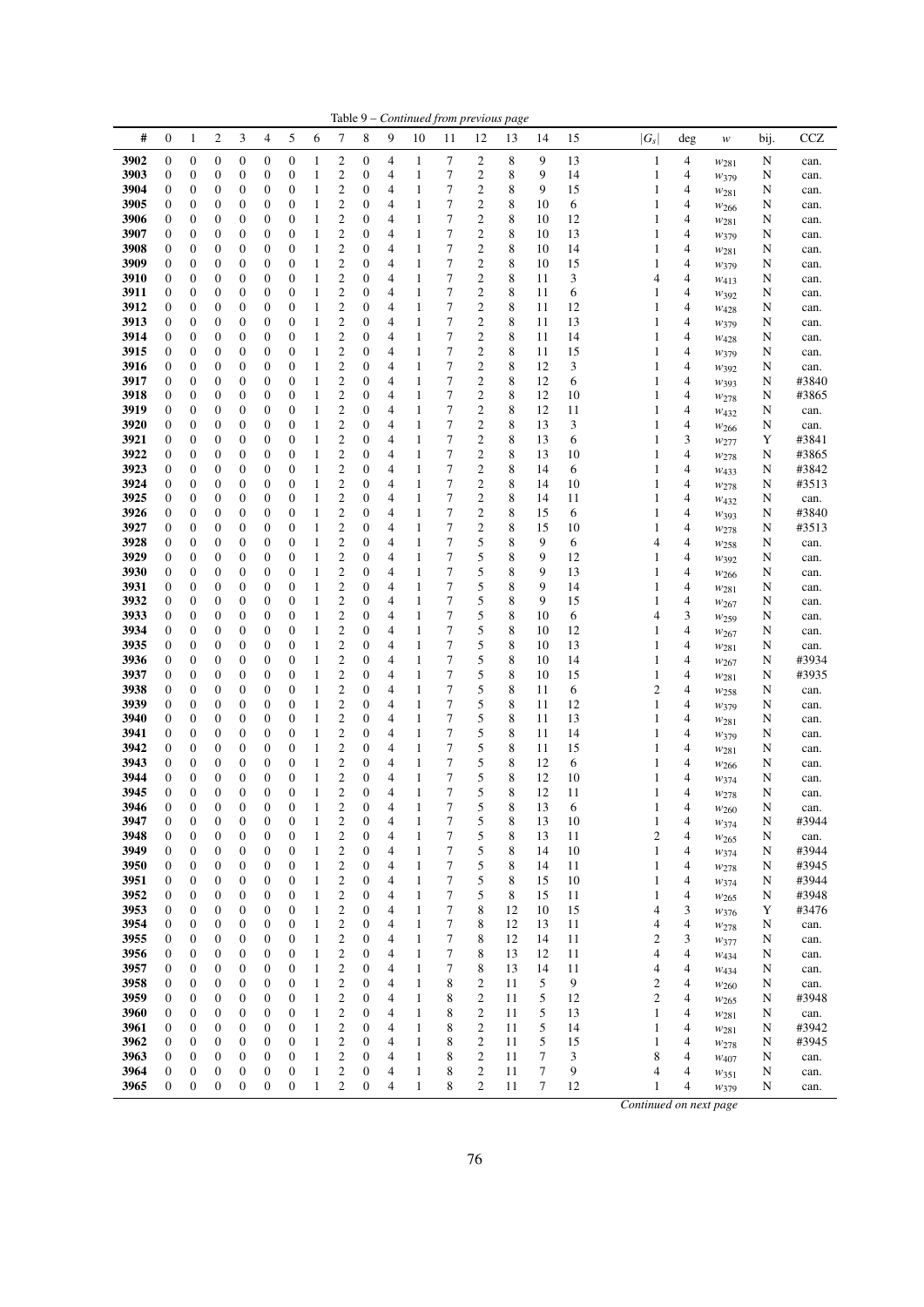Table 9 – *Continued from previous page*

| # | 0 | 1 | 2 | 3 | 4 | 5 | 6 | 7 | 8 | 9 | 10 | 11 | 12 | 13 | 14 | 15 | $\lvert G_s \rvert$ | deg | $w$ | bij. | CCZ |
|---|---|---|---|---|---|---|---|---|---|---|---|---|---|---|---|---|---|---|---|---|---|
| **3902** | 0 | 0 | 0 | 0 | 0 | 0 | 1 | 2 | 0 | 4 | 1 | 7 | 2 | 8 | 9 | 13 | 1 | 4 | $w_{281}$ | N | can. |
| **3903** | 0 | 0 | 0 | 0 | 0 | 0 | 1 | 2 | 0 | 4 | 1 | 7 | 2 | 8 | 9 | 14 | 1 | 4 | $w_{379}$ | N | can. |
| **3904** | 0 | 0 | 0 | 0 | 0 | 0 | 1 | 2 | 0 | 4 | 1 | 7 | 2 | 8 | 9 | 15 | 1 | 4 | $w_{281}$ | N | can. |
| **3905** | 0 | 0 | 0 | 0 | 0 | 0 | 1 | 2 | 0 | 4 | 1 | 7 | 2 | 8 | 10 | 6 | 1 | 4 | $w_{266}$ | N | can. |
| **3906** | 0 | 0 | 0 | 0 | 0 | 0 | 1 | 2 | 0 | 4 | 1 | 7 | 2 | 8 | 10 | 12 | 1 | 4 | $w_{281}$ | N | can. |
| **3907** | 0 | 0 | 0 | 0 | 0 | 0 | 1 | 2 | 0 | 4 | 1 | 7 | 2 | 8 | 10 | 13 | 1 | 4 | $w_{379}$ | N | can. |
| **3908** | 0 | 0 | 0 | 0 | 0 | 0 | 1 | 2 | 0 | 4 | 1 | 7 | 2 | 8 | 10 | 14 | 1 | 4 | $w_{281}$ | N | can. |
| **3909** | 0 | 0 | 0 | 0 | 0 | 0 | 1 | 2 | 0 | 4 | 1 | 7 | 2 | 8 | 10 | 15 | 1 | 4 | $w_{379}$ | N | can. |
| **3910** | 0 | 0 | 0 | 0 | 0 | 0 | 1 | 2 | 0 | 4 | 1 | 7 | 2 | 8 | 11 | 3 | 4 | 4 | $w_{413}$ | N | can. |
| **3911** | 0 | 0 | 0 | 0 | 0 | 0 | 1 | 2 | 0 | 4 | 1 | 7 | 2 | 8 | 11 | 6 | 1 | 4 | $w_{392}$ | N | can. |
| **3912** | 0 | 0 | 0 | 0 | 0 | 0 | 1 | 2 | 0 | 4 | 1 | 7 | 2 | 8 | 11 | 12 | 1 | 4 | $w_{428}$ | N | can. |
| **3913** | 0 | 0 | 0 | 0 | 0 | 0 | 1 | 2 | 0 | 4 | 1 | 7 | 2 | 8 | 11 | 13 | 1 | 4 | $w_{379}$ | N | can. |
| **3914** | 0 | 0 | 0 | 0 | 0 | 0 | 1 | 2 | 0 | 4 | 1 | 7 | 2 | 8 | 11 | 14 | 1 | 4 | $w_{428}$ | N | can. |
| **3915** | 0 | 0 | 0 | 0 | 0 | 0 | 1 | 2 | 0 | 4 | 1 | 7 | 2 | 8 | 11 | 15 | 1 | 4 | $w_{379}$ | N | can. |
| **3916** | 0 | 0 | 0 | 0 | 0 | 0 | 1 | 2 | 0 | 4 | 1 | 7 | 2 | 8 | 12 | 3 | 1 | 4 | $w_{392}$ | N | can. |
| **3917** | 0 | 0 | 0 | 0 | 0 | 0 | 1 | 2 | 0 | 4 | 1 | 7 | 2 | 8 | 12 | 6 | 1 | 4 | $w_{393}$ | N | #3840 |
| **3918** | 0 | 0 | 0 | 0 | 0 | 0 | 1 | 2 | 0 | 4 | 1 | 7 | 2 | 8 | 12 | 10 | 1 | 4 | $w_{278}$ | N | #3865 |
| **3919** | 0 | 0 | 0 | 0 | 0 | 0 | 1 | 2 | 0 | 4 | 1 | 7 | 2 | 8 | 12 | 11 | 1 | 4 | $w_{432}$ | N | can. |
| **3920** | 0 | 0 | 0 | 0 | 0 | 0 | 1 | 2 | 0 | 4 | 1 | 7 | 2 | 8 | 13 | 3 | 1 | 4 | $w_{266}$ | N | can. |
| **3921** | 0 | 0 | 0 | 0 | 0 | 0 | 1 | 2 | 0 | 4 | 1 | 7 | 2 | 8 | 13 | 6 | 1 | 3 | $w_{277}$ | Y | #3841 |
| **3922** | 0 | 0 | 0 | 0 | 0 | 0 | 1 | 2 | 0 | 4 | 1 | 7 | 2 | 8 | 13 | 10 | 1 | 4 | $w_{278}$ | N | #3865 |
| **3923** | 0 | 0 | 0 | 0 | 0 | 0 | 1 | 2 | 0 | 4 | 1 | 7 | 2 | 8 | 14 | 6 | 1 | 4 | $w_{433}$ | N | #3842 |
| **3924** | 0 | 0 | 0 | 0 | 0 | 0 | 1 | 2 | 0 | 4 | 1 | 7 | 2 | 8 | 14 | 10 | 1 | 4 | $w_{278}$ | N | #3513 |
| **3925** | 0 | 0 | 0 | 0 | 0 | 0 | 1 | 2 | 0 | 4 | 1 | 7 | 2 | 8 | 14 | 11 | 1 | 4 | $w_{432}$ | N | can. |
| **3926** | 0 | 0 | 0 | 0 | 0 | 0 | 1 | 2 | 0 | 4 | 1 | 7 | 2 | 8 | 15 | 6 | 1 | 4 | $w_{393}$ | N | #3840 |
| **3927** | 0 | 0 | 0 | 0 | 0 | 0 | 1 | 2 | 0 | 4 | 1 | 7 | 2 | 8 | 15 | 10 | 1 | 4 | $w_{278}$ | N | #3513 |
| **3928** | 0 | 0 | 0 | 0 | 0 | 0 | 1 | 2 | 0 | 4 | 1 | 7 | 5 | 8 | 9 | 6 | 4 | 4 | $w_{258}$ | N | can. |
| **3929** | 0 | 0 | 0 | 0 | 0 | 0 | 1 | 2 | 0 | 4 | 1 | 7 | 5 | 8 | 9 | 12 | 1 | 4 | $w_{392}$ | N | can. |
| **3930** | 0 | 0 | 0 | 0 | 0 | 0 | 1 | 2 | 0 | 4 | 1 | 7 | 5 | 8 | 9 | 13 | 1 | 4 | $w_{266}$ | N | can. |
| **3931** | 0 | 0 | 0 | 0 | 0 | 0 | 1 | 2 | 0 | 4 | 1 | 7 | 5 | 8 | 9 | 14 | 1 | 4 | $w_{281}$ | N | can. |
| **3932** | 0 | 0 | 0 | 0 | 0 | 0 | 1 | 2 | 0 | 4 | 1 | 7 | 5 | 8 | 9 | 15 | 1 | 4 | $w_{267}$ | N | can. |
| **3933** | 0 | 0 | 0 | 0 | 0 | 0 | 1 | 2 | 0 | 4 | 1 | 7 | 5 | 8 | 10 | 6 | 4 | 3 | $w_{259}$ | N | can. |
| **3934** | 0 | 0 | 0 | 0 | 0 | 0 | 1 | 2 | 0 | 4 | 1 | 7 | 5 | 8 | 10 | 12 | 1 | 4 | $w_{267}$ | N | can. |
| **3935** | 0 | 0 | 0 | 0 | 0 | 0 | 1 | 2 | 0 | 4 | 1 | 7 | 5 | 8 | 10 | 13 | 1 | 4 | $w_{281}$ | N | can. |
| **3936** | 0 | 0 | 0 | 0 | 0 | 0 | 1 | 2 | 0 | 4 | 1 | 7 | 5 | 8 | 10 | 14 | 1 | 4 | $w_{267}$ | N | #3934 |
| **3937** | 0 | 0 | 0 | 0 | 0 | 0 | 1 | 2 | 0 | 4 | 1 | 7 | 5 | 8 | 10 | 15 | 1 | 4 | $w_{281}$ | N | #3935 |
| **3938** | 0 | 0 | 0 | 0 | 0 | 0 | 1 | 2 | 0 | 4 | 1 | 7 | 5 | 8 | 11 | 6 | 2 | 4 | $w_{258}$ | N | can. |
| **3939** | 0 | 0 | 0 | 0 | 0 | 0 | 1 | 2 | 0 | 4 | 1 | 7 | 5 | 8 | 11 | 12 | 1 | 4 | $w_{379}$ | N | can. |
| **3940** | 0 | 0 | 0 | 0 | 0 | 0 | 1 | 2 | 0 | 4 | 1 | 7 | 5 | 8 | 11 | 13 | 1 | 4 | $w_{281}$ | N | can. |
| **3941** | 0 | 0 | 0 | 0 | 0 | 0 | 1 | 2 | 0 | 4 | 1 | 7 | 5 | 8 | 11 | 14 | 1 | 4 | $w_{379}$ | N | can. |
| **3942** | 0 | 0 | 0 | 0 | 0 | 0 | 1 | 2 | 0 | 4 | 1 | 7 | 5 | 8 | 11 | 15 | 1 | 4 | $w_{281}$ | N | can. |
| **3943** | 0 | 0 | 0 | 0 | 0 | 0 | 1 | 2 | 0 | 4 | 1 | 7 | 5 | 8 | 12 | 6 | 1 | 4 | $w_{266}$ | N | can. |
| **3944** | 0 | 0 | 0 | 0 | 0 | 0 | 1 | 2 | 0 | 4 | 1 | 7 | 5 | 8 | 12 | 10 | 1 | 4 | $w_{374}$ | N | can. |
| **3945** | 0 | 0 | 0 | 0 | 0 | 0 | 1 | 2 | 0 | 4 | 1 | 7 | 5 | 8 | 12 | 11 | 1 | 4 | $w_{278}$ | N | can. |
| **3946** | 0 | 0 | 0 | 0 | 0 | 0 | 1 | 2 | 0 | 4 | 1 | 7 | 5 | 8 | 13 | 6 | 1 | 4 | $w_{260}$ | N | can. |
| **3947** | 0 | 0 | 0 | 0 | 0 | 0 | 1 | 2 | 0 | 4 | 1 | 7 | 5 | 8 | 13 | 10 | 1 | 4 | $w_{374}$ | N | #3944 |
| **3948** | 0 | 0 | 0 | 0 | 0 | 0 | 1 | 2 | 0 | 4 | 1 | 7 | 5 | 8 | 13 | 11 | 2 | 4 | $w_{265}$ | N | can. |
| **3949** | 0 | 0 | 0 | 0 | 0 | 0 | 1 | 2 | 0 | 4 | 1 | 7 | 5 | 8 | 14 | 10 | 1 | 4 | $w_{374}$ | N | #3944 |
| **3950** | 0 | 0 | 0 | 0 | 0 | 0 | 1 | 2 | 0 | 4 | 1 | 7 | 5 | 8 | 14 | 11 | 1 | 4 | $w_{278}$ | N | #3945 |
| **3951** | 0 | 0 | 0 | 0 | 0 | 0 | 1 | 2 | 0 | 4 | 1 | 7 | 5 | 8 | 15 | 10 | 1 | 4 | $w_{374}$ | N | #3944 |
| **3952** | 0 | 0 | 0 | 0 | 0 | 0 | 1 | 2 | 0 | 4 | 1 | 7 | 5 | 8 | 15 | 11 | 1 | 4 | $w_{265}$ | N | #3948 |
| **3953** | 0 | 0 | 0 | 0 | 0 | 0 | 1 | 2 | 0 | 4 | 1 | 7 | 8 | 12 | 10 | 15 | 4 | 3 | $w_{376}$ | Y | #3476 |
| **3954** | 0 | 0 | 0 | 0 | 0 | 0 | 1 | 2 | 0 | 4 | 1 | 7 | 8 | 12 | 13 | 11 | 4 | 4 | $w_{278}$ | N | can. |
| **3955** | 0 | 0 | 0 | 0 | 0 | 0 | 1 | 2 | 0 | 4 | 1 | 7 | 8 | 12 | 14 | 11 | 2 | 3 | $w_{377}$ | N | can. |
| **3956** | 0 | 0 | 0 | 0 | 0 | 0 | 1 | 2 | 0 | 4 | 1 | 7 | 8 | 13 | 12 | 11 | 4 | 4 | $w_{434}$ | N | can. |
| **3957** | 0 | 0 | 0 | 0 | 0 | 0 | 1 | 2 | 0 | 4 | 1 | 7 | 8 | 13 | 14 | 11 | 4 | 4 | $w_{434}$ | N | can. |
| **3958** | 0 | 0 | 0 | 0 | 0 | 0 | 1 | 2 | 0 | 4 | 1 | 8 | 2 | 11 | 5 | 9 | 2 | 4 | $w_{260}$ | N | can. |
| **3959** | 0 | 0 | 0 | 0 | 0 | 0 | 1 | 2 | 0 | 4 | 1 | 8 | 2 | 11 | 5 | 12 | 2 | 4 | $w_{265}$ | N | #3948 |
| **3960** | 0 | 0 | 0 | 0 | 0 | 0 | 1 | 2 | 0 | 4 | 1 | 8 | 2 | 11 | 5 | 13 | 1 | 4 | $w_{281}$ | N | can. |
| **3961** | 0 | 0 | 0 | 0 | 0 | 0 | 1 | 2 | 0 | 4 | 1 | 8 | 2 | 11 | 5 | 14 | 1 | 4 | $w_{281}$ | N | #3942 |
| **3962** | 0 | 0 | 0 | 0 | 0 | 0 | 1 | 2 | 0 | 4 | 1 | 8 | 2 | 11 | 5 | 15 | 1 | 4 | $w_{278}$ | N | #3945 |
| **3963** | 0 | 0 | 0 | 0 | 0 | 0 | 1 | 2 | 0 | 4 | 1 | 8 | 2 | 11 | 7 | 3 | 8 | 4 | $w_{407}$ | N | can. |
| **3964** | 0 | 0 | 0 | 0 | 0 | 0 | 1 | 2 | 0 | 4 | 1 | 8 | 2 | 11 | 7 | 9 | 4 | 4 | $w_{351}$ | N | can. |
| **3965** | 0 | 0 | 0 | 0 | 0 | 0 | 1 | 2 | 0 | 4 | 1 | 8 | 2 | 11 | 7 | 12 | 1 | 4 | $w_{379}$ | N | can. |

*Continued on next page*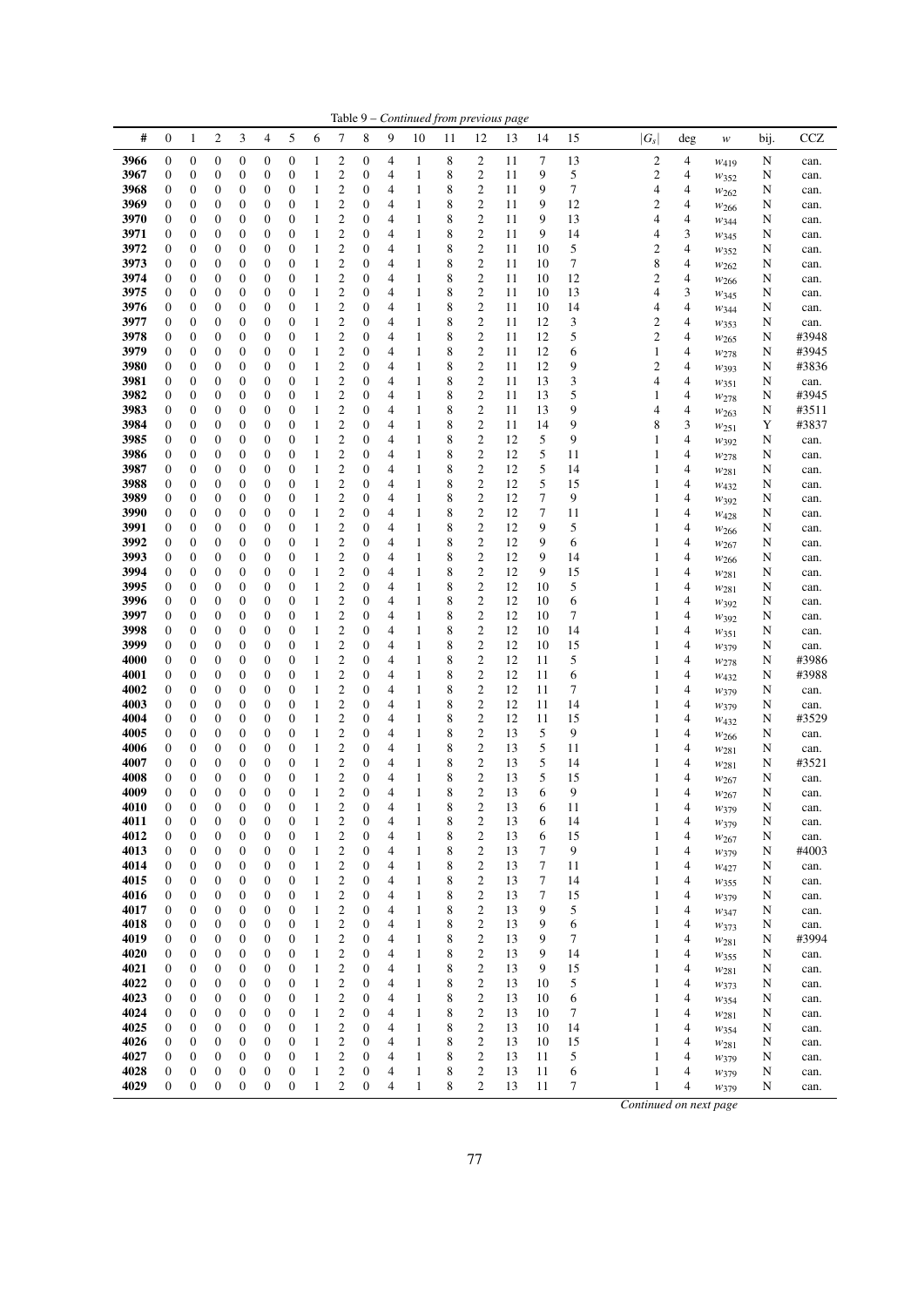Table 9 – *Continued from previous page*

| # | 0 | 1 | 2 | 3 | 4 | 5 | 6 | 7 | 8 | 9 | 10 | 11 | 12 | 13 | 14 | 15 | $\|G_s\|$ | deg | $w$ | bij. | CCZ |
|---|---|---|---|---|---|---|---|---|---|---|---|---|---|---|---|---|---|---|---|---|---|
| 3966 | 0 | 0 | 0 | 0 | 0 | 0 | 1 | 2 | 0 | 4 | 1 | 8 | 2 | 11 | 7 | 13 | 2 | 4 | $w_{419}$ | N | can. |
| 3967 | 0 | 0 | 0 | 0 | 0 | 0 | 1 | 2 | 0 | 4 | 1 | 8 | 2 | 11 | 9 | 5 | 2 | 4 | $w_{352}$ | N | can. |
| 3968 | 0 | 0 | 0 | 0 | 0 | 0 | 1 | 2 | 0 | 4 | 1 | 8 | 2 | 11 | 9 | 7 | 4 | 4 | $w_{262}$ | N | can. |
| 3969 | 0 | 0 | 0 | 0 | 0 | 0 | 1 | 2 | 0 | 4 | 1 | 8 | 2 | 11 | 9 | 12 | 2 | 4 | $w_{266}$ | N | can. |
| 3970 | 0 | 0 | 0 | 0 | 0 | 0 | 1 | 2 | 0 | 4 | 1 | 8 | 2 | 11 | 9 | 13 | 4 | 4 | $w_{344}$ | N | can. |
| 3971 | 0 | 0 | 0 | 0 | 0 | 0 | 1 | 2 | 0 | 4 | 1 | 8 | 2 | 11 | 9 | 14 | 4 | 3 | $w_{345}$ | N | can. |
| 3972 | 0 | 0 | 0 | 0 | 0 | 0 | 1 | 2 | 0 | 4 | 1 | 8 | 2 | 11 | 10 | 5 | 2 | 4 | $w_{352}$ | N | can. |
| 3973 | 0 | 0 | 0 | 0 | 0 | 0 | 1 | 2 | 0 | 4 | 1 | 8 | 2 | 11 | 10 | 7 | 8 | 4 | $w_{262}$ | N | can. |
| 3974 | 0 | 0 | 0 | 0 | 0 | 0 | 1 | 2 | 0 | 4 | 1 | 8 | 2 | 11 | 10 | 12 | 2 | 4 | $w_{266}$ | N | can. |
| 3975 | 0 | 0 | 0 | 0 | 0 | 0 | 1 | 2 | 0 | 4 | 1 | 8 | 2 | 11 | 10 | 13 | 4 | 3 | $w_{345}$ | N | can. |
| 3976 | 0 | 0 | 0 | 0 | 0 | 0 | 1 | 2 | 0 | 4 | 1 | 8 | 2 | 11 | 10 | 14 | 4 | 4 | $w_{344}$ | N | can. |
| 3977 | 0 | 0 | 0 | 0 | 0 | 0 | 1 | 2 | 0 | 4 | 1 | 8 | 2 | 11 | 12 | 3 | 2 | 4 | $w_{353}$ | N | can. |
| 3978 | 0 | 0 | 0 | 0 | 0 | 0 | 1 | 2 | 0 | 4 | 1 | 8 | 2 | 11 | 12 | 5 | 2 | 4 | $w_{265}$ | N | #3948 |
| 3979 | 0 | 0 | 0 | 0 | 0 | 0 | 1 | 2 | 0 | 4 | 1 | 8 | 2 | 11 | 12 | 6 | 1 | 4 | $w_{278}$ | N | #3945 |
| 3980 | 0 | 0 | 0 | 0 | 0 | 0 | 1 | 2 | 0 | 4 | 1 | 8 | 2 | 11 | 12 | 9 | 2 | 4 | $w_{393}$ | N | #3836 |
| 3981 | 0 | 0 | 0 | 0 | 0 | 0 | 1 | 2 | 0 | 4 | 1 | 8 | 2 | 11 | 13 | 3 | 4 | 4 | $w_{351}$ | N | can. |
| 3982 | 0 | 0 | 0 | 0 | 0 | 0 | 1 | 2 | 0 | 4 | 1 | 8 | 2 | 11 | 13 | 5 | 1 | 4 | $w_{278}$ | N | #3945 |
| 3983 | 0 | 0 | 0 | 0 | 0 | 0 | 1 | 2 | 0 | 4 | 1 | 8 | 2 | 11 | 13 | 9 | 4 | 4 | $w_{263}$ | N | #3511 |
| 3984 | 0 | 0 | 0 | 0 | 0 | 0 | 1 | 2 | 0 | 4 | 1 | 8 | 2 | 11 | 14 | 9 | 8 | 3 | $w_{251}$ | Y | #3837 |
| 3985 | 0 | 0 | 0 | 0 | 0 | 0 | 1 | 2 | 0 | 4 | 1 | 8 | 2 | 12 | 5 | 9 | 1 | 4 | $w_{392}$ | N | can. |
| 3986 | 0 | 0 | 0 | 0 | 0 | 0 | 1 | 2 | 0 | 4 | 1 | 8 | 2 | 12 | 5 | 11 | 1 | 4 | $w_{278}$ | N | can. |
| 3987 | 0 | 0 | 0 | 0 | 0 | 0 | 1 | 2 | 0 | 4 | 1 | 8 | 2 | 12 | 5 | 14 | 1 | 4 | $w_{281}$ | N | can. |
| 3988 | 0 | 0 | 0 | 0 | 0 | 0 | 1 | 2 | 0 | 4 | 1 | 8 | 2 | 12 | 5 | 15 | 1 | 4 | $w_{432}$ | N | can. |
| 3989 | 0 | 0 | 0 | 0 | 0 | 0 | 1 | 2 | 0 | 4 | 1 | 8 | 2 | 12 | 7 | 9 | 1 | 4 | $w_{392}$ | N | can. |
| 3990 | 0 | 0 | 0 | 0 | 0 | 0 | 1 | 2 | 0 | 4 | 1 | 8 | 2 | 12 | 7 | 11 | 1 | 4 | $w_{428}$ | N | can. |
| 3991 | 0 | 0 | 0 | 0 | 0 | 0 | 1 | 2 | 0 | 4 | 1 | 8 | 2 | 12 | 9 | 5 | 1 | 4 | $w_{266}$ | N | can. |
| 3992 | 0 | 0 | 0 | 0 | 0 | 0 | 1 | 2 | 0 | 4 | 1 | 8 | 2 | 12 | 9 | 6 | 1 | 4 | $w_{267}$ | N | can. |
| 3993 | 0 | 0 | 0 | 0 | 0 | 0 | 1 | 2 | 0 | 4 | 1 | 8 | 2 | 12 | 9 | 14 | 1 | 4 | $w_{266}$ | N | can. |
| 3994 | 0 | 0 | 0 | 0 | 0 | 0 | 1 | 2 | 0 | 4 | 1 | 8 | 2 | 12 | 9 | 15 | 1 | 4 | $w_{281}$ | N | can. |
| 3995 | 0 | 0 | 0 | 0 | 0 | 0 | 1 | 2 | 0 | 4 | 1 | 8 | 2 | 12 | 10 | 5 | 1 | 4 | $w_{281}$ | N | can. |
| 3996 | 0 | 0 | 0 | 0 | 0 | 0 | 1 | 2 | 0 | 4 | 1 | 8 | 2 | 12 | 10 | 6 | 1 | 4 | $w_{392}$ | N | can. |
| 3997 | 0 | 0 | 0 | 0 | 0 | 0 | 1 | 2 | 0 | 4 | 1 | 8 | 2 | 12 | 10 | 7 | 1 | 4 | $w_{392}$ | N | can. |
| 3998 | 0 | 0 | 0 | 0 | 0 | 0 | 1 | 2 | 0 | 4 | 1 | 8 | 2 | 12 | 10 | 14 | 1 | 4 | $w_{351}$ | N | can. |
| 3999 | 0 | 0 | 0 | 0 | 0 | 0 | 1 | 2 | 0 | 4 | 1 | 8 | 2 | 12 | 10 | 15 | 1 | 4 | $w_{379}$ | N | can. |
| 4000 | 0 | 0 | 0 | 0 | 0 | 0 | 1 | 2 | 0 | 4 | 1 | 8 | 2 | 12 | 11 | 5 | 1 | 4 | $w_{278}$ | N | #3986 |
| 4001 | 0 | 0 | 0 | 0 | 0 | 0 | 1 | 2 | 0 | 4 | 1 | 8 | 2 | 12 | 11 | 6 | 1 | 4 | $w_{432}$ | N | #3988 |
| 4002 | 0 | 0 | 0 | 0 | 0 | 0 | 1 | 2 | 0 | 4 | 1 | 8 | 2 | 12 | 11 | 7 | 1 | 4 | $w_{379}$ | N | can. |
| 4003 | 0 | 0 | 0 | 0 | 0 | 0 | 1 | 2 | 0 | 4 | 1 | 8 | 2 | 12 | 11 | 14 | 1 | 4 | $w_{379}$ | N | can. |
| 4004 | 0 | 0 | 0 | 0 | 0 | 0 | 1 | 2 | 0 | 4 | 1 | 8 | 2 | 12 | 11 | 15 | 1 | 4 | $w_{432}$ | N | #3529 |
| 4005 | 0 | 0 | 0 | 0 | 0 | 0 | 1 | 2 | 0 | 4 | 1 | 8 | 2 | 13 | 5 | 9 | 1 | 4 | $w_{266}$ | N | can. |
| 4006 | 0 | 0 | 0 | 0 | 0 | 0 | 1 | 2 | 0 | 4 | 1 | 8 | 2 | 13 | 5 | 11 | 1 | 4 | $w_{281}$ | N | can. |
| 4007 | 0 | 0 | 0 | 0 | 0 | 0 | 1 | 2 | 0 | 4 | 1 | 8 | 2 | 13 | 5 | 14 | 1 | 4 | $w_{281}$ | N | #3521 |
| 4008 | 0 | 0 | 0 | 0 | 0 | 0 | 1 | 2 | 0 | 4 | 1 | 8 | 2 | 13 | 5 | 15 | 1 | 4 | $w_{267}$ | N | can. |
| 4009 | 0 | 0 | 0 | 0 | 0 | 0 | 1 | 2 | 0 | 4 | 1 | 8 | 2 | 13 | 6 | 9 | 1 | 4 | $w_{267}$ | N | can. |
| 4010 | 0 | 0 | 0 | 0 | 0 | 0 | 1 | 2 | 0 | 4 | 1 | 8 | 2 | 13 | 6 | 11 | 1 | 4 | $w_{379}$ | N | can. |
| 4011 | 0 | 0 | 0 | 0 | 0 | 0 | 1 | 2 | 0 | 4 | 1 | 8 | 2 | 13 | 6 | 14 | 1 | 4 | $w_{379}$ | N | can. |
| 4012 | 0 | 0 | 0 | 0 | 0 | 0 | 1 | 2 | 0 | 4 | 1 | 8 | 2 | 13 | 6 | 15 | 1 | 4 | $w_{267}$ | N | can. |
| 4013 | 0 | 0 | 0 | 0 | 0 | 0 | 1 | 2 | 0 | 4 | 1 | 8 | 2 | 13 | 7 | 9 | 1 | 4 | $w_{379}$ | N | #4003 |
| 4014 | 0 | 0 | 0 | 0 | 0 | 0 | 1 | 2 | 0 | 4 | 1 | 8 | 2 | 13 | 7 | 11 | 1 | 4 | $w_{427}$ | N | can. |
| 4015 | 0 | 0 | 0 | 0 | 0 | 0 | 1 | 2 | 0 | 4 | 1 | 8 | 2 | 13 | 7 | 14 | 1 | 4 | $w_{355}$ | N | can. |
| 4016 | 0 | 0 | 0 | 0 | 0 | 0 | 1 | 2 | 0 | 4 | 1 | 8 | 2 | 13 | 7 | 15 | 1 | 4 | $w_{379}$ | N | can. |
| 4017 | 0 | 0 | 0 | 0 | 0 | 0 | 1 | 2 | 0 | 4 | 1 | 8 | 2 | 13 | 9 | 5 | 1 | 4 | $w_{347}$ | N | can. |
| 4018 | 0 | 0 | 0 | 0 | 0 | 0 | 1 | 2 | 0 | 4 | 1 | 8 | 2 | 13 | 9 | 6 | 1 | 4 | $w_{373}$ | N | can. |
| 4019 | 0 | 0 | 0 | 0 | 0 | 0 | 1 | 2 | 0 | 4 | 1 | 8 | 2 | 13 | 9 | 7 | 1 | 4 | $w_{281}$ | N | #3994 |
| 4020 | 0 | 0 | 0 | 0 | 0 | 0 | 1 | 2 | 0 | 4 | 1 | 8 | 2 | 13 | 9 | 14 | 1 | 4 | $w_{355}$ | N | can. |
| 4021 | 0 | 0 | 0 | 0 | 0 | 0 | 1 | 2 | 0 | 4 | 1 | 8 | 2 | 13 | 9 | 15 | 1 | 4 | $w_{281}$ | N | can. |
| 4022 | 0 | 0 | 0 | 0 | 0 | 0 | 1 | 2 | 0 | 4 | 1 | 8 | 2 | 13 | 10 | 5 | 1 | 4 | $w_{373}$ | N | can. |
| 4023 | 0 | 0 | 0 | 0 | 0 | 0 | 1 | 2 | 0 | 4 | 1 | 8 | 2 | 13 | 10 | 6 | 1 | 4 | $w_{354}$ | N | can. |
| 4024 | 0 | 0 | 0 | 0 | 0 | 0 | 1 | 2 | 0 | 4 | 1 | 8 | 2 | 13 | 10 | 7 | 1 | 4 | $w_{281}$ | N | can. |
| 4025 | 0 | 0 | 0 | 0 | 0 | 0 | 1 | 2 | 0 | 4 | 1 | 8 | 2 | 13 | 10 | 14 | 1 | 4 | $w_{354}$ | N | can. |
| 4026 | 0 | 0 | 0 | 0 | 0 | 0 | 1 | 2 | 0 | 4 | 1 | 8 | 2 | 13 | 10 | 15 | 1 | 4 | $w_{281}$ | N | can. |
| 4027 | 0 | 0 | 0 | 0 | 0 | 0 | 1 | 2 | 0 | 4 | 1 | 8 | 2 | 13 | 11 | 5 | 1 | 4 | $w_{379}$ | N | can. |
| 4028 | 0 | 0 | 0 | 0 | 0 | 0 | 1 | 2 | 0 | 4 | 1 | 8 | 2 | 13 | 11 | 6 | 1 | 4 | $w_{379}$ | N | can. |
| 4029 | 0 | 0 | 0 | 0 | 0 | 0 | 1 | 2 | 0 | 4 | 1 | 8 | 2 | 13 | 11 | 7 | 1 | 4 | $w_{379}$ | N | can. |

*Continued on next page*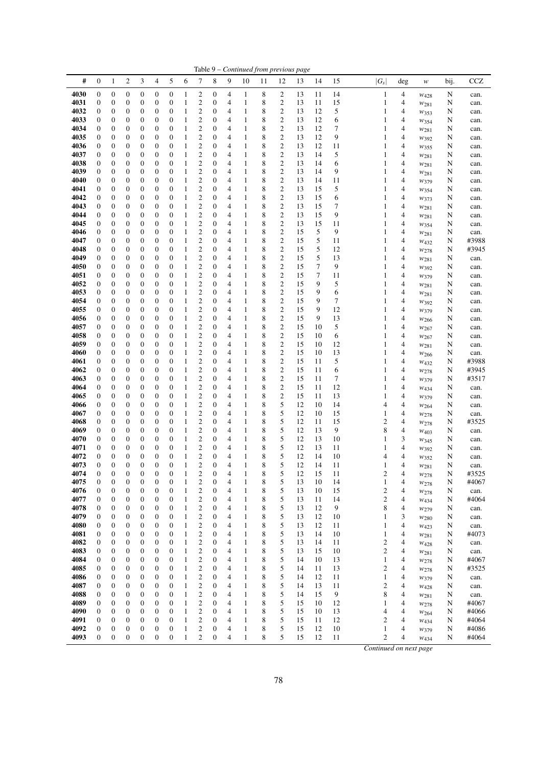Table 9 – *Continued from previous page*

| # | 0 | 1 | 2 | 3 | 4 | 5 | 6 | 7 | 8 | 9 | 10 | 11 | 12 | 13 | 14 | 15 | $\|G_s\|$ | deg | $w$ | bij. | CCZ |
|---|---|---|---|---|---|---|---|---|---|---|---|---|---|---|---|---|---|---|---|---|---|
| **4030** | 0 | 0 | 0 | 0 | 0 | 0 | 1 | 2 | 0 | 4 | 1 | 8 | 2 | 13 | 11 | 14 | 1 | 4 | $w_{428}$ | N | can. |
| **4031** | 0 | 0 | 0 | 0 | 0 | 0 | 1 | 2 | 0 | 4 | 1 | 8 | 2 | 13 | 11 | 15 | 1 | 4 | $w_{281}$ | N | can. |
| **4032** | 0 | 0 | 0 | 0 | 0 | 0 | 1 | 2 | 0 | 4 | 1 | 8 | 2 | 13 | 12 | 5 | 1 | 4 | $w_{353}$ | N | can. |
| **4033** | 0 | 0 | 0 | 0 | 0 | 0 | 1 | 2 | 0 | 4 | 1 | 8 | 2 | 13 | 12 | 6 | 1 | 4 | $w_{354}$ | N | can. |
| **4034** | 0 | 0 | 0 | 0 | 0 | 0 | 1 | 2 | 0 | 4 | 1 | 8 | 2 | 13 | 12 | 7 | 1 | 4 | $w_{281}$ | N | can. |
| **4035** | 0 | 0 | 0 | 0 | 0 | 0 | 1 | 2 | 0 | 4 | 1 | 8 | 2 | 13 | 12 | 9 | 1 | 4 | $w_{392}$ | N | can. |
| **4036** | 0 | 0 | 0 | 0 | 0 | 0 | 1 | 2 | 0 | 4 | 1 | 8 | 2 | 13 | 12 | 11 | 1 | 4 | $w_{355}$ | N | can. |
| **4037** | 0 | 0 | 0 | 0 | 0 | 0 | 1 | 2 | 0 | 4 | 1 | 8 | 2 | 13 | 14 | 5 | 1 | 4 | $w_{281}$ | N | can. |
| **4038** | 0 | 0 | 0 | 0 | 0 | 0 | 1 | 2 | 0 | 4 | 1 | 8 | 2 | 13 | 14 | 6 | 1 | 4 | $w_{281}$ | N | can. |
| **4039** | 0 | 0 | 0 | 0 | 0 | 0 | 1 | 2 | 0 | 4 | 1 | 8 | 2 | 13 | 14 | 9 | 1 | 4 | $w_{281}$ | N | can. |
| **4040** | 0 | 0 | 0 | 0 | 0 | 0 | 1 | 2 | 0 | 4 | 1 | 8 | 2 | 13 | 14 | 11 | 1 | 4 | $w_{379}$ | N | can. |
| **4041** | 0 | 0 | 0 | 0 | 0 | 0 | 1 | 2 | 0 | 4 | 1 | 8 | 2 | 13 | 15 | 5 | 1 | 4 | $w_{354}$ | N | can. |
| **4042** | 0 | 0 | 0 | 0 | 0 | 0 | 1 | 2 | 0 | 4 | 1 | 8 | 2 | 13 | 15 | 6 | 1 | 4 | $w_{373}$ | N | can. |
| **4043** | 0 | 0 | 0 | 0 | 0 | 0 | 1 | 2 | 0 | 4 | 1 | 8 | 2 | 13 | 15 | 7 | 1 | 4 | $w_{281}$ | N | can. |
| **4044** | 0 | 0 | 0 | 0 | 0 | 0 | 1 | 2 | 0 | 4 | 1 | 8 | 2 | 13 | 15 | 9 | 1 | 4 | $w_{281}$ | N | can. |
| **4045** | 0 | 0 | 0 | 0 | 0 | 0 | 1 | 2 | 0 | 4 | 1 | 8 | 2 | 13 | 15 | 11 | 1 | 4 | $w_{354}$ | N | can. |
| **4046** | 0 | 0 | 0 | 0 | 0 | 0 | 1 | 2 | 0 | 4 | 1 | 8 | 2 | 15 | 5 | 9 | 1 | 4 | $w_{281}$ | N | can. |
| **4047** | 0 | 0 | 0 | 0 | 0 | 0 | 1 | 2 | 0 | 4 | 1 | 8 | 2 | 15 | 5 | 11 | 1 | 4 | $w_{432}$ | N | #3988 |
| **4048** | 0 | 0 | 0 | 0 | 0 | 0 | 1 | 2 | 0 | 4 | 1 | 8 | 2 | 15 | 5 | 12 | 1 | 4 | $w_{278}$ | N | #3945 |
| **4049** | 0 | 0 | 0 | 0 | 0 | 0 | 1 | 2 | 0 | 4 | 1 | 8 | 2 | 15 | 5 | 13 | 1 | 4 | $w_{281}$ | N | can. |
| **4050** | 0 | 0 | 0 | 0 | 0 | 0 | 1 | 2 | 0 | 4 | 1 | 8 | 2 | 15 | 7 | 9 | 1 | 4 | $w_{392}$ | N | can. |
| **4051** | 0 | 0 | 0 | 0 | 0 | 0 | 1 | 2 | 0 | 4 | 1 | 8 | 2 | 15 | 7 | 11 | 1 | 4 | $w_{379}$ | N | can. |
| **4052** | 0 | 0 | 0 | 0 | 0 | 0 | 1 | 2 | 0 | 4 | 1 | 8 | 2 | 15 | 9 | 5 | 1 | 4 | $w_{281}$ | N | can. |
| **4053** | 0 | 0 | 0 | 0 | 0 | 0 | 1 | 2 | 0 | 4 | 1 | 8 | 2 | 15 | 9 | 6 | 1 | 4 | $w_{281}$ | N | can. |
| **4054** | 0 | 0 | 0 | 0 | 0 | 0 | 1 | 2 | 0 | 4 | 1 | 8 | 2 | 15 | 9 | 7 | 1 | 4 | $w_{392}$ | N | can. |
| **4055** | 0 | 0 | 0 | 0 | 0 | 0 | 1 | 2 | 0 | 4 | 1 | 8 | 2 | 15 | 9 | 12 | 1 | 4 | $w_{379}$ | N | can. |
| **4056** | 0 | 0 | 0 | 0 | 0 | 0 | 1 | 2 | 0 | 4 | 1 | 8 | 2 | 15 | 9 | 13 | 1 | 4 | $w_{266}$ | N | can. |
| **4057** | 0 | 0 | 0 | 0 | 0 | 0 | 1 | 2 | 0 | 4 | 1 | 8 | 2 | 15 | 10 | 5 | 1 | 4 | $w_{267}$ | N | can. |
| **4058** | 0 | 0 | 0 | 0 | 0 | 0 | 1 | 2 | 0 | 4 | 1 | 8 | 2 | 15 | 10 | 6 | 1 | 4 | $w_{267}$ | N | can. |
| **4059** | 0 | 0 | 0 | 0 | 0 | 0 | 1 | 2 | 0 | 4 | 1 | 8 | 2 | 15 | 10 | 12 | 1 | 4 | $w_{281}$ | N | can. |
| **4060** | 0 | 0 | 0 | 0 | 0 | 0 | 1 | 2 | 0 | 4 | 1 | 8 | 2 | 15 | 10 | 13 | 1 | 4 | $w_{266}$ | N | can. |
| **4061** | 0 | 0 | 0 | 0 | 0 | 0 | 1 | 2 | 0 | 4 | 1 | 8 | 2 | 15 | 11 | 5 | 1 | 4 | $w_{432}$ | N | #3988 |
| **4062** | 0 | 0 | 0 | 0 | 0 | 0 | 1 | 2 | 0 | 4 | 1 | 8 | 2 | 15 | 11 | 6 | 1 | 4 | $w_{278}$ | N | #3945 |
| **4063** | 0 | 0 | 0 | 0 | 0 | 0 | 1 | 2 | 0 | 4 | 1 | 8 | 2 | 15 | 11 | 7 | 1 | 4 | $w_{379}$ | N | #3517 |
| **4064** | 0 | 0 | 0 | 0 | 0 | 0 | 1 | 2 | 0 | 4 | 1 | 8 | 2 | 15 | 11 | 12 | 1 | 4 | $w_{434}$ | N | can. |
| **4065** | 0 | 0 | 0 | 0 | 0 | 0 | 1 | 2 | 0 | 4 | 1 | 8 | 2 | 15 | 11 | 13 | 1 | 4 | $w_{379}$ | N | can. |
| **4066** | 0 | 0 | 0 | 0 | 0 | 0 | 1 | 2 | 0 | 4 | 1 | 8 | 5 | 12 | 10 | 14 | 4 | 4 | $w_{264}$ | N | can. |
| **4067** | 0 | 0 | 0 | 0 | 0 | 0 | 1 | 2 | 0 | 4 | 1 | 8 | 5 | 12 | 10 | 15 | 1 | 4 | $w_{278}$ | N | can. |
| **4068** | 0 | 0 | 0 | 0 | 0 | 0 | 1 | 2 | 0 | 4 | 1 | 8 | 5 | 12 | 11 | 15 | 2 | 4 | $w_{278}$ | N | #3525 |
| **4069** | 0 | 0 | 0 | 0 | 0 | 0 | 1 | 2 | 0 | 4 | 1 | 8 | 5 | 12 | 13 | 9 | 8 | 4 | $w_{403}$ | N | can. |
| **4070** | 0 | 0 | 0 | 0 | 0 | 0 | 1 | 2 | 0 | 4 | 1 | 8 | 5 | 12 | 13 | 10 | 1 | 3 | $w_{345}$ | N | can. |
| **4071** | 0 | 0 | 0 | 0 | 0 | 0 | 1 | 2 | 0 | 4 | 1 | 8 | 5 | 12 | 13 | 11 | 1 | 4 | $w_{392}$ | N | can. |
| **4072** | 0 | 0 | 0 | 0 | 0 | 0 | 1 | 2 | 0 | 4 | 1 | 8 | 5 | 12 | 14 | 10 | 4 | 4 | $w_{352}$ | N | can. |
| **4073** | 0 | 0 | 0 | 0 | 0 | 0 | 1 | 2 | 0 | 4 | 1 | 8 | 5 | 12 | 14 | 11 | 1 | 4 | $w_{281}$ | N | can. |
| **4074** | 0 | 0 | 0 | 0 | 0 | 0 | 1 | 2 | 0 | 4 | 1 | 8 | 5 | 12 | 15 | 11 | 2 | 4 | $w_{278}$ | N | #3525 |
| **4075** | 0 | 0 | 0 | 0 | 0 | 0 | 1 | 2 | 0 | 4 | 1 | 8 | 5 | 13 | 10 | 14 | 1 | 4 | $w_{278}$ | N | #4067 |
| **4076** | 0 | 0 | 0 | 0 | 0 | 0 | 1 | 2 | 0 | 4 | 1 | 8 | 5 | 13 | 10 | 15 | 2 | 4 | $w_{278}$ | N | can. |
| **4077** | 0 | 0 | 0 | 0 | 0 | 0 | 1 | 2 | 0 | 4 | 1 | 8 | 5 | 13 | 11 | 14 | 2 | 4 | $w_{434}$ | N | #4064 |
| **4078** | 0 | 0 | 0 | 0 | 0 | 0 | 1 | 2 | 0 | 4 | 1 | 8 | 5 | 13 | 12 | 9 | 8 | 4 | $w_{279}$ | N | can. |
| **4079** | 0 | 0 | 0 | 0 | 0 | 0 | 1 | 2 | 0 | 4 | 1 | 8 | 5 | 13 | 12 | 10 | 1 | 3 | $w_{280}$ | N | can. |
| **4080** | 0 | 0 | 0 | 0 | 0 | 0 | 1 | 2 | 0 | 4 | 1 | 8 | 5 | 13 | 12 | 11 | 1 | 4 | $w_{423}$ | N | can. |
| **4081** | 0 | 0 | 0 | 0 | 0 | 0 | 1 | 2 | 0 | 4 | 1 | 8 | 5 | 13 | 14 | 10 | 1 | 4 | $w_{281}$ | N | #4073 |
| **4082** | 0 | 0 | 0 | 0 | 0 | 0 | 1 | 2 | 0 | 4 | 1 | 8 | 5 | 13 | 14 | 11 | 2 | 4 | $w_{428}$ | N | can. |
| **4083** | 0 | 0 | 0 | 0 | 0 | 0 | 1 | 2 | 0 | 4 | 1 | 8 | 5 | 13 | 15 | 10 | 2 | 4 | $w_{281}$ | N | can. |
| **4084** | 0 | 0 | 0 | 0 | 0 | 0 | 1 | 2 | 0 | 4 | 1 | 8 | 5 | 14 | 10 | 13 | 1 | 4 | $w_{278}$ | N | #4067 |
| **4085** | 0 | 0 | 0 | 0 | 0 | 0 | 1 | 2 | 0 | 4 | 1 | 8 | 5 | 14 | 11 | 13 | 2 | 4 | $w_{278}$ | N | #3525 |
| **4086** | 0 | 0 | 0 | 0 | 0 | 0 | 1 | 2 | 0 | 4 | 1 | 8 | 5 | 14 | 12 | 11 | 1 | 4 | $w_{379}$ | N | can. |
| **4087** | 0 | 0 | 0 | 0 | 0 | 0 | 1 | 2 | 0 | 4 | 1 | 8 | 5 | 14 | 13 | 11 | 2 | 4 | $w_{428}$ | N | can. |
| **4088** | 0 | 0 | 0 | 0 | 0 | 0 | 1 | 2 | 0 | 4 | 1 | 8 | 5 | 14 | 15 | 9 | 8 | 4 | $w_{281}$ | N | can. |
| **4089** | 0 | 0 | 0 | 0 | 0 | 0 | 1 | 2 | 0 | 4 | 1 | 8 | 5 | 15 | 10 | 12 | 1 | 4 | $w_{278}$ | N | #4067 |
| **4090** | 0 | 0 | 0 | 0 | 0 | 0 | 1 | 2 | 0 | 4 | 1 | 8 | 5 | 15 | 10 | 13 | 4 | 4 | $w_{264}$ | N | #4066 |
| **4091** | 0 | 0 | 0 | 0 | 0 | 0 | 1 | 2 | 0 | 4 | 1 | 8 | 5 | 15 | 11 | 12 | 2 | 4 | $w_{434}$ | N | #4064 |
| **4092** | 0 | 0 | 0 | 0 | 0 | 0 | 1 | 2 | 0 | 4 | 1 | 8 | 5 | 15 | 12 | 10 | 1 | 4 | $w_{379}$ | N | #4086 |
| **4093** | 0 | 0 | 0 | 0 | 0 | 0 | 1 | 2 | 0 | 4 | 1 | 8 | 5 | 15 | 12 | 11 | 2 | 4 | $w_{434}$ | N | #4064 |

*Continued on next page*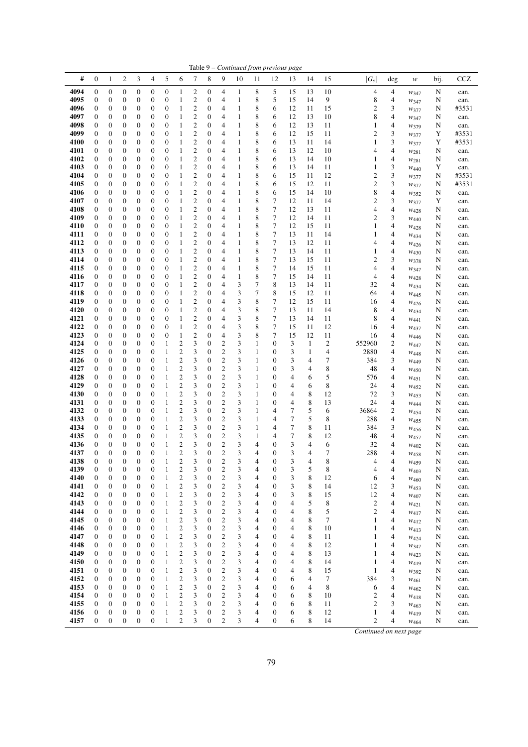Table 9 – *Continued from previous page*

| # | 0 | 1 | 2 | 3 | 4 | 5 | 6 | 7 | 8 | 9 | 10 | 11 | 12 | 13 | 14 | 15 | $\|G_s\|$ | deg | $w$ | bij. | CCZ |
|---|---|---|---|---|---|---|---|---|---|---|---|---|---|---|---|---|---|---|---|---|---|
| **4094** | 0 | 0 | 0 | 0 | 0 | 0 | 1 | 2 | 0 | 4 | 1 | 8 | 5 | 15 | 13 | 10 | 4 | 4 | $w_{347}$ | N | can. |
| **4095** | 0 | 0 | 0 | 0 | 0 | 0 | 1 | 2 | 0 | 4 | 1 | 8 | 5 | 15 | 14 | 9 | 8 | 4 | $w_{347}$ | N | can. |
| **4096** | 0 | 0 | 0 | 0 | 0 | 0 | 1 | 2 | 0 | 4 | 1 | 8 | 6 | 12 | 11 | 15 | 2 | 3 | $w_{377}$ | N | #3531 |
| **4097** | 0 | 0 | 0 | 0 | 0 | 0 | 1 | 2 | 0 | 4 | 1 | 8 | 6 | 12 | 13 | 10 | 8 | 4 | $w_{347}$ | N | can. |
| **4098** | 0 | 0 | 0 | 0 | 0 | 0 | 1 | 2 | 0 | 4 | 1 | 8 | 6 | 12 | 13 | 11 | 1 | 4 | $w_{379}$ | N | can. |
| **4099** | 0 | 0 | 0 | 0 | 0 | 0 | 1 | 2 | 0 | 4 | 1 | 8 | 6 | 12 | 15 | 11 | 2 | 3 | $w_{377}$ | Y | #3531 |
| **4100** | 0 | 0 | 0 | 0 | 0 | 0 | 1 | 2 | 0 | 4 | 1 | 8 | 6 | 13 | 11 | 14 | 1 | 3 | $w_{377}$ | Y | #3531 |
| **4101** | 0 | 0 | 0 | 0 | 0 | 0 | 1 | 2 | 0 | 4 | 1 | 8 | 6 | 13 | 12 | 10 | 4 | 4 | $w_{281}$ | N | can. |
| **4102** | 0 | 0 | 0 | 0 | 0 | 0 | 1 | 2 | 0 | 4 | 1 | 8 | 6 | 13 | 14 | 10 | 1 | 4 | $w_{281}$ | N | can. |
| **4103** | 0 | 0 | 0 | 0 | 0 | 0 | 1 | 2 | 0 | 4 | 1 | 8 | 6 | 13 | 14 | 11 | 1 | 3 | $w_{440}$ | Y | can. |
| **4104** | 0 | 0 | 0 | 0 | 0 | 0 | 1 | 2 | 0 | 4 | 1 | 8 | 6 | 15 | 11 | 12 | 2 | 3 | $w_{377}$ | N | #3531 |
| **4105** | 0 | 0 | 0 | 0 | 0 | 0 | 1 | 2 | 0 | 4 | 1 | 8 | 6 | 15 | 12 | 11 | 2 | 3 | $w_{377}$ | N | #3531 |
| **4106** | 0 | 0 | 0 | 0 | 0 | 0 | 1 | 2 | 0 | 4 | 1 | 8 | 6 | 15 | 14 | 10 | 8 | 4 | $w_{352}$ | N | can. |
| **4107** | 0 | 0 | 0 | 0 | 0 | 0 | 1 | 2 | 0 | 4 | 1 | 8 | 7 | 12 | 11 | 14 | 2 | 3 | $w_{377}$ | Y | can. |
| **4108** | 0 | 0 | 0 | 0 | 0 | 0 | 1 | 2 | 0 | 4 | 1 | 8 | 7 | 12 | 13 | 11 | 4 | 4 | $w_{428}$ | N | can. |
| **4109** | 0 | 0 | 0 | 0 | 0 | 0 | 1 | 2 | 0 | 4 | 1 | 8 | 7 | 12 | 14 | 11 | 2 | 3 | $w_{440}$ | N | can. |
| **4110** | 0 | 0 | 0 | 0 | 0 | 0 | 1 | 2 | 0 | 4 | 1 | 8 | 7 | 12 | 15 | 11 | 1 | 4 | $w_{428}$ | N | can. |
| **4111** | 0 | 0 | 0 | 0 | 0 | 0 | 1 | 2 | 0 | 4 | 1 | 8 | 7 | 13 | 11 | 14 | 1 | 4 | $w_{434}$ | N | can. |
| **4112** | 0 | 0 | 0 | 0 | 0 | 0 | 1 | 2 | 0 | 4 | 1 | 8 | 7 | 13 | 12 | 11 | 4 | 4 | $w_{426}$ | N | can. |
| **4113** | 0 | 0 | 0 | 0 | 0 | 0 | 1 | 2 | 0 | 4 | 1 | 8 | 7 | 13 | 14 | 11 | 1 | 4 | $w_{430}$ | N | can. |
| **4114** | 0 | 0 | 0 | 0 | 0 | 0 | 1 | 2 | 0 | 4 | 1 | 8 | 7 | 13 | 15 | 11 | 2 | 3 | $w_{378}$ | N | can. |
| **4115** | 0 | 0 | 0 | 0 | 0 | 0 | 1 | 2 | 0 | 4 | 1 | 8 | 7 | 14 | 15 | 11 | 4 | 4 | $w_{347}$ | N | can. |
| **4116** | 0 | 0 | 0 | 0 | 0 | 0 | 1 | 2 | 0 | 4 | 1 | 8 | 7 | 15 | 14 | 11 | 4 | 4 | $w_{428}$ | N | can. |
| **4117** | 0 | 0 | 0 | 0 | 0 | 0 | 1 | 2 | 0 | 4 | 3 | 7 | 8 | 13 | 14 | 11 | 32 | 4 | $w_{434}$ | N | can. |
| **4118** | 0 | 0 | 0 | 0 | 0 | 0 | 1 | 2 | 0 | 4 | 3 | 7 | 8 | 15 | 12 | 11 | 64 | 4 | $w_{445}$ | N | can. |
| **4119** | 0 | 0 | 0 | 0 | 0 | 0 | 1 | 2 | 0 | 4 | 3 | 8 | 7 | 12 | 15 | 11 | 16 | 4 | $w_{426}$ | N | can. |
| **4120** | 0 | 0 | 0 | 0 | 0 | 0 | 1 | 2 | 0 | 4 | 3 | 8 | 7 | 13 | 11 | 14 | 8 | 4 | $w_{434}$ | N | can. |
| **4121** | 0 | 0 | 0 | 0 | 0 | 0 | 1 | 2 | 0 | 4 | 3 | 8 | 7 | 13 | 14 | 11 | 8 | 4 | $w_{441}$ | N | can. |
| **4122** | 0 | 0 | 0 | 0 | 0 | 0 | 1 | 2 | 0 | 4 | 3 | 8 | 7 | 15 | 11 | 12 | 16 | 4 | $w_{437}$ | N | can. |
| **4123** | 0 | 0 | 0 | 0 | 0 | 0 | 1 | 2 | 0 | 4 | 3 | 8 | 7 | 15 | 12 | 11 | 16 | 4 | $w_{446}$ | N | can. |
| **4124** | 0 | 0 | 0 | 0 | 0 | 1 | 2 | 3 | 0 | 2 | 3 | 1 | 0 | 3 | 1 | 2 | 552960 | 2 | $w_{447}$ | N | can. |
| **4125** | 0 | 0 | 0 | 0 | 0 | 1 | 2 | 3 | 0 | 2 | 3 | 1 | 0 | 3 | 1 | 4 | 2880 | 4 | $w_{448}$ | N | can. |
| **4126** | 0 | 0 | 0 | 0 | 0 | 1 | 2 | 3 | 0 | 2 | 3 | 1 | 0 | 3 | 4 | 7 | 384 | 3 | $w_{449}$ | N | can. |
| **4127** | 0 | 0 | 0 | 0 | 0 | 1 | 2 | 3 | 0 | 2 | 3 | 1 | 0 | 3 | 4 | 8 | 48 | 4 | $w_{450}$ | N | can. |
| **4128** | 0 | 0 | 0 | 0 | 0 | 1 | 2 | 3 | 0 | 2 | 3 | 1 | 0 | 4 | 6 | 5 | 576 | 4 | $w_{451}$ | N | can. |
| **4129** | 0 | 0 | 0 | 0 | 0 | 1 | 2 | 3 | 0 | 2 | 3 | 1 | 0 | 4 | 6 | 8 | 24 | 4 | $w_{452}$ | N | can. |
| **4130** | 0 | 0 | 0 | 0 | 0 | 1 | 2 | 3 | 0 | 2 | 3 | 1 | 0 | 4 | 8 | 12 | 72 | 3 | $w_{453}$ | N | can. |
| **4131** | 0 | 0 | 0 | 0 | 0 | 1 | 2 | 3 | 0 | 2 | 3 | 1 | 0 | 4 | 8 | 13 | 24 | 4 | $w_{444}$ | N | can. |
| **4132** | 0 | 0 | 0 | 0 | 0 | 1 | 2 | 3 | 0 | 2 | 3 | 1 | 4 | 7 | 5 | 6 | 36864 | 2 | $w_{454}$ | N | can. |
| **4133** | 0 | 0 | 0 | 0 | 0 | 1 | 2 | 3 | 0 | 2 | 3 | 1 | 4 | 7 | 5 | 8 | 288 | 4 | $w_{455}$ | N | can. |
| **4134** | 0 | 0 | 0 | 0 | 0 | 1 | 2 | 3 | 0 | 2 | 3 | 1 | 4 | 7 | 8 | 11 | 384 | 3 | $w_{456}$ | N | can. |
| **4135** | 0 | 0 | 0 | 0 | 0 | 1 | 2 | 3 | 0 | 2 | 3 | 1 | 4 | 7 | 8 | 12 | 48 | 4 | $w_{457}$ | N | can. |
| **4136** | 0 | 0 | 0 | 0 | 0 | 1 | 2 | 3 | 0 | 2 | 3 | 4 | 0 | 3 | 4 | 6 | 32 | 4 | $w_{402}$ | N | can. |
| **4137** | 0 | 0 | 0 | 0 | 0 | 1 | 2 | 3 | 0 | 2 | 3 | 4 | 0 | 3 | 4 | 7 | 288 | 4 | $w_{458}$ | N | can. |
| **4138** | 0 | 0 | 0 | 0 | 0 | 1 | 2 | 3 | 0 | 2 | 3 | 4 | 0 | 3 | 4 | 8 | 4 | 4 | $w_{459}$ | N | can. |
| **4139** | 0 | 0 | 0 | 0 | 0 | 1 | 2 | 3 | 0 | 2 | 3 | 4 | 0 | 3 | 5 | 8 | 4 | 4 | $w_{403}$ | N | can. |
| **4140** | 0 | 0 | 0 | 0 | 0 | 1 | 2 | 3 | 0 | 2 | 3 | 4 | 0 | 3 | 8 | 12 | 6 | 4 | $w_{460}$ | N | can. |
| **4141** | 0 | 0 | 0 | 0 | 0 | 1 | 2 | 3 | 0 | 2 | 3 | 4 | 0 | 3 | 8 | 14 | 12 | 3 | $w_{453}$ | N | can. |
| **4142** | 0 | 0 | 0 | 0 | 0 | 1 | 2 | 3 | 0 | 2 | 3 | 4 | 0 | 3 | 8 | 15 | 12 | 4 | $w_{407}$ | N | can. |
| **4143** | 0 | 0 | 0 | 0 | 0 | 1 | 2 | 3 | 0 | 2 | 3 | 4 | 0 | 4 | 5 | 8 | 2 | 4 | $w_{421}$ | N | can. |
| **4144** | 0 | 0 | 0 | 0 | 0 | 1 | 2 | 3 | 0 | 2 | 3 | 4 | 0 | 4 | 8 | 5 | 2 | 4 | $w_{417}$ | N | can. |
| **4145** | 0 | 0 | 0 | 0 | 0 | 1 | 2 | 3 | 0 | 2 | 3 | 4 | 0 | 4 | 8 | 7 | 1 | 4 | $w_{412}$ | N | can. |
| **4146** | 0 | 0 | 0 | 0 | 0 | 1 | 2 | 3 | 0 | 2 | 3 | 4 | 0 | 4 | 8 | 10 | 1 | 4 | $w_{413}$ | N | can. |
| **4147** | 0 | 0 | 0 | 0 | 0 | 1 | 2 | 3 | 0 | 2 | 3 | 4 | 0 | 4 | 8 | 11 | 1 | 4 | $w_{424}$ | N | can. |
| **4148** | 0 | 0 | 0 | 0 | 0 | 1 | 2 | 3 | 0 | 2 | 3 | 4 | 0 | 4 | 8 | 12 | 1 | 4 | $w_{347}$ | N | can. |
| **4149** | 0 | 0 | 0 | 0 | 0 | 1 | 2 | 3 | 0 | 2 | 3 | 4 | 0 | 4 | 8 | 13 | 1 | 4 | $w_{423}$ | N | can. |
| **4150** | 0 | 0 | 0 | 0 | 0 | 1 | 2 | 3 | 0 | 2 | 3 | 4 | 0 | 4 | 8 | 14 | 1 | 4 | $w_{419}$ | N | can. |
| **4151** | 0 | 0 | 0 | 0 | 0 | 1 | 2 | 3 | 0 | 2 | 3 | 4 | 0 | 4 | 8 | 15 | 1 | 4 | $w_{392}$ | N | can. |
| **4152** | 0 | 0 | 0 | 0 | 0 | 1 | 2 | 3 | 0 | 2 | 3 | 4 | 0 | 6 | 4 | 7 | 384 | 3 | $w_{461}$ | N | can. |
| **4153** | 0 | 0 | 0 | 0 | 0 | 1 | 2 | 3 | 0 | 2 | 3 | 4 | 0 | 6 | 4 | 8 | 6 | 4 | $w_{462}$ | N | can. |
| **4154** | 0 | 0 | 0 | 0 | 0 | 1 | 2 | 3 | 0 | 2 | 3 | 4 | 0 | 6 | 8 | 10 | 2 | 4 | $w_{418}$ | N | can. |
| **4155** | 0 | 0 | 0 | 0 | 0 | 1 | 2 | 3 | 0 | 2 | 3 | 4 | 0 | 6 | 8 | 11 | 2 | 3 | $w_{463}$ | N | can. |
| **4156** | 0 | 0 | 0 | 0 | 0 | 1 | 2 | 3 | 0 | 2 | 3 | 4 | 0 | 6 | 8 | 12 | 1 | 4 | $w_{419}$ | N | can. |
| **4157** | 0 | 0 | 0 | 0 | 0 | 1 | 2 | 3 | 0 | 2 | 3 | 4 | 0 | 6 | 8 | 14 | 2 | 4 | $w_{464}$ | N | can. |

*Continued on next page*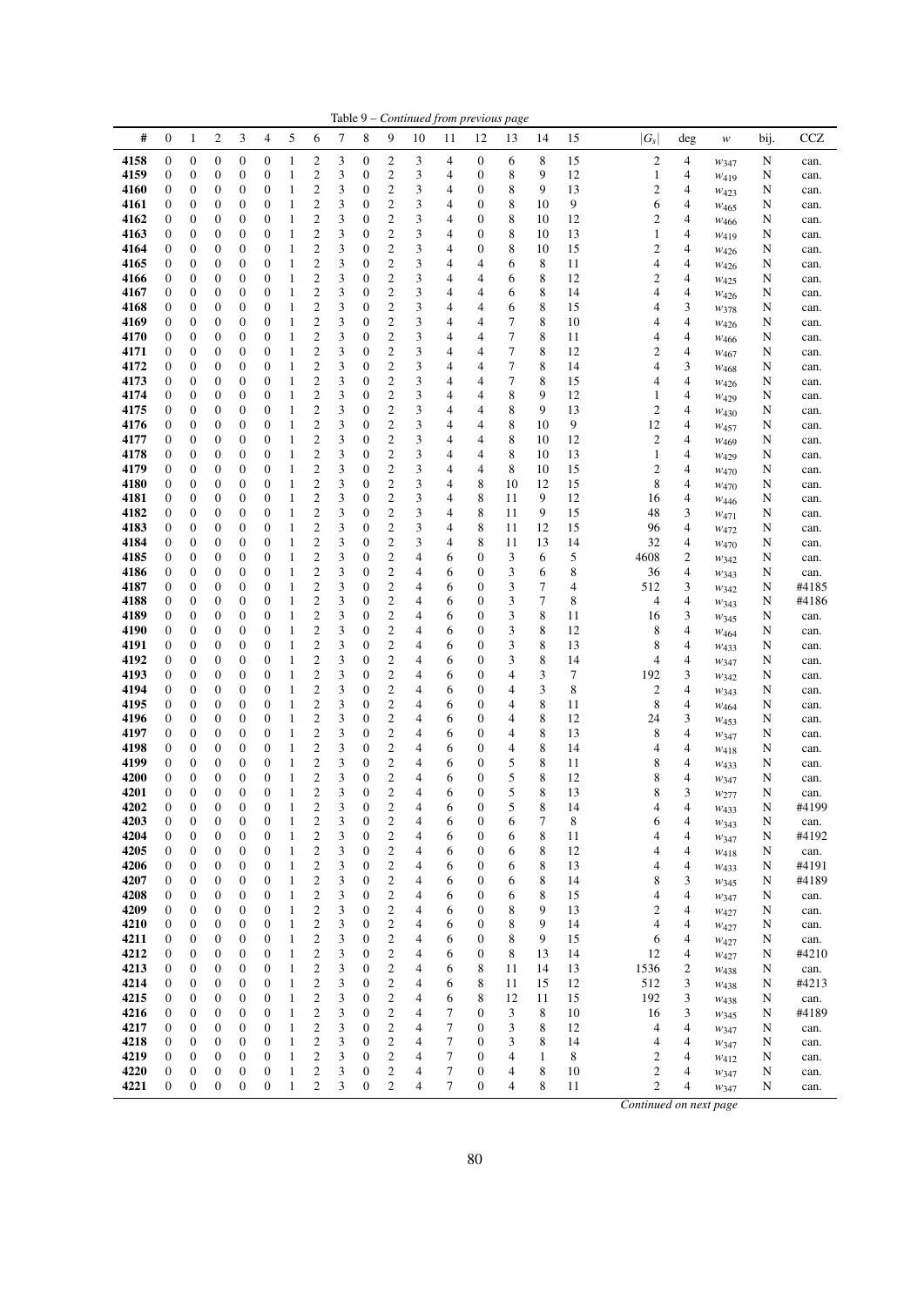Table 9 – *Continued from previous page*

| # | 0 | 1 | 2 | 3 | 4 | 5 | 6 | 7 | 8 | 9 | 10 | 11 | 12 | 13 | 14 | 15 | $\|G_s\|$ | deg | $w$ | bij. | CCZ |
|---|---|---|---|---|---|---|---|---|---|---|---|---|---|---|---|---|---|---|---|---|---|
| **4158** | 0 | 0 | 0 | 0 | 0 | 1 | 2 | 3 | 0 | 2 | 3 | 4 | 0 | 6 | 8 | 15 | 2 | 4 | $w_{347}$ | N | can. |
| **4159** | 0 | 0 | 0 | 0 | 0 | 1 | 2 | 3 | 0 | 2 | 3 | 4 | 0 | 8 | 9 | 12 | 1 | 4 | $w_{419}$ | N | can. |
| **4160** | 0 | 0 | 0 | 0 | 0 | 1 | 2 | 3 | 0 | 2 | 3 | 4 | 0 | 8 | 9 | 13 | 2 | 4 | $w_{423}$ | N | can. |
| **4161** | 0 | 0 | 0 | 0 | 0 | 1 | 2 | 3 | 0 | 2 | 3 | 4 | 0 | 8 | 10 | 9 | 6 | 4 | $w_{465}$ | N | can. |
| **4162** | 0 | 0 | 0 | 0 | 0 | 1 | 2 | 3 | 0 | 2 | 3 | 4 | 0 | 8 | 10 | 12 | 2 | 4 | $w_{466}$ | N | can. |
| **4163** | 0 | 0 | 0 | 0 | 0 | 1 | 2 | 3 | 0 | 2 | 3 | 4 | 0 | 8 | 10 | 13 | 1 | 4 | $w_{419}$ | N | can. |
| **4164** | 0 | 0 | 0 | 0 | 0 | 1 | 2 | 3 | 0 | 2 | 3 | 4 | 0 | 8 | 10 | 15 | 2 | 4 | $w_{426}$ | N | can. |
| **4165** | 0 | 0 | 0 | 0 | 0 | 1 | 2 | 3 | 0 | 2 | 3 | 4 | 4 | 6 | 8 | 11 | 4 | 4 | $w_{426}$ | N | can. |
| **4166** | 0 | 0 | 0 | 0 | 0 | 1 | 2 | 3 | 0 | 2 | 3 | 4 | 4 | 6 | 8 | 12 | 2 | 4 | $w_{425}$ | N | can. |
| **4167** | 0 | 0 | 0 | 0 | 0 | 1 | 2 | 3 | 0 | 2 | 3 | 4 | 4 | 6 | 8 | 14 | 4 | 4 | $w_{426}$ | N | can. |
| **4168** | 0 | 0 | 0 | 0 | 0 | 1 | 2 | 3 | 0 | 2 | 3 | 4 | 4 | 6 | 8 | 15 | 4 | 3 | $w_{378}$ | N | can. |
| **4169** | 0 | 0 | 0 | 0 | 0 | 1 | 2 | 3 | 0 | 2 | 3 | 4 | 4 | 7 | 8 | 10 | 4 | 4 | $w_{426}$ | N | can. |
| **4170** | 0 | 0 | 0 | 0 | 0 | 1 | 2 | 3 | 0 | 2 | 3 | 4 | 4 | 7 | 8 | 11 | 4 | 4 | $w_{466}$ | N | can. |
| **4171** | 0 | 0 | 0 | 0 | 0 | 1 | 2 | 3 | 0 | 2 | 3 | 4 | 4 | 7 | 8 | 12 | 2 | 4 | $w_{467}$ | N | can. |
| **4172** | 0 | 0 | 0 | 0 | 0 | 1 | 2 | 3 | 0 | 2 | 3 | 4 | 4 | 7 | 8 | 14 | 4 | 3 | $w_{468}$ | N | can. |
| **4173** | 0 | 0 | 0 | 0 | 0 | 1 | 2 | 3 | 0 | 2 | 3 | 4 | 4 | 7 | 8 | 15 | 4 | 4 | $w_{426}$ | N | can. |
| **4174** | 0 | 0 | 0 | 0 | 0 | 1 | 2 | 3 | 0 | 2 | 3 | 4 | 4 | 8 | 9 | 12 | 1 | 4 | $w_{429}$ | N | can. |
| **4175** | 0 | 0 | 0 | 0 | 0 | 1 | 2 | 3 | 0 | 2 | 3 | 4 | 4 | 8 | 9 | 13 | 2 | 4 | $w_{430}$ | N | can. |
| **4176** | 0 | 0 | 0 | 0 | 0 | 1 | 2 | 3 | 0 | 2 | 3 | 4 | 4 | 8 | 10 | 9 | 12 | 4 | $w_{457}$ | N | can. |
| **4177** | 0 | 0 | 0 | 0 | 0 | 1 | 2 | 3 | 0 | 2 | 3 | 4 | 4 | 8 | 10 | 12 | 2 | 4 | $w_{469}$ | N | can. |
| **4178** | 0 | 0 | 0 | 0 | 0 | 1 | 2 | 3 | 0 | 2 | 3 | 4 | 4 | 8 | 10 | 13 | 1 | 4 | $w_{429}$ | N | can. |
| **4179** | 0 | 0 | 0 | 0 | 0 | 1 | 2 | 3 | 0 | 2 | 3 | 4 | 4 | 8 | 10 | 15 | 2 | 4 | $w_{470}$ | N | can. |
| **4180** | 0 | 0 | 0 | 0 | 0 | 1 | 2 | 3 | 0 | 2 | 3 | 4 | 8 | 10 | 12 | 15 | 8 | 4 | $w_{470}$ | N | can. |
| **4181** | 0 | 0 | 0 | 0 | 0 | 1 | 2 | 3 | 0 | 2 | 3 | 4 | 8 | 11 | 9 | 12 | 16 | 4 | $w_{446}$ | N | can. |
| **4182** | 0 | 0 | 0 | 0 | 0 | 1 | 2 | 3 | 0 | 2 | 3 | 4 | 8 | 11 | 9 | 15 | 48 | 3 | $w_{471}$ | N | can. |
| **4183** | 0 | 0 | 0 | 0 | 0 | 1 | 2 | 3 | 0 | 2 | 3 | 4 | 8 | 11 | 12 | 15 | 96 | 4 | $w_{472}$ | N | can. |
| **4184** | 0 | 0 | 0 | 0 | 0 | 1 | 2 | 3 | 0 | 2 | 3 | 4 | 8 | 11 | 13 | 14 | 32 | 4 | $w_{470}$ | N | can. |
| **4185** | 0 | 0 | 0 | 0 | 0 | 1 | 2 | 3 | 0 | 2 | 4 | 6 | 0 | 3 | 6 | 5 | 4608 | 2 | $w_{342}$ | N | can. |
| **4186** | 0 | 0 | 0 | 0 | 0 | 1 | 2 | 3 | 0 | 2 | 4 | 6 | 0 | 3 | 6 | 8 | 36 | 4 | $w_{343}$ | N | can. |
| **4187** | 0 | 0 | 0 | 0 | 0 | 1 | 2 | 3 | 0 | 2 | 4 | 6 | 0 | 3 | 7 | 4 | 512 | 3 | $w_{342}$ | N | #4185 |
| **4188** | 0 | 0 | 0 | 0 | 0 | 1 | 2 | 3 | 0 | 2 | 4 | 6 | 0 | 3 | 7 | 8 | 4 | 4 | $w_{343}$ | N | #4186 |
| **4189** | 0 | 0 | 0 | 0 | 0 | 1 | 2 | 3 | 0 | 2 | 4 | 6 | 0 | 3 | 8 | 11 | 16 | 3 | $w_{345}$ | N | can. |
| **4190** | 0 | 0 | 0 | 0 | 0 | 1 | 2 | 3 | 0 | 2 | 4 | 6 | 0 | 3 | 8 | 12 | 8 | 4 | $w_{464}$ | N | can. |
| **4191** | 0 | 0 | 0 | 0 | 0 | 1 | 2 | 3 | 0 | 2 | 4 | 6 | 0 | 3 | 8 | 13 | 8 | 4 | $w_{433}$ | N | can. |
| **4192** | 0 | 0 | 0 | 0 | 0 | 1 | 2 | 3 | 0 | 2 | 4 | 6 | 0 | 3 | 8 | 14 | 4 | 4 | $w_{347}$ | N | can. |
| **4193** | 0 | 0 | 0 | 0 | 0 | 1 | 2 | 3 | 0 | 2 | 4 | 6 | 0 | 4 | 3 | 7 | 192 | 3 | $w_{342}$ | N | can. |
| **4194** | 0 | 0 | 0 | 0 | 0 | 1 | 2 | 3 | 0 | 2 | 4 | 6 | 0 | 4 | 3 | 8 | 2 | 4 | $w_{343}$ | N | can. |
| **4195** | 0 | 0 | 0 | 0 | 0 | 1 | 2 | 3 | 0 | 2 | 4 | 6 | 0 | 4 | 8 | 11 | 8 | 4 | $w_{464}$ | N | can. |
| **4196** | 0 | 0 | 0 | 0 | 0 | 1 | 2 | 3 | 0 | 2 | 4 | 6 | 0 | 4 | 8 | 12 | 24 | 3 | $w_{453}$ | N | can. |
| **4197** | 0 | 0 | 0 | 0 | 0 | 1 | 2 | 3 | 0 | 2 | 4 | 6 | 0 | 4 | 8 | 13 | 8 | 4 | $w_{347}$ | N | can. |
| **4198** | 0 | 0 | 0 | 0 | 0 | 1 | 2 | 3 | 0 | 2 | 4 | 6 | 0 | 4 | 8 | 14 | 4 | 4 | $w_{418}$ | N | can. |
| **4199** | 0 | 0 | 0 | 0 | 0 | 1 | 2 | 3 | 0 | 2 | 4 | 6 | 0 | 5 | 8 | 11 | 8 | 4 | $w_{433}$ | N | can. |
| **4200** | 0 | 0 | 0 | 0 | 0 | 1 | 2 | 3 | 0 | 2 | 4 | 6 | 0 | 5 | 8 | 12 | 8 | 4 | $w_{347}$ | N | can. |
| **4201** | 0 | 0 | 0 | 0 | 0 | 1 | 2 | 3 | 0 | 2 | 4 | 6 | 0 | 5 | 8 | 13 | 8 | 3 | $w_{277}$ | N | can. |
| **4202** | 0 | 0 | 0 | 0 | 0 | 1 | 2 | 3 | 0 | 2 | 4 | 6 | 0 | 5 | 8 | 14 | 4 | 4 | $w_{433}$ | N | #4199 |
| **4203** | 0 | 0 | 0 | 0 | 0 | 1 | 2 | 3 | 0 | 2 | 4 | 6 | 0 | 6 | 7 | 8 | 6 | 4 | $w_{343}$ | N | can. |
| **4204** | 0 | 0 | 0 | 0 | 0 | 1 | 2 | 3 | 0 | 2 | 4 | 6 | 0 | 6 | 8 | 11 | 4 | 4 | $w_{347}$ | N | #4192 |
| **4205** | 0 | 0 | 0 | 0 | 0 | 1 | 2 | 3 | 0 | 2 | 4 | 6 | 0 | 6 | 8 | 12 | 4 | 4 | $w_{418}$ | N | can. |
| **4206** | 0 | 0 | 0 | 0 | 0 | 1 | 2 | 3 | 0 | 2 | 4 | 6 | 0 | 6 | 8 | 13 | 4 | 4 | $w_{433}$ | N | #4191 |
| **4207** | 0 | 0 | 0 | 0 | 0 | 1 | 2 | 3 | 0 | 2 | 4 | 6 | 0 | 6 | 8 | 14 | 8 | 3 | $w_{345}$ | N | #4189 |
| **4208** | 0 | 0 | 0 | 0 | 0 | 1 | 2 | 3 | 0 | 2 | 4 | 6 | 0 | 6 | 8 | 15 | 4 | 4 | $w_{347}$ | N | can. |
| **4209** | 0 | 0 | 0 | 0 | 0 | 1 | 2 | 3 | 0 | 2 | 4 | 6 | 0 | 8 | 9 | 13 | 2 | 4 | $w_{427}$ | N | can. |
| **4210** | 0 | 0 | 0 | 0 | 0 | 1 | 2 | 3 | 0 | 2 | 4 | 6 | 0 | 8 | 9 | 14 | 4 | 4 | $w_{427}$ | N | can. |
| **4211** | 0 | 0 | 0 | 0 | 0 | 1 | 2 | 3 | 0 | 2 | 4 | 6 | 0 | 8 | 9 | 15 | 6 | 4 | $w_{427}$ | N | can. |
| **4212** | 0 | 0 | 0 | 0 | 0 | 1 | 2 | 3 | 0 | 2 | 4 | 6 | 0 | 8 | 13 | 14 | 12 | 4 | $w_{427}$ | N | #4210 |
| **4213** | 0 | 0 | 0 | 0 | 0 | 1 | 2 | 3 | 0 | 2 | 4 | 6 | 8 | 11 | 14 | 13 | 1536 | 2 | $w_{438}$ | N | can. |
| **4214** | 0 | 0 | 0 | 0 | 0 | 1 | 2 | 3 | 0 | 2 | 4 | 6 | 8 | 11 | 15 | 12 | 512 | 3 | $w_{438}$ | N | #4213 |
| **4215** | 0 | 0 | 0 | 0 | 0 | 1 | 2 | 3 | 0 | 2 | 4 | 6 | 8 | 12 | 11 | 15 | 192 | 3 | $w_{438}$ | N | can. |
| **4216** | 0 | 0 | 0 | 0 | 0 | 1 | 2 | 3 | 0 | 2 | 4 | 7 | 0 | 3 | 8 | 10 | 16 | 3 | $w_{345}$ | N | #4189 |
| **4217** | 0 | 0 | 0 | 0 | 0 | 1 | 2 | 3 | 0 | 2 | 4 | 7 | 0 | 3 | 8 | 12 | 4 | 4 | $w_{347}$ | N | can. |
| **4218** | 0 | 0 | 0 | 0 | 0 | 1 | 2 | 3 | 0 | 2 | 4 | 7 | 0 | 3 | 8 | 14 | 4 | 4 | $w_{347}$ | N | can. |
| **4219** | 0 | 0 | 0 | 0 | 0 | 1 | 2 | 3 | 0 | 2 | 4 | 7 | 0 | 4 | 1 | 8 | 2 | 4 | $w_{412}$ | N | can. |
| **4220** | 0 | 0 | 0 | 0 | 0 | 1 | 2 | 3 | 0 | 2 | 4 | 7 | 0 | 4 | 8 | 10 | 2 | 4 | $w_{347}$ | N | can. |
| **4221** | 0 | 0 | 0 | 0 | 0 | 1 | 2 | 3 | 0 | 2 | 4 | 7 | 0 | 4 | 8 | 11 | 2 | 4 | $w_{347}$ | N | can. |

*Continued on next page*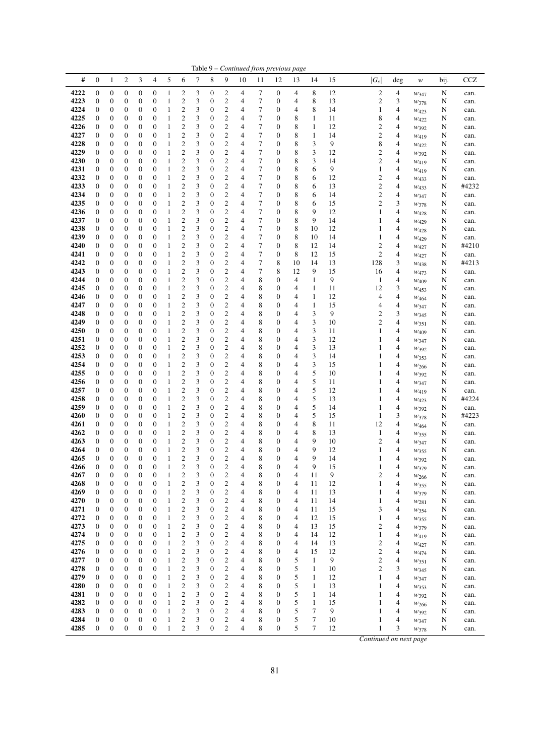Table 9 – *Continued from previous page*

| # | 0 | 1 | 2 | 3 | 4 | 5 | 6 | 7 | 8 | 9 | 10 | 11 | 12 | 13 | 14 | 15 | $\lvert G_s \rvert$ | deg | $w$ | bij. | CCZ |
|---|---|---|---|---|---|---|---|---|---|---|---|---|---|---|---|---|---|---|---|---|---|
| 4222 | 0 | 0 | 0 | 0 | 0 | 1 | 2 | 3 | 0 | 2 | 4 | 7 | 0 | 4 | 8 | 12 | 2 | 4 | $w_{347}$ | N | can. |
| 4223 | 0 | 0 | 0 | 0 | 0 | 1 | 2 | 3 | 0 | 2 | 4 | 7 | 0 | 4 | 8 | 13 | 2 | 3 | $w_{378}$ | N | can. |
| 4224 | 0 | 0 | 0 | 0 | 0 | 1 | 2 | 3 | 0 | 2 | 4 | 7 | 0 | 4 | 8 | 14 | 1 | 4 | $w_{423}$ | N | can. |
| 4225 | 0 | 0 | 0 | 0 | 0 | 1 | 2 | 3 | 0 | 2 | 4 | 7 | 0 | 8 | 1 | 11 | 8 | 4 | $w_{422}$ | N | can. |
| 4226 | 0 | 0 | 0 | 0 | 0 | 1 | 2 | 3 | 0 | 2 | 4 | 7 | 0 | 8 | 1 | 12 | 2 | 4 | $w_{392}$ | N | can. |
| 4227 | 0 | 0 | 0 | 0 | 0 | 1 | 2 | 3 | 0 | 2 | 4 | 7 | 0 | 8 | 1 | 14 | 2 | 4 | $w_{419}$ | N | can. |
| 4228 | 0 | 0 | 0 | 0 | 0 | 1 | 2 | 3 | 0 | 2 | 4 | 7 | 0 | 8 | 3 | 9 | 8 | 4 | $w_{422}$ | N | can. |
| 4229 | 0 | 0 | 0 | 0 | 0 | 1 | 2 | 3 | 0 | 2 | 4 | 7 | 0 | 8 | 3 | 12 | 2 | 4 | $w_{392}$ | N | can. |
| 4230 | 0 | 0 | 0 | 0 | 0 | 1 | 2 | 3 | 0 | 2 | 4 | 7 | 0 | 8 | 3 | 14 | 2 | 4 | $w_{419}$ | N | can. |
| 4231 | 0 | 0 | 0 | 0 | 0 | 1 | 2 | 3 | 0 | 2 | 4 | 7 | 0 | 8 | 6 | 9 | 1 | 4 | $w_{419}$ | N | can. |
| 4232 | 0 | 0 | 0 | 0 | 0 | 1 | 2 | 3 | 0 | 2 | 4 | 7 | 0 | 8 | 6 | 12 | 2 | 4 | $w_{433}$ | N | can. |
| 4233 | 0 | 0 | 0 | 0 | 0 | 1 | 2 | 3 | 0 | 2 | 4 | 7 | 0 | 8 | 6 | 13 | 2 | 4 | $w_{433}$ | N | #4232 |
| 4234 | 0 | 0 | 0 | 0 | 0 | 1 | 2 | 3 | 0 | 2 | 4 | 7 | 0 | 8 | 6 | 14 | 2 | 4 | $w_{347}$ | N | can. |
| 4235 | 0 | 0 | 0 | 0 | 0 | 1 | 2 | 3 | 0 | 2 | 4 | 7 | 0 | 8 | 6 | 15 | 2 | 3 | $w_{378}$ | N | can. |
| 4236 | 0 | 0 | 0 | 0 | 0 | 1 | 2 | 3 | 0 | 2 | 4 | 7 | 0 | 8 | 9 | 12 | 1 | 4 | $w_{428}$ | N | can. |
| 4237 | 0 | 0 | 0 | 0 | 0 | 1 | 2 | 3 | 0 | 2 | 4 | 7 | 0 | 8 | 9 | 14 | 1 | 4 | $w_{429}$ | N | can. |
| 4238 | 0 | 0 | 0 | 0 | 0 | 1 | 2 | 3 | 0 | 2 | 4 | 7 | 0 | 8 | 10 | 12 | 1 | 4 | $w_{428}$ | N | can. |
| 4239 | 0 | 0 | 0 | 0 | 0 | 1 | 2 | 3 | 0 | 2 | 4 | 7 | 0 | 8 | 10 | 14 | 1 | 4 | $w_{429}$ | N | can. |
| 4240 | 0 | 0 | 0 | 0 | 0 | 1 | 2 | 3 | 0 | 2 | 4 | 7 | 0 | 8 | 12 | 14 | 2 | 4 | $w_{427}$ | N | #4210 |
| 4241 | 0 | 0 | 0 | 0 | 0 | 1 | 2 | 3 | 0 | 2 | 4 | 7 | 0 | 8 | 12 | 15 | 2 | 4 | $w_{427}$ | N | can. |
| 4242 | 0 | 0 | 0 | 0 | 0 | 1 | 2 | 3 | 0 | 2 | 4 | 7 | 8 | 10 | 14 | 13 | 128 | 3 | $w_{438}$ | N | #4213 |
| 4243 | 0 | 0 | 0 | 0 | 0 | 1 | 2 | 3 | 0 | 2 | 4 | 7 | 8 | 12 | 9 | 15 | 16 | 4 | $w_{473}$ | N | can. |
| 4244 | 0 | 0 | 0 | 0 | 0 | 1 | 2 | 3 | 0 | 2 | 4 | 8 | 0 | 4 | 1 | 9 | 1 | 4 | $w_{409}$ | N | can. |
| 4245 | 0 | 0 | 0 | 0 | 0 | 1 | 2 | 3 | 0 | 2 | 4 | 8 | 0 | 4 | 1 | 11 | 12 | 3 | $w_{453}$ | N | can. |
| 4246 | 0 | 0 | 0 | 0 | 0 | 1 | 2 | 3 | 0 | 2 | 4 | 8 | 0 | 4 | 1 | 12 | 4 | 4 | $w_{464}$ | N | can. |
| 4247 | 0 | 0 | 0 | 0 | 0 | 1 | 2 | 3 | 0 | 2 | 4 | 8 | 0 | 4 | 1 | 15 | 4 | 4 | $w_{347}$ | N | can. |
| 4248 | 0 | 0 | 0 | 0 | 0 | 1 | 2 | 3 | 0 | 2 | 4 | 8 | 0 | 4 | 3 | 9 | 2 | 3 | $w_{345}$ | N | can. |
| 4249 | 0 | 0 | 0 | 0 | 0 | 1 | 2 | 3 | 0 | 2 | 4 | 8 | 0 | 4 | 3 | 10 | 2 | 4 | $w_{351}$ | N | can. |
| 4250 | 0 | 0 | 0 | 0 | 0 | 1 | 2 | 3 | 0 | 2 | 4 | 8 | 0 | 4 | 3 | 11 | 1 | 4 | $w_{409}$ | N | can. |
| 4251 | 0 | 0 | 0 | 0 | 0 | 1 | 2 | 3 | 0 | 2 | 4 | 8 | 0 | 4 | 3 | 12 | 1 | 4 | $w_{347}$ | N | can. |
| 4252 | 0 | 0 | 0 | 0 | 0 | 1 | 2 | 3 | 0 | 2 | 4 | 8 | 0 | 4 | 3 | 13 | 1 | 4 | $w_{392}$ | N | can. |
| 4253 | 0 | 0 | 0 | 0 | 0 | 1 | 2 | 3 | 0 | 2 | 4 | 8 | 0 | 4 | 3 | 14 | 1 | 4 | $w_{353}$ | N | can. |
| 4254 | 0 | 0 | 0 | 0 | 0 | 1 | 2 | 3 | 0 | 2 | 4 | 8 | 0 | 4 | 3 | 15 | 1 | 4 | $w_{266}$ | N | can. |
| 4255 | 0 | 0 | 0 | 0 | 0 | 1 | 2 | 3 | 0 | 2 | 4 | 8 | 0 | 4 | 5 | 10 | 1 | 4 | $w_{392}$ | N | can. |
| 4256 | 0 | 0 | 0 | 0 | 0 | 1 | 2 | 3 | 0 | 2 | 4 | 8 | 0 | 4 | 5 | 11 | 1 | 4 | $w_{347}$ | N | can. |
| 4257 | 0 | 0 | 0 | 0 | 0 | 1 | 2 | 3 | 0 | 2 | 4 | 8 | 0 | 4 | 5 | 12 | 1 | 4 | $w_{419}$ | N | can. |
| 4258 | 0 | 0 | 0 | 0 | 0 | 1 | 2 | 3 | 0 | 2 | 4 | 8 | 0 | 4 | 5 | 13 | 1 | 4 | $w_{423}$ | N | #4224 |
| 4259 | 0 | 0 | 0 | 0 | 0 | 1 | 2 | 3 | 0 | 2 | 4 | 8 | 0 | 4 | 5 | 14 | 1 | 4 | $w_{392}$ | N | can. |
| 4260 | 0 | 0 | 0 | 0 | 0 | 1 | 2 | 3 | 0 | 2 | 4 | 8 | 0 | 4 | 5 | 15 | 1 | 3 | $w_{378}$ | N | #4223 |
| 4261 | 0 | 0 | 0 | 0 | 0 | 1 | 2 | 3 | 0 | 2 | 4 | 8 | 0 | 4 | 8 | 11 | 12 | 4 | $w_{464}$ | N | can. |
| 4262 | 0 | 0 | 0 | 0 | 0 | 1 | 2 | 3 | 0 | 2 | 4 | 8 | 0 | 4 | 8 | 13 | 1 | 4 | $w_{355}$ | N | can. |
| 4263 | 0 | 0 | 0 | 0 | 0 | 1 | 2 | 3 | 0 | 2 | 4 | 8 | 0 | 4 | 9 | 10 | 2 | 4 | $w_{347}$ | N | can. |
| 4264 | 0 | 0 | 0 | 0 | 0 | 1 | 2 | 3 | 0 | 2 | 4 | 8 | 0 | 4 | 9 | 12 | 1 | 4 | $w_{355}$ | N | can. |
| 4265 | 0 | 0 | 0 | 0 | 0 | 1 | 2 | 3 | 0 | 2 | 4 | 8 | 0 | 4 | 9 | 14 | 1 | 4 | $w_{392}$ | N | can. |
| 4266 | 0 | 0 | 0 | 0 | 0 | 1 | 2 | 3 | 0 | 2 | 4 | 8 | 0 | 4 | 9 | 15 | 1 | 4 | $w_{379}$ | N | can. |
| 4267 | 0 | 0 | 0 | 0 | 0 | 1 | 2 | 3 | 0 | 2 | 4 | 8 | 0 | 4 | 11 | 9 | 2 | 4 | $w_{266}$ | N | can. |
| 4268 | 0 | 0 | 0 | 0 | 0 | 1 | 2 | 3 | 0 | 2 | 4 | 8 | 0 | 4 | 11 | 12 | 1 | 4 | $w_{355}$ | N | can. |
| 4269 | 0 | 0 | 0 | 0 | 0 | 1 | 2 | 3 | 0 | 2 | 4 | 8 | 0 | 4 | 11 | 13 | 1 | 4 | $w_{379}$ | N | can. |
| 4270 | 0 | 0 | 0 | 0 | 0 | 1 | 2 | 3 | 0 | 2 | 4 | 8 | 0 | 4 | 11 | 14 | 1 | 4 | $w_{281}$ | N | can. |
| 4271 | 0 | 0 | 0 | 0 | 0 | 1 | 2 | 3 | 0 | 2 | 4 | 8 | 0 | 4 | 11 | 15 | 3 | 4 | $w_{354}$ | N | can. |
| 4272 | 0 | 0 | 0 | 0 | 0 | 1 | 2 | 3 | 0 | 2 | 4 | 8 | 0 | 4 | 12 | 15 | 1 | 4 | $w_{355}$ | N | can. |
| 4273 | 0 | 0 | 0 | 0 | 0 | 1 | 2 | 3 | 0 | 2 | 4 | 8 | 0 | 4 | 13 | 15 | 2 | 4 | $w_{379}$ | N | can. |
| 4274 | 0 | 0 | 0 | 0 | 0 | 1 | 2 | 3 | 0 | 2 | 4 | 8 | 0 | 4 | 14 | 12 | 1 | 4 | $w_{419}$ | N | can. |
| 4275 | 0 | 0 | 0 | 0 | 0 | 1 | 2 | 3 | 0 | 2 | 4 | 8 | 0 | 4 | 14 | 13 | 2 | 4 | $w_{427}$ | N | can. |
| 4276 | 0 | 0 | 0 | 0 | 0 | 1 | 2 | 3 | 0 | 2 | 4 | 8 | 0 | 4 | 15 | 12 | 2 | 4 | $w_{474}$ | N | can. |
| 4277 | 0 | 0 | 0 | 0 | 0 | 1 | 2 | 3 | 0 | 2 | 4 | 8 | 0 | 5 | 1 | 9 | 2 | 4 | $w_{351}$ | N | can. |
| 4278 | 0 | 0 | 0 | 0 | 0 | 1 | 2 | 3 | 0 | 2 | 4 | 8 | 0 | 5 | 1 | 10 | 2 | 3 | $w_{345}$ | N | can. |
| 4279 | 0 | 0 | 0 | 0 | 0 | 1 | 2 | 3 | 0 | 2 | 4 | 8 | 0 | 5 | 1 | 12 | 1 | 4 | $w_{347}$ | N | can. |
| 4280 | 0 | 0 | 0 | 0 | 0 | 1 | 2 | 3 | 0 | 2 | 4 | 8 | 0 | 5 | 1 | 13 | 1 | 4 | $w_{353}$ | N | can. |
| 4281 | 0 | 0 | 0 | 0 | 0 | 1 | 2 | 3 | 0 | 2 | 4 | 8 | 0 | 5 | 1 | 14 | 1 | 4 | $w_{392}$ | N | can. |
| 4282 | 0 | 0 | 0 | 0 | 0 | 1 | 2 | 3 | 0 | 2 | 4 | 8 | 0 | 5 | 1 | 15 | 1 | 4 | $w_{266}$ | N | can. |
| 4283 | 0 | 0 | 0 | 0 | 0 | 1 | 2 | 3 | 0 | 2 | 4 | 8 | 0 | 5 | 7 | 9 | 1 | 4 | $w_{392}$ | N | can. |
| 4284 | 0 | 0 | 0 | 0 | 0 | 1 | 2 | 3 | 0 | 2 | 4 | 8 | 0 | 5 | 7 | 10 | 1 | 4 | $w_{347}$ | N | can. |
| 4285 | 0 | 0 | 0 | 0 | 0 | 1 | 2 | 3 | 0 | 2 | 4 | 8 | 0 | 5 | 7 | 12 | 1 | 3 | $w_{378}$ | N | can. |

*Continued on next page*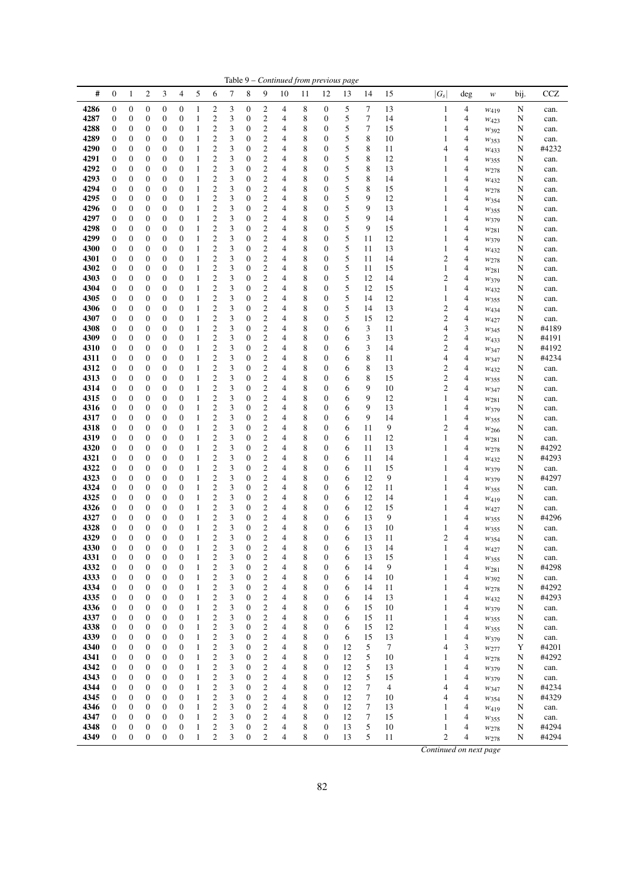Table 9 – *Continued from previous page*

| # | 0 | 1 | 2 | 3 | 4 | 5 | 6 | 7 | 8 | 9 | 10 | 11 | 12 | 13 | 14 | 15 | $\lvert G_s \rvert$ | deg | $w$ | bij. | CCZ |
|---|---|---|---|---|---|---|---|---|---|---|---|---|---|---|---|---|---|---|---|---|---|
| 4286 | 0 | 0 | 0 | 0 | 0 | 1 | 2 | 3 | 0 | 2 | 4 | 8 | 0 | 5 | 7 | 13 | 1 | 4 | $w_{419}$ | N | can. |
| 4287 | 0 | 0 | 0 | 0 | 0 | 1 | 2 | 3 | 0 | 2 | 4 | 8 | 0 | 5 | 7 | 14 | 1 | 4 | $w_{423}$ | N | can. |
| 4288 | 0 | 0 | 0 | 0 | 0 | 1 | 2 | 3 | 0 | 2 | 4 | 8 | 0 | 5 | 7 | 15 | 1 | 4 | $w_{392}$ | N | can. |
| 4289 | 0 | 0 | 0 | 0 | 0 | 1 | 2 | 3 | 0 | 2 | 4 | 8 | 0 | 5 | 8 | 10 | 1 | 4 | $w_{353}$ | N | can. |
| 4290 | 0 | 0 | 0 | 0 | 0 | 1 | 2 | 3 | 0 | 2 | 4 | 8 | 0 | 5 | 8 | 11 | 4 | 4 | $w_{433}$ | N | #4232 |
| 4291 | 0 | 0 | 0 | 0 | 0 | 1 | 2 | 3 | 0 | 2 | 4 | 8 | 0 | 5 | 8 | 12 | 1 | 4 | $w_{355}$ | N | can. |
| 4292 | 0 | 0 | 0 | 0 | 0 | 1 | 2 | 3 | 0 | 2 | 4 | 8 | 0 | 5 | 8 | 13 | 1 | 4 | $w_{278}$ | N | can. |
| 4293 | 0 | 0 | 0 | 0 | 0 | 1 | 2 | 3 | 0 | 2 | 4 | 8 | 0 | 5 | 8 | 14 | 1 | 4 | $w_{432}$ | N | can. |
| 4294 | 0 | 0 | 0 | 0 | 0 | 1 | 2 | 3 | 0 | 2 | 4 | 8 | 0 | 5 | 8 | 15 | 1 | 4 | $w_{278}$ | N | can. |
| 4295 | 0 | 0 | 0 | 0 | 0 | 1 | 2 | 3 | 0 | 2 | 4 | 8 | 0 | 5 | 9 | 12 | 1 | 4 | $w_{354}$ | N | can. |
| 4296 | 0 | 0 | 0 | 0 | 0 | 1 | 2 | 3 | 0 | 2 | 4 | 8 | 0 | 5 | 9 | 13 | 1 | 4 | $w_{355}$ | N | can. |
| 4297 | 0 | 0 | 0 | 0 | 0 | 1 | 2 | 3 | 0 | 2 | 4 | 8 | 0 | 5 | 9 | 14 | 1 | 4 | $w_{379}$ | N | can. |
| 4298 | 0 | 0 | 0 | 0 | 0 | 1 | 2 | 3 | 0 | 2 | 4 | 8 | 0 | 5 | 9 | 15 | 1 | 4 | $w_{281}$ | N | can. |
| 4299 | 0 | 0 | 0 | 0 | 0 | 1 | 2 | 3 | 0 | 2 | 4 | 8 | 0 | 5 | 11 | 12 | 1 | 4 | $w_{379}$ | N | can. |
| 4300 | 0 | 0 | 0 | 0 | 0 | 1 | 2 | 3 | 0 | 2 | 4 | 8 | 0 | 5 | 11 | 13 | 1 | 4 | $w_{432}$ | N | can. |
| 4301 | 0 | 0 | 0 | 0 | 0 | 1 | 2 | 3 | 0 | 2 | 4 | 8 | 0 | 5 | 11 | 14 | 2 | 4 | $w_{278}$ | N | can. |
| 4302 | 0 | 0 | 0 | 0 | 0 | 1 | 2 | 3 | 0 | 2 | 4 | 8 | 0 | 5 | 11 | 15 | 1 | 4 | $w_{281}$ | N | can. |
| 4303 | 0 | 0 | 0 | 0 | 0 | 1 | 2 | 3 | 0 | 2 | 4 | 8 | 0 | 5 | 12 | 14 | 2 | 4 | $w_{379}$ | N | can. |
| 4304 | 0 | 0 | 0 | 0 | 0 | 1 | 2 | 3 | 0 | 2 | 4 | 8 | 0 | 5 | 12 | 15 | 1 | 4 | $w_{432}$ | N | can. |
| 4305 | 0 | 0 | 0 | 0 | 0 | 1 | 2 | 3 | 0 | 2 | 4 | 8 | 0 | 5 | 14 | 12 | 1 | 4 | $w_{355}$ | N | can. |
| 4306 | 0 | 0 | 0 | 0 | 0 | 1 | 2 | 3 | 0 | 2 | 4 | 8 | 0 | 5 | 14 | 13 | 2 | 4 | $w_{434}$ | N | can. |
| 4307 | 0 | 0 | 0 | 0 | 0 | 1 | 2 | 3 | 0 | 2 | 4 | 8 | 0 | 5 | 15 | 12 | 2 | 4 | $w_{427}$ | N | can. |
| 4308 | 0 | 0 | 0 | 0 | 0 | 1 | 2 | 3 | 0 | 2 | 4 | 8 | 0 | 6 | 3 | 11 | 4 | 3 | $w_{345}$ | N | #4189 |
| 4309 | 0 | 0 | 0 | 0 | 0 | 1 | 2 | 3 | 0 | 2 | 4 | 8 | 0 | 6 | 3 | 13 | 2 | 4 | $w_{433}$ | N | #4191 |
| 4310 | 0 | 0 | 0 | 0 | 0 | 1 | 2 | 3 | 0 | 2 | 4 | 8 | 0 | 6 | 3 | 14 | 2 | 4 | $w_{347}$ | N | #4192 |
| 4311 | 0 | 0 | 0 | 0 | 0 | 1 | 2 | 3 | 0 | 2 | 4 | 8 | 0 | 6 | 8 | 11 | 4 | 4 | $w_{347}$ | N | #4234 |
| 4312 | 0 | 0 | 0 | 0 | 0 | 1 | 2 | 3 | 0 | 2 | 4 | 8 | 0 | 6 | 8 | 13 | 2 | 4 | $w_{432}$ | N | can. |
| 4313 | 0 | 0 | 0 | 0 | 0 | 1 | 2 | 3 | 0 | 2 | 4 | 8 | 0 | 6 | 8 | 15 | 2 | 4 | $w_{355}$ | N | can. |
| 4314 | 0 | 0 | 0 | 0 | 0 | 1 | 2 | 3 | 0 | 2 | 4 | 8 | 0 | 6 | 9 | 10 | 2 | 4 | $w_{347}$ | N | can. |
| 4315 | 0 | 0 | 0 | 0 | 0 | 1 | 2 | 3 | 0 | 2 | 4 | 8 | 0 | 6 | 9 | 12 | 1 | 4 | $w_{281}$ | N | can. |
| 4316 | 0 | 0 | 0 | 0 | 0 | 1 | 2 | 3 | 0 | 2 | 4 | 8 | 0 | 6 | 9 | 13 | 1 | 4 | $w_{379}$ | N | can. |
| 4317 | 0 | 0 | 0 | 0 | 0 | 1 | 2 | 3 | 0 | 2 | 4 | 8 | 0 | 6 | 9 | 14 | 1 | 4 | $w_{355}$ | N | can. |
| 4318 | 0 | 0 | 0 | 0 | 0 | 1 | 2 | 3 | 0 | 2 | 4 | 8 | 0 | 6 | 11 | 9 | 2 | 4 | $w_{266}$ | N | can. |
| 4319 | 0 | 0 | 0 | 0 | 0 | 1 | 2 | 3 | 0 | 2 | 4 | 8 | 0 | 6 | 11 | 12 | 1 | 4 | $w_{281}$ | N | can. |
| 4320 | 0 | 0 | 0 | 0 | 0 | 1 | 2 | 3 | 0 | 2 | 4 | 8 | 0 | 6 | 11 | 13 | 1 | 4 | $w_{278}$ | N | #4292 |
| 4321 | 0 | 0 | 0 | 0 | 0 | 1 | 2 | 3 | 0 | 2 | 4 | 8 | 0 | 6 | 11 | 14 | 1 | 4 | $w_{432}$ | N | #4293 |
| 4322 | 0 | 0 | 0 | 0 | 0 | 1 | 2 | 3 | 0 | 2 | 4 | 8 | 0 | 6 | 11 | 15 | 1 | 4 | $w_{379}$ | N | can. |
| 4323 | 0 | 0 | 0 | 0 | 0 | 1 | 2 | 3 | 0 | 2 | 4 | 8 | 0 | 6 | 12 | 9 | 1 | 4 | $w_{379}$ | N | #4297 |
| 4324 | 0 | 0 | 0 | 0 | 0 | 1 | 2 | 3 | 0 | 2 | 4 | 8 | 0 | 6 | 12 | 11 | 1 | 4 | $w_{355}$ | N | can. |
| 4325 | 0 | 0 | 0 | 0 | 0 | 1 | 2 | 3 | 0 | 2 | 4 | 8 | 0 | 6 | 12 | 14 | 1 | 4 | $w_{419}$ | N | can. |
| 4326 | 0 | 0 | 0 | 0 | 0 | 1 | 2 | 3 | 0 | 2 | 4 | 8 | 0 | 6 | 12 | 15 | 1 | 4 | $w_{427}$ | N | can. |
| 4327 | 0 | 0 | 0 | 0 | 0 | 1 | 2 | 3 | 0 | 2 | 4 | 8 | 0 | 6 | 13 | 9 | 1 | 4 | $w_{355}$ | N | #4296 |
| 4328 | 0 | 0 | 0 | 0 | 0 | 1 | 2 | 3 | 0 | 2 | 4 | 8 | 0 | 6 | 13 | 10 | 1 | 4 | $w_{355}$ | N | can. |
| 4329 | 0 | 0 | 0 | 0 | 0 | 1 | 2 | 3 | 0 | 2 | 4 | 8 | 0 | 6 | 13 | 11 | 2 | 4 | $w_{354}$ | N | can. |
| 4330 | 0 | 0 | 0 | 0 | 0 | 1 | 2 | 3 | 0 | 2 | 4 | 8 | 0 | 6 | 13 | 14 | 1 | 4 | $w_{427}$ | N | can. |
| 4331 | 0 | 0 | 0 | 0 | 0 | 1 | 2 | 3 | 0 | 2 | 4 | 8 | 0 | 6 | 13 | 15 | 1 | 4 | $w_{355}$ | N | can. |
| 4332 | 0 | 0 | 0 | 0 | 0 | 1 | 2 | 3 | 0 | 2 | 4 | 8 | 0 | 6 | 14 | 9 | 1 | 4 | $w_{281}$ | N | #4298 |
| 4333 | 0 | 0 | 0 | 0 | 0 | 1 | 2 | 3 | 0 | 2 | 4 | 8 | 0 | 6 | 14 | 10 | 1 | 4 | $w_{392}$ | N | can. |
| 4334 | 0 | 0 | 0 | 0 | 0 | 1 | 2 | 3 | 0 | 2 | 4 | 8 | 0 | 6 | 14 | 11 | 1 | 4 | $w_{278}$ | N | #4292 |
| 4335 | 0 | 0 | 0 | 0 | 0 | 1 | 2 | 3 | 0 | 2 | 4 | 8 | 0 | 6 | 14 | 13 | 1 | 4 | $w_{432}$ | N | #4293 |
| 4336 | 0 | 0 | 0 | 0 | 0 | 1 | 2 | 3 | 0 | 2 | 4 | 8 | 0 | 6 | 15 | 10 | 1 | 4 | $w_{379}$ | N | can. |
| 4337 | 0 | 0 | 0 | 0 | 0 | 1 | 2 | 3 | 0 | 2 | 4 | 8 | 0 | 6 | 15 | 11 | 1 | 4 | $w_{355}$ | N | can. |
| 4338 | 0 | 0 | 0 | 0 | 0 | 1 | 2 | 3 | 0 | 2 | 4 | 8 | 0 | 6 | 15 | 12 | 1 | 4 | $w_{355}$ | N | can. |
| 4339 | 0 | 0 | 0 | 0 | 0 | 1 | 2 | 3 | 0 | 2 | 4 | 8 | 0 | 6 | 15 | 13 | 1 | 4 | $w_{379}$ | N | can. |
| 4340 | 0 | 0 | 0 | 0 | 0 | 1 | 2 | 3 | 0 | 2 | 4 | 8 | 0 | 12 | 5 | 7 | 4 | 3 | $w_{277}$ | Y | #4201 |
| 4341 | 0 | 0 | 0 | 0 | 0 | 1 | 2 | 3 | 0 | 2 | 4 | 8 | 0 | 12 | 5 | 10 | 1 | 4 | $w_{278}$ | N | #4292 |
| 4342 | 0 | 0 | 0 | 0 | 0 | 1 | 2 | 3 | 0 | 2 | 4 | 8 | 0 | 12 | 5 | 13 | 1 | 4 | $w_{379}$ | N | can. |
| 4343 | 0 | 0 | 0 | 0 | 0 | 1 | 2 | 3 | 0 | 2 | 4 | 8 | 0 | 12 | 5 | 15 | 1 | 4 | $w_{379}$ | N | can. |
| 4344 | 0 | 0 | 0 | 0 | 0 | 1 | 2 | 3 | 0 | 2 | 4 | 8 | 0 | 12 | 7 | 4 | 4 | 4 | $w_{347}$ | N | #4234 |
| 4345 | 0 | 0 | 0 | 0 | 0 | 1 | 2 | 3 | 0 | 2 | 4 | 8 | 0 | 12 | 7 | 10 | 4 | 4 | $w_{354}$ | N | #4329 |
| 4346 | 0 | 0 | 0 | 0 | 0 | 1 | 2 | 3 | 0 | 2 | 4 | 8 | 0 | 12 | 7 | 13 | 1 | 4 | $w_{419}$ | N | can. |
| 4347 | 0 | 0 | 0 | 0 | 0 | 1 | 2 | 3 | 0 | 2 | 4 | 8 | 0 | 12 | 7 | 15 | 1 | 4 | $w_{355}$ | N | can. |
| 4348 | 0 | 0 | 0 | 0 | 0 | 1 | 2 | 3 | 0 | 2 | 4 | 8 | 0 | 13 | 5 | 10 | 1 | 4 | $w_{278}$ | N | #4294 |
| 4349 | 0 | 0 | 0 | 0 | 0 | 1 | 2 | 3 | 0 | 2 | 4 | 8 | 0 | 13 | 5 | 11 | 2 | 4 | $w_{278}$ | N | #4294 |

*Continued on next page*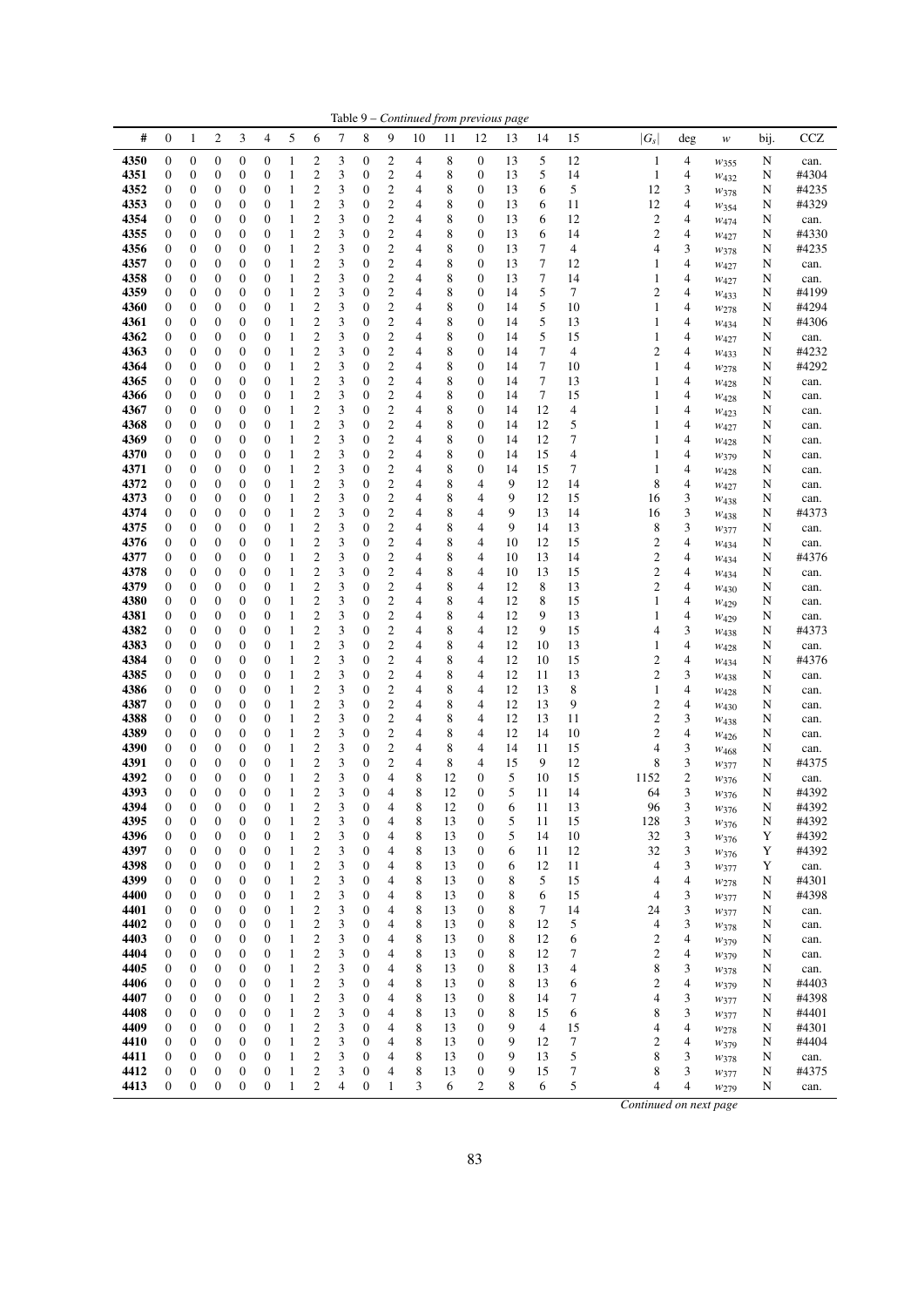Table 9 – *Continued from previous page*

| # | 0 | 1 | 2 | 3 | 4 | 5 | 6 | 7 | 8 | 9 | 10 | 11 | 12 | 13 | 14 | 15 | $\|G_s\|$ | deg | $w$ | bij. | CCZ |
|---|---|---|---|---|---|---|---|---|---|---|---|---|---|---|---|---|---|---|---|---|---|
| 4350 | 0 | 0 | 0 | 0 | 0 | 1 | 2 | 3 | 0 | 2 | 4 | 8 | 0 | 13 | 5 | 12 | 1 | 4 | $w_{355}$ | N | can. |
| 4351 | 0 | 0 | 0 | 0 | 0 | 1 | 2 | 3 | 0 | 2 | 4 | 8 | 0 | 13 | 5 | 14 | 1 | 4 | $w_{432}$ | N | #4304 |
| 4352 | 0 | 0 | 0 | 0 | 0 | 1 | 2 | 3 | 0 | 2 | 4 | 8 | 0 | 13 | 6 | 5 | 12 | 3 | $w_{378}$ | N | #4235 |
| 4353 | 0 | 0 | 0 | 0 | 0 | 1 | 2 | 3 | 0 | 2 | 4 | 8 | 0 | 13 | 6 | 11 | 12 | 4 | $w_{354}$ | N | #4329 |
| 4354 | 0 | 0 | 0 | 0 | 0 | 1 | 2 | 3 | 0 | 2 | 4 | 8 | 0 | 13 | 6 | 12 | 2 | 4 | $w_{474}$ | N | can. |
| 4355 | 0 | 0 | 0 | 0 | 0 | 1 | 2 | 3 | 0 | 2 | 4 | 8 | 0 | 13 | 6 | 14 | 2 | 4 | $w_{427}$ | N | #4330 |
| 4356 | 0 | 0 | 0 | 0 | 0 | 1 | 2 | 3 | 0 | 2 | 4 | 8 | 0 | 13 | 7 | 4 | 4 | 3 | $w_{378}$ | N | #4235 |
| 4357 | 0 | 0 | 0 | 0 | 0 | 1 | 2 | 3 | 0 | 2 | 4 | 8 | 0 | 13 | 7 | 12 | 1 | 4 | $w_{427}$ | N | can. |
| 4358 | 0 | 0 | 0 | 0 | 0 | 1 | 2 | 3 | 0 | 2 | 4 | 8 | 0 | 13 | 7 | 14 | 1 | 4 | $w_{427}$ | N | can. |
| 4359 | 0 | 0 | 0 | 0 | 0 | 1 | 2 | 3 | 0 | 2 | 4 | 8 | 0 | 14 | 5 | 7 | 2 | 4 | $w_{433}$ | N | #4199 |
| 4360 | 0 | 0 | 0 | 0 | 0 | 1 | 2 | 3 | 0 | 2 | 4 | 8 | 0 | 14 | 5 | 10 | 1 | 4 | $w_{278}$ | N | #4294 |
| 4361 | 0 | 0 | 0 | 0 | 0 | 1 | 2 | 3 | 0 | 2 | 4 | 8 | 0 | 14 | 5 | 13 | 1 | 4 | $w_{434}$ | N | #4306 |
| 4362 | 0 | 0 | 0 | 0 | 0 | 1 | 2 | 3 | 0 | 2 | 4 | 8 | 0 | 14 | 5 | 15 | 1 | 4 | $w_{427}$ | N | can. |
| 4363 | 0 | 0 | 0 | 0 | 0 | 1 | 2 | 3 | 0 | 2 | 4 | 8 | 0 | 14 | 7 | 4 | 2 | 4 | $w_{433}$ | N | #4232 |
| 4364 | 0 | 0 | 0 | 0 | 0 | 1 | 2 | 3 | 0 | 2 | 4 | 8 | 0 | 14 | 7 | 10 | 1 | 4 | $w_{278}$ | N | #4292 |
| 4365 | 0 | 0 | 0 | 0 | 0 | 1 | 2 | 3 | 0 | 2 | 4 | 8 | 0 | 14 | 7 | 13 | 1 | 4 | $w_{428}$ | N | can. |
| 4366 | 0 | 0 | 0 | 0 | 0 | 1 | 2 | 3 | 0 | 2 | 4 | 8 | 0 | 14 | 7 | 15 | 1 | 4 | $w_{428}$ | N | can. |
| 4367 | 0 | 0 | 0 | 0 | 0 | 1 | 2 | 3 | 0 | 2 | 4 | 8 | 0 | 14 | 12 | 4 | 1 | 4 | $w_{423}$ | N | can. |
| 4368 | 0 | 0 | 0 | 0 | 0 | 1 | 2 | 3 | 0 | 2 | 4 | 8 | 0 | 14 | 12 | 5 | 1 | 4 | $w_{427}$ | N | can. |
| 4369 | 0 | 0 | 0 | 0 | 0 | 1 | 2 | 3 | 0 | 2 | 4 | 8 | 0 | 14 | 12 | 7 | 1 | 4 | $w_{428}$ | N | can. |
| 4370 | 0 | 0 | 0 | 0 | 0 | 1 | 2 | 3 | 0 | 2 | 4 | 8 | 0 | 14 | 15 | 4 | 1 | 4 | $w_{379}$ | N | can. |
| 4371 | 0 | 0 | 0 | 0 | 0 | 1 | 2 | 3 | 0 | 2 | 4 | 8 | 0 | 14 | 15 | 7 | 1 | 4 | $w_{428}$ | N | can. |
| 4372 | 0 | 0 | 0 | 0 | 0 | 1 | 2 | 3 | 0 | 2 | 4 | 8 | 4 | 9 | 12 | 14 | 8 | 4 | $w_{427}$ | N | can. |
| 4373 | 0 | 0 | 0 | 0 | 0 | 1 | 2 | 3 | 0 | 2 | 4 | 8 | 4 | 9 | 12 | 15 | 16 | 3 | $w_{438}$ | N | can. |
| 4374 | 0 | 0 | 0 | 0 | 0 | 1 | 2 | 3 | 0 | 2 | 4 | 8 | 4 | 9 | 13 | 14 | 16 | 3 | $w_{438}$ | N | #4373 |
| 4375 | 0 | 0 | 0 | 0 | 0 | 1 | 2 | 3 | 0 | 2 | 4 | 8 | 4 | 9 | 14 | 13 | 8 | 3 | $w_{377}$ | N | can. |
| 4376 | 0 | 0 | 0 | 0 | 0 | 1 | 2 | 3 | 0 | 2 | 4 | 8 | 4 | 10 | 12 | 15 | 2 | 4 | $w_{434}$ | N | can. |
| 4377 | 0 | 0 | 0 | 0 | 0 | 1 | 2 | 3 | 0 | 2 | 4 | 8 | 4 | 10 | 13 | 14 | 2 | 4 | $w_{434}$ | N | #4376 |
| 4378 | 0 | 0 | 0 | 0 | 0 | 1 | 2 | 3 | 0 | 2 | 4 | 8 | 4 | 10 | 13 | 15 | 2 | 4 | $w_{434}$ | N | can. |
| 4379 | 0 | 0 | 0 | 0 | 0 | 1 | 2 | 3 | 0 | 2 | 4 | 8 | 4 | 12 | 8 | 13 | 2 | 4 | $w_{430}$ | N | can. |
| 4380 | 0 | 0 | 0 | 0 | 0 | 1 | 2 | 3 | 0 | 2 | 4 | 8 | 4 | 12 | 8 | 15 | 1 | 4 | $w_{429}$ | N | can. |
| 4381 | 0 | 0 | 0 | 0 | 0 | 1 | 2 | 3 | 0 | 2 | 4 | 8 | 4 | 12 | 9 | 13 | 1 | 4 | $w_{429}$ | N | can. |
| 4382 | 0 | 0 | 0 | 0 | 0 | 1 | 2 | 3 | 0 | 2 | 4 | 8 | 4 | 12 | 9 | 15 | 4 | 3 | $w_{438}$ | N | #4373 |
| 4383 | 0 | 0 | 0 | 0 | 0 | 1 | 2 | 3 | 0 | 2 | 4 | 8 | 4 | 12 | 10 | 13 | 1 | 4 | $w_{428}$ | N | can. |
| 4384 | 0 | 0 | 0 | 0 | 0 | 1 | 2 | 3 | 0 | 2 | 4 | 8 | 4 | 12 | 10 | 15 | 2 | 4 | $w_{434}$ | N | #4376 |
| 4385 | 0 | 0 | 0 | 0 | 0 | 1 | 2 | 3 | 0 | 2 | 4 | 8 | 4 | 12 | 11 | 13 | 2 | 3 | $w_{438}$ | N | can. |
| 4386 | 0 | 0 | 0 | 0 | 0 | 1 | 2 | 3 | 0 | 2 | 4 | 8 | 4 | 12 | 13 | 8 | 1 | 4 | $w_{428}$ | N | can. |
| 4387 | 0 | 0 | 0 | 0 | 0 | 1 | 2 | 3 | 0 | 2 | 4 | 8 | 4 | 12 | 13 | 9 | 2 | 4 | $w_{430}$ | N | can. |
| 4388 | 0 | 0 | 0 | 0 | 0 | 1 | 2 | 3 | 0 | 2 | 4 | 8 | 4 | 12 | 13 | 11 | 2 | 3 | $w_{438}$ | N | can. |
| 4389 | 0 | 0 | 0 | 0 | 0 | 1 | 2 | 3 | 0 | 2 | 4 | 8 | 4 | 12 | 14 | 10 | 2 | 4 | $w_{426}$ | N | can. |
| 4390 | 0 | 0 | 0 | 0 | 0 | 1 | 2 | 3 | 0 | 2 | 4 | 8 | 4 | 14 | 11 | 15 | 4 | 3 | $w_{468}$ | N | can. |
| 4391 | 0 | 0 | 0 | 0 | 0 | 1 | 2 | 3 | 0 | 2 | 4 | 8 | 4 | 15 | 9 | 12 | 8 | 3 | $w_{377}$ | N | #4375 |
| 4392 | 0 | 0 | 0 | 0 | 0 | 1 | 2 | 3 | 0 | 4 | 8 | 12 | 0 | 5 | 10 | 15 | 1152 | 2 | $w_{376}$ | N | can. |
| 4393 | 0 | 0 | 0 | 0 | 0 | 1 | 2 | 3 | 0 | 4 | 8 | 12 | 0 | 5 | 11 | 14 | 64 | 3 | $w_{376}$ | N | #4392 |
| 4394 | 0 | 0 | 0 | 0 | 0 | 1 | 2 | 3 | 0 | 4 | 8 | 12 | 0 | 6 | 11 | 13 | 96 | 3 | $w_{376}$ | N | #4392 |
| 4395 | 0 | 0 | 0 | 0 | 0 | 1 | 2 | 3 | 0 | 4 | 8 | 13 | 0 | 5 | 11 | 15 | 128 | 3 | $w_{376}$ | N | #4392 |
| 4396 | 0 | 0 | 0 | 0 | 0 | 1 | 2 | 3 | 0 | 4 | 8 | 13 | 0 | 5 | 14 | 10 | 32 | 3 | $w_{376}$ | Y | #4392 |
| 4397 | 0 | 0 | 0 | 0 | 0 | 1 | 2 | 3 | 0 | 4 | 8 | 13 | 0 | 6 | 11 | 12 | 32 | 3 | $w_{376}$ | Y | #4392 |
| 4398 | 0 | 0 | 0 | 0 | 0 | 1 | 2 | 3 | 0 | 4 | 8 | 13 | 0 | 6 | 12 | 11 | 4 | 3 | $w_{377}$ | Y | can. |
| 4399 | 0 | 0 | 0 | 0 | 0 | 1 | 2 | 3 | 0 | 4 | 8 | 13 | 0 | 8 | 5 | 15 | 4 | 4 | $w_{278}$ | N | #4301 |
| 4400 | 0 | 0 | 0 | 0 | 0 | 1 | 2 | 3 | 0 | 4 | 8 | 13 | 0 | 8 | 6 | 15 | 4 | 3 | $w_{377}$ | N | #4398 |
| 4401 | 0 | 0 | 0 | 0 | 0 | 1 | 2 | 3 | 0 | 4 | 8 | 13 | 0 | 8 | 7 | 14 | 24 | 3 | $w_{377}$ | N | can. |
| 4402 | 0 | 0 | 0 | 0 | 0 | 1 | 2 | 3 | 0 | 4 | 8 | 13 | 0 | 8 | 12 | 5 | 4 | 3 | $w_{378}$ | N | can. |
| 4403 | 0 | 0 | 0 | 0 | 0 | 1 | 2 | 3 | 0 | 4 | 8 | 13 | 0 | 8 | 12 | 6 | 2 | 4 | $w_{379}$ | N | can. |
| 4404 | 0 | 0 | 0 | 0 | 0 | 1 | 2 | 3 | 0 | 4 | 8 | 13 | 0 | 8 | 12 | 7 | 2 | 4 | $w_{379}$ | N | can. |
| 4405 | 0 | 0 | 0 | 0 | 0 | 1 | 2 | 3 | 0 | 4 | 8 | 13 | 0 | 8 | 13 | 4 | 8 | 3 | $w_{378}$ | N | can. |
| 4406 | 0 | 0 | 0 | 0 | 0 | 1 | 2 | 3 | 0 | 4 | 8 | 13 | 0 | 8 | 13 | 6 | 2 | 4 | $w_{379}$ | N | #4403 |
| 4407 | 0 | 0 | 0 | 0 | 0 | 1 | 2 | 3 | 0 | 4 | 8 | 13 | 0 | 8 | 14 | 7 | 4 | 3 | $w_{377}$ | N | #4398 |
| 4408 | 0 | 0 | 0 | 0 | 0 | 1 | 2 | 3 | 0 | 4 | 8 | 13 | 0 | 8 | 15 | 6 | 8 | 3 | $w_{377}$ | N | #4401 |
| 4409 | 0 | 0 | 0 | 0 | 0 | 1 | 2 | 3 | 0 | 4 | 8 | 13 | 0 | 9 | 4 | 15 | 4 | 4 | $w_{278}$ | N | #4301 |
| 4410 | 0 | 0 | 0 | 0 | 0 | 1 | 2 | 3 | 0 | 4 | 8 | 13 | 0 | 9 | 12 | 7 | 2 | 4 | $w_{379}$ | N | #4404 |
| 4411 | 0 | 0 | 0 | 0 | 0 | 1 | 2 | 3 | 0 | 4 | 8 | 13 | 0 | 9 | 13 | 5 | 8 | 3 | $w_{378}$ | N | can. |
| 4412 | 0 | 0 | 0 | 0 | 0 | 1 | 2 | 3 | 0 | 4 | 8 | 13 | 0 | 9 | 15 | 7 | 8 | 3 | $w_{377}$ | N | #4375 |
| 4413 | 0 | 0 | 0 | 0 | 0 | 1 | 2 | 4 | 0 | 1 | 3 | 6 | 2 | 8 | 6 | 5 | 4 | 4 | $w_{279}$ | N | can. |

*Continued on next page*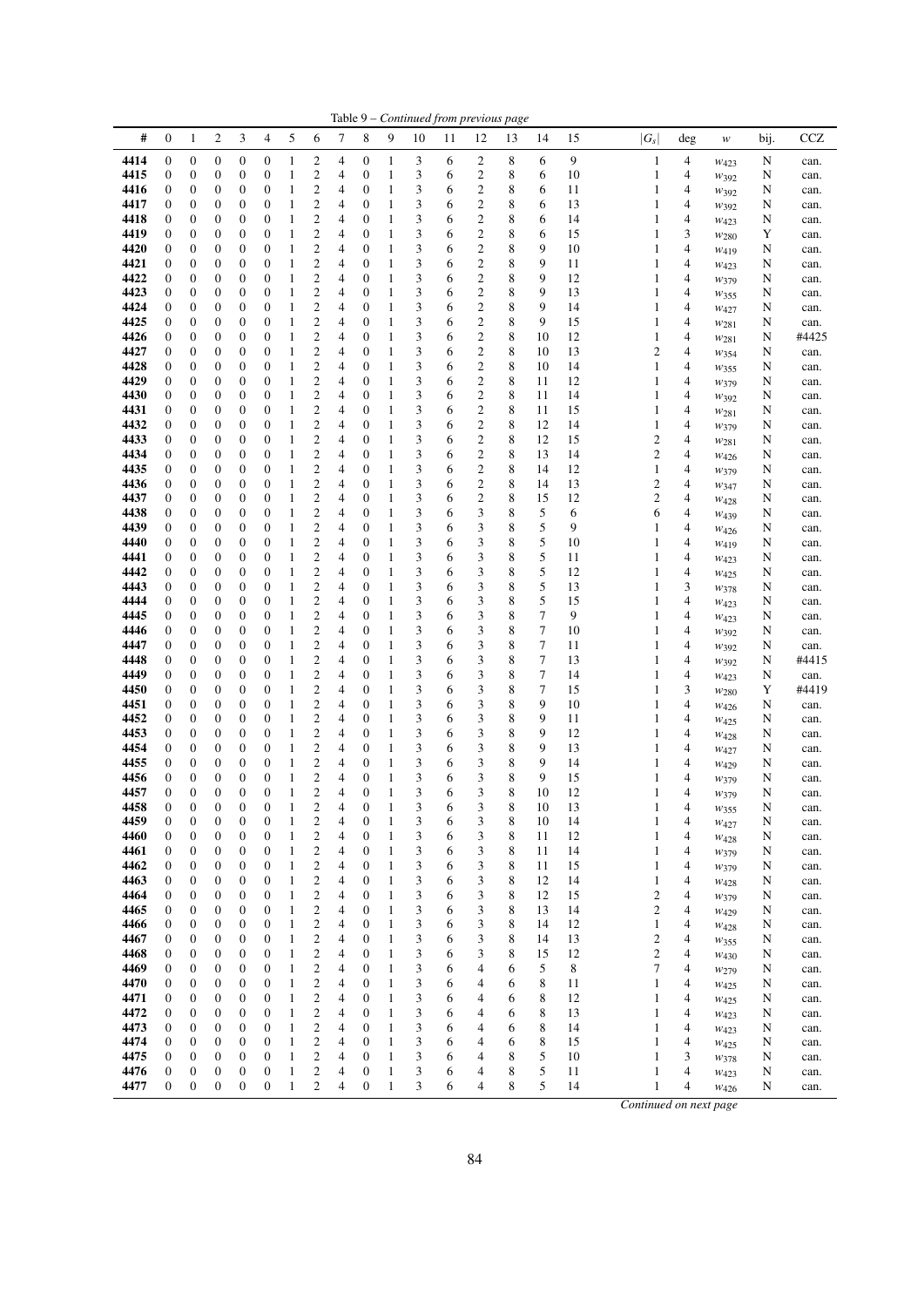Table 9 – *Continued from previous page*

| # | 0 | 1 | 2 | 3 | 4 | 5 | 6 | 7 | 8 | 9 | 10 | 11 | 12 | 13 | 14 | 15 | $\|G_s\|$ | deg | $w$ | bij. | CCZ |
|---|---|---|---|---|---|---|---|---|---|---|---|---|---|---|---|---|---|---|---|---|---|
| **4414** | 0 | 0 | 0 | 0 | 0 | 1 | 2 | 4 | 0 | 1 | 3 | 6 | 2 | 8 | 6 | 9 | 1 | 4 | $w_{423}$ | N | can. |
| **4415** | 0 | 0 | 0 | 0 | 0 | 1 | 2 | 4 | 0 | 1 | 3 | 6 | 2 | 8 | 6 | 10 | 1 | 4 | $w_{392}$ | N | can. |
| **4416** | 0 | 0 | 0 | 0 | 0 | 1 | 2 | 4 | 0 | 1 | 3 | 6 | 2 | 8 | 6 | 11 | 1 | 4 | $w_{392}$ | N | can. |
| **4417** | 0 | 0 | 0 | 0 | 0 | 1 | 2 | 4 | 0 | 1 | 3 | 6 | 2 | 8 | 6 | 13 | 1 | 4 | $w_{392}$ | N | can. |
| **4418** | 0 | 0 | 0 | 0 | 0 | 1 | 2 | 4 | 0 | 1 | 3 | 6 | 2 | 8 | 6 | 14 | 1 | 4 | $w_{423}$ | N | can. |
| **4419** | 0 | 0 | 0 | 0 | 0 | 1 | 2 | 4 | 0 | 1 | 3 | 6 | 2 | 8 | 6 | 15 | 1 | 3 | $w_{280}$ | Y | can. |
| **4420** | 0 | 0 | 0 | 0 | 0 | 1 | 2 | 4 | 0 | 1 | 3 | 6 | 2 | 8 | 9 | 10 | 1 | 4 | $w_{419}$ | N | can. |
| **4421** | 0 | 0 | 0 | 0 | 0 | 1 | 2 | 4 | 0 | 1 | 3 | 6 | 2 | 8 | 9 | 11 | 1 | 4 | $w_{423}$ | N | can. |
| **4422** | 0 | 0 | 0 | 0 | 0 | 1 | 2 | 4 | 0 | 1 | 3 | 6 | 2 | 8 | 9 | 12 | 1 | 4 | $w_{379}$ | N | can. |
| **4423** | 0 | 0 | 0 | 0 | 0 | 1 | 2 | 4 | 0 | 1 | 3 | 6 | 2 | 8 | 9 | 13 | 1 | 4 | $w_{355}$ | N | can. |
| **4424** | 0 | 0 | 0 | 0 | 0 | 1 | 2 | 4 | 0 | 1 | 3 | 6 | 2 | 8 | 9 | 14 | 1 | 4 | $w_{427}$ | N | can. |
| **4425** | 0 | 0 | 0 | 0 | 0 | 1 | 2 | 4 | 0 | 1 | 3 | 6 | 2 | 8 | 9 | 15 | 1 | 4 | $w_{281}$ | N | can. |
| **4426** | 0 | 0 | 0 | 0 | 0 | 1 | 2 | 4 | 0 | 1 | 3 | 6 | 2 | 8 | 10 | 12 | 1 | 4 | $w_{281}$ | N | #4425 |
| **4427** | 0 | 0 | 0 | 0 | 0 | 1 | 2 | 4 | 0 | 1 | 3 | 6 | 2 | 8 | 10 | 13 | 2 | 4 | $w_{354}$ | N | can. |
| **4428** | 0 | 0 | 0 | 0 | 0 | 1 | 2 | 4 | 0 | 1 | 3 | 6 | 2 | 8 | 10 | 14 | 1 | 4 | $w_{355}$ | N | can. |
| **4429** | 0 | 0 | 0 | 0 | 0 | 1 | 2 | 4 | 0 | 1 | 3 | 6 | 2 | 8 | 11 | 12 | 1 | 4 | $w_{379}$ | N | can. |
| **4430** | 0 | 0 | 0 | 0 | 0 | 1 | 2 | 4 | 0 | 1 | 3 | 6 | 2 | 8 | 11 | 14 | 1 | 4 | $w_{392}$ | N | can. |
| **4431** | 0 | 0 | 0 | 0 | 0 | 1 | 2 | 4 | 0 | 1 | 3 | 6 | 2 | 8 | 11 | 15 | 1 | 4 | $w_{281}$ | N | can. |
| **4432** | 0 | 0 | 0 | 0 | 0 | 1 | 2 | 4 | 0 | 1 | 3 | 6 | 2 | 8 | 12 | 14 | 1 | 4 | $w_{379}$ | N | can. |
| **4433** | 0 | 0 | 0 | 0 | 0 | 1 | 2 | 4 | 0 | 1 | 3 | 6 | 2 | 8 | 12 | 15 | 2 | 4 | $w_{281}$ | N | can. |
| **4434** | 0 | 0 | 0 | 0 | 0 | 1 | 2 | 4 | 0 | 1 | 3 | 6 | 2 | 8 | 13 | 14 | 2 | 4 | $w_{426}$ | N | can. |
| **4435** | 0 | 0 | 0 | 0 | 0 | 1 | 2 | 4 | 0 | 1 | 3 | 6 | 2 | 8 | 14 | 12 | 1 | 4 | $w_{379}$ | N | can. |
| **4436** | 0 | 0 | 0 | 0 | 0 | 1 | 2 | 4 | 0 | 1 | 3 | 6 | 2 | 8 | 14 | 13 | 2 | 4 | $w_{347}$ | N | can. |
| **4437** | 0 | 0 | 0 | 0 | 0 | 1 | 2 | 4 | 0 | 1 | 3 | 6 | 2 | 8 | 15 | 12 | 2 | 4 | $w_{428}$ | N | can. |
| **4438** | 0 | 0 | 0 | 0 | 0 | 1 | 2 | 4 | 0 | 1 | 3 | 6 | 3 | 8 | 5 | 6 | 6 | 4 | $w_{439}$ | N | can. |
| **4439** | 0 | 0 | 0 | 0 | 0 | 1 | 2 | 4 | 0 | 1 | 3 | 6 | 3 | 8 | 5 | 9 | 1 | 4 | $w_{426}$ | N | can. |
| **4440** | 0 | 0 | 0 | 0 | 0 | 1 | 2 | 4 | 0 | 1 | 3 | 6 | 3 | 8 | 5 | 10 | 1 | 4 | $w_{419}$ | N | can. |
| **4441** | 0 | 0 | 0 | 0 | 0 | 1 | 2 | 4 | 0 | 1 | 3 | 6 | 3 | 8 | 5 | 11 | 1 | 4 | $w_{423}$ | N | can. |
| **4442** | 0 | 0 | 0 | 0 | 0 | 1 | 2 | 4 | 0 | 1 | 3 | 6 | 3 | 8 | 5 | 12 | 1 | 4 | $w_{425}$ | N | can. |
| **4443** | 0 | 0 | 0 | 0 | 0 | 1 | 2 | 4 | 0 | 1 | 3 | 6 | 3 | 8 | 5 | 13 | 1 | 3 | $w_{378}$ | N | can. |
| **4444** | 0 | 0 | 0 | 0 | 0 | 1 | 2 | 4 | 0 | 1 | 3 | 6 | 3 | 8 | 5 | 15 | 1 | 4 | $w_{423}$ | N | can. |
| **4445** | 0 | 0 | 0 | 0 | 0 | 1 | 2 | 4 | 0 | 1 | 3 | 6 | 3 | 8 | 7 | 9 | 1 | 4 | $w_{423}$ | N | can. |
| **4446** | 0 | 0 | 0 | 0 | 0 | 1 | 2 | 4 | 0 | 1 | 3 | 6 | 3 | 8 | 7 | 10 | 1 | 4 | $w_{392}$ | N | can. |
| **4447** | 0 | 0 | 0 | 0 | 0 | 1 | 2 | 4 | 0 | 1 | 3 | 6 | 3 | 8 | 7 | 11 | 1 | 4 | $w_{392}$ | N | can. |
| **4448** | 0 | 0 | 0 | 0 | 0 | 1 | 2 | 4 | 0 | 1 | 3 | 6 | 3 | 8 | 7 | 13 | 1 | 4 | $w_{392}$ | N | #4415 |
| **4449** | 0 | 0 | 0 | 0 | 0 | 1 | 2 | 4 | 0 | 1 | 3 | 6 | 3 | 8 | 7 | 14 | 1 | 4 | $w_{423}$ | N | can. |
| **4450** | 0 | 0 | 0 | 0 | 0 | 1 | 2 | 4 | 0 | 1 | 3 | 6 | 3 | 8 | 7 | 15 | 1 | 3 | $w_{280}$ | Y | #4419 |
| **4451** | 0 | 0 | 0 | 0 | 0 | 1 | 2 | 4 | 0 | 1 | 3 | 6 | 3 | 8 | 9 | 10 | 1 | 4 | $w_{426}$ | N | can. |
| **4452** | 0 | 0 | 0 | 0 | 0 | 1 | 2 | 4 | 0 | 1 | 3 | 6 | 3 | 8 | 9 | 11 | 1 | 4 | $w_{425}$ | N | can. |
| **4453** | 0 | 0 | 0 | 0 | 0 | 1 | 2 | 4 | 0 | 1 | 3 | 6 | 3 | 8 | 9 | 12 | 1 | 4 | $w_{428}$ | N | can. |
| **4454** | 0 | 0 | 0 | 0 | 0 | 1 | 2 | 4 | 0 | 1 | 3 | 6 | 3 | 8 | 9 | 13 | 1 | 4 | $w_{427}$ | N | can. |
| **4455** | 0 | 0 | 0 | 0 | 0 | 1 | 2 | 4 | 0 | 1 | 3 | 6 | 3 | 8 | 9 | 14 | 1 | 4 | $w_{429}$ | N | can. |
| **4456** | 0 | 0 | 0 | 0 | 0 | 1 | 2 | 4 | 0 | 1 | 3 | 6 | 3 | 8 | 9 | 15 | 1 | 4 | $w_{379}$ | N | can. |
| **4457** | 0 | 0 | 0 | 0 | 0 | 1 | 2 | 4 | 0 | 1 | 3 | 6 | 3 | 8 | 10 | 12 | 1 | 4 | $w_{379}$ | N | can. |
| **4458** | 0 | 0 | 0 | 0 | 0 | 1 | 2 | 4 | 0 | 1 | 3 | 6 | 3 | 8 | 10 | 13 | 1 | 4 | $w_{355}$ | N | can. |
| **4459** | 0 | 0 | 0 | 0 | 0 | 1 | 2 | 4 | 0 | 1 | 3 | 6 | 3 | 8 | 10 | 14 | 1 | 4 | $w_{427}$ | N | can. |
| **4460** | 0 | 0 | 0 | 0 | 0 | 1 | 2 | 4 | 0 | 1 | 3 | 6 | 3 | 8 | 11 | 12 | 1 | 4 | $w_{428}$ | N | can. |
| **4461** | 0 | 0 | 0 | 0 | 0 | 1 | 2 | 4 | 0 | 1 | 3 | 6 | 3 | 8 | 11 | 14 | 1 | 4 | $w_{379}$ | N | can. |
| **4462** | 0 | 0 | 0 | 0 | 0 | 1 | 2 | 4 | 0 | 1 | 3 | 6 | 3 | 8 | 11 | 15 | 1 | 4 | $w_{379}$ | N | can. |
| **4463** | 0 | 0 | 0 | 0 | 0 | 1 | 2 | 4 | 0 | 1 | 3 | 6 | 3 | 8 | 12 | 14 | 1 | 4 | $w_{428}$ | N | can. |
| **4464** | 0 | 0 | 0 | 0 | 0 | 1 | 2 | 4 | 0 | 1 | 3 | 6 | 3 | 8 | 12 | 15 | 2 | 4 | $w_{379}$ | N | can. |
| **4465** | 0 | 0 | 0 | 0 | 0 | 1 | 2 | 4 | 0 | 1 | 3 | 6 | 3 | 8 | 13 | 14 | 2 | 4 | $w_{429}$ | N | can. |
| **4466** | 0 | 0 | 0 | 0 | 0 | 1 | 2 | 4 | 0 | 1 | 3 | 6 | 3 | 8 | 14 | 12 | 1 | 4 | $w_{428}$ | N | can. |
| **4467** | 0 | 0 | 0 | 0 | 0 | 1 | 2 | 4 | 0 | 1 | 3 | 6 | 3 | 8 | 14 | 13 | 2 | 4 | $w_{355}$ | N | can. |
| **4468** | 0 | 0 | 0 | 0 | 0 | 1 | 2 | 4 | 0 | 1 | 3 | 6 | 3 | 8 | 15 | 12 | 2 | 4 | $w_{430}$ | N | can. |
| **4469** | 0 | 0 | 0 | 0 | 0 | 1 | 2 | 4 | 0 | 1 | 3 | 6 | 4 | 6 | 5 | 8 | 7 | 4 | $w_{279}$ | N | can. |
| **4470** | 0 | 0 | 0 | 0 | 0 | 1 | 2 | 4 | 0 | 1 | 3 | 6 | 4 | 6 | 8 | 11 | 1 | 4 | $w_{425}$ | N | can. |
| **4471** | 0 | 0 | 0 | 0 | 0 | 1 | 2 | 4 | 0 | 1 | 3 | 6 | 4 | 6 | 8 | 12 | 1 | 4 | $w_{425}$ | N | can. |
| **4472** | 0 | 0 | 0 | 0 | 0 | 1 | 2 | 4 | 0 | 1 | 3 | 6 | 4 | 6 | 8 | 13 | 1 | 4 | $w_{423}$ | N | can. |
| **4473** | 0 | 0 | 0 | 0 | 0 | 1 | 2 | 4 | 0 | 1 | 3 | 6 | 4 | 6 | 8 | 14 | 1 | 4 | $w_{423}$ | N | can. |
| **4474** | 0 | 0 | 0 | 0 | 0 | 1 | 2 | 4 | 0 | 1 | 3 | 6 | 4 | 6 | 8 | 15 | 1 | 4 | $w_{425}$ | N | can. |
| **4475** | 0 | 0 | 0 | 0 | 0 | 1 | 2 | 4 | 0 | 1 | 3 | 6 | 4 | 8 | 5 | 10 | 1 | 3 | $w_{378}$ | N | can. |
| **4476** | 0 | 0 | 0 | 0 | 0 | 1 | 2 | 4 | 0 | 1 | 3 | 6 | 4 | 8 | 5 | 11 | 1 | 4 | $w_{423}$ | N | can. |
| **4477** | 0 | 0 | 0 | 0 | 0 | 1 | 2 | 4 | 0 | 1 | 3 | 6 | 4 | 8 | 5 | 14 | 1 | 4 | $w_{426}$ | N | can. |

*Continued on next page*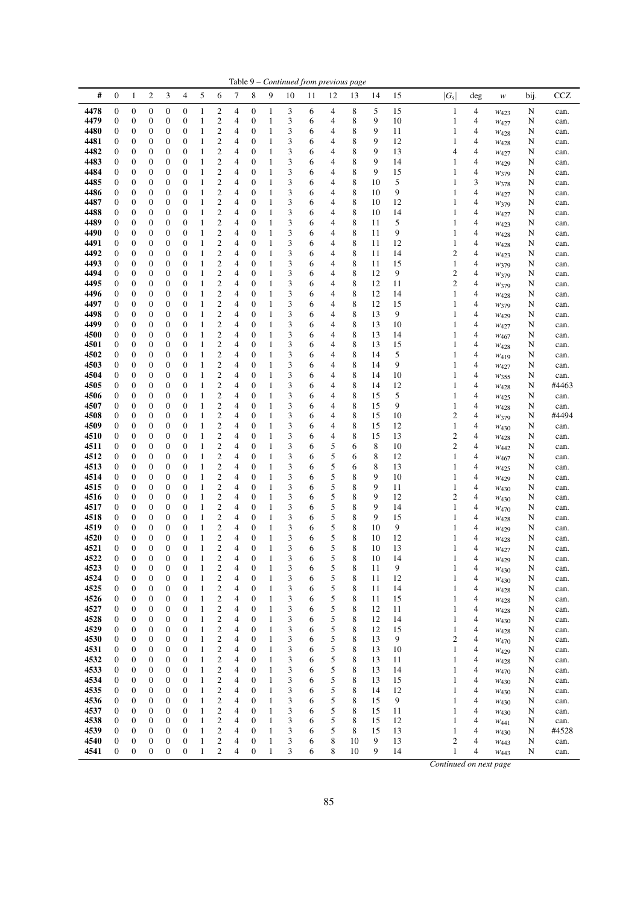Table 9 – *Continued from previous page*

| # | 0 | 1 | 2 | 3 | 4 | 5 | 6 | 7 | 8 | 9 | 10 | 11 | 12 | 13 | 14 | 15 | $\|G_s\|$ | deg | $w$ | bij. | CCZ |
|---|---|---|---|---|---|---|---|---|---|---|---|---|---|---|---|---|---|---|---|---|---|
| **4478** | 0 | 0 | 0 | 0 | 0 | 1 | 2 | 4 | 0 | 1 | 3 | 6 | 4 | 8 | 5 | 15 | 1 | 4 | $w_{423}$ | N | can. |
| **4479** | 0 | 0 | 0 | 0 | 0 | 1 | 2 | 4 | 0 | 1 | 3 | 6 | 4 | 8 | 9 | 10 | 1 | 4 | $w_{427}$ | N | can. |
| **4480** | 0 | 0 | 0 | 0 | 0 | 1 | 2 | 4 | 0 | 1 | 3 | 6 | 4 | 8 | 9 | 11 | 1 | 4 | $w_{428}$ | N | can. |
| **4481** | 0 | 0 | 0 | 0 | 0 | 1 | 2 | 4 | 0 | 1 | 3 | 6 | 4 | 8 | 9 | 12 | 1 | 4 | $w_{428}$ | N | can. |
| **4482** | 0 | 0 | 0 | 0 | 0 | 1 | 2 | 4 | 0 | 1 | 3 | 6 | 4 | 8 | 9 | 13 | 4 | 4 | $w_{427}$ | N | can. |
| **4483** | 0 | 0 | 0 | 0 | 0 | 1 | 2 | 4 | 0 | 1 | 3 | 6 | 4 | 8 | 9 | 14 | 1 | 4 | $w_{429}$ | N | can. |
| **4484** | 0 | 0 | 0 | 0 | 0 | 1 | 2 | 4 | 0 | 1 | 3 | 6 | 4 | 8 | 9 | 15 | 1 | 4 | $w_{379}$ | N | can. |
| **4485** | 0 | 0 | 0 | 0 | 0 | 1 | 2 | 4 | 0 | 1 | 3 | 6 | 4 | 8 | 10 | 5 | 1 | 3 | $w_{378}$ | N | can. |
| **4486** | 0 | 0 | 0 | 0 | 0 | 1 | 2 | 4 | 0 | 1 | 3 | 6 | 4 | 8 | 10 | 9 | 1 | 4 | $w_{427}$ | N | can. |
| **4487** | 0 | 0 | 0 | 0 | 0 | 1 | 2 | 4 | 0 | 1 | 3 | 6 | 4 | 8 | 10 | 12 | 1 | 4 | $w_{379}$ | N | can. |
| **4488** | 0 | 0 | 0 | 0 | 0 | 1 | 2 | 4 | 0 | 1 | 3 | 6 | 4 | 8 | 10 | 14 | 1 | 4 | $w_{427}$ | N | can. |
| **4489** | 0 | 0 | 0 | 0 | 0 | 1 | 2 | 4 | 0 | 1 | 3 | 6 | 4 | 8 | 11 | 5 | 1 | 4 | $w_{423}$ | N | can. |
| **4490** | 0 | 0 | 0 | 0 | 0 | 1 | 2 | 4 | 0 | 1 | 3 | 6 | 4 | 8 | 11 | 9 | 1 | 4 | $w_{428}$ | N | can. |
| **4491** | 0 | 0 | 0 | 0 | 0 | 1 | 2 | 4 | 0 | 1 | 3 | 6 | 4 | 8 | 11 | 12 | 1 | 4 | $w_{428}$ | N | can. |
| **4492** | 0 | 0 | 0 | 0 | 0 | 1 | 2 | 4 | 0 | 1 | 3 | 6 | 4 | 8 | 11 | 14 | 2 | 4 | $w_{423}$ | N | can. |
| **4493** | 0 | 0 | 0 | 0 | 0 | 1 | 2 | 4 | 0 | 1 | 3 | 6 | 4 | 8 | 11 | 15 | 1 | 4 | $w_{379}$ | N | can. |
| **4494** | 0 | 0 | 0 | 0 | 0 | 1 | 2 | 4 | 0 | 1 | 3 | 6 | 4 | 8 | 12 | 9 | 2 | 4 | $w_{379}$ | N | can. |
| **4495** | 0 | 0 | 0 | 0 | 0 | 1 | 2 | 4 | 0 | 1 | 3 | 6 | 4 | 8 | 12 | 11 | 2 | 4 | $w_{379}$ | N | can. |
| **4496** | 0 | 0 | 0 | 0 | 0 | 1 | 2 | 4 | 0 | 1 | 3 | 6 | 4 | 8 | 12 | 14 | 1 | 4 | $w_{428}$ | N | can. |
| **4497** | 0 | 0 | 0 | 0 | 0 | 1 | 2 | 4 | 0 | 1 | 3 | 6 | 4 | 8 | 12 | 15 | 1 | 4 | $w_{379}$ | N | can. |
| **4498** | 0 | 0 | 0 | 0 | 0 | 1 | 2 | 4 | 0 | 1 | 3 | 6 | 4 | 8 | 13 | 9 | 1 | 4 | $w_{429}$ | N | can. |
| **4499** | 0 | 0 | 0 | 0 | 0 | 1 | 2 | 4 | 0 | 1 | 3 | 6 | 4 | 8 | 13 | 10 | 1 | 4 | $w_{427}$ | N | can. |
| **4500** | 0 | 0 | 0 | 0 | 0 | 1 | 2 | 4 | 0 | 1 | 3 | 6 | 4 | 8 | 13 | 14 | 1 | 4 | $w_{467}$ | N | can. |
| **4501** | 0 | 0 | 0 | 0 | 0 | 1 | 2 | 4 | 0 | 1 | 3 | 6 | 4 | 8 | 13 | 15 | 1 | 4 | $w_{428}$ | N | can. |
| **4502** | 0 | 0 | 0 | 0 | 0 | 1 | 2 | 4 | 0 | 1 | 3 | 6 | 4 | 8 | 14 | 5 | 1 | 4 | $w_{419}$ | N | can. |
| **4503** | 0 | 0 | 0 | 0 | 0 | 1 | 2 | 4 | 0 | 1 | 3 | 6 | 4 | 8 | 14 | 9 | 1 | 4 | $w_{427}$ | N | can. |
| **4504** | 0 | 0 | 0 | 0 | 0 | 1 | 2 | 4 | 0 | 1 | 3 | 6 | 4 | 8 | 14 | 10 | 1 | 4 | $w_{355}$ | N | can. |
| **4505** | 0 | 0 | 0 | 0 | 0 | 1 | 2 | 4 | 0 | 1 | 3 | 6 | 4 | 8 | 14 | 12 | 1 | 4 | $w_{428}$ | N | #4463 |
| **4506** | 0 | 0 | 0 | 0 | 0 | 1 | 2 | 4 | 0 | 1 | 3 | 6 | 4 | 8 | 15 | 5 | 1 | 4 | $w_{425}$ | N | can. |
| **4507** | 0 | 0 | 0 | 0 | 0 | 1 | 2 | 4 | 0 | 1 | 3 | 6 | 4 | 8 | 15 | 9 | 1 | 4 | $w_{428}$ | N | can. |
| **4508** | 0 | 0 | 0 | 0 | 0 | 1 | 2 | 4 | 0 | 1 | 3 | 6 | 4 | 8 | 15 | 10 | 2 | 4 | $w_{379}$ | N | #4494 |
| **4509** | 0 | 0 | 0 | 0 | 0 | 1 | 2 | 4 | 0 | 1 | 3 | 6 | 4 | 8 | 15 | 12 | 1 | 4 | $w_{430}$ | N | can. |
| **4510** | 0 | 0 | 0 | 0 | 0 | 1 | 2 | 4 | 0 | 1 | 3 | 6 | 4 | 8 | 15 | 13 | 2 | 4 | $w_{428}$ | N | can. |
| **4511** | 0 | 0 | 0 | 0 | 0 | 1 | 2 | 4 | 0 | 1 | 3 | 6 | 5 | 6 | 8 | 10 | 2 | 4 | $w_{442}$ | N | can. |
| **4512** | 0 | 0 | 0 | 0 | 0 | 1 | 2 | 4 | 0 | 1 | 3 | 6 | 5 | 6 | 8 | 12 | 1 | 4 | $w_{467}$ | N | can. |
| **4513** | 0 | 0 | 0 | 0 | 0 | 1 | 2 | 4 | 0 | 1 | 3 | 6 | 5 | 6 | 8 | 13 | 1 | 4 | $w_{425}$ | N | can. |
| **4514** | 0 | 0 | 0 | 0 | 0 | 1 | 2 | 4 | 0 | 1 | 3 | 6 | 5 | 8 | 9 | 10 | 1 | 4 | $w_{429}$ | N | can. |
| **4515** | 0 | 0 | 0 | 0 | 0 | 1 | 2 | 4 | 0 | 1 | 3 | 6 | 5 | 8 | 9 | 11 | 1 | 4 | $w_{430}$ | N | can. |
| **4516** | 0 | 0 | 0 | 0 | 0 | 1 | 2 | 4 | 0 | 1 | 3 | 6 | 5 | 8 | 9 | 12 | 2 | 4 | $w_{430}$ | N | can. |
| **4517** | 0 | 0 | 0 | 0 | 0 | 1 | 2 | 4 | 0 | 1 | 3 | 6 | 5 | 8 | 9 | 14 | 1 | 4 | $w_{470}$ | N | can. |
| **4518** | 0 | 0 | 0 | 0 | 0 | 1 | 2 | 4 | 0 | 1 | 3 | 6 | 5 | 8 | 9 | 15 | 1 | 4 | $w_{428}$ | N | can. |
| **4519** | 0 | 0 | 0 | 0 | 0 | 1 | 2 | 4 | 0 | 1 | 3 | 6 | 5 | 8 | 10 | 9 | 1 | 4 | $w_{429}$ | N | can. |
| **4520** | 0 | 0 | 0 | 0 | 0 | 1 | 2 | 4 | 0 | 1 | 3 | 6 | 5 | 8 | 10 | 12 | 1 | 4 | $w_{428}$ | N | can. |
| **4521** | 0 | 0 | 0 | 0 | 0 | 1 | 2 | 4 | 0 | 1 | 3 | 6 | 5 | 8 | 10 | 13 | 1 | 4 | $w_{427}$ | N | can. |
| **4522** | 0 | 0 | 0 | 0 | 0 | 1 | 2 | 4 | 0 | 1 | 3 | 6 | 5 | 8 | 10 | 14 | 1 | 4 | $w_{429}$ | N | can. |
| **4523** | 0 | 0 | 0 | 0 | 0 | 1 | 2 | 4 | 0 | 1 | 3 | 6 | 5 | 8 | 11 | 9 | 1 | 4 | $w_{430}$ | N | can. |
| **4524** | 0 | 0 | 0 | 0 | 0 | 1 | 2 | 4 | 0 | 1 | 3 | 6 | 5 | 8 | 11 | 12 | 1 | 4 | $w_{430}$ | N | can. |
| **4525** | 0 | 0 | 0 | 0 | 0 | 1 | 2 | 4 | 0 | 1 | 3 | 6 | 5 | 8 | 11 | 14 | 1 | 4 | $w_{428}$ | N | can. |
| **4526** | 0 | 0 | 0 | 0 | 0 | 1 | 2 | 4 | 0 | 1 | 3 | 6 | 5 | 8 | 11 | 15 | 1 | 4 | $w_{428}$ | N | can. |
| **4527** | 0 | 0 | 0 | 0 | 0 | 1 | 2 | 4 | 0 | 1 | 3 | 6 | 5 | 8 | 12 | 11 | 1 | 4 | $w_{428}$ | N | can. |
| **4528** | 0 | 0 | 0 | 0 | 0 | 1 | 2 | 4 | 0 | 1 | 3 | 6 | 5 | 8 | 12 | 14 | 1 | 4 | $w_{430}$ | N | can. |
| **4529** | 0 | 0 | 0 | 0 | 0 | 1 | 2 | 4 | 0 | 1 | 3 | 6 | 5 | 8 | 12 | 15 | 1 | 4 | $w_{428}$ | N | can. |
| **4530** | 0 | 0 | 0 | 0 | 0 | 1 | 2 | 4 | 0 | 1 | 3 | 6 | 5 | 8 | 13 | 9 | 2 | 4 | $w_{470}$ | N | can. |
| **4531** | 0 | 0 | 0 | 0 | 0 | 1 | 2 | 4 | 0 | 1 | 3 | 6 | 5 | 8 | 13 | 10 | 1 | 4 | $w_{429}$ | N | can. |
| **4532** | 0 | 0 | 0 | 0 | 0 | 1 | 2 | 4 | 0 | 1 | 3 | 6 | 5 | 8 | 13 | 11 | 1 | 4 | $w_{428}$ | N | can. |
| **4533** | 0 | 0 | 0 | 0 | 0 | 1 | 2 | 4 | 0 | 1 | 3 | 6 | 5 | 8 | 13 | 14 | 1 | 4 | $w_{470}$ | N | can. |
| **4534** | 0 | 0 | 0 | 0 | 0 | 1 | 2 | 4 | 0 | 1 | 3 | 6 | 5 | 8 | 13 | 15 | 1 | 4 | $w_{430}$ | N | can. |
| **4535** | 0 | 0 | 0 | 0 | 0 | 1 | 2 | 4 | 0 | 1 | 3 | 6 | 5 | 8 | 14 | 12 | 1 | 4 | $w_{430}$ | N | can. |
| **4536** | 0 | 0 | 0 | 0 | 0 | 1 | 2 | 4 | 0 | 1 | 3 | 6 | 5 | 8 | 15 | 9 | 1 | 4 | $w_{430}$ | N | can. |
| **4537** | 0 | 0 | 0 | 0 | 0 | 1 | 2 | 4 | 0 | 1 | 3 | 6 | 5 | 8 | 15 | 11 | 1 | 4 | $w_{430}$ | N | can. |
| **4538** | 0 | 0 | 0 | 0 | 0 | 1 | 2 | 4 | 0 | 1 | 3 | 6 | 5 | 8 | 15 | 12 | 1 | 4 | $w_{441}$ | N | can. |
| **4539** | 0 | 0 | 0 | 0 | 0 | 1 | 2 | 4 | 0 | 1 | 3 | 6 | 5 | 8 | 15 | 13 | 1 | 4 | $w_{430}$ | N | #4528 |
| **4540** | 0 | 0 | 0 | 0 | 0 | 1 | 2 | 4 | 0 | 1 | 3 | 6 | 8 | 10 | 9 | 13 | 2 | 4 | $w_{443}$ | N | can. |
| **4541** | 0 | 0 | 0 | 0 | 0 | 1 | 2 | 4 | 0 | 1 | 3 | 6 | 8 | 10 | 9 | 14 | 1 | 4 | $w_{443}$ | N | can. |

*Continued on next page*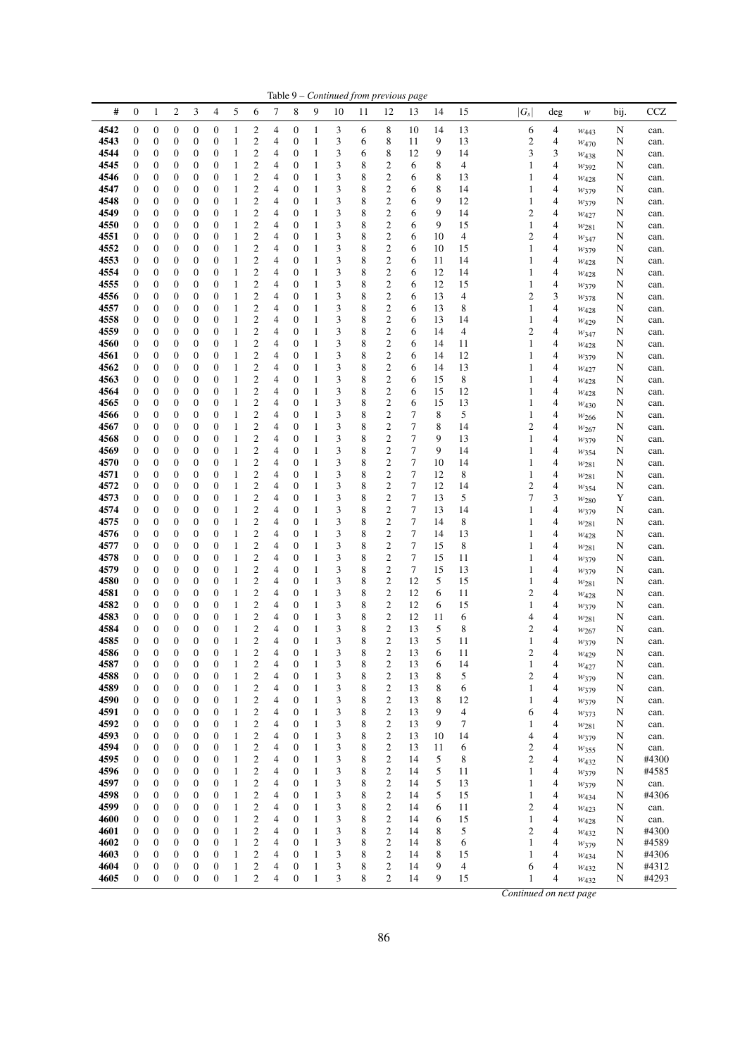Table 9 – *Continued from previous page*

| # | 0 | 1 | 2 | 3 | 4 | 5 | 6 | 7 | 8 | 9 | 10 | 11 | 12 | 13 | 14 | 15 | $\|G_s\|$ | deg | $w$ | bij. | CCZ |
|---|---|---|---|---|---|---|---|---|---|---|---|---|---|---|---|---|---|---|---|---|---|
| **4542** | 0 | 0 | 0 | 0 | 0 | 1 | 2 | 4 | 0 | 1 | 3 | 6 | 8 | 10 | 14 | 13 | 6 | 4 | $w_{443}$ | N | can. |
| **4543** | 0 | 0 | 0 | 0 | 0 | 1 | 2 | 4 | 0 | 1 | 3 | 6 | 8 | 11 | 9 | 13 | 2 | 4 | $w_{470}$ | N | can. |
| **4544** | 0 | 0 | 0 | 0 | 0 | 1 | 2 | 4 | 0 | 1 | 3 | 6 | 8 | 12 | 9 | 14 | 3 | 3 | $w_{438}$ | N | can. |
| **4545** | 0 | 0 | 0 | 0 | 0 | 1 | 2 | 4 | 0 | 1 | 3 | 8 | 2 | 6 | 8 | 4 | 1 | 4 | $w_{392}$ | N | can. |
| **4546** | 0 | 0 | 0 | 0 | 0 | 1 | 2 | 4 | 0 | 1 | 3 | 8 | 2 | 6 | 8 | 13 | 1 | 4 | $w_{428}$ | N | can. |
| **4547** | 0 | 0 | 0 | 0 | 0 | 1 | 2 | 4 | 0 | 1 | 3 | 8 | 2 | 6 | 8 | 14 | 1 | 4 | $w_{379}$ | N | can. |
| **4548** | 0 | 0 | 0 | 0 | 0 | 1 | 2 | 4 | 0 | 1 | 3 | 8 | 2 | 6 | 9 | 12 | 1 | 4 | $w_{379}$ | N | can. |
| **4549** | 0 | 0 | 0 | 0 | 0 | 1 | 2 | 4 | 0 | 1 | 3 | 8 | 2 | 6 | 9 | 14 | 2 | 4 | $w_{427}$ | N | can. |
| **4550** | 0 | 0 | 0 | 0 | 0 | 1 | 2 | 4 | 0 | 1 | 3 | 8 | 2 | 6 | 9 | 15 | 1 | 4 | $w_{281}$ | N | can. |
| **4551** | 0 | 0 | 0 | 0 | 0 | 1 | 2 | 4 | 0 | 1 | 3 | 8 | 2 | 6 | 10 | 4 | 2 | 4 | $w_{347}$ | N | can. |
| **4552** | 0 | 0 | 0 | 0 | 0 | 1 | 2 | 4 | 0 | 1 | 3 | 8 | 2 | 6 | 10 | 15 | 1 | 4 | $w_{379}$ | N | can. |
| **4553** | 0 | 0 | 0 | 0 | 0 | 1 | 2 | 4 | 0 | 1 | 3 | 8 | 2 | 6 | 11 | 14 | 1 | 4 | $w_{428}$ | N | can. |
| **4554** | 0 | 0 | 0 | 0 | 0 | 1 | 2 | 4 | 0 | 1 | 3 | 8 | 2 | 6 | 12 | 14 | 1 | 4 | $w_{428}$ | N | can. |
| **4555** | 0 | 0 | 0 | 0 | 0 | 1 | 2 | 4 | 0 | 1 | 3 | 8 | 2 | 6 | 12 | 15 | 1 | 4 | $w_{379}$ | N | can. |
| **4556** | 0 | 0 | 0 | 0 | 0 | 1 | 2 | 4 | 0 | 1 | 3 | 8 | 2 | 6 | 13 | 4 | 2 | 3 | $w_{378}$ | N | can. |
| **4557** | 0 | 0 | 0 | 0 | 0 | 1 | 2 | 4 | 0 | 1 | 3 | 8 | 2 | 6 | 13 | 8 | 1 | 4 | $w_{428}$ | N | can. |
| **4558** | 0 | 0 | 0 | 0 | 0 | 1 | 2 | 4 | 0 | 1 | 3 | 8 | 2 | 6 | 13 | 14 | 1 | 4 | $w_{429}$ | N | can. |
| **4559** | 0 | 0 | 0 | 0 | 0 | 1 | 2 | 4 | 0 | 1 | 3 | 8 | 2 | 6 | 14 | 4 | 2 | 4 | $w_{347}$ | N | can. |
| **4560** | 0 | 0 | 0 | 0 | 0 | 1 | 2 | 4 | 0 | 1 | 3 | 8 | 2 | 6 | 14 | 11 | 1 | 4 | $w_{428}$ | N | can. |
| **4561** | 0 | 0 | 0 | 0 | 0 | 1 | 2 | 4 | 0 | 1 | 3 | 8 | 2 | 6 | 14 | 12 | 1 | 4 | $w_{379}$ | N | can. |
| **4562** | 0 | 0 | 0 | 0 | 0 | 1 | 2 | 4 | 0 | 1 | 3 | 8 | 2 | 6 | 14 | 13 | 1 | 4 | $w_{427}$ | N | can. |
| **4563** | 0 | 0 | 0 | 0 | 0 | 1 | 2 | 4 | 0 | 1 | 3 | 8 | 2 | 6 | 15 | 8 | 1 | 4 | $w_{428}$ | N | can. |
| **4564** | 0 | 0 | 0 | 0 | 0 | 1 | 2 | 4 | 0 | 1 | 3 | 8 | 2 | 6 | 15 | 12 | 1 | 4 | $w_{428}$ | N | can. |
| **4565** | 0 | 0 | 0 | 0 | 0 | 1 | 2 | 4 | 0 | 1 | 3 | 8 | 2 | 6 | 15 | 13 | 1 | 4 | $w_{430}$ | N | can. |
| **4566** | 0 | 0 | 0 | 0 | 0 | 1 | 2 | 4 | 0 | 1 | 3 | 8 | 2 | 7 | 8 | 5 | 1 | 4 | $w_{266}$ | N | can. |
| **4567** | 0 | 0 | 0 | 0 | 0 | 1 | 2 | 4 | 0 | 1 | 3 | 8 | 2 | 7 | 8 | 14 | 2 | 4 | $w_{267}$ | N | can. |
| **4568** | 0 | 0 | 0 | 0 | 0 | 1 | 2 | 4 | 0 | 1 | 3 | 8 | 2 | 7 | 9 | 13 | 1 | 4 | $w_{379}$ | N | can. |
| **4569** | 0 | 0 | 0 | 0 | 0 | 1 | 2 | 4 | 0 | 1 | 3 | 8 | 2 | 7 | 9 | 14 | 1 | 4 | $w_{354}$ | N | can. |
| **4570** | 0 | 0 | 0 | 0 | 0 | 1 | 2 | 4 | 0 | 1 | 3 | 8 | 2 | 7 | 10 | 14 | 1 | 4 | $w_{281}$ | N | can. |
| **4571** | 0 | 0 | 0 | 0 | 0 | 1 | 2 | 4 | 0 | 1 | 3 | 8 | 2 | 7 | 12 | 8 | 1 | 4 | $w_{281}$ | N | can. |
| **4572** | 0 | 0 | 0 | 0 | 0 | 1 | 2 | 4 | 0 | 1 | 3 | 8 | 2 | 7 | 12 | 14 | 2 | 4 | $w_{354}$ | N | can. |
| **4573** | 0 | 0 | 0 | 0 | 0 | 1 | 2 | 4 | 0 | 1 | 3 | 8 | 2 | 7 | 13 | 5 | 7 | 3 | $w_{280}$ | Y | can. |
| **4574** | 0 | 0 | 0 | 0 | 0 | 1 | 2 | 4 | 0 | 1 | 3 | 8 | 2 | 7 | 13 | 14 | 1 | 4 | $w_{379}$ | N | can. |
| **4575** | 0 | 0 | 0 | 0 | 0 | 1 | 2 | 4 | 0 | 1 | 3 | 8 | 2 | 7 | 14 | 8 | 1 | 4 | $w_{281}$ | N | can. |
| **4576** | 0 | 0 | 0 | 0 | 0 | 1 | 2 | 4 | 0 | 1 | 3 | 8 | 2 | 7 | 14 | 13 | 1 | 4 | $w_{428}$ | N | can. |
| **4577** | 0 | 0 | 0 | 0 | 0 | 1 | 2 | 4 | 0 | 1 | 3 | 8 | 2 | 7 | 15 | 8 | 1 | 4 | $w_{281}$ | N | can. |
| **4578** | 0 | 0 | 0 | 0 | 0 | 1 | 2 | 4 | 0 | 1 | 3 | 8 | 2 | 7 | 15 | 11 | 1 | 4 | $w_{379}$ | N | can. |
| **4579** | 0 | 0 | 0 | 0 | 0 | 1 | 2 | 4 | 0 | 1 | 3 | 8 | 2 | 7 | 15 | 13 | 1 | 4 | $w_{379}$ | N | can. |
| **4580** | 0 | 0 | 0 | 0 | 0 | 1 | 2 | 4 | 0 | 1 | 3 | 8 | 2 | 12 | 5 | 15 | 1 | 4 | $w_{281}$ | N | can. |
| **4581** | 0 | 0 | 0 | 0 | 0 | 1 | 2 | 4 | 0 | 1 | 3 | 8 | 2 | 12 | 6 | 11 | 2 | 4 | $w_{428}$ | N | can. |
| **4582** | 0 | 0 | 0 | 0 | 0 | 1 | 2 | 4 | 0 | 1 | 3 | 8 | 2 | 12 | 6 | 15 | 1 | 4 | $w_{379}$ | N | can. |
| **4583** | 0 | 0 | 0 | 0 | 0 | 1 | 2 | 4 | 0 | 1 | 3 | 8 | 2 | 12 | 11 | 6 | 4 | 4 | $w_{281}$ | N | can. |
| **4584** | 0 | 0 | 0 | 0 | 0 | 1 | 2 | 4 | 0 | 1 | 3 | 8 | 2 | 13 | 5 | 8 | 2 | 4 | $w_{267}$ | N | can. |
| **4585** | 0 | 0 | 0 | 0 | 0 | 1 | 2 | 4 | 0 | 1 | 3 | 8 | 2 | 13 | 5 | 11 | 1 | 4 | $w_{379}$ | N | can. |
| **4586** | 0 | 0 | 0 | 0 | 0 | 1 | 2 | 4 | 0 | 1 | 3 | 8 | 2 | 13 | 6 | 11 | 2 | 4 | $w_{429}$ | N | can. |
| **4587** | 0 | 0 | 0 | 0 | 0 | 1 | 2 | 4 | 0 | 1 | 3 | 8 | 2 | 13 | 6 | 14 | 1 | 4 | $w_{427}$ | N | can. |
| **4588** | 0 | 0 | 0 | 0 | 0 | 1 | 2 | 4 | 0 | 1 | 3 | 8 | 2 | 13 | 8 | 5 | 2 | 4 | $w_{379}$ | N | can. |
| **4589** | 0 | 0 | 0 | 0 | 0 | 1 | 2 | 4 | 0 | 1 | 3 | 8 | 2 | 13 | 8 | 6 | 1 | 4 | $w_{379}$ | N | can. |
| **4590** | 0 | 0 | 0 | 0 | 0 | 1 | 2 | 4 | 0 | 1 | 3 | 8 | 2 | 13 | 8 | 12 | 1 | 4 | $w_{379}$ | N | can. |
| **4591** | 0 | 0 | 0 | 0 | 0 | 1 | 2 | 4 | 0 | 1 | 3 | 8 | 2 | 13 | 9 | 4 | 6 | 4 | $w_{373}$ | N | can. |
| **4592** | 0 | 0 | 0 | 0 | 0 | 1 | 2 | 4 | 0 | 1 | 3 | 8 | 2 | 13 | 9 | 7 | 1 | 4 | $w_{281}$ | N | can. |
| **4593** | 0 | 0 | 0 | 0 | 0 | 1 | 2 | 4 | 0 | 1 | 3 | 8 | 2 | 13 | 10 | 14 | 4 | 4 | $w_{379}$ | N | can. |
| **4594** | 0 | 0 | 0 | 0 | 0 | 1 | 2 | 4 | 0 | 1 | 3 | 8 | 2 | 13 | 11 | 6 | 2 | 4 | $w_{355}$ | N | can. |
| **4595** | 0 | 0 | 0 | 0 | 0 | 1 | 2 | 4 | 0 | 1 | 3 | 8 | 2 | 14 | 5 | 8 | 2 | 4 | $w_{432}$ | N | #4300 |
| **4596** | 0 | 0 | 0 | 0 | 0 | 1 | 2 | 4 | 0 | 1 | 3 | 8 | 2 | 14 | 5 | 11 | 1 | 4 | $w_{379}$ | N | #4585 |
| **4597** | 0 | 0 | 0 | 0 | 0 | 1 | 2 | 4 | 0 | 1 | 3 | 8 | 2 | 14 | 5 | 13 | 1 | 4 | $w_{379}$ | N | can. |
| **4598** | 0 | 0 | 0 | 0 | 0 | 1 | 2 | 4 | 0 | 1 | 3 | 8 | 2 | 14 | 5 | 15 | 1 | 4 | $w_{434}$ | N | #4306 |
| **4599** | 0 | 0 | 0 | 0 | 0 | 1 | 2 | 4 | 0 | 1 | 3 | 8 | 2 | 14 | 6 | 11 | 2 | 4 | $w_{423}$ | N | can. |
| **4600** | 0 | 0 | 0 | 0 | 0 | 1 | 2 | 4 | 0 | 1 | 3 | 8 | 2 | 14 | 6 | 15 | 1 | 4 | $w_{428}$ | N | can. |
| **4601** | 0 | 0 | 0 | 0 | 0 | 1 | 2 | 4 | 0 | 1 | 3 | 8 | 2 | 14 | 8 | 5 | 2 | 4 | $w_{432}$ | N | #4300 |
| **4602** | 0 | 0 | 0 | 0 | 0 | 1 | 2 | 4 | 0 | 1 | 3 | 8 | 2 | 14 | 8 | 6 | 1 | 4 | $w_{379}$ | N | #4589 |
| **4603** | 0 | 0 | 0 | 0 | 0 | 1 | 2 | 4 | 0 | 1 | 3 | 8 | 2 | 14 | 8 | 15 | 1 | 4 | $w_{434}$ | N | #4306 |
| **4604** | 0 | 0 | 0 | 0 | 0 | 1 | 2 | 4 | 0 | 1 | 3 | 8 | 2 | 14 | 9 | 4 | 6 | 4 | $w_{432}$ | N | #4312 |
| **4605** | 0 | 0 | 0 | 0 | 0 | 1 | 2 | 4 | 0 | 1 | 3 | 8 | 2 | 14 | 9 | 15 | 1 | 4 | $w_{432}$ | N | #4293 |

*Continued on next page*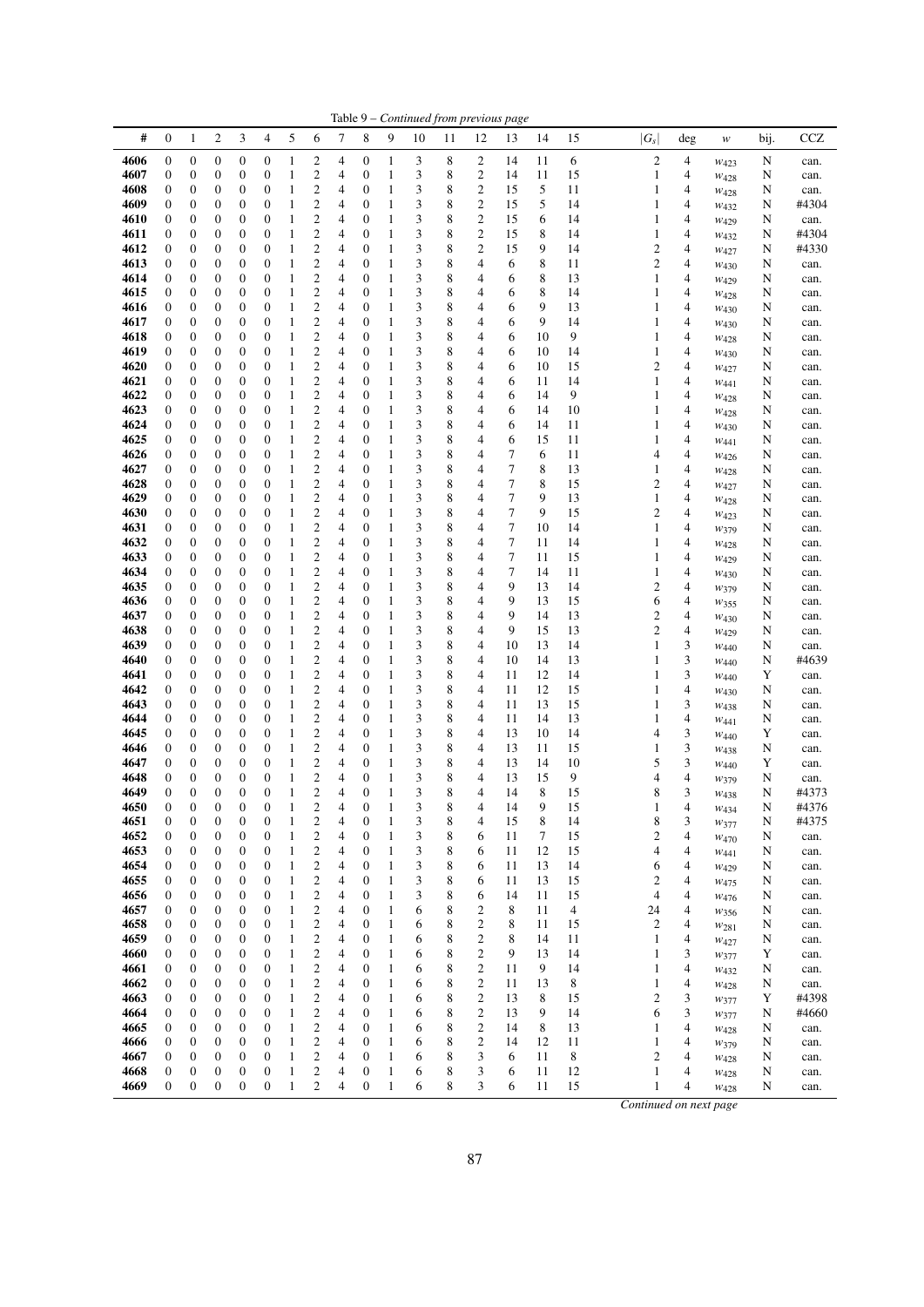Table 9 – *Continued from previous page*

| # | 0 | 1 | 2 | 3 | 4 | 5 | 6 | 7 | 8 | 9 | 10 | 11 | 12 | 13 | 14 | 15 | $\|G_s\|$ | deg | $w$ | bij. | CCZ |
|---|---|---|---|---|---|---|---|---|---|---|---|---|---|---|---|---|---|---|---|---|---|
| 4606 | 0 | 0 | 0 | 0 | 0 | 1 | 2 | 4 | 0 | 1 | 3 | 8 | 2 | 14 | 11 | 6 | 2 | 4 | $w_{423}$ | N | can. |
| 4607 | 0 | 0 | 0 | 0 | 0 | 1 | 2 | 4 | 0 | 1 | 3 | 8 | 2 | 14 | 11 | 15 | 1 | 4 | $w_{428}$ | N | can. |
| 4608 | 0 | 0 | 0 | 0 | 0 | 1 | 2 | 4 | 0 | 1 | 3 | 8 | 2 | 15 | 5 | 11 | 1 | 4 | $w_{428}$ | N | can. |
| 4609 | 0 | 0 | 0 | 0 | 0 | 1 | 2 | 4 | 0 | 1 | 3 | 8 | 2 | 15 | 5 | 14 | 1 | 4 | $w_{432}$ | N | #4304 |
| 4610 | 0 | 0 | 0 | 0 | 0 | 1 | 2 | 4 | 0 | 1 | 3 | 8 | 2 | 15 | 6 | 14 | 1 | 4 | $w_{429}$ | N | can. |
| 4611 | 0 | 0 | 0 | 0 | 0 | 1 | 2 | 4 | 0 | 1 | 3 | 8 | 2 | 15 | 8 | 14 | 1 | 4 | $w_{432}$ | N | #4304 |
| 4612 | 0 | 0 | 0 | 0 | 0 | 1 | 2 | 4 | 0 | 1 | 3 | 8 | 2 | 15 | 9 | 14 | 2 | 4 | $w_{427}$ | N | #4330 |
| 4613 | 0 | 0 | 0 | 0 | 0 | 1 | 2 | 4 | 0 | 1 | 3 | 8 | 4 | 6 | 8 | 11 | 2 | 4 | $w_{430}$ | N | can. |
| 4614 | 0 | 0 | 0 | 0 | 0 | 1 | 2 | 4 | 0 | 1 | 3 | 8 | 4 | 6 | 8 | 13 | 1 | 4 | $w_{429}$ | N | can. |
| 4615 | 0 | 0 | 0 | 0 | 0 | 1 | 2 | 4 | 0 | 1 | 3 | 8 | 4 | 6 | 8 | 14 | 1 | 4 | $w_{428}$ | N | can. |
| 4616 | 0 | 0 | 0 | 0 | 0 | 1 | 2 | 4 | 0 | 1 | 3 | 8 | 4 | 6 | 9 | 13 | 1 | 4 | $w_{430}$ | N | can. |
| 4617 | 0 | 0 | 0 | 0 | 0 | 1 | 2 | 4 | 0 | 1 | 3 | 8 | 4 | 6 | 9 | 14 | 1 | 4 | $w_{430}$ | N | can. |
| 4618 | 0 | 0 | 0 | 0 | 0 | 1 | 2 | 4 | 0 | 1 | 3 | 8 | 4 | 6 | 10 | 9 | 1 | 4 | $w_{428}$ | N | can. |
| 4619 | 0 | 0 | 0 | 0 | 0 | 1 | 2 | 4 | 0 | 1 | 3 | 8 | 4 | 6 | 10 | 14 | 1 | 4 | $w_{430}$ | N | can. |
| 4620 | 0 | 0 | 0 | 0 | 0 | 1 | 2 | 4 | 0 | 1 | 3 | 8 | 4 | 6 | 10 | 15 | 2 | 4 | $w_{427}$ | N | can. |
| 4621 | 0 | 0 | 0 | 0 | 0 | 1 | 2 | 4 | 0 | 1 | 3 | 8 | 4 | 6 | 11 | 14 | 1 | 4 | $w_{441}$ | N | can. |
| 4622 | 0 | 0 | 0 | 0 | 0 | 1 | 2 | 4 | 0 | 1 | 3 | 8 | 4 | 6 | 14 | 9 | 1 | 4 | $w_{428}$ | N | can. |
| 4623 | 0 | 0 | 0 | 0 | 0 | 1 | 2 | 4 | 0 | 1 | 3 | 8 | 4 | 6 | 14 | 10 | 1 | 4 | $w_{428}$ | N | can. |
| 4624 | 0 | 0 | 0 | 0 | 0 | 1 | 2 | 4 | 0 | 1 | 3 | 8 | 4 | 6 | 14 | 11 | 1 | 4 | $w_{430}$ | N | can. |
| 4625 | 0 | 0 | 0 | 0 | 0 | 1 | 2 | 4 | 0 | 1 | 3 | 8 | 4 | 6 | 15 | 11 | 1 | 4 | $w_{441}$ | N | can. |
| 4626 | 0 | 0 | 0 | 0 | 0 | 1 | 2 | 4 | 0 | 1 | 3 | 8 | 4 | 7 | 6 | 11 | 4 | 4 | $w_{426}$ | N | can. |
| 4627 | 0 | 0 | 0 | 0 | 0 | 1 | 2 | 4 | 0 | 1 | 3 | 8 | 4 | 7 | 8 | 13 | 1 | 4 | $w_{428}$ | N | can. |
| 4628 | 0 | 0 | 0 | 0 | 0 | 1 | 2 | 4 | 0 | 1 | 3 | 8 | 4 | 7 | 8 | 15 | 2 | 4 | $w_{427}$ | N | can. |
| 4629 | 0 | 0 | 0 | 0 | 0 | 1 | 2 | 4 | 0 | 1 | 3 | 8 | 4 | 7 | 9 | 13 | 1 | 4 | $w_{428}$ | N | can. |
| 4630 | 0 | 0 | 0 | 0 | 0 | 1 | 2 | 4 | 0 | 1 | 3 | 8 | 4 | 7 | 9 | 15 | 2 | 4 | $w_{423}$ | N | can. |
| 4631 | 0 | 0 | 0 | 0 | 0 | 1 | 2 | 4 | 0 | 1 | 3 | 8 | 4 | 7 | 10 | 14 | 1 | 4 | $w_{379}$ | N | can. |
| 4632 | 0 | 0 | 0 | 0 | 0 | 1 | 2 | 4 | 0 | 1 | 3 | 8 | 4 | 7 | 11 | 14 | 1 | 4 | $w_{428}$ | N | can. |
| 4633 | 0 | 0 | 0 | 0 | 0 | 1 | 2 | 4 | 0 | 1 | 3 | 8 | 4 | 7 | 11 | 15 | 1 | 4 | $w_{429}$ | N | can. |
| 4634 | 0 | 0 | 0 | 0 | 0 | 1 | 2 | 4 | 0 | 1 | 3 | 8 | 4 | 7 | 14 | 11 | 1 | 4 | $w_{430}$ | N | can. |
| 4635 | 0 | 0 | 0 | 0 | 0 | 1 | 2 | 4 | 0 | 1 | 3 | 8 | 4 | 9 | 13 | 14 | 2 | 4 | $w_{379}$ | N | can. |
| 4636 | 0 | 0 | 0 | 0 | 0 | 1 | 2 | 4 | 0 | 1 | 3 | 8 | 4 | 9 | 13 | 15 | 6 | 4 | $w_{355}$ | N | can. |
| 4637 | 0 | 0 | 0 | 0 | 0 | 1 | 2 | 4 | 0 | 1 | 3 | 8 | 4 | 9 | 14 | 13 | 2 | 4 | $w_{430}$ | N | can. |
| 4638 | 0 | 0 | 0 | 0 | 0 | 1 | 2 | 4 | 0 | 1 | 3 | 8 | 4 | 9 | 15 | 13 | 2 | 4 | $w_{429}$ | N | can. |
| 4639 | 0 | 0 | 0 | 0 | 0 | 1 | 2 | 4 | 0 | 1 | 3 | 8 | 4 | 10 | 13 | 14 | 1 | 3 | $w_{440}$ | N | can. |
| 4640 | 0 | 0 | 0 | 0 | 0 | 1 | 2 | 4 | 0 | 1 | 3 | 8 | 4 | 10 | 14 | 13 | 1 | 3 | $w_{440}$ | N | #4639 |
| 4641 | 0 | 0 | 0 | 0 | 0 | 1 | 2 | 4 | 0 | 1 | 3 | 8 | 4 | 11 | 12 | 14 | 1 | 3 | $w_{440}$ | Y | can. |
| 4642 | 0 | 0 | 0 | 0 | 0 | 1 | 2 | 4 | 0 | 1 | 3 | 8 | 4 | 11 | 12 | 15 | 1 | 4 | $w_{430}$ | N | can. |
| 4643 | 0 | 0 | 0 | 0 | 0 | 1 | 2 | 4 | 0 | 1 | 3 | 8 | 4 | 11 | 13 | 15 | 1 | 3 | $w_{438}$ | N | can. |
| 4644 | 0 | 0 | 0 | 0 | 0 | 1 | 2 | 4 | 0 | 1 | 3 | 8 | 4 | 11 | 14 | 13 | 1 | 4 | $w_{441}$ | N | can. |
| 4645 | 0 | 0 | 0 | 0 | 0 | 1 | 2 | 4 | 0 | 1 | 3 | 8 | 4 | 13 | 10 | 14 | 4 | 3 | $w_{440}$ | Y | can. |
| 4646 | 0 | 0 | 0 | 0 | 0 | 1 | 2 | 4 | 0 | 1 | 3 | 8 | 4 | 13 | 11 | 15 | 1 | 3 | $w_{438}$ | N | can. |
| 4647 | 0 | 0 | 0 | 0 | 0 | 1 | 2 | 4 | 0 | 1 | 3 | 8 | 4 | 13 | 14 | 10 | 5 | 3 | $w_{440}$ | Y | can. |
| 4648 | 0 | 0 | 0 | 0 | 0 | 1 | 2 | 4 | 0 | 1 | 3 | 8 | 4 | 13 | 15 | 9 | 4 | 4 | $w_{379}$ | N | can. |
| 4649 | 0 | 0 | 0 | 0 | 0 | 1 | 2 | 4 | 0 | 1 | 3 | 8 | 4 | 14 | 8 | 15 | 8 | 3 | $w_{438}$ | N | #4373 |
| 4650 | 0 | 0 | 0 | 0 | 0 | 1 | 2 | 4 | 0 | 1 | 3 | 8 | 4 | 14 | 9 | 15 | 1 | 4 | $w_{434}$ | N | #4376 |
| 4651 | 0 | 0 | 0 | 0 | 0 | 1 | 2 | 4 | 0 | 1 | 3 | 8 | 4 | 15 | 8 | 14 | 8 | 3 | $w_{377}$ | N | #4375 |
| 4652 | 0 | 0 | 0 | 0 | 0 | 1 | 2 | 4 | 0 | 1 | 3 | 8 | 6 | 11 | 7 | 15 | 2 | 4 | $w_{470}$ | N | can. |
| 4653 | 0 | 0 | 0 | 0 | 0 | 1 | 2 | 4 | 0 | 1 | 3 | 8 | 6 | 11 | 12 | 15 | 4 | 4 | $w_{441}$ | N | can. |
| 4654 | 0 | 0 | 0 | 0 | 0 | 1 | 2 | 4 | 0 | 1 | 3 | 8 | 6 | 11 | 13 | 14 | 6 | 4 | $w_{429}$ | N | can. |
| 4655 | 0 | 0 | 0 | 0 | 0 | 1 | 2 | 4 | 0 | 1 | 3 | 8 | 6 | 11 | 13 | 15 | 2 | 4 | $w_{475}$ | N | can. |
| 4656 | 0 | 0 | 0 | 0 | 0 | 1 | 2 | 4 | 0 | 1 | 3 | 8 | 6 | 14 | 11 | 15 | 4 | 4 | $w_{476}$ | N | can. |
| 4657 | 0 | 0 | 0 | 0 | 0 | 1 | 2 | 4 | 0 | 1 | 6 | 8 | 2 | 8 | 11 | 4 | 24 | 4 | $w_{356}$ | N | can. |
| 4658 | 0 | 0 | 0 | 0 | 0 | 1 | 2 | 4 | 0 | 1 | 6 | 8 | 2 | 8 | 11 | 15 | 2 | 4 | $w_{281}$ | N | can. |
| 4659 | 0 | 0 | 0 | 0 | 0 | 1 | 2 | 4 | 0 | 1 | 6 | 8 | 2 | 8 | 14 | 11 | 1 | 4 | $w_{427}$ | N | can. |
| 4660 | 0 | 0 | 0 | 0 | 0 | 1 | 2 | 4 | 0 | 1 | 6 | 8 | 2 | 9 | 13 | 14 | 1 | 3 | $w_{377}$ | Y | can. |
| 4661 | 0 | 0 | 0 | 0 | 0 | 1 | 2 | 4 | 0 | 1 | 6 | 8 | 2 | 11 | 9 | 14 | 1 | 4 | $w_{432}$ | N | can. |
| 4662 | 0 | 0 | 0 | 0 | 0 | 1 | 2 | 4 | 0 | 1 | 6 | 8 | 2 | 11 | 13 | 8 | 1 | 4 | $w_{428}$ | N | can. |
| 4663 | 0 | 0 | 0 | 0 | 0 | 1 | 2 | 4 | 0 | 1 | 6 | 8 | 2 | 13 | 8 | 15 | 2 | 3 | $w_{377}$ | Y | #4398 |
| 4664 | 0 | 0 | 0 | 0 | 0 | 1 | 2 | 4 | 0 | 1 | 6 | 8 | 2 | 13 | 9 | 14 | 6 | 3 | $w_{377}$ | N | #4660 |
| 4665 | 0 | 0 | 0 | 0 | 0 | 1 | 2 | 4 | 0 | 1 | 6 | 8 | 2 | 14 | 8 | 13 | 1 | 4 | $w_{428}$ | N | can. |
| 4666 | 0 | 0 | 0 | 0 | 0 | 1 | 2 | 4 | 0 | 1 | 6 | 8 | 2 | 14 | 12 | 11 | 1 | 4 | $w_{379}$ | N | can. |
| 4667 | 0 | 0 | 0 | 0 | 0 | 1 | 2 | 4 | 0 | 1 | 6 | 8 | 3 | 6 | 11 | 8 | 2 | 4 | $w_{428}$ | N | can. |
| 4668 | 0 | 0 | 0 | 0 | 0 | 1 | 2 | 4 | 0 | 1 | 6 | 8 | 3 | 6 | 11 | 12 | 1 | 4 | $w_{428}$ | N | can. |
| 4669 | 0 | 0 | 0 | 0 | 0 | 1 | 2 | 4 | 0 | 1 | 6 | 8 | 3 | 6 | 11 | 15 | 1 | 4 | $w_{428}$ | N | can. |

*Continued on next page*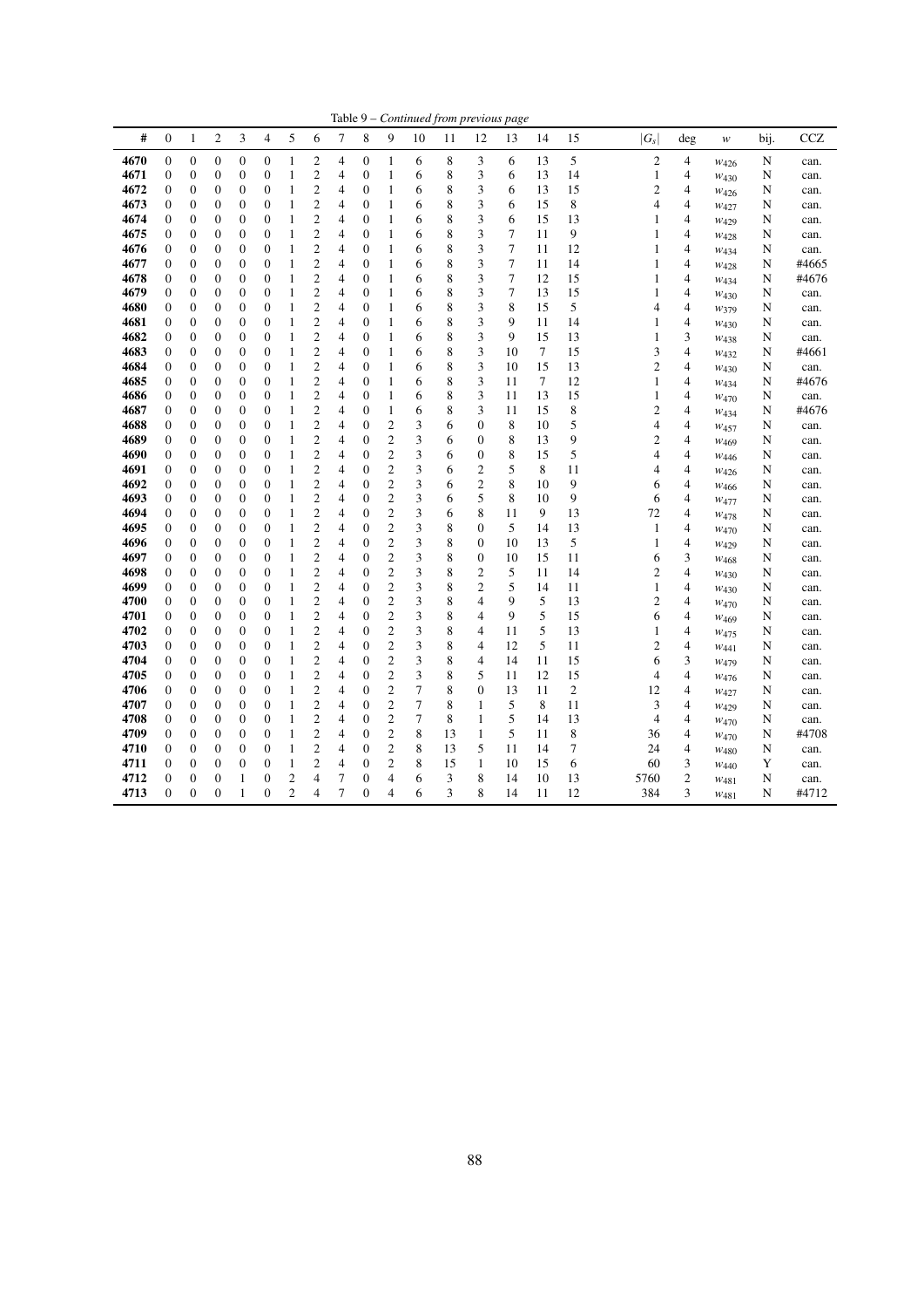Table 9 – *Continued from previous page*

| # | 0 | 1 | 2 | 3 | 4 | 5 | 6 | 7 | 8 | 9 | 10 | 11 | 12 | 13 | 14 | 15 | $\lvert G_s \rvert$ | deg | $w$ | bij. | CCZ |
|---|---|---|---|---|---|---|---|---|---|---|---|---|---|---|---|---|---|---|---|---|---|
| **4670** | 0 | 0 | 0 | 0 | 0 | 1 | 2 | 4 | 0 | 1 | 6 | 8 | 3 | 6 | 13 | 5 | 2 | 4 | $w_{426}$ | N | can. |
| **4671** | 0 | 0 | 0 | 0 | 0 | 1 | 2 | 4 | 0 | 1 | 6 | 8 | 3 | 6 | 13 | 14 | 1 | 4 | $w_{430}$ | N | can. |
| **4672** | 0 | 0 | 0 | 0 | 0 | 1 | 2 | 4 | 0 | 1 | 6 | 8 | 3 | 6 | 13 | 15 | 2 | 4 | $w_{426}$ | N | can. |
| **4673** | 0 | 0 | 0 | 0 | 0 | 1 | 2 | 4 | 0 | 1 | 6 | 8 | 3 | 6 | 15 | 8 | 4 | 4 | $w_{427}$ | N | can. |
| **4674** | 0 | 0 | 0 | 0 | 0 | 1 | 2 | 4 | 0 | 1 | 6 | 8 | 3 | 6 | 15 | 13 | 1 | 4 | $w_{429}$ | N | can. |
| **4675** | 0 | 0 | 0 | 0 | 0 | 1 | 2 | 4 | 0 | 1 | 6 | 8 | 3 | 7 | 11 | 9 | 1 | 4 | $w_{428}$ | N | can. |
| **4676** | 0 | 0 | 0 | 0 | 0 | 1 | 2 | 4 | 0 | 1 | 6 | 8 | 3 | 7 | 11 | 12 | 1 | 4 | $w_{434}$ | N | can. |
| **4677** | 0 | 0 | 0 | 0 | 0 | 1 | 2 | 4 | 0 | 1 | 6 | 8 | 3 | 7 | 11 | 14 | 1 | 4 | $w_{428}$ | N | #4665 |
| **4678** | 0 | 0 | 0 | 0 | 0 | 1 | 2 | 4 | 0 | 1 | 6 | 8 | 3 | 7 | 12 | 15 | 1 | 4 | $w_{434}$ | N | #4676 |
| **4679** | 0 | 0 | 0 | 0 | 0 | 1 | 2 | 4 | 0 | 1 | 6 | 8 | 3 | 7 | 13 | 15 | 1 | 4 | $w_{430}$ | N | can. |
| **4680** | 0 | 0 | 0 | 0 | 0 | 1 | 2 | 4 | 0 | 1 | 6 | 8 | 3 | 8 | 15 | 5 | 4 | 4 | $w_{379}$ | N | can. |
| **4681** | 0 | 0 | 0 | 0 | 0 | 1 | 2 | 4 | 0 | 1 | 6 | 8 | 3 | 9 | 11 | 14 | 1 | 4 | $w_{430}$ | N | can. |
| **4682** | 0 | 0 | 0 | 0 | 0 | 1 | 2 | 4 | 0 | 1 | 6 | 8 | 3 | 9 | 15 | 13 | 1 | 3 | $w_{438}$ | N | can. |
| **4683** | 0 | 0 | 0 | 0 | 0 | 1 | 2 | 4 | 0 | 1 | 6 | 8 | 3 | 10 | 7 | 15 | 3 | 4 | $w_{432}$ | N | #4661 |
| **4684** | 0 | 0 | 0 | 0 | 0 | 1 | 2 | 4 | 0 | 1 | 6 | 8 | 3 | 10 | 15 | 13 | 2 | 4 | $w_{430}$ | N | can. |
| **4685** | 0 | 0 | 0 | 0 | 0 | 1 | 2 | 4 | 0 | 1 | 6 | 8 | 3 | 11 | 7 | 12 | 1 | 4 | $w_{434}$ | N | #4676 |
| **4686** | 0 | 0 | 0 | 0 | 0 | 1 | 2 | 4 | 0 | 1 | 6 | 8 | 3 | 11 | 13 | 15 | 1 | 4 | $w_{470}$ | N | can. |
| **4687** | 0 | 0 | 0 | 0 | 0 | 1 | 2 | 4 | 0 | 1 | 6 | 8 | 3 | 11 | 15 | 8 | 2 | 4 | $w_{434}$ | N | #4676 |
| **4688** | 0 | 0 | 0 | 0 | 0 | 1 | 2 | 4 | 0 | 2 | 3 | 6 | 0 | 8 | 10 | 5 | 4 | 4 | $w_{457}$ | N | can. |
| **4689** | 0 | 0 | 0 | 0 | 0 | 1 | 2 | 4 | 0 | 2 | 3 | 6 | 0 | 8 | 13 | 9 | 2 | 4 | $w_{469}$ | N | can. |
| **4690** | 0 | 0 | 0 | 0 | 0 | 1 | 2 | 4 | 0 | 2 | 3 | 6 | 0 | 8 | 15 | 5 | 4 | 4 | $w_{446}$ | N | can. |
| **4691** | 0 | 0 | 0 | 0 | 0 | 1 | 2 | 4 | 0 | 2 | 3 | 6 | 2 | 5 | 8 | 11 | 4 | 4 | $w_{426}$ | N | can. |
| **4692** | 0 | 0 | 0 | 0 | 0 | 1 | 2 | 4 | 0 | 2 | 3 | 6 | 2 | 8 | 10 | 9 | 6 | 4 | $w_{466}$ | N | can. |
| **4693** | 0 | 0 | 0 | 0 | 0 | 1 | 2 | 4 | 0 | 2 | 3 | 6 | 5 | 8 | 10 | 9 | 6 | 4 | $w_{477}$ | N | can. |
| **4694** | 0 | 0 | 0 | 0 | 0 | 1 | 2 | 4 | 0 | 2 | 3 | 6 | 8 | 11 | 9 | 13 | 72 | 4 | $w_{478}$ | N | can. |
| **4695** | 0 | 0 | 0 | 0 | 0 | 1 | 2 | 4 | 0 | 2 | 3 | 8 | 0 | 5 | 14 | 13 | 1 | 4 | $w_{470}$ | N | can. |
| **4696** | 0 | 0 | 0 | 0 | 0 | 1 | 2 | 4 | 0 | 2 | 3 | 8 | 0 | 10 | 13 | 5 | 1 | 4 | $w_{429}$ | N | can. |
| **4697** | 0 | 0 | 0 | 0 | 0 | 1 | 2 | 4 | 0 | 2 | 3 | 8 | 0 | 10 | 15 | 11 | 6 | 3 | $w_{468}$ | N | can. |
| **4698** | 0 | 0 | 0 | 0 | 0 | 1 | 2 | 4 | 0 | 2 | 3 | 8 | 2 | 5 | 11 | 14 | 2 | 4 | $w_{430}$ | N | can. |
| **4699** | 0 | 0 | 0 | 0 | 0 | 1 | 2 | 4 | 0 | 2 | 3 | 8 | 2 | 5 | 14 | 11 | 1 | 4 | $w_{430}$ | N | can. |
| **4700** | 0 | 0 | 0 | 0 | 0 | 1 | 2 | 4 | 0 | 2 | 3 | 8 | 4 | 9 | 5 | 13 | 2 | 4 | $w_{470}$ | N | can. |
| **4701** | 0 | 0 | 0 | 0 | 0 | 1 | 2 | 4 | 0 | 2 | 3 | 8 | 4 | 9 | 5 | 15 | 6 | 4 | $w_{469}$ | N | can. |
| **4702** | 0 | 0 | 0 | 0 | 0 | 1 | 2 | 4 | 0 | 2 | 3 | 8 | 4 | 11 | 5 | 13 | 1 | 4 | $w_{475}$ | N | can. |
| **4703** | 0 | 0 | 0 | 0 | 0 | 1 | 2 | 4 | 0 | 2 | 3 | 8 | 4 | 12 | 5 | 11 | 2 | 4 | $w_{441}$ | N | can. |
| **4704** | 0 | 0 | 0 | 0 | 0 | 1 | 2 | 4 | 0 | 2 | 3 | 8 | 4 | 14 | 11 | 15 | 6 | 3 | $w_{479}$ | N | can. |
| **4705** | 0 | 0 | 0 | 0 | 0 | 1 | 2 | 4 | 0 | 2 | 3 | 8 | 5 | 11 | 12 | 15 | 4 | 4 | $w_{476}$ | N | can. |
| **4706** | 0 | 0 | 0 | 0 | 0 | 1 | 2 | 4 | 0 | 2 | 7 | 8 | 0 | 13 | 11 | 2 | 12 | 4 | $w_{427}$ | N | can. |
| **4707** | 0 | 0 | 0 | 0 | 0 | 1 | 2 | 4 | 0 | 2 | 7 | 8 | 1 | 5 | 8 | 11 | 3 | 4 | $w_{429}$ | N | can. |
| **4708** | 0 | 0 | 0 | 0 | 0 | 1 | 2 | 4 | 0 | 2 | 7 | 8 | 1 | 5 | 14 | 13 | 4 | 4 | $w_{470}$ | N | can. |
| **4709** | 0 | 0 | 0 | 0 | 0 | 1 | 2 | 4 | 0 | 2 | 8 | 13 | 1 | 5 | 11 | 8 | 36 | 4 | $w_{470}$ | N | #4708 |
| **4710** | 0 | 0 | 0 | 0 | 0 | 1 | 2 | 4 | 0 | 2 | 8 | 13 | 5 | 11 | 14 | 7 | 24 | 4 | $w_{480}$ | N | can. |
| **4711** | 0 | 0 | 0 | 0 | 0 | 1 | 2 | 4 | 0 | 2 | 8 | 15 | 1 | 10 | 15 | 6 | 60 | 3 | $w_{440}$ | Y | can. |
| **4712** | 0 | 0 | 0 | 1 | 0 | 2 | 4 | 7 | 0 | 4 | 6 | 3 | 8 | 14 | 10 | 13 | 5760 | 2 | $w_{481}$ | N | can. |
| **4713** | 0 | 0 | 0 | 1 | 0 | 2 | 4 | 7 | 0 | 4 | 6 | 3 | 8 | 14 | 11 | 12 | 384 | 3 | $w_{481}$ | N | #4712 |